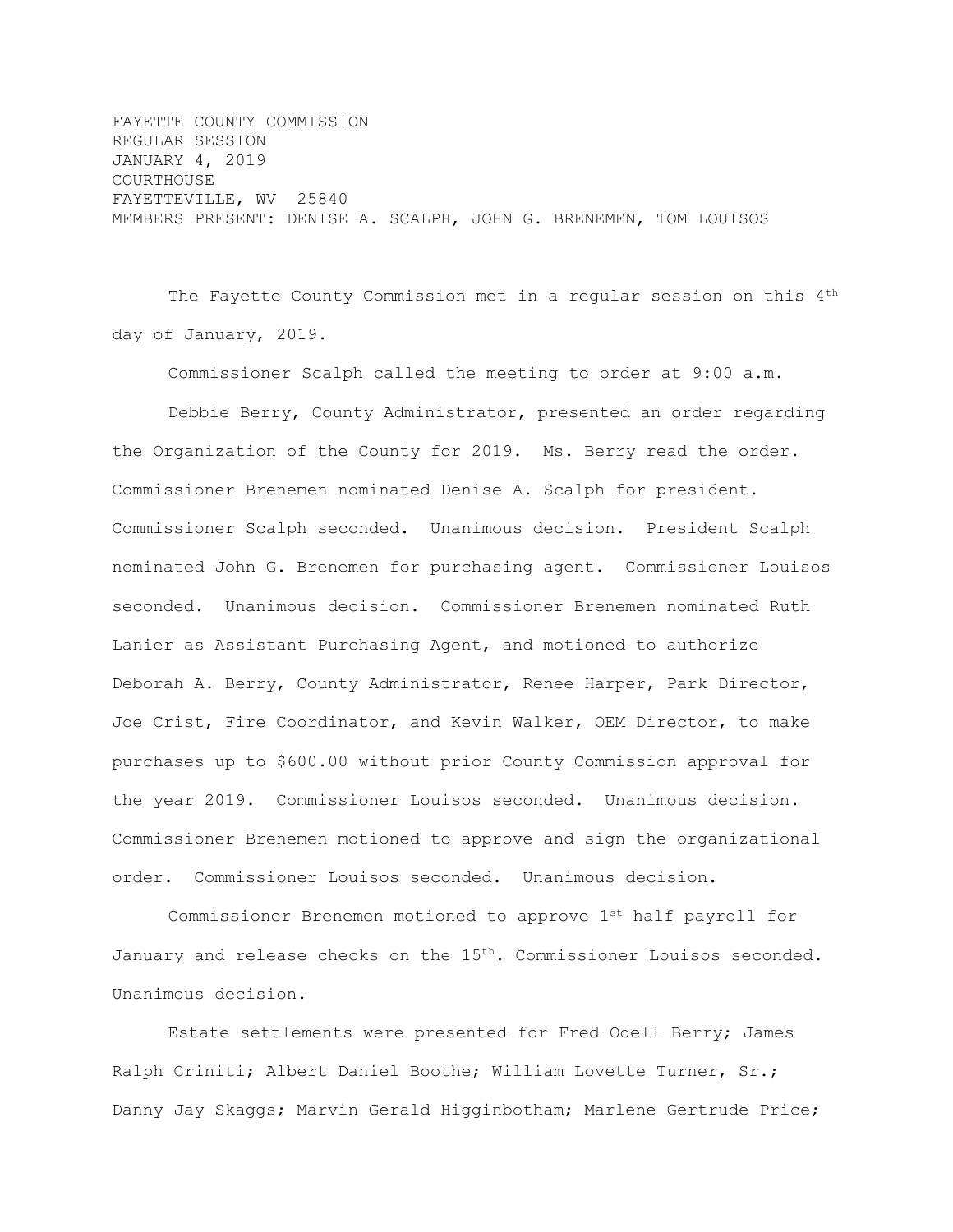FAYETTE COUNTY COMMISSION
REGULAR SESSION
JANUARY 4, 2019
COURTHOUSE
FAYETTEVILLE, WV 25840
MEMBERS PRESENT: DENISE A. SCALPH, JOHN G. BRENEMEN, TOM LOUISOS

The Fayette County Commission met in a regular session on this 4th day of January, 2019.

Commissioner Scalph called the meeting to order at 9:00 a.m.

Debbie Berry, County Administrator, presented an order regarding the Organization of the County for 2019. Ms. Berry read the order. Commissioner Brenemen nominated Denise A. Scalph for president. Commissioner Scalph seconded. Unanimous decision. President Scalph nominated John G. Brenemen for purchasing agent. Commissioner Louisos seconded. Unanimous decision. Commissioner Brenemen nominated Ruth Lanier as Assistant Purchasing Agent, and motioned to authorize Deborah A. Berry, County Administrator, Renee Harper, Park Director, Joe Crist, Fire Coordinator, and Kevin Walker, OEM Director, to make purchases up to $600.00 without prior County Commission approval for the year 2019. Commissioner Louisos seconded. Unanimous decision. Commissioner Brenemen motioned to approve and sign the organizational order. Commissioner Louisos seconded. Unanimous decision.

Commissioner Brenemen motioned to approve 1st half payroll for January and release checks on the 15th. Commissioner Louisos seconded. Unanimous decision.

Estate settlements were presented for Fred Odell Berry; James Ralph Criniti; Albert Daniel Boothe; William Lovette Turner, Sr.; Danny Jay Skaggs; Marvin Gerald Higginbotham; Marlene Gertrude Price;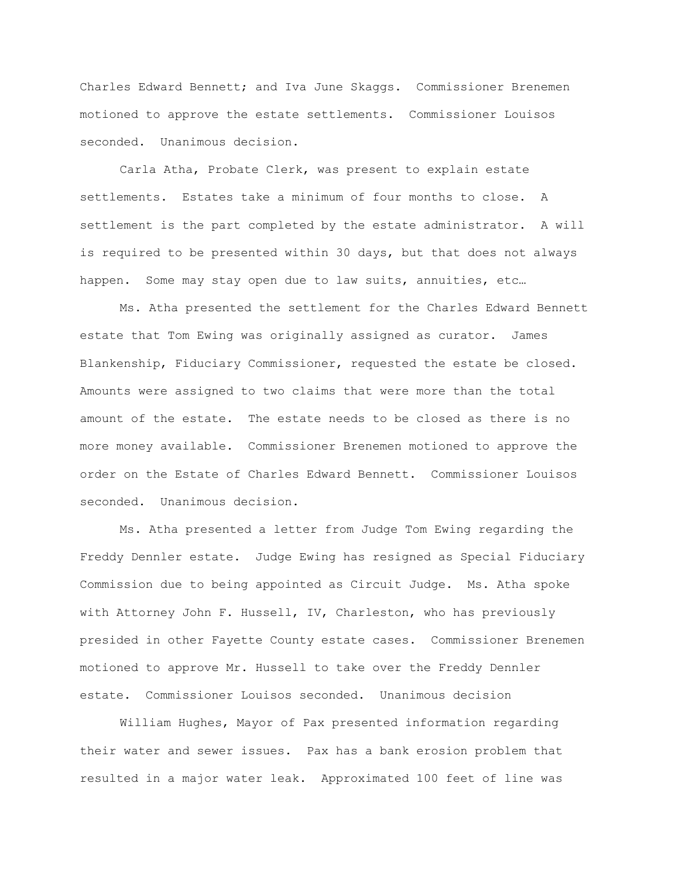Charles Edward Bennett; and Iva June Skaggs. Commissioner Brenemen motioned to approve the estate settlements. Commissioner Louisos seconded. Unanimous decision.

Carla Atha, Probate Clerk, was present to explain estate settlements. Estates take a minimum of four months to close. A settlement is the part completed by the estate administrator. A will is required to be presented within 30 days, but that does not always happen. Some may stay open due to law suits, annuities, etc…

Ms. Atha presented the settlement for the Charles Edward Bennett estate that Tom Ewing was originally assigned as curator. James Blankenship, Fiduciary Commissioner, requested the estate be closed. Amounts were assigned to two claims that were more than the total amount of the estate. The estate needs to be closed as there is no more money available. Commissioner Brenemen motioned to approve the order on the Estate of Charles Edward Bennett. Commissioner Louisos seconded. Unanimous decision.

Ms. Atha presented a letter from Judge Tom Ewing regarding the Freddy Dennler estate. Judge Ewing has resigned as Special Fiduciary Commission due to being appointed as Circuit Judge. Ms. Atha spoke with Attorney John F. Hussell, IV, Charleston, who has previously presided in other Fayette County estate cases. Commissioner Brenemen motioned to approve Mr. Hussell to take over the Freddy Dennler estate. Commissioner Louisos seconded. Unanimous decision

William Hughes, Mayor of Pax presented information regarding their water and sewer issues. Pax has a bank erosion problem that resulted in a major water leak. Approximated 100 feet of line was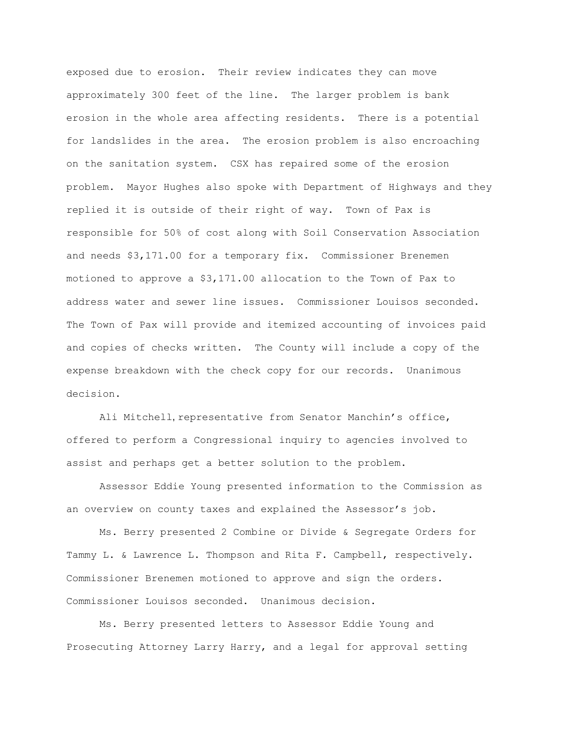exposed due to erosion. Their review indicates they can move approximately 300 feet of the line. The larger problem is bank erosion in the whole area affecting residents. There is a potential for landslides in the area. The erosion problem is also encroaching on the sanitation system. CSX has repaired some of the erosion problem. Mayor Hughes also spoke with Department of Highways and they replied it is outside of their right of way. Town of Pax is responsible for 50% of cost along with Soil Conservation Association and needs $3,171.00 for a temporary fix. Commissioner Brenemen motioned to approve a $3,171.00 allocation to the Town of Pax to address water and sewer line issues. Commissioner Louisos seconded. The Town of Pax will provide and itemized accounting of invoices paid and copies of checks written. The County will include a copy of the expense breakdown with the check copy for our records. Unanimous decision.

Ali Mitchell, representative from Senator Manchin's office, offered to perform a Congressional inquiry to agencies involved to assist and perhaps get a better solution to the problem.

Assessor Eddie Young presented information to the Commission as an overview on county taxes and explained the Assessor's job.

Ms. Berry presented 2 Combine or Divide & Segregate Orders for Tammy L. & Lawrence L. Thompson and Rita F. Campbell, respectively. Commissioner Brenemen motioned to approve and sign the orders. Commissioner Louisos seconded. Unanimous decision.

Ms. Berry presented letters to Assessor Eddie Young and Prosecuting Attorney Larry Harry, and a legal for approval setting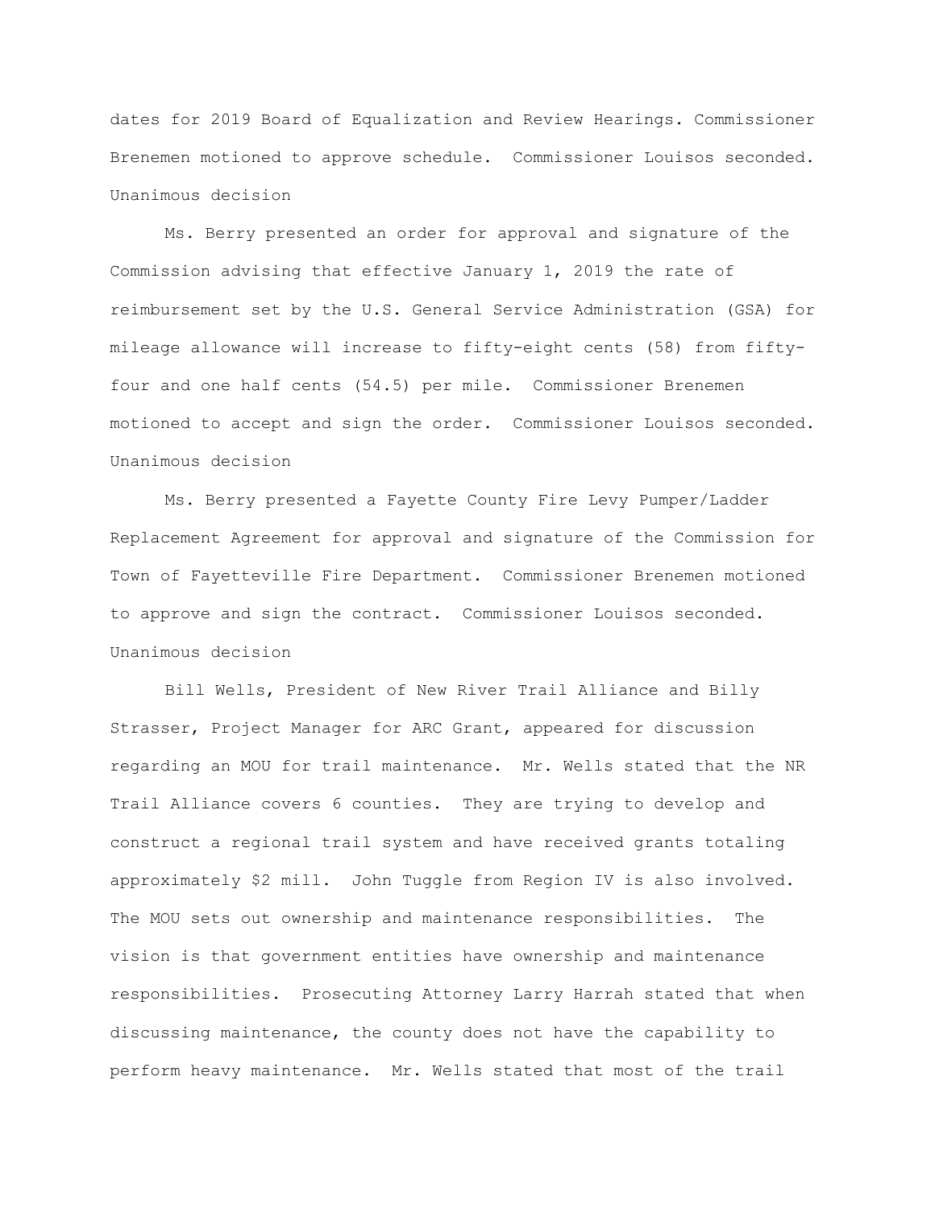dates for 2019 Board of Equalization and Review Hearings. Commissioner Brenemen motioned to approve schedule. Commissioner Louisos seconded. Unanimous decision

Ms. Berry presented an order for approval and signature of the Commission advising that effective January 1, 2019 the rate of reimbursement set by the U.S. General Service Administration (GSA) for mileage allowance will increase to fifty-eight cents (58) from fifty-four and one half cents (54.5) per mile. Commissioner Brenemen motioned to accept and sign the order. Commissioner Louisos seconded. Unanimous decision

Ms. Berry presented a Fayette County Fire Levy Pumper/Ladder Replacement Agreement for approval and signature of the Commission for Town of Fayetteville Fire Department. Commissioner Brenemen motioned to approve and sign the contract. Commissioner Louisos seconded. Unanimous decision

Bill Wells, President of New River Trail Alliance and Billy Strasser, Project Manager for ARC Grant, appeared for discussion regarding an MOU for trail maintenance. Mr. Wells stated that the NR Trail Alliance covers 6 counties. They are trying to develop and construct a regional trail system and have received grants totaling approximately $2 mill. John Tuggle from Region IV is also involved. The MOU sets out ownership and maintenance responsibilities. The vision is that government entities have ownership and maintenance responsibilities. Prosecuting Attorney Larry Harrah stated that when discussing maintenance, the county does not have the capability to perform heavy maintenance. Mr. Wells stated that most of the trail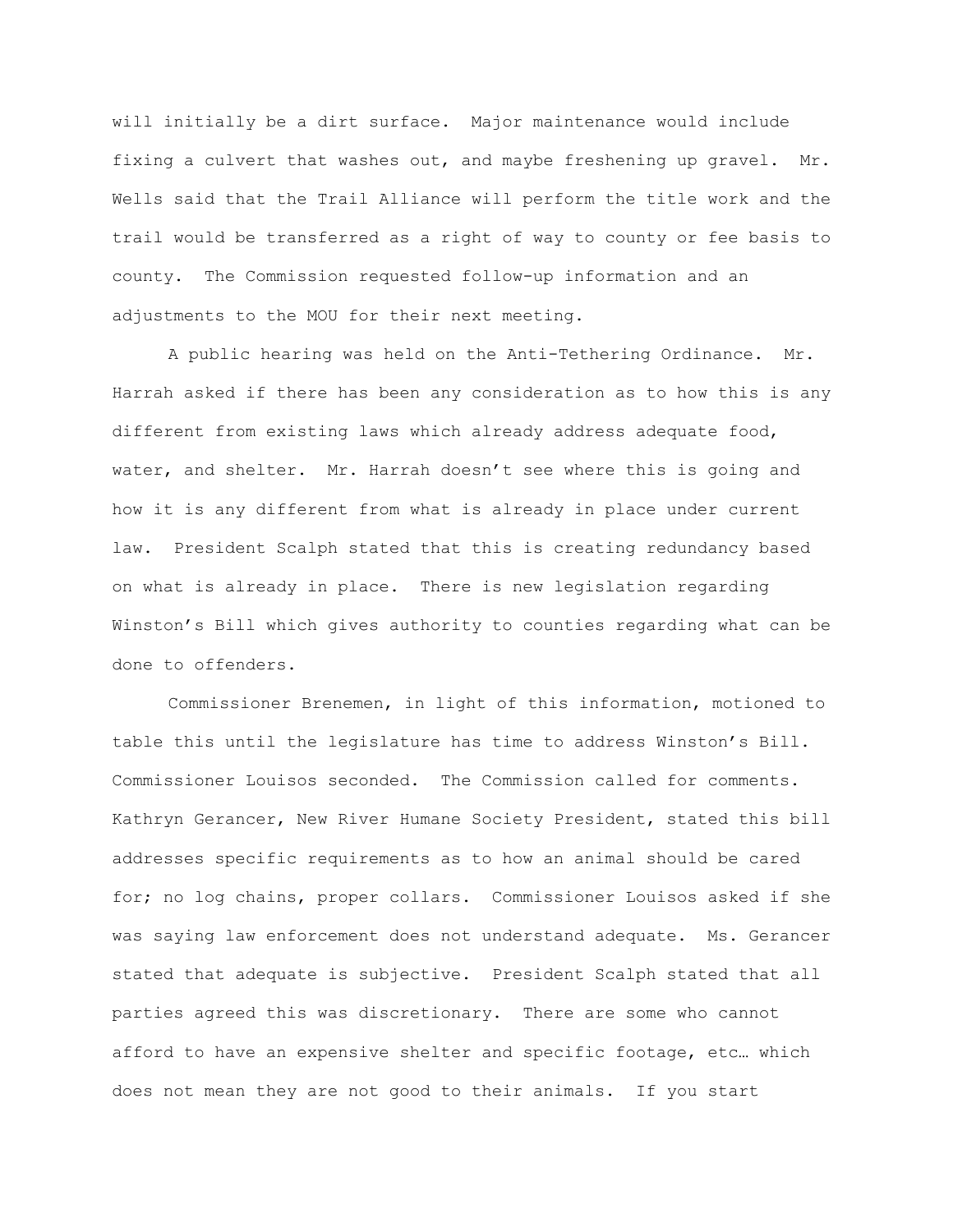will initially be a dirt surface. Major maintenance would include fixing a culvert that washes out, and maybe freshening up gravel. Mr. Wells said that the Trail Alliance will perform the title work and the trail would be transferred as a right of way to county or fee basis to county. The Commission requested follow-up information and an adjustments to the MOU for their next meeting.

A public hearing was held on the Anti-Tethering Ordinance. Mr. Harrah asked if there has been any consideration as to how this is any different from existing laws which already address adequate food, water, and shelter. Mr. Harrah doesn't see where this is going and how it is any different from what is already in place under current law. President Scalph stated that this is creating redundancy based on what is already in place. There is new legislation regarding Winston's Bill which gives authority to counties regarding what can be done to offenders.

Commissioner Brenemen, in light of this information, motioned to table this until the legislature has time to address Winston's Bill. Commissioner Louisos seconded. The Commission called for comments. Kathryn Gerancer, New River Humane Society President, stated this bill addresses specific requirements as to how an animal should be cared for; no log chains, proper collars. Commissioner Louisos asked if she was saying law enforcement does not understand adequate. Ms. Gerancer stated that adequate is subjective. President Scalph stated that all parties agreed this was discretionary. There are some who cannot afford to have an expensive shelter and specific footage, etc… which does not mean they are not good to their animals. If you start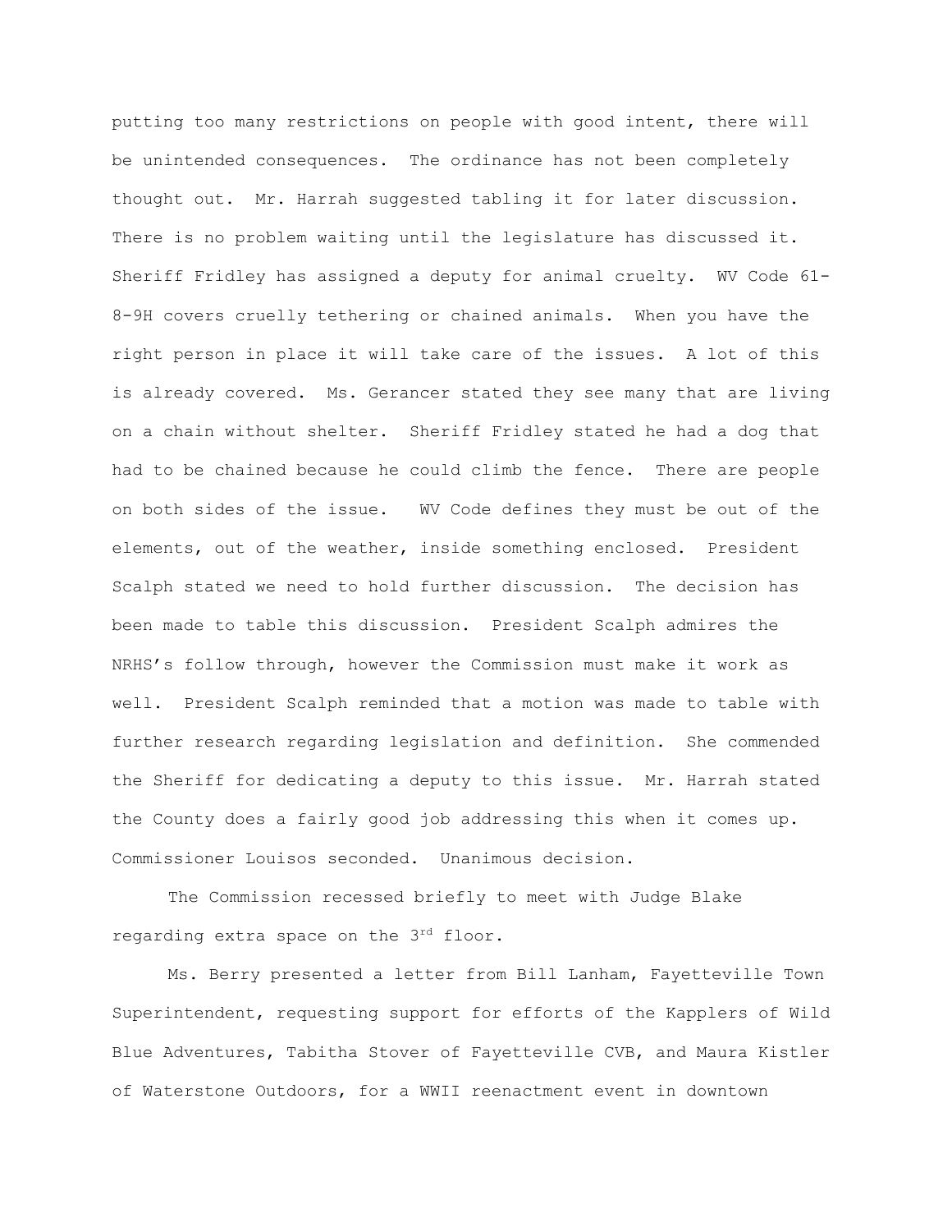putting too many restrictions on people with good intent, there will be unintended consequences. The ordinance has not been completely thought out. Mr. Harrah suggested tabling it for later discussion. There is no problem waiting until the legislature has discussed it. Sheriff Fridley has assigned a deputy for animal cruelty. WV Code 61-8-9H covers cruelly tethering or chained animals. When you have the right person in place it will take care of the issues. A lot of this is already covered. Ms. Gerancer stated they see many that are living on a chain without shelter. Sheriff Fridley stated he had a dog that had to be chained because he could climb the fence. There are people on both sides of the issue. WV Code defines they must be out of the elements, out of the weather, inside something enclosed. President Scalph stated we need to hold further discussion. The decision has been made to table this discussion. President Scalph admires the NRHS's follow through, however the Commission must make it work as well. President Scalph reminded that a motion was made to table with further research regarding legislation and definition. She commended the Sheriff for dedicating a deputy to this issue. Mr. Harrah stated the County does a fairly good job addressing this when it comes up. Commissioner Louisos seconded. Unanimous decision.

The Commission recessed briefly to meet with Judge Blake regarding extra space on the 3rd floor.

Ms. Berry presented a letter from Bill Lanham, Fayetteville Town Superintendent, requesting support for efforts of the Kapplers of Wild Blue Adventures, Tabitha Stover of Fayetteville CVB, and Maura Kistler of Waterstone Outdoors, for a WWII reenactment event in downtown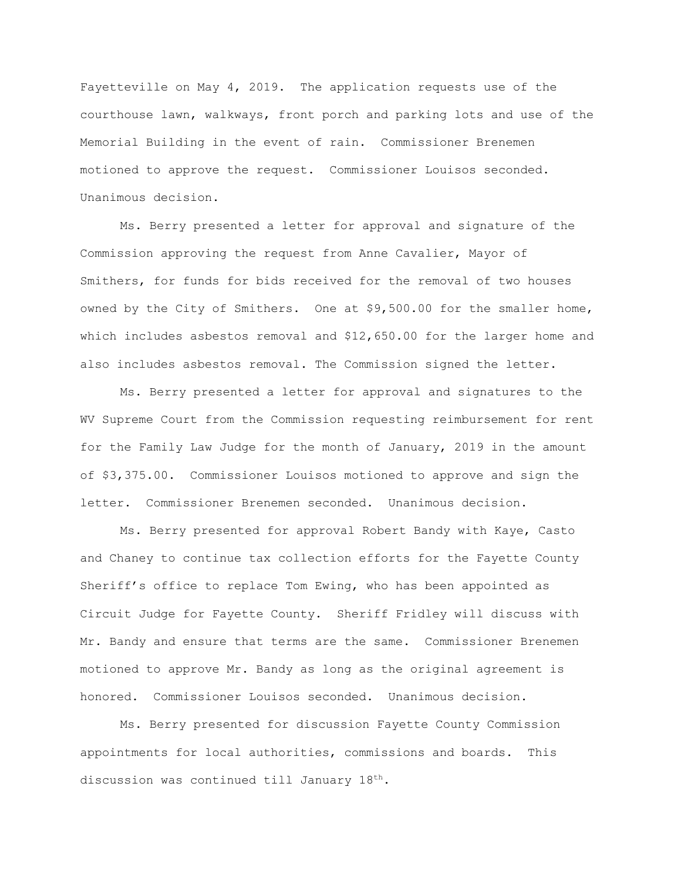Fayetteville on May 4, 2019. The application requests use of the courthouse lawn, walkways, front porch and parking lots and use of the Memorial Building in the event of rain. Commissioner Brenemen motioned to approve the request. Commissioner Louisos seconded. Unanimous decision.

Ms. Berry presented a letter for approval and signature of the Commission approving the request from Anne Cavalier, Mayor of Smithers, for funds for bids received for the removal of two houses owned by the City of Smithers. One at $9,500.00 for the smaller home, which includes asbestos removal and $12,650.00 for the larger home and also includes asbestos removal. The Commission signed the letter.

Ms. Berry presented a letter for approval and signatures to the WV Supreme Court from the Commission requesting reimbursement for rent for the Family Law Judge for the month of January, 2019 in the amount of $3,375.00. Commissioner Louisos motioned to approve and sign the letter. Commissioner Brenemen seconded. Unanimous decision.

Ms. Berry presented for approval Robert Bandy with Kaye, Casto and Chaney to continue tax collection efforts for the Fayette County Sheriff's office to replace Tom Ewing, who has been appointed as Circuit Judge for Fayette County. Sheriff Fridley will discuss with Mr. Bandy and ensure that terms are the same. Commissioner Brenemen motioned to approve Mr. Bandy as long as the original agreement is honored. Commissioner Louisos seconded. Unanimous decision.

Ms. Berry presented for discussion Fayette County Commission appointments for local authorities, commissions and boards. This discussion was continued till January 18th.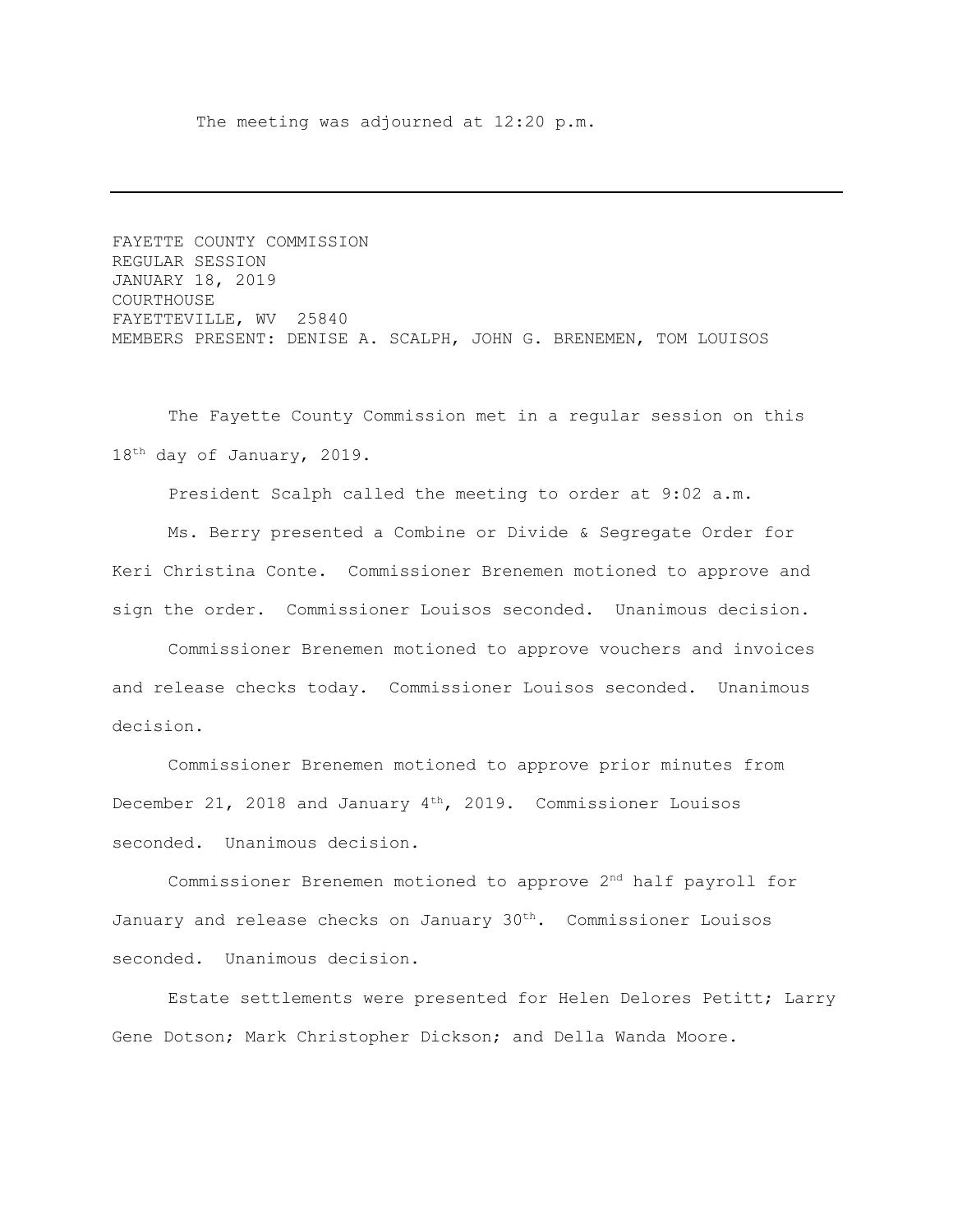The meeting was adjourned at 12:20 p.m.

---

FAYETTE COUNTY COMMISSION
REGULAR SESSION
JANUARY 18, 2019
COURTHOUSE
FAYETTEVILLE, WV 25840
MEMBERS PRESENT: DENISE A. SCALPH, JOHN G. BRENEMEN, TOM LOUISOS

The Fayette County Commission met in a regular session on this 18th day of January, 2019.

President Scalph called the meeting to order at 9:02 a.m.

Ms. Berry presented a Combine or Divide & Segregate Order for Keri Christina Conte. Commissioner Brenemen motioned to approve and sign the order. Commissioner Louisos seconded. Unanimous decision.

Commissioner Brenemen motioned to approve vouchers and invoices and release checks today. Commissioner Louisos seconded. Unanimous decision.

Commissioner Brenemen motioned to approve prior minutes from December 21, 2018 and January 4th, 2019. Commissioner Louisos seconded. Unanimous decision.

Commissioner Brenemen motioned to approve 2nd half payroll for January and release checks on January 30th. Commissioner Louisos seconded. Unanimous decision.

Estate settlements were presented for Helen Delores Petitt; Larry Gene Dotson; Mark Christopher Dickson; and Della Wanda Moore.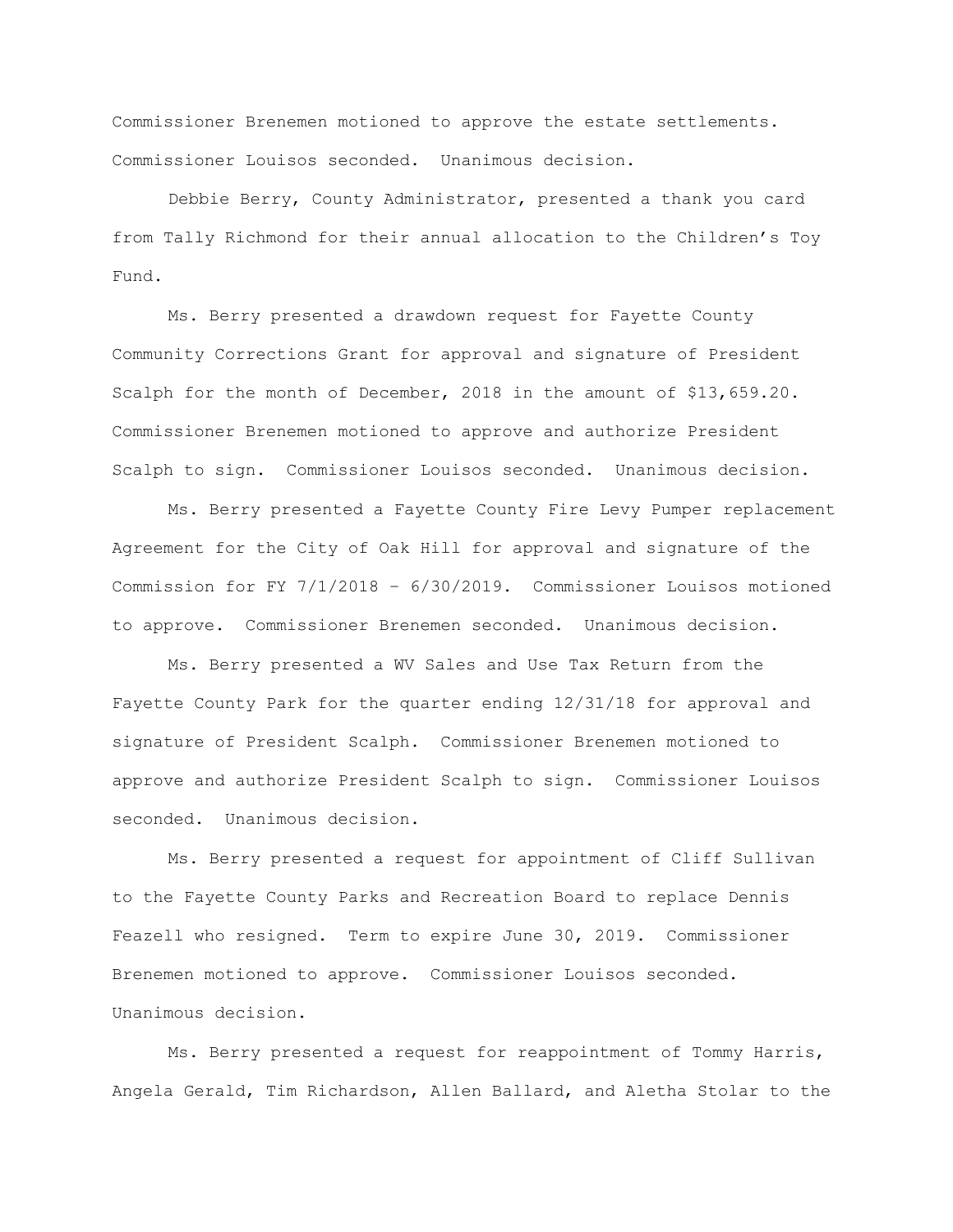Commissioner Brenemen motioned to approve the estate settlements. Commissioner Louisos seconded. Unanimous decision.

Debbie Berry, County Administrator, presented a thank you card from Tally Richmond for their annual allocation to the Children's Toy Fund.

Ms. Berry presented a drawdown request for Fayette County Community Corrections Grant for approval and signature of President Scalph for the month of December, 2018 in the amount of $13,659.20. Commissioner Brenemen motioned to approve and authorize President Scalph to sign. Commissioner Louisos seconded. Unanimous decision.

Ms. Berry presented a Fayette County Fire Levy Pumper replacement Agreement for the City of Oak Hill for approval and signature of the Commission for FY 7/1/2018 – 6/30/2019. Commissioner Louisos motioned to approve. Commissioner Brenemen seconded. Unanimous decision.

Ms. Berry presented a WV Sales and Use Tax Return from the Fayette County Park for the quarter ending 12/31/18 for approval and signature of President Scalph. Commissioner Brenemen motioned to approve and authorize President Scalph to sign. Commissioner Louisos seconded. Unanimous decision.

Ms. Berry presented a request for appointment of Cliff Sullivan to the Fayette County Parks and Recreation Board to replace Dennis Feazell who resigned. Term to expire June 30, 2019. Commissioner Brenemen motioned to approve. Commissioner Louisos seconded. Unanimous decision.

Ms. Berry presented a request for reappointment of Tommy Harris, Angela Gerald, Tim Richardson, Allen Ballard, and Aletha Stolar to the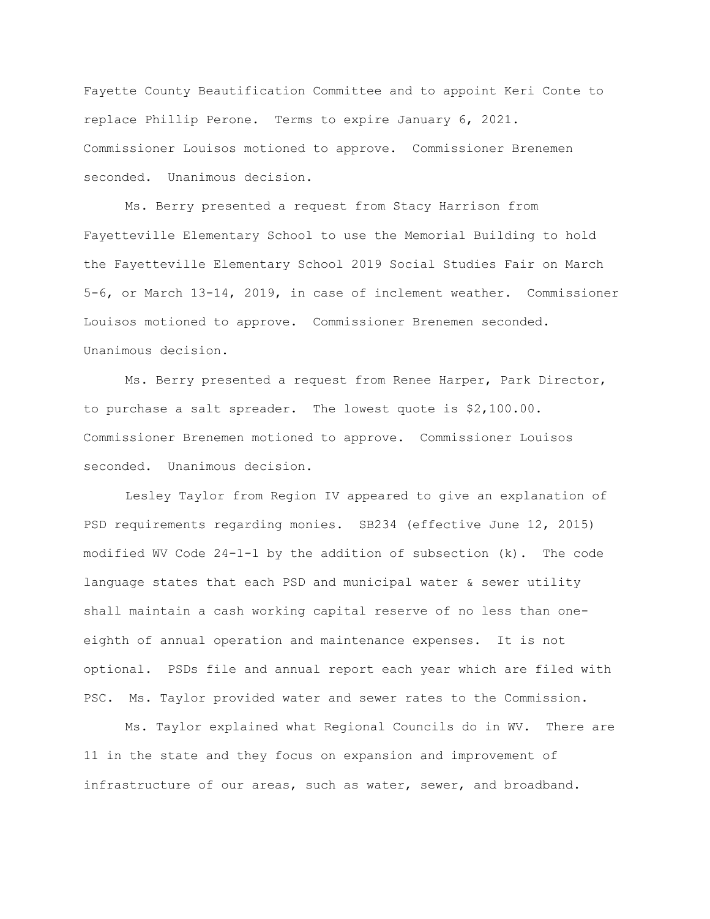Fayette County Beautification Committee and to appoint Keri Conte to replace Phillip Perone. Terms to expire January 6, 2021. Commissioner Louisos motioned to approve. Commissioner Brenemen seconded. Unanimous decision.

Ms. Berry presented a request from Stacy Harrison from Fayetteville Elementary School to use the Memorial Building to hold the Fayetteville Elementary School 2019 Social Studies Fair on March 5-6, or March 13-14, 2019, in case of inclement weather. Commissioner Louisos motioned to approve. Commissioner Brenemen seconded. Unanimous decision.

Ms. Berry presented a request from Renee Harper, Park Director, to purchase a salt spreader. The lowest quote is $2,100.00. Commissioner Brenemen motioned to approve. Commissioner Louisos seconded. Unanimous decision.

Lesley Taylor from Region IV appeared to give an explanation of PSD requirements regarding monies. SB234 (effective June 12, 2015) modified WV Code 24-1-1 by the addition of subsection (k). The code language states that each PSD and municipal water & sewer utility shall maintain a cash working capital reserve of no less than one-eighth of annual operation and maintenance expenses. It is not optional. PSDs file and annual report each year which are filed with PSC. Ms. Taylor provided water and sewer rates to the Commission.

Ms. Taylor explained what Regional Councils do in WV. There are 11 in the state and they focus on expansion and improvement of infrastructure of our areas, such as water, sewer, and broadband.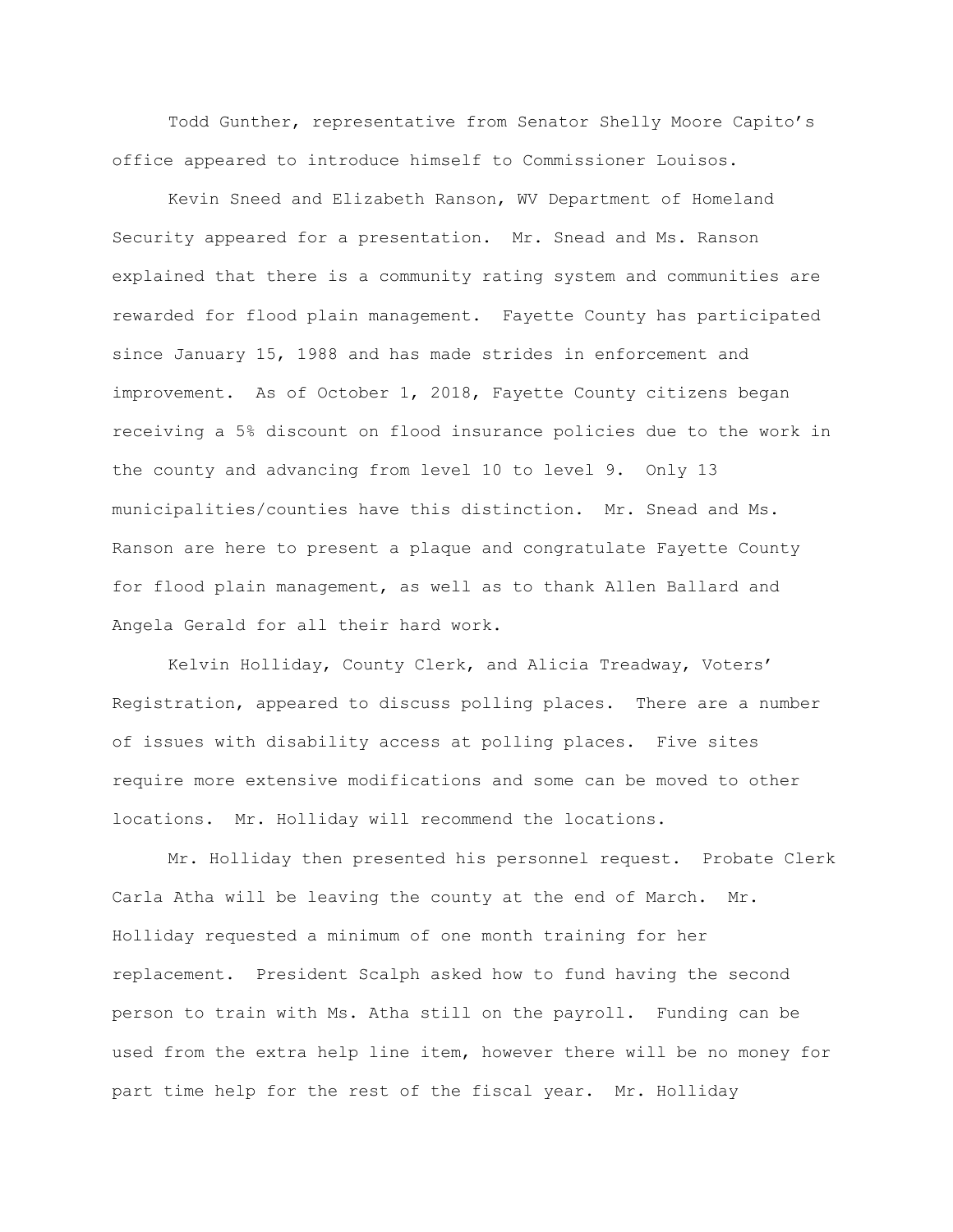Todd Gunther, representative from Senator Shelly Moore Capito's office appeared to introduce himself to Commissioner Louisos.

Kevin Sneed and Elizabeth Ranson, WV Department of Homeland Security appeared for a presentation. Mr. Snead and Ms. Ranson explained that there is a community rating system and communities are rewarded for flood plain management. Fayette County has participated since January 15, 1988 and has made strides in enforcement and improvement. As of October 1, 2018, Fayette County citizens began receiving a 5% discount on flood insurance policies due to the work in the county and advancing from level 10 to level 9. Only 13 municipalities/counties have this distinction. Mr. Snead and Ms. Ranson are here to present a plaque and congratulate Fayette County for flood plain management, as well as to thank Allen Ballard and Angela Gerald for all their hard work.

Kelvin Holliday, County Clerk, and Alicia Treadway, Voters' Registration, appeared to discuss polling places. There are a number of issues with disability access at polling places. Five sites require more extensive modifications and some can be moved to other locations. Mr. Holliday will recommend the locations.

Mr. Holliday then presented his personnel request. Probate Clerk Carla Atha will be leaving the county at the end of March. Mr. Holliday requested a minimum of one month training for her replacement. President Scalph asked how to fund having the second person to train with Ms. Atha still on the payroll. Funding can be used from the extra help line item, however there will be no money for part time help for the rest of the fiscal year. Mr. Holliday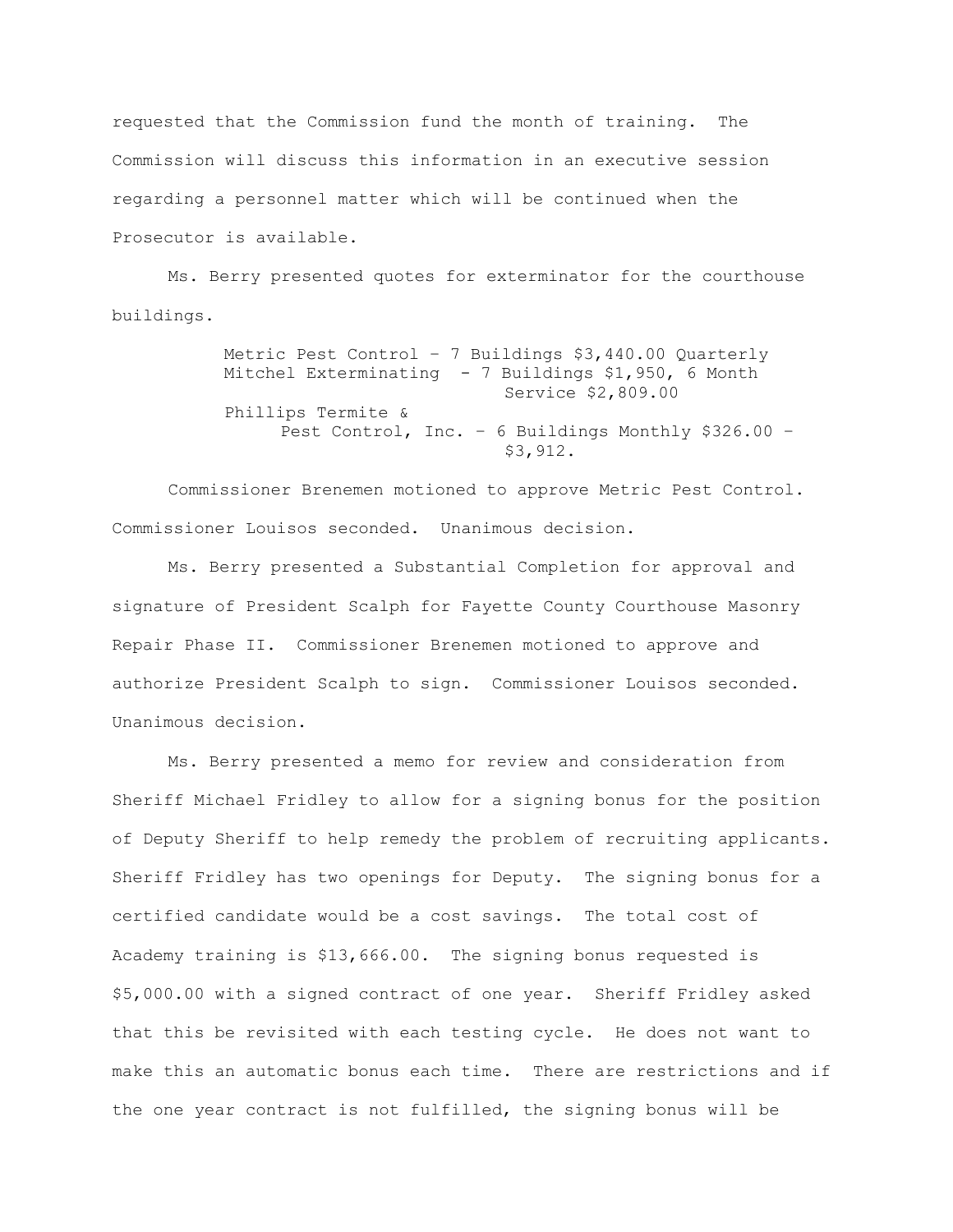requested that the Commission fund the month of training. The Commission will discuss this information in an executive session regarding a personnel matter which will be continued when the Prosecutor is available.

Ms. Berry presented quotes for exterminator for the courthouse buildings.

> Metric Pest Control – 7 Buildings $3,440.00 Quarterly
> Mitchel Exterminating - 7 Buildings $1,950, 6 Month Service $2,809.00
> Phillips Termite & Pest Control, Inc. – 6 Buildings Monthly $326.00 – $3,912.

Commissioner Brenemen motioned to approve Metric Pest Control. Commissioner Louisos seconded. Unanimous decision.

Ms. Berry presented a Substantial Completion for approval and signature of President Scalph for Fayette County Courthouse Masonry Repair Phase II. Commissioner Brenemen motioned to approve and authorize President Scalph to sign. Commissioner Louisos seconded. Unanimous decision.

Ms. Berry presented a memo for review and consideration from Sheriff Michael Fridley to allow for a signing bonus for the position of Deputy Sheriff to help remedy the problem of recruiting applicants. Sheriff Fridley has two openings for Deputy. The signing bonus for a certified candidate would be a cost savings. The total cost of Academy training is $13,666.00. The signing bonus requested is $5,000.00 with a signed contract of one year. Sheriff Fridley asked that this be revisited with each testing cycle. He does not want to make this an automatic bonus each time. There are restrictions and if the one year contract is not fulfilled, the signing bonus will be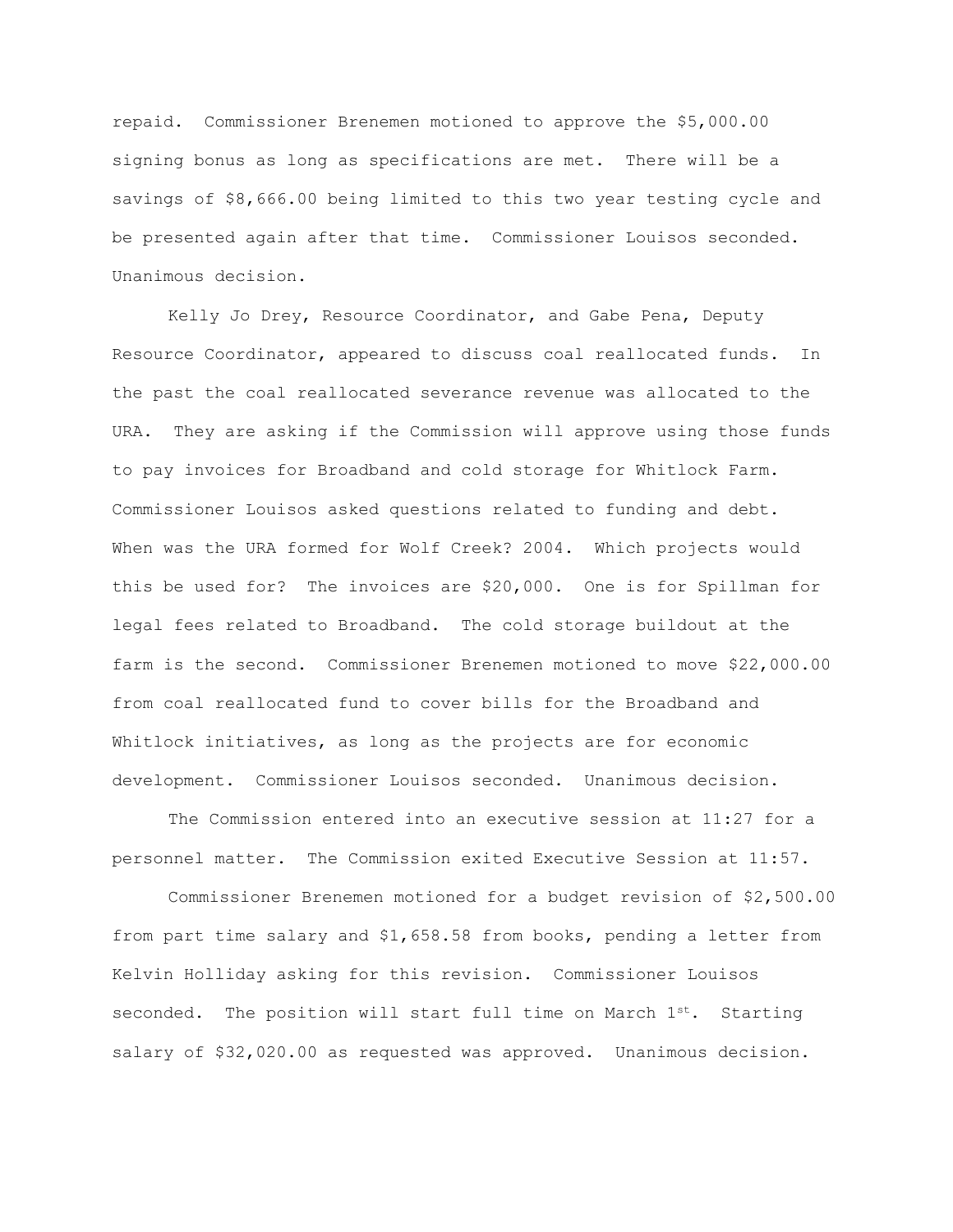repaid. Commissioner Brenemen motioned to approve the $5,000.00 signing bonus as long as specifications are met. There will be a savings of $8,666.00 being limited to this two year testing cycle and be presented again after that time. Commissioner Louisos seconded. Unanimous decision.

Kelly Jo Drey, Resource Coordinator, and Gabe Pena, Deputy Resource Coordinator, appeared to discuss coal reallocated funds. In the past the coal reallocated severance revenue was allocated to the URA. They are asking if the Commission will approve using those funds to pay invoices for Broadband and cold storage for Whitlock Farm. Commissioner Louisos asked questions related to funding and debt. When was the URA formed for Wolf Creek? 2004. Which projects would this be used for? The invoices are $20,000. One is for Spillman for legal fees related to Broadband. The cold storage buildout at the farm is the second. Commissioner Brenemen motioned to move $22,000.00 from coal reallocated fund to cover bills for the Broadband and Whitlock initiatives, as long as the projects are for economic development. Commissioner Louisos seconded. Unanimous decision.

The Commission entered into an executive session at 11:27 for a personnel matter. The Commission exited Executive Session at 11:57.

Commissioner Brenemen motioned for a budget revision of $2,500.00 from part time salary and $1,658.58 from books, pending a letter from Kelvin Holliday asking for this revision. Commissioner Louisos seconded. The position will start full time on March 1st. Starting salary of $32,020.00 as requested was approved. Unanimous decision.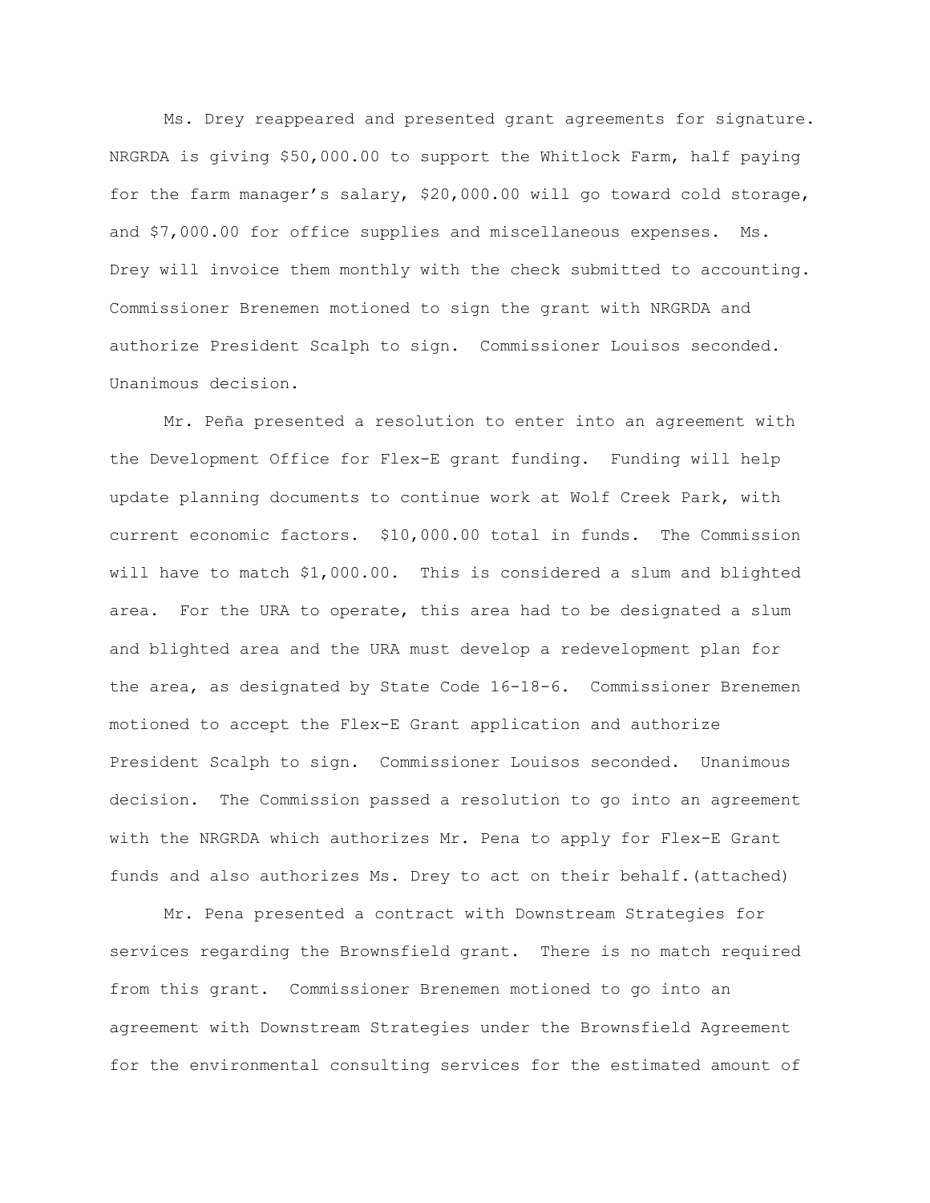Ms. Drey reappeared and presented grant agreements for signature. NRGRDA is giving $50,000.00 to support the Whitlock Farm, half paying for the farm manager's salary, $20,000.00 will go toward cold storage, and $7,000.00 for office supplies and miscellaneous expenses. Ms. Drey will invoice them monthly with the check submitted to accounting. Commissioner Brenemen motioned to sign the grant with NRGRDA and authorize President Scalph to sign. Commissioner Louisos seconded. Unanimous decision.

Mr. Peña presented a resolution to enter into an agreement with the Development Office for Flex-E grant funding. Funding will help update planning documents to continue work at Wolf Creek Park, with current economic factors. $10,000.00 total in funds. The Commission will have to match $1,000.00. This is considered a slum and blighted area. For the URA to operate, this area had to be designated a slum and blighted area and the URA must develop a redevelopment plan for the area, as designated by State Code 16-18-6. Commissioner Brenemen motioned to accept the Flex-E Grant application and authorize President Scalph to sign. Commissioner Louisos seconded. Unanimous decision. The Commission passed a resolution to go into an agreement with the NRGRDA which authorizes Mr. Pena to apply for Flex-E Grant funds and also authorizes Ms. Drey to act on their behalf.(attached)

Mr. Pena presented a contract with Downstream Strategies for services regarding the Brownsfield grant. There is no match required from this grant. Commissioner Brenemen motioned to go into an agreement with Downstream Strategies under the Brownsfield Agreement for the environmental consulting services for the estimated amount of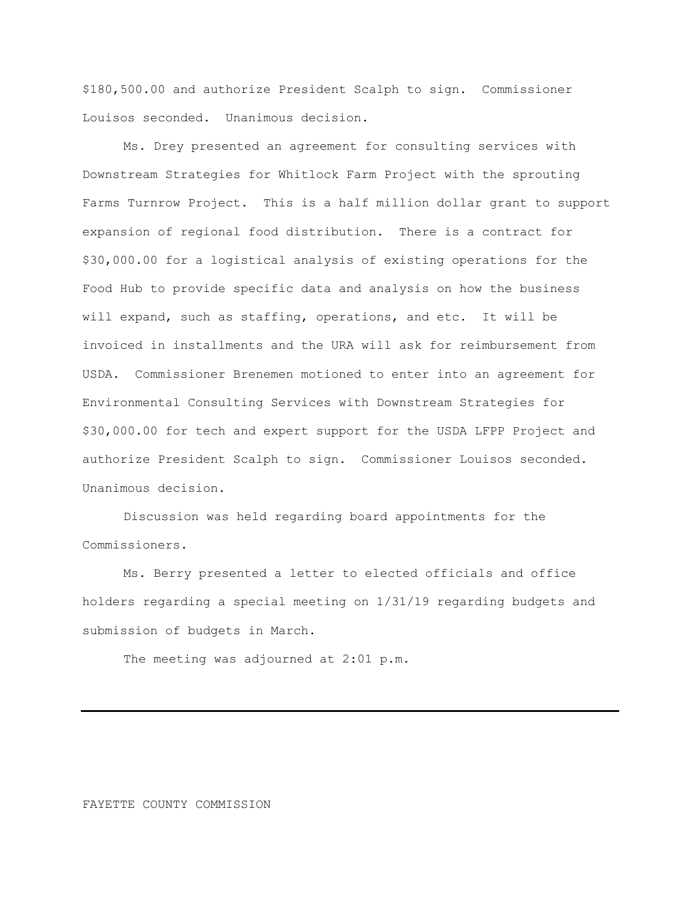$180,500.00 and authorize President Scalph to sign. Commissioner Louisos seconded. Unanimous decision.

Ms. Drey presented an agreement for consulting services with Downstream Strategies for Whitlock Farm Project with the sprouting Farms Turnrow Project. This is a half million dollar grant to support expansion of regional food distribution. There is a contract for $30,000.00 for a logistical analysis of existing operations for the Food Hub to provide specific data and analysis on how the business will expand, such as staffing, operations, and etc. It will be invoiced in installments and the URA will ask for reimbursement from USDA. Commissioner Brenemen motioned to enter into an agreement for Environmental Consulting Services with Downstream Strategies for $30,000.00 for tech and expert support for the USDA LFPP Project and authorize President Scalph to sign. Commissioner Louisos seconded. Unanimous decision.

Discussion was held regarding board appointments for the Commissioners.

Ms. Berry presented a letter to elected officials and office holders regarding a special meeting on 1/31/19 regarding budgets and submission of budgets in March.

The meeting was adjourned at 2:01 p.m.

---

FAYETTE COUNTY COMMISSION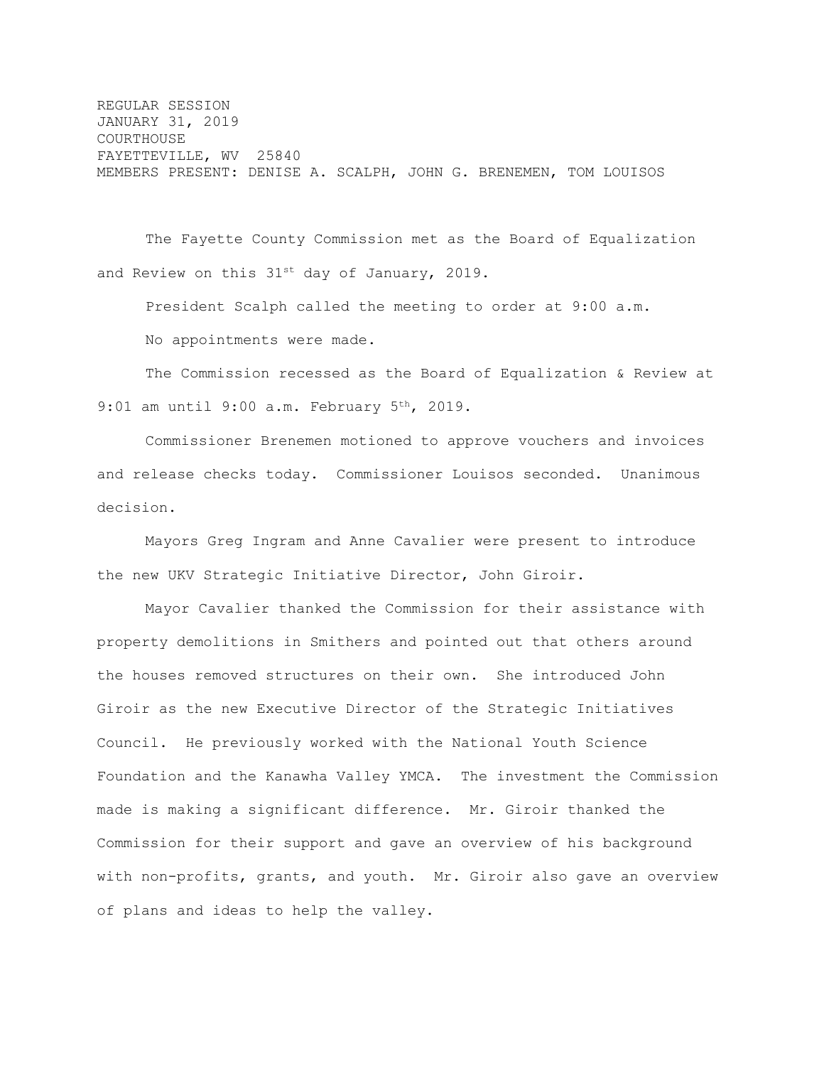REGULAR SESSION
JANUARY 31, 2019
COURTHOUSE
FAYETTEVILLE, WV 25840
MEMBERS PRESENT: DENISE A. SCALPH, JOHN G. BRENEMEN, TOM LOUISOS

The Fayette County Commission met as the Board of Equalization and Review on this 31st day of January, 2019.

President Scalph called the meeting to order at 9:00 a.m.

No appointments were made.

The Commission recessed as the Board of Equalization & Review at 9:01 am until 9:00 a.m. February 5th, 2019.

Commissioner Brenemen motioned to approve vouchers and invoices and release checks today. Commissioner Louisos seconded. Unanimous decision.

Mayors Greg Ingram and Anne Cavalier were present to introduce the new UKV Strategic Initiative Director, John Giroir.

Mayor Cavalier thanked the Commission for their assistance with property demolitions in Smithers and pointed out that others around the houses removed structures on their own. She introduced John Giroir as the new Executive Director of the Strategic Initiatives Council. He previously worked with the National Youth Science Foundation and the Kanawha Valley YMCA. The investment the Commission made is making a significant difference. Mr. Giroir thanked the Commission for their support and gave an overview of his background with non-profits, grants, and youth. Mr. Giroir also gave an overview of plans and ideas to help the valley.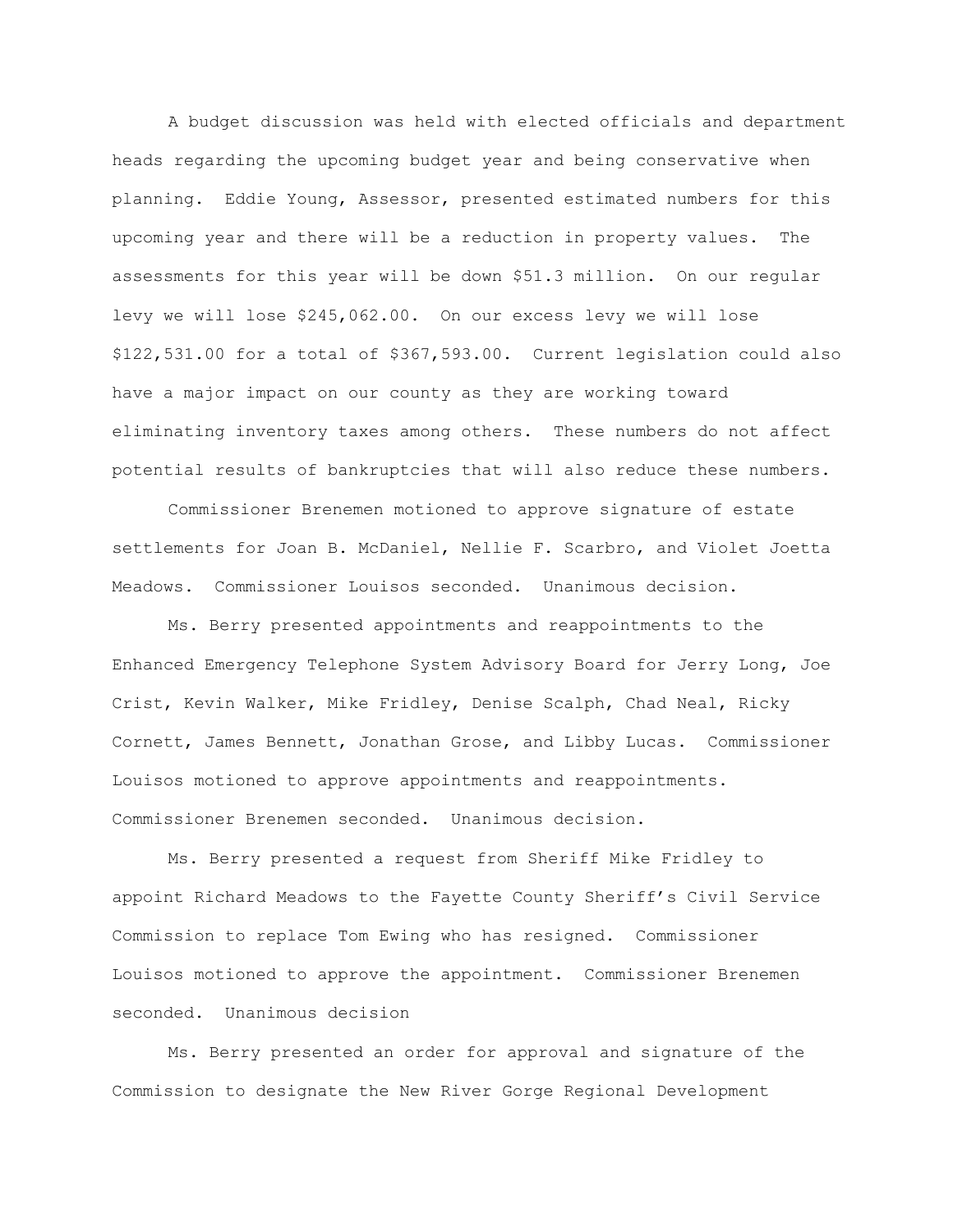A budget discussion was held with elected officials and department heads regarding the upcoming budget year and being conservative when planning. Eddie Young, Assessor, presented estimated numbers for this upcoming year and there will be a reduction in property values. The assessments for this year will be down $51.3 million. On our regular levy we will lose $245,062.00. On our excess levy we will lose $122,531.00 for a total of $367,593.00. Current legislation could also have a major impact on our county as they are working toward eliminating inventory taxes among others. These numbers do not affect potential results of bankruptcies that will also reduce these numbers.

Commissioner Brenemen motioned to approve signature of estate settlements for Joan B. McDaniel, Nellie F. Scarbro, and Violet Joetta Meadows. Commissioner Louisos seconded. Unanimous decision.

Ms. Berry presented appointments and reappointments to the Enhanced Emergency Telephone System Advisory Board for Jerry Long, Joe Crist, Kevin Walker, Mike Fridley, Denise Scalph, Chad Neal, Ricky Cornett, James Bennett, Jonathan Grose, and Libby Lucas. Commissioner Louisos motioned to approve appointments and reappointments. Commissioner Brenemen seconded. Unanimous decision.

Ms. Berry presented a request from Sheriff Mike Fridley to appoint Richard Meadows to the Fayette County Sheriff's Civil Service Commission to replace Tom Ewing who has resigned. Commissioner Louisos motioned to approve the appointment. Commissioner Brenemen seconded. Unanimous decision

Ms. Berry presented an order for approval and signature of the Commission to designate the New River Gorge Regional Development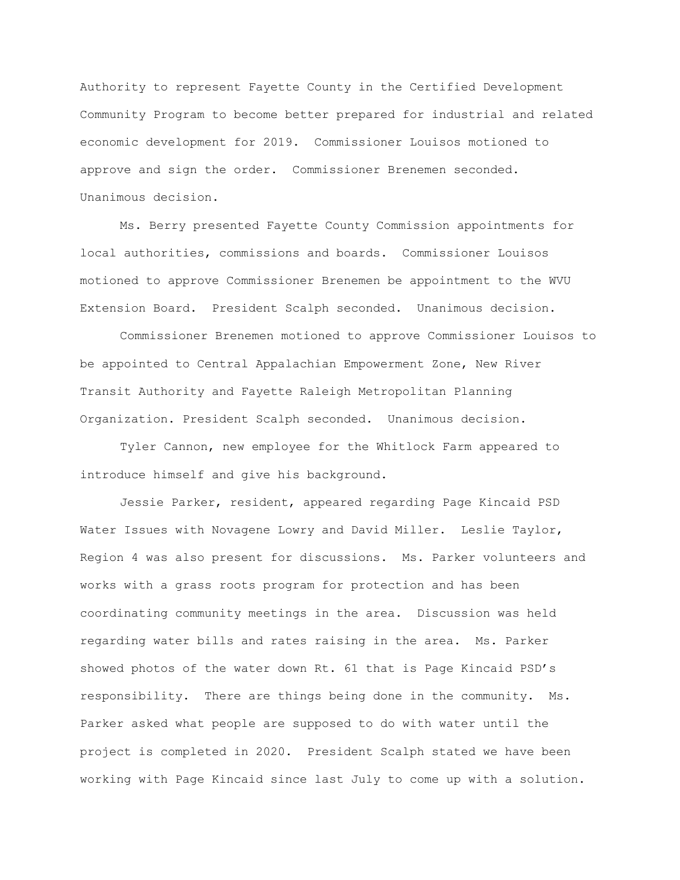Authority to represent Fayette County in the Certified Development Community Program to become better prepared for industrial and related economic development for 2019. Commissioner Louisos motioned to approve and sign the order. Commissioner Brenemen seconded. Unanimous decision.

Ms. Berry presented Fayette County Commission appointments for local authorities, commissions and boards. Commissioner Louisos motioned to approve Commissioner Brenemen be appointment to the WVU Extension Board. President Scalph seconded. Unanimous decision.

Commissioner Brenemen motioned to approve Commissioner Louisos to be appointed to Central Appalachian Empowerment Zone, New River Transit Authority and Fayette Raleigh Metropolitan Planning Organization. President Scalph seconded. Unanimous decision.

Tyler Cannon, new employee for the Whitlock Farm appeared to introduce himself and give his background.

Jessie Parker, resident, appeared regarding Page Kincaid PSD Water Issues with Novagene Lowry and David Miller. Leslie Taylor, Region 4 was also present for discussions. Ms. Parker volunteers and works with a grass roots program for protection and has been coordinating community meetings in the area. Discussion was held regarding water bills and rates raising in the area. Ms. Parker showed photos of the water down Rt. 61 that is Page Kincaid PSD's responsibility. There are things being done in the community. Ms. Parker asked what people are supposed to do with water until the project is completed in 2020. President Scalph stated we have been working with Page Kincaid since last July to come up with a solution.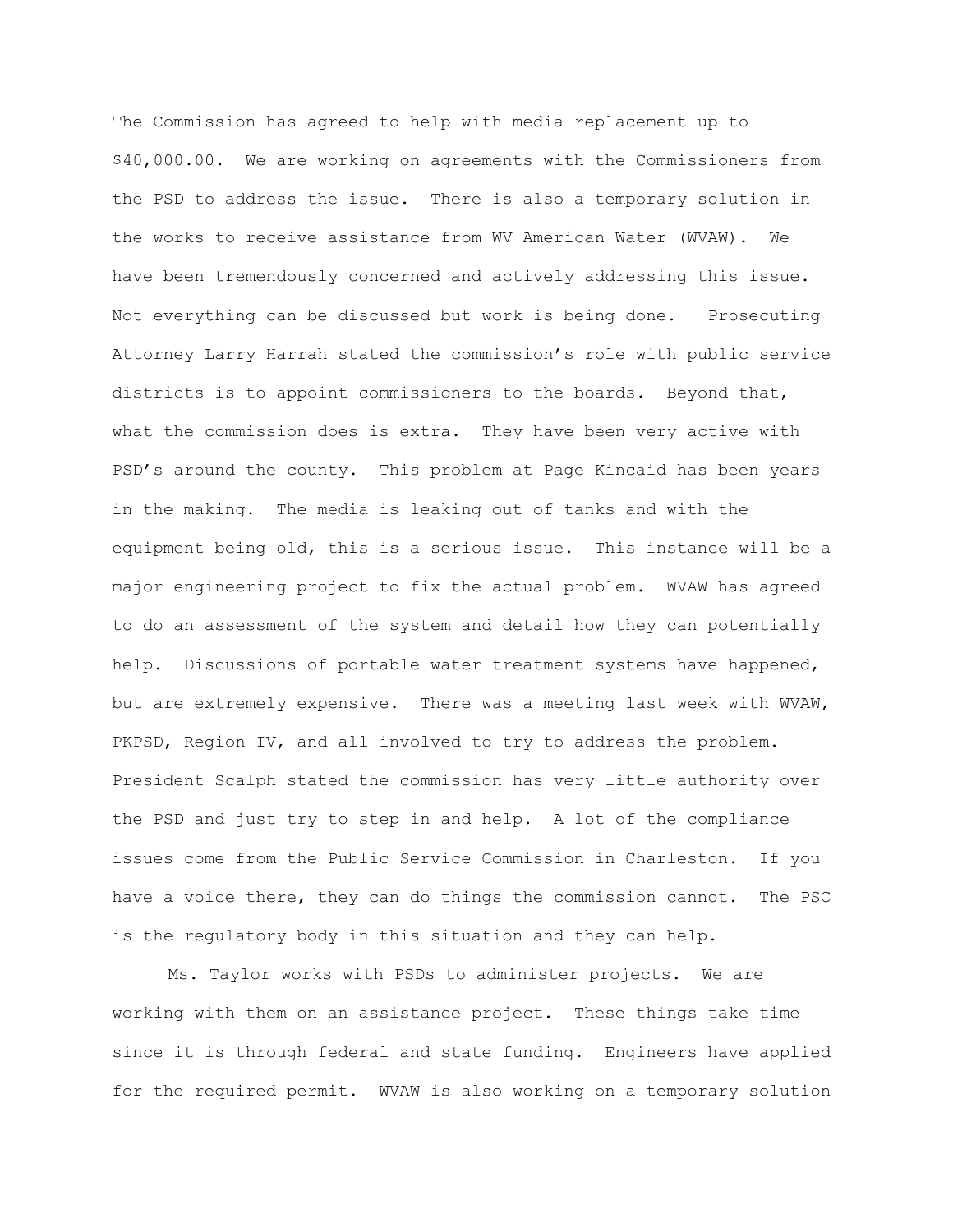The Commission has agreed to help with media replacement up to $40,000.00. We are working on agreements with the Commissioners from the PSD to address the issue. There is also a temporary solution in the works to receive assistance from WV American Water (WVAW). We have been tremendously concerned and actively addressing this issue. Not everything can be discussed but work is being done. Prosecuting Attorney Larry Harrah stated the commission's role with public service districts is to appoint commissioners to the boards. Beyond that, what the commission does is extra. They have been very active with PSD's around the county. This problem at Page Kincaid has been years in the making. The media is leaking out of tanks and with the equipment being old, this is a serious issue. This instance will be a major engineering project to fix the actual problem. WVAW has agreed to do an assessment of the system and detail how they can potentially help. Discussions of portable water treatment systems have happened, but are extremely expensive. There was a meeting last week with WVAW, PKPSD, Region IV, and all involved to try to address the problem. President Scalph stated the commission has very little authority over the PSD and just try to step in and help. A lot of the compliance issues come from the Public Service Commission in Charleston. If you have a voice there, they can do things the commission cannot. The PSC is the regulatory body in this situation and they can help.

Ms. Taylor works with PSDs to administer projects. We are working with them on an assistance project. These things take time since it is through federal and state funding. Engineers have applied for the required permit. WVAW is also working on a temporary solution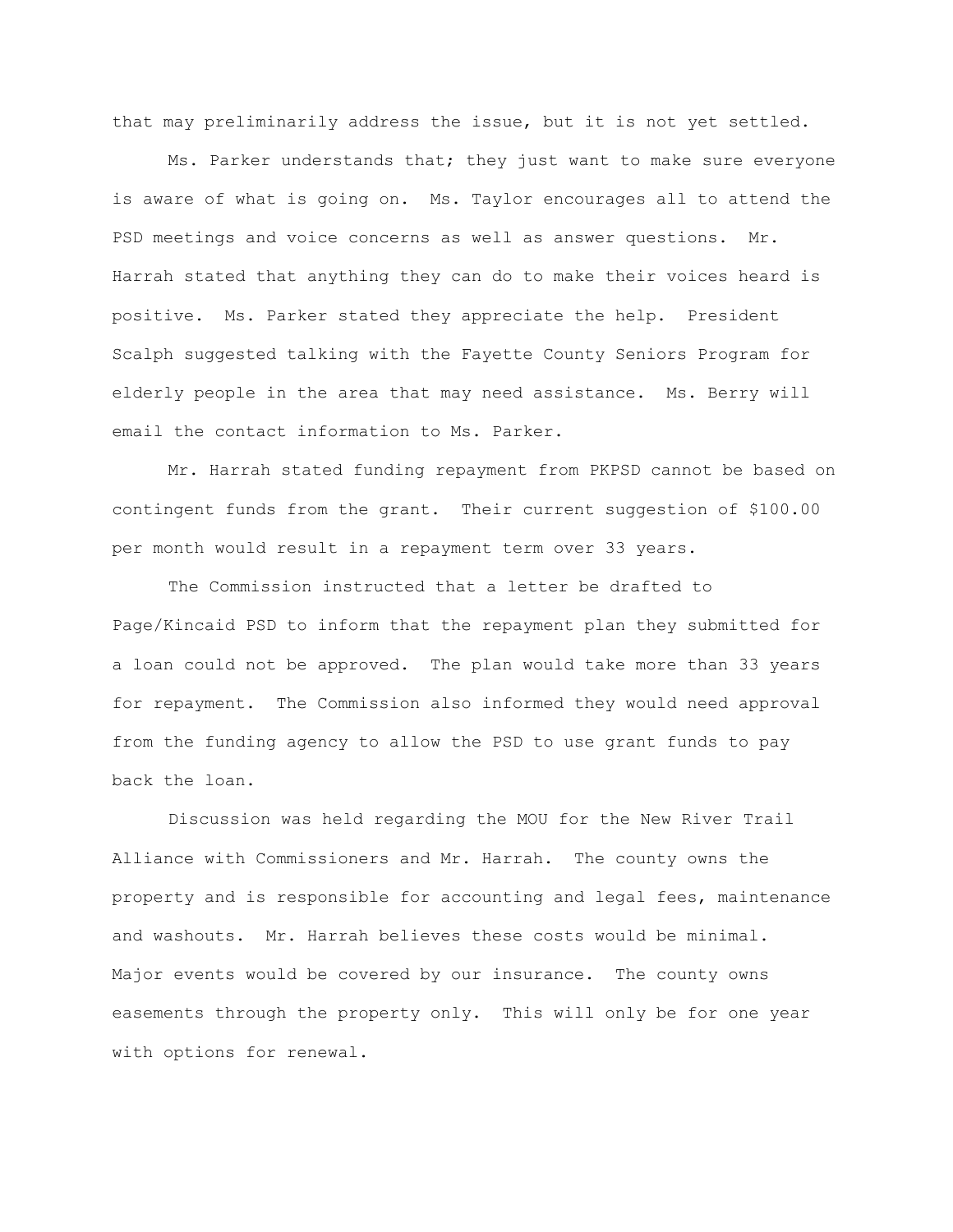that may preliminarily address the issue, but it is not yet settled.

Ms. Parker understands that; they just want to make sure everyone is aware of what is going on. Ms. Taylor encourages all to attend the PSD meetings and voice concerns as well as answer questions. Mr. Harrah stated that anything they can do to make their voices heard is positive. Ms. Parker stated they appreciate the help. President Scalph suggested talking with the Fayette County Seniors Program for elderly people in the area that may need assistance. Ms. Berry will email the contact information to Ms. Parker.

Mr. Harrah stated funding repayment from PKPSD cannot be based on contingent funds from the grant. Their current suggestion of $100.00 per month would result in a repayment term over 33 years.

The Commission instructed that a letter be drafted to Page/Kincaid PSD to inform that the repayment plan they submitted for a loan could not be approved. The plan would take more than 33 years for repayment. The Commission also informed they would need approval from the funding agency to allow the PSD to use grant funds to pay back the loan.

Discussion was held regarding the MOU for the New River Trail Alliance with Commissioners and Mr. Harrah. The county owns the property and is responsible for accounting and legal fees, maintenance and washouts. Mr. Harrah believes these costs would be minimal. Major events would be covered by our insurance. The county owns easements through the property only. This will only be for one year with options for renewal.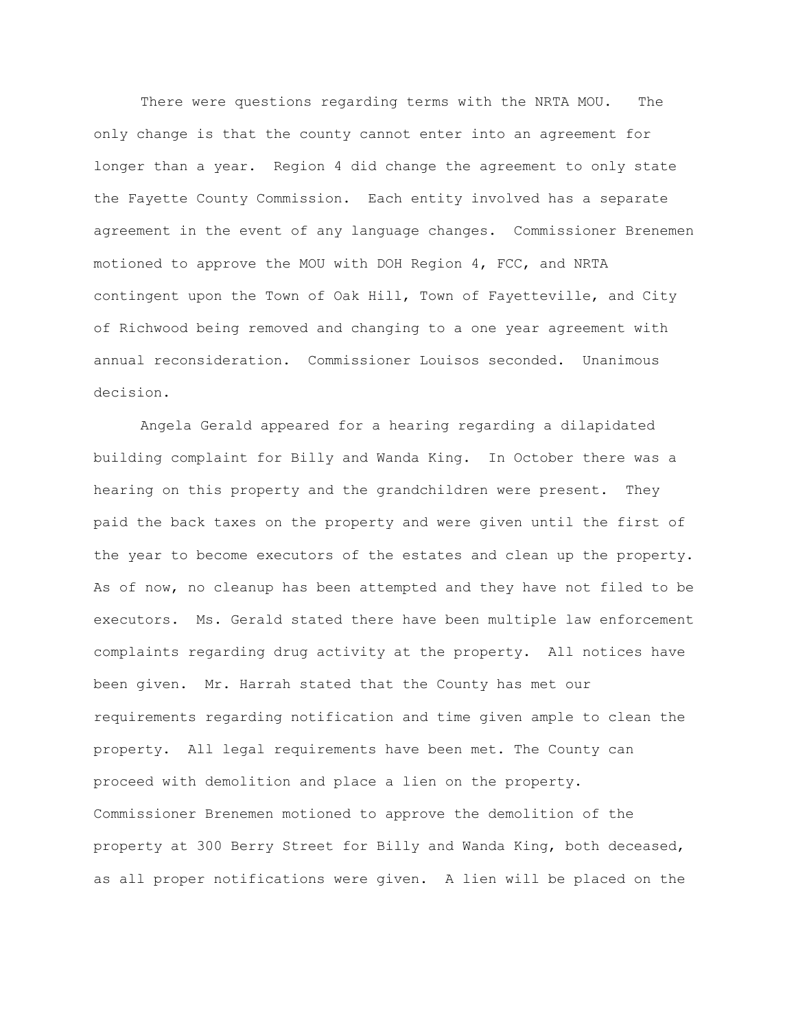There were questions regarding terms with the NRTA MOU. The only change is that the county cannot enter into an agreement for longer than a year. Region 4 did change the agreement to only state the Fayette County Commission. Each entity involved has a separate agreement in the event of any language changes. Commissioner Brenemen motioned to approve the MOU with DOH Region 4, FCC, and NRTA contingent upon the Town of Oak Hill, Town of Fayetteville, and City of Richwood being removed and changing to a one year agreement with annual reconsideration. Commissioner Louisos seconded. Unanimous decision.

Angela Gerald appeared for a hearing regarding a dilapidated building complaint for Billy and Wanda King. In October there was a hearing on this property and the grandchildren were present. They paid the back taxes on the property and were given until the first of the year to become executors of the estates and clean up the property. As of now, no cleanup has been attempted and they have not filed to be executors. Ms. Gerald stated there have been multiple law enforcement complaints regarding drug activity at the property. All notices have been given. Mr. Harrah stated that the County has met our requirements regarding notification and time given ample to clean the property. All legal requirements have been met. The County can proceed with demolition and place a lien on the property. Commissioner Brenemen motioned to approve the demolition of the property at 300 Berry Street for Billy and Wanda King, both deceased, as all proper notifications were given. A lien will be placed on the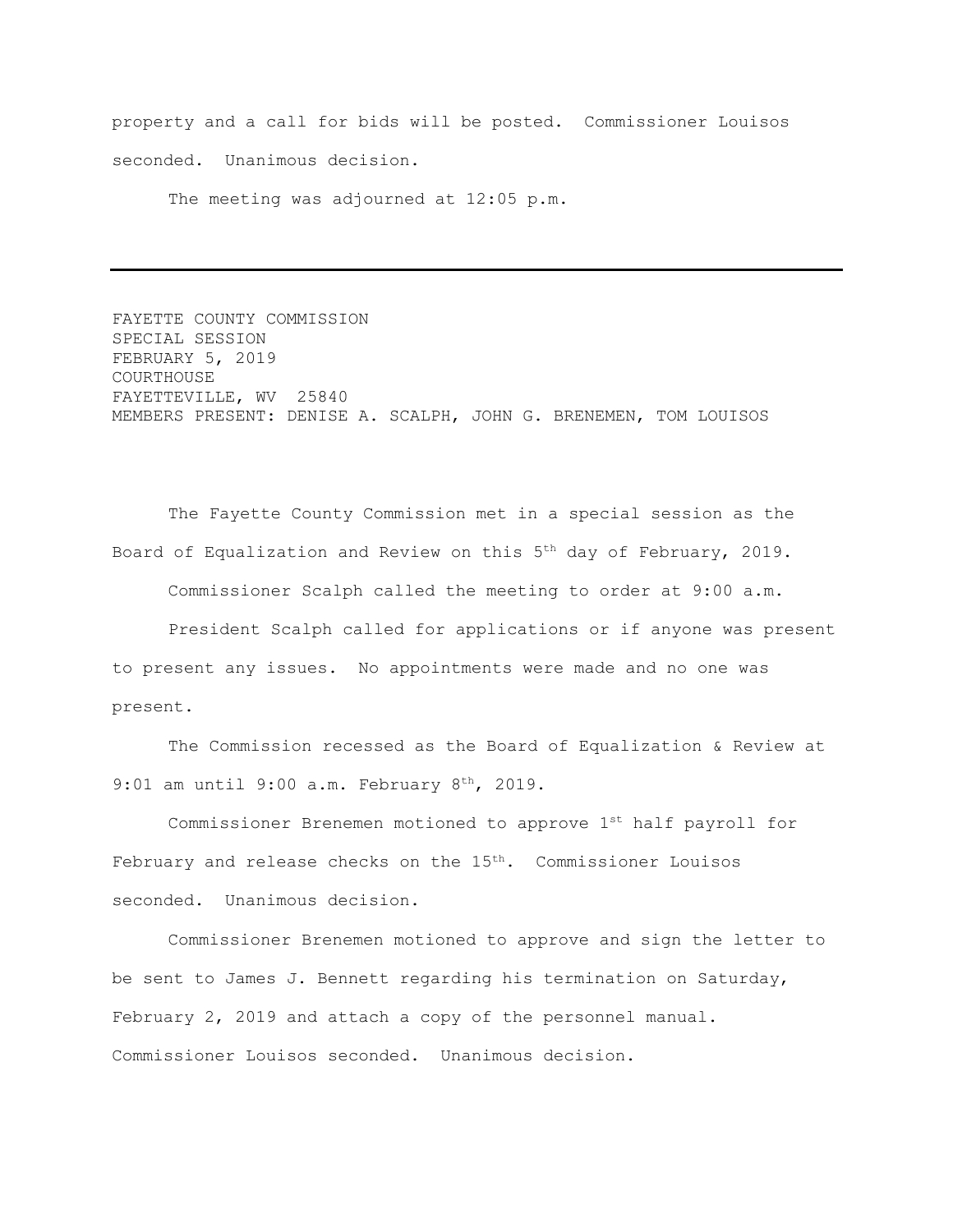property and a call for bids will be posted. Commissioner Louisos seconded. Unanimous decision.

The meeting was adjourned at 12:05 p.m.

---

FAYETTE COUNTY COMMISSION
SPECIAL SESSION
FEBRUARY 5, 2019
COURTHOUSE
FAYETTEVILLE, WV 25840
MEMBERS PRESENT: DENISE A. SCALPH, JOHN G. BRENEMEN, TOM LOUISOS

The Fayette County Commission met in a special session as the Board of Equalization and Review on this 5th day of February, 2019.

Commissioner Scalph called the meeting to order at 9:00 a.m.

President Scalph called for applications or if anyone was present to present any issues. No appointments were made and no one was present.

The Commission recessed as the Board of Equalization & Review at 9:01 am until 9:00 a.m. February 8th, 2019.

Commissioner Brenemen motioned to approve 1st half payroll for February and release checks on the 15th. Commissioner Louisos seconded. Unanimous decision.

Commissioner Brenemen motioned to approve and sign the letter to be sent to James J. Bennett regarding his termination on Saturday, February 2, 2019 and attach a copy of the personnel manual. Commissioner Louisos seconded. Unanimous decision.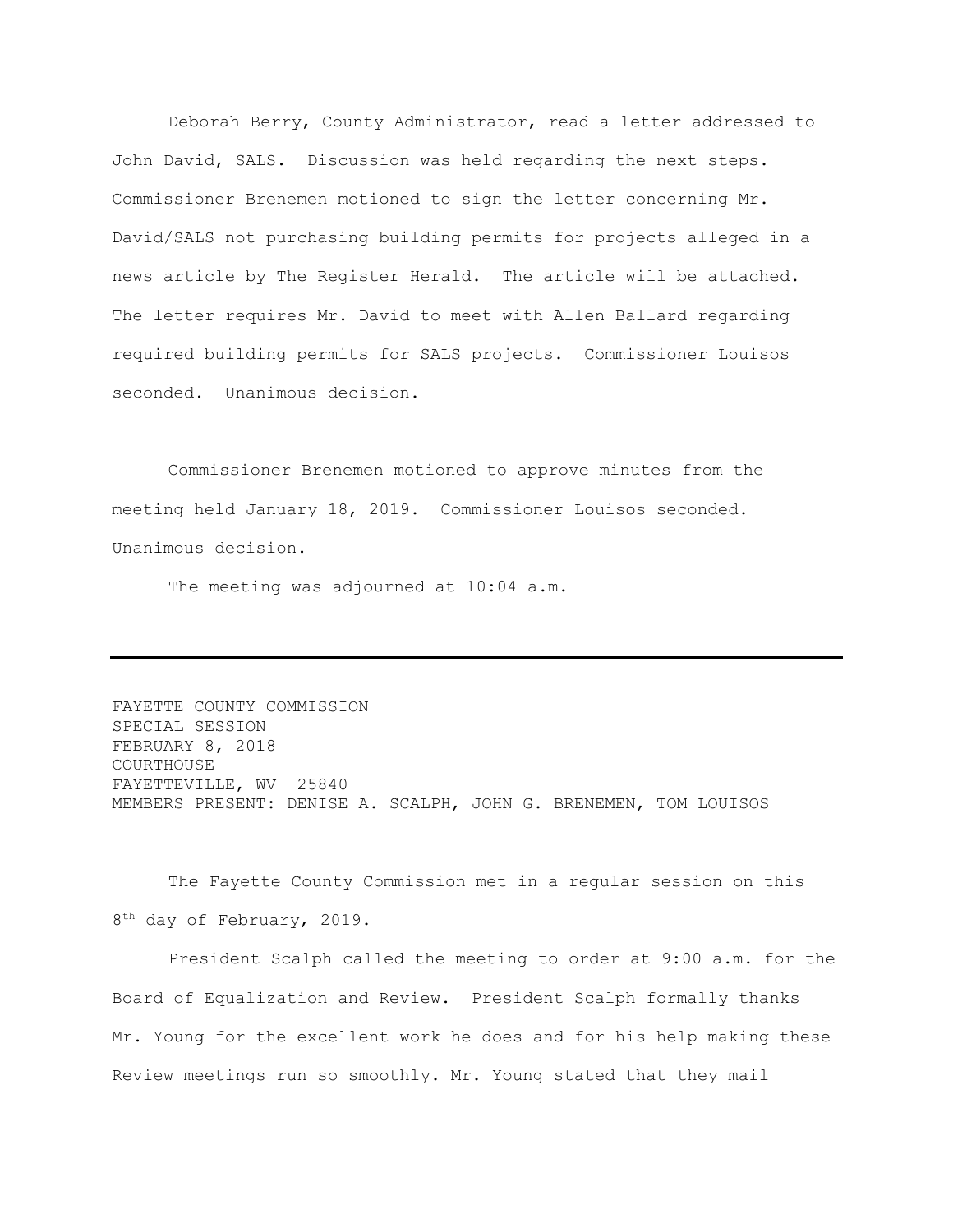Deborah Berry, County Administrator, read a letter addressed to John David, SALS. Discussion was held regarding the next steps. Commissioner Brenemen motioned to sign the letter concerning Mr. David/SALS not purchasing building permits for projects alleged in a news article by The Register Herald. The article will be attached. The letter requires Mr. David to meet with Allen Ballard regarding required building permits for SALS projects. Commissioner Louisos seconded. Unanimous decision.

Commissioner Brenemen motioned to approve minutes from the meeting held January 18, 2019. Commissioner Louisos seconded. Unanimous decision.

The meeting was adjourned at 10:04 a.m.

---

FAYETTE COUNTY COMMISSION
SPECIAL SESSION
FEBRUARY 8, 2018
COURTHOUSE
FAYETTEVILLE, WV 25840
MEMBERS PRESENT: DENISE A. SCALPH, JOHN G. BRENEMEN, TOM LOUISOS

The Fayette County Commission met in a regular session on this 8th day of February, 2019.

President Scalph called the meeting to order at 9:00 a.m. for the Board of Equalization and Review. President Scalph formally thanks Mr. Young for the excellent work he does and for his help making these Review meetings run so smoothly. Mr. Young stated that they mail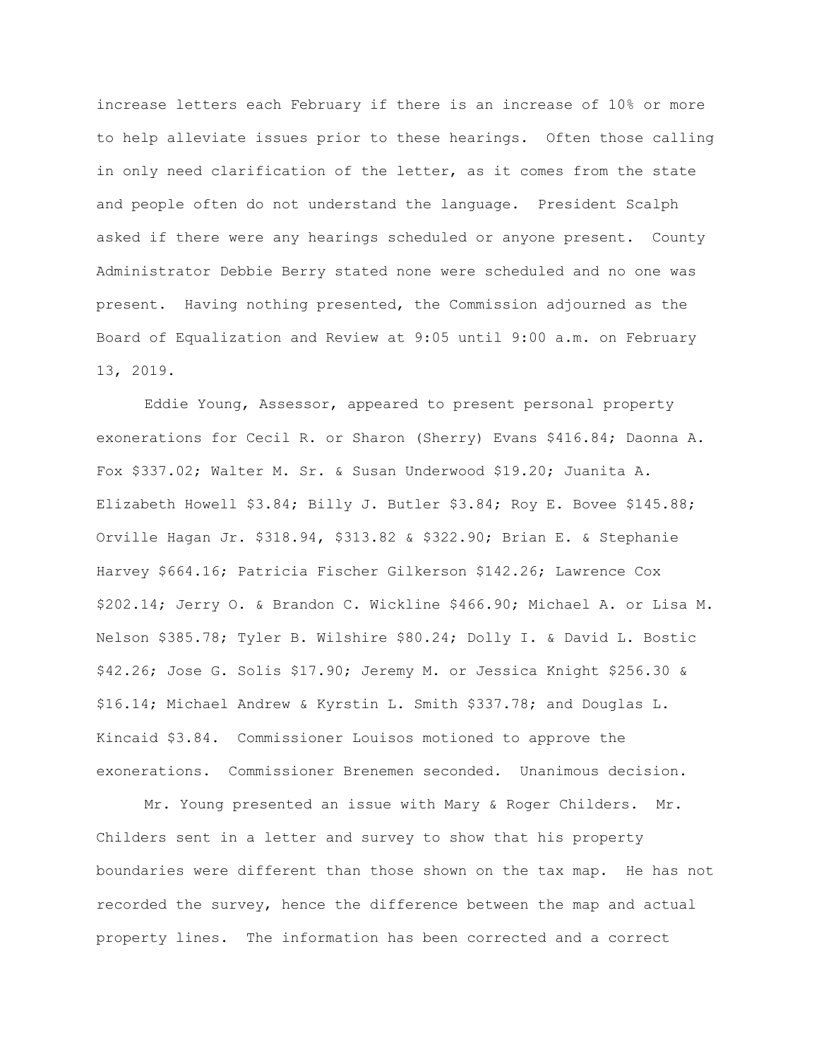increase letters each February if there is an increase of 10% or more to help alleviate issues prior to these hearings. Often those calling in only need clarification of the letter, as it comes from the state and people often do not understand the language. President Scalph asked if there were any hearings scheduled or anyone present. County Administrator Debbie Berry stated none were scheduled and no one was present. Having nothing presented, the Commission adjourned as the Board of Equalization and Review at 9:05 until 9:00 a.m. on February 13, 2019.

Eddie Young, Assessor, appeared to present personal property exonerations for Cecil R. or Sharon (Sherry) Evans $416.84; Daonna A. Fox $337.02; Walter M. Sr. & Susan Underwood $19.20; Juanita A. Elizabeth Howell $3.84; Billy J. Butler $3.84; Roy E. Bovee $145.88; Orville Hagan Jr. $318.94, $313.82 & $322.90; Brian E. & Stephanie Harvey $664.16; Patricia Fischer Gilkerson $142.26; Lawrence Cox $202.14; Jerry O. & Brandon C. Wickline $466.90; Michael A. or Lisa M. Nelson $385.78; Tyler B. Wilshire $80.24; Dolly I. & David L. Bostic $42.26; Jose G. Solis $17.90; Jeremy M. or Jessica Knight $256.30 & $16.14; Michael Andrew & Kyrstin L. Smith $337.78; and Douglas L. Kincaid $3.84. Commissioner Louisos motioned to approve the exonerations. Commissioner Brenemen seconded. Unanimous decision.

Mr. Young presented an issue with Mary & Roger Childers. Mr. Childers sent in a letter and survey to show that his property boundaries were different than those shown on the tax map. He has not recorded the survey, hence the difference between the map and actual property lines. The information has been corrected and a correct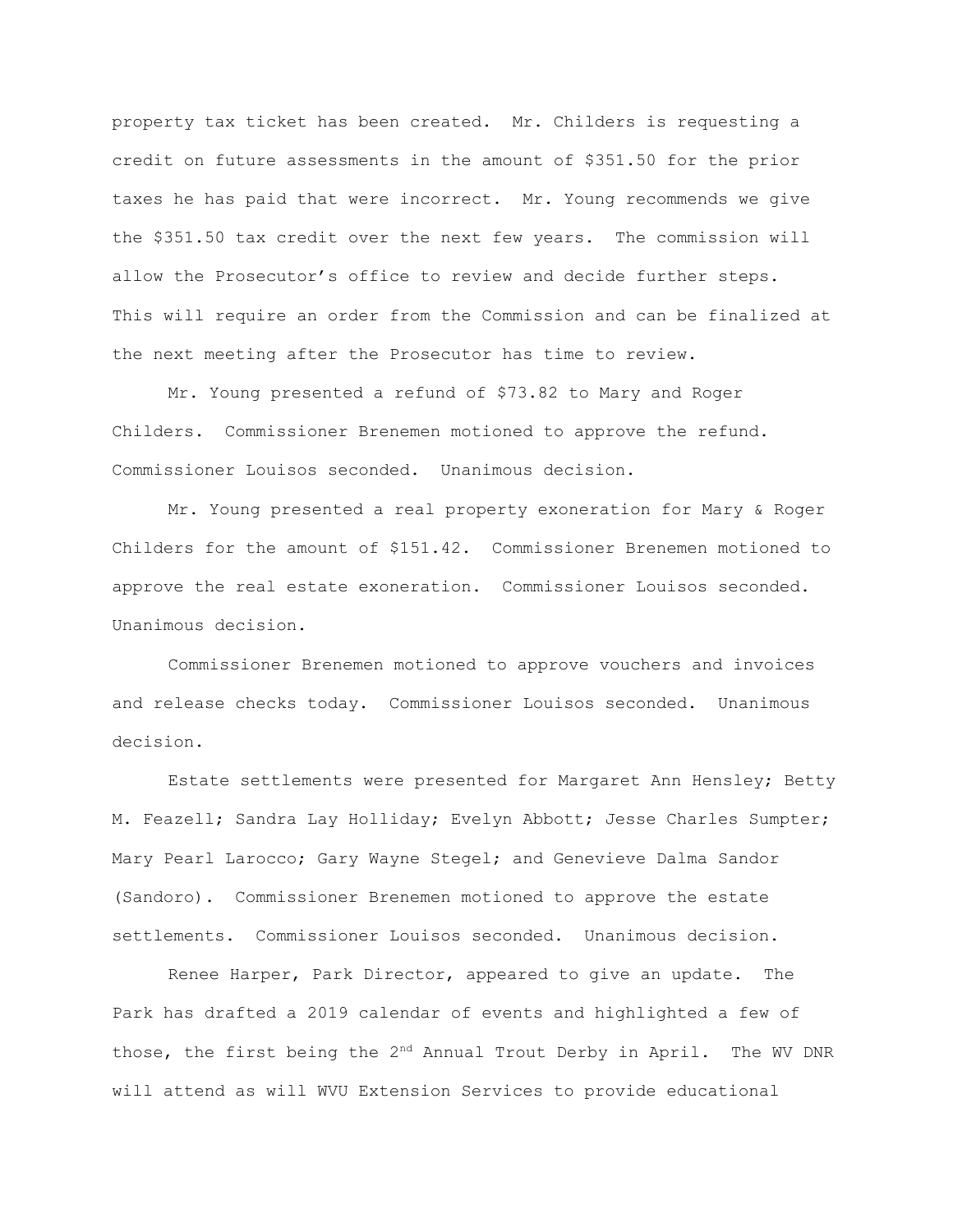property tax ticket has been created. Mr. Childers is requesting a credit on future assessments in the amount of $351.50 for the prior taxes he has paid that were incorrect. Mr. Young recommends we give the $351.50 tax credit over the next few years. The commission will allow the Prosecutor's office to review and decide further steps. This will require an order from the Commission and can be finalized at the next meeting after the Prosecutor has time to review.

Mr. Young presented a refund of $73.82 to Mary and Roger Childers. Commissioner Brenemen motioned to approve the refund. Commissioner Louisos seconded. Unanimous decision.

Mr. Young presented a real property exoneration for Mary & Roger Childers for the amount of $151.42. Commissioner Brenemen motioned to approve the real estate exoneration. Commissioner Louisos seconded. Unanimous decision.

Commissioner Brenemen motioned to approve vouchers and invoices and release checks today. Commissioner Louisos seconded. Unanimous decision.

Estate settlements were presented for Margaret Ann Hensley; Betty M. Feazell; Sandra Lay Holliday; Evelyn Abbott; Jesse Charles Sumpter; Mary Pearl Larocco; Gary Wayne Stegel; and Genevieve Dalma Sandor (Sandoro). Commissioner Brenemen motioned to approve the estate settlements. Commissioner Louisos seconded. Unanimous decision.

Renee Harper, Park Director, appeared to give an update. The Park has drafted a 2019 calendar of events and highlighted a few of those, the first being the 2nd Annual Trout Derby in April. The WV DNR will attend as will WVU Extension Services to provide educational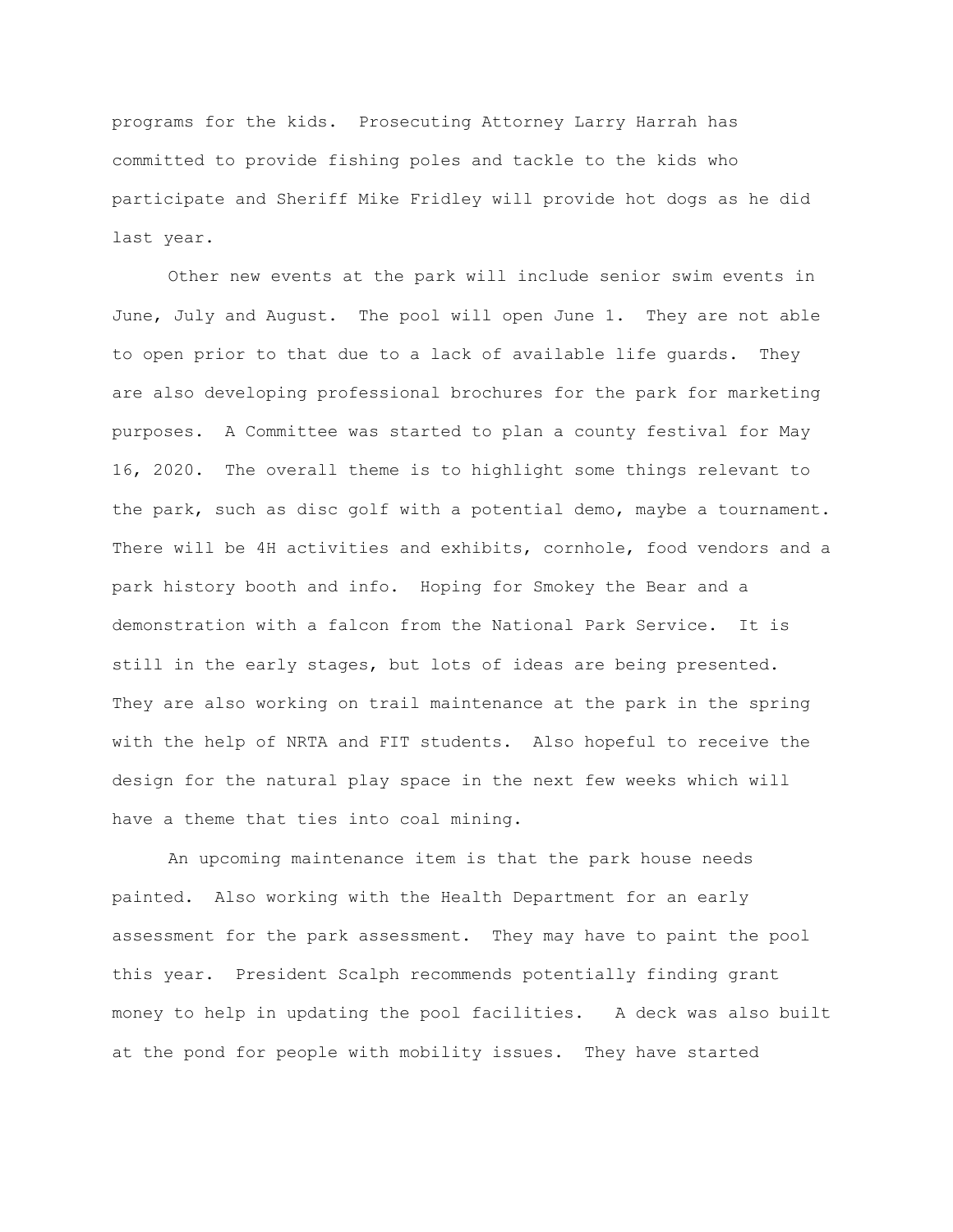programs for the kids. Prosecuting Attorney Larry Harrah has committed to provide fishing poles and tackle to the kids who participate and Sheriff Mike Fridley will provide hot dogs as he did last year.

Other new events at the park will include senior swim events in June, July and August. The pool will open June 1. They are not able to open prior to that due to a lack of available life guards. They are also developing professional brochures for the park for marketing purposes. A Committee was started to plan a county festival for May 16, 2020. The overall theme is to highlight some things relevant to the park, such as disc golf with a potential demo, maybe a tournament. There will be 4H activities and exhibits, cornhole, food vendors and a park history booth and info. Hoping for Smokey the Bear and a demonstration with a falcon from the National Park Service. It is still in the early stages, but lots of ideas are being presented. They are also working on trail maintenance at the park in the spring with the help of NRTA and FIT students. Also hopeful to receive the design for the natural play space in the next few weeks which will have a theme that ties into coal mining.

An upcoming maintenance item is that the park house needs painted. Also working with the Health Department for an early assessment for the park assessment. They may have to paint the pool this year. President Scalph recommends potentially finding grant money to help in updating the pool facilities. A deck was also built at the pond for people with mobility issues. They have started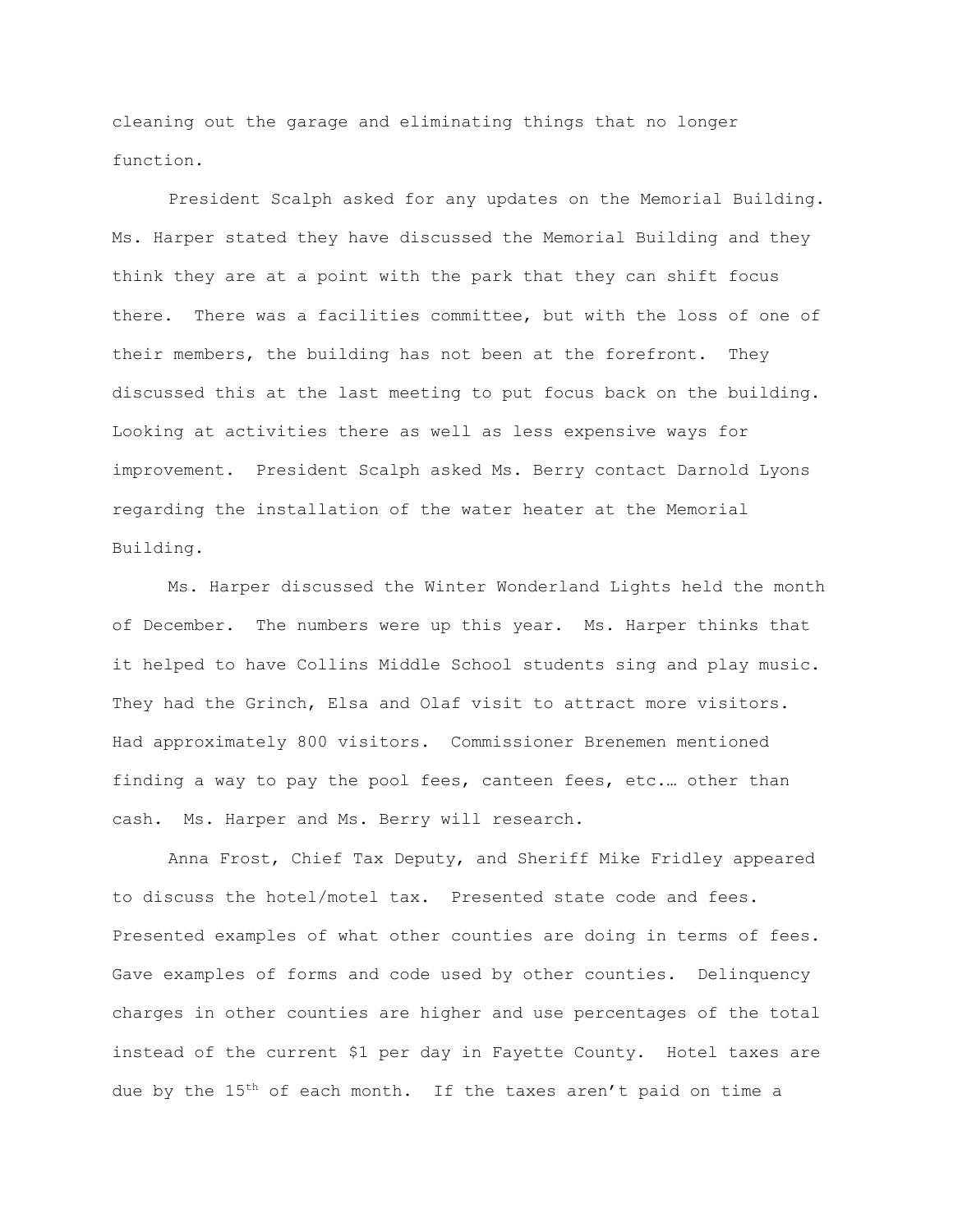cleaning out the garage and eliminating things that no longer function.

President Scalph asked for any updates on the Memorial Building. Ms. Harper stated they have discussed the Memorial Building and they think they are at a point with the park that they can shift focus there. There was a facilities committee, but with the loss of one of their members, the building has not been at the forefront. They discussed this at the last meeting to put focus back on the building. Looking at activities there as well as less expensive ways for improvement. President Scalph asked Ms. Berry contact Darnold Lyons regarding the installation of the water heater at the Memorial Building.

Ms. Harper discussed the Winter Wonderland Lights held the month of December. The numbers were up this year. Ms. Harper thinks that it helped to have Collins Middle School students sing and play music. They had the Grinch, Elsa and Olaf visit to attract more visitors. Had approximately 800 visitors. Commissioner Brenemen mentioned finding a way to pay the pool fees, canteen fees, etc.… other than cash. Ms. Harper and Ms. Berry will research.

Anna Frost, Chief Tax Deputy, and Sheriff Mike Fridley appeared to discuss the hotel/motel tax. Presented state code and fees. Presented examples of what other counties are doing in terms of fees. Gave examples of forms and code used by other counties. Delinquency charges in other counties are higher and use percentages of the total instead of the current $1 per day in Fayette County. Hotel taxes are due by the 15th of each month. If the taxes aren't paid on time a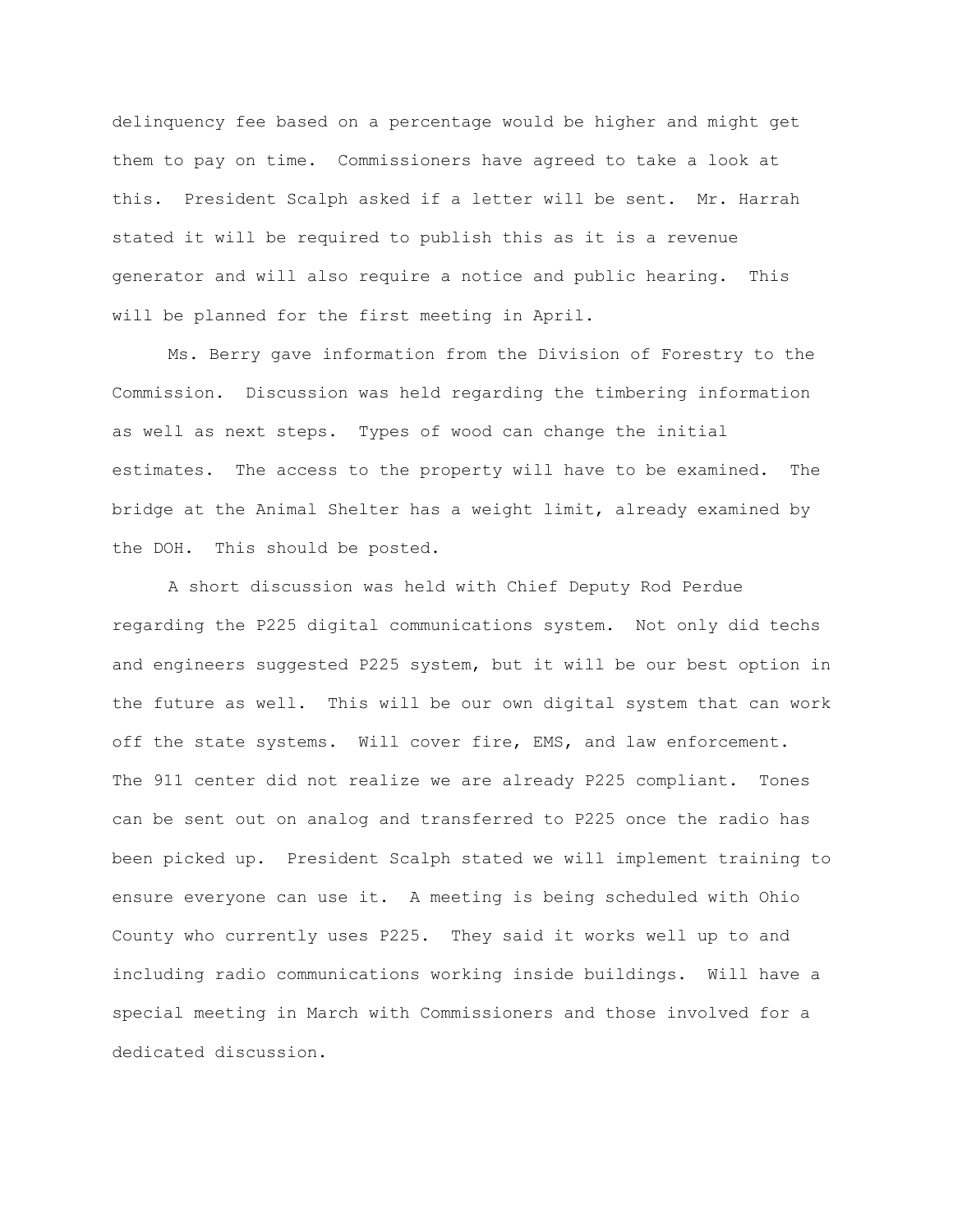delinquency fee based on a percentage would be higher and might get them to pay on time. Commissioners have agreed to take a look at this. President Scalph asked if a letter will be sent. Mr. Harrah stated it will be required to publish this as it is a revenue generator and will also require a notice and public hearing. This will be planned for the first meeting in April.

Ms. Berry gave information from the Division of Forestry to the Commission. Discussion was held regarding the timbering information as well as next steps. Types of wood can change the initial estimates. The access to the property will have to be examined. The bridge at the Animal Shelter has a weight limit, already examined by the DOH. This should be posted.

A short discussion was held with Chief Deputy Rod Perdue regarding the P225 digital communications system. Not only did techs and engineers suggested P225 system, but it will be our best option in the future as well. This will be our own digital system that can work off the state systems. Will cover fire, EMS, and law enforcement. The 911 center did not realize we are already P225 compliant. Tones can be sent out on analog and transferred to P225 once the radio has been picked up. President Scalph stated we will implement training to ensure everyone can use it. A meeting is being scheduled with Ohio County who currently uses P225. They said it works well up to and including radio communications working inside buildings. Will have a special meeting in March with Commissioners and those involved for a dedicated discussion.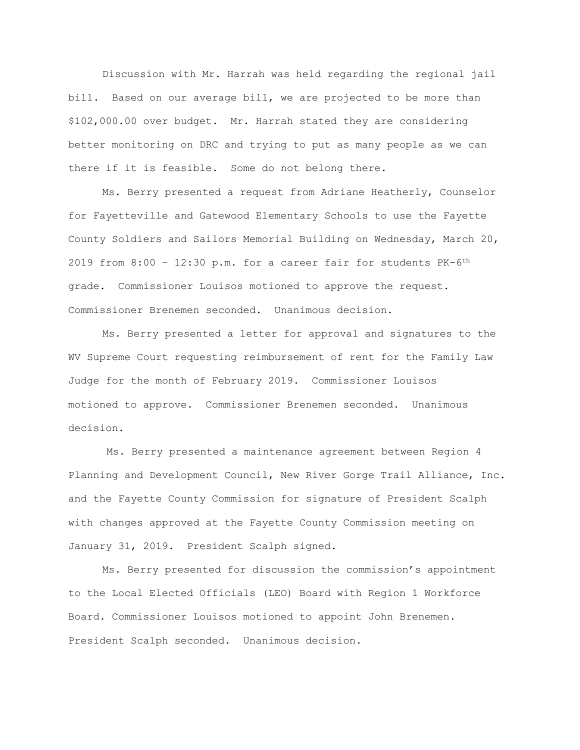Discussion with Mr. Harrah was held regarding the regional jail bill. Based on our average bill, we are projected to be more than $102,000.00 over budget. Mr. Harrah stated they are considering better monitoring on DRC and trying to put as many people as we can there if it is feasible. Some do not belong there.

Ms. Berry presented a request from Adriane Heatherly, Counselor for Fayetteville and Gatewood Elementary Schools to use the Fayette County Soldiers and Sailors Memorial Building on Wednesday, March 20, 2019 from 8:00 – 12:30 p.m. for a career fair for students PK-6th grade. Commissioner Louisos motioned to approve the request. Commissioner Brenemen seconded. Unanimous decision.

Ms. Berry presented a letter for approval and signatures to the WV Supreme Court requesting reimbursement of rent for the Family Law Judge for the month of February 2019. Commissioner Louisos motioned to approve. Commissioner Brenemen seconded. Unanimous decision.

Ms. Berry presented a maintenance agreement between Region 4 Planning and Development Council, New River Gorge Trail Alliance, Inc. and the Fayette County Commission for signature of President Scalph with changes approved at the Fayette County Commission meeting on January 31, 2019. President Scalph signed.

Ms. Berry presented for discussion the commission's appointment to the Local Elected Officials (LEO) Board with Region 1 Workforce Board. Commissioner Louisos motioned to appoint John Brenemen. President Scalph seconded. Unanimous decision.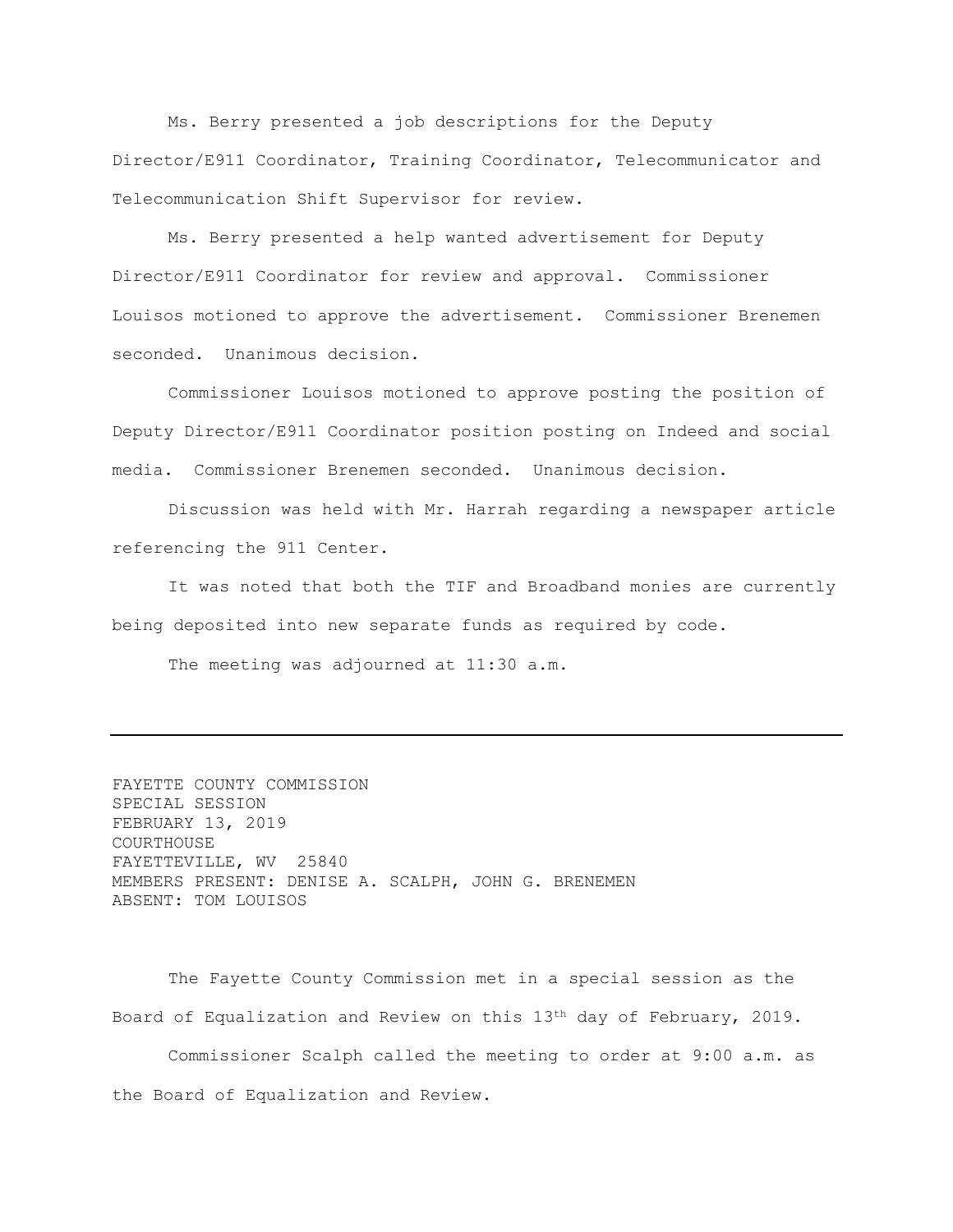Ms. Berry presented a job descriptions for the Deputy Director/E911 Coordinator, Training Coordinator, Telecommunicator and Telecommunication Shift Supervisor for review.

Ms. Berry presented a help wanted advertisement for Deputy Director/E911 Coordinator for review and approval. Commissioner Louisos motioned to approve the advertisement. Commissioner Brenemen seconded. Unanimous decision.

Commissioner Louisos motioned to approve posting the position of Deputy Director/E911 Coordinator position posting on Indeed and social media. Commissioner Brenemen seconded. Unanimous decision.

Discussion was held with Mr. Harrah regarding a newspaper article referencing the 911 Center.

It was noted that both the TIF and Broadband monies are currently being deposited into new separate funds as required by code.

The meeting was adjourned at 11:30 a.m.

---

FAYETTE COUNTY COMMISSION
SPECIAL SESSION
FEBRUARY 13, 2019
COURTHOUSE
FAYETTEVILLE, WV 25840
MEMBERS PRESENT: DENISE A. SCALPH, JOHN G. BRENEMEN
ABSENT: TOM LOUISOS

The Fayette County Commission met in a special session as the Board of Equalization and Review on this 13th day of February, 2019.

Commissioner Scalph called the meeting to order at 9:00 a.m. as the Board of Equalization and Review.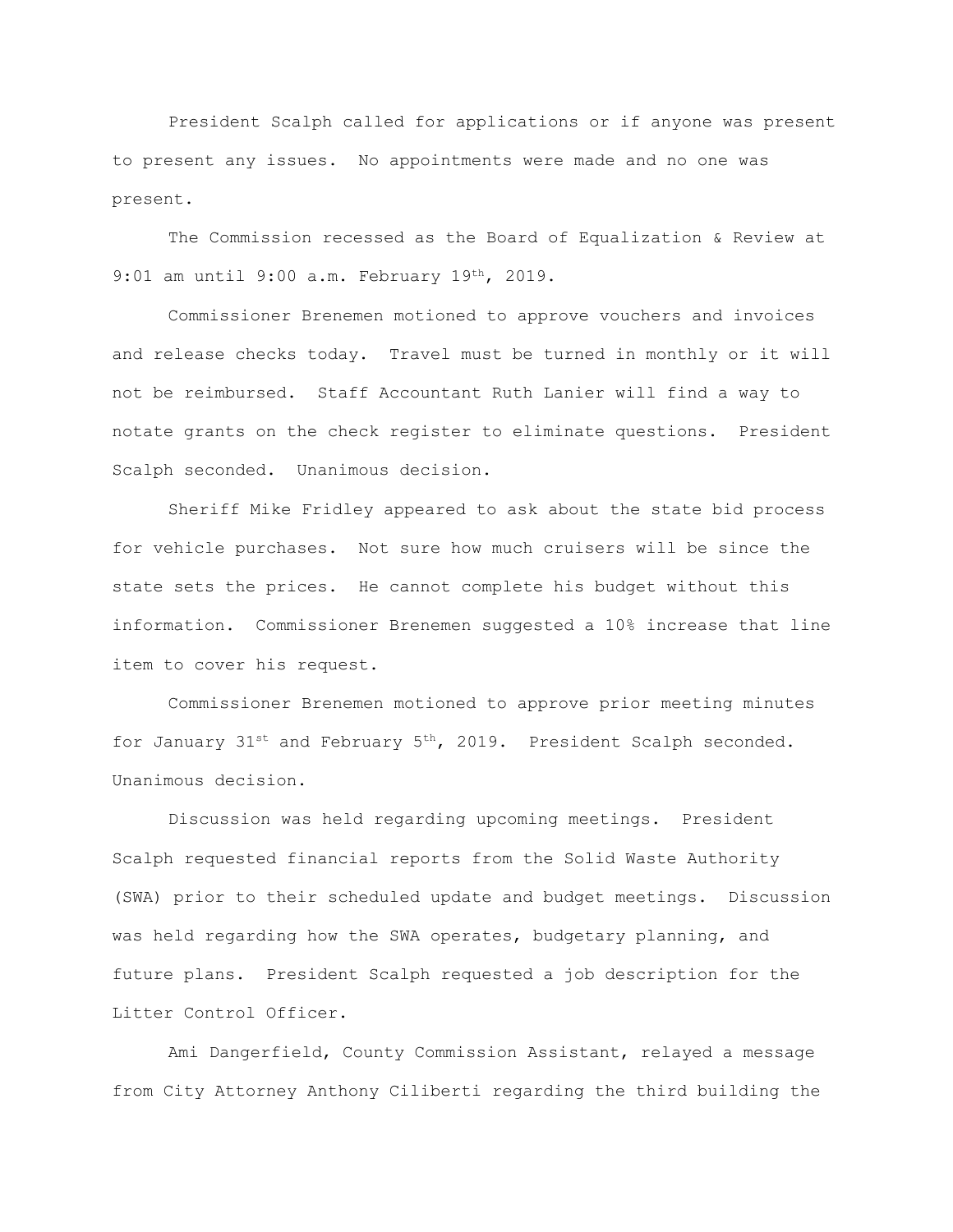President Scalph called for applications or if anyone was present to present any issues. No appointments were made and no one was present.

The Commission recessed as the Board of Equalization & Review at 9:01 am until 9:00 a.m. February 19th, 2019.

Commissioner Brenemen motioned to approve vouchers and invoices and release checks today. Travel must be turned in monthly or it will not be reimbursed. Staff Accountant Ruth Lanier will find a way to notate grants on the check register to eliminate questions. President Scalph seconded. Unanimous decision.

Sheriff Mike Fridley appeared to ask about the state bid process for vehicle purchases. Not sure how much cruisers will be since the state sets the prices. He cannot complete his budget without this information. Commissioner Brenemen suggested a 10% increase that line item to cover his request.

Commissioner Brenemen motioned to approve prior meeting minutes for January 31st and February 5th, 2019. President Scalph seconded. Unanimous decision.

Discussion was held regarding upcoming meetings. President Scalph requested financial reports from the Solid Waste Authority (SWA) prior to their scheduled update and budget meetings. Discussion was held regarding how the SWA operates, budgetary planning, and future plans. President Scalph requested a job description for the Litter Control Officer.

Ami Dangerfield, County Commission Assistant, relayed a message from City Attorney Anthony Ciliberti regarding the third building the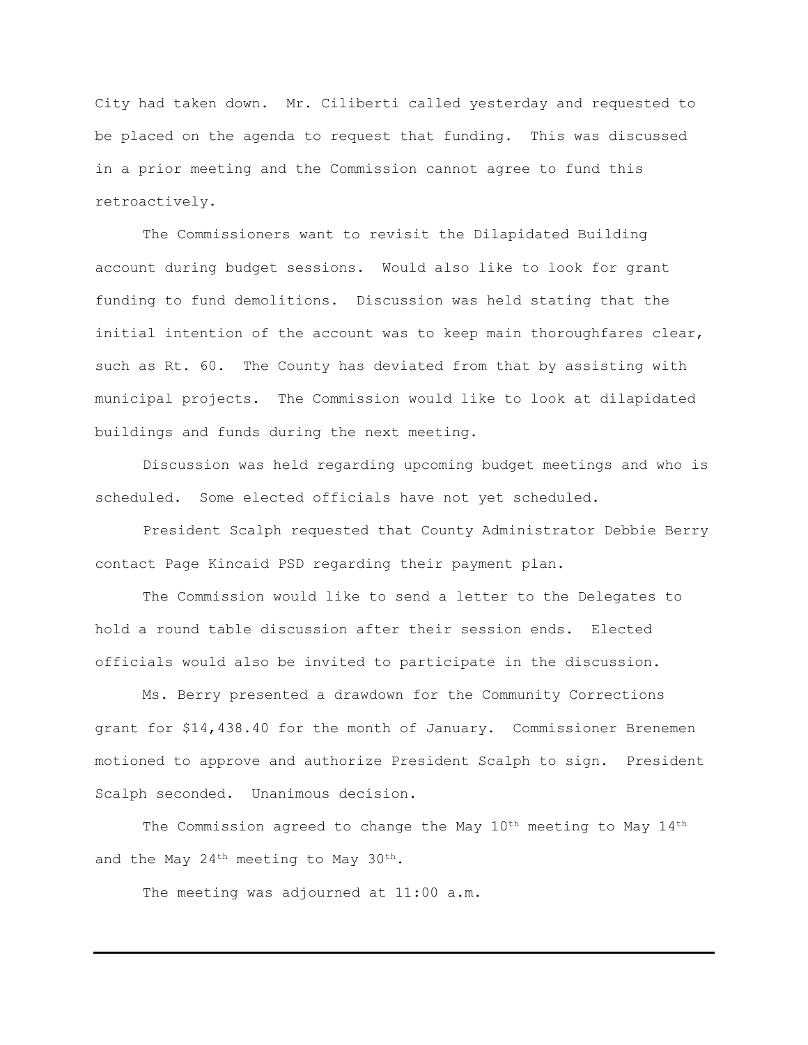City had taken down. Mr. Ciliberti called yesterday and requested to be placed on the agenda to request that funding. This was discussed in a prior meeting and the Commission cannot agree to fund this retroactively.

The Commissioners want to revisit the Dilapidated Building account during budget sessions. Would also like to look for grant funding to fund demolitions. Discussion was held stating that the initial intention of the account was to keep main thoroughfares clear, such as Rt. 60. The County has deviated from that by assisting with municipal projects. The Commission would like to look at dilapidated buildings and funds during the next meeting.

Discussion was held regarding upcoming budget meetings and who is scheduled. Some elected officials have not yet scheduled.

President Scalph requested that County Administrator Debbie Berry contact Page Kincaid PSD regarding their payment plan.

The Commission would like to send a letter to the Delegates to hold a round table discussion after their session ends. Elected officials would also be invited to participate in the discussion.

Ms. Berry presented a drawdown for the Community Corrections grant for $14,438.40 for the month of January. Commissioner Brenemen motioned to approve and authorize President Scalph to sign. President Scalph seconded. Unanimous decision.

The Commission agreed to change the May 10th meeting to May 14th and the May 24th meeting to May 30th.

The meeting was adjourned at 11:00 a.m.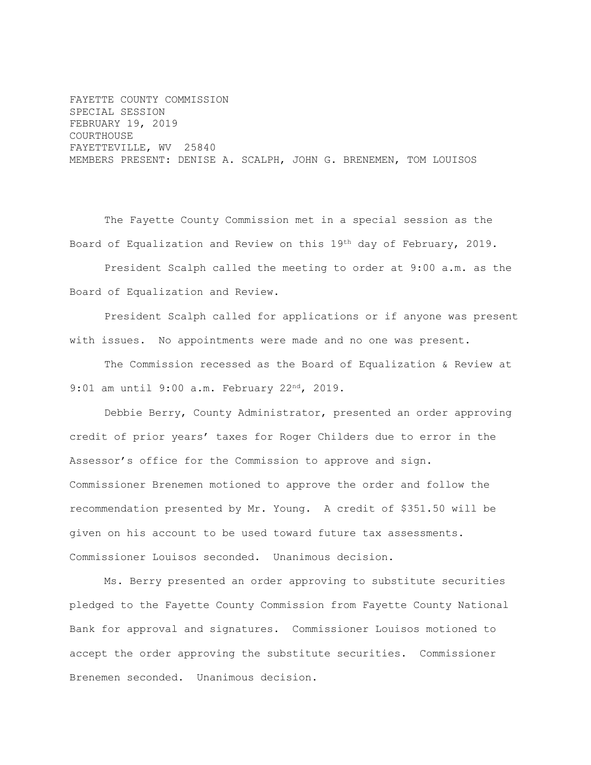FAYETTE COUNTY COMMISSION
SPECIAL SESSION
FEBRUARY 19, 2019
COURTHOUSE
FAYETTEVILLE, WV 25840
MEMBERS PRESENT: DENISE A. SCALPH, JOHN G. BRENEMEN, TOM LOUISOS

The Fayette County Commission met in a special session as the Board of Equalization and Review on this 19th day of February, 2019.

President Scalph called the meeting to order at 9:00 a.m. as the Board of Equalization and Review.

President Scalph called for applications or if anyone was present with issues. No appointments were made and no one was present.

The Commission recessed as the Board of Equalization & Review at 9:01 am until 9:00 a.m. February 22nd, 2019.

Debbie Berry, County Administrator, presented an order approving credit of prior years' taxes for Roger Childers due to error in the Assessor's office for the Commission to approve and sign. Commissioner Brenemen motioned to approve the order and follow the recommendation presented by Mr. Young. A credit of $351.50 will be given on his account to be used toward future tax assessments. Commissioner Louisos seconded. Unanimous decision.

Ms. Berry presented an order approving to substitute securities pledged to the Fayette County Commission from Fayette County National Bank for approval and signatures. Commissioner Louisos motioned to accept the order approving the substitute securities. Commissioner Brenemen seconded. Unanimous decision.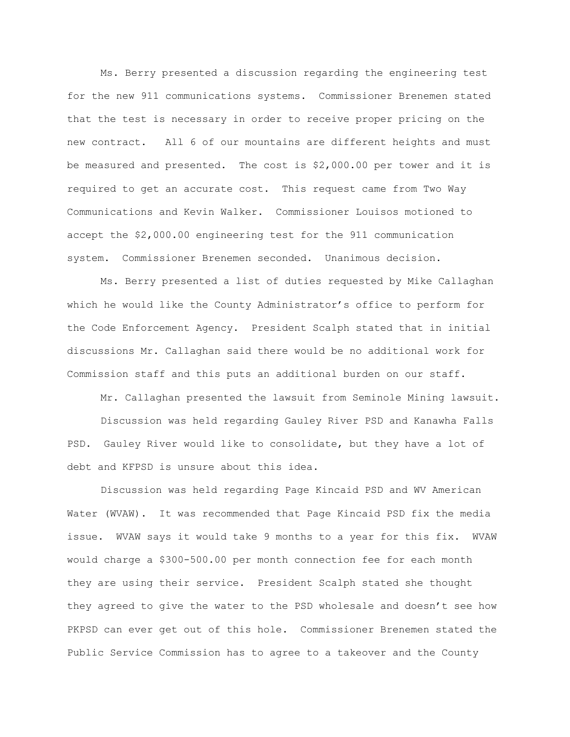Ms. Berry presented a discussion regarding the engineering test for the new 911 communications systems. Commissioner Brenemen stated that the test is necessary in order to receive proper pricing on the new contract. All 6 of our mountains are different heights and must be measured and presented. The cost is $2,000.00 per tower and it is required to get an accurate cost. This request came from Two Way Communications and Kevin Walker. Commissioner Louisos motioned to accept the $2,000.00 engineering test for the 911 communication system. Commissioner Brenemen seconded. Unanimous decision.

Ms. Berry presented a list of duties requested by Mike Callaghan which he would like the County Administrator's office to perform for the Code Enforcement Agency. President Scalph stated that in initial discussions Mr. Callaghan said there would be no additional work for Commission staff and this puts an additional burden on our staff.

Mr. Callaghan presented the lawsuit from Seminole Mining lawsuit.

Discussion was held regarding Gauley River PSD and Kanawha Falls PSD. Gauley River would like to consolidate, but they have a lot of debt and KFPSD is unsure about this idea.

Discussion was held regarding Page Kincaid PSD and WV American Water (WVAW). It was recommended that Page Kincaid PSD fix the media issue. WVAW says it would take 9 months to a year for this fix. WVAW would charge a $300-500.00 per month connection fee for each month they are using their service. President Scalph stated she thought they agreed to give the water to the PSD wholesale and doesn't see how PKPSD can ever get out of this hole. Commissioner Brenemen stated the Public Service Commission has to agree to a takeover and the County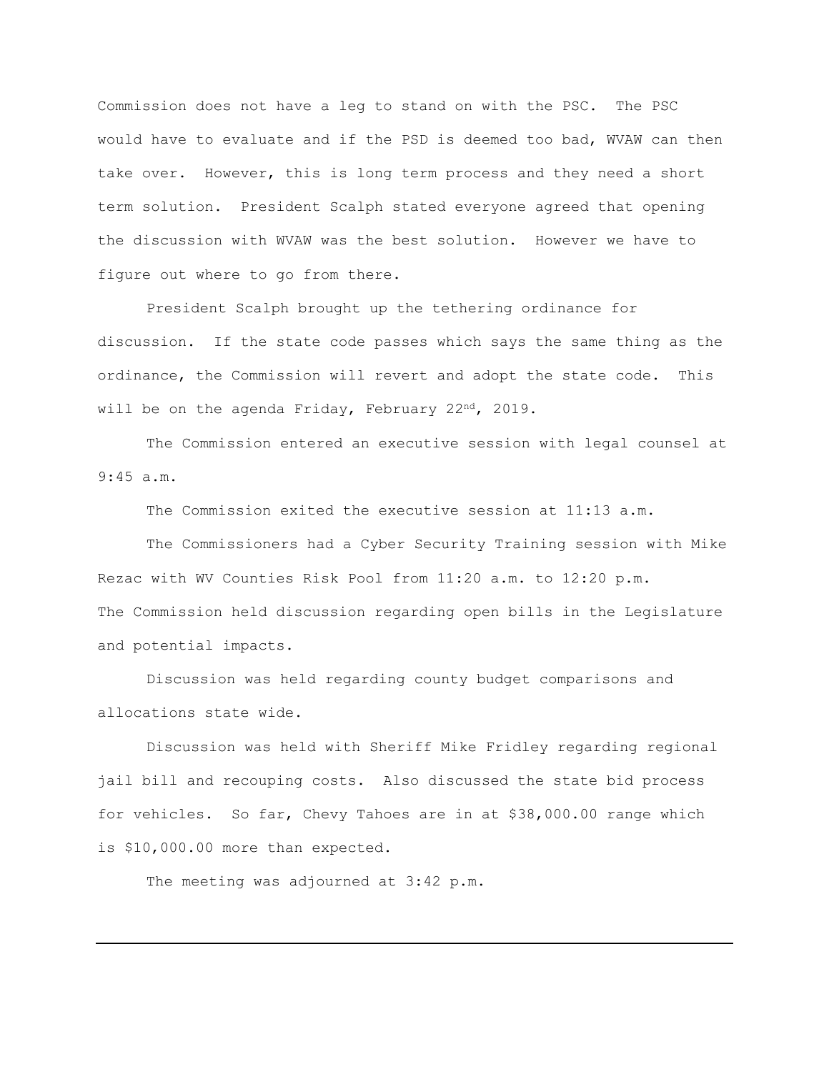Commission does not have a leg to stand on with the PSC. The PSC would have to evaluate and if the PSD is deemed too bad, WVAW can then take over. However, this is long term process and they need a short term solution. President Scalph stated everyone agreed that opening the discussion with WVAW was the best solution. However we have to figure out where to go from there.

President Scalph brought up the tethering ordinance for discussion. If the state code passes which says the same thing as the ordinance, the Commission will revert and adopt the state code. This will be on the agenda Friday, February 22nd, 2019.

The Commission entered an executive session with legal counsel at 9:45 a.m.

The Commission exited the executive session at 11:13 a.m.

The Commissioners had a Cyber Security Training session with Mike Rezac with WV Counties Risk Pool from 11:20 a.m. to 12:20 p.m. The Commission held discussion regarding open bills in the Legislature and potential impacts.

Discussion was held regarding county budget comparisons and allocations state wide.

Discussion was held with Sheriff Mike Fridley regarding regional jail bill and recouping costs. Also discussed the state bid process for vehicles. So far, Chevy Tahoes are in at $38,000.00 range which is $10,000.00 more than expected.

The meeting was adjourned at 3:42 p.m.

---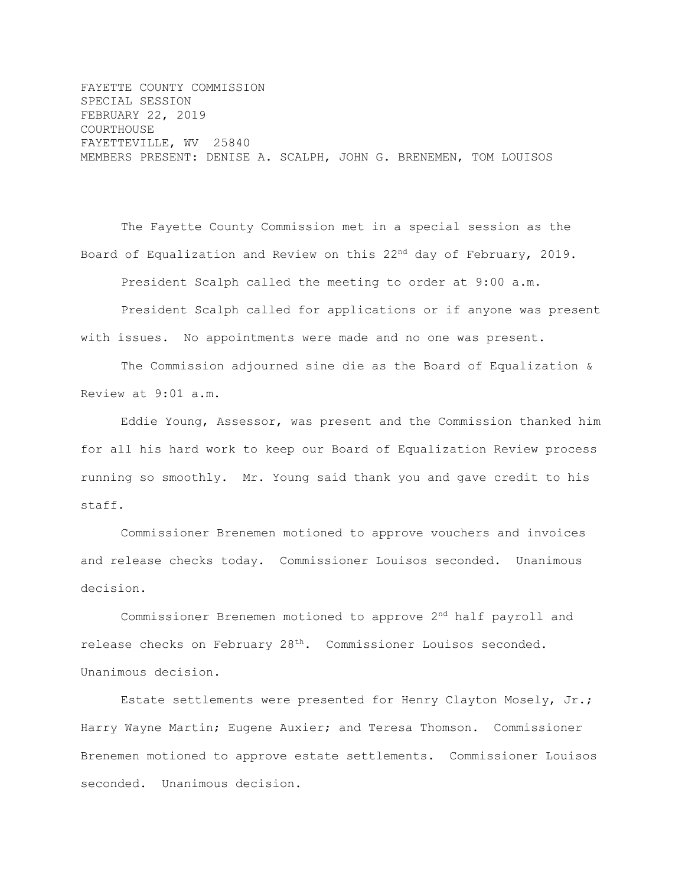FAYETTE COUNTY COMMISSION
SPECIAL SESSION
FEBRUARY 22, 2019
COURTHOUSE
FAYETTEVILLE, WV 25840
MEMBERS PRESENT: DENISE A. SCALPH, JOHN G. BRENEMEN, TOM LOUISOS

The Fayette County Commission met in a special session as the Board of Equalization and Review on this 22nd day of February, 2019.

President Scalph called the meeting to order at 9:00 a.m.

President Scalph called for applications or if anyone was present with issues. No appointments were made and no one was present.

The Commission adjourned sine die as the Board of Equalization & Review at 9:01 a.m.

Eddie Young, Assessor, was present and the Commission thanked him for all his hard work to keep our Board of Equalization Review process running so smoothly. Mr. Young said thank you and gave credit to his staff.

Commissioner Brenemen motioned to approve vouchers and invoices and release checks today. Commissioner Louisos seconded. Unanimous decision.

Commissioner Brenemen motioned to approve 2nd half payroll and release checks on February 28th. Commissioner Louisos seconded. Unanimous decision.

Estate settlements were presented for Henry Clayton Mosely, Jr.; Harry Wayne Martin; Eugene Auxier; and Teresa Thomson. Commissioner Brenemen motioned to approve estate settlements. Commissioner Louisos seconded. Unanimous decision.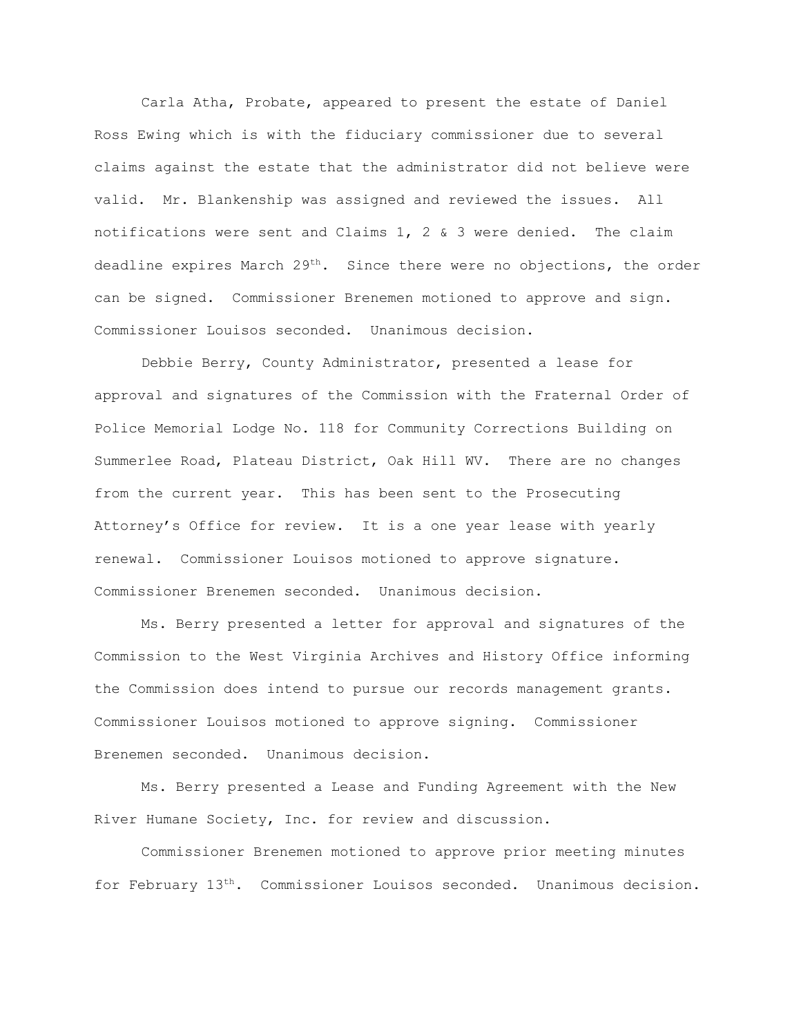Carla Atha, Probate, appeared to present the estate of Daniel Ross Ewing which is with the fiduciary commissioner due to several claims against the estate that the administrator did not believe were valid. Mr. Blankenship was assigned and reviewed the issues. All notifications were sent and Claims 1, 2 & 3 were denied. The claim deadline expires March 29th. Since there were no objections, the order can be signed. Commissioner Brenemen motioned to approve and sign. Commissioner Louisos seconded. Unanimous decision.

Debbie Berry, County Administrator, presented a lease for approval and signatures of the Commission with the Fraternal Order of Police Memorial Lodge No. 118 for Community Corrections Building on Summerlee Road, Plateau District, Oak Hill WV. There are no changes from the current year. This has been sent to the Prosecuting Attorney's Office for review. It is a one year lease with yearly renewal. Commissioner Louisos motioned to approve signature. Commissioner Brenemen seconded. Unanimous decision.

Ms. Berry presented a letter for approval and signatures of the Commission to the West Virginia Archives and History Office informing the Commission does intend to pursue our records management grants. Commissioner Louisos motioned to approve signing. Commissioner Brenemen seconded. Unanimous decision.

Ms. Berry presented a Lease and Funding Agreement with the New River Humane Society, Inc. for review and discussion.

Commissioner Brenemen motioned to approve prior meeting minutes for February 13th. Commissioner Louisos seconded. Unanimous decision.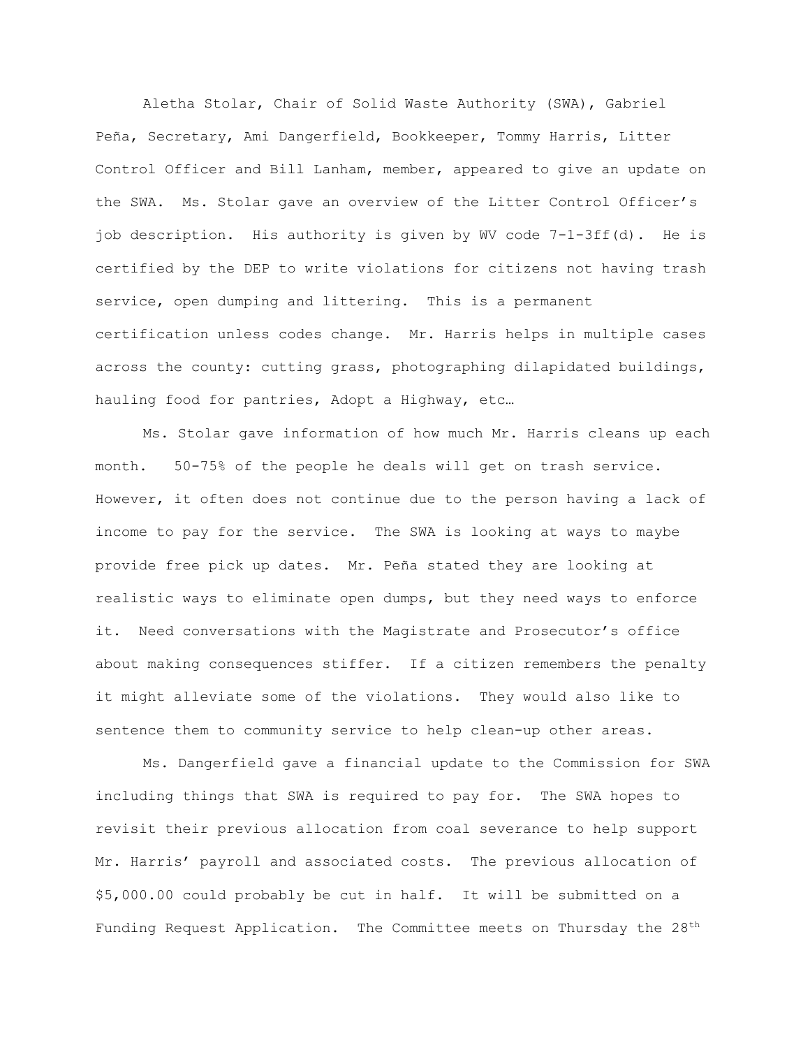Aletha Stolar, Chair of Solid Waste Authority (SWA), Gabriel Peña, Secretary, Ami Dangerfield, Bookkeeper, Tommy Harris, Litter Control Officer and Bill Lanham, member, appeared to give an update on the SWA. Ms. Stolar gave an overview of the Litter Control Officer's job description. His authority is given by WV code 7-1-3ff(d). He is certified by the DEP to write violations for citizens not having trash service, open dumping and littering. This is a permanent certification unless codes change. Mr. Harris helps in multiple cases across the county: cutting grass, photographing dilapidated buildings, hauling food for pantries, Adopt a Highway, etc…

Ms. Stolar gave information of how much Mr. Harris cleans up each month. 50-75% of the people he deals will get on trash service. However, it often does not continue due to the person having a lack of income to pay for the service. The SWA is looking at ways to maybe provide free pick up dates. Mr. Peña stated they are looking at realistic ways to eliminate open dumps, but they need ways to enforce it. Need conversations with the Magistrate and Prosecutor's office about making consequences stiffer. If a citizen remembers the penalty it might alleviate some of the violations. They would also like to sentence them to community service to help clean-up other areas.

Ms. Dangerfield gave a financial update to the Commission for SWA including things that SWA is required to pay for. The SWA hopes to revisit their previous allocation from coal severance to help support Mr. Harris' payroll and associated costs. The previous allocation of $5,000.00 could probably be cut in half. It will be submitted on a Funding Request Application. The Committee meets on Thursday the 28th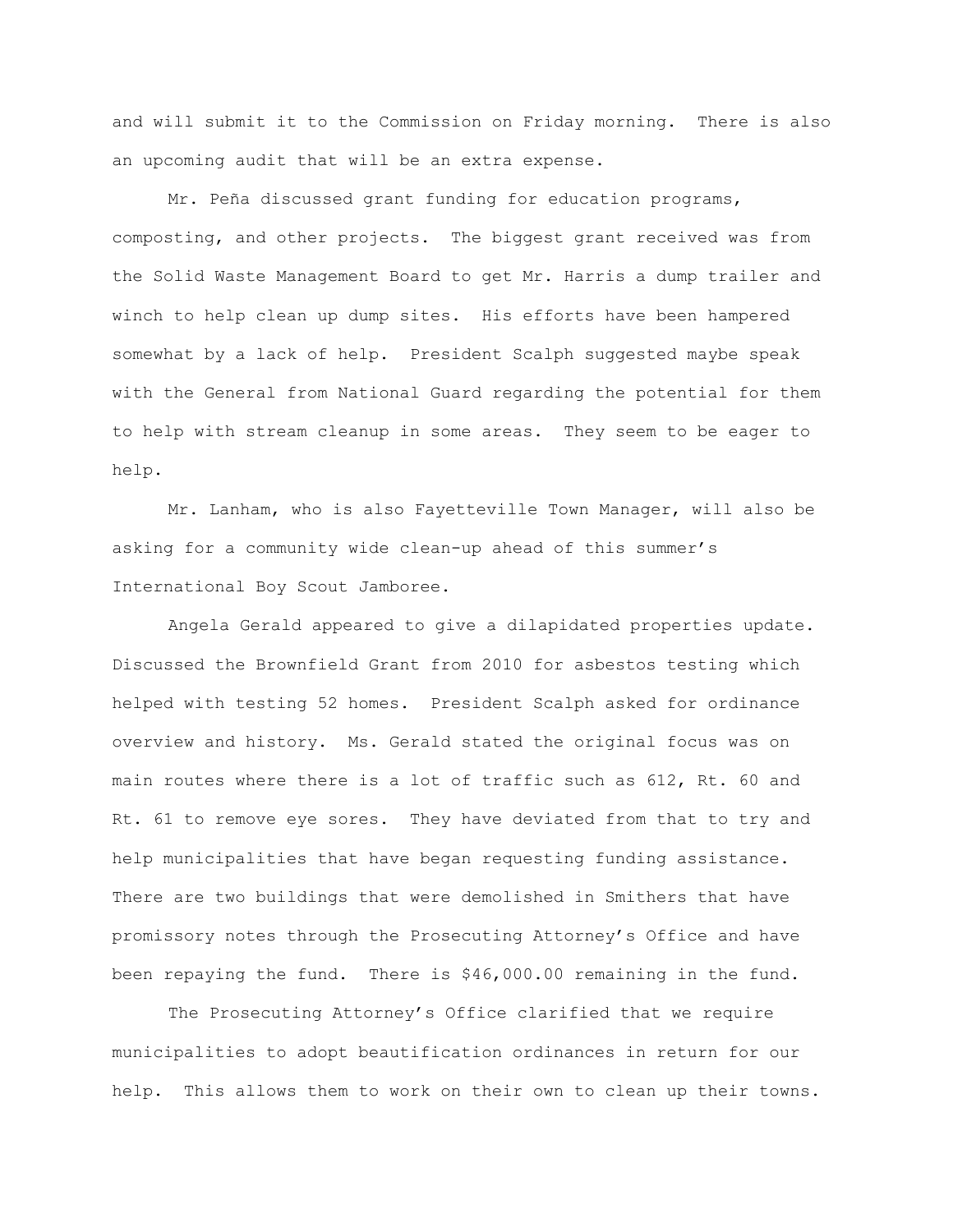and will submit it to the Commission on Friday morning. There is also an upcoming audit that will be an extra expense.

Mr. Peña discussed grant funding for education programs, composting, and other projects. The biggest grant received was from the Solid Waste Management Board to get Mr. Harris a dump trailer and winch to help clean up dump sites. His efforts have been hampered somewhat by a lack of help. President Scalph suggested maybe speak with the General from National Guard regarding the potential for them to help with stream cleanup in some areas. They seem to be eager to help.

Mr. Lanham, who is also Fayetteville Town Manager, will also be asking for a community wide clean-up ahead of this summer's International Boy Scout Jamboree.

Angela Gerald appeared to give a dilapidated properties update. Discussed the Brownfield Grant from 2010 for asbestos testing which helped with testing 52 homes. President Scalph asked for ordinance overview and history. Ms. Gerald stated the original focus was on main routes where there is a lot of traffic such as 612, Rt. 60 and Rt. 61 to remove eye sores. They have deviated from that to try and help municipalities that have began requesting funding assistance. There are two buildings that were demolished in Smithers that have promissory notes through the Prosecuting Attorney's Office and have been repaying the fund. There is $46,000.00 remaining in the fund.

The Prosecuting Attorney's Office clarified that we require municipalities to adopt beautification ordinances in return for our help. This allows them to work on their own to clean up their towns.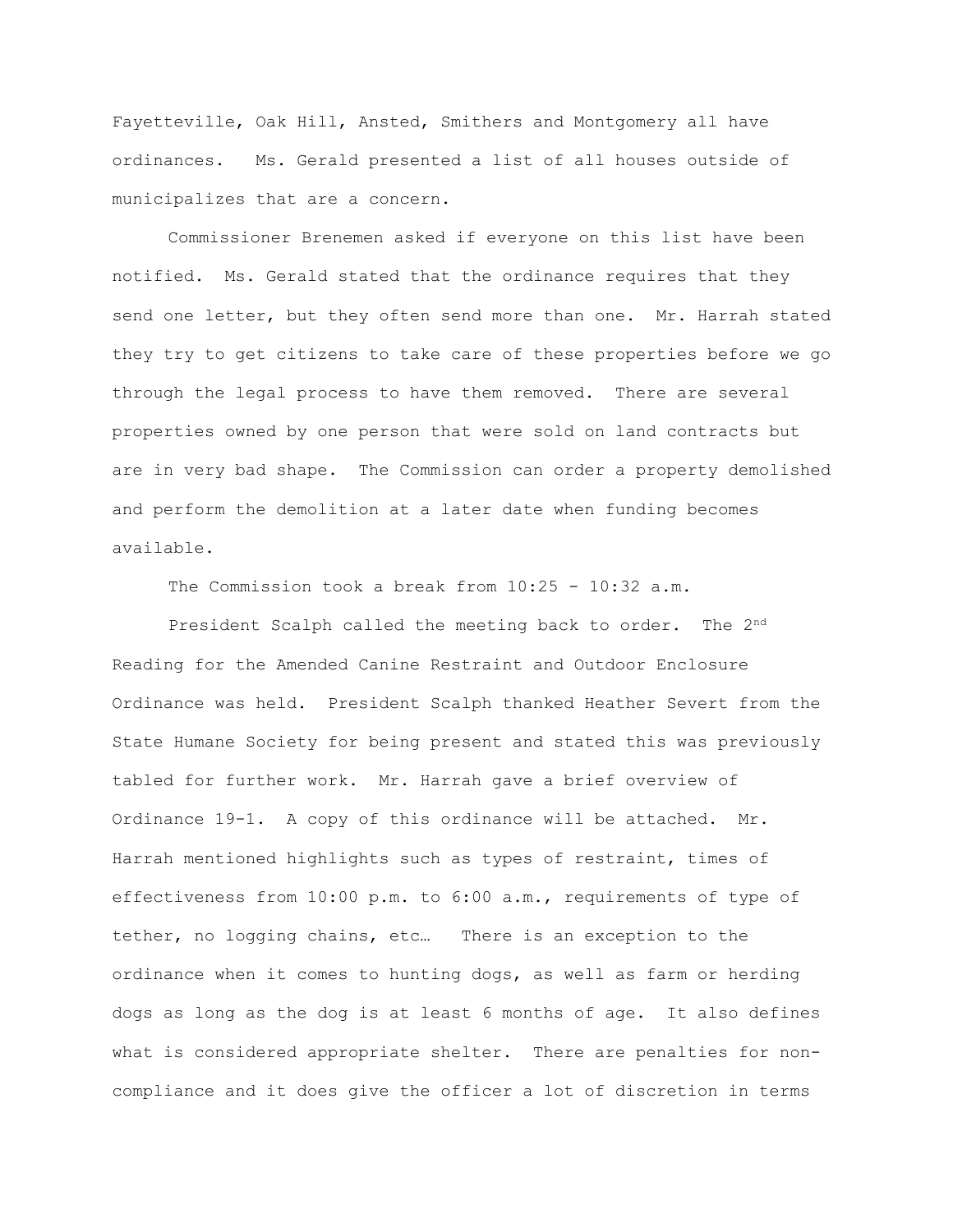Fayetteville, Oak Hill, Ansted, Smithers and Montgomery all have ordinances. Ms. Gerald presented a list of all houses outside of municipalizes that are a concern.

Commissioner Brenemen asked if everyone on this list have been notified. Ms. Gerald stated that the ordinance requires that they send one letter, but they often send more than one. Mr. Harrah stated they try to get citizens to take care of these properties before we go through the legal process to have them removed. There are several properties owned by one person that were sold on land contracts but are in very bad shape. The Commission can order a property demolished and perform the demolition at a later date when funding becomes available.

The Commission took a break from 10:25 - 10:32 a.m.

President Scalph called the meeting back to order. The 2nd Reading for the Amended Canine Restraint and Outdoor Enclosure Ordinance was held. President Scalph thanked Heather Severt from the State Humane Society for being present and stated this was previously tabled for further work. Mr. Harrah gave a brief overview of Ordinance 19-1. A copy of this ordinance will be attached. Mr. Harrah mentioned highlights such as types of restraint, times of effectiveness from 10:00 p.m. to 6:00 a.m., requirements of type of tether, no logging chains, etc… There is an exception to the ordinance when it comes to hunting dogs, as well as farm or herding dogs as long as the dog is at least 6 months of age. It also defines what is considered appropriate shelter. There are penalties for non-compliance and it does give the officer a lot of discretion in terms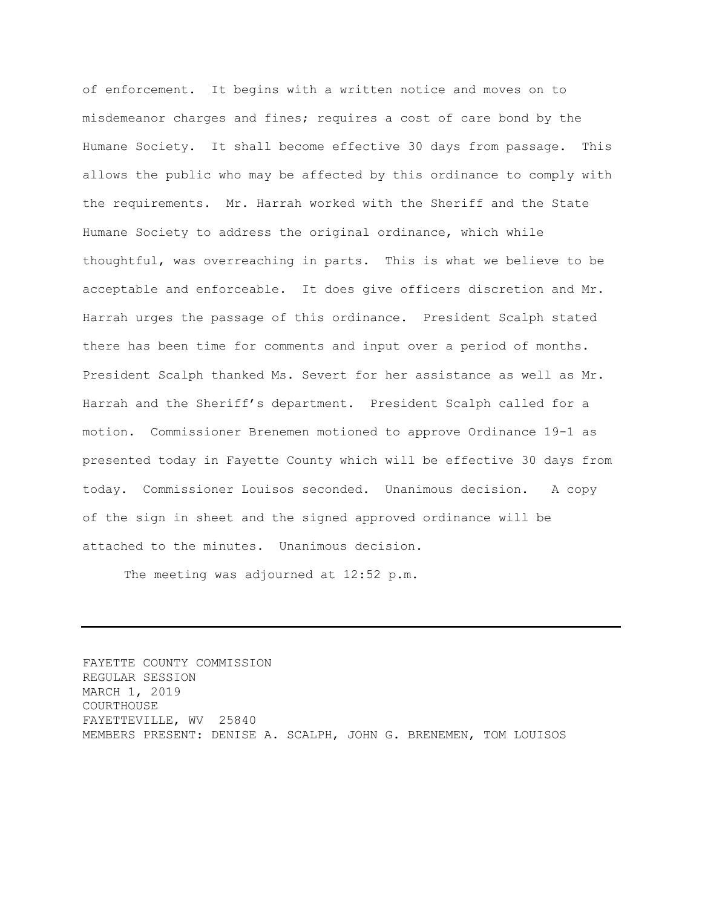of enforcement. It begins with a written notice and moves on to misdemeanor charges and fines; requires a cost of care bond by the Humane Society. It shall become effective 30 days from passage. This allows the public who may be affected by this ordinance to comply with the requirements. Mr. Harrah worked with the Sheriff and the State Humane Society to address the original ordinance, which while thoughtful, was overreaching in parts. This is what we believe to be acceptable and enforceable. It does give officers discretion and Mr. Harrah urges the passage of this ordinance. President Scalph stated there has been time for comments and input over a period of months. President Scalph thanked Ms. Severt for her assistance as well as Mr. Harrah and the Sheriff's department. President Scalph called for a motion. Commissioner Brenemen motioned to approve Ordinance 19-1 as presented today in Fayette County which will be effective 30 days from today. Commissioner Louisos seconded. Unanimous decision. A copy of the sign in sheet and the signed approved ordinance will be attached to the minutes. Unanimous decision.

The meeting was adjourned at 12:52 p.m.

---

FAYETTE COUNTY COMMISSION
REGULAR SESSION
MARCH 1, 2019
COURTHOUSE
FAYETTEVILLE, WV 25840
MEMBERS PRESENT: DENISE A. SCALPH, JOHN G. BRENEMEN, TOM LOUISOS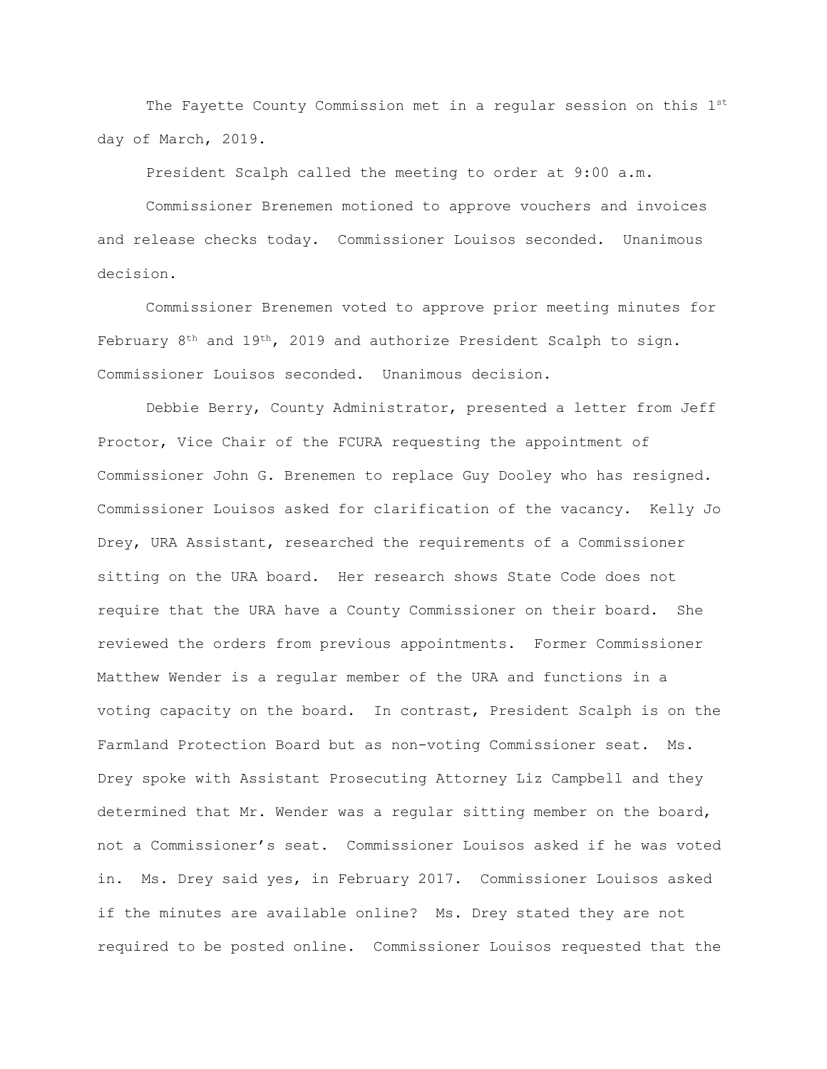The Fayette County Commission met in a regular session on this 1st day of March, 2019.

President Scalph called the meeting to order at 9:00 a.m.

Commissioner Brenemen motioned to approve vouchers and invoices and release checks today. Commissioner Louisos seconded. Unanimous decision.

Commissioner Brenemen voted to approve prior meeting minutes for February 8th and 19th, 2019 and authorize President Scalph to sign. Commissioner Louisos seconded. Unanimous decision.

Debbie Berry, County Administrator, presented a letter from Jeff Proctor, Vice Chair of the FCURA requesting the appointment of Commissioner John G. Brenemen to replace Guy Dooley who has resigned. Commissioner Louisos asked for clarification of the vacancy. Kelly Jo Drey, URA Assistant, researched the requirements of a Commissioner sitting on the URA board. Her research shows State Code does not require that the URA have a County Commissioner on their board. She reviewed the orders from previous appointments. Former Commissioner Matthew Wender is a regular member of the URA and functions in a voting capacity on the board. In contrast, President Scalph is on the Farmland Protection Board but as non-voting Commissioner seat. Ms. Drey spoke with Assistant Prosecuting Attorney Liz Campbell and they determined that Mr. Wender was a regular sitting member on the board, not a Commissioner's seat. Commissioner Louisos asked if he was voted in. Ms. Drey said yes, in February 2017. Commissioner Louisos asked if the minutes are available online? Ms. Drey stated they are not required to be posted online. Commissioner Louisos requested that the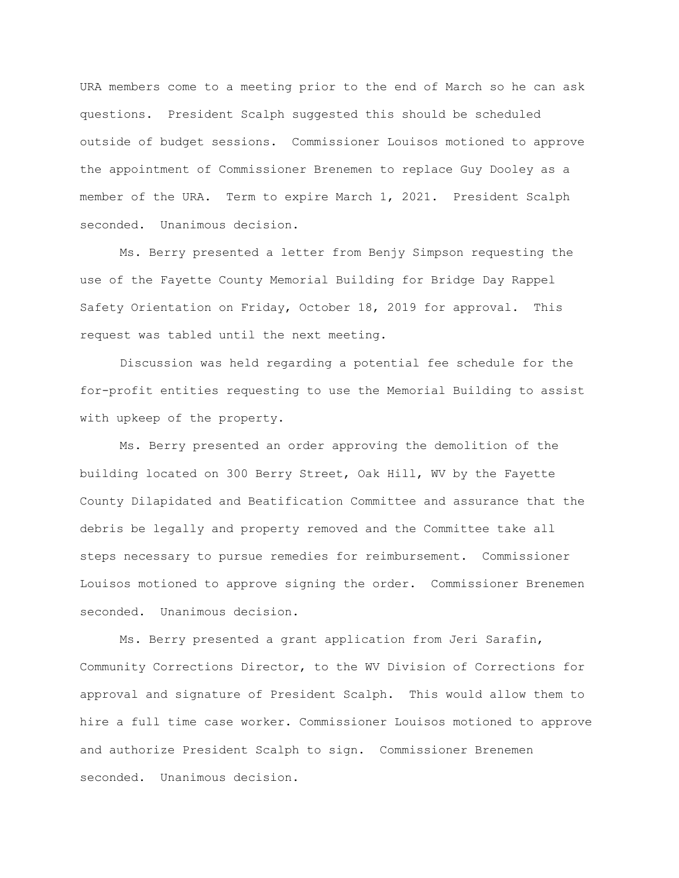URA members come to a meeting prior to the end of March so he can ask questions. President Scalph suggested this should be scheduled outside of budget sessions. Commissioner Louisos motioned to approve the appointment of Commissioner Brenemen to replace Guy Dooley as a member of the URA. Term to expire March 1, 2021. President Scalph seconded. Unanimous decision.

Ms. Berry presented a letter from Benjy Simpson requesting the use of the Fayette County Memorial Building for Bridge Day Rappel Safety Orientation on Friday, October 18, 2019 for approval. This request was tabled until the next meeting.

Discussion was held regarding a potential fee schedule for the for-profit entities requesting to use the Memorial Building to assist with upkeep of the property.

Ms. Berry presented an order approving the demolition of the building located on 300 Berry Street, Oak Hill, WV by the Fayette County Dilapidated and Beatification Committee and assurance that the debris be legally and property removed and the Committee take all steps necessary to pursue remedies for reimbursement. Commissioner Louisos motioned to approve signing the order. Commissioner Brenemen seconded. Unanimous decision.

Ms. Berry presented a grant application from Jeri Sarafin, Community Corrections Director, to the WV Division of Corrections for approval and signature of President Scalph. This would allow them to hire a full time case worker. Commissioner Louisos motioned to approve and authorize President Scalph to sign. Commissioner Brenemen seconded. Unanimous decision.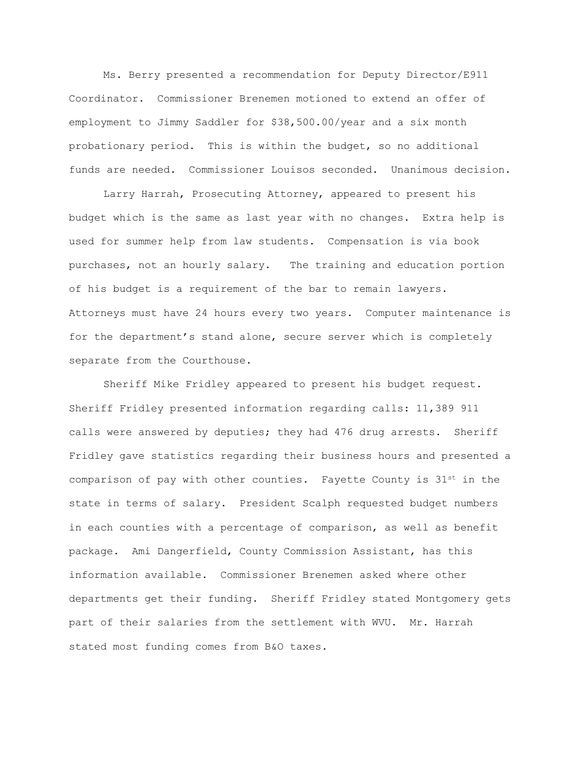Ms. Berry presented a recommendation for Deputy Director/E911 Coordinator. Commissioner Brenemen motioned to extend an offer of employment to Jimmy Saddler for $38,500.00/year and a six month probationary period. This is within the budget, so no additional funds are needed. Commissioner Louisos seconded. Unanimous decision.

Larry Harrah, Prosecuting Attorney, appeared to present his budget which is the same as last year with no changes. Extra help is used for summer help from law students. Compensation is via book purchases, not an hourly salary. The training and education portion of his budget is a requirement of the bar to remain lawyers. Attorneys must have 24 hours every two years. Computer maintenance is for the department's stand alone, secure server which is completely separate from the Courthouse.

Sheriff Mike Fridley appeared to present his budget request. Sheriff Fridley presented information regarding calls: 11,389 911 calls were answered by deputies; they had 476 drug arrests. Sheriff Fridley gave statistics regarding their business hours and presented a comparison of pay with other counties. Fayette County is 31st in the state in terms of salary. President Scalph requested budget numbers in each counties with a percentage of comparison, as well as benefit package. Ami Dangerfield, County Commission Assistant, has this information available. Commissioner Brenemen asked where other departments get their funding. Sheriff Fridley stated Montgomery gets part of their salaries from the settlement with WVU. Mr. Harrah stated most funding comes from B&O taxes.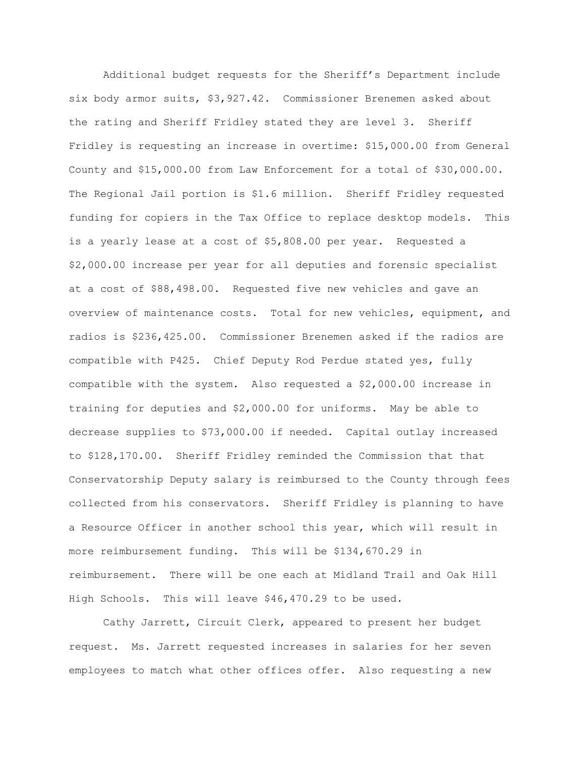Additional budget requests for the Sheriff's Department include six body armor suits, $3,927.42. Commissioner Brenemen asked about the rating and Sheriff Fridley stated they are level 3. Sheriff Fridley is requesting an increase in overtime: $15,000.00 from General County and $15,000.00 from Law Enforcement for a total of $30,000.00. The Regional Jail portion is $1.6 million. Sheriff Fridley requested funding for copiers in the Tax Office to replace desktop models. This is a yearly lease at a cost of $5,808.00 per year. Requested a $2,000.00 increase per year for all deputies and forensic specialist at a cost of $88,498.00. Requested five new vehicles and gave an overview of maintenance costs. Total for new vehicles, equipment, and radios is $236,425.00. Commissioner Brenemen asked if the radios are compatible with P425. Chief Deputy Rod Perdue stated yes, fully compatible with the system. Also requested a $2,000.00 increase in training for deputies and $2,000.00 for uniforms. May be able to decrease supplies to $73,000.00 if needed. Capital outlay increased to $128,170.00. Sheriff Fridley reminded the Commission that that Conservatorship Deputy salary is reimbursed to the County through fees collected from his conservators. Sheriff Fridley is planning to have a Resource Officer in another school this year, which will result in more reimbursement funding. This will be $134,670.29 in reimbursement. There will be one each at Midland Trail and Oak Hill High Schools. This will leave $46,470.29 to be used.

Cathy Jarrett, Circuit Clerk, appeared to present her budget request. Ms. Jarrett requested increases in salaries for her seven employees to match what other offices offer. Also requesting a new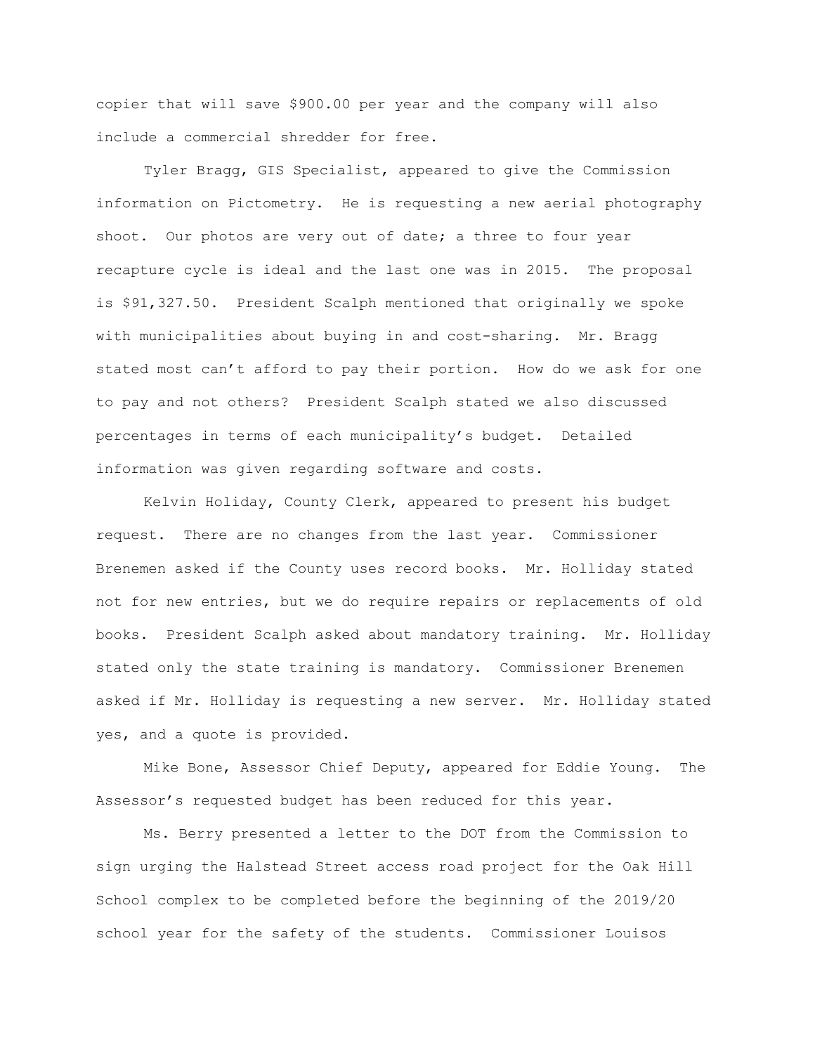copier that will save $900.00 per year and the company will also include a commercial shredder for free.

Tyler Bragg, GIS Specialist, appeared to give the Commission information on Pictometry. He is requesting a new aerial photography shoot. Our photos are very out of date; a three to four year recapture cycle is ideal and the last one was in 2015. The proposal is $91,327.50. President Scalph mentioned that originally we spoke with municipalities about buying in and cost-sharing. Mr. Bragg stated most can't afford to pay their portion. How do we ask for one to pay and not others? President Scalph stated we also discussed percentages in terms of each municipality's budget. Detailed information was given regarding software and costs.

Kelvin Holiday, County Clerk, appeared to present his budget request. There are no changes from the last year. Commissioner Brenemen asked if the County uses record books. Mr. Holliday stated not for new entries, but we do require repairs or replacements of old books. President Scalph asked about mandatory training. Mr. Holliday stated only the state training is mandatory. Commissioner Brenemen asked if Mr. Holliday is requesting a new server. Mr. Holliday stated yes, and a quote is provided.

Mike Bone, Assessor Chief Deputy, appeared for Eddie Young. The Assessor's requested budget has been reduced for this year.

Ms. Berry presented a letter to the DOT from the Commission to sign urging the Halstead Street access road project for the Oak Hill School complex to be completed before the beginning of the 2019/20 school year for the safety of the students. Commissioner Louisos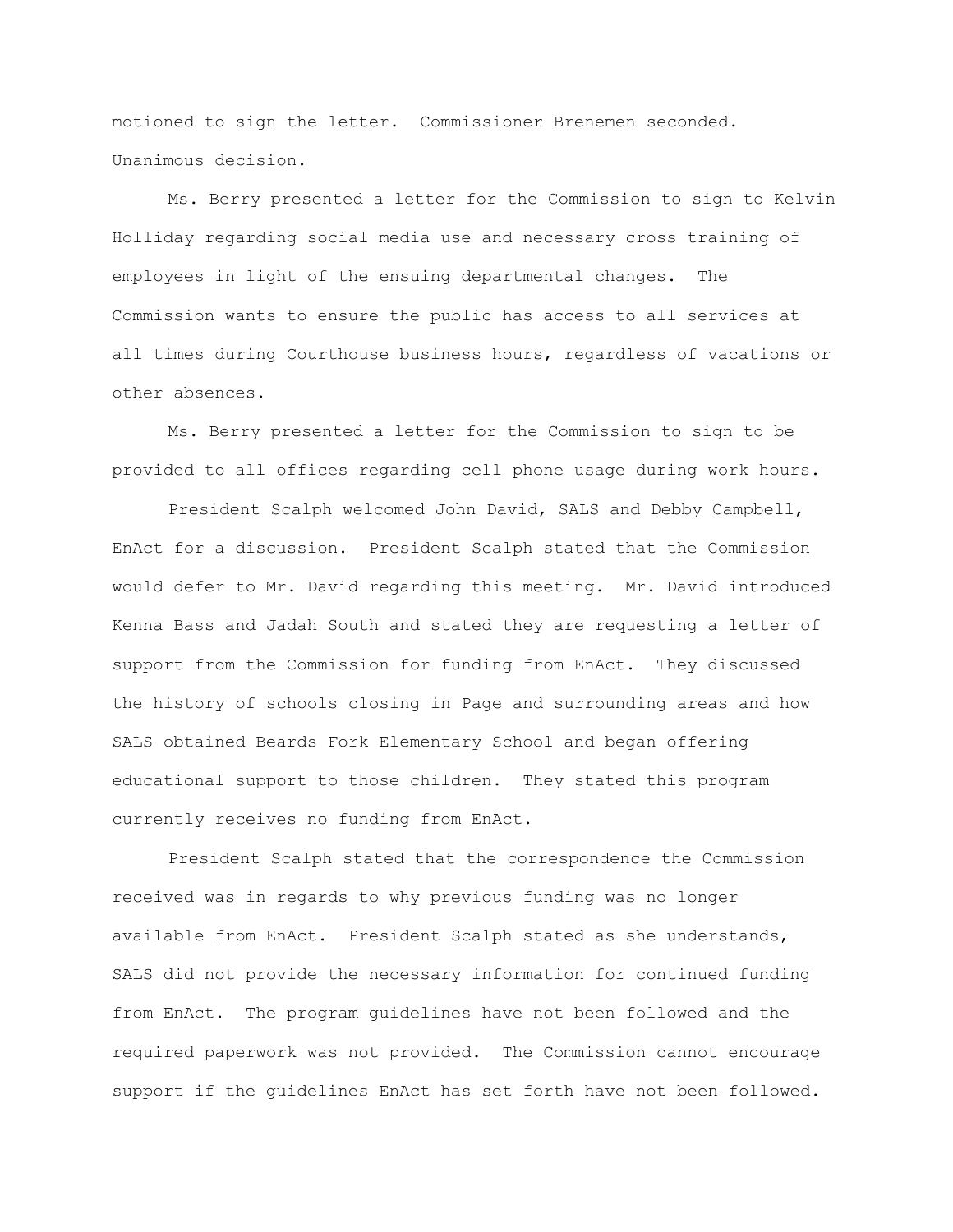motioned to sign the letter. Commissioner Brenemen seconded. Unanimous decision.

Ms. Berry presented a letter for the Commission to sign to Kelvin Holliday regarding social media use and necessary cross training of employees in light of the ensuing departmental changes. The Commission wants to ensure the public has access to all services at all times during Courthouse business hours, regardless of vacations or other absences.

Ms. Berry presented a letter for the Commission to sign to be provided to all offices regarding cell phone usage during work hours.

President Scalph welcomed John David, SALS and Debby Campbell, EnAct for a discussion. President Scalph stated that the Commission would defer to Mr. David regarding this meeting. Mr. David introduced Kenna Bass and Jadah South and stated they are requesting a letter of support from the Commission for funding from EnAct. They discussed the history of schools closing in Page and surrounding areas and how SALS obtained Beards Fork Elementary School and began offering educational support to those children. They stated this program currently receives no funding from EnAct.

President Scalph stated that the correspondence the Commission received was in regards to why previous funding was no longer available from EnAct. President Scalph stated as she understands, SALS did not provide the necessary information for continued funding from EnAct. The program guidelines have not been followed and the required paperwork was not provided. The Commission cannot encourage support if the guidelines EnAct has set forth have not been followed.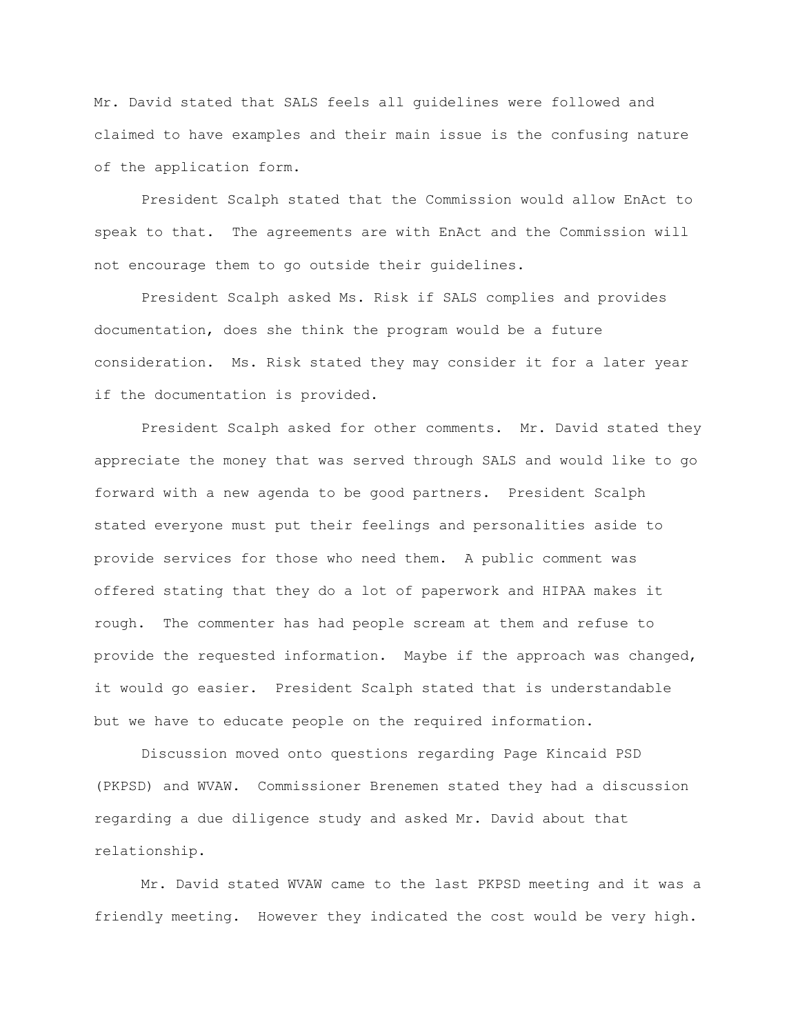Mr. David stated that SALS feels all guidelines were followed and claimed to have examples and their main issue is the confusing nature of the application form.

President Scalph stated that the Commission would allow EnAct to speak to that. The agreements are with EnAct and the Commission will not encourage them to go outside their guidelines.

President Scalph asked Ms. Risk if SALS complies and provides documentation, does she think the program would be a future consideration. Ms. Risk stated they may consider it for a later year if the documentation is provided.

President Scalph asked for other comments. Mr. David stated they appreciate the money that was served through SALS and would like to go forward with a new agenda to be good partners. President Scalph stated everyone must put their feelings and personalities aside to provide services for those who need them. A public comment was offered stating that they do a lot of paperwork and HIPAA makes it rough. The commenter has had people scream at them and refuse to provide the requested information. Maybe if the approach was changed, it would go easier. President Scalph stated that is understandable but we have to educate people on the required information.

Discussion moved onto questions regarding Page Kincaid PSD (PKPSD) and WVAW. Commissioner Brenemen stated they had a discussion regarding a due diligence study and asked Mr. David about that relationship.

Mr. David stated WVAW came to the last PKPSD meeting and it was a friendly meeting. However they indicated the cost would be very high.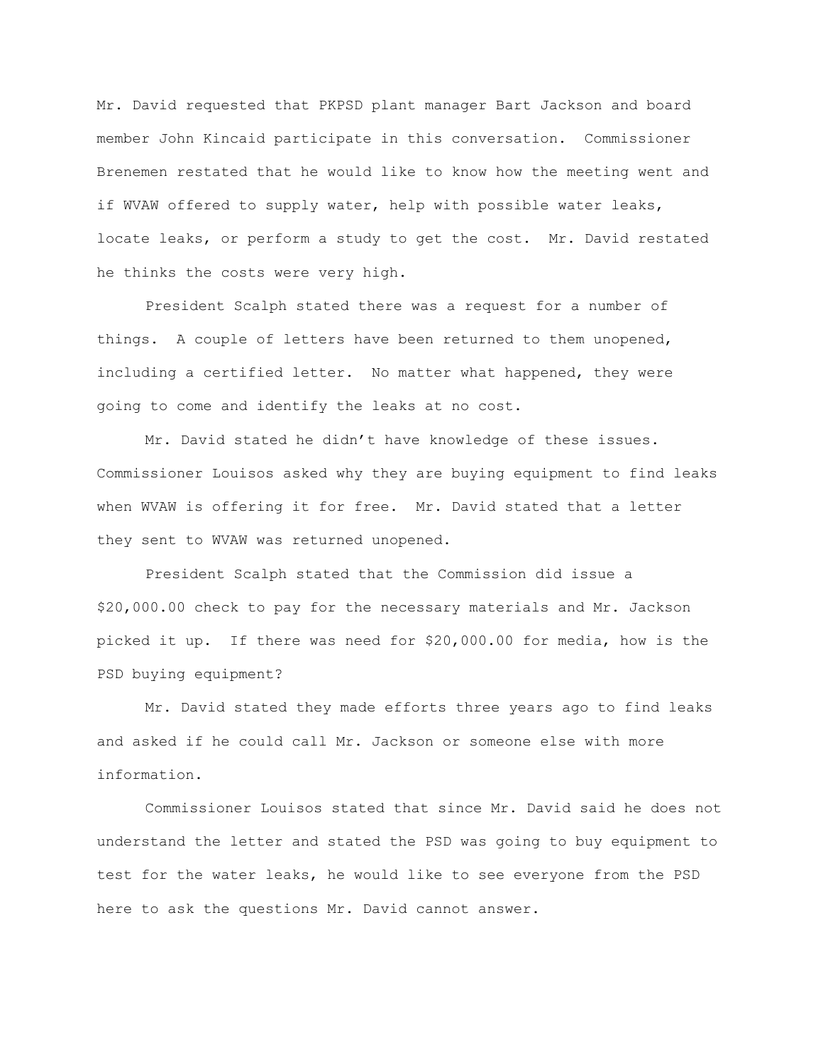Mr. David requested that PKPSD plant manager Bart Jackson and board member John Kincaid participate in this conversation. Commissioner Brenemen restated that he would like to know how the meeting went and if WVAW offered to supply water, help with possible water leaks, locate leaks, or perform a study to get the cost. Mr. David restated he thinks the costs were very high.

President Scalph stated there was a request for a number of things. A couple of letters have been returned to them unopened, including a certified letter. No matter what happened, they were going to come and identify the leaks at no cost.

Mr. David stated he didn't have knowledge of these issues. Commissioner Louisos asked why they are buying equipment to find leaks when WVAW is offering it for free. Mr. David stated that a letter they sent to WVAW was returned unopened.

President Scalph stated that the Commission did issue a $20,000.00 check to pay for the necessary materials and Mr. Jackson picked it up. If there was need for $20,000.00 for media, how is the PSD buying equipment?

Mr. David stated they made efforts three years ago to find leaks and asked if he could call Mr. Jackson or someone else with more information.

Commissioner Louisos stated that since Mr. David said he does not understand the letter and stated the PSD was going to buy equipment to test for the water leaks, he would like to see everyone from the PSD here to ask the questions Mr. David cannot answer.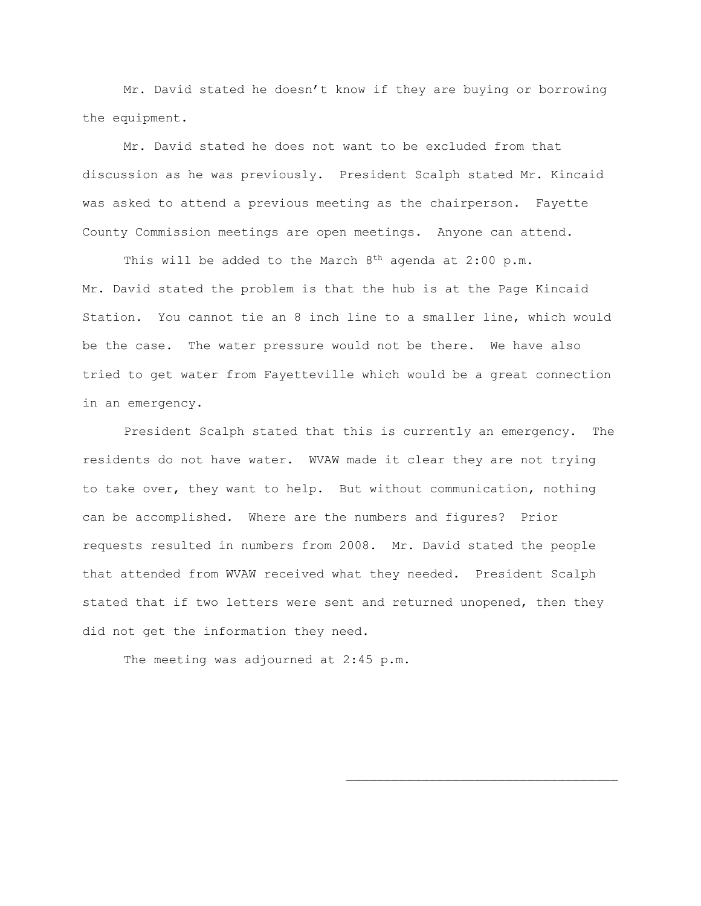Mr. David stated he doesn't know if they are buying or borrowing the equipment.

Mr. David stated he does not want to be excluded from that discussion as he was previously. President Scalph stated Mr. Kincaid was asked to attend a previous meeting as the chairperson. Fayette County Commission meetings are open meetings. Anyone can attend.

This will be added to the March 8th agenda at 2:00 p.m.
Mr. David stated the problem is that the hub is at the Page Kincaid Station. You cannot tie an 8 inch line to a smaller line, which would be the case. The water pressure would not be there. We have also tried to get water from Fayetteville which would be a great connection in an emergency.

President Scalph stated that this is currently an emergency. The residents do not have water. WVAW made it clear they are not trying to take over, they want to help. But without communication, nothing can be accomplished. Where are the numbers and figures? Prior requests resulted in numbers from 2008. Mr. David stated the people that attended from WVAW received what they needed. President Scalph stated that if two letters were sent and returned unopened, then they did not get the information they need.

The meeting was adjourned at 2:45 p.m.

____________________________________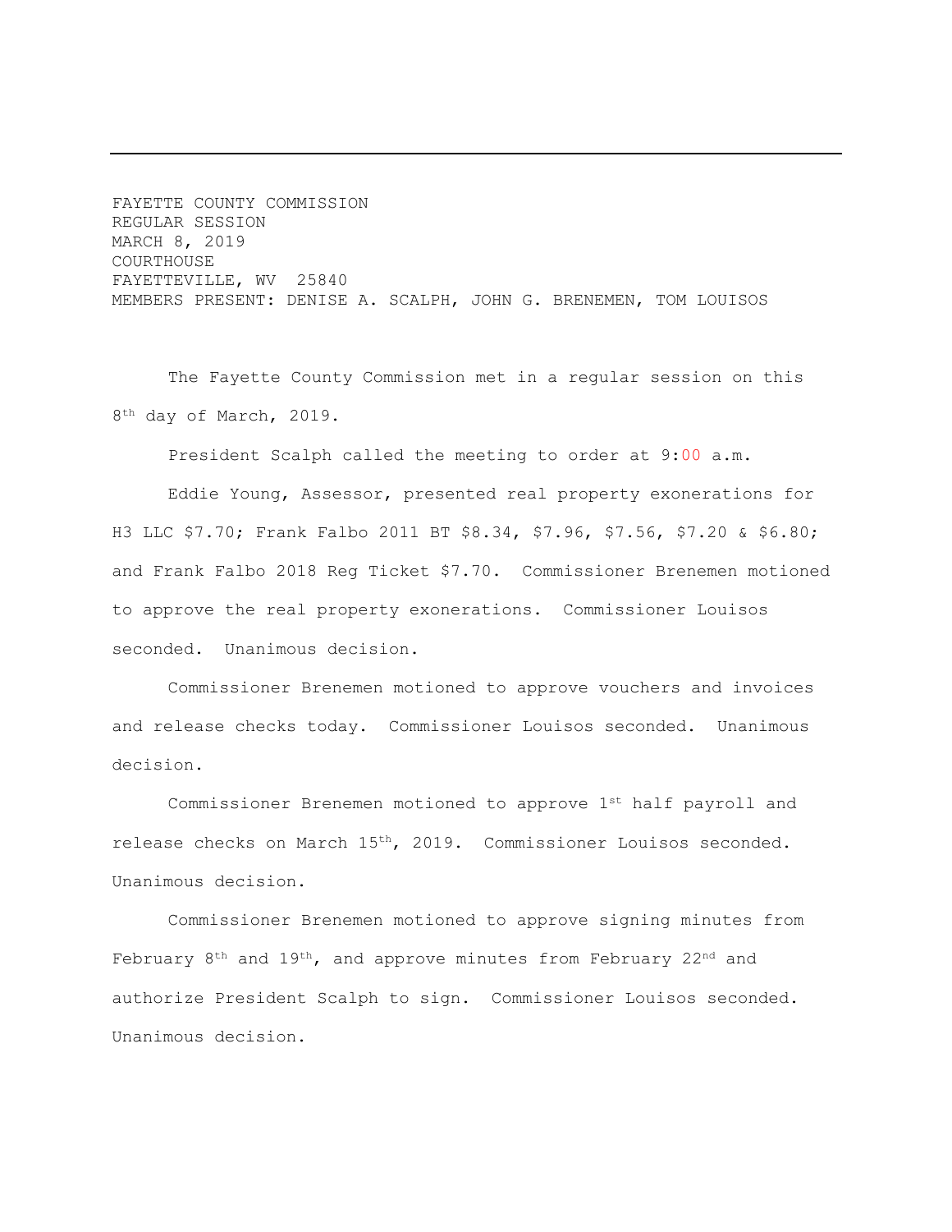FAYETTE COUNTY COMMISSION
REGULAR SESSION
MARCH 8, 2019
COURTHOUSE
FAYETTEVILLE, WV 25840
MEMBERS PRESENT: DENISE A. SCALPH, JOHN G. BRENEMEN, TOM LOUISOS

The Fayette County Commission met in a regular session on this 8th day of March, 2019.

President Scalph called the meeting to order at 9:00 a.m.

Eddie Young, Assessor, presented real property exonerations for H3 LLC $7.70; Frank Falbo 2011 BT $8.34, $7.96, $7.56, $7.20 & $6.80; and Frank Falbo 2018 Reg Ticket $7.70. Commissioner Brenemen motioned to approve the real property exonerations. Commissioner Louisos seconded. Unanimous decision.

Commissioner Brenemen motioned to approve vouchers and invoices and release checks today. Commissioner Louisos seconded. Unanimous decision.

Commissioner Brenemen motioned to approve 1st half payroll and release checks on March 15th, 2019. Commissioner Louisos seconded. Unanimous decision.

Commissioner Brenemen motioned to approve signing minutes from February 8th and 19th, and approve minutes from February 22nd and authorize President Scalph to sign. Commissioner Louisos seconded. Unanimous decision.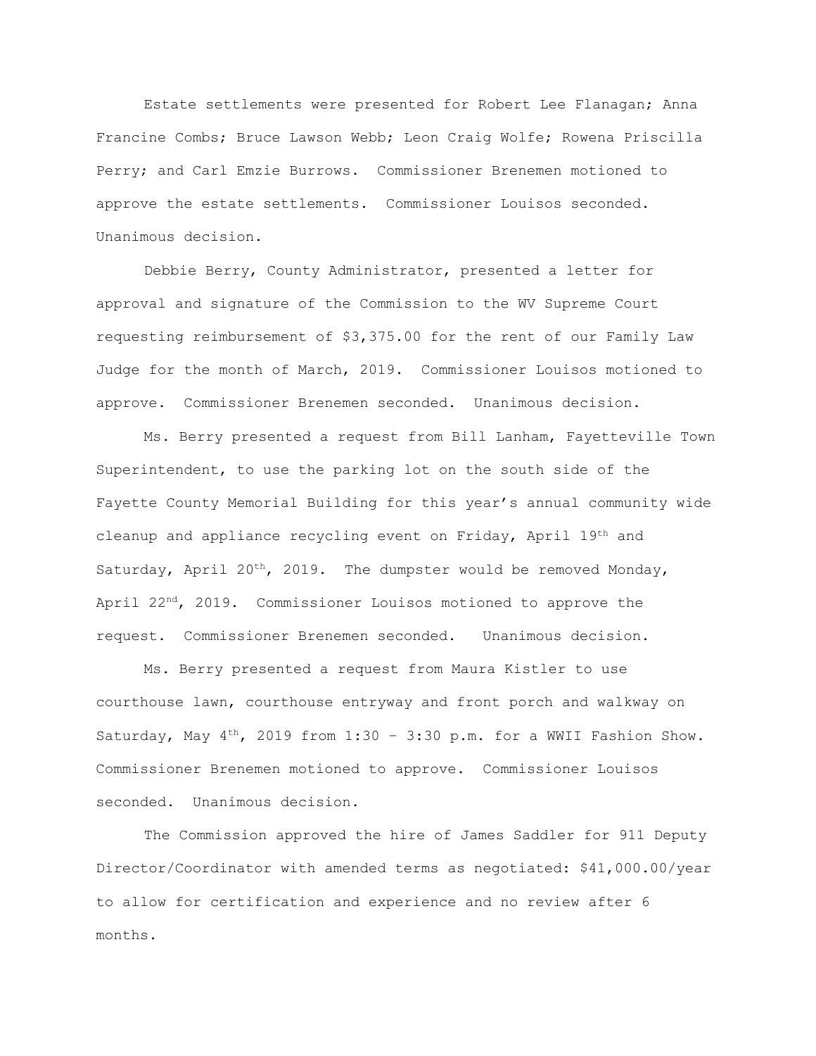Estate settlements were presented for Robert Lee Flanagan; Anna Francine Combs; Bruce Lawson Webb; Leon Craig Wolfe; Rowena Priscilla Perry; and Carl Emzie Burrows. Commissioner Brenemen motioned to approve the estate settlements. Commissioner Louisos seconded. Unanimous decision.

Debbie Berry, County Administrator, presented a letter for approval and signature of the Commission to the WV Supreme Court requesting reimbursement of $3,375.00 for the rent of our Family Law Judge for the month of March, 2019. Commissioner Louisos motioned to approve. Commissioner Brenemen seconded. Unanimous decision.

Ms. Berry presented a request from Bill Lanham, Fayetteville Town Superintendent, to use the parking lot on the south side of the Fayette County Memorial Building for this year's annual community wide cleanup and appliance recycling event on Friday, April 19th and Saturday, April 20th, 2019. The dumpster would be removed Monday, April 22nd, 2019. Commissioner Louisos motioned to approve the request. Commissioner Brenemen seconded. Unanimous decision.

Ms. Berry presented a request from Maura Kistler to use courthouse lawn, courthouse entryway and front porch and walkway on Saturday, May 4th, 2019 from 1:30 – 3:30 p.m. for a WWII Fashion Show. Commissioner Brenemen motioned to approve. Commissioner Louisos seconded. Unanimous decision.

The Commission approved the hire of James Saddler for 911 Deputy Director/Coordinator with amended terms as negotiated: $41,000.00/year to allow for certification and experience and no review after 6 months.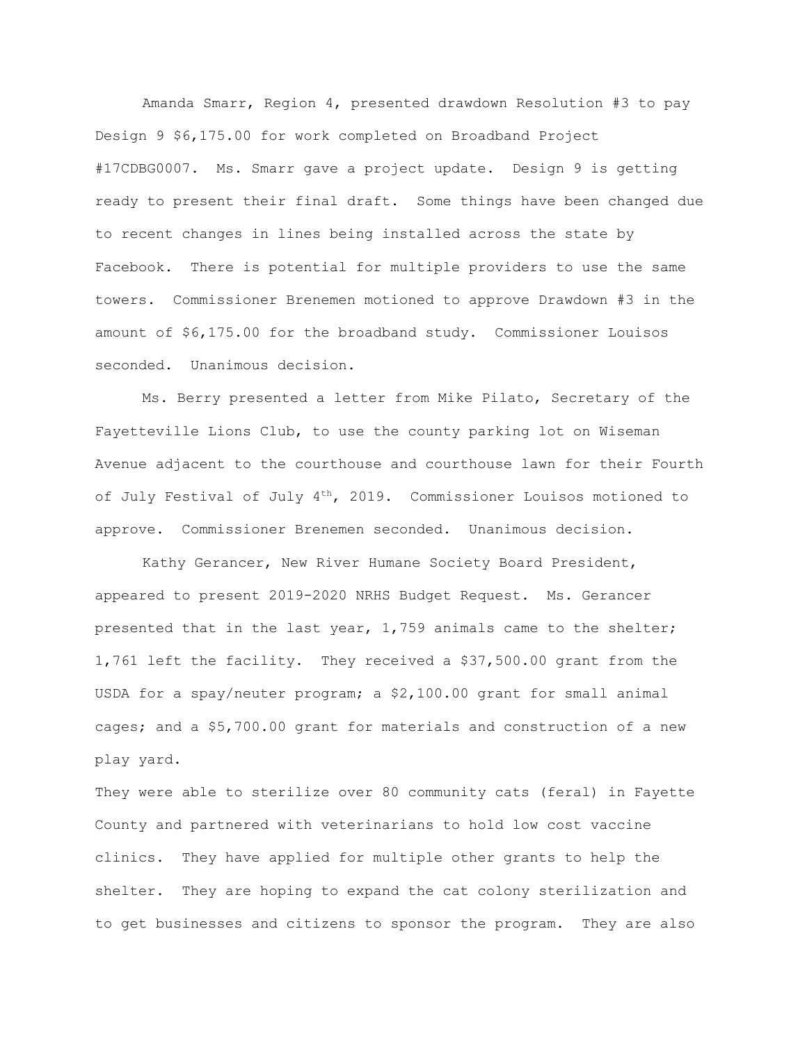Amanda Smarr, Region 4, presented drawdown Resolution #3 to pay Design 9 $6,175.00 for work completed on Broadband Project #17CDBG0007. Ms. Smarr gave a project update. Design 9 is getting ready to present their final draft. Some things have been changed due to recent changes in lines being installed across the state by Facebook. There is potential for multiple providers to use the same towers. Commissioner Brenemen motioned to approve Drawdown #3 in the amount of $6,175.00 for the broadband study. Commissioner Louisos seconded. Unanimous decision.

Ms. Berry presented a letter from Mike Pilato, Secretary of the Fayetteville Lions Club, to use the county parking lot on Wiseman Avenue adjacent to the courthouse and courthouse lawn for their Fourth of July Festival of July 4th, 2019. Commissioner Louisos motioned to approve. Commissioner Brenemen seconded. Unanimous decision.

Kathy Gerancer, New River Humane Society Board President, appeared to present 2019-2020 NRHS Budget Request. Ms. Gerancer presented that in the last year, 1,759 animals came to the shelter; 1,761 left the facility. They received a $37,500.00 grant from the USDA for a spay/neuter program; a $2,100.00 grant for small animal cages; and a $5,700.00 grant for materials and construction of a new play yard.

They were able to sterilize over 80 community cats (feral) in Fayette County and partnered with veterinarians to hold low cost vaccine clinics. They have applied for multiple other grants to help the shelter. They are hoping to expand the cat colony sterilization and to get businesses and citizens to sponsor the program. They are also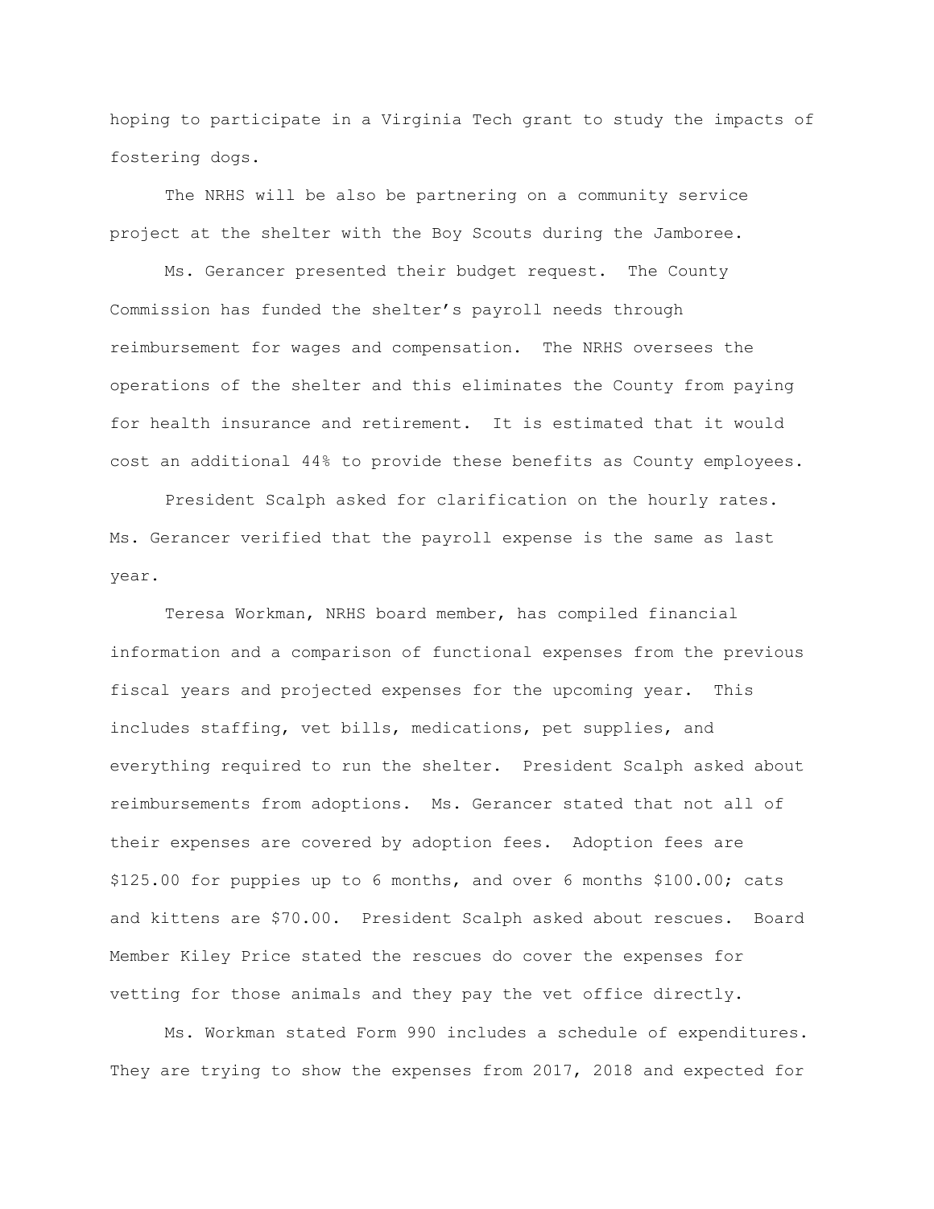hoping to participate in a Virginia Tech grant to study the impacts of fostering dogs.

The NRHS will be also be partnering on a community service project at the shelter with the Boy Scouts during the Jamboree.

Ms. Gerancer presented their budget request. The County Commission has funded the shelter's payroll needs through reimbursement for wages and compensation. The NRHS oversees the operations of the shelter and this eliminates the County from paying for health insurance and retirement. It is estimated that it would cost an additional 44% to provide these benefits as County employees.

President Scalph asked for clarification on the hourly rates. Ms. Gerancer verified that the payroll expense is the same as last year.

Teresa Workman, NRHS board member, has compiled financial information and a comparison of functional expenses from the previous fiscal years and projected expenses for the upcoming year. This includes staffing, vet bills, medications, pet supplies, and everything required to run the shelter. President Scalph asked about reimbursements from adoptions. Ms. Gerancer stated that not all of their expenses are covered by adoption fees. Adoption fees are $125.00 for puppies up to 6 months, and over 6 months $100.00; cats and kittens are $70.00. President Scalph asked about rescues. Board Member Kiley Price stated the rescues do cover the expenses for vetting for those animals and they pay the vet office directly.

Ms. Workman stated Form 990 includes a schedule of expenditures. They are trying to show the expenses from 2017, 2018 and expected for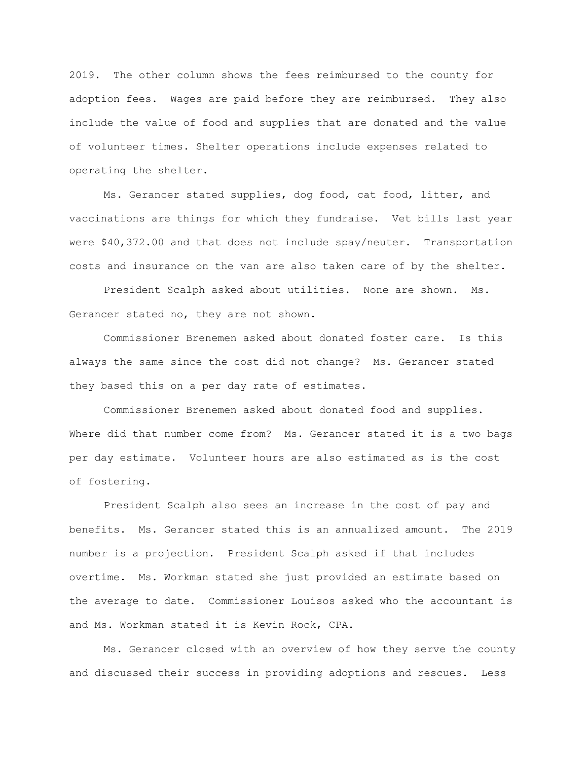2019. The other column shows the fees reimbursed to the county for adoption fees. Wages are paid before they are reimbursed. They also include the value of food and supplies that are donated and the value of volunteer times. Shelter operations include expenses related to operating the shelter.

Ms. Gerancer stated supplies, dog food, cat food, litter, and vaccinations are things for which they fundraise. Vet bills last year were $40,372.00 and that does not include spay/neuter. Transportation costs and insurance on the van are also taken care of by the shelter.

President Scalph asked about utilities. None are shown. Ms. Gerancer stated no, they are not shown.

Commissioner Brenemen asked about donated foster care. Is this always the same since the cost did not change? Ms. Gerancer stated they based this on a per day rate of estimates.

Commissioner Brenemen asked about donated food and supplies. Where did that number come from? Ms. Gerancer stated it is a two bags per day estimate. Volunteer hours are also estimated as is the cost of fostering.

President Scalph also sees an increase in the cost of pay and benefits. Ms. Gerancer stated this is an annualized amount. The 2019 number is a projection. President Scalph asked if that includes overtime. Ms. Workman stated she just provided an estimate based on the average to date. Commissioner Louisos asked who the accountant is and Ms. Workman stated it is Kevin Rock, CPA.

Ms. Gerancer closed with an overview of how they serve the county and discussed their success in providing adoptions and rescues. Less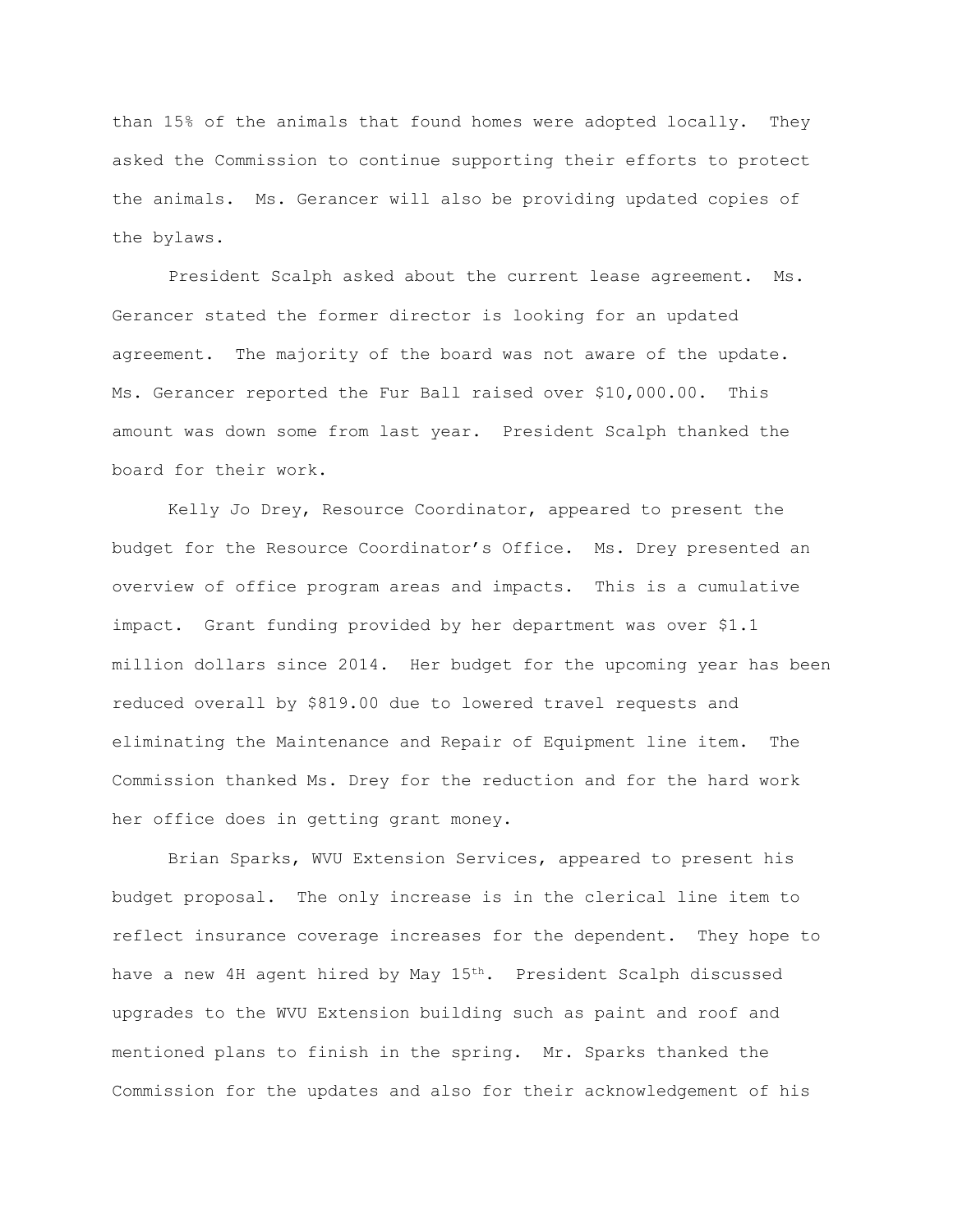than 15% of the animals that found homes were adopted locally. They asked the Commission to continue supporting their efforts to protect the animals. Ms. Gerancer will also be providing updated copies of the bylaws.

President Scalph asked about the current lease agreement. Ms. Gerancer stated the former director is looking for an updated agreement. The majority of the board was not aware of the update. Ms. Gerancer reported the Fur Ball raised over $10,000.00. This amount was down some from last year. President Scalph thanked the board for their work.

Kelly Jo Drey, Resource Coordinator, appeared to present the budget for the Resource Coordinator's Office. Ms. Drey presented an overview of office program areas and impacts. This is a cumulative impact. Grant funding provided by her department was over $1.1 million dollars since 2014. Her budget for the upcoming year has been reduced overall by $819.00 due to lowered travel requests and eliminating the Maintenance and Repair of Equipment line item. The Commission thanked Ms. Drey for the reduction and for the hard work her office does in getting grant money.

Brian Sparks, WVU Extension Services, appeared to present his budget proposal. The only increase is in the clerical line item to reflect insurance coverage increases for the dependent. They hope to have a new 4H agent hired by May 15th. President Scalph discussed upgrades to the WVU Extension building such as paint and roof and mentioned plans to finish in the spring. Mr. Sparks thanked the Commission for the updates and also for their acknowledgement of his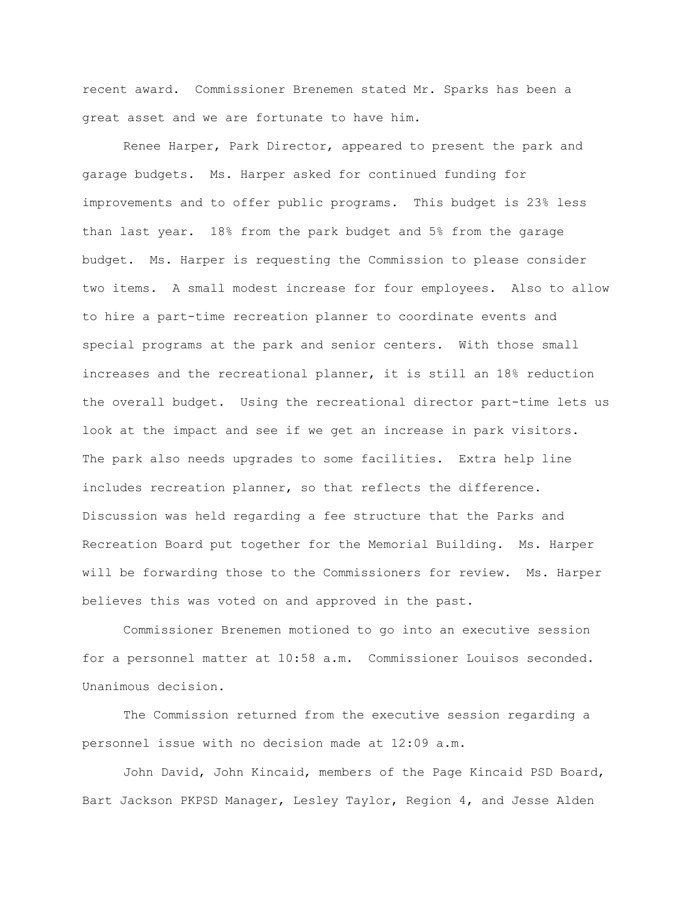recent award. Commissioner Brenemen stated Mr. Sparks has been a great asset and we are fortunate to have him.

Renee Harper, Park Director, appeared to present the park and garage budgets. Ms. Harper asked for continued funding for improvements and to offer public programs. This budget is 23% less than last year. 18% from the park budget and 5% from the garage budget. Ms. Harper is requesting the Commission to please consider two items. A small modest increase for four employees. Also to allow to hire a part-time recreation planner to coordinate events and special programs at the park and senior centers. With those small increases and the recreational planner, it is still an 18% reduction the overall budget. Using the recreational director part-time lets us look at the impact and see if we get an increase in park visitors. The park also needs upgrades to some facilities. Extra help line includes recreation planner, so that reflects the difference. Discussion was held regarding a fee structure that the Parks and Recreation Board put together for the Memorial Building. Ms. Harper will be forwarding those to the Commissioners for review. Ms. Harper believes this was voted on and approved in the past.

Commissioner Brenemen motioned to go into an executive session for a personnel matter at 10:58 a.m. Commissioner Louisos seconded. Unanimous decision.

The Commission returned from the executive session regarding a personnel issue with no decision made at 12:09 a.m.

John David, John Kincaid, members of the Page Kincaid PSD Board, Bart Jackson PKPSD Manager, Lesley Taylor, Region 4, and Jesse Alden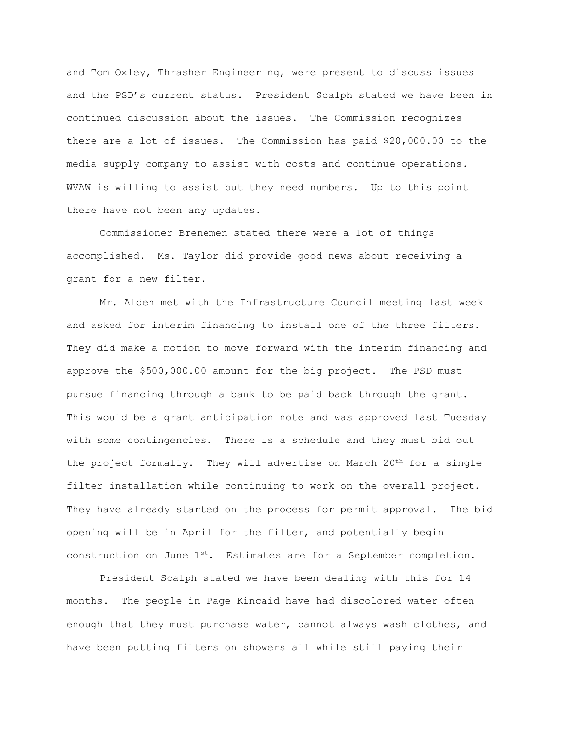and Tom Oxley, Thrasher Engineering, were present to discuss issues and the PSD's current status. President Scalph stated we have been in continued discussion about the issues. The Commission recognizes there are a lot of issues. The Commission has paid $20,000.00 to the media supply company to assist with costs and continue operations. WVAW is willing to assist but they need numbers. Up to this point there have not been any updates.

Commissioner Brenemen stated there were a lot of things accomplished. Ms. Taylor did provide good news about receiving a grant for a new filter.

Mr. Alden met with the Infrastructure Council meeting last week and asked for interim financing to install one of the three filters. They did make a motion to move forward with the interim financing and approve the $500,000.00 amount for the big project. The PSD must pursue financing through a bank to be paid back through the grant. This would be a grant anticipation note and was approved last Tuesday with some contingencies. There is a schedule and they must bid out the project formally. They will advertise on March 20th for a single filter installation while continuing to work on the overall project. They have already started on the process for permit approval. The bid opening will be in April for the filter, and potentially begin construction on June 1st. Estimates are for a September completion.

President Scalph stated we have been dealing with this for 14 months. The people in Page Kincaid have had discolored water often enough that they must purchase water, cannot always wash clothes, and have been putting filters on showers all while still paying their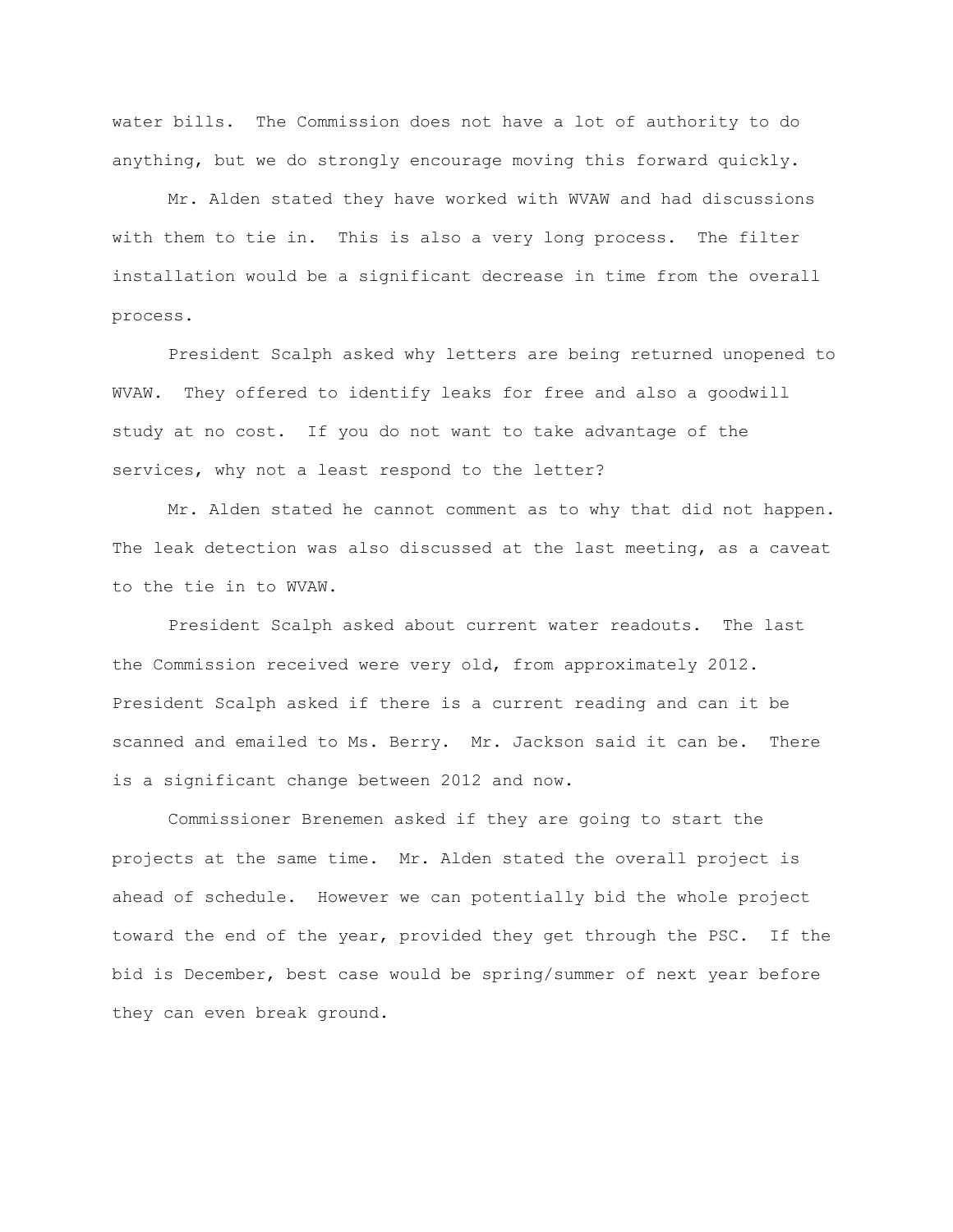water bills. The Commission does not have a lot of authority to do anything, but we do strongly encourage moving this forward quickly.

Mr. Alden stated they have worked with WVAW and had discussions with them to tie in. This is also a very long process. The filter installation would be a significant decrease in time from the overall process.

President Scalph asked why letters are being returned unopened to WVAW. They offered to identify leaks for free and also a goodwill study at no cost. If you do not want to take advantage of the services, why not a least respond to the letter?

Mr. Alden stated he cannot comment as to why that did not happen. The leak detection was also discussed at the last meeting, as a caveat to the tie in to WVAW.

President Scalph asked about current water readouts. The last the Commission received were very old, from approximately 2012. President Scalph asked if there is a current reading and can it be scanned and emailed to Ms. Berry. Mr. Jackson said it can be. There is a significant change between 2012 and now.

Commissioner Brenemen asked if they are going to start the projects at the same time. Mr. Alden stated the overall project is ahead of schedule. However we can potentially bid the whole project toward the end of the year, provided they get through the PSC. If the bid is December, best case would be spring/summer of next year before they can even break ground.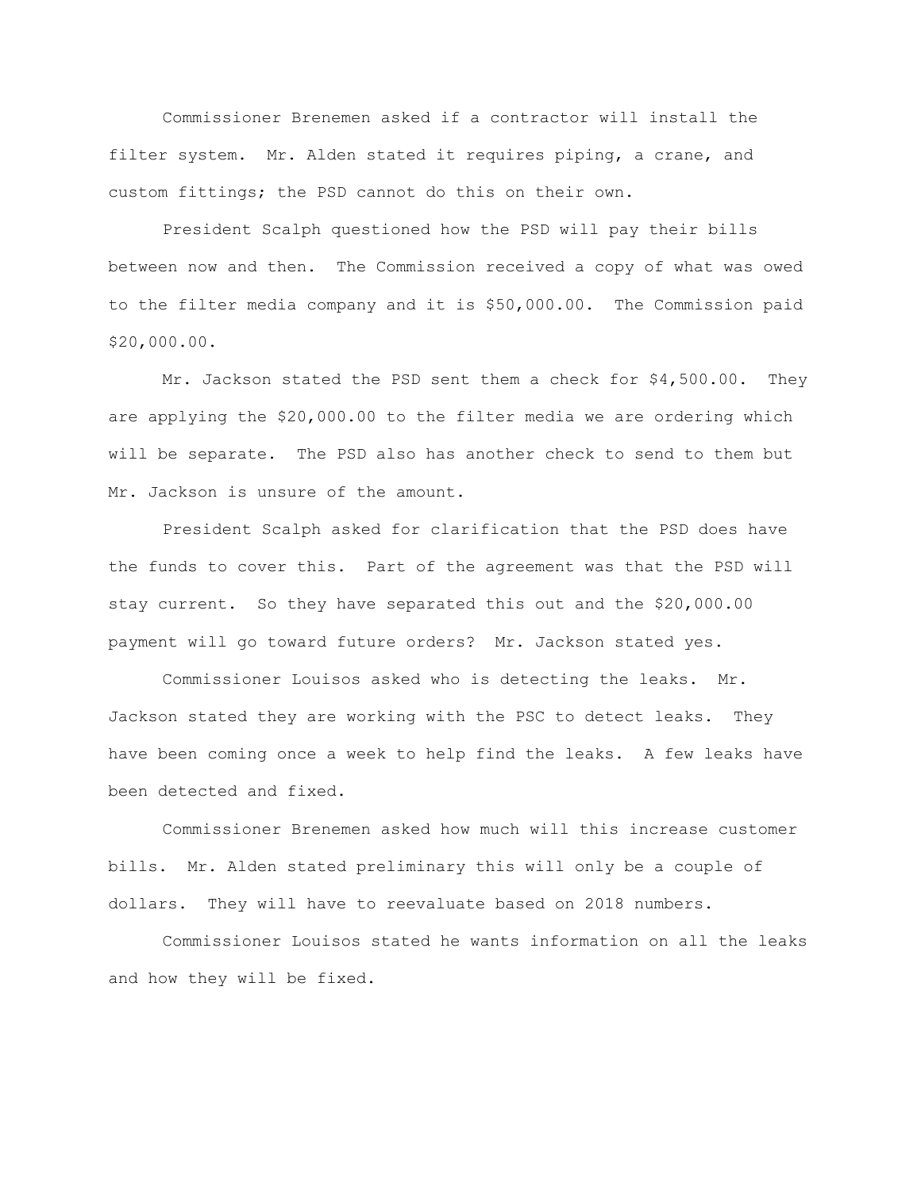Commissioner Brenemen asked if a contractor will install the filter system. Mr. Alden stated it requires piping, a crane, and custom fittings; the PSD cannot do this on their own.

President Scalph questioned how the PSD will pay their bills between now and then. The Commission received a copy of what was owed to the filter media company and it is $50,000.00. The Commission paid $20,000.00.

Mr. Jackson stated the PSD sent them a check for $4,500.00. They are applying the $20,000.00 to the filter media we are ordering which will be separate. The PSD also has another check to send to them but Mr. Jackson is unsure of the amount.

President Scalph asked for clarification that the PSD does have the funds to cover this. Part of the agreement was that the PSD will stay current. So they have separated this out and the $20,000.00 payment will go toward future orders? Mr. Jackson stated yes.

Commissioner Louisos asked who is detecting the leaks. Mr. Jackson stated they are working with the PSC to detect leaks. They have been coming once a week to help find the leaks. A few leaks have been detected and fixed.

Commissioner Brenemen asked how much will this increase customer bills. Mr. Alden stated preliminary this will only be a couple of dollars. They will have to reevaluate based on 2018 numbers.

Commissioner Louisos stated he wants information on all the leaks and how they will be fixed.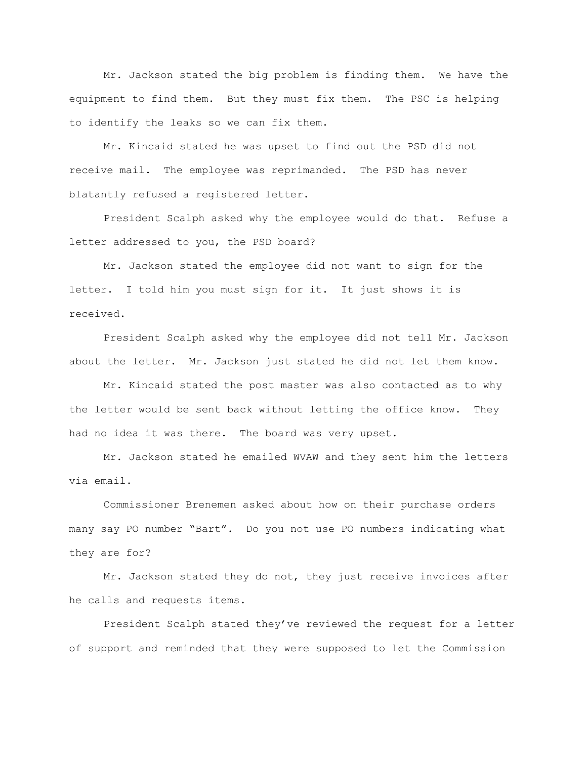Mr. Jackson stated the big problem is finding them. We have the equipment to find them. But they must fix them. The PSC is helping to identify the leaks so we can fix them.

Mr. Kincaid stated he was upset to find out the PSD did not receive mail. The employee was reprimanded. The PSD has never blatantly refused a registered letter.

President Scalph asked why the employee would do that. Refuse a letter addressed to you, the PSD board?

Mr. Jackson stated the employee did not want to sign for the letter. I told him you must sign for it. It just shows it is received.

President Scalph asked why the employee did not tell Mr. Jackson about the letter. Mr. Jackson just stated he did not let them know.

Mr. Kincaid stated the post master was also contacted as to why the letter would be sent back without letting the office know. They had no idea it was there. The board was very upset.

Mr. Jackson stated he emailed WVAW and they sent him the letters via email.

Commissioner Brenemen asked about how on their purchase orders many say PO number "Bart". Do you not use PO numbers indicating what they are for?

Mr. Jackson stated they do not, they just receive invoices after he calls and requests items.

President Scalph stated they've reviewed the request for a letter of support and reminded that they were supposed to let the Commission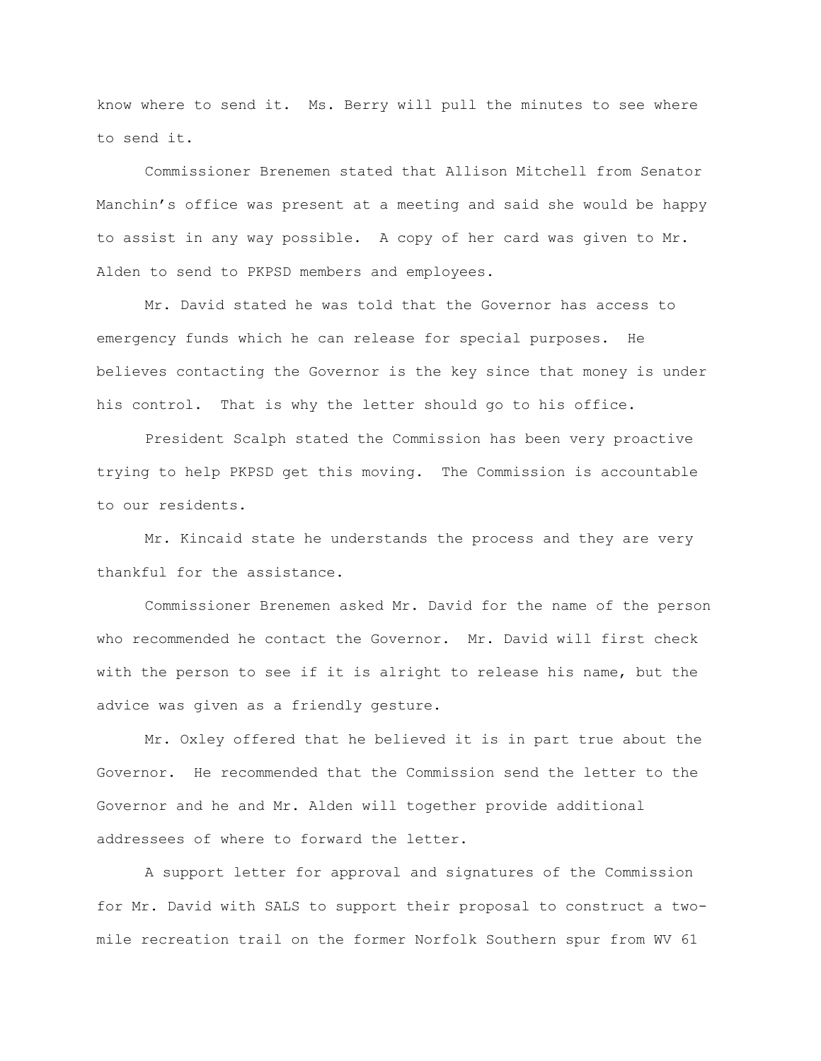know where to send it. Ms. Berry will pull the minutes to see where to send it.

Commissioner Brenemen stated that Allison Mitchell from Senator Manchin's office was present at a meeting and said she would be happy to assist in any way possible. A copy of her card was given to Mr. Alden to send to PKPSD members and employees.

Mr. David stated he was told that the Governor has access to emergency funds which he can release for special purposes. He believes contacting the Governor is the key since that money is under his control. That is why the letter should go to his office.

President Scalph stated the Commission has been very proactive trying to help PKPSD get this moving. The Commission is accountable to our residents.

Mr. Kincaid state he understands the process and they are very thankful for the assistance.

Commissioner Brenemen asked Mr. David for the name of the person who recommended he contact the Governor. Mr. David will first check with the person to see if it is alright to release his name, but the advice was given as a friendly gesture.

Mr. Oxley offered that he believed it is in part true about the Governor. He recommended that the Commission send the letter to the Governor and he and Mr. Alden will together provide additional addressees of where to forward the letter.

A support letter for approval and signatures of the Commission for Mr. David with SALS to support their proposal to construct a two-mile recreation trail on the former Norfolk Southern spur from WV 61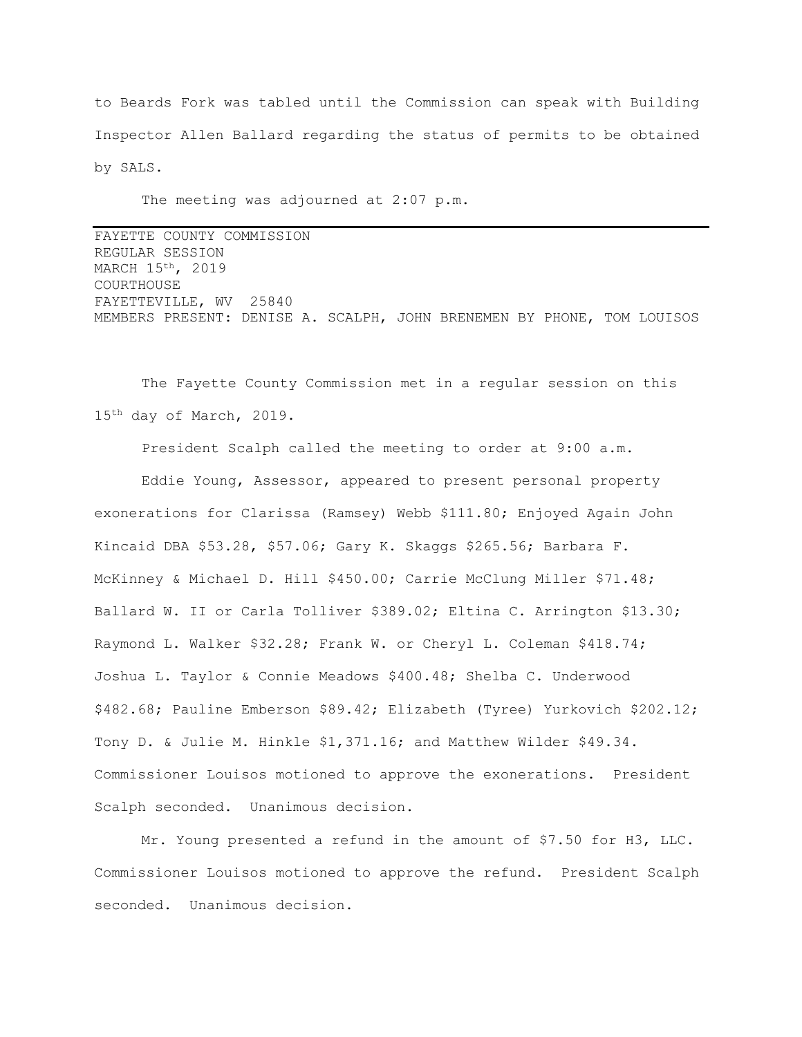to Beards Fork was tabled until the Commission can speak with Building Inspector Allen Ballard regarding the status of permits to be obtained by SALS.

The meeting was adjourned at 2:07 p.m.

---

FAYETTE COUNTY COMMISSION
REGULAR SESSION
MARCH 15th, 2019
COURTHOUSE
FAYETTEVILLE, WV 25840
MEMBERS PRESENT: DENISE A. SCALPH, JOHN BRENEMEN BY PHONE, TOM LOUISOS

The Fayette County Commission met in a regular session on this 15th day of March, 2019.

President Scalph called the meeting to order at 9:00 a.m.

Eddie Young, Assessor, appeared to present personal property exonerations for Clarissa (Ramsey) Webb $111.80; Enjoyed Again John Kincaid DBA $53.28, $57.06; Gary K. Skaggs $265.56; Barbara F. McKinney & Michael D. Hill $450.00; Carrie McClung Miller $71.48; Ballard W. II or Carla Tolliver $389.02; Eltina C. Arrington $13.30; Raymond L. Walker $32.28; Frank W. or Cheryl L. Coleman $418.74; Joshua L. Taylor & Connie Meadows $400.48; Shelba C. Underwood $482.68; Pauline Emberson $89.42; Elizabeth (Tyree) Yurkovich $202.12; Tony D. & Julie M. Hinkle $1,371.16; and Matthew Wilder $49.34. Commissioner Louisos motioned to approve the exonerations. President Scalph seconded. Unanimous decision.

Mr. Young presented a refund in the amount of $7.50 for H3, LLC. Commissioner Louisos motioned to approve the refund. President Scalph seconded. Unanimous decision.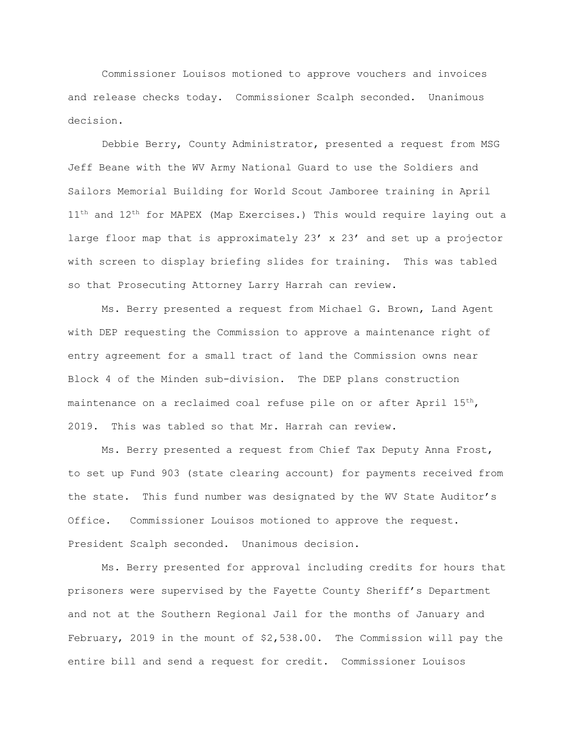Commissioner Louisos motioned to approve vouchers and invoices and release checks today. Commissioner Scalph seconded. Unanimous decision.

Debbie Berry, County Administrator, presented a request from MSG Jeff Beane with the WV Army National Guard to use the Soldiers and Sailors Memorial Building for World Scout Jamboree training in April 11th and 12th for MAPEX (Map Exercises.) This would require laying out a large floor map that is approximately 23' x 23' and set up a projector with screen to display briefing slides for training. This was tabled so that Prosecuting Attorney Larry Harrah can review.

Ms. Berry presented a request from Michael G. Brown, Land Agent with DEP requesting the Commission to approve a maintenance right of entry agreement for a small tract of land the Commission owns near Block 4 of the Minden sub-division. The DEP plans construction maintenance on a reclaimed coal refuse pile on or after April 15th, 2019. This was tabled so that Mr. Harrah can review.

Ms. Berry presented a request from Chief Tax Deputy Anna Frost, to set up Fund 903 (state clearing account) for payments received from the state. This fund number was designated by the WV State Auditor's Office. Commissioner Louisos motioned to approve the request. President Scalph seconded. Unanimous decision.

Ms. Berry presented for approval including credits for hours that prisoners were supervised by the Fayette County Sheriff's Department and not at the Southern Regional Jail for the months of January and February, 2019 in the mount of $2,538.00. The Commission will pay the entire bill and send a request for credit. Commissioner Louisos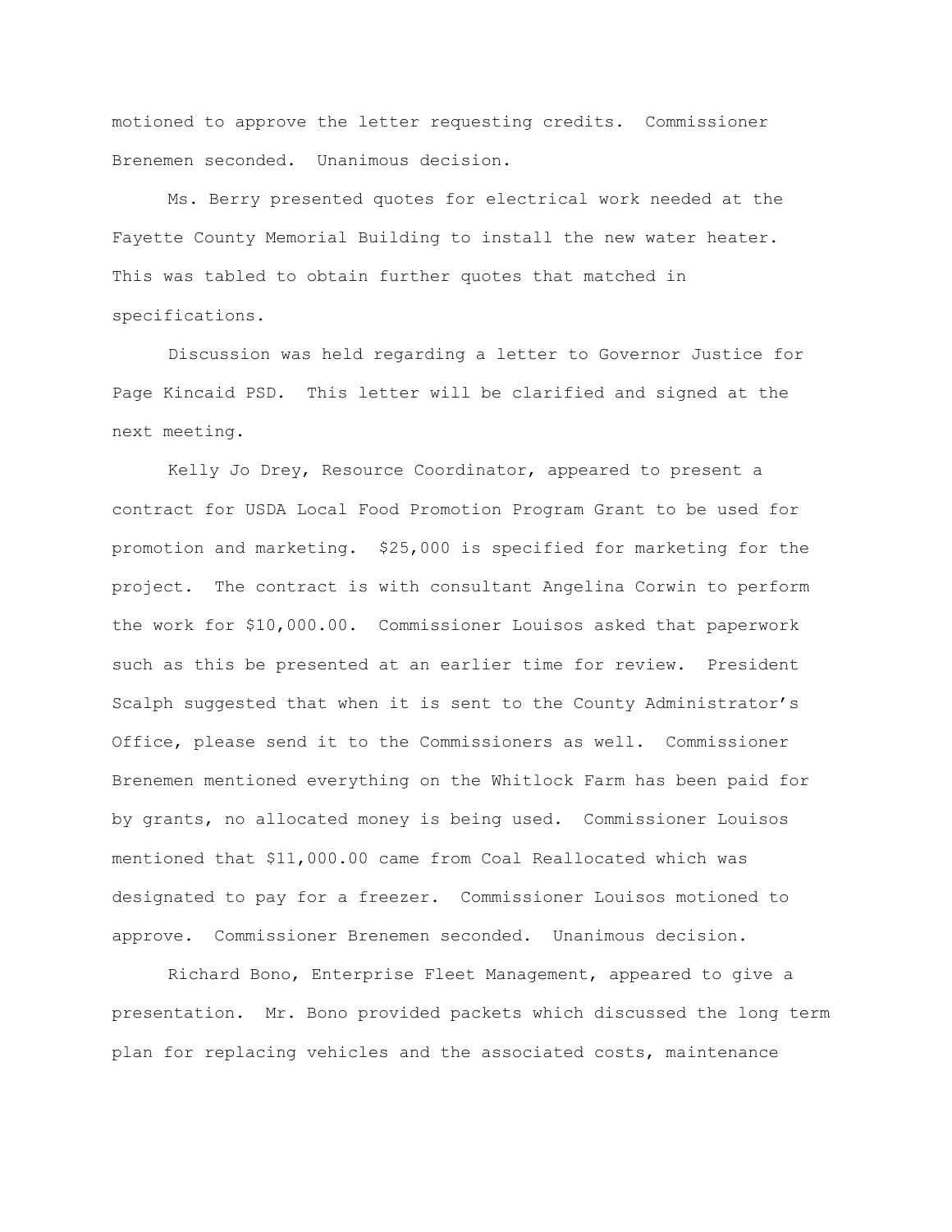motioned to approve the letter requesting credits. Commissioner Brenemen seconded. Unanimous decision.

Ms. Berry presented quotes for electrical work needed at the Fayette County Memorial Building to install the new water heater. This was tabled to obtain further quotes that matched in specifications.

Discussion was held regarding a letter to Governor Justice for Page Kincaid PSD. This letter will be clarified and signed at the next meeting.

Kelly Jo Drey, Resource Coordinator, appeared to present a contract for USDA Local Food Promotion Program Grant to be used for promotion and marketing. $25,000 is specified for marketing for the project. The contract is with consultant Angelina Corwin to perform the work for $10,000.00. Commissioner Louisos asked that paperwork such as this be presented at an earlier time for review. President Scalph suggested that when it is sent to the County Administrator's Office, please send it to the Commissioners as well. Commissioner Brenemen mentioned everything on the Whitlock Farm has been paid for by grants, no allocated money is being used. Commissioner Louisos mentioned that $11,000.00 came from Coal Reallocated which was designated to pay for a freezer. Commissioner Louisos motioned to approve. Commissioner Brenemen seconded. Unanimous decision.

Richard Bono, Enterprise Fleet Management, appeared to give a presentation. Mr. Bono provided packets which discussed the long term plan for replacing vehicles and the associated costs, maintenance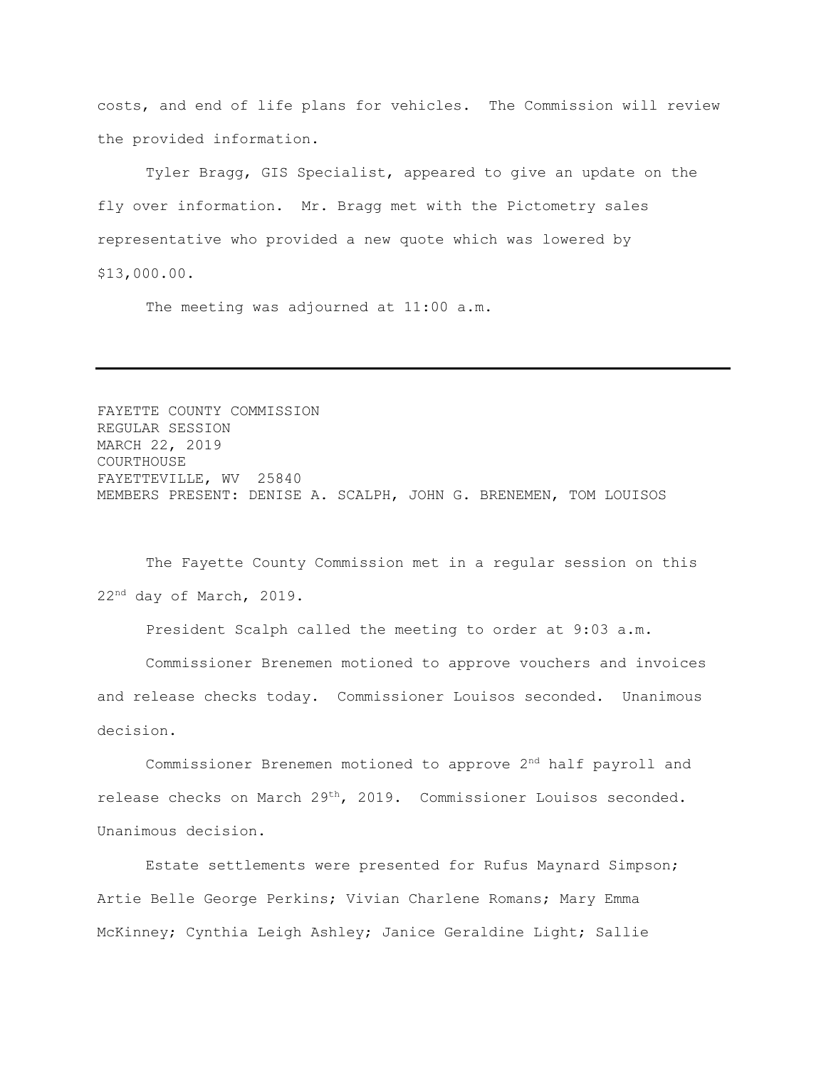costs, and end of life plans for vehicles. The Commission will review the provided information.

Tyler Bragg, GIS Specialist, appeared to give an update on the fly over information. Mr. Bragg met with the Pictometry sales representative who provided a new quote which was lowered by $13,000.00.

The meeting was adjourned at 11:00 a.m.

---

FAYETTE COUNTY COMMISSION
REGULAR SESSION
MARCH 22, 2019
COURTHOUSE
FAYETTEVILLE, WV 25840
MEMBERS PRESENT: DENISE A. SCALPH, JOHN G. BRENEMEN, TOM LOUISOS

The Fayette County Commission met in a regular session on this 22nd day of March, 2019.

President Scalph called the meeting to order at 9:03 a.m.

Commissioner Brenemen motioned to approve vouchers and invoices and release checks today. Commissioner Louisos seconded. Unanimous decision.

Commissioner Brenemen motioned to approve 2nd half payroll and release checks on March 29th, 2019. Commissioner Louisos seconded. Unanimous decision.

Estate settlements were presented for Rufus Maynard Simpson; Artie Belle George Perkins; Vivian Charlene Romans; Mary Emma McKinney; Cynthia Leigh Ashley; Janice Geraldine Light; Sallie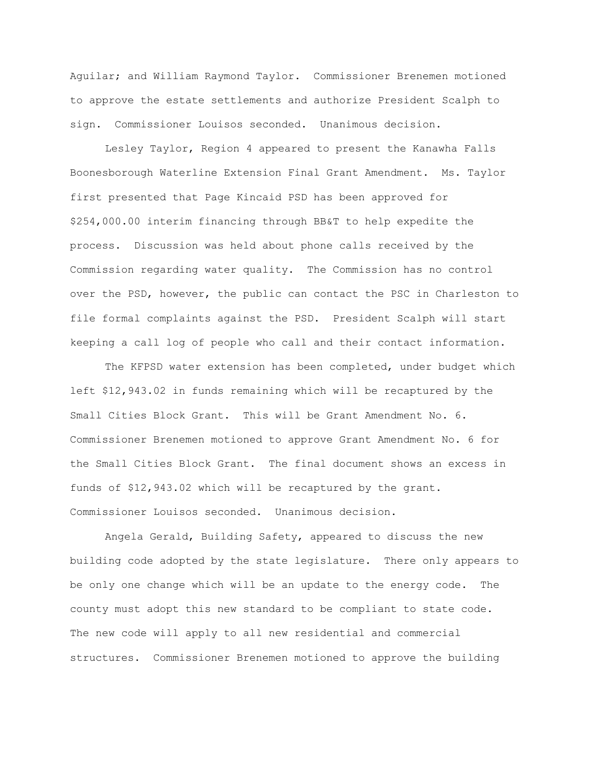Aguilar; and William Raymond Taylor. Commissioner Brenemen motioned to approve the estate settlements and authorize President Scalph to sign. Commissioner Louisos seconded. Unanimous decision.

Lesley Taylor, Region 4 appeared to present the Kanawha Falls Boonesborough Waterline Extension Final Grant Amendment. Ms. Taylor first presented that Page Kincaid PSD has been approved for $254,000.00 interim financing through BB&T to help expedite the process. Discussion was held about phone calls received by the Commission regarding water quality. The Commission has no control over the PSD, however, the public can contact the PSC in Charleston to file formal complaints against the PSD. President Scalph will start keeping a call log of people who call and their contact information.

The KFPSD water extension has been completed, under budget which left $12,943.02 in funds remaining which will be recaptured by the Small Cities Block Grant. This will be Grant Amendment No. 6. Commissioner Brenemen motioned to approve Grant Amendment No. 6 for the Small Cities Block Grant. The final document shows an excess in funds of $12,943.02 which will be recaptured by the grant. Commissioner Louisos seconded. Unanimous decision.

Angela Gerald, Building Safety, appeared to discuss the new building code adopted by the state legislature. There only appears to be only one change which will be an update to the energy code. The county must adopt this new standard to be compliant to state code. The new code will apply to all new residential and commercial structures. Commissioner Brenemen motioned to approve the building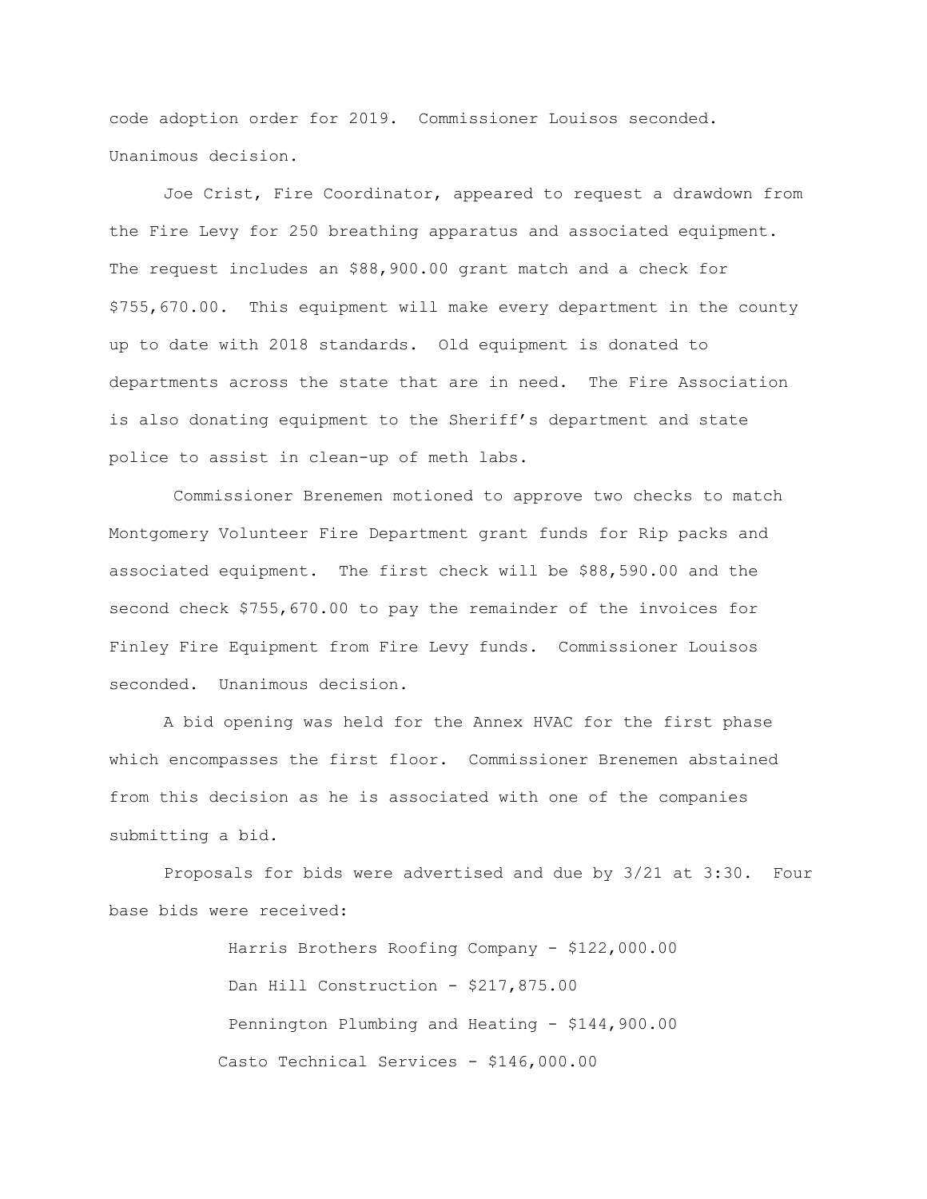code adoption order for 2019. Commissioner Louisos seconded. Unanimous decision.

Joe Crist, Fire Coordinator, appeared to request a drawdown from the Fire Levy for 250 breathing apparatus and associated equipment. The request includes an $88,900.00 grant match and a check for $755,670.00. This equipment will make every department in the county up to date with 2018 standards. Old equipment is donated to departments across the state that are in need. The Fire Association is also donating equipment to the Sheriff's department and state police to assist in clean-up of meth labs.

Commissioner Brenemen motioned to approve two checks to match Montgomery Volunteer Fire Department grant funds for Rip packs and associated equipment. The first check will be $88,590.00 and the second check $755,670.00 to pay the remainder of the invoices for Finley Fire Equipment from Fire Levy funds. Commissioner Louisos seconded. Unanimous decision.

A bid opening was held for the Annex HVAC for the first phase which encompasses the first floor. Commissioner Brenemen abstained from this decision as he is associated with one of the companies submitting a bid.

Proposals for bids were advertised and due by 3/21 at 3:30. Four base bids were received:

Harris Brothers Roofing Company - $122,000.00

Dan Hill Construction - $217,875.00

Pennington Plumbing and Heating - $144,900.00

Casto Technical Services - $146,000.00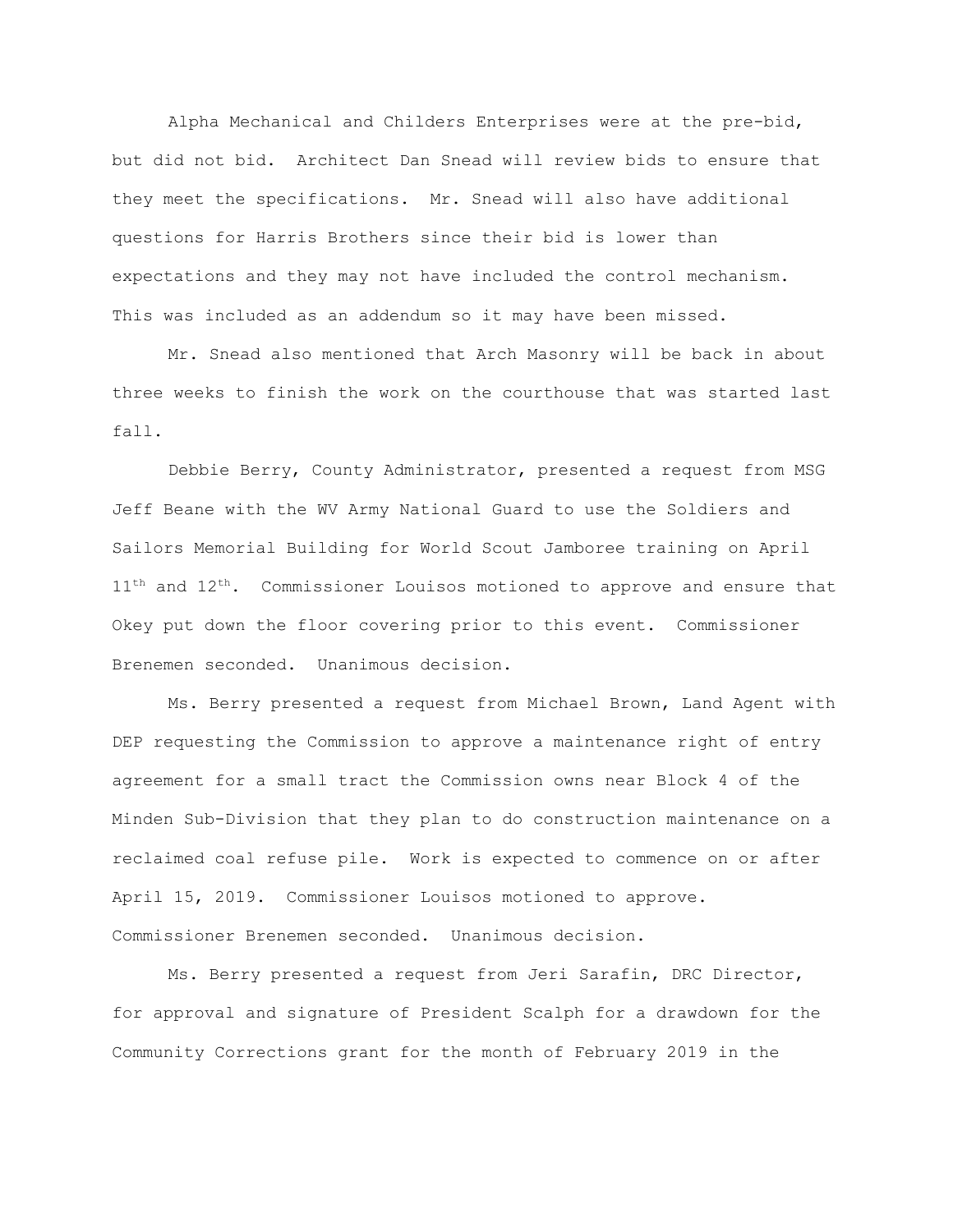Alpha Mechanical and Childers Enterprises were at the pre-bid, but did not bid. Architect Dan Snead will review bids to ensure that they meet the specifications. Mr. Snead will also have additional questions for Harris Brothers since their bid is lower than expectations and they may not have included the control mechanism. This was included as an addendum so it may have been missed.

Mr. Snead also mentioned that Arch Masonry will be back in about three weeks to finish the work on the courthouse that was started last fall.

Debbie Berry, County Administrator, presented a request from MSG Jeff Beane with the WV Army National Guard to use the Soldiers and Sailors Memorial Building for World Scout Jamboree training on April 11th and 12th. Commissioner Louisos motioned to approve and ensure that Okey put down the floor covering prior to this event. Commissioner Brenemen seconded. Unanimous decision.

Ms. Berry presented a request from Michael Brown, Land Agent with DEP requesting the Commission to approve a maintenance right of entry agreement for a small tract the Commission owns near Block 4 of the Minden Sub-Division that they plan to do construction maintenance on a reclaimed coal refuse pile. Work is expected to commence on or after April 15, 2019. Commissioner Louisos motioned to approve. Commissioner Brenemen seconded. Unanimous decision.

Ms. Berry presented a request from Jeri Sarafin, DRC Director, for approval and signature of President Scalph for a drawdown for the Community Corrections grant for the month of February 2019 in the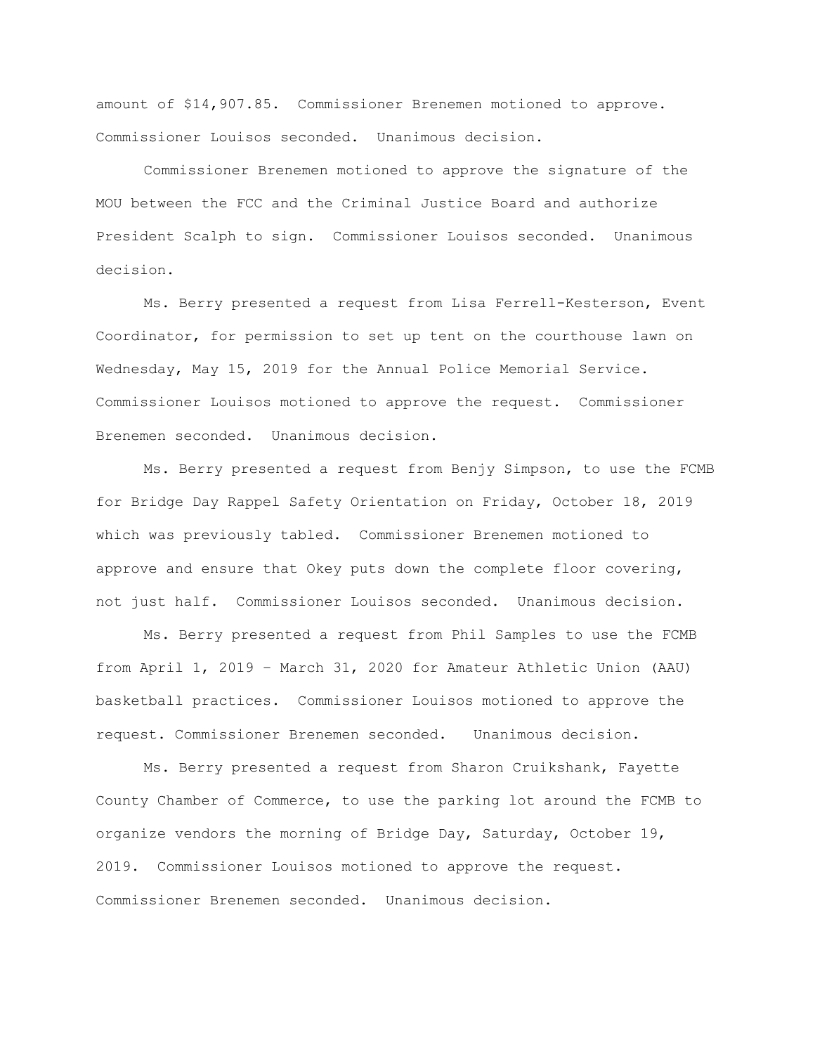amount of $14,907.85. Commissioner Brenemen motioned to approve. Commissioner Louisos seconded. Unanimous decision.

Commissioner Brenemen motioned to approve the signature of the MOU between the FCC and the Criminal Justice Board and authorize President Scalph to sign. Commissioner Louisos seconded. Unanimous decision.

Ms. Berry presented a request from Lisa Ferrell-Kesterson, Event Coordinator, for permission to set up tent on the courthouse lawn on Wednesday, May 15, 2019 for the Annual Police Memorial Service. Commissioner Louisos motioned to approve the request. Commissioner Brenemen seconded. Unanimous decision.

Ms. Berry presented a request from Benjy Simpson, to use the FCMB for Bridge Day Rappel Safety Orientation on Friday, October 18, 2019 which was previously tabled. Commissioner Brenemen motioned to approve and ensure that Okey puts down the complete floor covering, not just half. Commissioner Louisos seconded. Unanimous decision.

Ms. Berry presented a request from Phil Samples to use the FCMB from April 1, 2019 – March 31, 2020 for Amateur Athletic Union (AAU) basketball practices. Commissioner Louisos motioned to approve the request. Commissioner Brenemen seconded. Unanimous decision.

Ms. Berry presented a request from Sharon Cruikshank, Fayette County Chamber of Commerce, to use the parking lot around the FCMB to organize vendors the morning of Bridge Day, Saturday, October 19, 2019. Commissioner Louisos motioned to approve the request. Commissioner Brenemen seconded. Unanimous decision.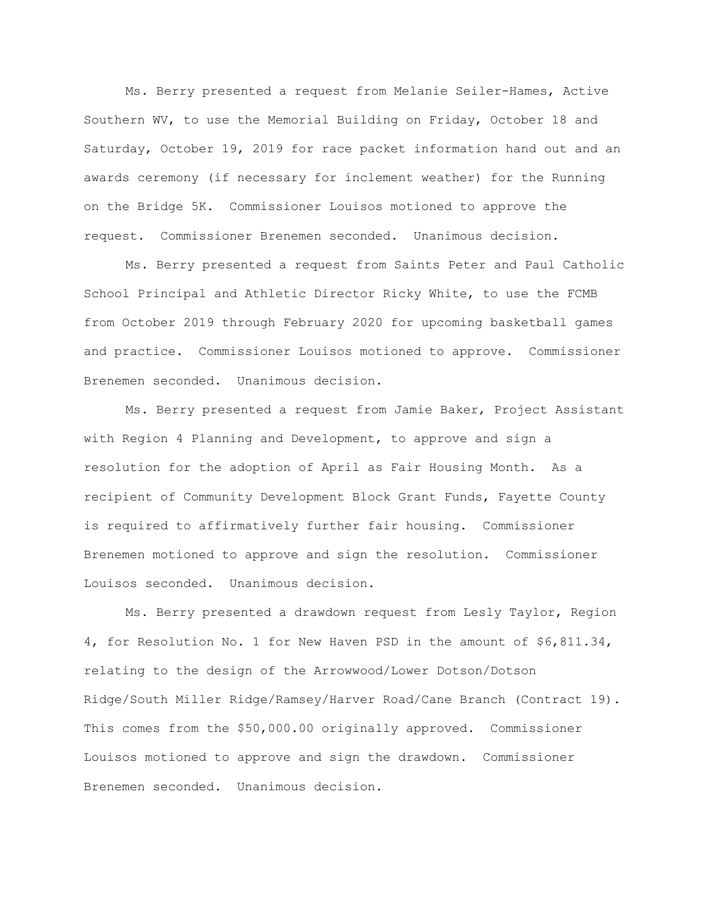Ms. Berry presented a request from Melanie Seiler-Hames, Active Southern WV, to use the Memorial Building on Friday, October 18 and Saturday, October 19, 2019 for race packet information hand out and an awards ceremony (if necessary for inclement weather) for the Running on the Bridge 5K. Commissioner Louisos motioned to approve the request. Commissioner Brenemen seconded. Unanimous decision.

Ms. Berry presented a request from Saints Peter and Paul Catholic School Principal and Athletic Director Ricky White, to use the FCMB from October 2019 through February 2020 for upcoming basketball games and practice. Commissioner Louisos motioned to approve. Commissioner Brenemen seconded. Unanimous decision.

Ms. Berry presented a request from Jamie Baker, Project Assistant with Region 4 Planning and Development, to approve and sign a resolution for the adoption of April as Fair Housing Month. As a recipient of Community Development Block Grant Funds, Fayette County is required to affirmatively further fair housing. Commissioner Brenemen motioned to approve and sign the resolution. Commissioner Louisos seconded. Unanimous decision.

Ms. Berry presented a drawdown request from Lesly Taylor, Region 4, for Resolution No. 1 for New Haven PSD in the amount of $6,811.34, relating to the design of the Arrowwood/Lower Dotson/Dotson Ridge/South Miller Ridge/Ramsey/Harver Road/Cane Branch (Contract 19). This comes from the $50,000.00 originally approved. Commissioner Louisos motioned to approve and sign the drawdown. Commissioner Brenemen seconded. Unanimous decision.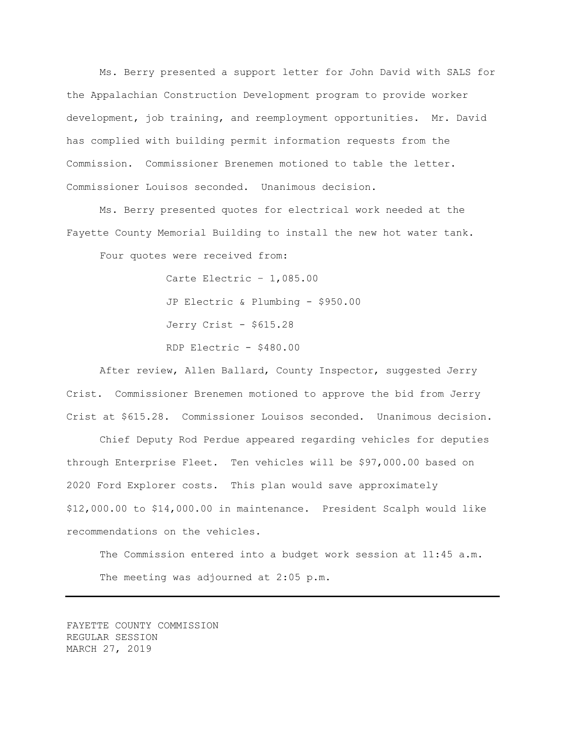Ms. Berry presented a support letter for John David with SALS for the Appalachian Construction Development program to provide worker development, job training, and reemployment opportunities. Mr. David has complied with building permit information requests from the Commission. Commissioner Brenemen motioned to table the letter. Commissioner Louisos seconded. Unanimous decision.

Ms. Berry presented quotes for electrical work needed at the Fayette County Memorial Building to install the new hot water tank.

Four quotes were received from:

Carte Electric – 1,085.00

JP Electric & Plumbing - $950.00

Jerry Crist - $615.28

RDP Electric - $480.00

After review, Allen Ballard, County Inspector, suggested Jerry Crist. Commissioner Brenemen motioned to approve the bid from Jerry Crist at $615.28. Commissioner Louisos seconded. Unanimous decision.

Chief Deputy Rod Perdue appeared regarding vehicles for deputies through Enterprise Fleet. Ten vehicles will be $97,000.00 based on 2020 Ford Explorer costs. This plan would save approximately $12,000.00 to $14,000.00 in maintenance. President Scalph would like recommendations on the vehicles.

The Commission entered into a budget work session at 11:45 a.m.

The meeting was adjourned at 2:05 p.m.

---

FAYETTE COUNTY COMMISSION
REGULAR SESSION
MARCH 27, 2019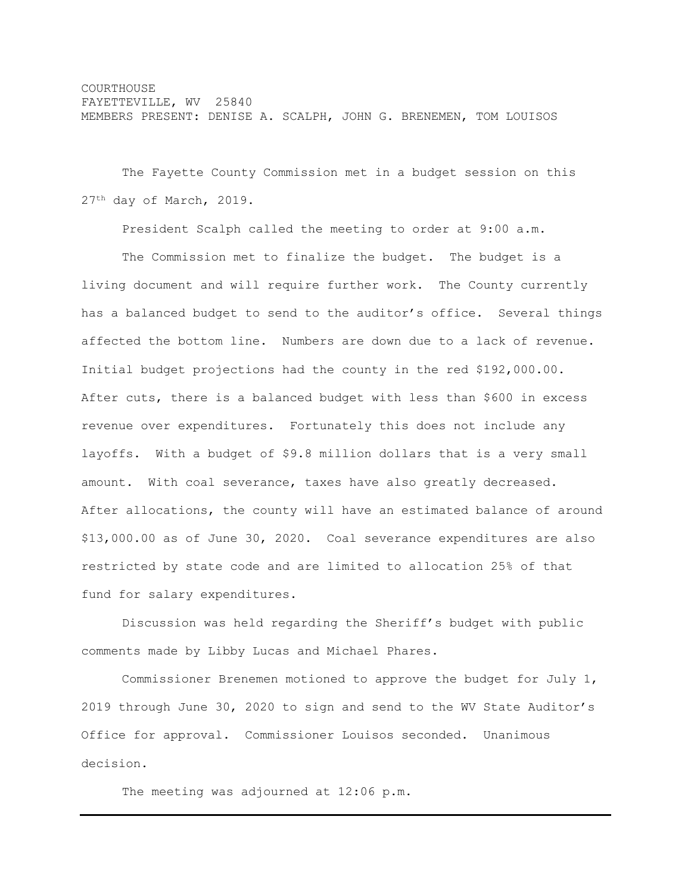COURTHOUSE
FAYETTEVILLE, WV 25840
MEMBERS PRESENT: DENISE A. SCALPH, JOHN G. BRENEMEN, TOM LOUISOS

The Fayette County Commission met in a budget session on this 27th day of March, 2019.

President Scalph called the meeting to order at 9:00 a.m.

The Commission met to finalize the budget. The budget is a living document and will require further work. The County currently has a balanced budget to send to the auditor's office. Several things affected the bottom line. Numbers are down due to a lack of revenue. Initial budget projections had the county in the red $192,000.00. After cuts, there is a balanced budget with less than $600 in excess revenue over expenditures. Fortunately this does not include any layoffs. With a budget of $9.8 million dollars that is a very small amount. With coal severance, taxes have also greatly decreased. After allocations, the county will have an estimated balance of around $13,000.00 as of June 30, 2020. Coal severance expenditures are also restricted by state code and are limited to allocation 25% of that fund for salary expenditures.

Discussion was held regarding the Sheriff's budget with public comments made by Libby Lucas and Michael Phares.

Commissioner Brenemen motioned to approve the budget for July 1, 2019 through June 30, 2020 to sign and send to the WV State Auditor's Office for approval. Commissioner Louisos seconded. Unanimous decision.

The meeting was adjourned at 12:06 p.m.

---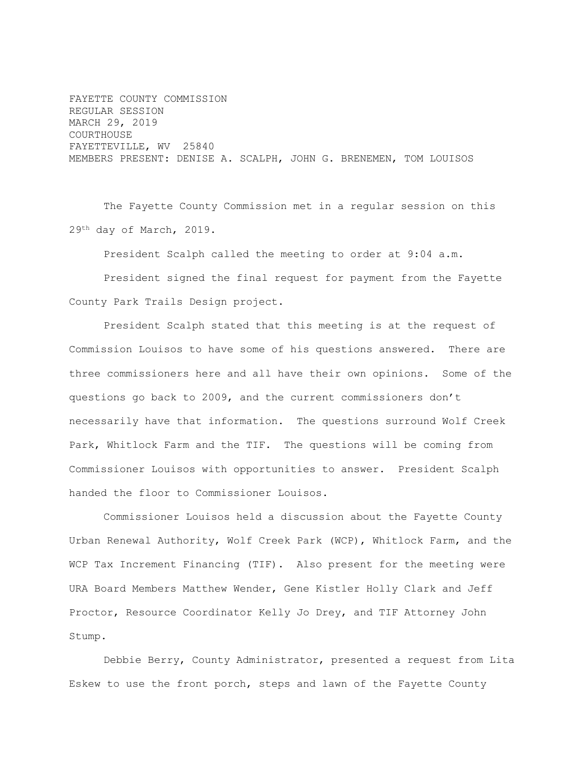FAYETTE COUNTY COMMISSION
REGULAR SESSION
MARCH 29, 2019
COURTHOUSE
FAYETTEVILLE, WV 25840
MEMBERS PRESENT: DENISE A. SCALPH, JOHN G. BRENEMEN, TOM LOUISOS

The Fayette County Commission met in a regular session on this 29th day of March, 2019.

President Scalph called the meeting to order at 9:04 a.m.

President signed the final request for payment from the Fayette County Park Trails Design project.

President Scalph stated that this meeting is at the request of Commission Louisos to have some of his questions answered. There are three commissioners here and all have their own opinions. Some of the questions go back to 2009, and the current commissioners don't necessarily have that information. The questions surround Wolf Creek Park, Whitlock Farm and the TIF. The questions will be coming from Commissioner Louisos with opportunities to answer. President Scalph handed the floor to Commissioner Louisos.

Commissioner Louisos held a discussion about the Fayette County Urban Renewal Authority, Wolf Creek Park (WCP), Whitlock Farm, and the WCP Tax Increment Financing (TIF). Also present for the meeting were URA Board Members Matthew Wender, Gene Kistler Holly Clark and Jeff Proctor, Resource Coordinator Kelly Jo Drey, and TIF Attorney John Stump.

Debbie Berry, County Administrator, presented a request from Lita Eskew to use the front porch, steps and lawn of the Fayette County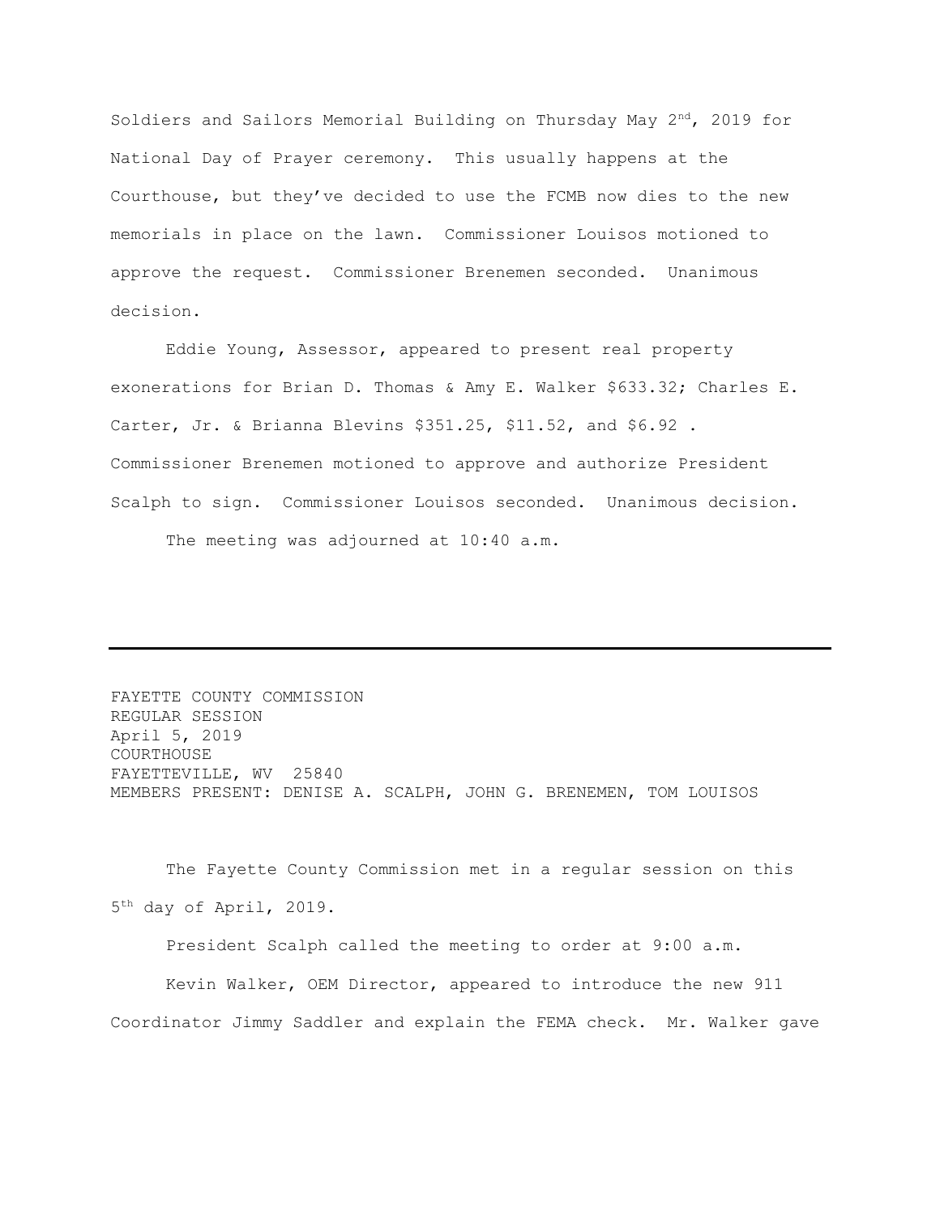Soldiers and Sailors Memorial Building on Thursday May 2nd, 2019 for National Day of Prayer ceremony. This usually happens at the Courthouse, but they've decided to use the FCMB now dies to the new memorials in place on the lawn. Commissioner Louisos motioned to approve the request. Commissioner Brenemen seconded. Unanimous decision.

Eddie Young, Assessor, appeared to present real property exonerations for Brian D. Thomas & Amy E. Walker $633.32; Charles E. Carter, Jr. & Brianna Blevins $351.25, $11.52, and $6.92 . Commissioner Brenemen motioned to approve and authorize President Scalph to sign. Commissioner Louisos seconded. Unanimous decision.

The meeting was adjourned at 10:40 a.m.

---

FAYETTE COUNTY COMMISSION
REGULAR SESSION
April 5, 2019
COURTHOUSE
FAYETTEVILLE, WV 25840
MEMBERS PRESENT: DENISE A. SCALPH, JOHN G. BRENEMEN, TOM LOUISOS

The Fayette County Commission met in a regular session on this 5th day of April, 2019.

President Scalph called the meeting to order at 9:00 a.m.

Kevin Walker, OEM Director, appeared to introduce the new 911 Coordinator Jimmy Saddler and explain the FEMA check. Mr. Walker gave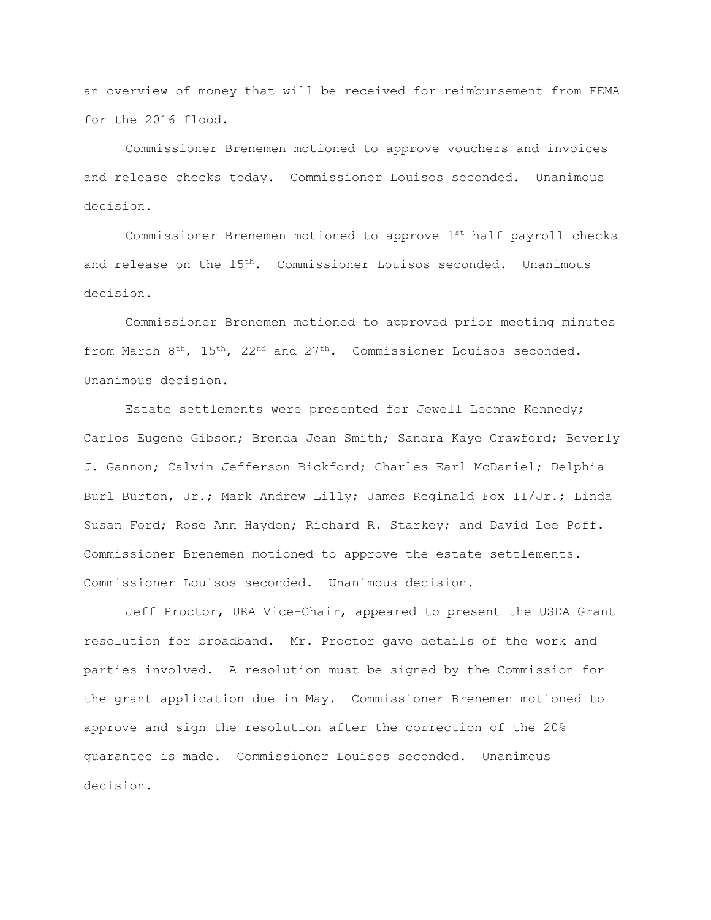an overview of money that will be received for reimbursement from FEMA for the 2016 flood.

Commissioner Brenemen motioned to approve vouchers and invoices and release checks today. Commissioner Louisos seconded. Unanimous decision.

Commissioner Brenemen motioned to approve 1st half payroll checks and release on the 15th. Commissioner Louisos seconded. Unanimous decision.

Commissioner Brenemen motioned to approved prior meeting minutes from March 8th, 15th, 22nd and 27th. Commissioner Louisos seconded. Unanimous decision.

Estate settlements were presented for Jewell Leonne Kennedy; Carlos Eugene Gibson; Brenda Jean Smith; Sandra Kaye Crawford; Beverly J. Gannon; Calvin Jefferson Bickford; Charles Earl McDaniel; Delphia Burl Burton, Jr.; Mark Andrew Lilly; James Reginald Fox II/Jr.; Linda Susan Ford; Rose Ann Hayden; Richard R. Starkey; and David Lee Poff. Commissioner Brenemen motioned to approve the estate settlements. Commissioner Louisos seconded. Unanimous decision.

Jeff Proctor, URA Vice-Chair, appeared to present the USDA Grant resolution for broadband. Mr. Proctor gave details of the work and parties involved. A resolution must be signed by the Commission for the grant application due in May. Commissioner Brenemen motioned to approve and sign the resolution after the correction of the 20% guarantee is made. Commissioner Louisos seconded. Unanimous decision.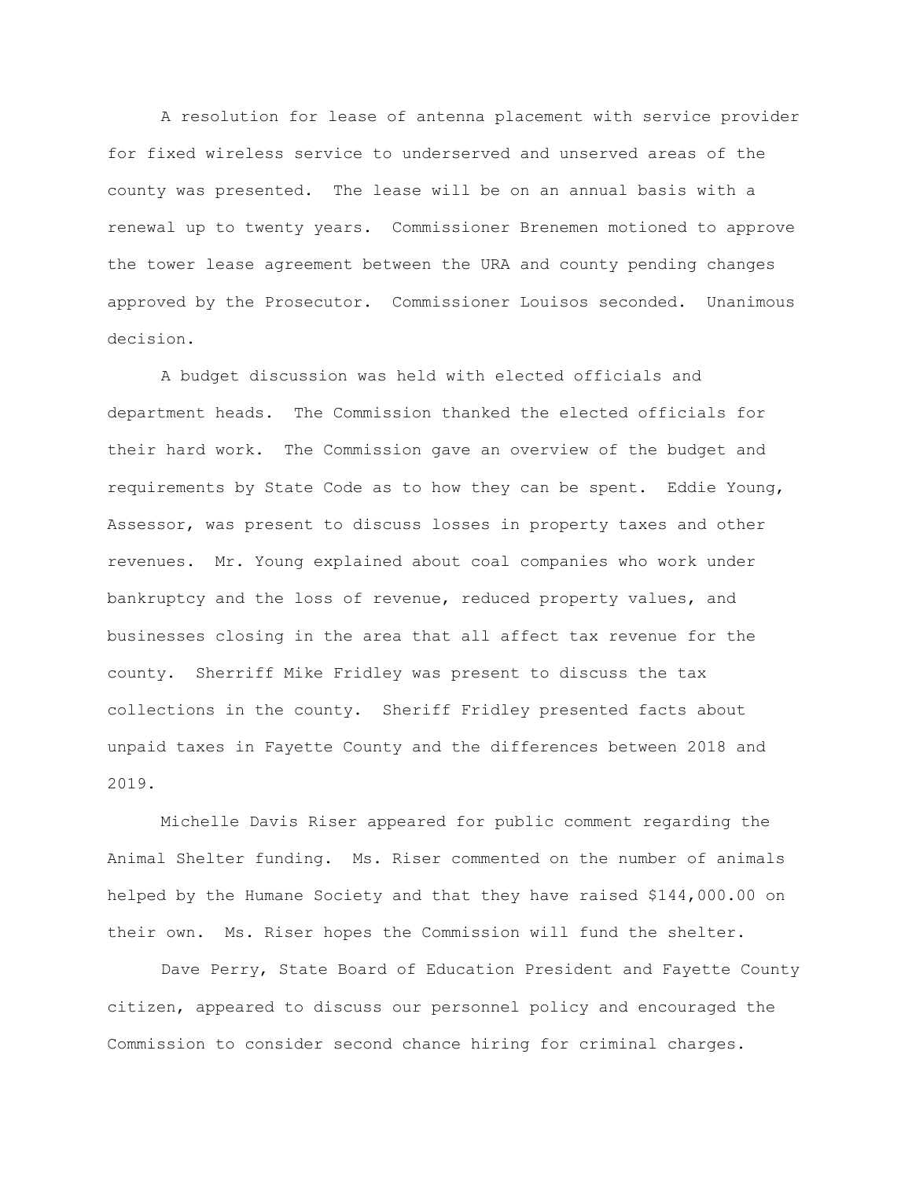A resolution for lease of antenna placement with service provider for fixed wireless service to underserved and unserved areas of the county was presented. The lease will be on an annual basis with a renewal up to twenty years. Commissioner Brenemen motioned to approve the tower lease agreement between the URA and county pending changes approved by the Prosecutor. Commissioner Louisos seconded. Unanimous decision.

A budget discussion was held with elected officials and department heads. The Commission thanked the elected officials for their hard work. The Commission gave an overview of the budget and requirements by State Code as to how they can be spent. Eddie Young, Assessor, was present to discuss losses in property taxes and other revenues. Mr. Young explained about coal companies who work under bankruptcy and the loss of revenue, reduced property values, and businesses closing in the area that all affect tax revenue for the county. Sherriff Mike Fridley was present to discuss the tax collections in the county. Sheriff Fridley presented facts about unpaid taxes in Fayette County and the differences between 2018 and 2019.

Michelle Davis Riser appeared for public comment regarding the Animal Shelter funding. Ms. Riser commented on the number of animals helped by the Humane Society and that they have raised $144,000.00 on their own. Ms. Riser hopes the Commission will fund the shelter.

Dave Perry, State Board of Education President and Fayette County citizen, appeared to discuss our personnel policy and encouraged the Commission to consider second chance hiring for criminal charges.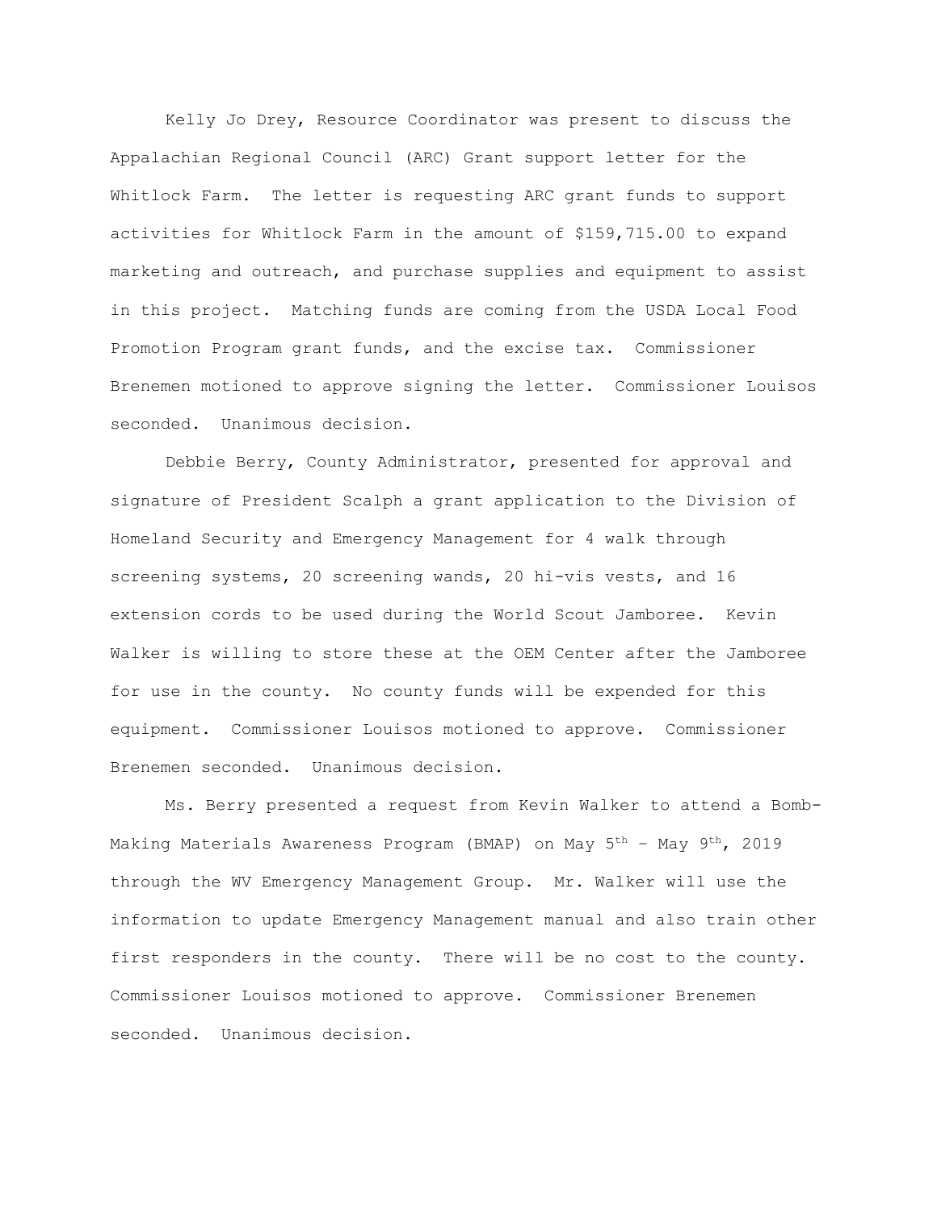Kelly Jo Drey, Resource Coordinator was present to discuss the Appalachian Regional Council (ARC) Grant support letter for the Whitlock Farm. The letter is requesting ARC grant funds to support activities for Whitlock Farm in the amount of $159,715.00 to expand marketing and outreach, and purchase supplies and equipment to assist in this project. Matching funds are coming from the USDA Local Food Promotion Program grant funds, and the excise tax. Commissioner Brenemen motioned to approve signing the letter. Commissioner Louisos seconded. Unanimous decision.

Debbie Berry, County Administrator, presented for approval and signature of President Scalph a grant application to the Division of Homeland Security and Emergency Management for 4 walk through screening systems, 20 screening wands, 20 hi-vis vests, and 16 extension cords to be used during the World Scout Jamboree. Kevin Walker is willing to store these at the OEM Center after the Jamboree for use in the county. No county funds will be expended for this equipment. Commissioner Louisos motioned to approve. Commissioner Brenemen seconded. Unanimous decision.

Ms. Berry presented a request from Kevin Walker to attend a Bomb-Making Materials Awareness Program (BMAP) on May 5th – May 9th, 2019 through the WV Emergency Management Group. Mr. Walker will use the information to update Emergency Management manual and also train other first responders in the county. There will be no cost to the county. Commissioner Louisos motioned to approve. Commissioner Brenemen seconded. Unanimous decision.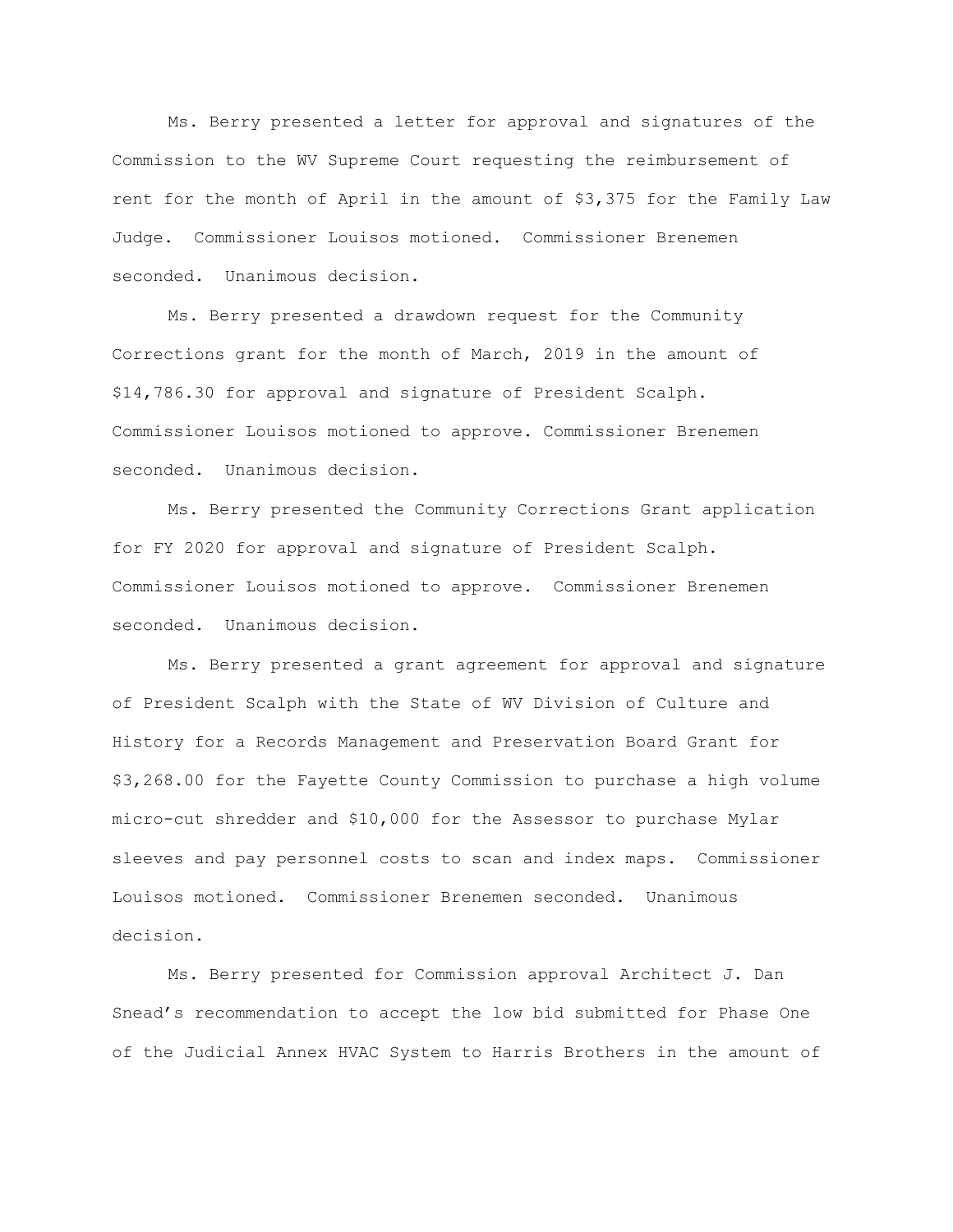Ms. Berry presented a letter for approval and signatures of the Commission to the WV Supreme Court requesting the reimbursement of rent for the month of April in the amount of $3,375 for the Family Law Judge. Commissioner Louisos motioned. Commissioner Brenemen seconded. Unanimous decision.

Ms. Berry presented a drawdown request for the Community Corrections grant for the month of March, 2019 in the amount of $14,786.30 for approval and signature of President Scalph. Commissioner Louisos motioned to approve. Commissioner Brenemen seconded. Unanimous decision.

Ms. Berry presented the Community Corrections Grant application for FY 2020 for approval and signature of President Scalph. Commissioner Louisos motioned to approve. Commissioner Brenemen seconded. Unanimous decision.

Ms. Berry presented a grant agreement for approval and signature of President Scalph with the State of WV Division of Culture and History for a Records Management and Preservation Board Grant for $3,268.00 for the Fayette County Commission to purchase a high volume micro-cut shredder and $10,000 for the Assessor to purchase Mylar sleeves and pay personnel costs to scan and index maps. Commissioner Louisos motioned. Commissioner Brenemen seconded. Unanimous decision.

Ms. Berry presented for Commission approval Architect J. Dan Snead's recommendation to accept the low bid submitted for Phase One of the Judicial Annex HVAC System to Harris Brothers in the amount of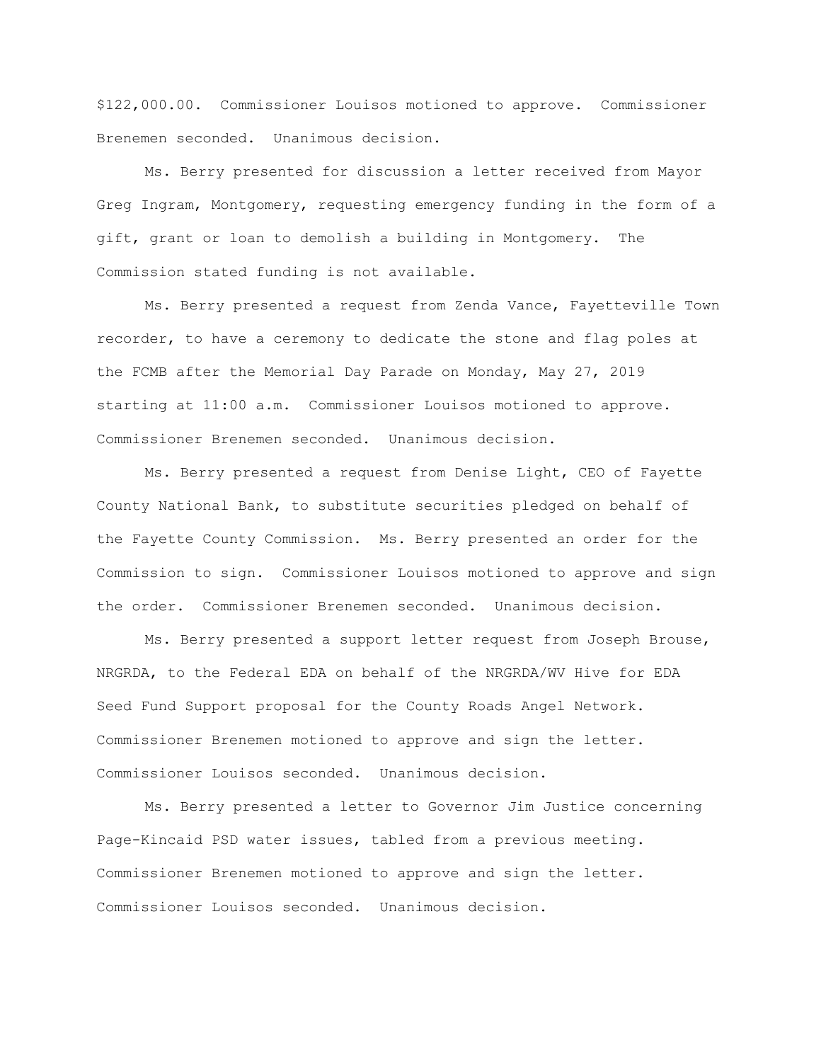$122,000.00. Commissioner Louisos motioned to approve. Commissioner Brenemen seconded. Unanimous decision.

Ms. Berry presented for discussion a letter received from Mayor Greg Ingram, Montgomery, requesting emergency funding in the form of a gift, grant or loan to demolish a building in Montgomery. The Commission stated funding is not available.

Ms. Berry presented a request from Zenda Vance, Fayetteville Town recorder, to have a ceremony to dedicate the stone and flag poles at the FCMB after the Memorial Day Parade on Monday, May 27, 2019 starting at 11:00 a.m. Commissioner Louisos motioned to approve. Commissioner Brenemen seconded. Unanimous decision.

Ms. Berry presented a request from Denise Light, CEO of Fayette County National Bank, to substitute securities pledged on behalf of the Fayette County Commission. Ms. Berry presented an order for the Commission to sign. Commissioner Louisos motioned to approve and sign the order. Commissioner Brenemen seconded. Unanimous decision.

Ms. Berry presented a support letter request from Joseph Brouse, NRGRDA, to the Federal EDA on behalf of the NRGRDA/WV Hive for EDA Seed Fund Support proposal for the County Roads Angel Network. Commissioner Brenemen motioned to approve and sign the letter. Commissioner Louisos seconded. Unanimous decision.

Ms. Berry presented a letter to Governor Jim Justice concerning Page-Kincaid PSD water issues, tabled from a previous meeting. Commissioner Brenemen motioned to approve and sign the letter. Commissioner Louisos seconded. Unanimous decision.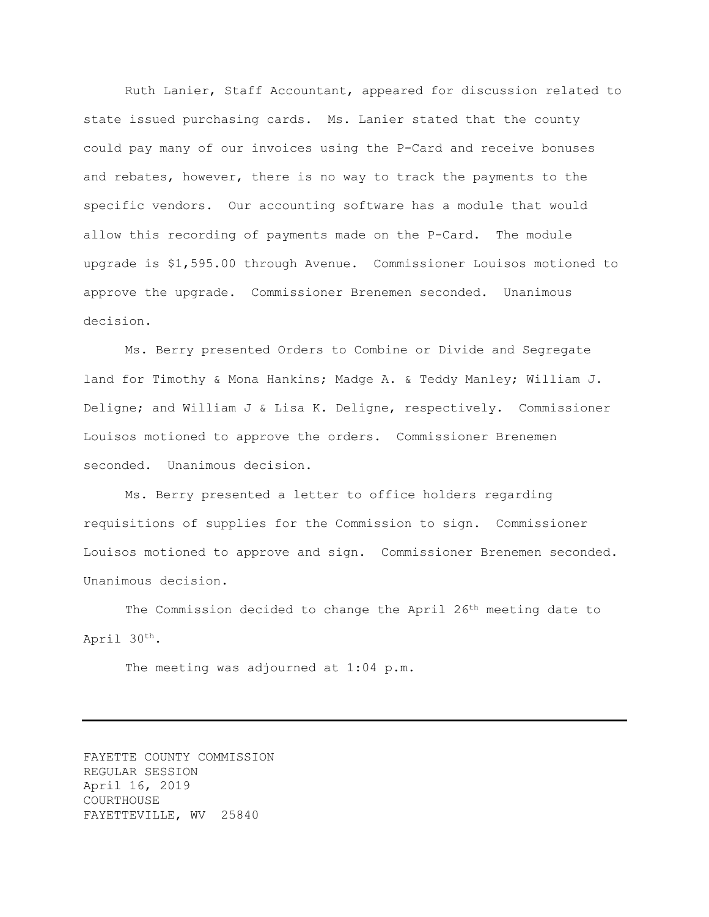Ruth Lanier, Staff Accountant, appeared for discussion related to state issued purchasing cards. Ms. Lanier stated that the county could pay many of our invoices using the P-Card and receive bonuses and rebates, however, there is no way to track the payments to the specific vendors. Our accounting software has a module that would allow this recording of payments made on the P-Card. The module upgrade is $1,595.00 through Avenue. Commissioner Louisos motioned to approve the upgrade. Commissioner Brenemen seconded. Unanimous decision.

Ms. Berry presented Orders to Combine or Divide and Segregate land for Timothy & Mona Hankins; Madge A. & Teddy Manley; William J. Deligne; and William J & Lisa K. Deligne, respectively. Commissioner Louisos motioned to approve the orders. Commissioner Brenemen seconded. Unanimous decision.

Ms. Berry presented a letter to office holders regarding requisitions of supplies for the Commission to sign. Commissioner Louisos motioned to approve and sign. Commissioner Brenemen seconded. Unanimous decision.

The Commission decided to change the April 26th meeting date to April 30th.

The meeting was adjourned at 1:04 p.m.

---

FAYETTE COUNTY COMMISSION
REGULAR SESSION
April 16, 2019
COURTHOUSE
FAYETTEVILLE, WV 25840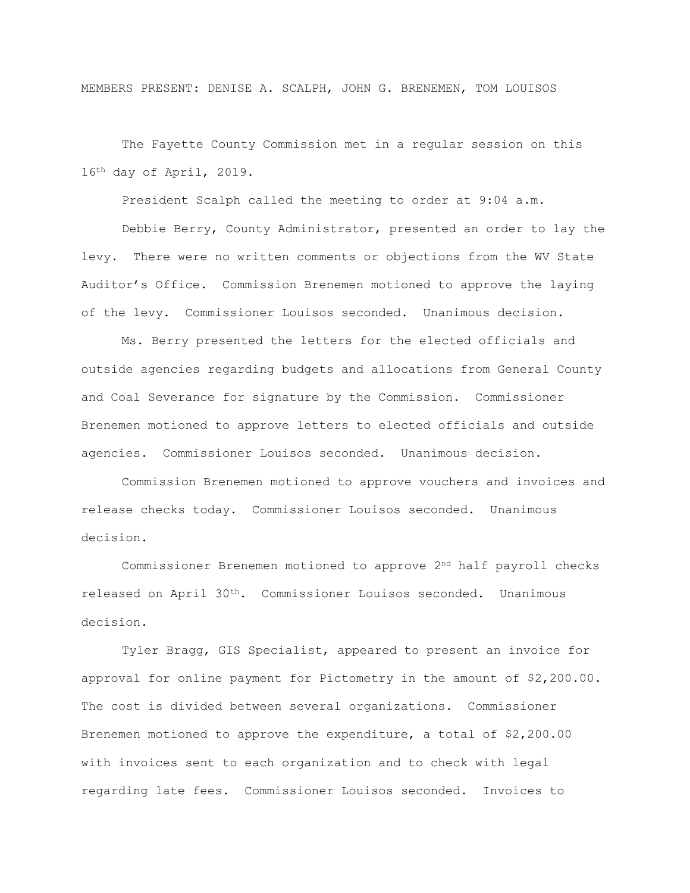MEMBERS PRESENT: DENISE A. SCALPH, JOHN G. BRENEMEN, TOM LOUISOS

The Fayette County Commission met in a regular session on this 16th day of April, 2019.

President Scalph called the meeting to order at 9:04 a.m.

Debbie Berry, County Administrator, presented an order to lay the levy. There were no written comments or objections from the WV State Auditor's Office. Commission Brenemen motioned to approve the laying of the levy. Commissioner Louisos seconded. Unanimous decision.

Ms. Berry presented the letters for the elected officials and outside agencies regarding budgets and allocations from General County and Coal Severance for signature by the Commission. Commissioner Brenemen motioned to approve letters to elected officials and outside agencies. Commissioner Louisos seconded. Unanimous decision.

Commission Brenemen motioned to approve vouchers and invoices and release checks today. Commissioner Louisos seconded. Unanimous decision.

Commissioner Brenemen motioned to approve 2nd half payroll checks released on April 30th. Commissioner Louisos seconded. Unanimous decision.

Tyler Bragg, GIS Specialist, appeared to present an invoice for approval for online payment for Pictometry in the amount of $2,200.00. The cost is divided between several organizations. Commissioner Brenemen motioned to approve the expenditure, a total of $2,200.00 with invoices sent to each organization and to check with legal regarding late fees. Commissioner Louisos seconded. Invoices to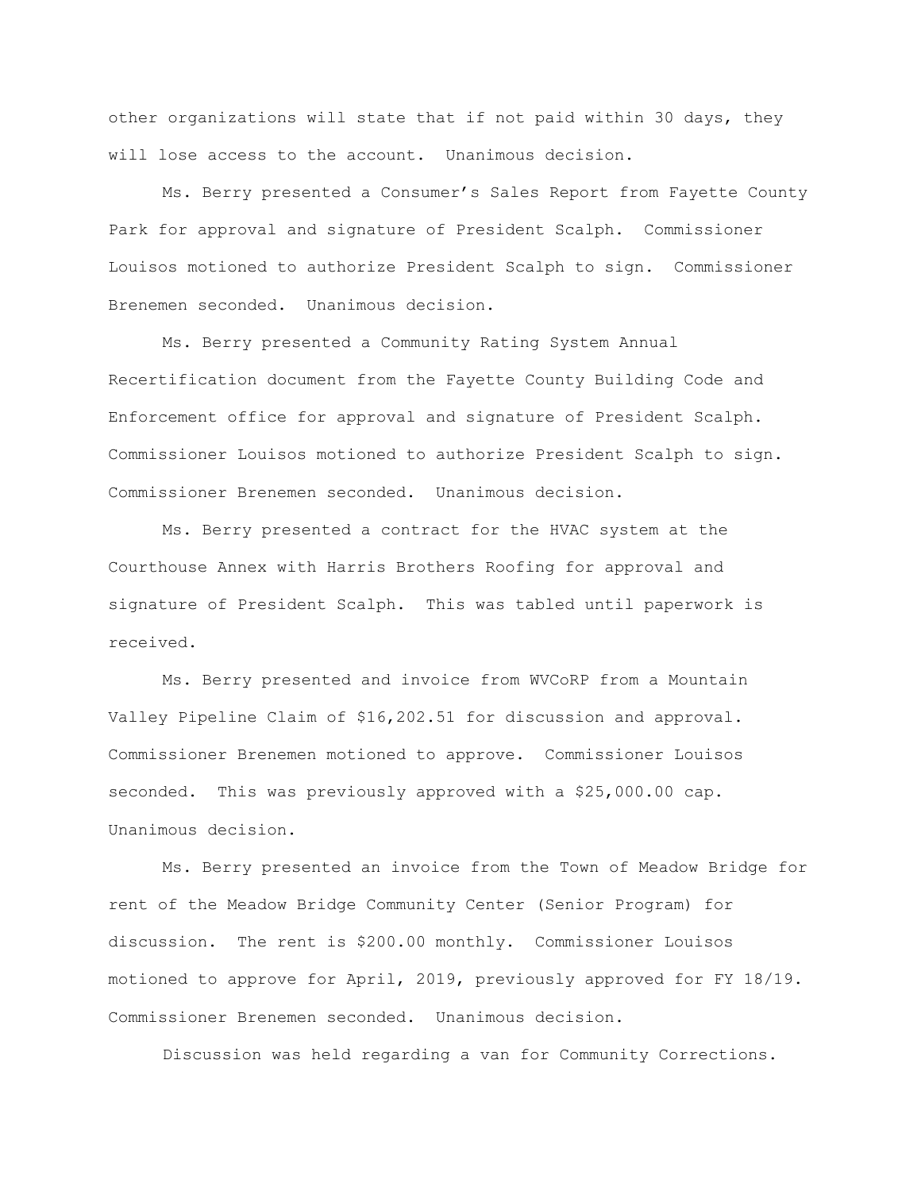other organizations will state that if not paid within 30 days, they will lose access to the account. Unanimous decision.

Ms. Berry presented a Consumer's Sales Report from Fayette County Park for approval and signature of President Scalph. Commissioner Louisos motioned to authorize President Scalph to sign. Commissioner Brenemen seconded. Unanimous decision.

Ms. Berry presented a Community Rating System Annual Recertification document from the Fayette County Building Code and Enforcement office for approval and signature of President Scalph. Commissioner Louisos motioned to authorize President Scalph to sign. Commissioner Brenemen seconded. Unanimous decision.

Ms. Berry presented a contract for the HVAC system at the Courthouse Annex with Harris Brothers Roofing for approval and signature of President Scalph. This was tabled until paperwork is received.

Ms. Berry presented and invoice from WVCoRP from a Mountain Valley Pipeline Claim of $16,202.51 for discussion and approval. Commissioner Brenemen motioned to approve. Commissioner Louisos seconded. This was previously approved with a $25,000.00 cap. Unanimous decision.

Ms. Berry presented an invoice from the Town of Meadow Bridge for rent of the Meadow Bridge Community Center (Senior Program) for discussion. The rent is $200.00 monthly. Commissioner Louisos motioned to approve for April, 2019, previously approved for FY 18/19. Commissioner Brenemen seconded. Unanimous decision.

Discussion was held regarding a van for Community Corrections.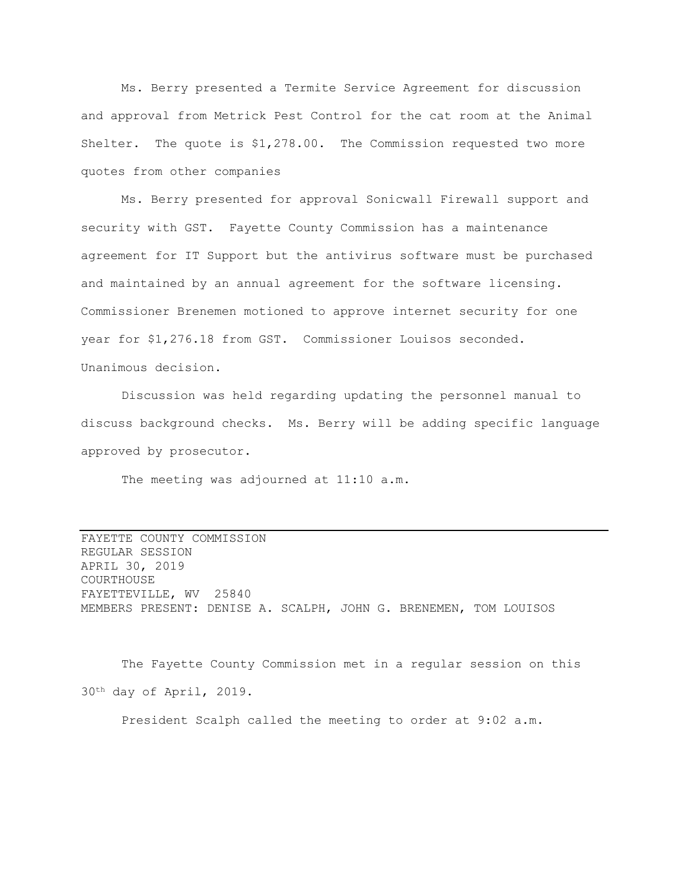Ms. Berry presented a Termite Service Agreement for discussion and approval from Metrick Pest Control for the cat room at the Animal Shelter. The quote is $1,278.00. The Commission requested two more quotes from other companies

Ms. Berry presented for approval Sonicwall Firewall support and security with GST. Fayette County Commission has a maintenance agreement for IT Support but the antivirus software must be purchased and maintained by an annual agreement for the software licensing. Commissioner Brenemen motioned to approve internet security for one year for $1,276.18 from GST. Commissioner Louisos seconded. Unanimous decision.

Discussion was held regarding updating the personnel manual to discuss background checks. Ms. Berry will be adding specific language approved by prosecutor.

The meeting was adjourned at 11:10 a.m.

---

FAYETTE COUNTY COMMISSION
REGULAR SESSION
APRIL 30, 2019
COURTHOUSE
FAYETTEVILLE, WV 25840
MEMBERS PRESENT: DENISE A. SCALPH, JOHN G. BRENEMEN, TOM LOUISOS

The Fayette County Commission met in a regular session on this 30th day of April, 2019.

President Scalph called the meeting to order at 9:02 a.m.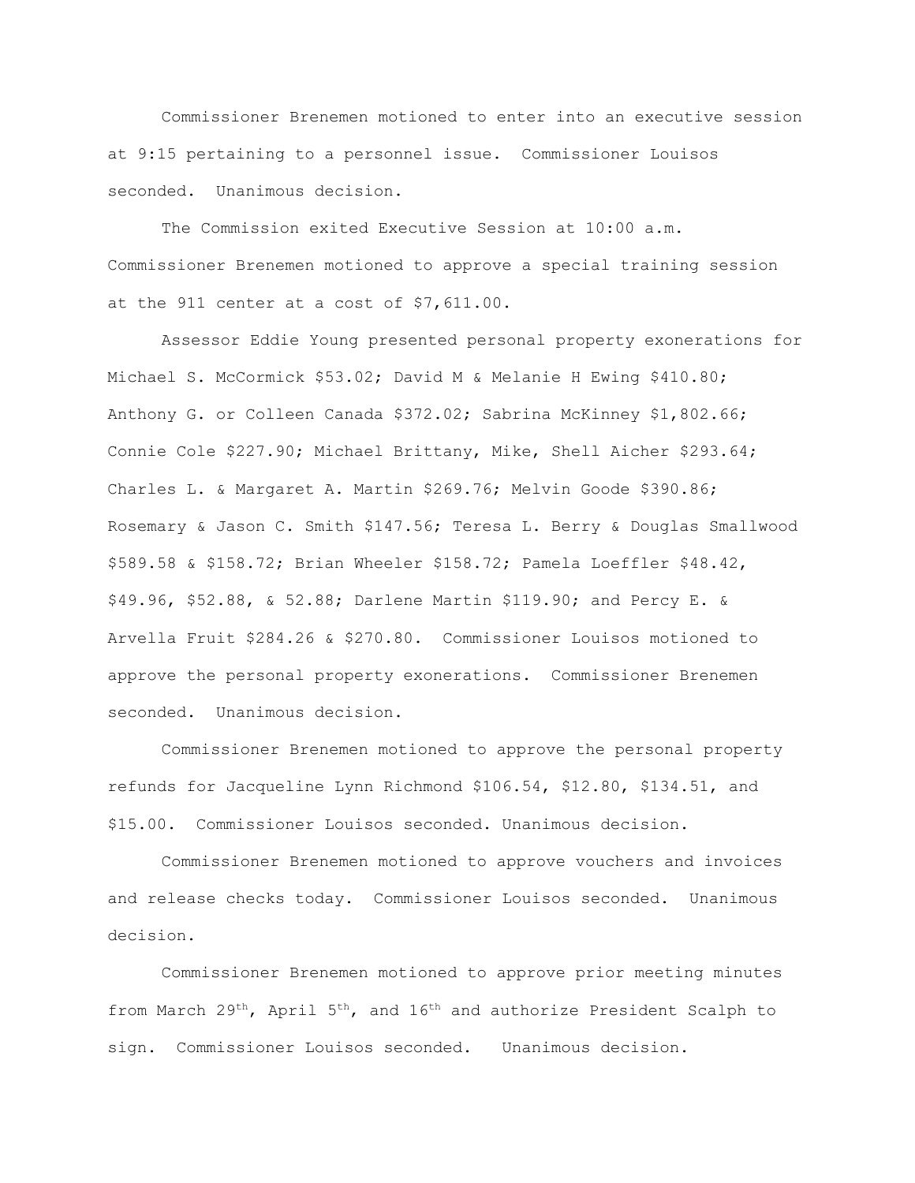Commissioner Brenemen motioned to enter into an executive session at 9:15 pertaining to a personnel issue. Commissioner Louisos seconded. Unanimous decision.

The Commission exited Executive Session at 10:00 a.m. Commissioner Brenemen motioned to approve a special training session at the 911 center at a cost of $7,611.00.

Assessor Eddie Young presented personal property exonerations for Michael S. McCormick $53.02; David M & Melanie H Ewing $410.80; Anthony G. or Colleen Canada $372.02; Sabrina McKinney $1,802.66; Connie Cole $227.90; Michael Brittany, Mike, Shell Aicher $293.64; Charles L. & Margaret A. Martin $269.76; Melvin Goode $390.86; Rosemary & Jason C. Smith $147.56; Teresa L. Berry & Douglas Smallwood $589.58 & $158.72; Brian Wheeler $158.72; Pamela Loeffler $48.42, $49.96, $52.88, & 52.88; Darlene Martin $119.90; and Percy E. & Arvella Fruit $284.26 & $270.80. Commissioner Louisos motioned to approve the personal property exonerations. Commissioner Brenemen seconded. Unanimous decision.

Commissioner Brenemen motioned to approve the personal property refunds for Jacqueline Lynn Richmond $106.54, $12.80, $134.51, and $15.00. Commissioner Louisos seconded. Unanimous decision.

Commissioner Brenemen motioned to approve vouchers and invoices and release checks today. Commissioner Louisos seconded. Unanimous decision.

Commissioner Brenemen motioned to approve prior meeting minutes from March 29th, April 5th, and 16th and authorize President Scalph to sign. Commissioner Louisos seconded. Unanimous decision.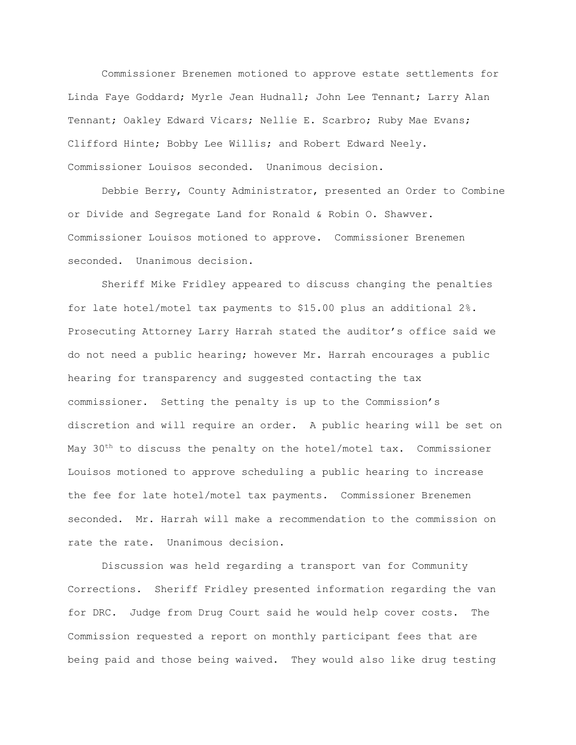Commissioner Brenemen motioned to approve estate settlements for Linda Faye Goddard; Myrle Jean Hudnall; John Lee Tennant; Larry Alan Tennant; Oakley Edward Vicars; Nellie E. Scarbro; Ruby Mae Evans; Clifford Hinte; Bobby Lee Willis; and Robert Edward Neely. Commissioner Louisos seconded. Unanimous decision.

Debbie Berry, County Administrator, presented an Order to Combine or Divide and Segregate Land for Ronald & Robin O. Shawver. Commissioner Louisos motioned to approve. Commissioner Brenemen seconded. Unanimous decision.

Sheriff Mike Fridley appeared to discuss changing the penalties for late hotel/motel tax payments to $15.00 plus an additional 2%. Prosecuting Attorney Larry Harrah stated the auditor's office said we do not need a public hearing; however Mr. Harrah encourages a public hearing for transparency and suggested contacting the tax commissioner. Setting the penalty is up to the Commission's discretion and will require an order. A public hearing will be set on May 30th to discuss the penalty on the hotel/motel tax. Commissioner Louisos motioned to approve scheduling a public hearing to increase the fee for late hotel/motel tax payments. Commissioner Brenemen seconded. Mr. Harrah will make a recommendation to the commission on rate the rate. Unanimous decision.

Discussion was held regarding a transport van for Community Corrections. Sheriff Fridley presented information regarding the van for DRC. Judge from Drug Court said he would help cover costs. The Commission requested a report on monthly participant fees that are being paid and those being waived. They would also like drug testing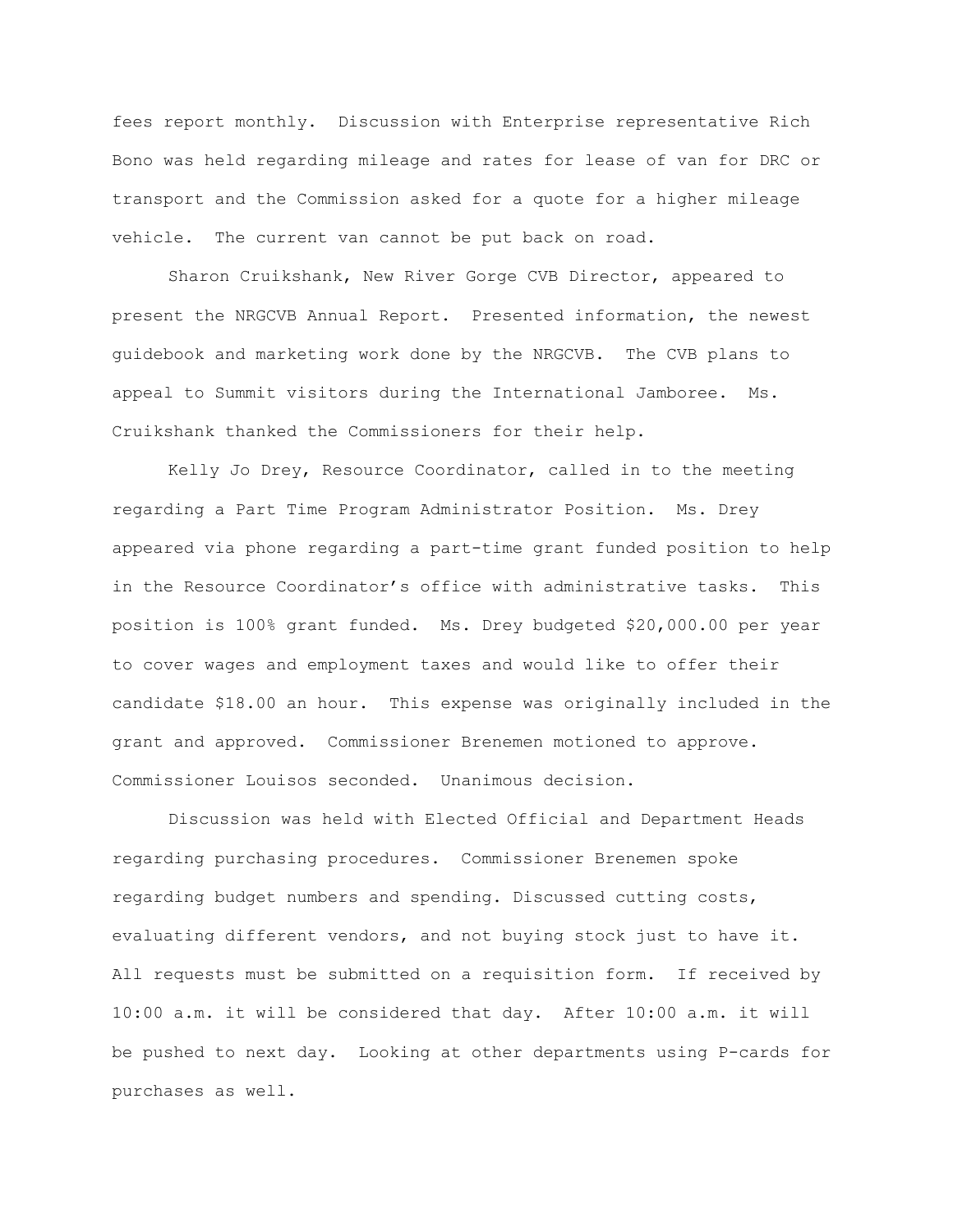fees report monthly. Discussion with Enterprise representative Rich Bono was held regarding mileage and rates for lease of van for DRC or transport and the Commission asked for a quote for a higher mileage vehicle. The current van cannot be put back on road.

Sharon Cruikshank, New River Gorge CVB Director, appeared to present the NRGCVB Annual Report. Presented information, the newest guidebook and marketing work done by the NRGCVB. The CVB plans to appeal to Summit visitors during the International Jamboree. Ms. Cruikshank thanked the Commissioners for their help.

Kelly Jo Drey, Resource Coordinator, called in to the meeting regarding a Part Time Program Administrator Position. Ms. Drey appeared via phone regarding a part-time grant funded position to help in the Resource Coordinator's office with administrative tasks. This position is 100% grant funded. Ms. Drey budgeted $20,000.00 per year to cover wages and employment taxes and would like to offer their candidate $18.00 an hour. This expense was originally included in the grant and approved. Commissioner Brenemen motioned to approve. Commissioner Louisos seconded. Unanimous decision.

Discussion was held with Elected Official and Department Heads regarding purchasing procedures. Commissioner Brenemen spoke regarding budget numbers and spending. Discussed cutting costs, evaluating different vendors, and not buying stock just to have it. All requests must be submitted on a requisition form. If received by 10:00 a.m. it will be considered that day. After 10:00 a.m. it will be pushed to next day. Looking at other departments using P-cards for purchases as well.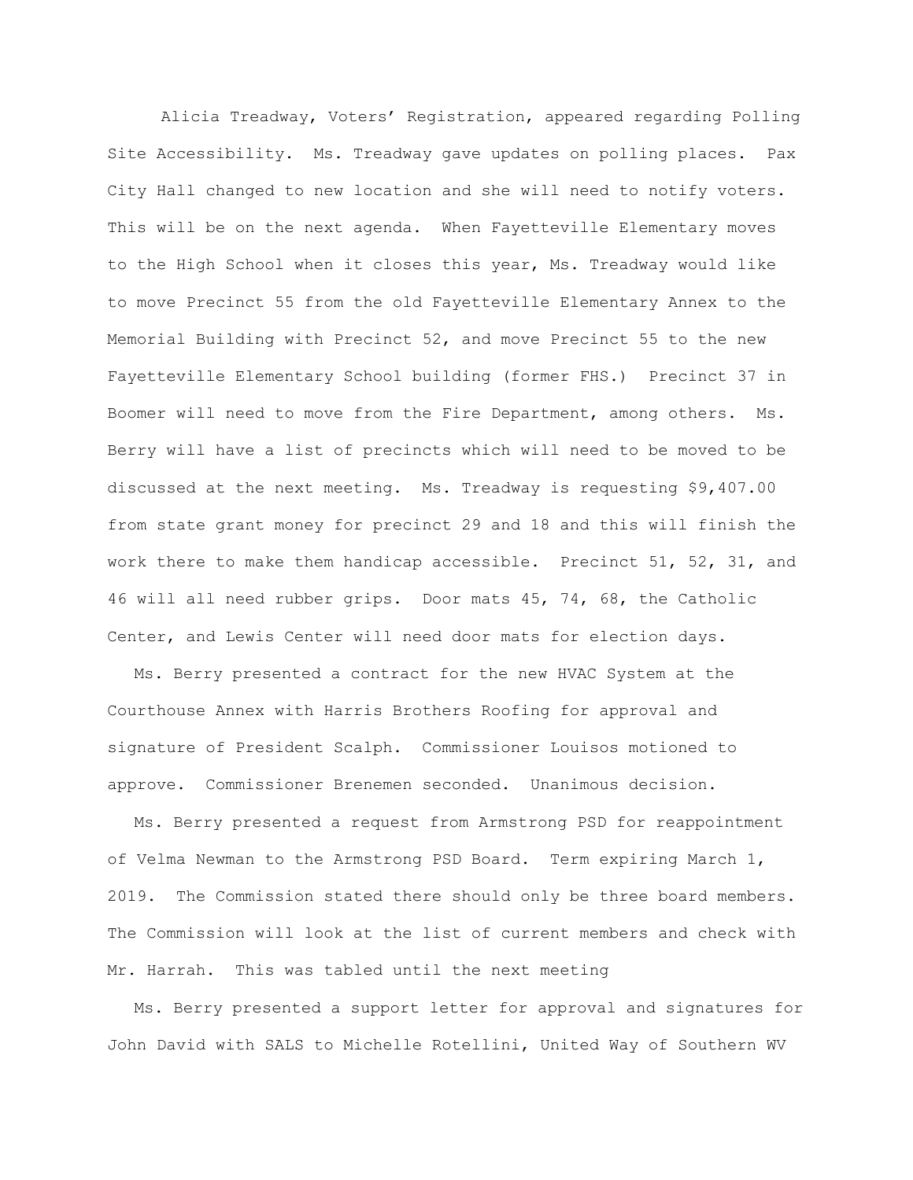Alicia Treadway, Voters' Registration, appeared regarding Polling Site Accessibility. Ms. Treadway gave updates on polling places. Pax City Hall changed to new location and she will need to notify voters. This will be on the next agenda. When Fayetteville Elementary moves to the High School when it closes this year, Ms. Treadway would like to move Precinct 55 from the old Fayetteville Elementary Annex to the Memorial Building with Precinct 52, and move Precinct 55 to the new Fayetteville Elementary School building (former FHS.) Precinct 37 in Boomer will need to move from the Fire Department, among others. Ms. Berry will have a list of precincts which will need to be moved to be discussed at the next meeting. Ms. Treadway is requesting $9,407.00 from state grant money for precinct 29 and 18 and this will finish the work there to make them handicap accessible. Precinct 51, 52, 31, and 46 will all need rubber grips. Door mats 45, 74, 68, the Catholic Center, and Lewis Center will need door mats for election days.

Ms. Berry presented a contract for the new HVAC System at the Courthouse Annex with Harris Brothers Roofing for approval and signature of President Scalph. Commissioner Louisos motioned to approve. Commissioner Brenemen seconded. Unanimous decision.

Ms. Berry presented a request from Armstrong PSD for reappointment of Velma Newman to the Armstrong PSD Board. Term expiring March 1, 2019. The Commission stated there should only be three board members. The Commission will look at the list of current members and check with Mr. Harrah. This was tabled until the next meeting

Ms. Berry presented a support letter for approval and signatures for John David with SALS to Michelle Rotellini, United Way of Southern WV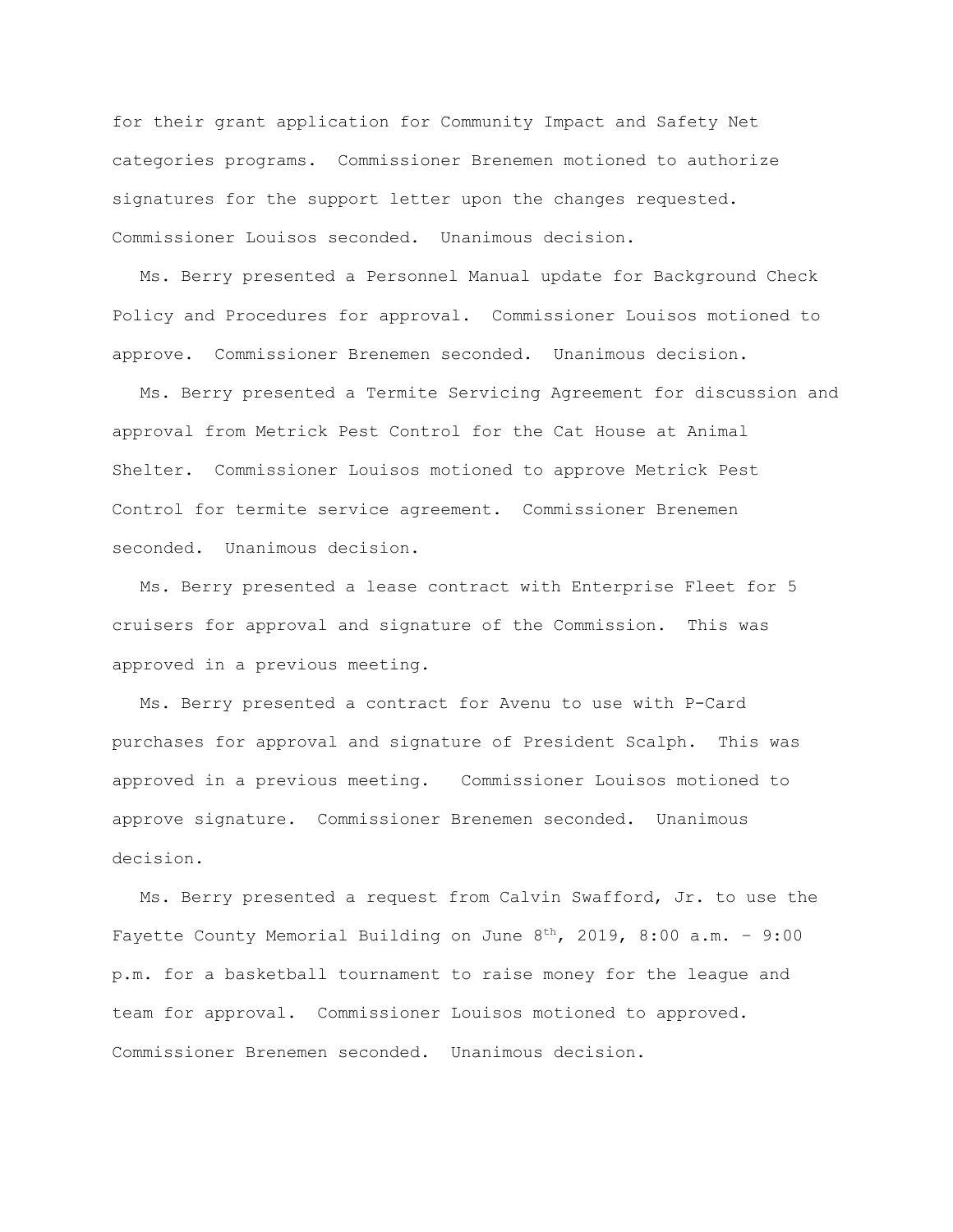for their grant application for Community Impact and Safety Net categories programs. Commissioner Brenemen motioned to authorize signatures for the support letter upon the changes requested. Commissioner Louisos seconded. Unanimous decision.

Ms. Berry presented a Personnel Manual update for Background Check Policy and Procedures for approval. Commissioner Louisos motioned to approve. Commissioner Brenemen seconded. Unanimous decision.

Ms. Berry presented a Termite Servicing Agreement for discussion and approval from Metrick Pest Control for the Cat House at Animal Shelter. Commissioner Louisos motioned to approve Metrick Pest Control for termite service agreement. Commissioner Brenemen seconded. Unanimous decision.

Ms. Berry presented a lease contract with Enterprise Fleet for 5 cruisers for approval and signature of the Commission. This was approved in a previous meeting.

Ms. Berry presented a contract for Avenu to use with P-Card purchases for approval and signature of President Scalph. This was approved in a previous meeting. Commissioner Louisos motioned to approve signature. Commissioner Brenemen seconded. Unanimous decision.

Ms. Berry presented a request from Calvin Swafford, Jr. to use the Fayette County Memorial Building on June 8th, 2019, 8:00 a.m. – 9:00 p.m. for a basketball tournament to raise money for the league and team for approval. Commissioner Louisos motioned to approved. Commissioner Brenemen seconded. Unanimous decision.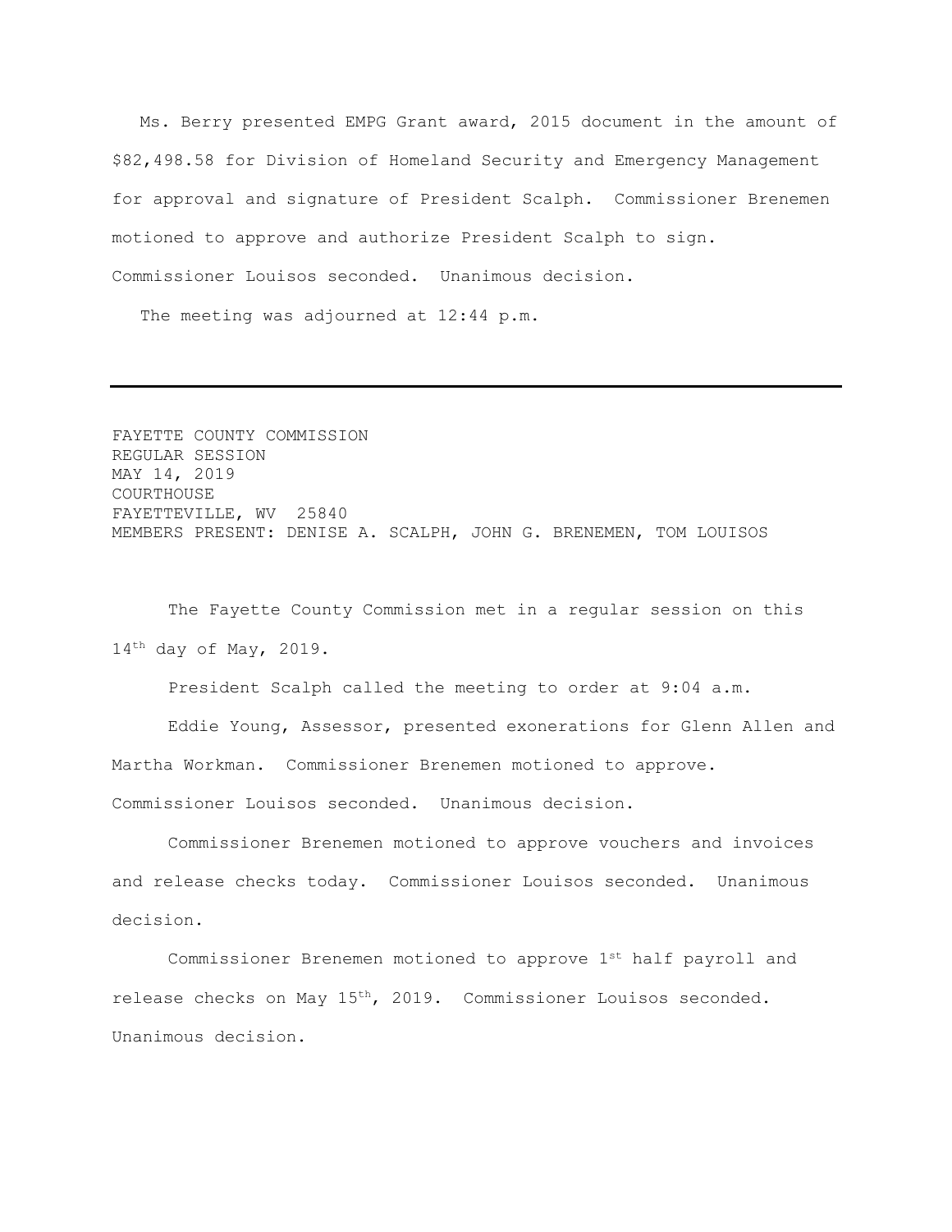Ms. Berry presented EMPG Grant award, 2015 document in the amount of $82,498.58 for Division of Homeland Security and Emergency Management for approval and signature of President Scalph. Commissioner Brenemen motioned to approve and authorize President Scalph to sign. Commissioner Louisos seconded. Unanimous decision.

The meeting was adjourned at 12:44 p.m.

---

FAYETTE COUNTY COMMISSION
REGULAR SESSION
MAY 14, 2019
COURTHOUSE
FAYETTEVILLE, WV 25840
MEMBERS PRESENT: DENISE A. SCALPH, JOHN G. BRENEMEN, TOM LOUISOS

The Fayette County Commission met in a regular session on this 14th day of May, 2019.

President Scalph called the meeting to order at 9:04 a.m.

Eddie Young, Assessor, presented exonerations for Glenn Allen and Martha Workman. Commissioner Brenemen motioned to approve. Commissioner Louisos seconded. Unanimous decision.

Commissioner Brenemen motioned to approve vouchers and invoices and release checks today. Commissioner Louisos seconded. Unanimous decision.

Commissioner Brenemen motioned to approve 1st half payroll and release checks on May 15th, 2019. Commissioner Louisos seconded. Unanimous decision.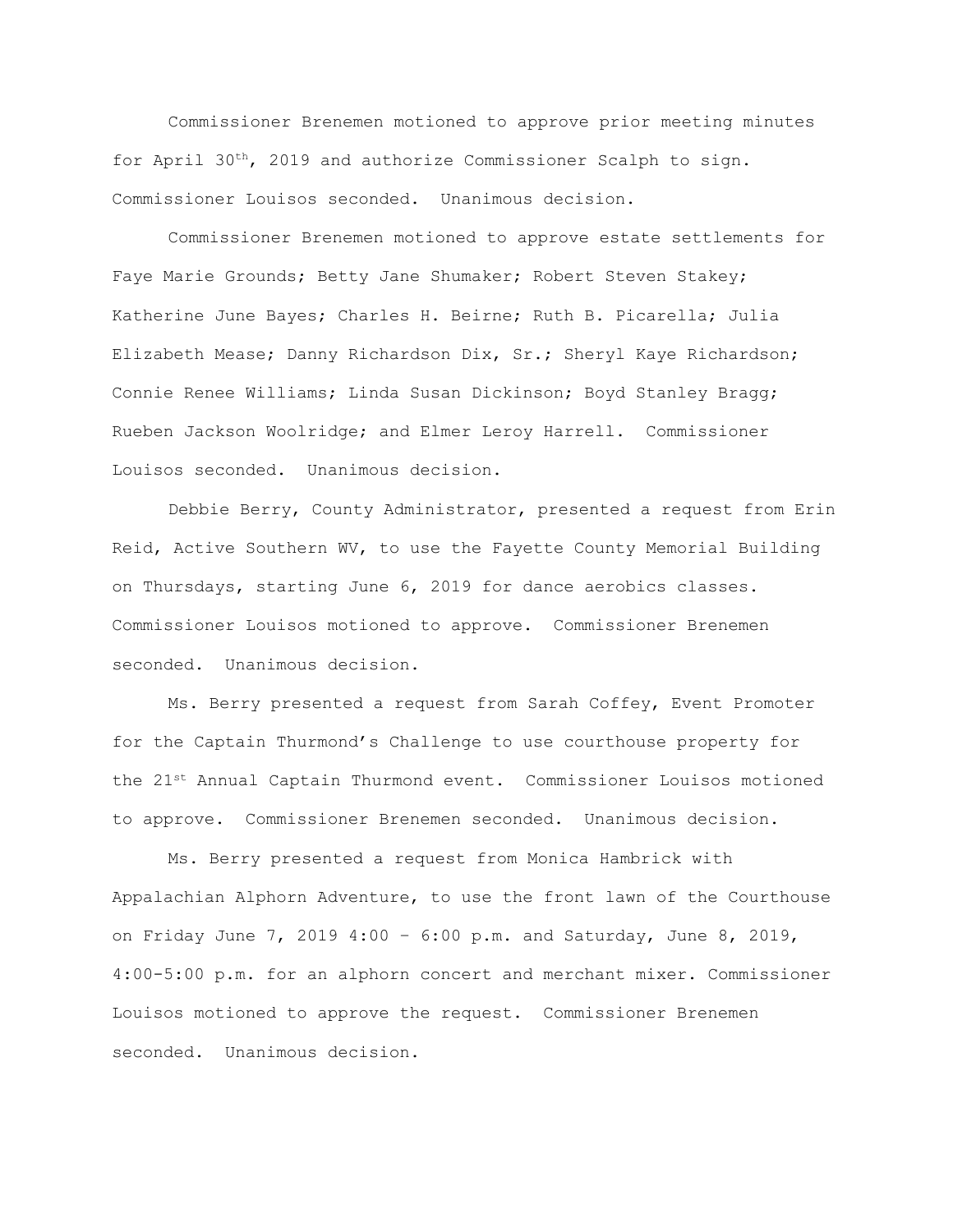Commissioner Brenemen motioned to approve prior meeting minutes for April 30th, 2019 and authorize Commissioner Scalph to sign. Commissioner Louisos seconded. Unanimous decision.

Commissioner Brenemen motioned to approve estate settlements for Faye Marie Grounds; Betty Jane Shumaker; Robert Steven Stakey; Katherine June Bayes; Charles H. Beirne; Ruth B. Picarella; Julia Elizabeth Mease; Danny Richardson Dix, Sr.; Sheryl Kaye Richardson; Connie Renee Williams; Linda Susan Dickinson; Boyd Stanley Bragg; Rueben Jackson Woolridge; and Elmer Leroy Harrell. Commissioner Louisos seconded. Unanimous decision.

Debbie Berry, County Administrator, presented a request from Erin Reid, Active Southern WV, to use the Fayette County Memorial Building on Thursdays, starting June 6, 2019 for dance aerobics classes. Commissioner Louisos motioned to approve. Commissioner Brenemen seconded. Unanimous decision.

Ms. Berry presented a request from Sarah Coffey, Event Promoter for the Captain Thurmond's Challenge to use courthouse property for the 21st Annual Captain Thurmond event. Commissioner Louisos motioned to approve. Commissioner Brenemen seconded. Unanimous decision.

Ms. Berry presented a request from Monica Hambrick with Appalachian Alphorn Adventure, to use the front lawn of the Courthouse on Friday June 7, 2019 4:00 – 6:00 p.m. and Saturday, June 8, 2019, 4:00-5:00 p.m. for an alphorn concert and merchant mixer. Commissioner Louisos motioned to approve the request. Commissioner Brenemen seconded. Unanimous decision.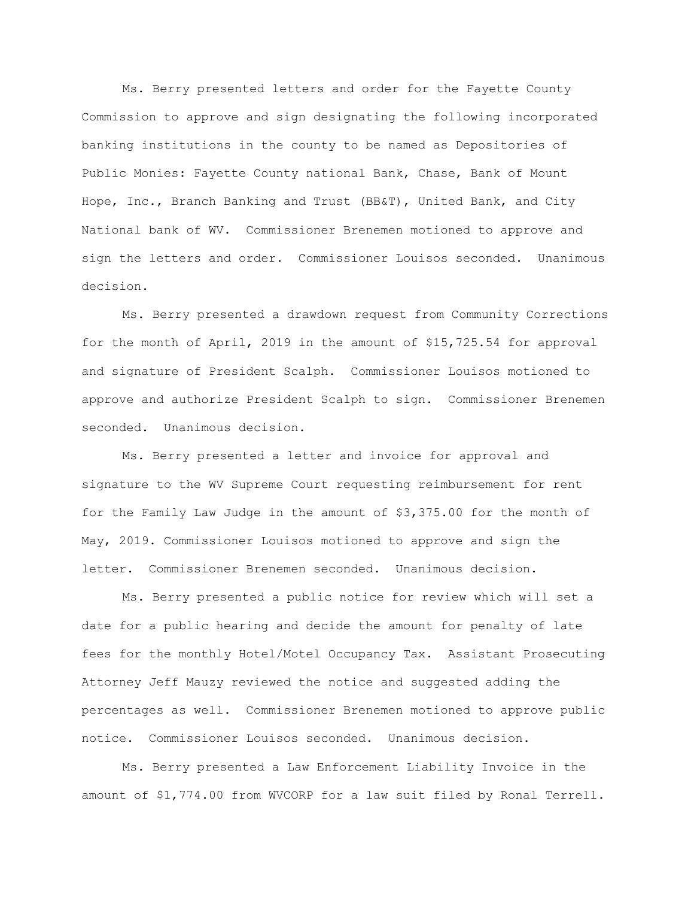Ms. Berry presented letters and order for the Fayette County Commission to approve and sign designating the following incorporated banking institutions in the county to be named as Depositories of Public Monies: Fayette County national Bank, Chase, Bank of Mount Hope, Inc., Branch Banking and Trust (BB&T), United Bank, and City National bank of WV. Commissioner Brenemen motioned to approve and sign the letters and order. Commissioner Louisos seconded. Unanimous decision.

Ms. Berry presented a drawdown request from Community Corrections for the month of April, 2019 in the amount of $15,725.54 for approval and signature of President Scalph. Commissioner Louisos motioned to approve and authorize President Scalph to sign. Commissioner Brenemen seconded. Unanimous decision.

Ms. Berry presented a letter and invoice for approval and signature to the WV Supreme Court requesting reimbursement for rent for the Family Law Judge in the amount of $3,375.00 for the month of May, 2019. Commissioner Louisos motioned to approve and sign the letter. Commissioner Brenemen seconded. Unanimous decision.

Ms. Berry presented a public notice for review which will set a date for a public hearing and decide the amount for penalty of late fees for the monthly Hotel/Motel Occupancy Tax. Assistant Prosecuting Attorney Jeff Mauzy reviewed the notice and suggested adding the percentages as well. Commissioner Brenemen motioned to approve public notice. Commissioner Louisos seconded. Unanimous decision.

Ms. Berry presented a Law Enforcement Liability Invoice in the amount of $1,774.00 from WVCORP for a law suit filed by Ronal Terrell.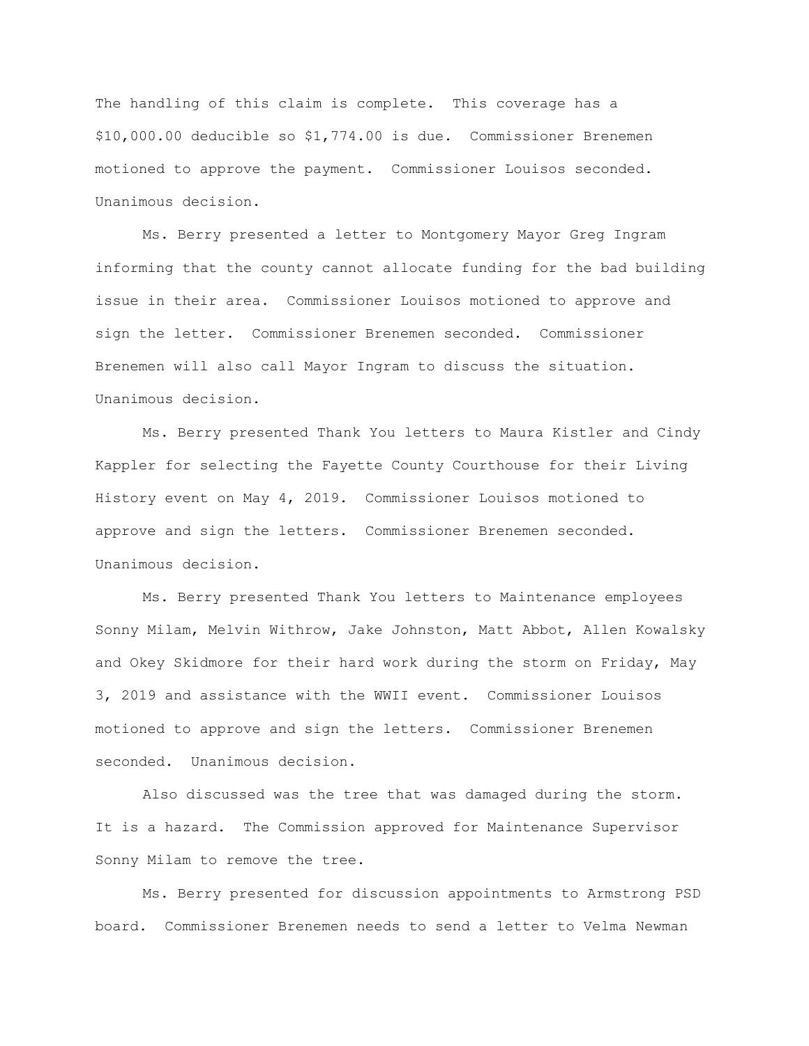The handling of this claim is complete. This coverage has a $10,000.00 deducible so $1,774.00 is due. Commissioner Brenemen motioned to approve the payment. Commissioner Louisos seconded. Unanimous decision.

Ms. Berry presented a letter to Montgomery Mayor Greg Ingram informing that the county cannot allocate funding for the bad building issue in their area. Commissioner Louisos motioned to approve and sign the letter. Commissioner Brenemen seconded. Commissioner Brenemen will also call Mayor Ingram to discuss the situation. Unanimous decision.

Ms. Berry presented Thank You letters to Maura Kistler and Cindy Kappler for selecting the Fayette County Courthouse for their Living History event on May 4, 2019. Commissioner Louisos motioned to approve and sign the letters. Commissioner Brenemen seconded. Unanimous decision.

Ms. Berry presented Thank You letters to Maintenance employees Sonny Milam, Melvin Withrow, Jake Johnston, Matt Abbot, Allen Kowalsky and Okey Skidmore for their hard work during the storm on Friday, May 3, 2019 and assistance with the WWII event. Commissioner Louisos motioned to approve and sign the letters. Commissioner Brenemen seconded. Unanimous decision.

Also discussed was the tree that was damaged during the storm. It is a hazard. The Commission approved for Maintenance Supervisor Sonny Milam to remove the tree.

Ms. Berry presented for discussion appointments to Armstrong PSD board. Commissioner Brenemen needs to send a letter to Velma Newman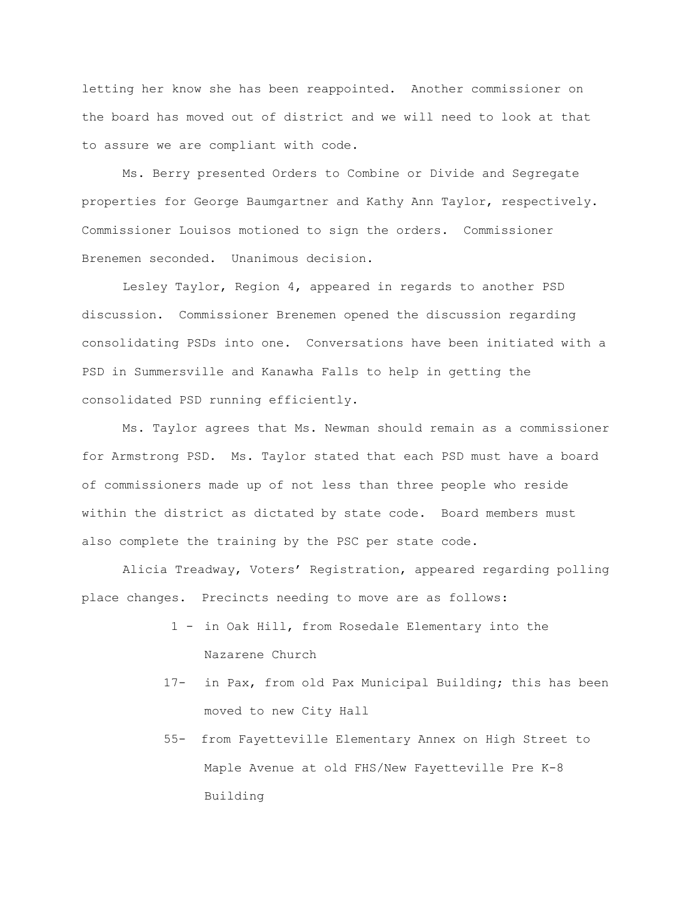letting her know she has been reappointed. Another commissioner on the board has moved out of district and we will need to look at that to assure we are compliant with code.

Ms. Berry presented Orders to Combine or Divide and Segregate properties for George Baumgartner and Kathy Ann Taylor, respectively. Commissioner Louisos motioned to sign the orders. Commissioner Brenemen seconded. Unanimous decision.

Lesley Taylor, Region 4, appeared in regards to another PSD discussion. Commissioner Brenemen opened the discussion regarding consolidating PSDs into one. Conversations have been initiated with a PSD in Summersville and Kanawha Falls to help in getting the consolidated PSD running efficiently.

Ms. Taylor agrees that Ms. Newman should remain as a commissioner for Armstrong PSD. Ms. Taylor stated that each PSD must have a board of commissioners made up of not less than three people who reside within the district as dictated by state code. Board members must also complete the training by the PSC per state code.

Alicia Treadway, Voters' Registration, appeared regarding polling place changes. Precincts needing to move are as follows:

- 1 - in Oak Hill, from Rosedale Elementary into the Nazarene Church
- 17- in Pax, from old Pax Municipal Building; this has been moved to new City Hall
- 55- from Fayetteville Elementary Annex on High Street to Maple Avenue at old FHS/New Fayetteville Pre K-8 Building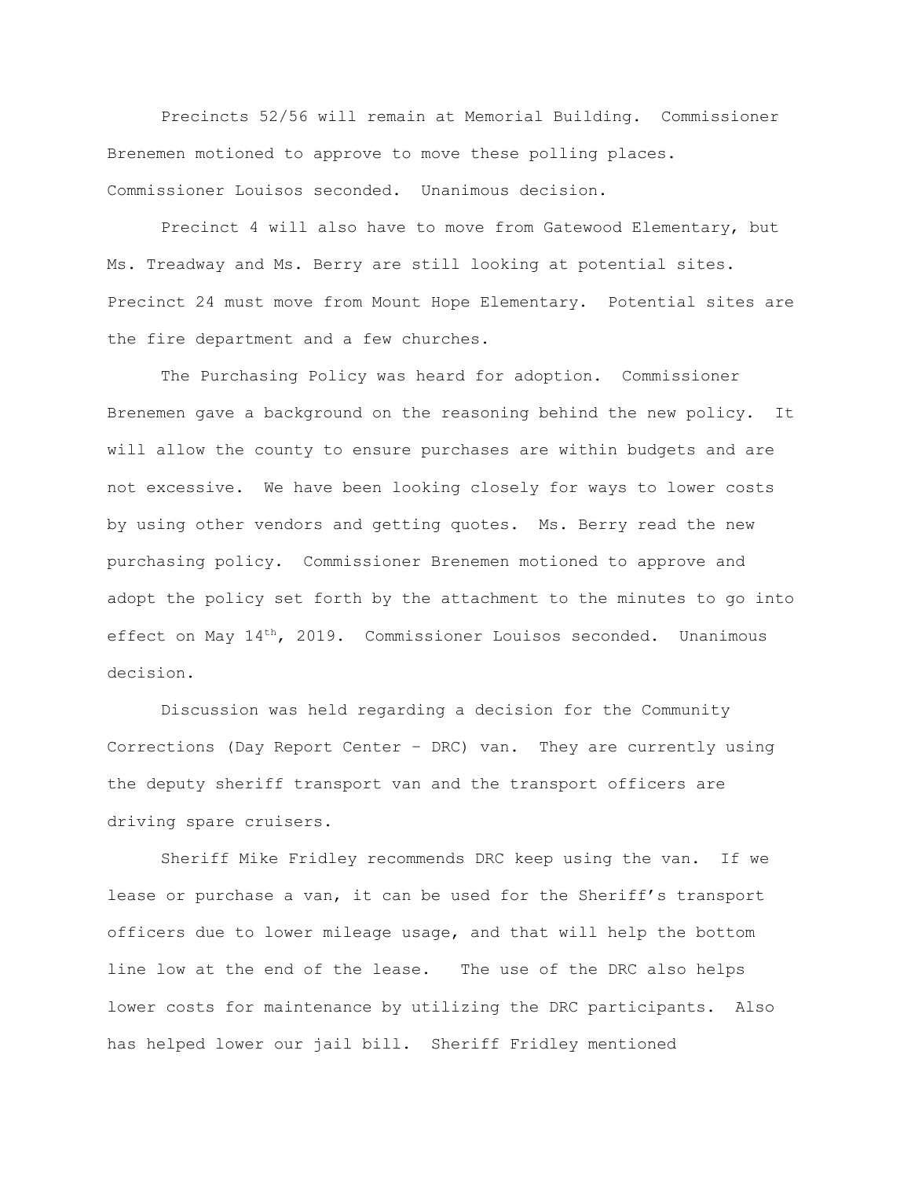Precincts 52/56 will remain at Memorial Building. Commissioner Brenemen motioned to approve to move these polling places. Commissioner Louisos seconded. Unanimous decision.

Precinct 4 will also have to move from Gatewood Elementary, but Ms. Treadway and Ms. Berry are still looking at potential sites. Precinct 24 must move from Mount Hope Elementary. Potential sites are the fire department and a few churches.

The Purchasing Policy was heard for adoption. Commissioner Brenemen gave a background on the reasoning behind the new policy. It will allow the county to ensure purchases are within budgets and are not excessive. We have been looking closely for ways to lower costs by using other vendors and getting quotes. Ms. Berry read the new purchasing policy. Commissioner Brenemen motioned to approve and adopt the policy set forth by the attachment to the minutes to go into effect on May 14th, 2019. Commissioner Louisos seconded. Unanimous decision.

Discussion was held regarding a decision for the Community Corrections (Day Report Center – DRC) van. They are currently using the deputy sheriff transport van and the transport officers are driving spare cruisers.

Sheriff Mike Fridley recommends DRC keep using the van. If we lease or purchase a van, it can be used for the Sheriff's transport officers due to lower mileage usage, and that will help the bottom line low at the end of the lease. The use of the DRC also helps lower costs for maintenance by utilizing the DRC participants. Also has helped lower our jail bill. Sheriff Fridley mentioned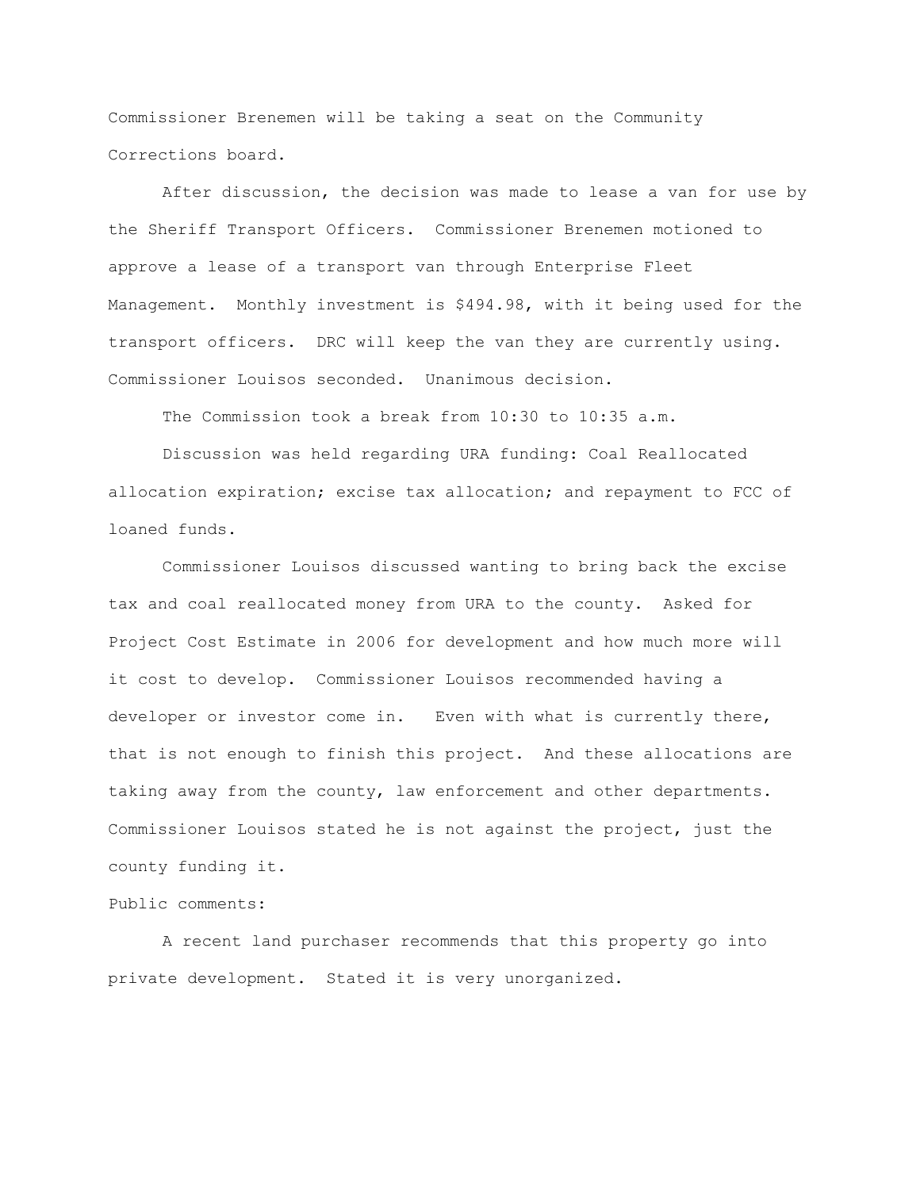Commissioner Brenemen will be taking a seat on the Community Corrections board.

After discussion, the decision was made to lease a van for use by the Sheriff Transport Officers. Commissioner Brenemen motioned to approve a lease of a transport van through Enterprise Fleet Management. Monthly investment is $494.98, with it being used for the transport officers. DRC will keep the van they are currently using. Commissioner Louisos seconded. Unanimous decision.

The Commission took a break from 10:30 to 10:35 a.m.

Discussion was held regarding URA funding: Coal Reallocated allocation expiration; excise tax allocation; and repayment to FCC of loaned funds.

Commissioner Louisos discussed wanting to bring back the excise tax and coal reallocated money from URA to the county. Asked for Project Cost Estimate in 2006 for development and how much more will it cost to develop. Commissioner Louisos recommended having a developer or investor come in. Even with what is currently there, that is not enough to finish this project. And these allocations are taking away from the county, law enforcement and other departments. Commissioner Louisos stated he is not against the project, just the county funding it.

Public comments:

A recent land purchaser recommends that this property go into private development. Stated it is very unorganized.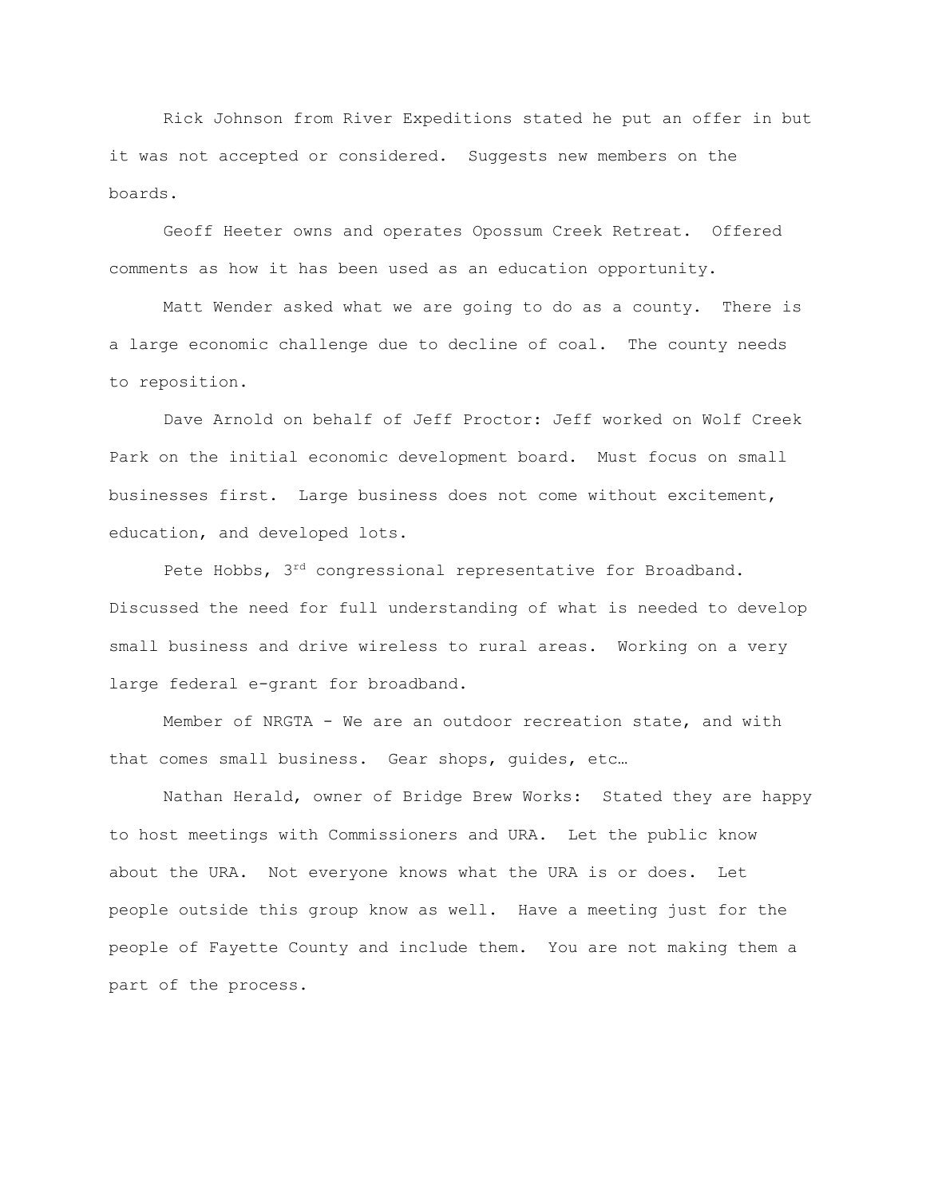Rick Johnson from River Expeditions stated he put an offer in but it was not accepted or considered. Suggests new members on the boards.

Geoff Heeter owns and operates Opossum Creek Retreat. Offered comments as how it has been used as an education opportunity.

Matt Wender asked what we are going to do as a county. There is a large economic challenge due to decline of coal. The county needs to reposition.

Dave Arnold on behalf of Jeff Proctor: Jeff worked on Wolf Creek Park on the initial economic development board. Must focus on small businesses first. Large business does not come without excitement, education, and developed lots.

Pete Hobbs, 3rd congressional representative for Broadband. Discussed the need for full understanding of what is needed to develop small business and drive wireless to rural areas. Working on a very large federal e-grant for broadband.

Member of NRGTA - We are an outdoor recreation state, and with that comes small business. Gear shops, guides, etc…

Nathan Herald, owner of Bridge Brew Works: Stated they are happy to host meetings with Commissioners and URA. Let the public know about the URA. Not everyone knows what the URA is or does. Let people outside this group know as well. Have a meeting just for the people of Fayette County and include them. You are not making them a part of the process.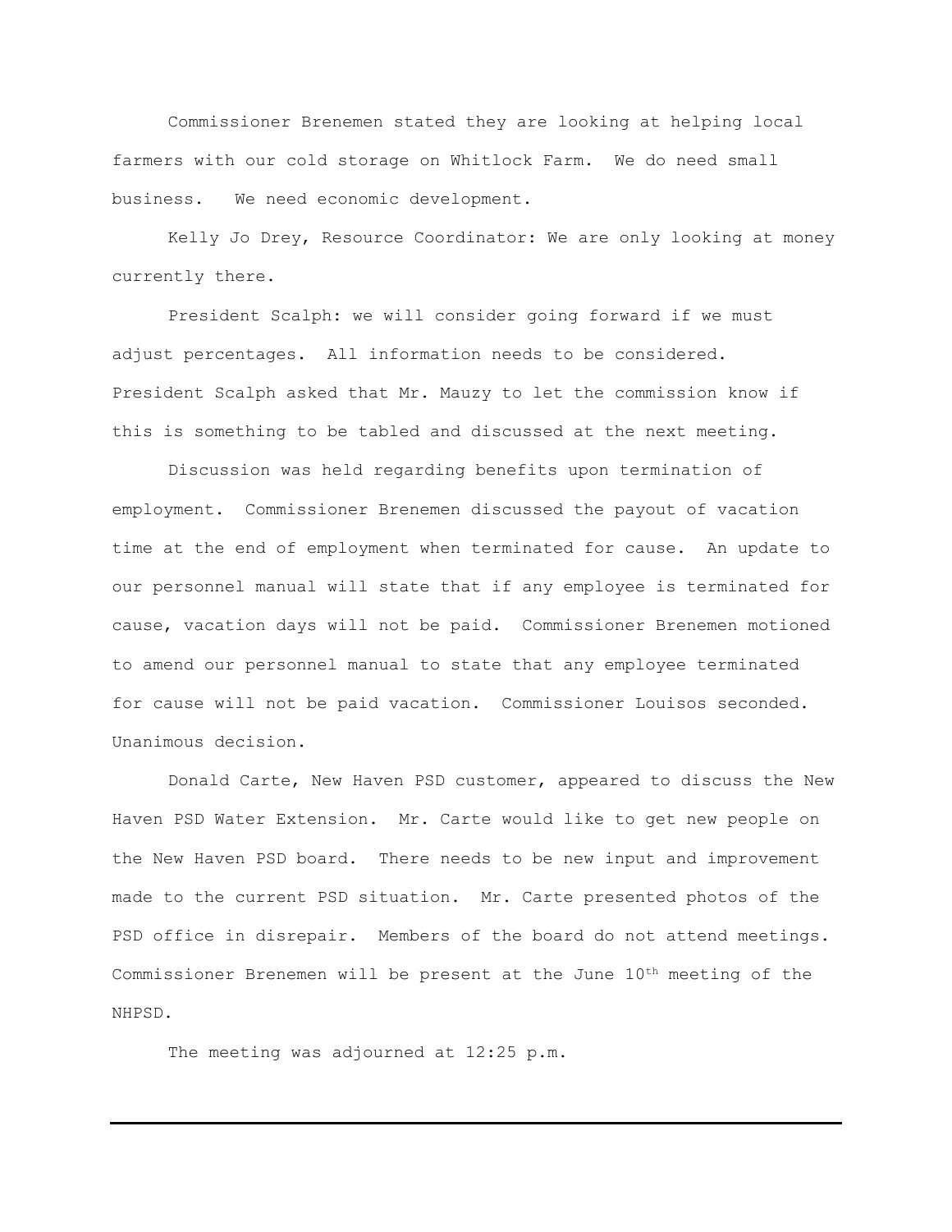Commissioner Brenemen stated they are looking at helping local farmers with our cold storage on Whitlock Farm.  We do need small business.   We need economic development.

Kelly Jo Drey, Resource Coordinator: We are only looking at money currently there.

President Scalph: we will consider going forward if we must adjust percentages.  All information needs to be considered. President Scalph asked that Mr. Mauzy to let the commission know if this is something to be tabled and discussed at the next meeting.

Discussion was held regarding benefits upon termination of employment.  Commissioner Brenemen discussed the payout of vacation time at the end of employment when terminated for cause.  An update to our personnel manual will state that if any employee is terminated for cause, vacation days will not be paid.  Commissioner Brenemen motioned to amend our personnel manual to state that any employee terminated for cause will not be paid vacation.  Commissioner Louisos seconded. Unanimous decision.

Donald Carte, New Haven PSD customer, appeared to discuss the New Haven PSD Water Extension.  Mr. Carte would like to get new people on the New Haven PSD board.  There needs to be new input and improvement made to the current PSD situation.  Mr. Carte presented photos of the PSD office in disrepair.  Members of the board do not attend meetings. Commissioner Brenemen will be present at the June 10th meeting of the NHPSD.

The meeting was adjourned at 12:25 p.m.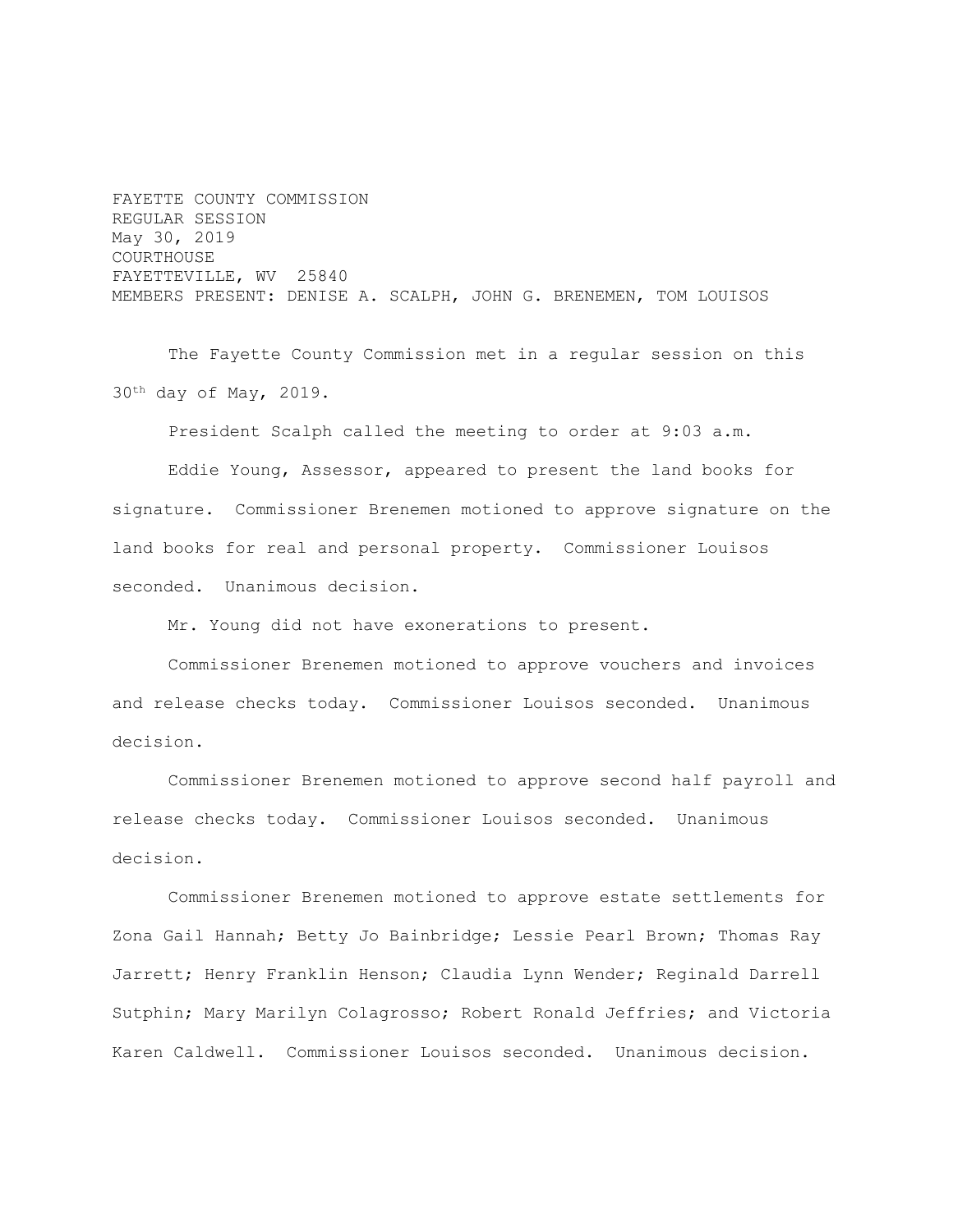FAYETTE COUNTY COMMISSION
REGULAR SESSION
May 30, 2019
COURTHOUSE
FAYETTEVILLE, WV 25840
MEMBERS PRESENT: DENISE A. SCALPH, JOHN G. BRENEMEN, TOM LOUISOS

The Fayette County Commission met in a regular session on this 30th day of May, 2019.

President Scalph called the meeting to order at 9:03 a.m.

Eddie Young, Assessor, appeared to present the land books for signature. Commissioner Brenemen motioned to approve signature on the land books for real and personal property. Commissioner Louisos seconded. Unanimous decision.

Mr. Young did not have exonerations to present.

Commissioner Brenemen motioned to approve vouchers and invoices and release checks today. Commissioner Louisos seconded. Unanimous decision.

Commissioner Brenemen motioned to approve second half payroll and release checks today. Commissioner Louisos seconded. Unanimous decision.

Commissioner Brenemen motioned to approve estate settlements for Zona Gail Hannah; Betty Jo Bainbridge; Lessie Pearl Brown; Thomas Ray Jarrett; Henry Franklin Henson; Claudia Lynn Wender; Reginald Darrell Sutphin; Mary Marilyn Colagrosso; Robert Ronald Jeffries; and Victoria Karen Caldwell. Commissioner Louisos seconded. Unanimous decision.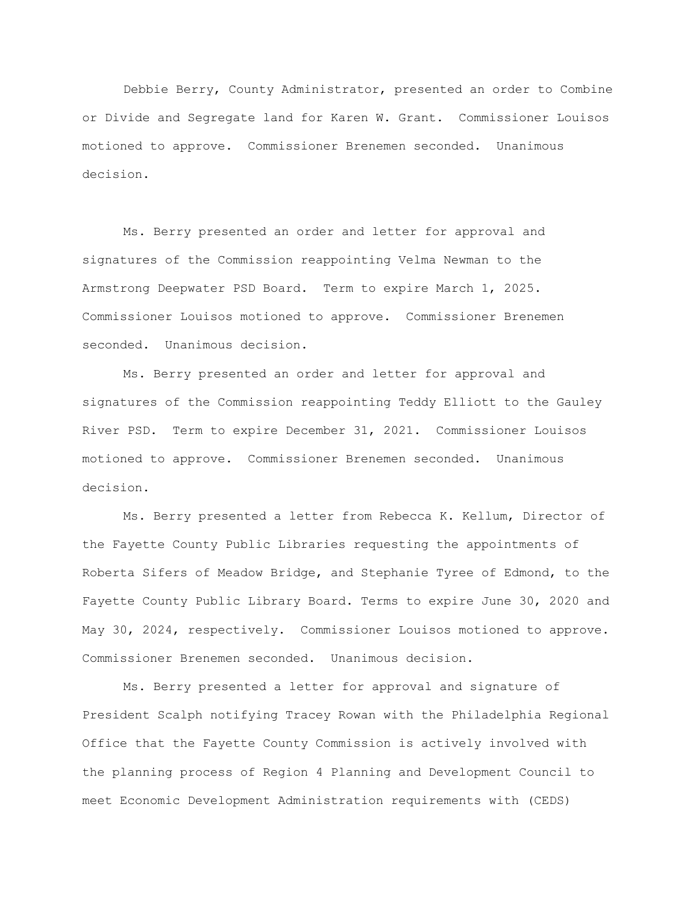Debbie Berry, County Administrator, presented an order to Combine or Divide and Segregate land for Karen W. Grant. Commissioner Louisos motioned to approve. Commissioner Brenemen seconded. Unanimous decision.

Ms. Berry presented an order and letter for approval and signatures of the Commission reappointing Velma Newman to the Armstrong Deepwater PSD Board. Term to expire March 1, 2025. Commissioner Louisos motioned to approve. Commissioner Brenemen seconded. Unanimous decision.

Ms. Berry presented an order and letter for approval and signatures of the Commission reappointing Teddy Elliott to the Gauley River PSD. Term to expire December 31, 2021. Commissioner Louisos motioned to approve. Commissioner Brenemen seconded. Unanimous decision.

Ms. Berry presented a letter from Rebecca K. Kellum, Director of the Fayette County Public Libraries requesting the appointments of Roberta Sifers of Meadow Bridge, and Stephanie Tyree of Edmond, to the Fayette County Public Library Board. Terms to expire June 30, 2020 and May 30, 2024, respectively. Commissioner Louisos motioned to approve. Commissioner Brenemen seconded. Unanimous decision.

Ms. Berry presented a letter for approval and signature of President Scalph notifying Tracey Rowan with the Philadelphia Regional Office that the Fayette County Commission is actively involved with the planning process of Region 4 Planning and Development Council to meet Economic Development Administration requirements with (CEDS)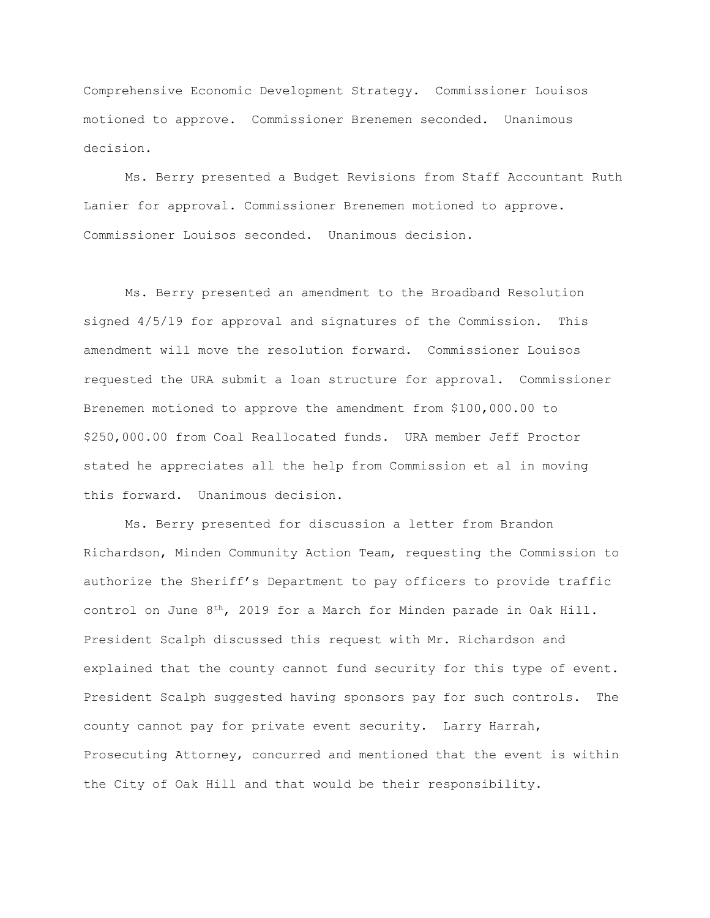Comprehensive Economic Development Strategy. Commissioner Louisos motioned to approve. Commissioner Brenemen seconded. Unanimous decision.

Ms. Berry presented a Budget Revisions from Staff Accountant Ruth Lanier for approval. Commissioner Brenemen motioned to approve. Commissioner Louisos seconded. Unanimous decision.

Ms. Berry presented an amendment to the Broadband Resolution signed 4/5/19 for approval and signatures of the Commission. This amendment will move the resolution forward. Commissioner Louisos requested the URA submit a loan structure for approval. Commissioner Brenemen motioned to approve the amendment from $100,000.00 to $250,000.00 from Coal Reallocated funds. URA member Jeff Proctor stated he appreciates all the help from Commission et al in moving this forward. Unanimous decision.

Ms. Berry presented for discussion a letter from Brandon Richardson, Minden Community Action Team, requesting the Commission to authorize the Sheriff's Department to pay officers to provide traffic control on June 8th, 2019 for a March for Minden parade in Oak Hill. President Scalph discussed this request with Mr. Richardson and explained that the county cannot fund security for this type of event. President Scalph suggested having sponsors pay for such controls. The county cannot pay for private event security. Larry Harrah, Prosecuting Attorney, concurred and mentioned that the event is within the City of Oak Hill and that would be their responsibility.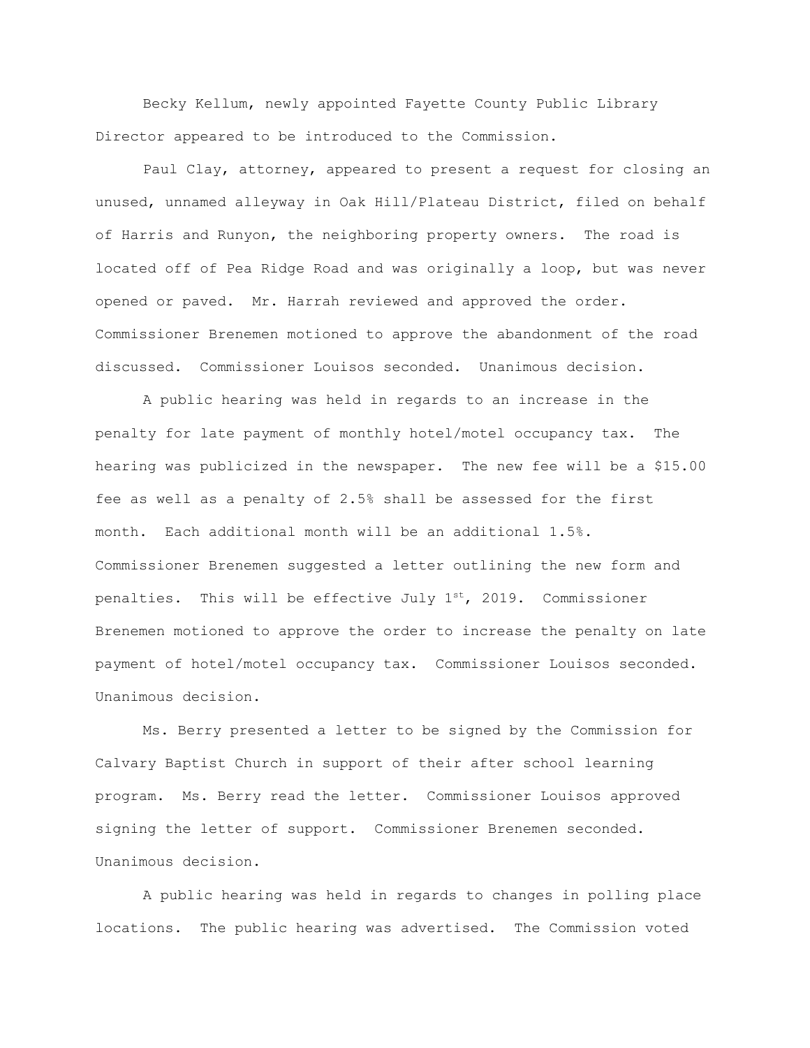Becky Kellum, newly appointed Fayette County Public Library Director appeared to be introduced to the Commission.

Paul Clay, attorney, appeared to present a request for closing an unused, unnamed alleyway in Oak Hill/Plateau District, filed on behalf of Harris and Runyon, the neighboring property owners. The road is located off of Pea Ridge Road and was originally a loop, but was never opened or paved. Mr. Harrah reviewed and approved the order. Commissioner Brenemen motioned to approve the abandonment of the road discussed. Commissioner Louisos seconded. Unanimous decision.

A public hearing was held in regards to an increase in the penalty for late payment of monthly hotel/motel occupancy tax. The hearing was publicized in the newspaper. The new fee will be a $15.00 fee as well as a penalty of 2.5% shall be assessed for the first month. Each additional month will be an additional 1.5%. Commissioner Brenemen suggested a letter outlining the new form and penalties. This will be effective July 1st, 2019. Commissioner Brenemen motioned to approve the order to increase the penalty on late payment of hotel/motel occupancy tax. Commissioner Louisos seconded. Unanimous decision.

Ms. Berry presented a letter to be signed by the Commission for Calvary Baptist Church in support of their after school learning program. Ms. Berry read the letter. Commissioner Louisos approved signing the letter of support. Commissioner Brenemen seconded. Unanimous decision.

A public hearing was held in regards to changes in polling place locations. The public hearing was advertised. The Commission voted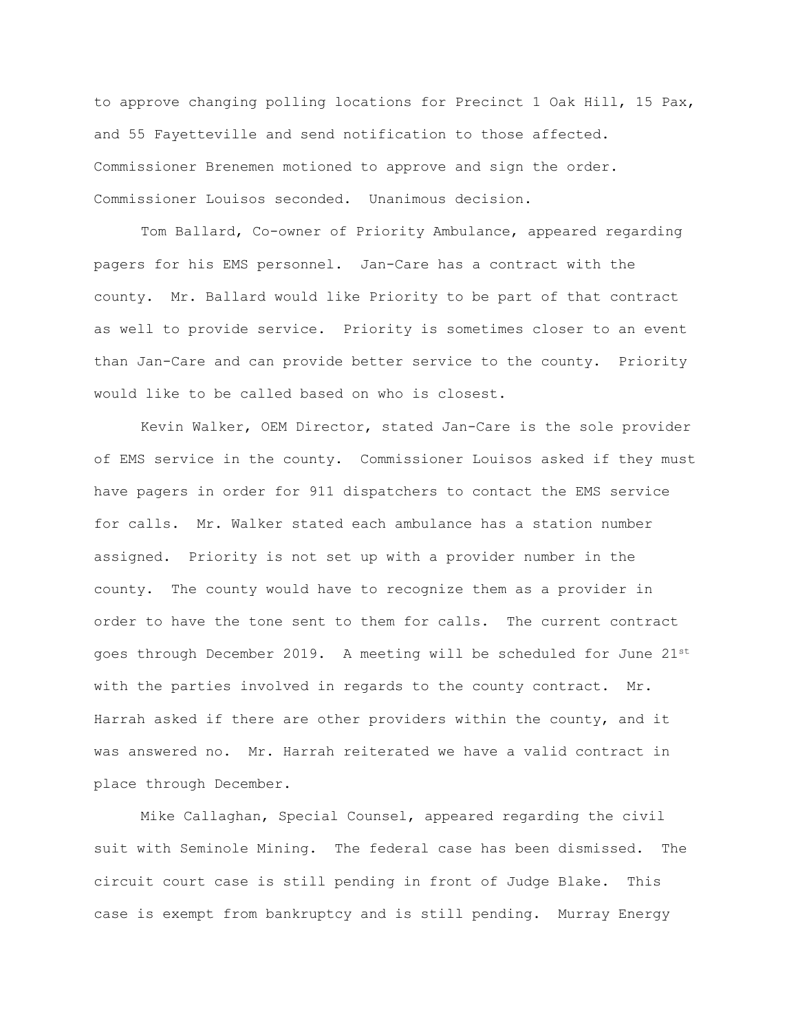to approve changing polling locations for Precinct 1 Oak Hill, 15 Pax, and 55 Fayetteville and send notification to those affected. Commissioner Brenemen motioned to approve and sign the order. Commissioner Louisos seconded. Unanimous decision.

Tom Ballard, Co-owner of Priority Ambulance, appeared regarding pagers for his EMS personnel. Jan-Care has a contract with the county. Mr. Ballard would like Priority to be part of that contract as well to provide service. Priority is sometimes closer to an event than Jan-Care and can provide better service to the county. Priority would like to be called based on who is closest.

Kevin Walker, OEM Director, stated Jan-Care is the sole provider of EMS service in the county. Commissioner Louisos asked if they must have pagers in order for 911 dispatchers to contact the EMS service for calls. Mr. Walker stated each ambulance has a station number assigned. Priority is not set up with a provider number in the county. The county would have to recognize them as a provider in order to have the tone sent to them for calls. The current contract goes through December 2019. A meeting will be scheduled for June 21st with the parties involved in regards to the county contract. Mr. Harrah asked if there are other providers within the county, and it was answered no. Mr. Harrah reiterated we have a valid contract in place through December.

Mike Callaghan, Special Counsel, appeared regarding the civil suit with Seminole Mining. The federal case has been dismissed. The circuit court case is still pending in front of Judge Blake. This case is exempt from bankruptcy and is still pending. Murray Energy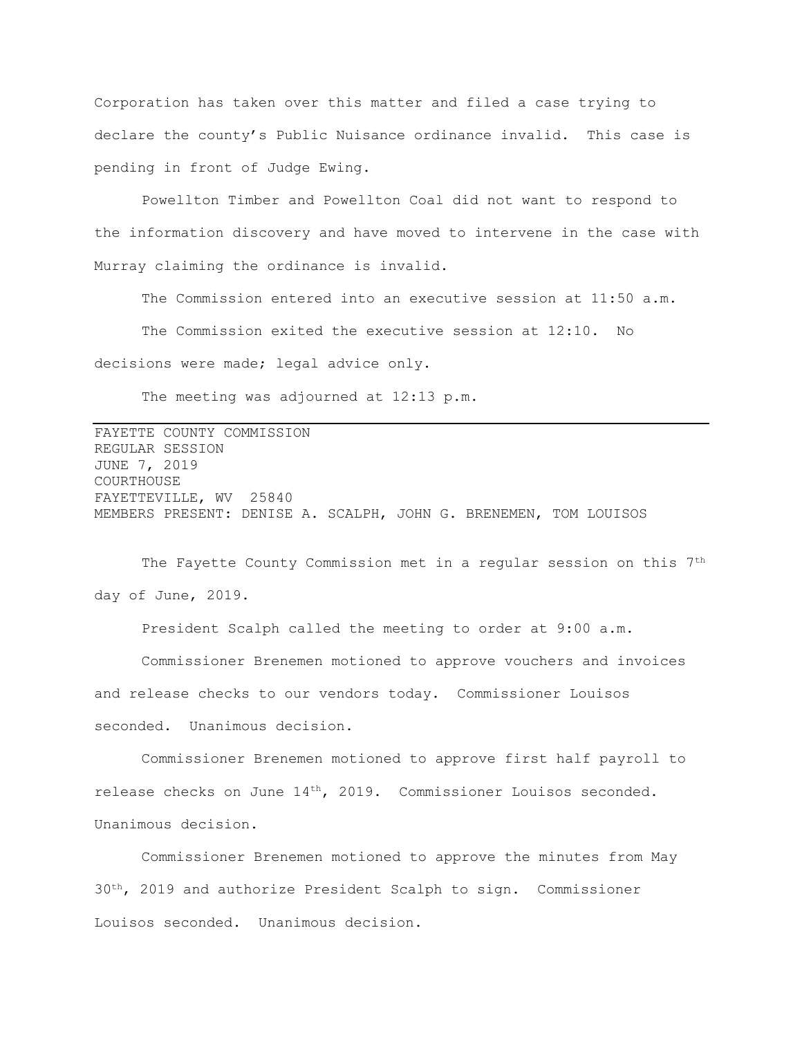Corporation has taken over this matter and filed a case trying to declare the county's Public Nuisance ordinance invalid. This case is pending in front of Judge Ewing.

Powellton Timber and Powellton Coal did not want to respond to the information discovery and have moved to intervene in the case with Murray claiming the ordinance is invalid.

The Commission entered into an executive session at 11:50 a.m.

The Commission exited the executive session at 12:10. No decisions were made; legal advice only.

The meeting was adjourned at 12:13 p.m.

---

FAYETTE COUNTY COMMISSION
REGULAR SESSION
JUNE 7, 2019
COURTHOUSE
FAYETTEVILLE, WV 25840
MEMBERS PRESENT: DENISE A. SCALPH, JOHN G. BRENEMEN, TOM LOUISOS

The Fayette County Commission met in a regular session on this 7th day of June, 2019.

President Scalph called the meeting to order at 9:00 a.m.

Commissioner Brenemen motioned to approve vouchers and invoices and release checks to our vendors today. Commissioner Louisos seconded. Unanimous decision.

Commissioner Brenemen motioned to approve first half payroll to release checks on June 14th, 2019. Commissioner Louisos seconded. Unanimous decision.

Commissioner Brenemen motioned to approve the minutes from May 30th, 2019 and authorize President Scalph to sign. Commissioner Louisos seconded. Unanimous decision.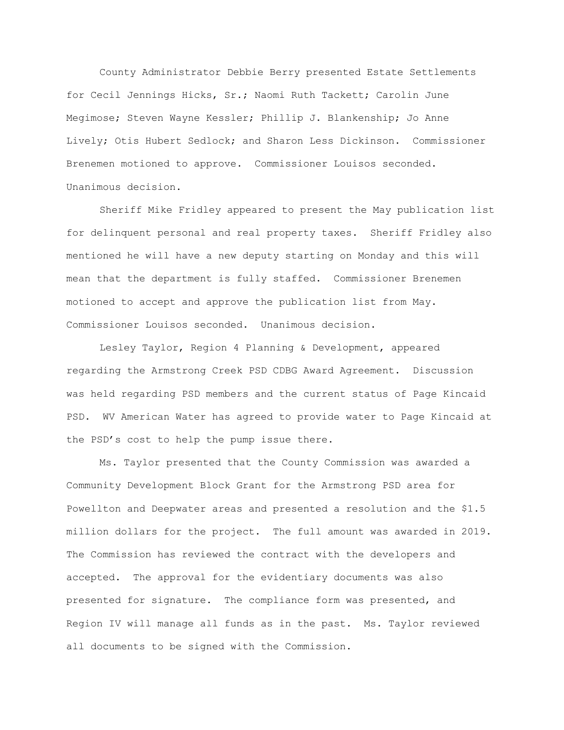County Administrator Debbie Berry presented Estate Settlements for Cecil Jennings Hicks, Sr.; Naomi Ruth Tackett; Carolin June Megimose; Steven Wayne Kessler; Phillip J. Blankenship; Jo Anne Lively; Otis Hubert Sedlock; and Sharon Less Dickinson. Commissioner Brenemen motioned to approve. Commissioner Louisos seconded. Unanimous decision.

Sheriff Mike Fridley appeared to present the May publication list for delinquent personal and real property taxes. Sheriff Fridley also mentioned he will have a new deputy starting on Monday and this will mean that the department is fully staffed. Commissioner Brenemen motioned to accept and approve the publication list from May. Commissioner Louisos seconded. Unanimous decision.

Lesley Taylor, Region 4 Planning & Development, appeared regarding the Armstrong Creek PSD CDBG Award Agreement. Discussion was held regarding PSD members and the current status of Page Kincaid PSD. WV American Water has agreed to provide water to Page Kincaid at the PSD's cost to help the pump issue there.

Ms. Taylor presented that the County Commission was awarded a Community Development Block Grant for the Armstrong PSD area for Powellton and Deepwater areas and presented a resolution and the $1.5 million dollars for the project. The full amount was awarded in 2019. The Commission has reviewed the contract with the developers and accepted. The approval for the evidentiary documents was also presented for signature. The compliance form was presented, and Region IV will manage all funds as in the past. Ms. Taylor reviewed all documents to be signed with the Commission.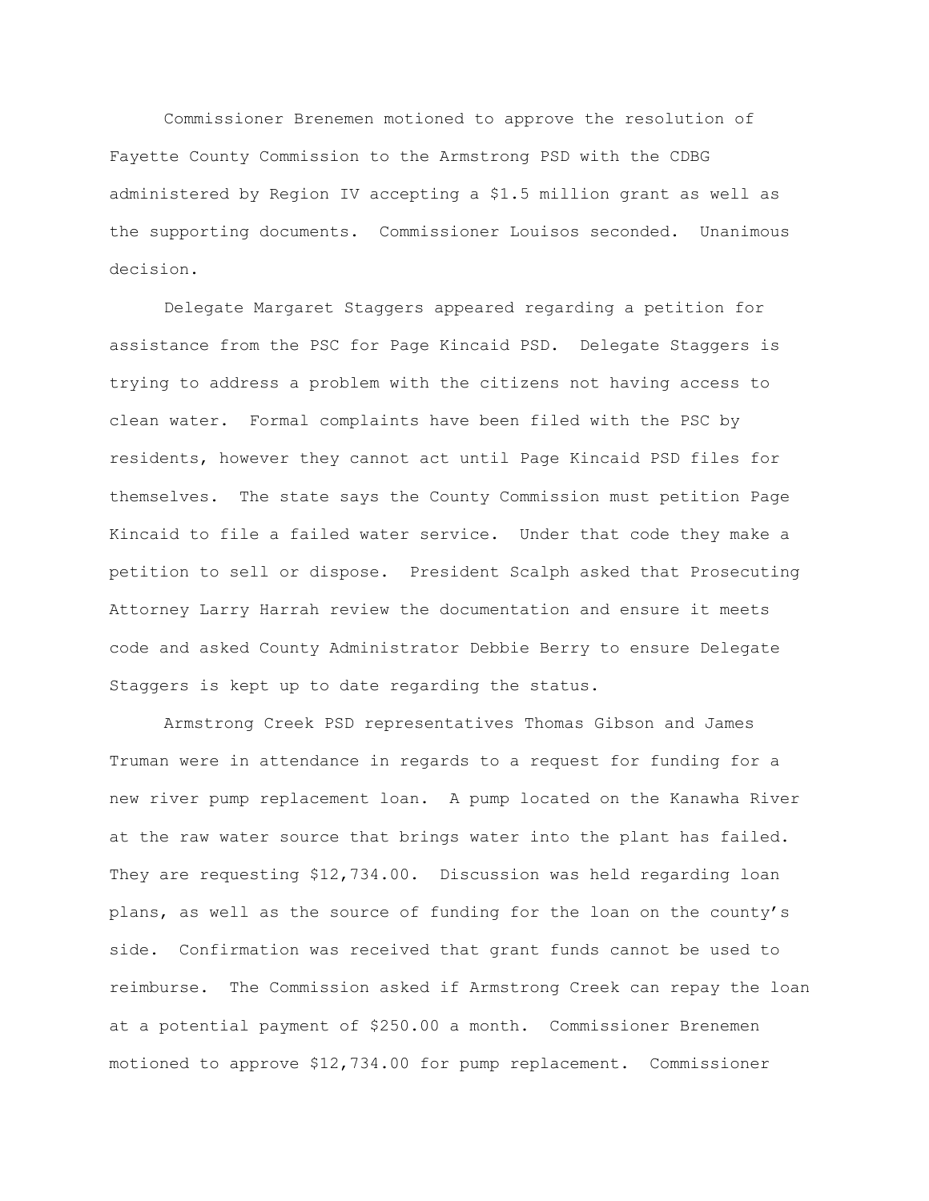Commissioner Brenemen motioned to approve the resolution of Fayette County Commission to the Armstrong PSD with the CDBG administered by Region IV accepting a $1.5 million grant as well as the supporting documents. Commissioner Louisos seconded. Unanimous decision.

Delegate Margaret Staggers appeared regarding a petition for assistance from the PSC for Page Kincaid PSD. Delegate Staggers is trying to address a problem with the citizens not having access to clean water. Formal complaints have been filed with the PSC by residents, however they cannot act until Page Kincaid PSD files for themselves. The state says the County Commission must petition Page Kincaid to file a failed water service. Under that code they make a petition to sell or dispose. President Scalph asked that Prosecuting Attorney Larry Harrah review the documentation and ensure it meets code and asked County Administrator Debbie Berry to ensure Delegate Staggers is kept up to date regarding the status.

Armstrong Creek PSD representatives Thomas Gibson and James Truman were in attendance in regards to a request for funding for a new river pump replacement loan. A pump located on the Kanawha River at the raw water source that brings water into the plant has failed. They are requesting $12,734.00. Discussion was held regarding loan plans, as well as the source of funding for the loan on the county's side. Confirmation was received that grant funds cannot be used to reimburse. The Commission asked if Armstrong Creek can repay the loan at a potential payment of $250.00 a month. Commissioner Brenemen motioned to approve $12,734.00 for pump replacement. Commissioner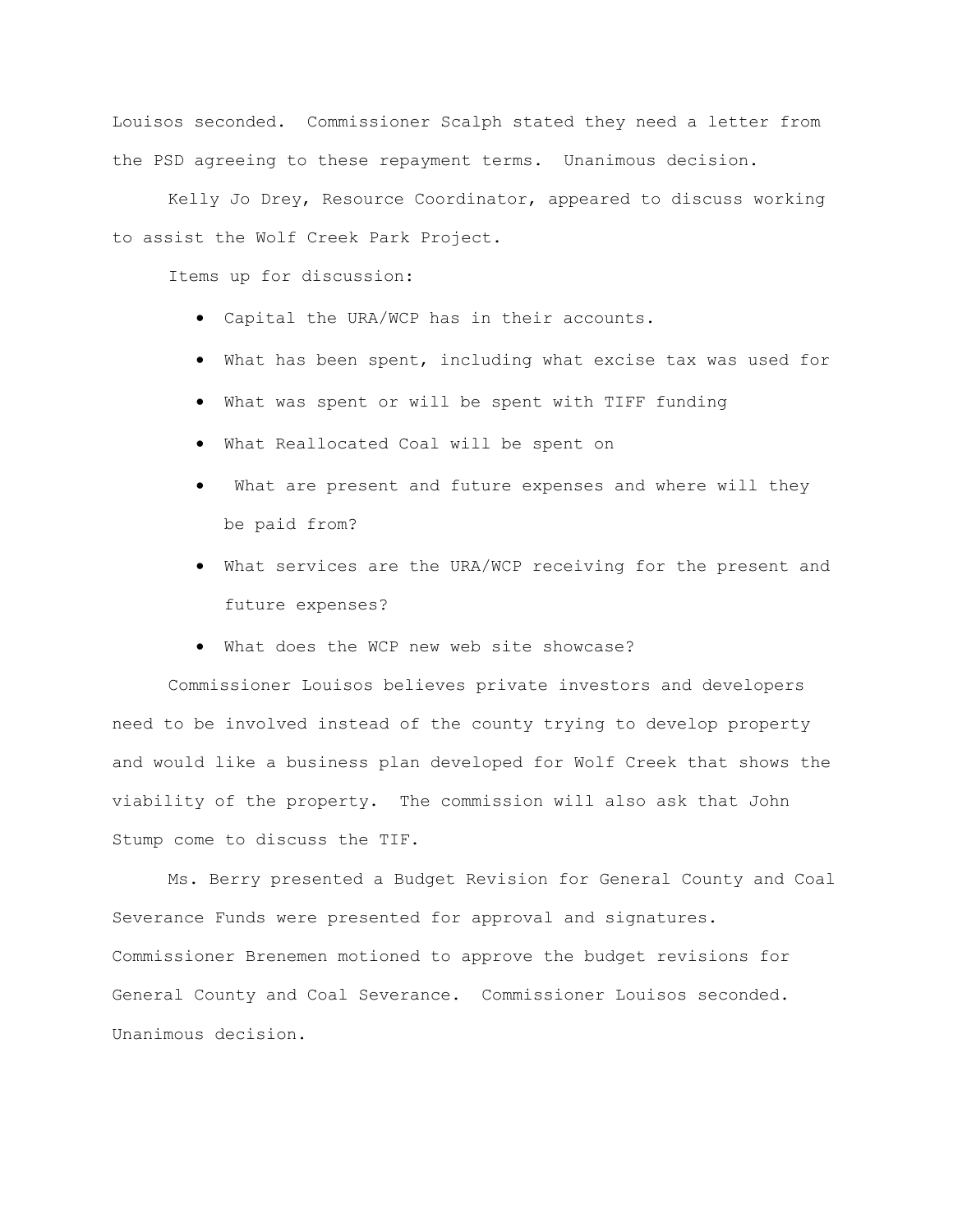Louisos seconded. Commissioner Scalph stated they need a letter from the PSD agreeing to these repayment terms. Unanimous decision.

Kelly Jo Drey, Resource Coordinator, appeared to discuss working to assist the Wolf Creek Park Project.

Items up for discussion:

- Capital the URA/WCP has in their accounts.
- What has been spent, including what excise tax was used for
- What was spent or will be spent with TIFF funding
- What Reallocated Coal will be spent on
- What are present and future expenses and where will they be paid from?
- What services are the URA/WCP receiving for the present and future expenses?
- What does the WCP new web site showcase?

Commissioner Louisos believes private investors and developers need to be involved instead of the county trying to develop property and would like a business plan developed for Wolf Creek that shows the viability of the property. The commission will also ask that John Stump come to discuss the TIF.

Ms. Berry presented a Budget Revision for General County and Coal Severance Funds were presented for approval and signatures. Commissioner Brenemen motioned to approve the budget revisions for General County and Coal Severance. Commissioner Louisos seconded. Unanimous decision.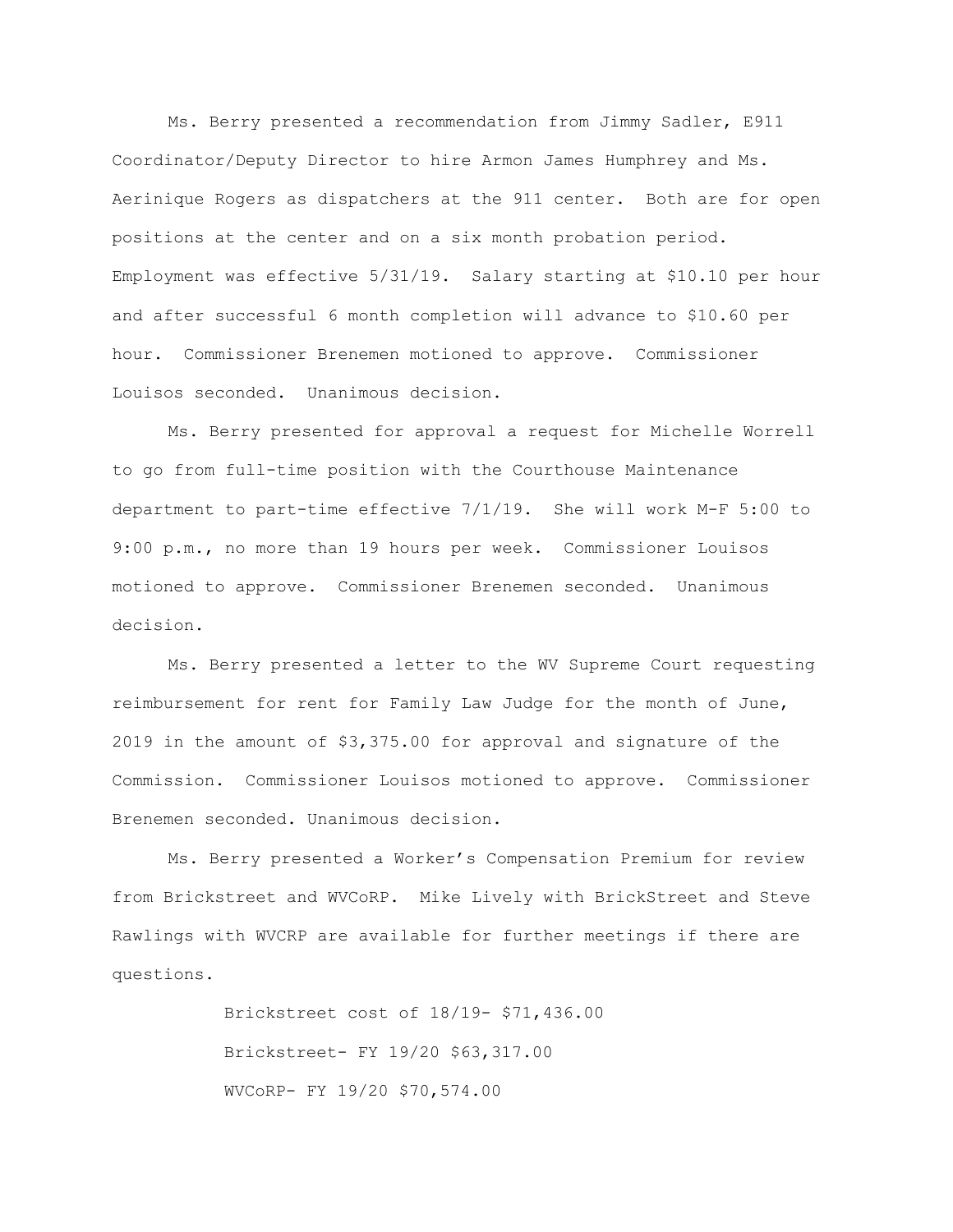Ms. Berry presented a recommendation from Jimmy Sadler, E911 Coordinator/Deputy Director to hire Armon James Humphrey and Ms. Aerinique Rogers as dispatchers at the 911 center. Both are for open positions at the center and on a six month probation period. Employment was effective 5/31/19. Salary starting at $10.10 per hour and after successful 6 month completion will advance to $10.60 per hour. Commissioner Brenemen motioned to approve. Commissioner Louisos seconded. Unanimous decision.

Ms. Berry presented for approval a request for Michelle Worrell to go from full-time position with the Courthouse Maintenance department to part-time effective 7/1/19. She will work M-F 5:00 to 9:00 p.m., no more than 19 hours per week. Commissioner Louisos motioned to approve. Commissioner Brenemen seconded. Unanimous decision.

Ms. Berry presented a letter to the WV Supreme Court requesting reimbursement for rent for Family Law Judge for the month of June, 2019 in the amount of $3,375.00 for approval and signature of the Commission. Commissioner Louisos motioned to approve. Commissioner Brenemen seconded. Unanimous decision.

Ms. Berry presented a Worker's Compensation Premium for review from Brickstreet and WVCoRP. Mike Lively with BrickStreet and Steve Rawlings with WVCRP are available for further meetings if there are questions.

Brickstreet cost of 18/19- $71,436.00

Brickstreet- FY 19/20 $63,317.00

WVCoRP- FY 19/20 $70,574.00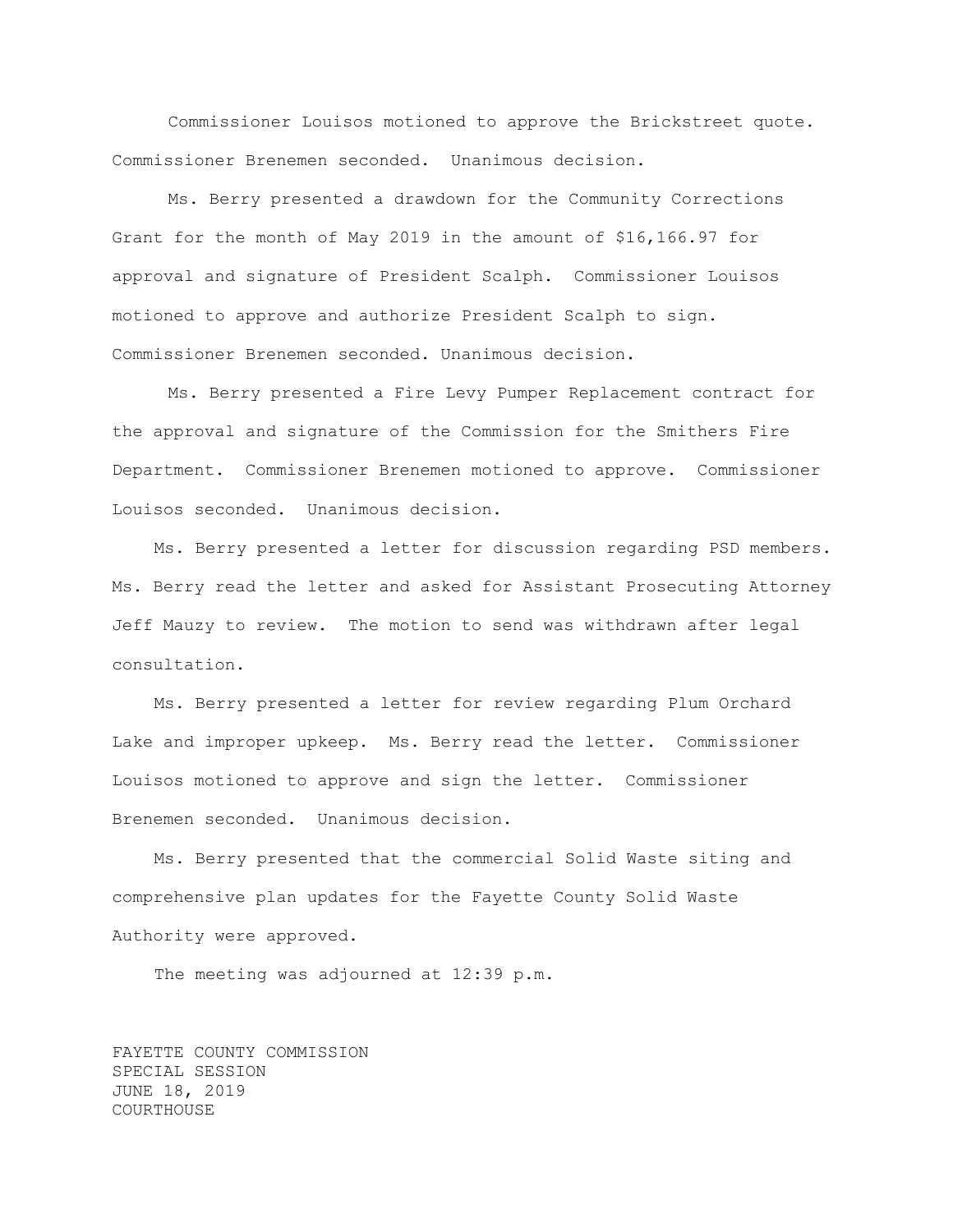Commissioner Louisos motioned to approve the Brickstreet quote. Commissioner Brenemen seconded. Unanimous decision.

Ms. Berry presented a drawdown for the Community Corrections Grant for the month of May 2019 in the amount of $16,166.97 for approval and signature of President Scalph. Commissioner Louisos motioned to approve and authorize President Scalph to sign. Commissioner Brenemen seconded. Unanimous decision.

Ms. Berry presented a Fire Levy Pumper Replacement contract for the approval and signature of the Commission for the Smithers Fire Department. Commissioner Brenemen motioned to approve. Commissioner Louisos seconded. Unanimous decision.

Ms. Berry presented a letter for discussion regarding PSD members. Ms. Berry read the letter and asked for Assistant Prosecuting Attorney Jeff Mauzy to review. The motion to send was withdrawn after legal consultation.

Ms. Berry presented a letter for review regarding Plum Orchard Lake and improper upkeep. Ms. Berry read the letter. Commissioner Louisos motioned to approve and sign the letter. Commissioner Brenemen seconded. Unanimous decision.

Ms. Berry presented that the commercial Solid Waste siting and comprehensive plan updates for the Fayette County Solid Waste Authority were approved.

The meeting was adjourned at 12:39 p.m.

FAYETTE COUNTY COMMISSION
SPECIAL SESSION
JUNE 18, 2019
COURTHOUSE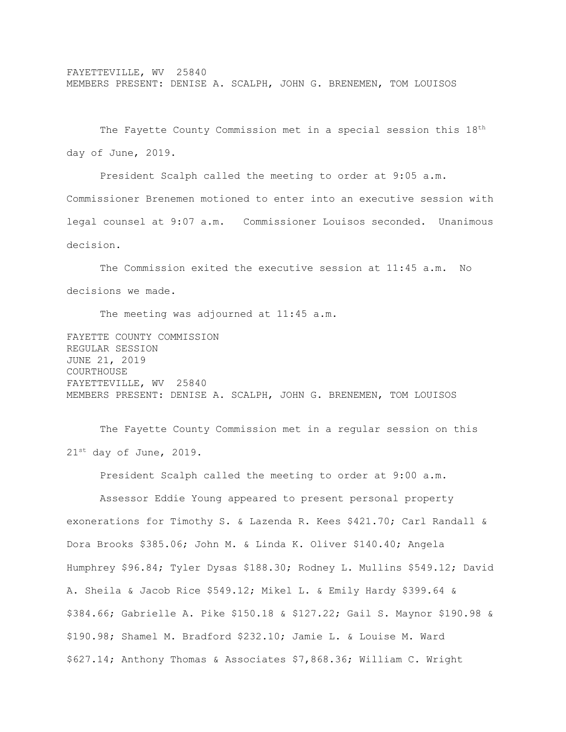FAYETTEVILLE, WV 25840
MEMBERS PRESENT: DENISE A. SCALPH, JOHN G. BRENEMEN, TOM LOUISOS

The Fayette County Commission met in a special session this 18th day of June, 2019.

President Scalph called the meeting to order at 9:05 a.m. Commissioner Brenemen motioned to enter into an executive session with legal counsel at 9:07 a.m. Commissioner Louisos seconded. Unanimous decision.

The Commission exited the executive session at 11:45 a.m. No decisions we made.

The meeting was adjourned at 11:45 a.m.

FAYETTE COUNTY COMMISSION
REGULAR SESSION
JUNE 21, 2019
COURTHOUSE
FAYETTEVILLE, WV 25840
MEMBERS PRESENT: DENISE A. SCALPH, JOHN G. BRENEMEN, TOM LOUISOS

The Fayette County Commission met in a regular session on this 21st day of June, 2019.

President Scalph called the meeting to order at 9:00 a.m.

Assessor Eddie Young appeared to present personal property exonerations for Timothy S. & Lazenda R. Kees $421.70; Carl Randall & Dora Brooks $385.06; John M. & Linda K. Oliver $140.40; Angela Humphrey $96.84; Tyler Dysas $188.30; Rodney L. Mullins $549.12; David A. Sheila & Jacob Rice $549.12; Mikel L. & Emily Hardy $399.64 & $384.66; Gabrielle A. Pike $150.18 & $127.22; Gail S. Maynor $190.98 & $190.98; Shamel M. Bradford $232.10; Jamie L. & Louise M. Ward $627.14; Anthony Thomas & Associates $7,868.36; William C. Wright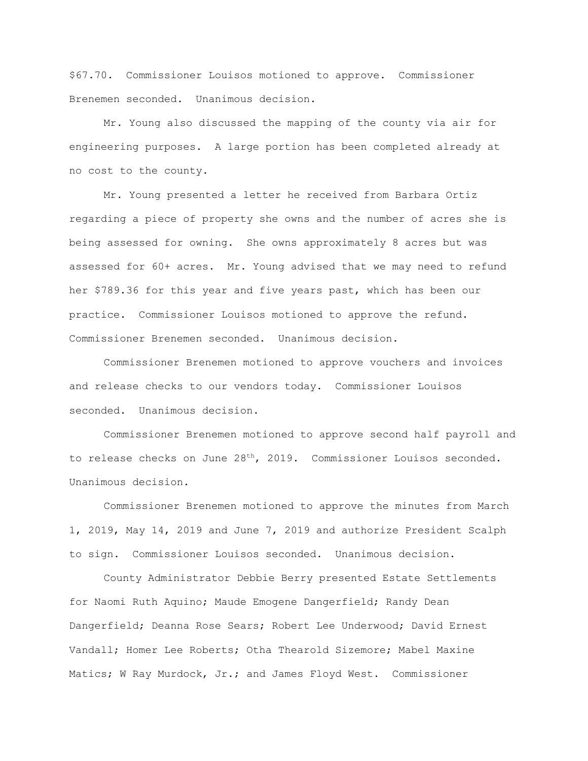$67.70. Commissioner Louisos motioned to approve. Commissioner Brenemen seconded. Unanimous decision.

Mr. Young also discussed the mapping of the county via air for engineering purposes. A large portion has been completed already at no cost to the county.

Mr. Young presented a letter he received from Barbara Ortiz regarding a piece of property she owns and the number of acres she is being assessed for owning. She owns approximately 8 acres but was assessed for 60+ acres. Mr. Young advised that we may need to refund her $789.36 for this year and five years past, which has been our practice. Commissioner Louisos motioned to approve the refund. Commissioner Brenemen seconded. Unanimous decision.

Commissioner Brenemen motioned to approve vouchers and invoices and release checks to our vendors today. Commissioner Louisos seconded. Unanimous decision.

Commissioner Brenemen motioned to approve second half payroll and to release checks on June 28th, 2019. Commissioner Louisos seconded. Unanimous decision.

Commissioner Brenemen motioned to approve the minutes from March 1, 2019, May 14, 2019 and June 7, 2019 and authorize President Scalph to sign. Commissioner Louisos seconded. Unanimous decision.

County Administrator Debbie Berry presented Estate Settlements for Naomi Ruth Aquino; Maude Emogene Dangerfield; Randy Dean Dangerfield; Deanna Rose Sears; Robert Lee Underwood; David Ernest Vandall; Homer Lee Roberts; Otha Thearold Sizemore; Mabel Maxine Matics; W Ray Murdock, Jr.; and James Floyd West. Commissioner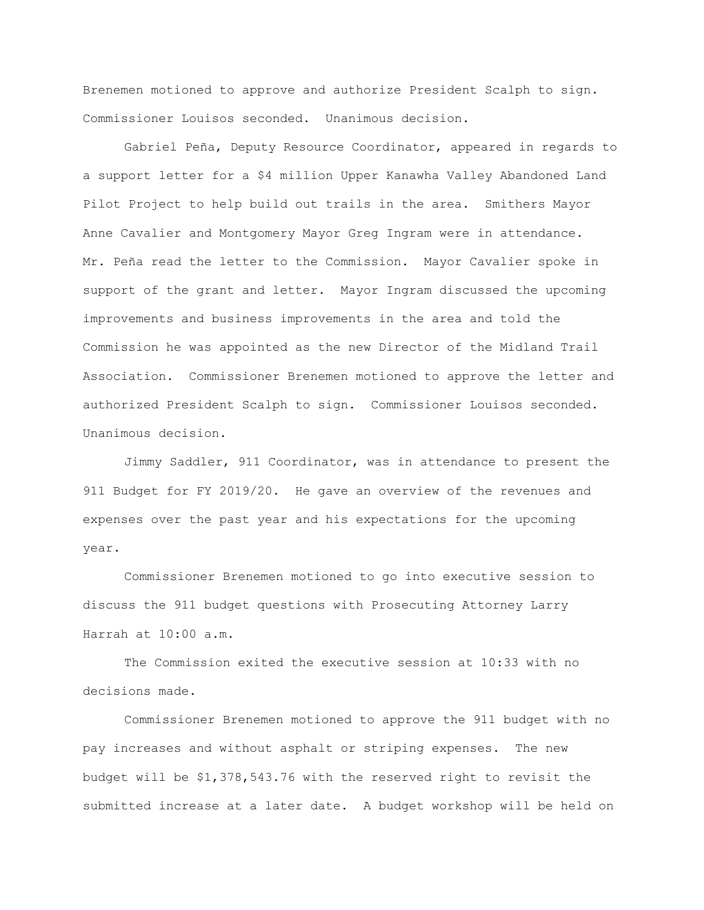Brenemen motioned to approve and authorize President Scalph to sign. Commissioner Louisos seconded. Unanimous decision.

Gabriel Peña, Deputy Resource Coordinator, appeared in regards to a support letter for a $4 million Upper Kanawha Valley Abandoned Land Pilot Project to help build out trails in the area. Smithers Mayor Anne Cavalier and Montgomery Mayor Greg Ingram were in attendance. Mr. Peña read the letter to the Commission. Mayor Cavalier spoke in support of the grant and letter. Mayor Ingram discussed the upcoming improvements and business improvements in the area and told the Commission he was appointed as the new Director of the Midland Trail Association. Commissioner Brenemen motioned to approve the letter and authorized President Scalph to sign. Commissioner Louisos seconded. Unanimous decision.

Jimmy Saddler, 911 Coordinator, was in attendance to present the 911 Budget for FY 2019/20. He gave an overview of the revenues and expenses over the past year and his expectations for the upcoming year.

Commissioner Brenemen motioned to go into executive session to discuss the 911 budget questions with Prosecuting Attorney Larry Harrah at 10:00 a.m.

The Commission exited the executive session at 10:33 with no decisions made.

Commissioner Brenemen motioned to approve the 911 budget with no pay increases and without asphalt or striping expenses. The new budget will be $1,378,543.76 with the reserved right to revisit the submitted increase at a later date. A budget workshop will be held on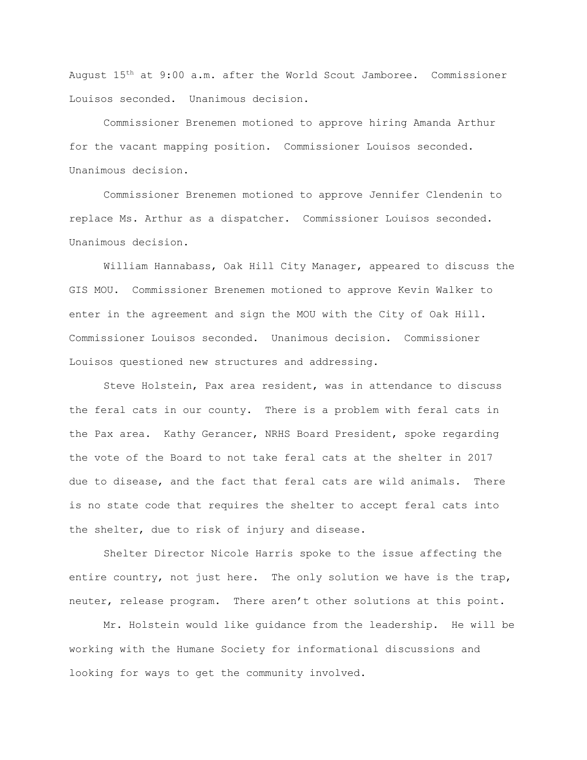August 15th at 9:00 a.m. after the World Scout Jamboree. Commissioner Louisos seconded. Unanimous decision.

Commissioner Brenemen motioned to approve hiring Amanda Arthur for the vacant mapping position. Commissioner Louisos seconded. Unanimous decision.

Commissioner Brenemen motioned to approve Jennifer Clendenin to replace Ms. Arthur as a dispatcher. Commissioner Louisos seconded. Unanimous decision.

William Hannabass, Oak Hill City Manager, appeared to discuss the GIS MOU. Commissioner Brenemen motioned to approve Kevin Walker to enter in the agreement and sign the MOU with the City of Oak Hill. Commissioner Louisos seconded. Unanimous decision. Commissioner Louisos questioned new structures and addressing.

Steve Holstein, Pax area resident, was in attendance to discuss the feral cats in our county. There is a problem with feral cats in the Pax area. Kathy Gerancer, NRHS Board President, spoke regarding the vote of the Board to not take feral cats at the shelter in 2017 due to disease, and the fact that feral cats are wild animals. There is no state code that requires the shelter to accept feral cats into the shelter, due to risk of injury and disease.

Shelter Director Nicole Harris spoke to the issue affecting the entire country, not just here. The only solution we have is the trap, neuter, release program. There aren't other solutions at this point.

Mr. Holstein would like guidance from the leadership. He will be working with the Humane Society for informational discussions and looking for ways to get the community involved.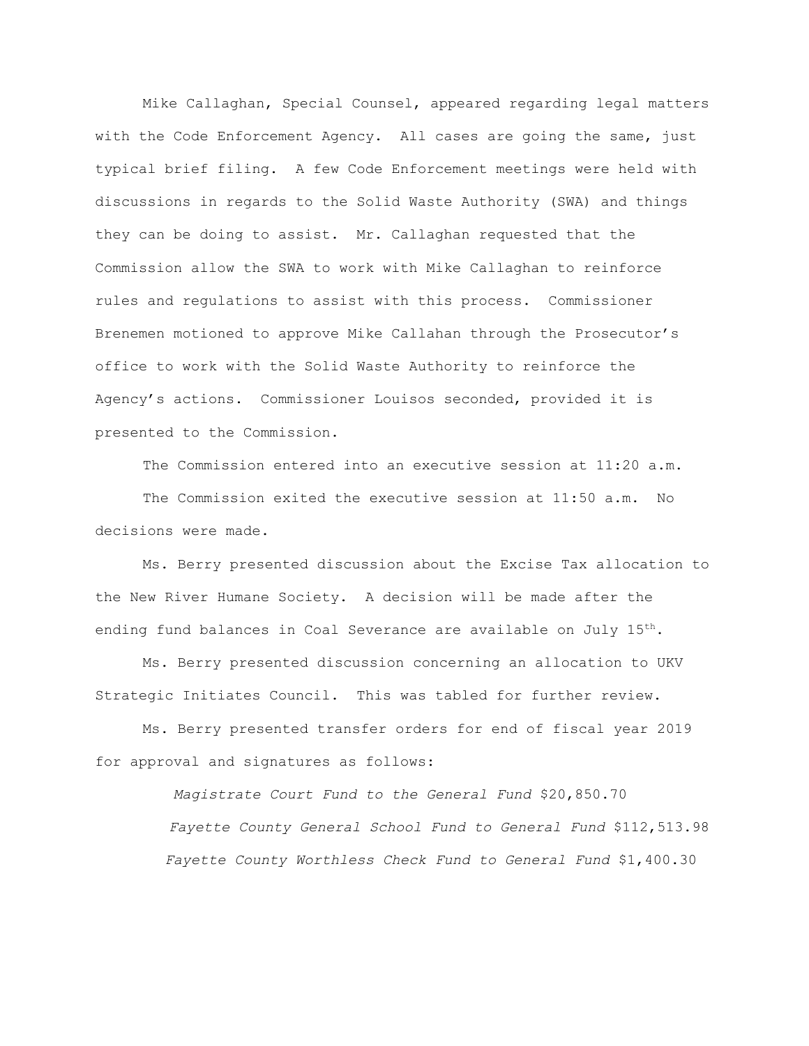Mike Callaghan, Special Counsel, appeared regarding legal matters with the Code Enforcement Agency. All cases are going the same, just typical brief filing. A few Code Enforcement meetings were held with discussions in regards to the Solid Waste Authority (SWA) and things they can be doing to assist. Mr. Callaghan requested that the Commission allow the SWA to work with Mike Callaghan to reinforce rules and regulations to assist with this process. Commissioner Brenemen motioned to approve Mike Callahan through the Prosecutor's office to work with the Solid Waste Authority to reinforce the Agency's actions. Commissioner Louisos seconded, provided it is presented to the Commission.

The Commission entered into an executive session at 11:20 a.m.

The Commission exited the executive session at 11:50 a.m. No decisions were made.

Ms. Berry presented discussion about the Excise Tax allocation to the New River Humane Society. A decision will be made after the ending fund balances in Coal Severance are available on July 15th.

Ms. Berry presented discussion concerning an allocation to UKV Strategic Initiates Council. This was tabled for further review.

Ms. Berry presented transfer orders for end of fiscal year 2019 for approval and signatures as follows:

*Magistrate Court Fund to the General Fund* $20,850.70

*Fayette County General School Fund to General Fund* $112,513.98

*Fayette County Worthless Check Fund to General Fund* $1,400.30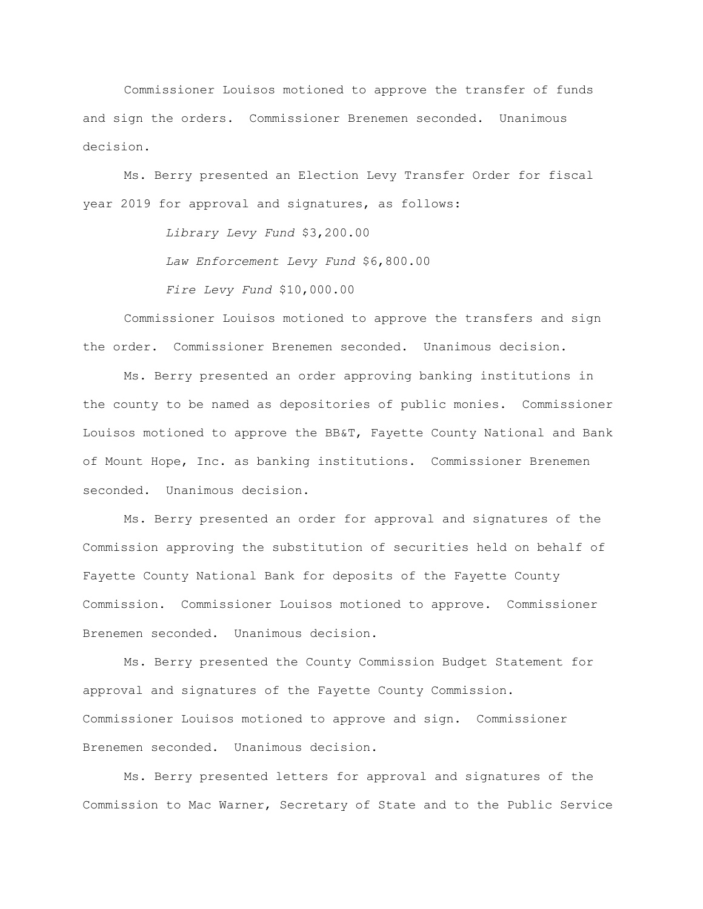Commissioner Louisos motioned to approve the transfer of funds and sign the orders. Commissioner Brenemen seconded. Unanimous decision.

Ms. Berry presented an Election Levy Transfer Order for fiscal year 2019 for approval and signatures, as follows:

*Library Levy Fund* $3,200.00

*Law Enforcement Levy Fund* $6,800.00

*Fire Levy Fund* $10,000.00

Commissioner Louisos motioned to approve the transfers and sign the order. Commissioner Brenemen seconded. Unanimous decision.

Ms. Berry presented an order approving banking institutions in the county to be named as depositories of public monies. Commissioner Louisos motioned to approve the BB&T, Fayette County National and Bank of Mount Hope, Inc. as banking institutions. Commissioner Brenemen seconded. Unanimous decision.

Ms. Berry presented an order for approval and signatures of the Commission approving the substitution of securities held on behalf of Fayette County National Bank for deposits of the Fayette County Commission. Commissioner Louisos motioned to approve. Commissioner Brenemen seconded. Unanimous decision.

Ms. Berry presented the County Commission Budget Statement for approval and signatures of the Fayette County Commission. Commissioner Louisos motioned to approve and sign. Commissioner Brenemen seconded. Unanimous decision.

Ms. Berry presented letters for approval and signatures of the Commission to Mac Warner, Secretary of State and to the Public Service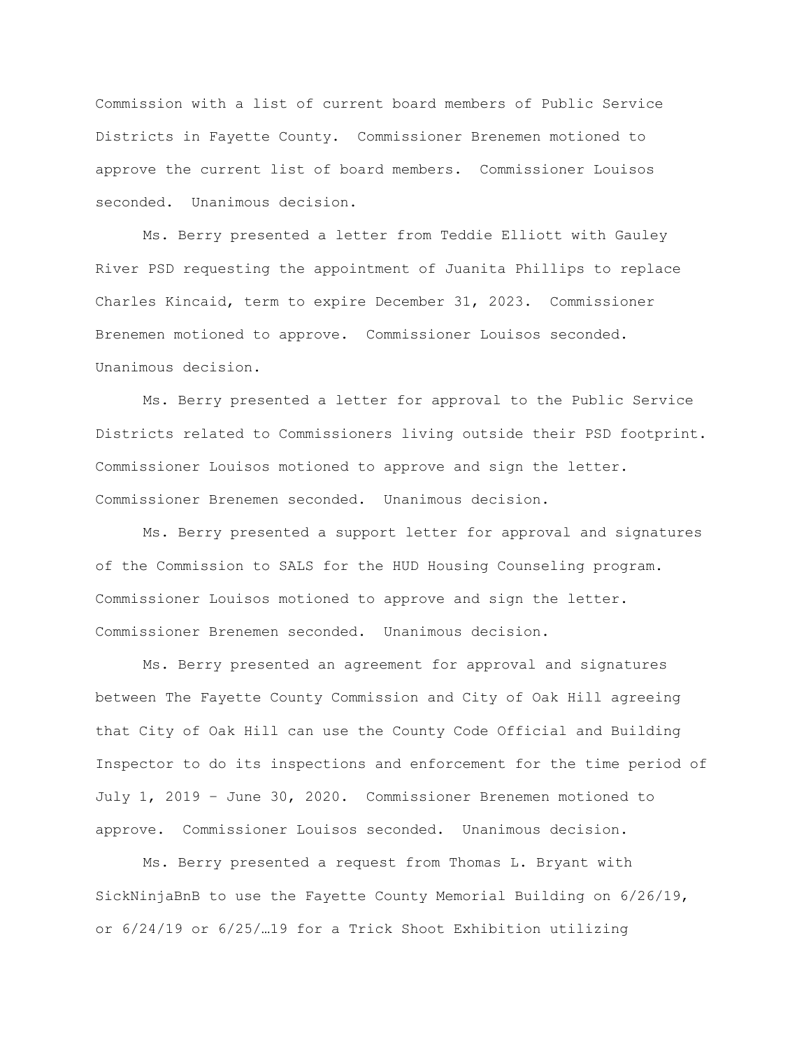Commission with a list of current board members of Public Service Districts in Fayette County. Commissioner Brenemen motioned to approve the current list of board members. Commissioner Louisos seconded. Unanimous decision.

Ms. Berry presented a letter from Teddie Elliott with Gauley River PSD requesting the appointment of Juanita Phillips to replace Charles Kincaid, term to expire December 31, 2023. Commissioner Brenemen motioned to approve. Commissioner Louisos seconded. Unanimous decision.

Ms. Berry presented a letter for approval to the Public Service Districts related to Commissioners living outside their PSD footprint. Commissioner Louisos motioned to approve and sign the letter. Commissioner Brenemen seconded. Unanimous decision.

Ms. Berry presented a support letter for approval and signatures of the Commission to SALS for the HUD Housing Counseling program. Commissioner Louisos motioned to approve and sign the letter. Commissioner Brenemen seconded. Unanimous decision.

Ms. Berry presented an agreement for approval and signatures between The Fayette County Commission and City of Oak Hill agreeing that City of Oak Hill can use the County Code Official and Building Inspector to do its inspections and enforcement for the time period of July 1, 2019 – June 30, 2020. Commissioner Brenemen motioned to approve. Commissioner Louisos seconded. Unanimous decision.

Ms. Berry presented a request from Thomas L. Bryant with SickNinjaBnB to use the Fayette County Memorial Building on 6/26/19, or 6/24/19 or 6/25/…19 for a Trick Shoot Exhibition utilizing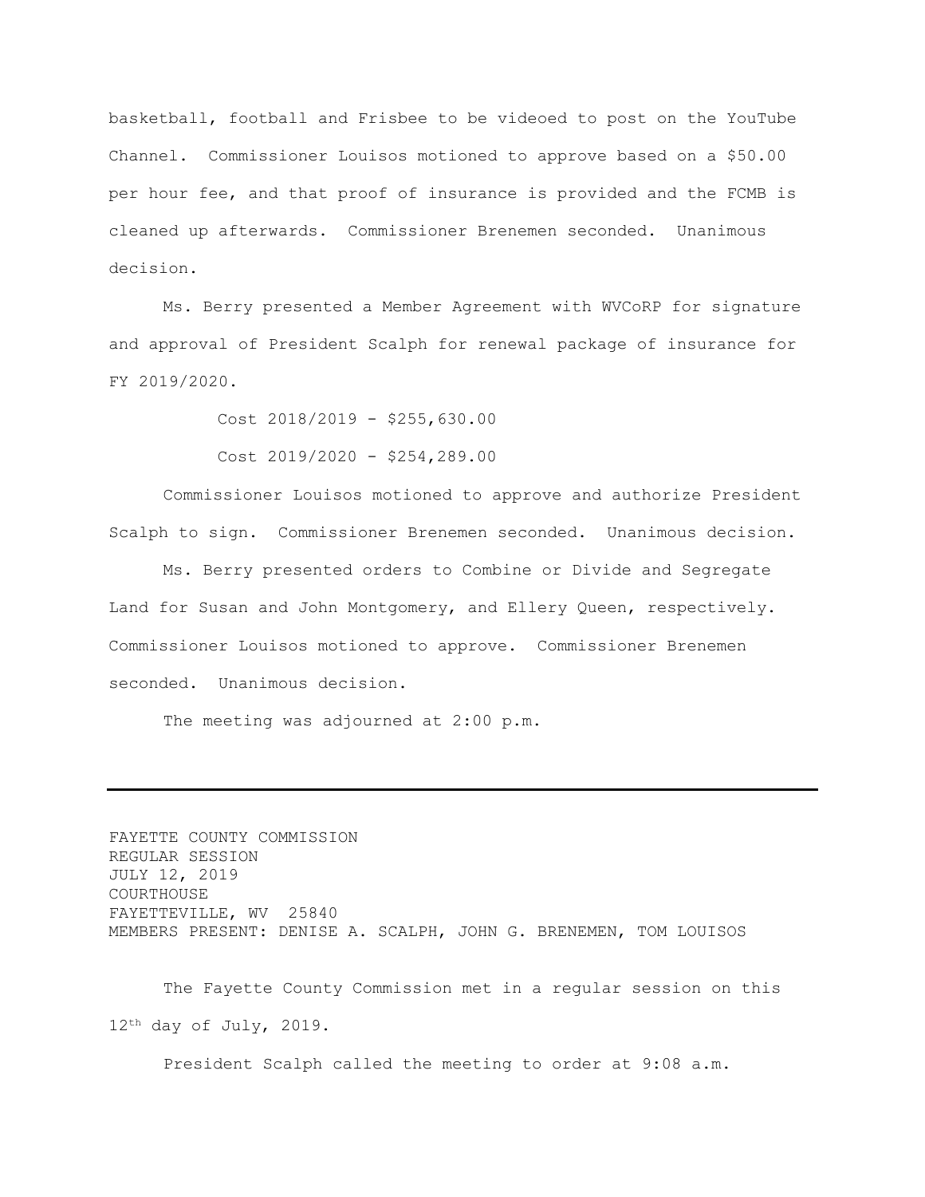basketball, football and Frisbee to be videoed to post on the YouTube Channel. Commissioner Louisos motioned to approve based on a $50.00 per hour fee, and that proof of insurance is provided and the FCMB is cleaned up afterwards. Commissioner Brenemen seconded. Unanimous decision.

Ms. Berry presented a Member Agreement with WVCoRP for signature and approval of President Scalph for renewal package of insurance for FY 2019/2020.

Cost 2018/2019 - $255,630.00

Cost 2019/2020 - $254,289.00

Commissioner Louisos motioned to approve and authorize President Scalph to sign. Commissioner Brenemen seconded. Unanimous decision.

Ms. Berry presented orders to Combine or Divide and Segregate Land for Susan and John Montgomery, and Ellery Queen, respectively. Commissioner Louisos motioned to approve. Commissioner Brenemen seconded. Unanimous decision.

The meeting was adjourned at 2:00 p.m.

---

FAYETTE COUNTY COMMISSION
REGULAR SESSION
JULY 12, 2019
COURTHOUSE
FAYETTEVILLE, WV 25840
MEMBERS PRESENT: DENISE A. SCALPH, JOHN G. BRENEMEN, TOM LOUISOS

The Fayette County Commission met in a regular session on this 12th day of July, 2019.

President Scalph called the meeting to order at 9:08 a.m.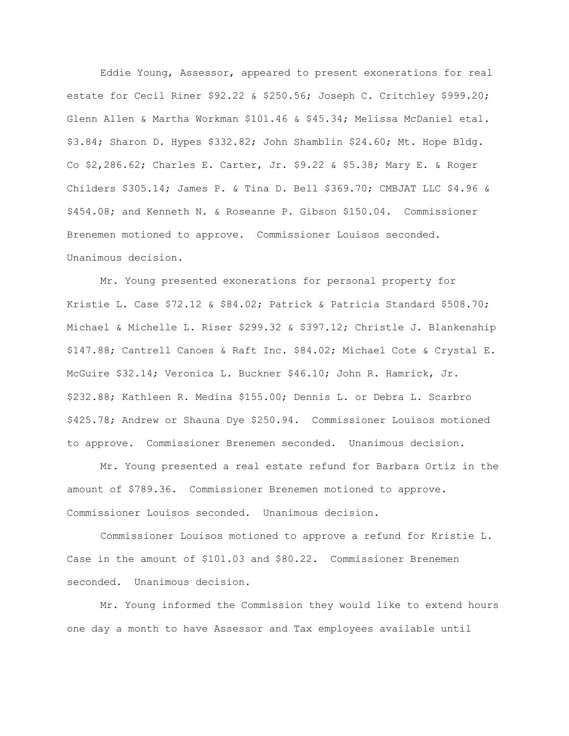Eddie Young, Assessor, appeared to present exonerations for real estate for Cecil Riner $92.22 & $250.56; Joseph C. Critchley $999.20; Glenn Allen & Martha Workman $101.46 & $45.34; Melissa McDaniel etal. $3.84; Sharon D. Hypes $332.82; John Shamblin $24.60; Mt. Hope Bldg. Co $2,286.62; Charles E. Carter, Jr. $9.22 & $5.38; Mary E. & Roger Childers $305.14; James P. & Tina D. Bell $369.70; CMBJAT LLC $4.96 & $454.08; and Kenneth N. & Roseanne P. Gibson $150.04. Commissioner Brenemen motioned to approve. Commissioner Louisos seconded. Unanimous decision.

Mr. Young presented exonerations for personal property for Kristie L. Case $72.12 & $84.02; Patrick & Patricia Standard $508.70; Michael & Michelle L. Riser $299.32 & $397.12; Christle J. Blankenship $147.88; Cantrell Canoes & Raft Inc. $84.02; Michael Cote & Crystal E. McGuire $32.14; Veronica L. Buckner $46.10; John R. Hamrick, Jr. $232.88; Kathleen R. Medina $155.00; Dennis L. or Debra L. Scarbro $425.78; Andrew or Shauna Dye $250.94. Commissioner Louisos motioned to approve. Commissioner Brenemen seconded. Unanimous decision.

Mr. Young presented a real estate refund for Barbara Ortiz in the amount of $789.36. Commissioner Brenemen motioned to approve. Commissioner Louisos seconded. Unanimous decision.

Commissioner Louisos motioned to approve a refund for Kristie L. Case in the amount of $101.03 and $80.22. Commissioner Brenemen seconded. Unanimous decision.

Mr. Young informed the Commission they would like to extend hours one day a month to have Assessor and Tax employees available until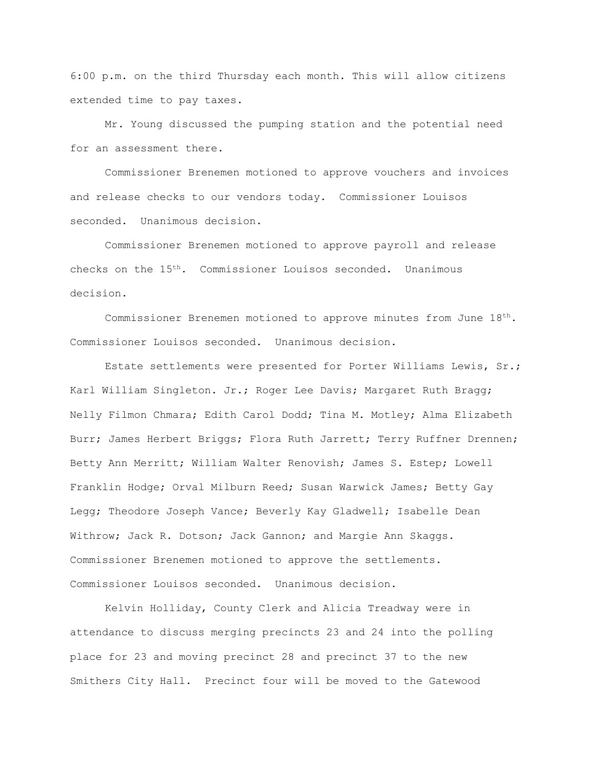6:00 p.m. on the third Thursday each month. This will allow citizens extended time to pay taxes.

Mr. Young discussed the pumping station and the potential need for an assessment there.

Commissioner Brenemen motioned to approve vouchers and invoices and release checks to our vendors today. Commissioner Louisos seconded. Unanimous decision.

Commissioner Brenemen motioned to approve payroll and release checks on the 15th. Commissioner Louisos seconded. Unanimous decision.

Commissioner Brenemen motioned to approve minutes from June 18th. Commissioner Louisos seconded. Unanimous decision.

Estate settlements were presented for Porter Williams Lewis, Sr.; Karl William Singleton. Jr.; Roger Lee Davis; Margaret Ruth Bragg; Nelly Filmon Chmara; Edith Carol Dodd; Tina M. Motley; Alma Elizabeth Burr; James Herbert Briggs; Flora Ruth Jarrett; Terry Ruffner Drennen; Betty Ann Merritt; William Walter Renovish; James S. Estep; Lowell Franklin Hodge; Orval Milburn Reed; Susan Warwick James; Betty Gay Legg; Theodore Joseph Vance; Beverly Kay Gladwell; Isabelle Dean Withrow; Jack R. Dotson; Jack Gannon; and Margie Ann Skaggs. Commissioner Brenemen motioned to approve the settlements. Commissioner Louisos seconded. Unanimous decision.

Kelvin Holliday, County Clerk and Alicia Treadway were in attendance to discuss merging precincts 23 and 24 into the polling place for 23 and moving precinct 28 and precinct 37 to the new Smithers City Hall. Precinct four will be moved to the Gatewood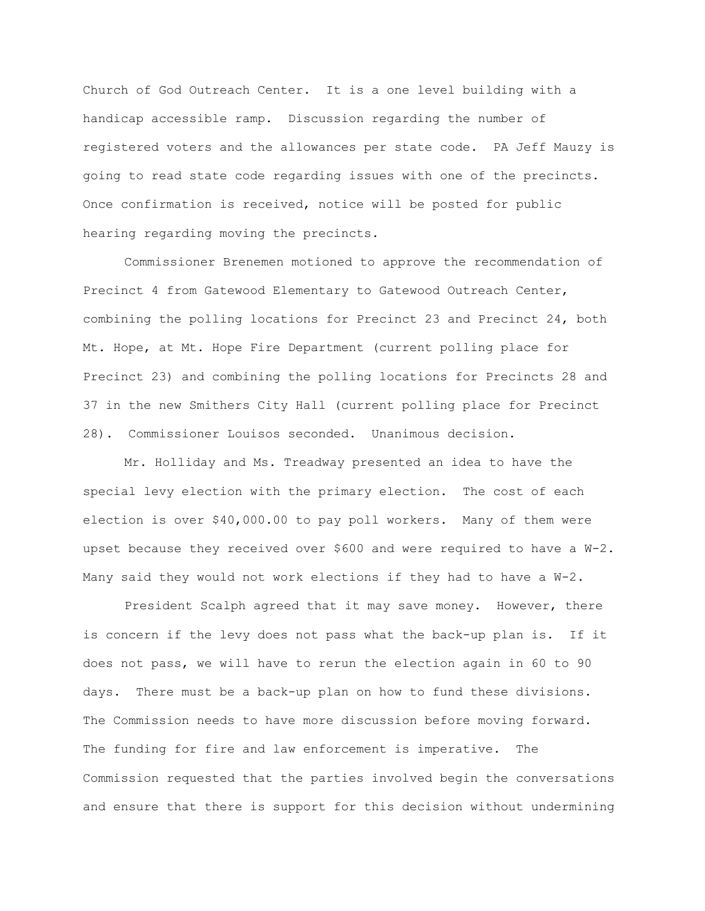Church of God Outreach Center. It is a one level building with a handicap accessible ramp. Discussion regarding the number of registered voters and the allowances per state code. PA Jeff Mauzy is going to read state code regarding issues with one of the precincts. Once confirmation is received, notice will be posted for public hearing regarding moving the precincts.

Commissioner Brenemen motioned to approve the recommendation of Precinct 4 from Gatewood Elementary to Gatewood Outreach Center, combining the polling locations for Precinct 23 and Precinct 24, both Mt. Hope, at Mt. Hope Fire Department (current polling place for Precinct 23) and combining the polling locations for Precincts 28 and 37 in the new Smithers City Hall (current polling place for Precinct 28). Commissioner Louisos seconded. Unanimous decision.

Mr. Holliday and Ms. Treadway presented an idea to have the special levy election with the primary election. The cost of each election is over $40,000.00 to pay poll workers. Many of them were upset because they received over $600 and were required to have a W-2. Many said they would not work elections if they had to have a W-2.

President Scalph agreed that it may save money. However, there is concern if the levy does not pass what the back-up plan is. If it does not pass, we will have to rerun the election again in 60 to 90 days. There must be a back-up plan on how to fund these divisions. The Commission needs to have more discussion before moving forward. The funding for fire and law enforcement is imperative. The Commission requested that the parties involved begin the conversations and ensure that there is support for this decision without undermining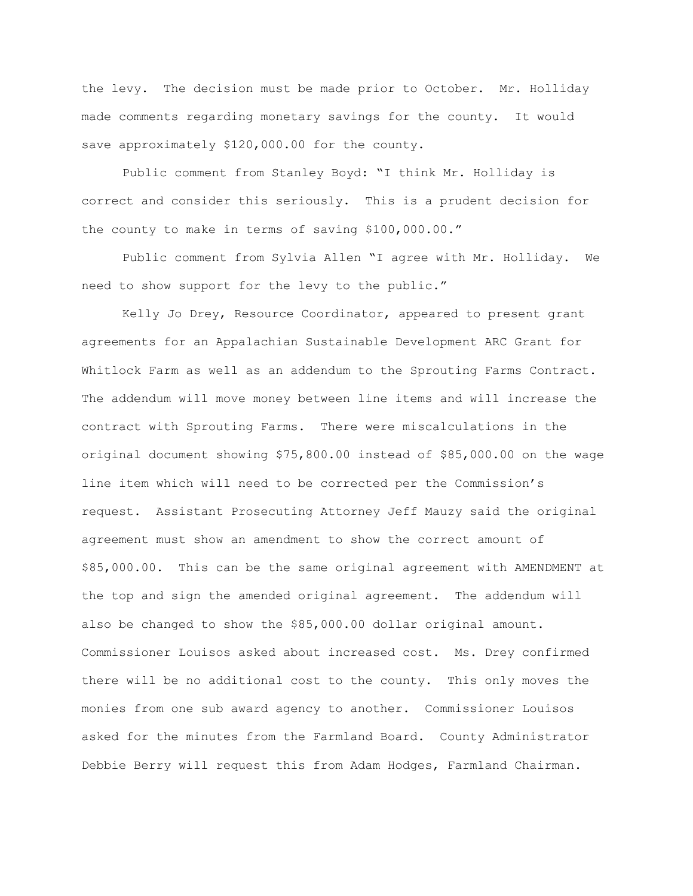the levy. The decision must be made prior to October. Mr. Holliday made comments regarding monetary savings for the county. It would save approximately $120,000.00 for the county.

Public comment from Stanley Boyd: "I think Mr. Holliday is correct and consider this seriously. This is a prudent decision for the county to make in terms of saving $100,000.00."

Public comment from Sylvia Allen "I agree with Mr. Holliday. We need to show support for the levy to the public."

Kelly Jo Drey, Resource Coordinator, appeared to present grant agreements for an Appalachian Sustainable Development ARC Grant for Whitlock Farm as well as an addendum to the Sprouting Farms Contract. The addendum will move money between line items and will increase the contract with Sprouting Farms. There were miscalculations in the original document showing $75,800.00 instead of $85,000.00 on the wage line item which will need to be corrected per the Commission's request. Assistant Prosecuting Attorney Jeff Mauzy said the original agreement must show an amendment to show the correct amount of $85,000.00. This can be the same original agreement with AMENDMENT at the top and sign the amended original agreement. The addendum will also be changed to show the $85,000.00 dollar original amount. Commissioner Louisos asked about increased cost. Ms. Drey confirmed there will be no additional cost to the county. This only moves the monies from one sub award agency to another. Commissioner Louisos asked for the minutes from the Farmland Board. County Administrator Debbie Berry will request this from Adam Hodges, Farmland Chairman.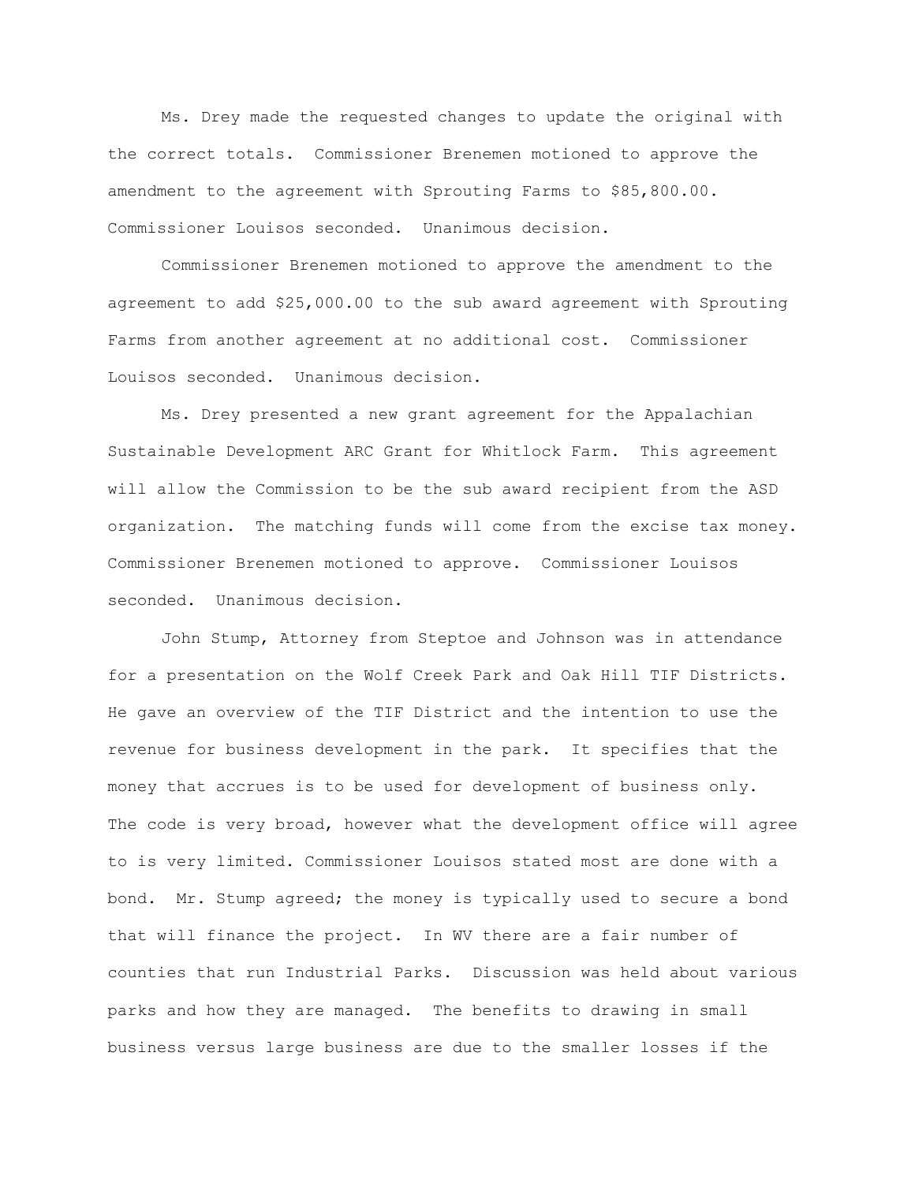Ms. Drey made the requested changes to update the original with the correct totals. Commissioner Brenemen motioned to approve the amendment to the agreement with Sprouting Farms to $85,800.00. Commissioner Louisos seconded. Unanimous decision.

Commissioner Brenemen motioned to approve the amendment to the agreement to add $25,000.00 to the sub award agreement with Sprouting Farms from another agreement at no additional cost. Commissioner Louisos seconded. Unanimous decision.

Ms. Drey presented a new grant agreement for the Appalachian Sustainable Development ARC Grant for Whitlock Farm. This agreement will allow the Commission to be the sub award recipient from the ASD organization. The matching funds will come from the excise tax money. Commissioner Brenemen motioned to approve. Commissioner Louisos seconded. Unanimous decision.

John Stump, Attorney from Steptoe and Johnson was in attendance for a presentation on the Wolf Creek Park and Oak Hill TIF Districts. He gave an overview of the TIF District and the intention to use the revenue for business development in the park. It specifies that the money that accrues is to be used for development of business only. The code is very broad, however what the development office will agree to is very limited. Commissioner Louisos stated most are done with a bond. Mr. Stump agreed; the money is typically used to secure a bond that will finance the project. In WV there are a fair number of counties that run Industrial Parks. Discussion was held about various parks and how they are managed. The benefits to drawing in small business versus large business are due to the smaller losses if the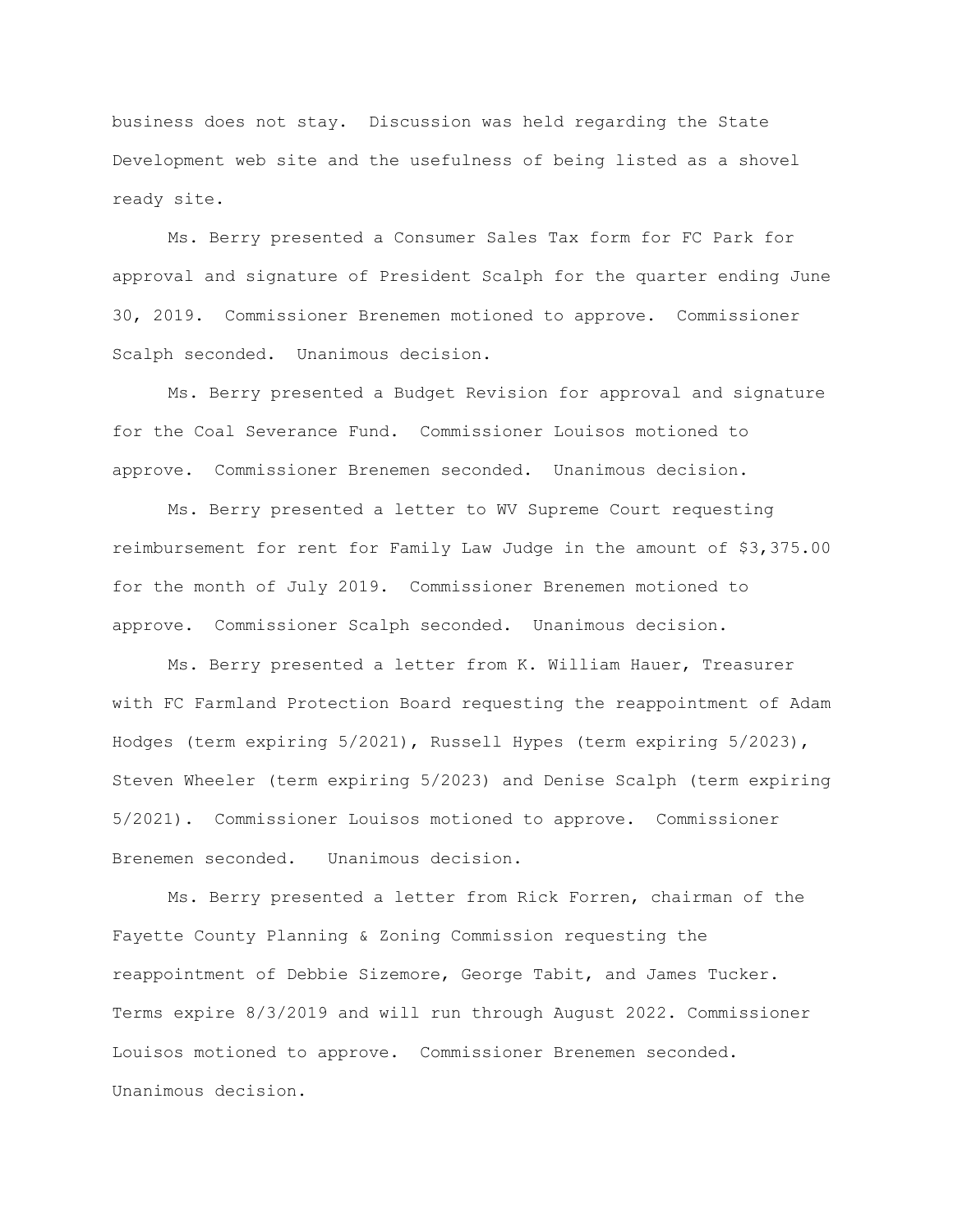business does not stay. Discussion was held regarding the State Development web site and the usefulness of being listed as a shovel ready site.

Ms. Berry presented a Consumer Sales Tax form for FC Park for approval and signature of President Scalph for the quarter ending June 30, 2019. Commissioner Brenemen motioned to approve. Commissioner Scalph seconded. Unanimous decision.

Ms. Berry presented a Budget Revision for approval and signature for the Coal Severance Fund. Commissioner Louisos motioned to approve. Commissioner Brenemen seconded. Unanimous decision.

Ms. Berry presented a letter to WV Supreme Court requesting reimbursement for rent for Family Law Judge in the amount of $3,375.00 for the month of July 2019. Commissioner Brenemen motioned to approve. Commissioner Scalph seconded. Unanimous decision.

Ms. Berry presented a letter from K. William Hauer, Treasurer with FC Farmland Protection Board requesting the reappointment of Adam Hodges (term expiring 5/2021), Russell Hypes (term expiring 5/2023), Steven Wheeler (term expiring 5/2023) and Denise Scalph (term expiring 5/2021). Commissioner Louisos motioned to approve. Commissioner Brenemen seconded. Unanimous decision.

Ms. Berry presented a letter from Rick Forren, chairman of the Fayette County Planning & Zoning Commission requesting the reappointment of Debbie Sizemore, George Tabit, and James Tucker. Terms expire 8/3/2019 and will run through August 2022. Commissioner Louisos motioned to approve. Commissioner Brenemen seconded. Unanimous decision.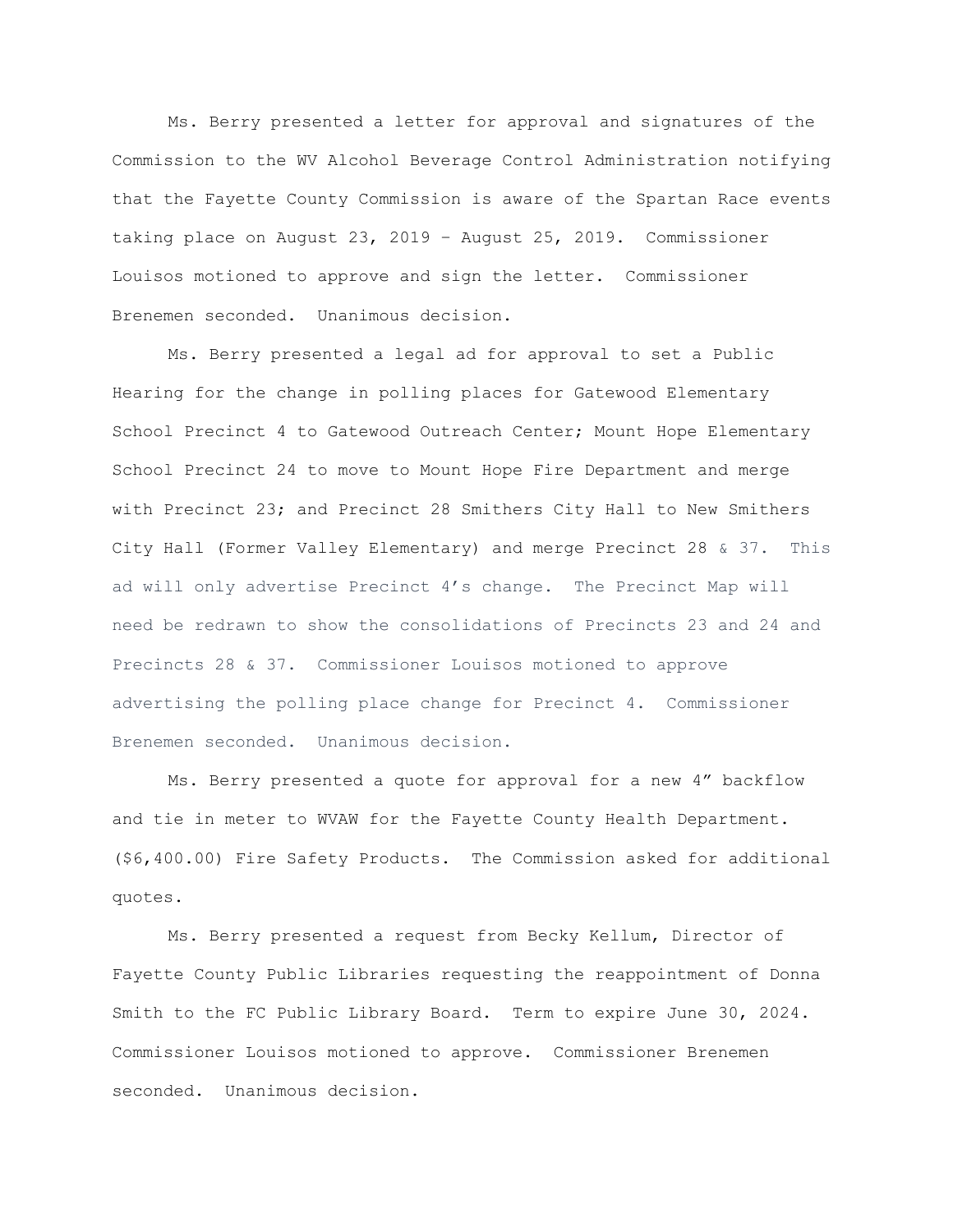Ms. Berry presented a letter for approval and signatures of the Commission to the WV Alcohol Beverage Control Administration notifying that the Fayette County Commission is aware of the Spartan Race events taking place on August 23, 2019 – August 25, 2019. Commissioner Louisos motioned to approve and sign the letter. Commissioner Brenemen seconded. Unanimous decision.

Ms. Berry presented a legal ad for approval to set a Public Hearing for the change in polling places for Gatewood Elementary School Precinct 4 to Gatewood Outreach Center; Mount Hope Elementary School Precinct 24 to move to Mount Hope Fire Department and merge with Precinct 23; and Precinct 28 Smithers City Hall to New Smithers City Hall (Former Valley Elementary) and merge Precinct 28 & 37. This ad will only advertise Precinct 4's change. The Precinct Map will need be redrawn to show the consolidations of Precincts 23 and 24 and Precincts 28 & 37. Commissioner Louisos motioned to approve advertising the polling place change for Precinct 4. Commissioner Brenemen seconded. Unanimous decision.

Ms. Berry presented a quote for approval for a new 4" backflow and tie in meter to WVAW for the Fayette County Health Department. ($6,400.00) Fire Safety Products. The Commission asked for additional quotes.

Ms. Berry presented a request from Becky Kellum, Director of Fayette County Public Libraries requesting the reappointment of Donna Smith to the FC Public Library Board. Term to expire June 30, 2024. Commissioner Louisos motioned to approve. Commissioner Brenemen seconded. Unanimous decision.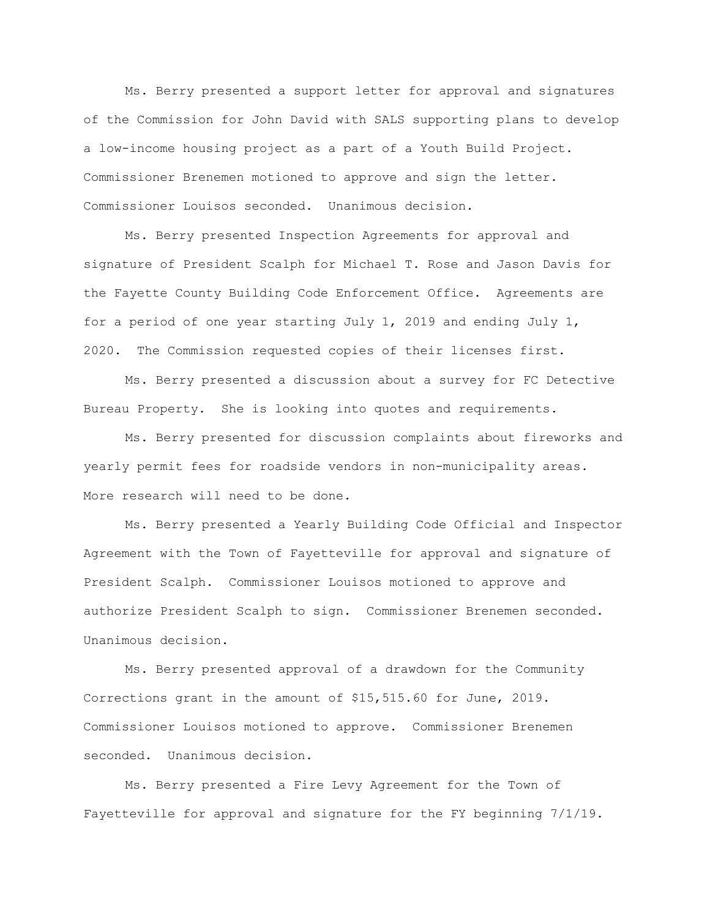Ms. Berry presented a support letter for approval and signatures of the Commission for John David with SALS supporting plans to develop a low-income housing project as a part of a Youth Build Project. Commissioner Brenemen motioned to approve and sign the letter. Commissioner Louisos seconded. Unanimous decision.

Ms. Berry presented Inspection Agreements for approval and signature of President Scalph for Michael T. Rose and Jason Davis for the Fayette County Building Code Enforcement Office. Agreements are for a period of one year starting July 1, 2019 and ending July 1, 2020. The Commission requested copies of their licenses first.

Ms. Berry presented a discussion about a survey for FC Detective Bureau Property. She is looking into quotes and requirements.

Ms. Berry presented for discussion complaints about fireworks and yearly permit fees for roadside vendors in non-municipality areas. More research will need to be done.

Ms. Berry presented a Yearly Building Code Official and Inspector Agreement with the Town of Fayetteville for approval and signature of President Scalph. Commissioner Louisos motioned to approve and authorize President Scalph to sign. Commissioner Brenemen seconded. Unanimous decision.

Ms. Berry presented approval of a drawdown for the Community Corrections grant in the amount of $15,515.60 for June, 2019. Commissioner Louisos motioned to approve. Commissioner Brenemen seconded. Unanimous decision.

Ms. Berry presented a Fire Levy Agreement for the Town of Fayetteville for approval and signature for the FY beginning 7/1/19.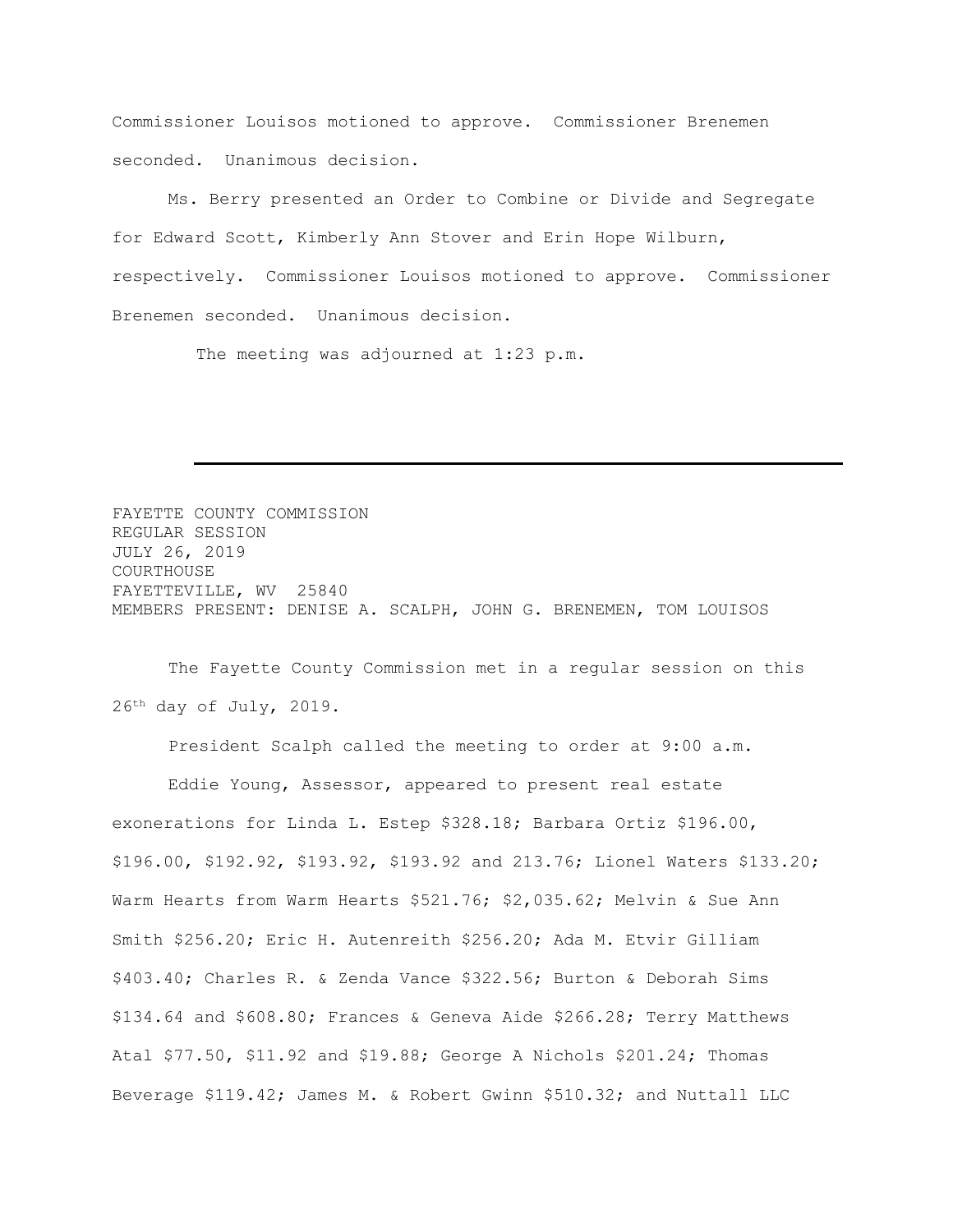Commissioner Louisos motioned to approve. Commissioner Brenemen seconded. Unanimous decision.

Ms. Berry presented an Order to Combine or Divide and Segregate for Edward Scott, Kimberly Ann Stover and Erin Hope Wilburn, respectively. Commissioner Louisos motioned to approve. Commissioner Brenemen seconded. Unanimous decision.

The meeting was adjourned at 1:23 p.m.

---

FAYETTE COUNTY COMMISSION  
REGULAR SESSION  
JULY 26, 2019  
COURTHOUSE  
FAYETTEVILLE, WV 25840  
MEMBERS PRESENT: DENISE A. SCALPH, JOHN G. BRENEMEN, TOM LOUISOS

The Fayette County Commission met in a regular session on this 26th day of July, 2019.

President Scalph called the meeting to order at 9:00 a.m.

Eddie Young, Assessor, appeared to present real estate exonerations for Linda L. Estep $328.18; Barbara Ortiz $196.00, $196.00, $192.92, $193.92, $193.92 and 213.76; Lionel Waters $133.20; Warm Hearts from Warm Hearts $521.76; $2,035.62; Melvin & Sue Ann Smith $256.20; Eric H. Autenreith $256.20; Ada M. Etvir Gilliam $403.40; Charles R. & Zenda Vance $322.56; Burton & Deborah Sims $134.64 and $608.80; Frances & Geneva Aide $266.28; Terry Matthews Atal $77.50, $11.92 and $19.88; George A Nichols $201.24; Thomas Beverage $119.42; James M. & Robert Gwinn $510.32; and Nuttall LLC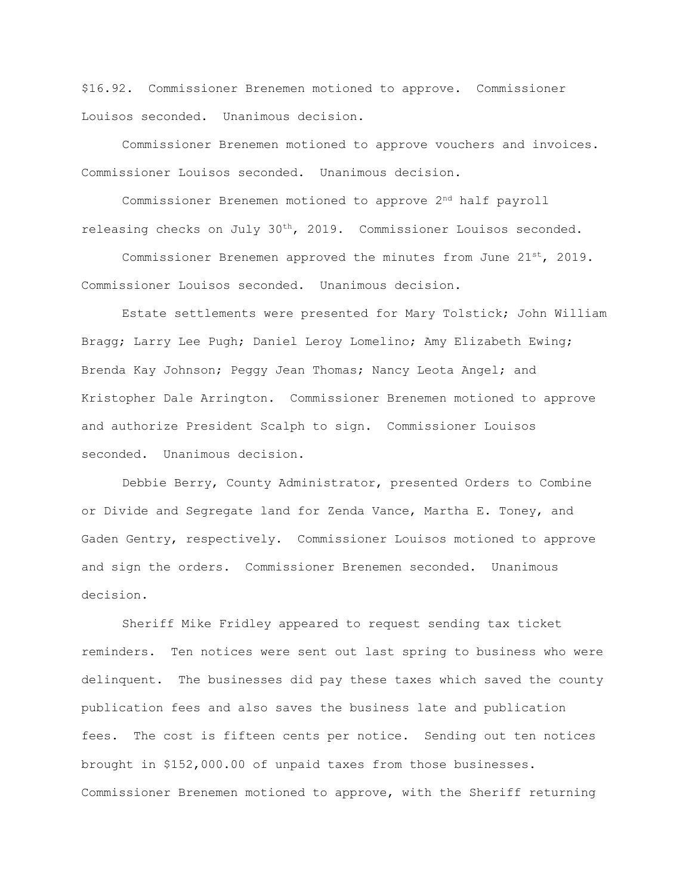$16.92. Commissioner Brenemen motioned to approve. Commissioner Louisos seconded. Unanimous decision.

Commissioner Brenemen motioned to approve vouchers and invoices. Commissioner Louisos seconded. Unanimous decision.

Commissioner Brenemen motioned to approve 2nd half payroll releasing checks on July 30th, 2019. Commissioner Louisos seconded.

Commissioner Brenemen approved the minutes from June 21st, 2019. Commissioner Louisos seconded. Unanimous decision.

Estate settlements were presented for Mary Tolstick; John William Bragg; Larry Lee Pugh; Daniel Leroy Lomelino; Amy Elizabeth Ewing; Brenda Kay Johnson; Peggy Jean Thomas; Nancy Leota Angel; and Kristopher Dale Arrington. Commissioner Brenemen motioned to approve and authorize President Scalph to sign. Commissioner Louisos seconded. Unanimous decision.

Debbie Berry, County Administrator, presented Orders to Combine or Divide and Segregate land for Zenda Vance, Martha E. Toney, and Gaden Gentry, respectively. Commissioner Louisos motioned to approve and sign the orders. Commissioner Brenemen seconded. Unanimous decision.

Sheriff Mike Fridley appeared to request sending tax ticket reminders. Ten notices were sent out last spring to business who were delinquent. The businesses did pay these taxes which saved the county publication fees and also saves the business late and publication fees. The cost is fifteen cents per notice. Sending out ten notices brought in $152,000.00 of unpaid taxes from those businesses. Commissioner Brenemen motioned to approve, with the Sheriff returning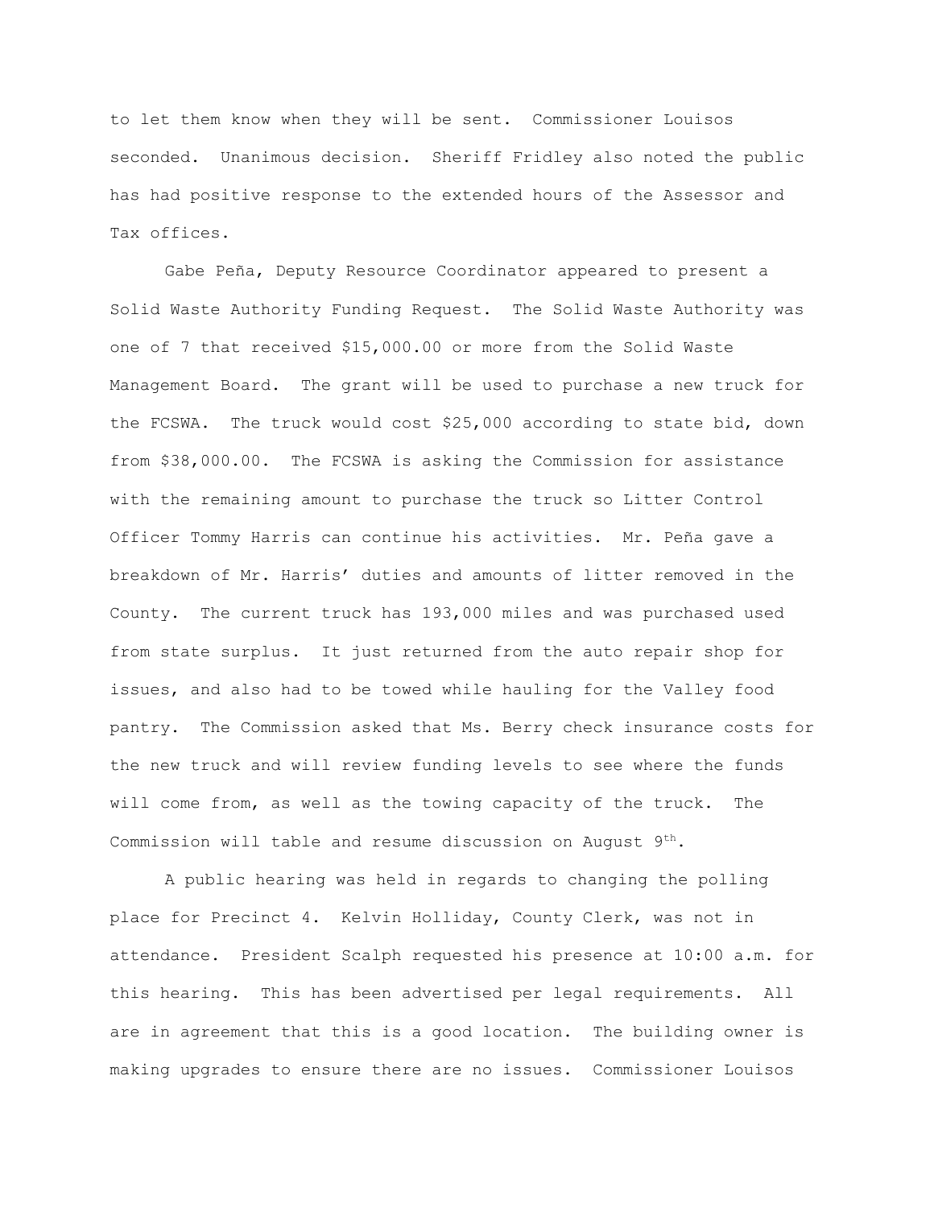to let them know when they will be sent. Commissioner Louisos seconded. Unanimous decision. Sheriff Fridley also noted the public has had positive response to the extended hours of the Assessor and Tax offices.

Gabe Peña, Deputy Resource Coordinator appeared to present a Solid Waste Authority Funding Request. The Solid Waste Authority was one of 7 that received $15,000.00 or more from the Solid Waste Management Board. The grant will be used to purchase a new truck for the FCSWA. The truck would cost $25,000 according to state bid, down from $38,000.00. The FCSWA is asking the Commission for assistance with the remaining amount to purchase the truck so Litter Control Officer Tommy Harris can continue his activities. Mr. Peña gave a breakdown of Mr. Harris' duties and amounts of litter removed in the County. The current truck has 193,000 miles and was purchased used from state surplus. It just returned from the auto repair shop for issues, and also had to be towed while hauling for the Valley food pantry. The Commission asked that Ms. Berry check insurance costs for the new truck and will review funding levels to see where the funds will come from, as well as the towing capacity of the truck. The Commission will table and resume discussion on August 9th.

A public hearing was held in regards to changing the polling place for Precinct 4. Kelvin Holliday, County Clerk, was not in attendance. President Scalph requested his presence at 10:00 a.m. for this hearing. This has been advertised per legal requirements. All are in agreement that this is a good location. The building owner is making upgrades to ensure there are no issues. Commissioner Louisos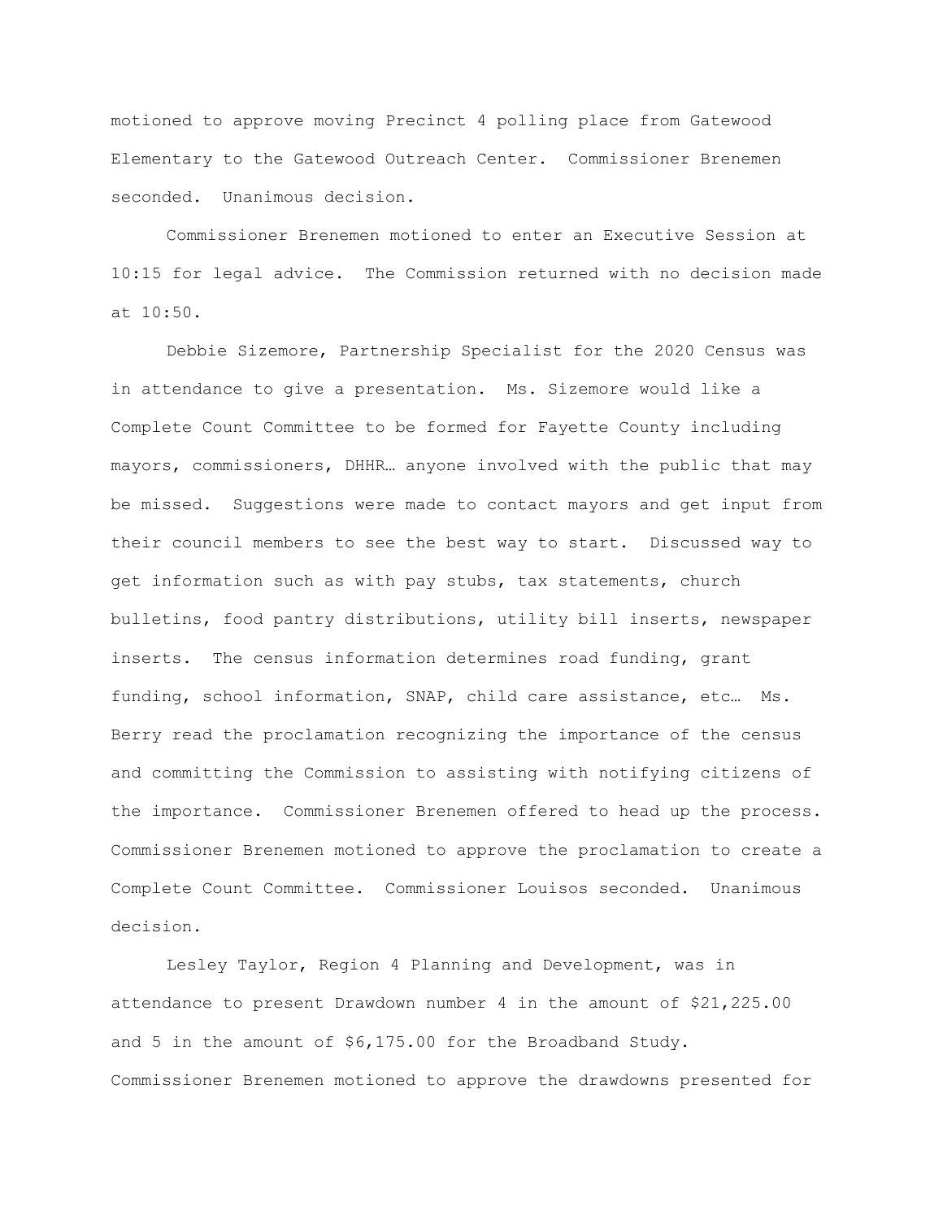motioned to approve moving Precinct 4 polling place from Gatewood Elementary to the Gatewood Outreach Center. Commissioner Brenemen seconded. Unanimous decision.

Commissioner Brenemen motioned to enter an Executive Session at 10:15 for legal advice. The Commission returned with no decision made at 10:50.

Debbie Sizemore, Partnership Specialist for the 2020 Census was in attendance to give a presentation. Ms. Sizemore would like a Complete Count Committee to be formed for Fayette County including mayors, commissioners, DHHR… anyone involved with the public that may be missed. Suggestions were made to contact mayors and get input from their council members to see the best way to start. Discussed way to get information such as with pay stubs, tax statements, church bulletins, food pantry distributions, utility bill inserts, newspaper inserts. The census information determines road funding, grant funding, school information, SNAP, child care assistance, etc… Ms. Berry read the proclamation recognizing the importance of the census and committing the Commission to assisting with notifying citizens of the importance. Commissioner Brenemen offered to head up the process. Commissioner Brenemen motioned to approve the proclamation to create a Complete Count Committee. Commissioner Louisos seconded. Unanimous decision.

Lesley Taylor, Region 4 Planning and Development, was in attendance to present Drawdown number 4 in the amount of $21,225.00 and 5 in the amount of $6,175.00 for the Broadband Study. Commissioner Brenemen motioned to approve the drawdowns presented for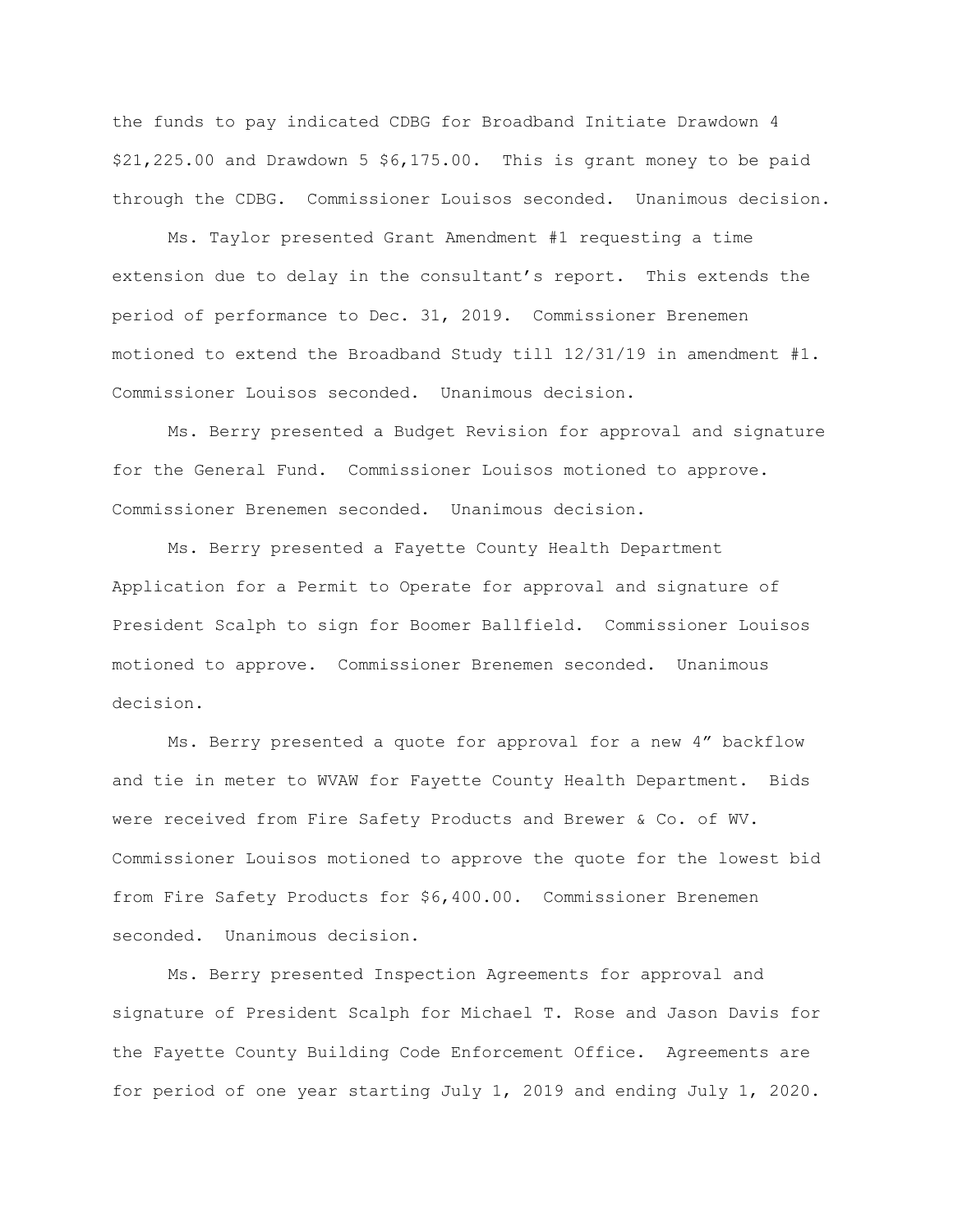the funds to pay indicated CDBG for Broadband Initiate Drawdown 4 $21,225.00 and Drawdown 5 $6,175.00. This is grant money to be paid through the CDBG. Commissioner Louisos seconded. Unanimous decision.

Ms. Taylor presented Grant Amendment #1 requesting a time extension due to delay in the consultant's report. This extends the period of performance to Dec. 31, 2019. Commissioner Brenemen motioned to extend the Broadband Study till 12/31/19 in amendment #1. Commissioner Louisos seconded. Unanimous decision.

Ms. Berry presented a Budget Revision for approval and signature for the General Fund. Commissioner Louisos motioned to approve. Commissioner Brenemen seconded. Unanimous decision.

Ms. Berry presented a Fayette County Health Department Application for a Permit to Operate for approval and signature of President Scalph to sign for Boomer Ballfield. Commissioner Louisos motioned to approve. Commissioner Brenemen seconded. Unanimous decision.

Ms. Berry presented a quote for approval for a new 4" backflow and tie in meter to WVAW for Fayette County Health Department. Bids were received from Fire Safety Products and Brewer & Co. of WV. Commissioner Louisos motioned to approve the quote for the lowest bid from Fire Safety Products for $6,400.00. Commissioner Brenemen seconded. Unanimous decision.

Ms. Berry presented Inspection Agreements for approval and signature of President Scalph for Michael T. Rose and Jason Davis for the Fayette County Building Code Enforcement Office. Agreements are for period of one year starting July 1, 2019 and ending July 1, 2020.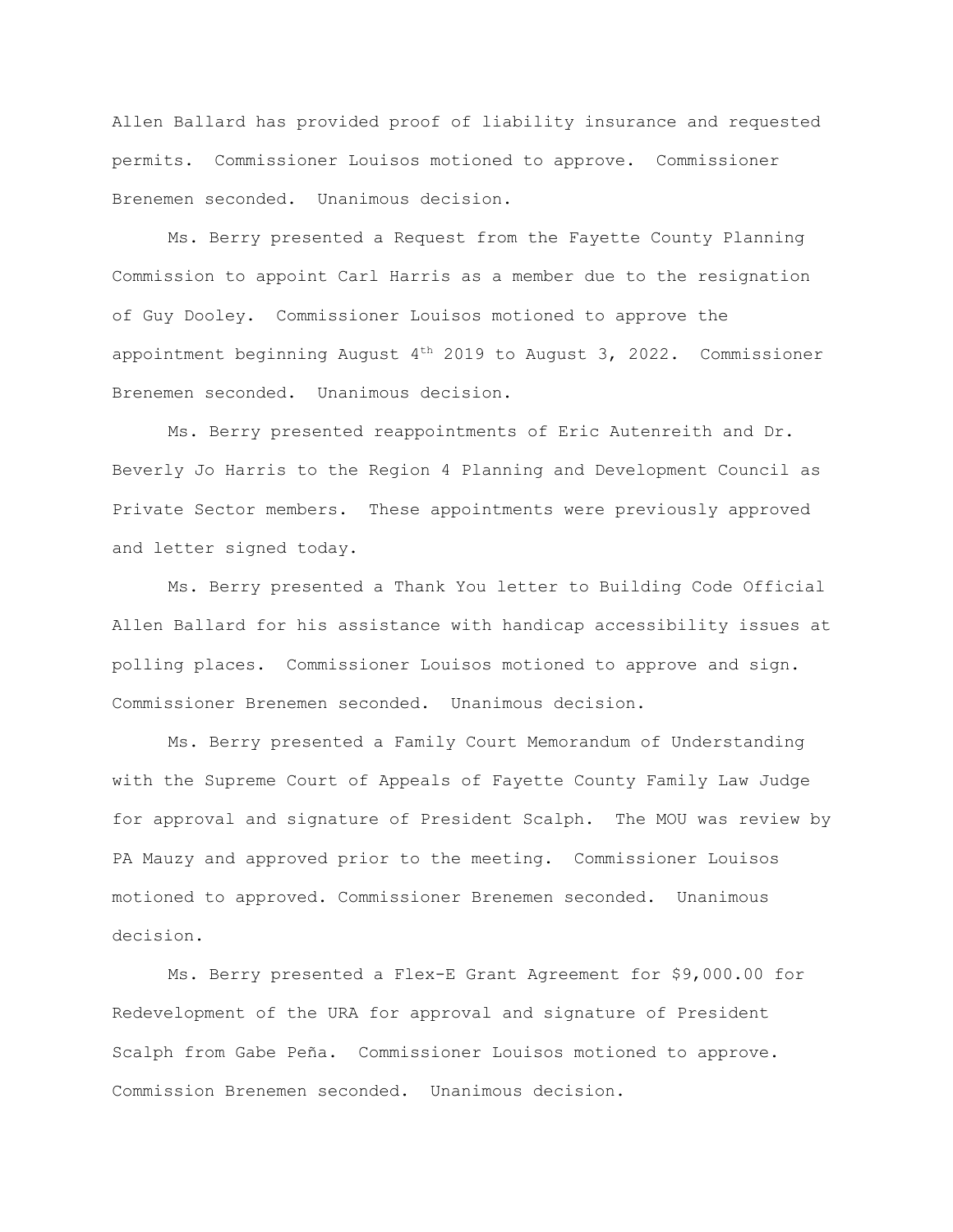Allen Ballard has provided proof of liability insurance and requested permits. Commissioner Louisos motioned to approve. Commissioner Brenemen seconded. Unanimous decision.

Ms. Berry presented a Request from the Fayette County Planning Commission to appoint Carl Harris as a member due to the resignation of Guy Dooley. Commissioner Louisos motioned to approve the appointment beginning August 4th 2019 to August 3, 2022. Commissioner Brenemen seconded. Unanimous decision.

Ms. Berry presented reappointments of Eric Autenreith and Dr. Beverly Jo Harris to the Region 4 Planning and Development Council as Private Sector members. These appointments were previously approved and letter signed today.

Ms. Berry presented a Thank You letter to Building Code Official Allen Ballard for his assistance with handicap accessibility issues at polling places. Commissioner Louisos motioned to approve and sign. Commissioner Brenemen seconded. Unanimous decision.

Ms. Berry presented a Family Court Memorandum of Understanding with the Supreme Court of Appeals of Fayette County Family Law Judge for approval and signature of President Scalph. The MOU was review by PA Mauzy and approved prior to the meeting. Commissioner Louisos motioned to approved. Commissioner Brenemen seconded. Unanimous decision.

Ms. Berry presented a Flex-E Grant Agreement for $9,000.00 for Redevelopment of the URA for approval and signature of President Scalph from Gabe Peña. Commissioner Louisos motioned to approve. Commission Brenemen seconded. Unanimous decision.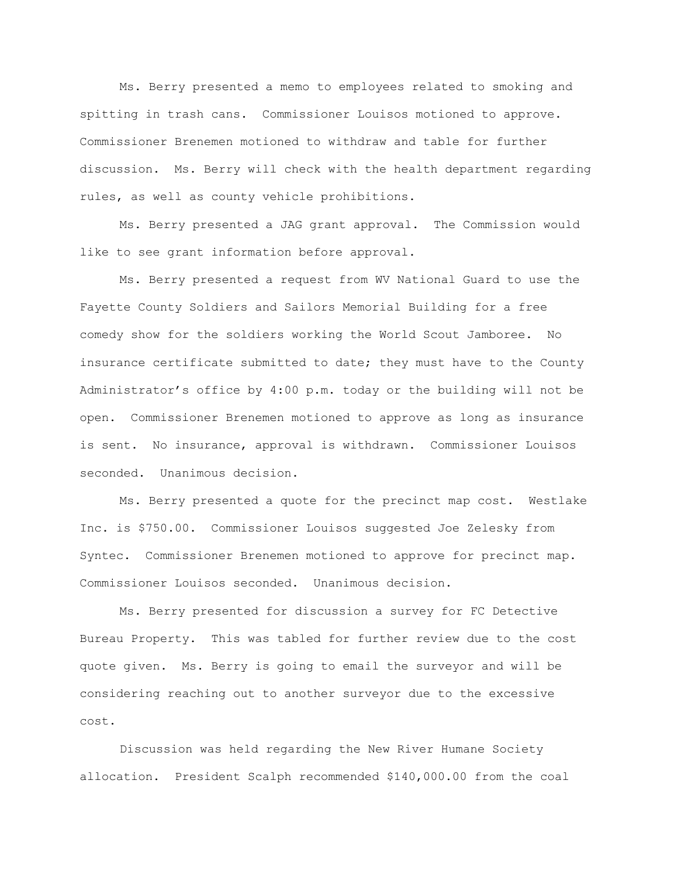Ms. Berry presented a memo to employees related to smoking and spitting in trash cans. Commissioner Louisos motioned to approve. Commissioner Brenemen motioned to withdraw and table for further discussion. Ms. Berry will check with the health department regarding rules, as well as county vehicle prohibitions.

Ms. Berry presented a JAG grant approval. The Commission would like to see grant information before approval.

Ms. Berry presented a request from WV National Guard to use the Fayette County Soldiers and Sailors Memorial Building for a free comedy show for the soldiers working the World Scout Jamboree. No insurance certificate submitted to date; they must have to the County Administrator's office by 4:00 p.m. today or the building will not be open. Commissioner Brenemen motioned to approve as long as insurance is sent. No insurance, approval is withdrawn. Commissioner Louisos seconded. Unanimous decision.

Ms. Berry presented a quote for the precinct map cost. Westlake Inc. is $750.00. Commissioner Louisos suggested Joe Zelesky from Syntec. Commissioner Brenemen motioned to approve for precinct map. Commissioner Louisos seconded. Unanimous decision.

Ms. Berry presented for discussion a survey for FC Detective Bureau Property. This was tabled for further review due to the cost quote given. Ms. Berry is going to email the surveyor and will be considering reaching out to another surveyor due to the excessive cost.

Discussion was held regarding the New River Humane Society allocation. President Scalph recommended $140,000.00 from the coal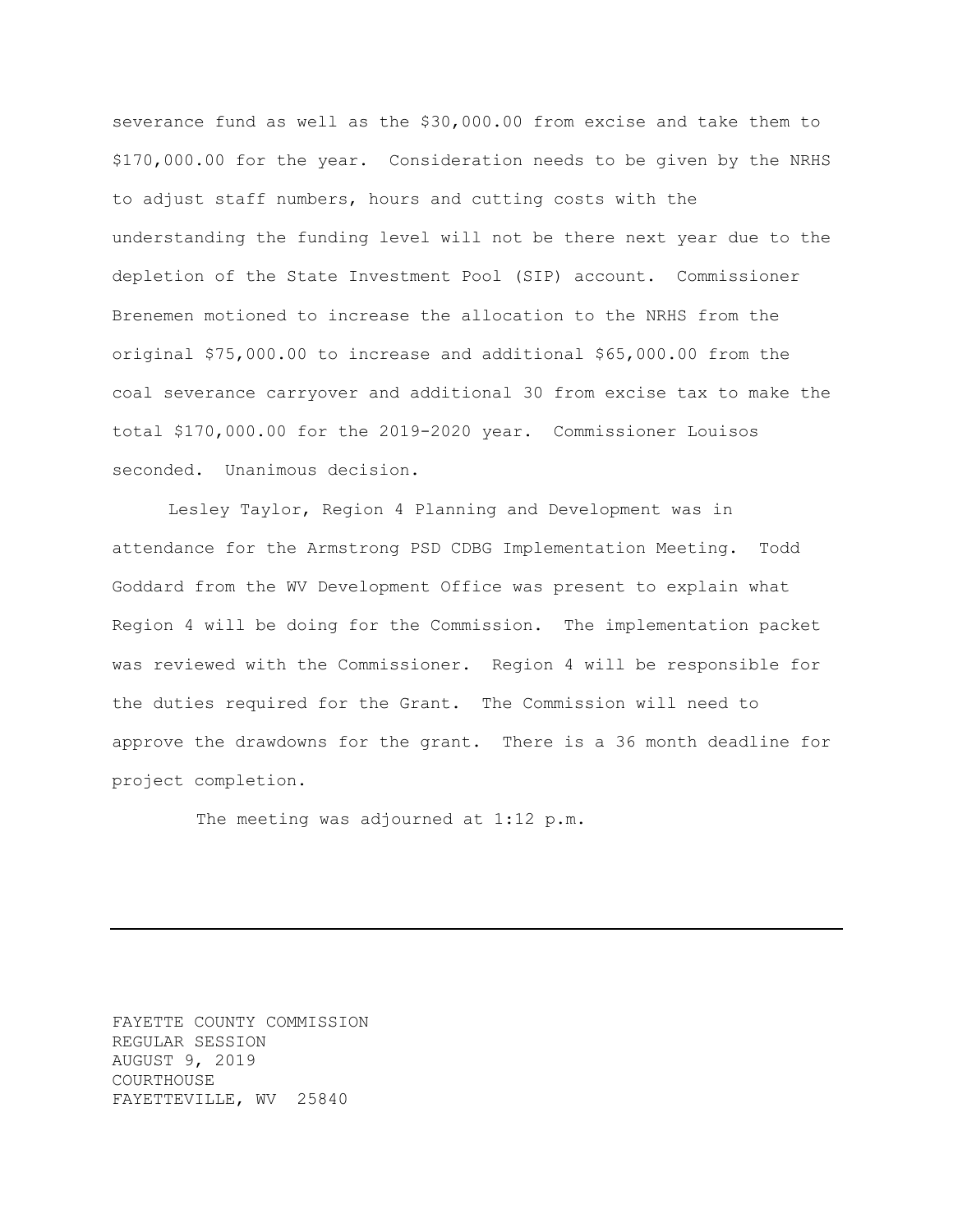severance fund as well as the $30,000.00 from excise and take them to $170,000.00 for the year. Consideration needs to be given by the NRHS to adjust staff numbers, hours and cutting costs with the understanding the funding level will not be there next year due to the depletion of the State Investment Pool (SIP) account. Commissioner Brenemen motioned to increase the allocation to the NRHS from the original $75,000.00 to increase and additional $65,000.00 from the coal severance carryover and additional 30 from excise tax to make the total $170,000.00 for the 2019-2020 year. Commissioner Louisos seconded. Unanimous decision.

Lesley Taylor, Region 4 Planning and Development was in attendance for the Armstrong PSD CDBG Implementation Meeting. Todd Goddard from the WV Development Office was present to explain what Region 4 will be doing for the Commission. The implementation packet was reviewed with the Commissioner. Region 4 will be responsible for the duties required for the Grant. The Commission will need to approve the drawdowns for the grant. There is a 36 month deadline for project completion.

The meeting was adjourned at 1:12 p.m.

---

FAYETTE COUNTY COMMISSION
REGULAR SESSION
AUGUST 9, 2019
COURTHOUSE
FAYETTEVILLE, WV 25840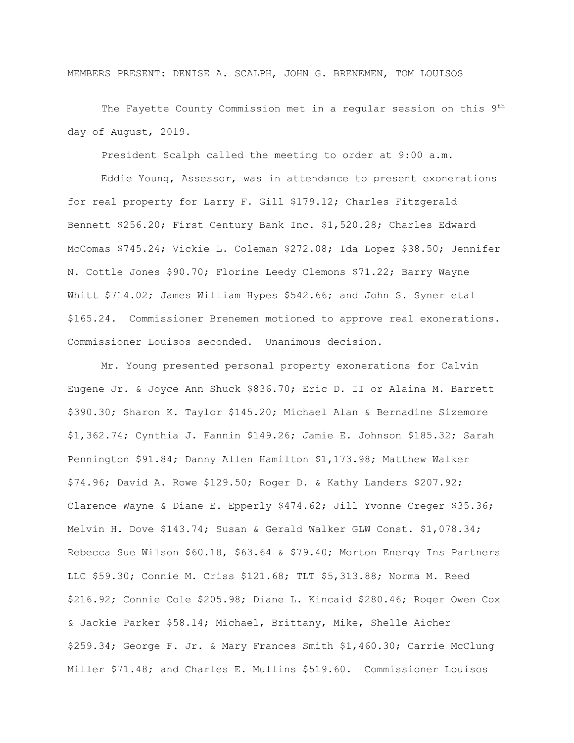MEMBERS PRESENT: DENISE A. SCALPH, JOHN G. BRENEMEN, TOM LOUISOS

The Fayette County Commission met in a regular session on this 9th day of August, 2019.

President Scalph called the meeting to order at 9:00 a.m.

Eddie Young, Assessor, was in attendance to present exonerations for real property for Larry F. Gill $179.12; Charles Fitzgerald Bennett $256.20; First Century Bank Inc. $1,520.28; Charles Edward McComas $745.24; Vickie L. Coleman $272.08; Ida Lopez $38.50; Jennifer N. Cottle Jones $90.70; Florine Leedy Clemons $71.22; Barry Wayne Whitt $714.02; James William Hypes $542.66; and John S. Syner etal $165.24. Commissioner Brenemen motioned to approve real exonerations. Commissioner Louisos seconded. Unanimous decision.

Mr. Young presented personal property exonerations for Calvin Eugene Jr. & Joyce Ann Shuck $836.70; Eric D. II or Alaina M. Barrett $390.30; Sharon K. Taylor $145.20; Michael Alan & Bernadine Sizemore $1,362.74; Cynthia J. Fannin $149.26; Jamie E. Johnson $185.32; Sarah Pennington $91.84; Danny Allen Hamilton $1,173.98; Matthew Walker $74.96; David A. Rowe $129.50; Roger D. & Kathy Landers $207.92; Clarence Wayne & Diane E. Epperly $474.62; Jill Yvonne Creger $35.36; Melvin H. Dove $143.74; Susan & Gerald Walker GLW Const. $1,078.34; Rebecca Sue Wilson $60.18, $63.64 & $79.40; Morton Energy Ins Partners LLC $59.30; Connie M. Criss $121.68; TLT $5,313.88; Norma M. Reed $216.92; Connie Cole $205.98; Diane L. Kincaid $280.46; Roger Owen Cox & Jackie Parker $58.14; Michael, Brittany, Mike, Shelle Aicher $259.34; George F. Jr. & Mary Frances Smith $1,460.30; Carrie McClung Miller $71.48; and Charles E. Mullins $519.60. Commissioner Louisos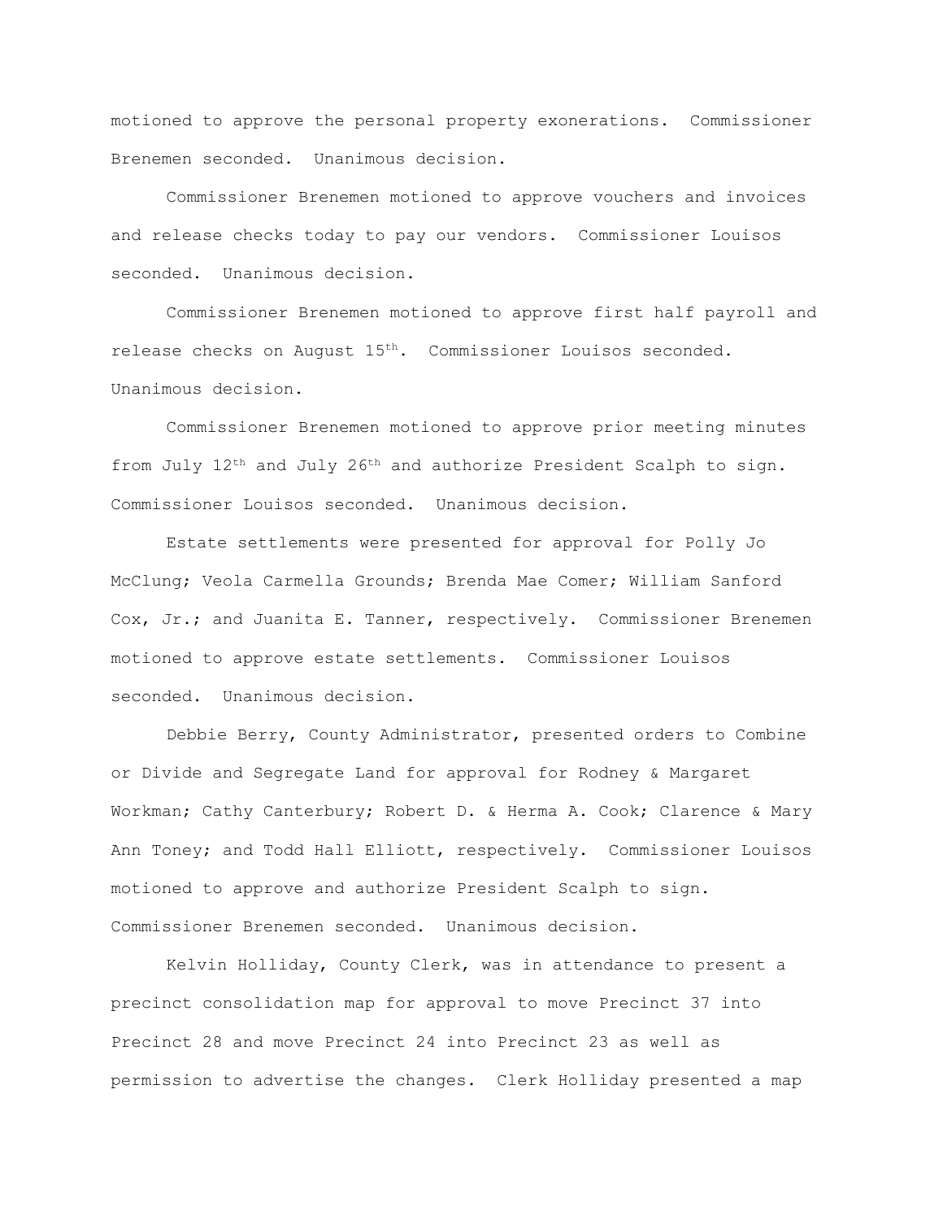motioned to approve the personal property exonerations. Commissioner Brenemen seconded. Unanimous decision.

Commissioner Brenemen motioned to approve vouchers and invoices and release checks today to pay our vendors. Commissioner Louisos seconded. Unanimous decision.

Commissioner Brenemen motioned to approve first half payroll and release checks on August 15th. Commissioner Louisos seconded. Unanimous decision.

Commissioner Brenemen motioned to approve prior meeting minutes from July 12th and July 26th and authorize President Scalph to sign. Commissioner Louisos seconded. Unanimous decision.

Estate settlements were presented for approval for Polly Jo McClung; Veola Carmella Grounds; Brenda Mae Comer; William Sanford Cox, Jr.; and Juanita E. Tanner, respectively. Commissioner Brenemen motioned to approve estate settlements. Commissioner Louisos seconded. Unanimous decision.

Debbie Berry, County Administrator, presented orders to Combine or Divide and Segregate Land for approval for Rodney & Margaret Workman; Cathy Canterbury; Robert D. & Herma A. Cook; Clarence & Mary Ann Toney; and Todd Hall Elliott, respectively. Commissioner Louisos motioned to approve and authorize President Scalph to sign. Commissioner Brenemen seconded. Unanimous decision.

Kelvin Holliday, County Clerk, was in attendance to present a precinct consolidation map for approval to move Precinct 37 into Precinct 28 and move Precinct 24 into Precinct 23 as well as permission to advertise the changes. Clerk Holliday presented a map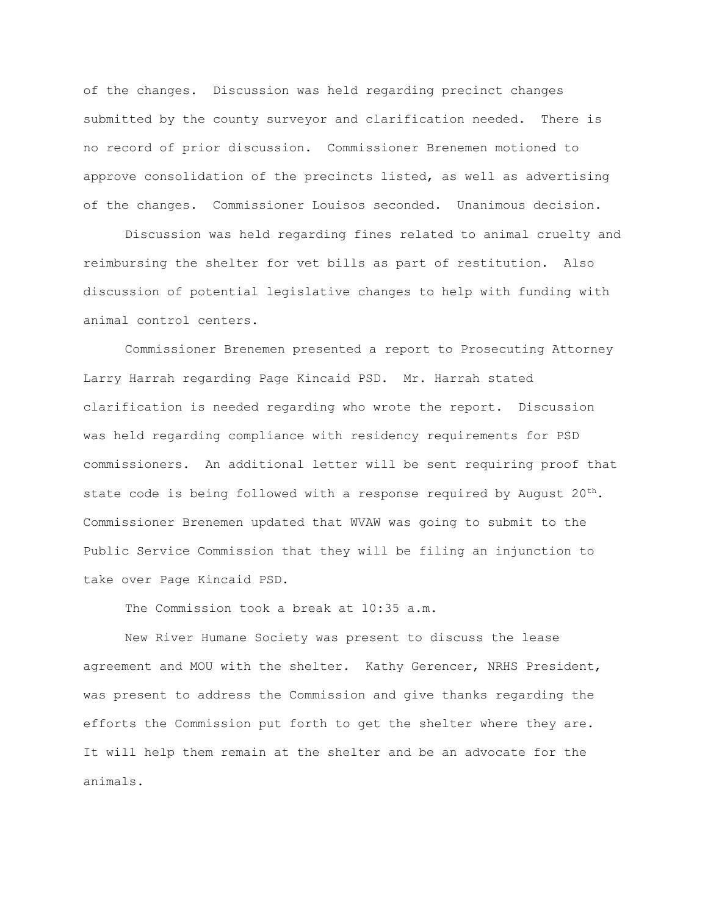of the changes. Discussion was held regarding precinct changes submitted by the county surveyor and clarification needed. There is no record of prior discussion. Commissioner Brenemen motioned to approve consolidation of the precincts listed, as well as advertising of the changes. Commissioner Louisos seconded. Unanimous decision.

Discussion was held regarding fines related to animal cruelty and reimbursing the shelter for vet bills as part of restitution. Also discussion of potential legislative changes to help with funding with animal control centers.

Commissioner Brenemen presented a report to Prosecuting Attorney Larry Harrah regarding Page Kincaid PSD. Mr. Harrah stated clarification is needed regarding who wrote the report. Discussion was held regarding compliance with residency requirements for PSD commissioners. An additional letter will be sent requiring proof that state code is being followed with a response required by August 20th. Commissioner Brenemen updated that WVAW was going to submit to the Public Service Commission that they will be filing an injunction to take over Page Kincaid PSD.

The Commission took a break at 10:35 a.m.

New River Humane Society was present to discuss the lease agreement and MOU with the shelter. Kathy Gerencer, NRHS President, was present to address the Commission and give thanks regarding the efforts the Commission put forth to get the shelter where they are. It will help them remain at the shelter and be an advocate for the animals.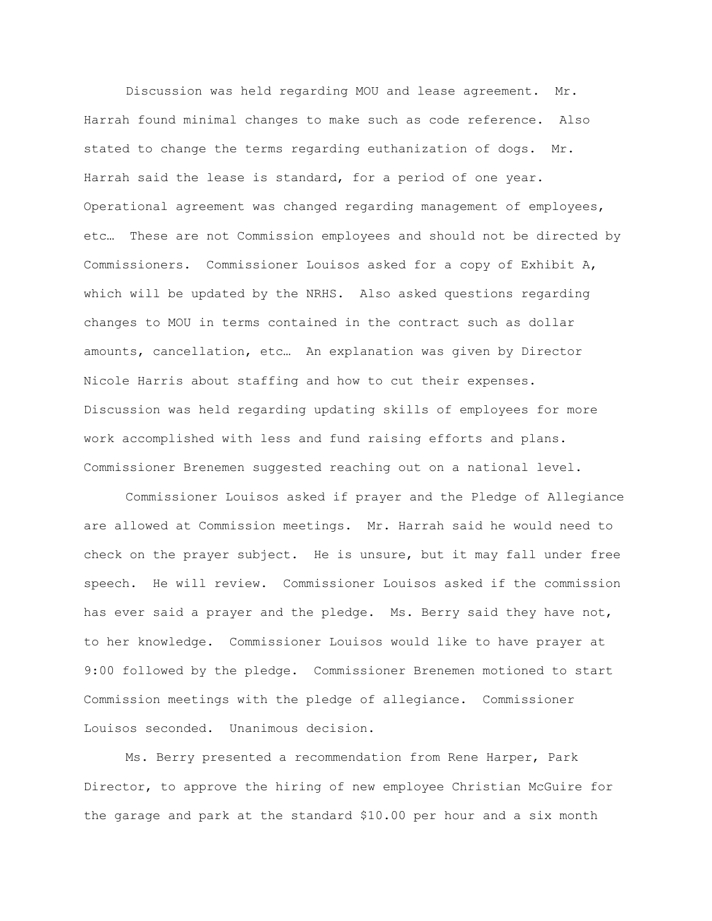Discussion was held regarding MOU and lease agreement. Mr. Harrah found minimal changes to make such as code reference. Also stated to change the terms regarding euthanization of dogs. Mr. Harrah said the lease is standard, for a period of one year. Operational agreement was changed regarding management of employees, etc… These are not Commission employees and should not be directed by Commissioners. Commissioner Louisos asked for a copy of Exhibit A, which will be updated by the NRHS. Also asked questions regarding changes to MOU in terms contained in the contract such as dollar amounts, cancellation, etc… An explanation was given by Director Nicole Harris about staffing and how to cut their expenses. Discussion was held regarding updating skills of employees for more work accomplished with less and fund raising efforts and plans. Commissioner Brenemen suggested reaching out on a national level.

Commissioner Louisos asked if prayer and the Pledge of Allegiance are allowed at Commission meetings. Mr. Harrah said he would need to check on the prayer subject. He is unsure, but it may fall under free speech. He will review. Commissioner Louisos asked if the commission has ever said a prayer and the pledge. Ms. Berry said they have not, to her knowledge. Commissioner Louisos would like to have prayer at 9:00 followed by the pledge. Commissioner Brenemen motioned to start Commission meetings with the pledge of allegiance. Commissioner Louisos seconded. Unanimous decision.

Ms. Berry presented a recommendation from Rene Harper, Park Director, to approve the hiring of new employee Christian McGuire for the garage and park at the standard $10.00 per hour and a six month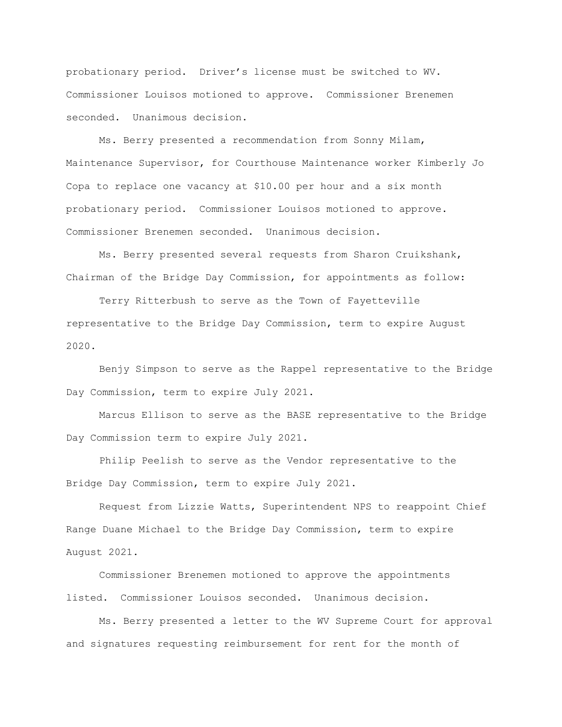probationary period. Driver's license must be switched to WV. Commissioner Louisos motioned to approve. Commissioner Brenemen seconded. Unanimous decision.

Ms. Berry presented a recommendation from Sonny Milam, Maintenance Supervisor, for Courthouse Maintenance worker Kimberly Jo Copa to replace one vacancy at $10.00 per hour and a six month probationary period. Commissioner Louisos motioned to approve. Commissioner Brenemen seconded. Unanimous decision.

Ms. Berry presented several requests from Sharon Cruikshank, Chairman of the Bridge Day Commission, for appointments as follow:

Terry Ritterbush to serve as the Town of Fayetteville representative to the Bridge Day Commission, term to expire August 2020.

Benjy Simpson to serve as the Rappel representative to the Bridge Day Commission, term to expire July 2021.

Marcus Ellison to serve as the BASE representative to the Bridge Day Commission term to expire July 2021.

Philip Peelish to serve as the Vendor representative to the Bridge Day Commission, term to expire July 2021.

Request from Lizzie Watts, Superintendent NPS to reappoint Chief Range Duane Michael to the Bridge Day Commission, term to expire August 2021.

Commissioner Brenemen motioned to approve the appointments listed. Commissioner Louisos seconded. Unanimous decision.

Ms. Berry presented a letter to the WV Supreme Court for approval and signatures requesting reimbursement for rent for the month of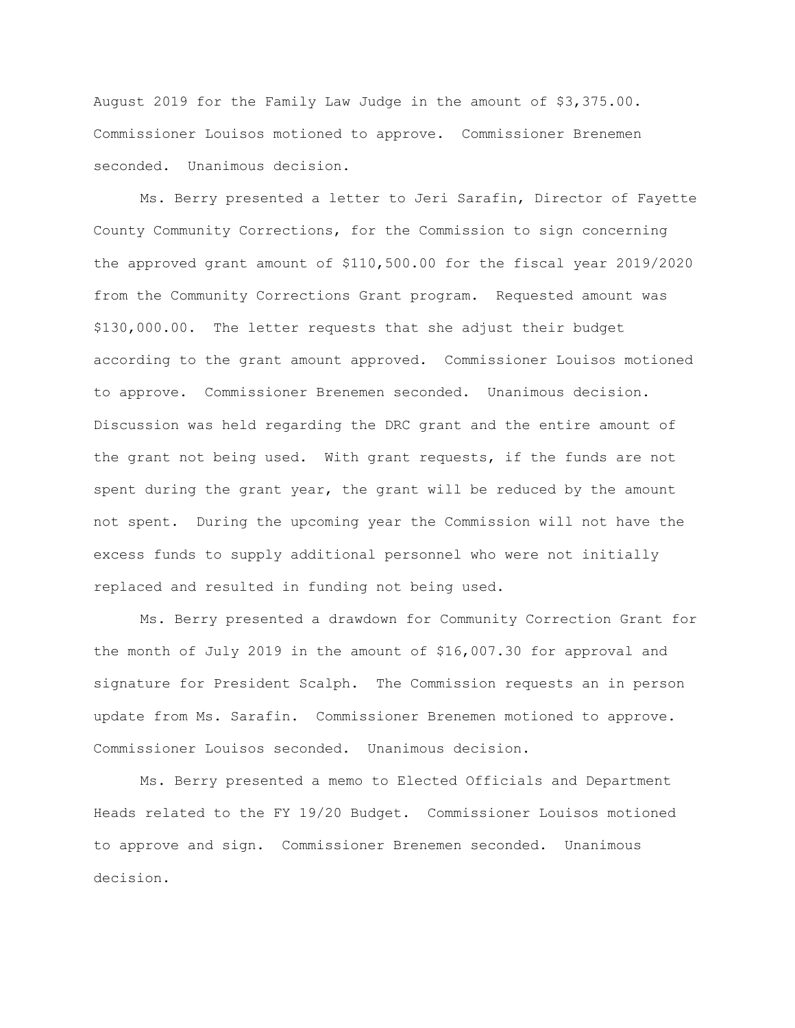August 2019 for the Family Law Judge in the amount of $3,375.00. Commissioner Louisos motioned to approve. Commissioner Brenemen seconded. Unanimous decision.

Ms. Berry presented a letter to Jeri Sarafin, Director of Fayette County Community Corrections, for the Commission to sign concerning the approved grant amount of $110,500.00 for the fiscal year 2019/2020 from the Community Corrections Grant program. Requested amount was $130,000.00. The letter requests that she adjust their budget according to the grant amount approved. Commissioner Louisos motioned to approve. Commissioner Brenemen seconded. Unanimous decision. Discussion was held regarding the DRC grant and the entire amount of the grant not being used. With grant requests, if the funds are not spent during the grant year, the grant will be reduced by the amount not spent. During the upcoming year the Commission will not have the excess funds to supply additional personnel who were not initially replaced and resulted in funding not being used.

Ms. Berry presented a drawdown for Community Correction Grant for the month of July 2019 in the amount of $16,007.30 for approval and signature for President Scalph. The Commission requests an in person update from Ms. Sarafin. Commissioner Brenemen motioned to approve. Commissioner Louisos seconded. Unanimous decision.

Ms. Berry presented a memo to Elected Officials and Department Heads related to the FY 19/20 Budget. Commissioner Louisos motioned to approve and sign. Commissioner Brenemen seconded. Unanimous decision.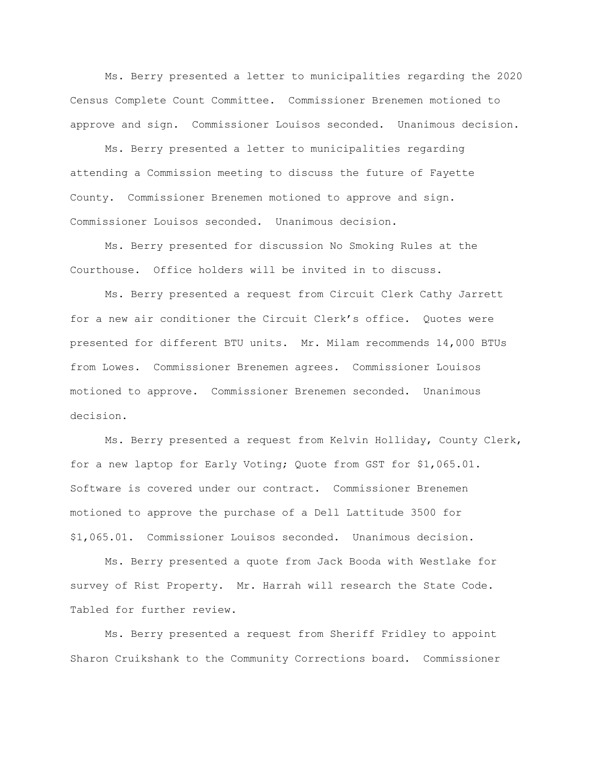Ms. Berry presented a letter to municipalities regarding the 2020 Census Complete Count Committee. Commissioner Brenemen motioned to approve and sign. Commissioner Louisos seconded. Unanimous decision.

Ms. Berry presented a letter to municipalities regarding attending a Commission meeting to discuss the future of Fayette County. Commissioner Brenemen motioned to approve and sign. Commissioner Louisos seconded. Unanimous decision.

Ms. Berry presented for discussion No Smoking Rules at the Courthouse. Office holders will be invited in to discuss.

Ms. Berry presented a request from Circuit Clerk Cathy Jarrett for a new air conditioner the Circuit Clerk's office. Quotes were presented for different BTU units. Mr. Milam recommends 14,000 BTUs from Lowes. Commissioner Brenemen agrees. Commissioner Louisos motioned to approve. Commissioner Brenemen seconded. Unanimous decision.

Ms. Berry presented a request from Kelvin Holliday, County Clerk, for a new laptop for Early Voting; Quote from GST for $1,065.01. Software is covered under our contract. Commissioner Brenemen motioned to approve the purchase of a Dell Lattitude 3500 for $1,065.01. Commissioner Louisos seconded. Unanimous decision.

Ms. Berry presented a quote from Jack Booda with Westlake for survey of Rist Property. Mr. Harrah will research the State Code. Tabled for further review.

Ms. Berry presented a request from Sheriff Fridley to appoint Sharon Cruikshank to the Community Corrections board. Commissioner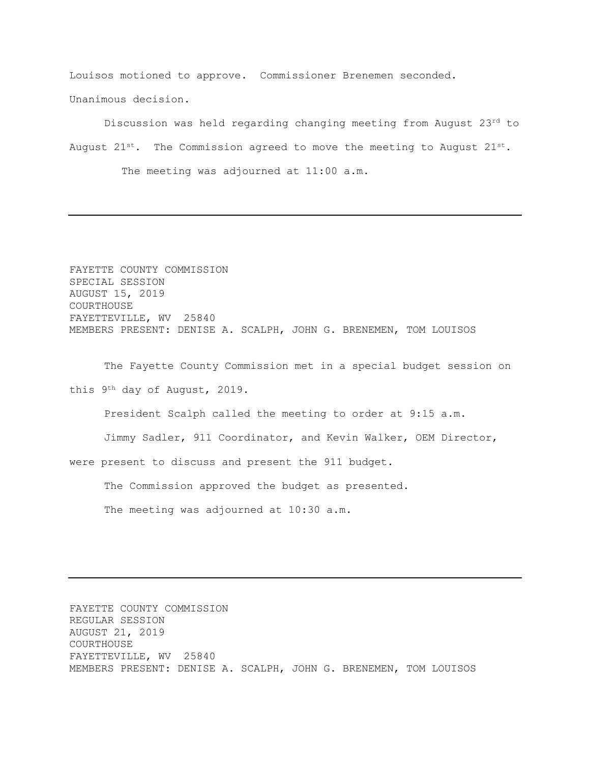Louisos motioned to approve. Commissioner Brenemen seconded.

Unanimous decision.

Discussion was held regarding changing meeting from August 23rd to August 21st. The Commission agreed to move the meeting to August 21st.

The meeting was adjourned at 11:00 a.m.

---

FAYETTE COUNTY COMMISSION
SPECIAL SESSION
AUGUST 15, 2019
COURTHOUSE
FAYETTEVILLE, WV 25840
MEMBERS PRESENT: DENISE A. SCALPH, JOHN G. BRENEMEN, TOM LOUISOS

The Fayette County Commission met in a special budget session on this 9th day of August, 2019.

President Scalph called the meeting to order at 9:15 a.m.

Jimmy Sadler, 911 Coordinator, and Kevin Walker, OEM Director, were present to discuss and present the 911 budget.

The Commission approved the budget as presented.

The meeting was adjourned at 10:30 a.m.

---

FAYETTE COUNTY COMMISSION
REGULAR SESSION
AUGUST 21, 2019
COURTHOUSE
FAYETTEVILLE, WV 25840
MEMBERS PRESENT: DENISE A. SCALPH, JOHN G. BRENEMEN, TOM LOUISOS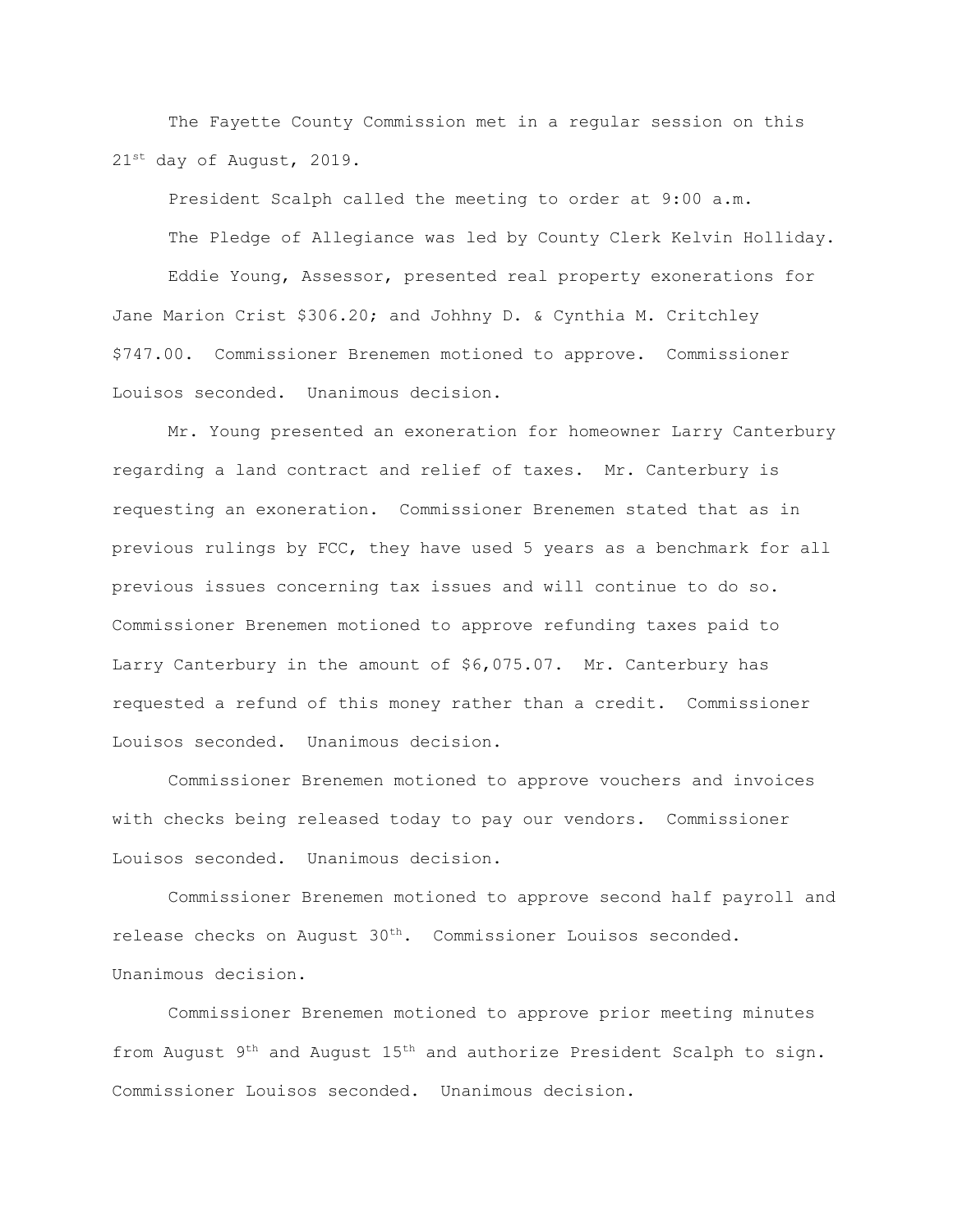The Fayette County Commission met in a regular session on this 21st day of August, 2019.

President Scalph called the meeting to order at 9:00 a.m.

The Pledge of Allegiance was led by County Clerk Kelvin Holliday.

Eddie Young, Assessor, presented real property exonerations for Jane Marion Crist $306.20; and Johhny D. & Cynthia M. Critchley $747.00. Commissioner Brenemen motioned to approve. Commissioner Louisos seconded. Unanimous decision.

Mr. Young presented an exoneration for homeowner Larry Canterbury regarding a land contract and relief of taxes. Mr. Canterbury is requesting an exoneration. Commissioner Brenemen stated that as in previous rulings by FCC, they have used 5 years as a benchmark for all previous issues concerning tax issues and will continue to do so. Commissioner Brenemen motioned to approve refunding taxes paid to Larry Canterbury in the amount of $6,075.07. Mr. Canterbury has requested a refund of this money rather than a credit. Commissioner Louisos seconded. Unanimous decision.

Commissioner Brenemen motioned to approve vouchers and invoices with checks being released today to pay our vendors. Commissioner Louisos seconded. Unanimous decision.

Commissioner Brenemen motioned to approve second half payroll and release checks on August 30th. Commissioner Louisos seconded. Unanimous decision.

Commissioner Brenemen motioned to approve prior meeting minutes from August 9th and August 15th and authorize President Scalph to sign. Commissioner Louisos seconded. Unanimous decision.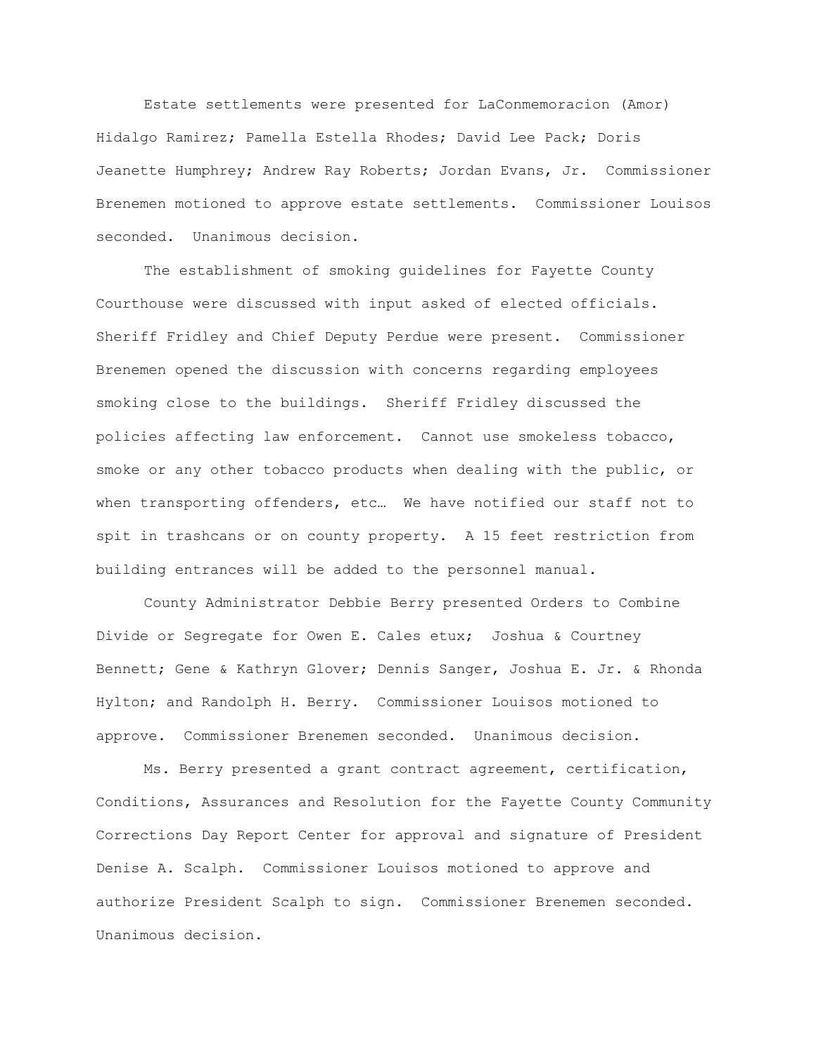Estate settlements were presented for LaConmemoracion (Amor) Hidalgo Ramirez; Pamella Estella Rhodes; David Lee Pack; Doris Jeanette Humphrey; Andrew Ray Roberts; Jordan Evans, Jr. Commissioner Brenemen motioned to approve estate settlements. Commissioner Louisos seconded. Unanimous decision.

The establishment of smoking guidelines for Fayette County Courthouse were discussed with input asked of elected officials. Sheriff Fridley and Chief Deputy Perdue were present. Commissioner Brenemen opened the discussion with concerns regarding employees smoking close to the buildings. Sheriff Fridley discussed the policies affecting law enforcement. Cannot use smokeless tobacco, smoke or any other tobacco products when dealing with the public, or when transporting offenders, etc… We have notified our staff not to spit in trashcans or on county property. A 15 feet restriction from building entrances will be added to the personnel manual.

County Administrator Debbie Berry presented Orders to Combine Divide or Segregate for Owen E. Cales etux; Joshua & Courtney Bennett; Gene & Kathryn Glover; Dennis Sanger, Joshua E. Jr. & Rhonda Hylton; and Randolph H. Berry. Commissioner Louisos motioned to approve. Commissioner Brenemen seconded. Unanimous decision.

Ms. Berry presented a grant contract agreement, certification, Conditions, Assurances and Resolution for the Fayette County Community Corrections Day Report Center for approval and signature of President Denise A. Scalph. Commissioner Louisos motioned to approve and authorize President Scalph to sign. Commissioner Brenemen seconded. Unanimous decision.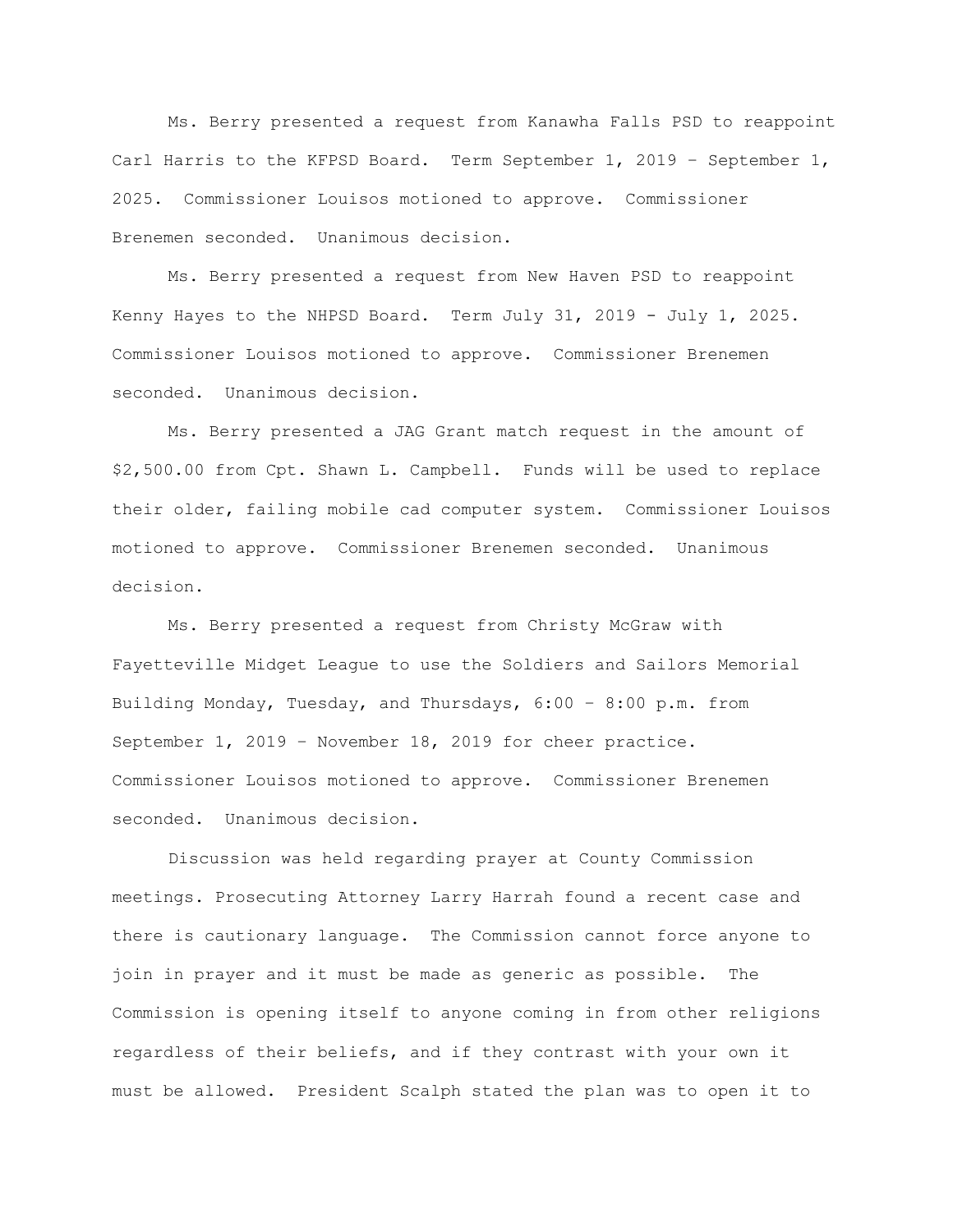Ms. Berry presented a request from Kanawha Falls PSD to reappoint Carl Harris to the KFPSD Board. Term September 1, 2019 – September 1, 2025. Commissioner Louisos motioned to approve. Commissioner Brenemen seconded. Unanimous decision.

Ms. Berry presented a request from New Haven PSD to reappoint Kenny Hayes to the NHPSD Board. Term July 31, 2019 - July 1, 2025. Commissioner Louisos motioned to approve. Commissioner Brenemen seconded. Unanimous decision.

Ms. Berry presented a JAG Grant match request in the amount of $2,500.00 from Cpt. Shawn L. Campbell. Funds will be used to replace their older, failing mobile cad computer system. Commissioner Louisos motioned to approve. Commissioner Brenemen seconded. Unanimous decision.

Ms. Berry presented a request from Christy McGraw with Fayetteville Midget League to use the Soldiers and Sailors Memorial Building Monday, Tuesday, and Thursdays, 6:00 – 8:00 p.m. from September 1, 2019 – November 18, 2019 for cheer practice. Commissioner Louisos motioned to approve. Commissioner Brenemen seconded. Unanimous decision.

Discussion was held regarding prayer at County Commission meetings. Prosecuting Attorney Larry Harrah found a recent case and there is cautionary language. The Commission cannot force anyone to join in prayer and it must be made as generic as possible. The Commission is opening itself to anyone coming in from other religions regardless of their beliefs, and if they contrast with your own it must be allowed. President Scalph stated the plan was to open it to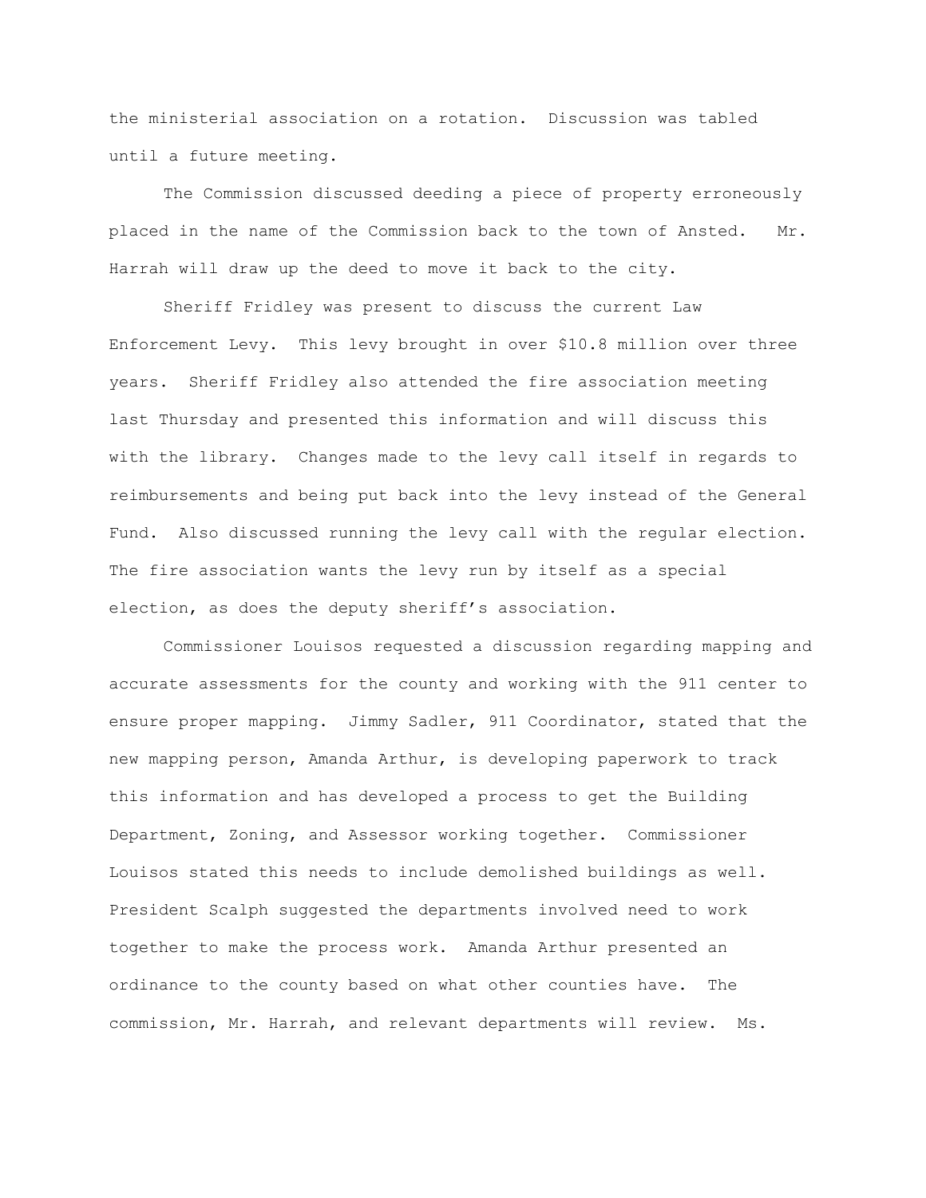the ministerial association on a rotation. Discussion was tabled until a future meeting.

The Commission discussed deeding a piece of property erroneously placed in the name of the Commission back to the town of Ansted. Mr. Harrah will draw up the deed to move it back to the city.

Sheriff Fridley was present to discuss the current Law Enforcement Levy. This levy brought in over $10.8 million over three years. Sheriff Fridley also attended the fire association meeting last Thursday and presented this information and will discuss this with the library. Changes made to the levy call itself in regards to reimbursements and being put back into the levy instead of the General Fund. Also discussed running the levy call with the regular election. The fire association wants the levy run by itself as a special election, as does the deputy sheriff's association.

Commissioner Louisos requested a discussion regarding mapping and accurate assessments for the county and working with the 911 center to ensure proper mapping. Jimmy Sadler, 911 Coordinator, stated that the new mapping person, Amanda Arthur, is developing paperwork to track this information and has developed a process to get the Building Department, Zoning, and Assessor working together. Commissioner Louisos stated this needs to include demolished buildings as well. President Scalph suggested the departments involved need to work together to make the process work. Amanda Arthur presented an ordinance to the county based on what other counties have. The commission, Mr. Harrah, and relevant departments will review. Ms.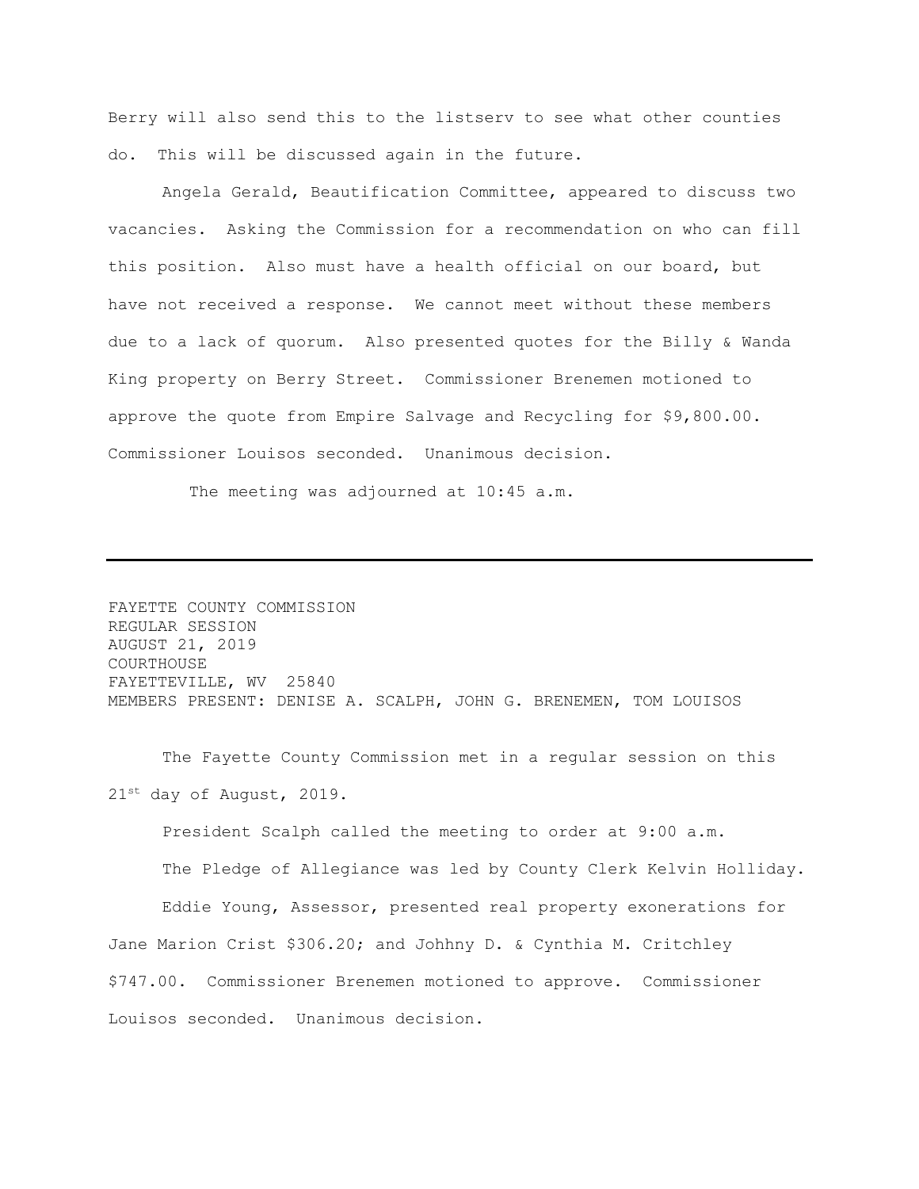Berry will also send this to the listserv to see what other counties do. This will be discussed again in the future.

Angela Gerald, Beautification Committee, appeared to discuss two vacancies. Asking the Commission for a recommendation on who can fill this position. Also must have a health official on our board, but have not received a response. We cannot meet without these members due to a lack of quorum. Also presented quotes for the Billy & Wanda King property on Berry Street. Commissioner Brenemen motioned to approve the quote from Empire Salvage and Recycling for $9,800.00. Commissioner Louisos seconded. Unanimous decision.

The meeting was adjourned at 10:45 a.m.

---

FAYETTE COUNTY COMMISSION
REGULAR SESSION
AUGUST 21, 2019
COURTHOUSE
FAYETTEVILLE, WV 25840
MEMBERS PRESENT: DENISE A. SCALPH, JOHN G. BRENEMEN, TOM LOUISOS

The Fayette County Commission met in a regular session on this 21st day of August, 2019.

President Scalph called the meeting to order at 9:00 a.m.

The Pledge of Allegiance was led by County Clerk Kelvin Holliday.

Eddie Young, Assessor, presented real property exonerations for Jane Marion Crist $306.20; and Johhny D. & Cynthia M. Critchley $747.00. Commissioner Brenemen motioned to approve. Commissioner Louisos seconded. Unanimous decision.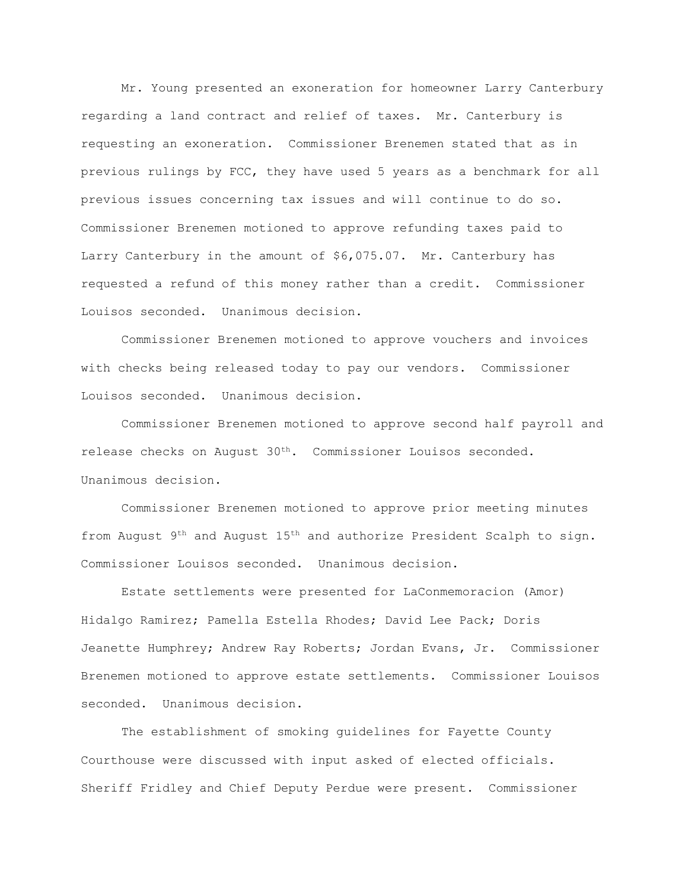Mr. Young presented an exoneration for homeowner Larry Canterbury regarding a land contract and relief of taxes. Mr. Canterbury is requesting an exoneration. Commissioner Brenemen stated that as in previous rulings by FCC, they have used 5 years as a benchmark for all previous issues concerning tax issues and will continue to do so. Commissioner Brenemen motioned to approve refunding taxes paid to Larry Canterbury in the amount of $6,075.07. Mr. Canterbury has requested a refund of this money rather than a credit. Commissioner Louisos seconded. Unanimous decision.

Commissioner Brenemen motioned to approve vouchers and invoices with checks being released today to pay our vendors. Commissioner Louisos seconded. Unanimous decision.

Commissioner Brenemen motioned to approve second half payroll and release checks on August 30th. Commissioner Louisos seconded. Unanimous decision.

Commissioner Brenemen motioned to approve prior meeting minutes from August 9th and August 15th and authorize President Scalph to sign. Commissioner Louisos seconded. Unanimous decision.

Estate settlements were presented for LaConmemoracion (Amor) Hidalgo Ramirez; Pamella Estella Rhodes; David Lee Pack; Doris Jeanette Humphrey; Andrew Ray Roberts; Jordan Evans, Jr. Commissioner Brenemen motioned to approve estate settlements. Commissioner Louisos seconded. Unanimous decision.

The establishment of smoking guidelines for Fayette County Courthouse were discussed with input asked of elected officials. Sheriff Fridley and Chief Deputy Perdue were present. Commissioner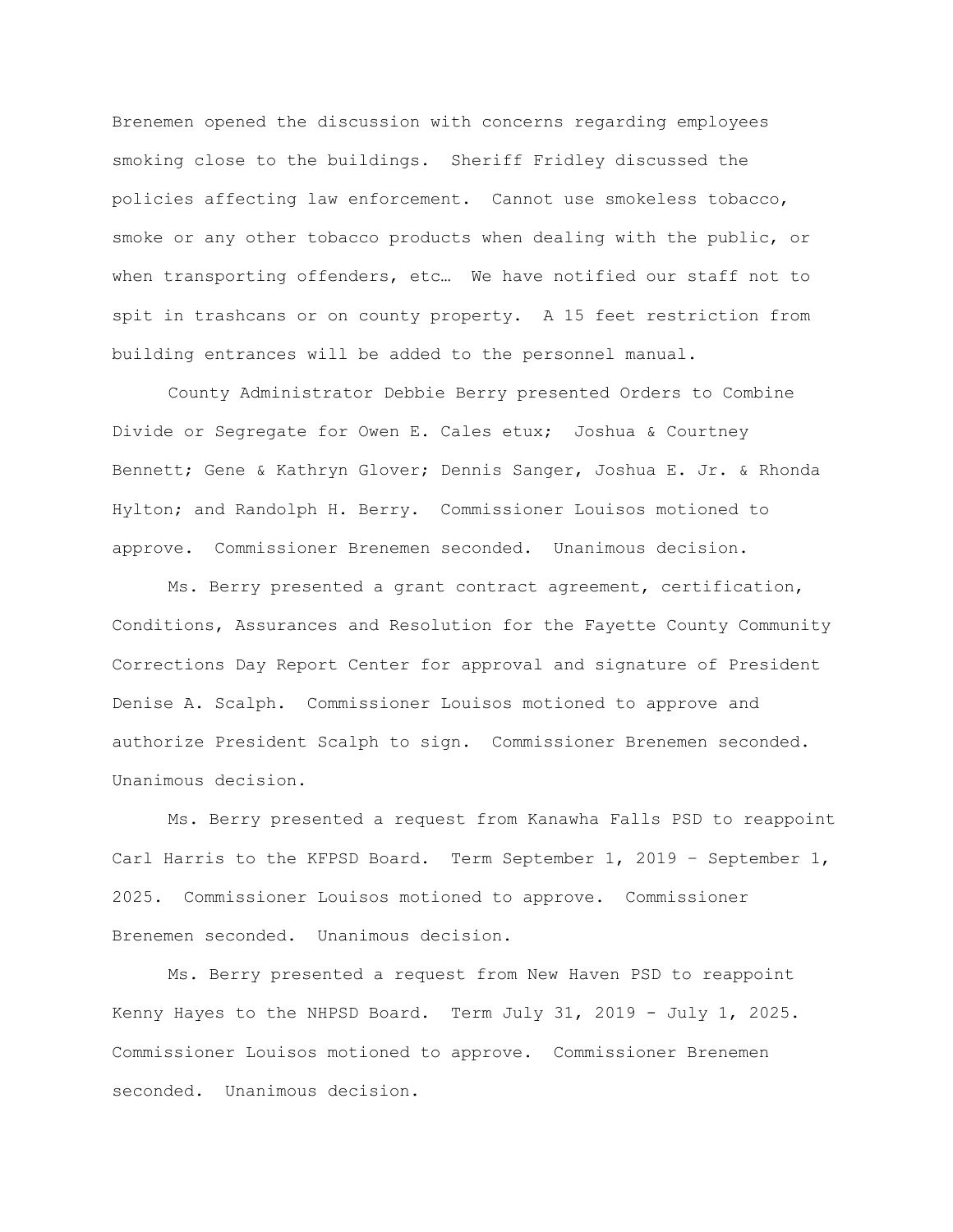Brenemen opened the discussion with concerns regarding employees smoking close to the buildings. Sheriff Fridley discussed the policies affecting law enforcement. Cannot use smokeless tobacco, smoke or any other tobacco products when dealing with the public, or when transporting offenders, etc… We have notified our staff not to spit in trashcans or on county property. A 15 feet restriction from building entrances will be added to the personnel manual.

County Administrator Debbie Berry presented Orders to Combine Divide or Segregate for Owen E. Cales etux; Joshua & Courtney Bennett; Gene & Kathryn Glover; Dennis Sanger, Joshua E. Jr. & Rhonda Hylton; and Randolph H. Berry. Commissioner Louisos motioned to approve. Commissioner Brenemen seconded. Unanimous decision.

Ms. Berry presented a grant contract agreement, certification, Conditions, Assurances and Resolution for the Fayette County Community Corrections Day Report Center for approval and signature of President Denise A. Scalph. Commissioner Louisos motioned to approve and authorize President Scalph to sign. Commissioner Brenemen seconded. Unanimous decision.

Ms. Berry presented a request from Kanawha Falls PSD to reappoint Carl Harris to the KFPSD Board. Term September 1, 2019 – September 1, 2025. Commissioner Louisos motioned to approve. Commissioner Brenemen seconded. Unanimous decision.

Ms. Berry presented a request from New Haven PSD to reappoint Kenny Hayes to the NHPSD Board. Term July 31, 2019 - July 1, 2025. Commissioner Louisos motioned to approve. Commissioner Brenemen seconded. Unanimous decision.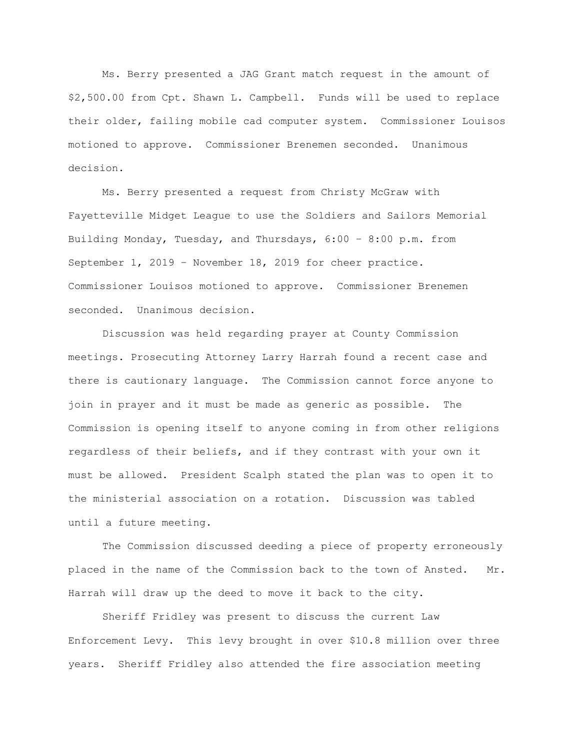Ms. Berry presented a JAG Grant match request in the amount of $2,500.00 from Cpt. Shawn L. Campbell. Funds will be used to replace their older, failing mobile cad computer system. Commissioner Louisos motioned to approve. Commissioner Brenemen seconded. Unanimous decision.

Ms. Berry presented a request from Christy McGraw with Fayetteville Midget League to use the Soldiers and Sailors Memorial Building Monday, Tuesday, and Thursdays, 6:00 – 8:00 p.m. from September 1, 2019 – November 18, 2019 for cheer practice. Commissioner Louisos motioned to approve. Commissioner Brenemen seconded. Unanimous decision.

Discussion was held regarding prayer at County Commission meetings. Prosecuting Attorney Larry Harrah found a recent case and there is cautionary language. The Commission cannot force anyone to join in prayer and it must be made as generic as possible. The Commission is opening itself to anyone coming in from other religions regardless of their beliefs, and if they contrast with your own it must be allowed. President Scalph stated the plan was to open it to the ministerial association on a rotation. Discussion was tabled until a future meeting.

The Commission discussed deeding a piece of property erroneously placed in the name of the Commission back to the town of Ansted. Mr. Harrah will draw up the deed to move it back to the city.

Sheriff Fridley was present to discuss the current Law Enforcement Levy. This levy brought in over $10.8 million over three years. Sheriff Fridley also attended the fire association meeting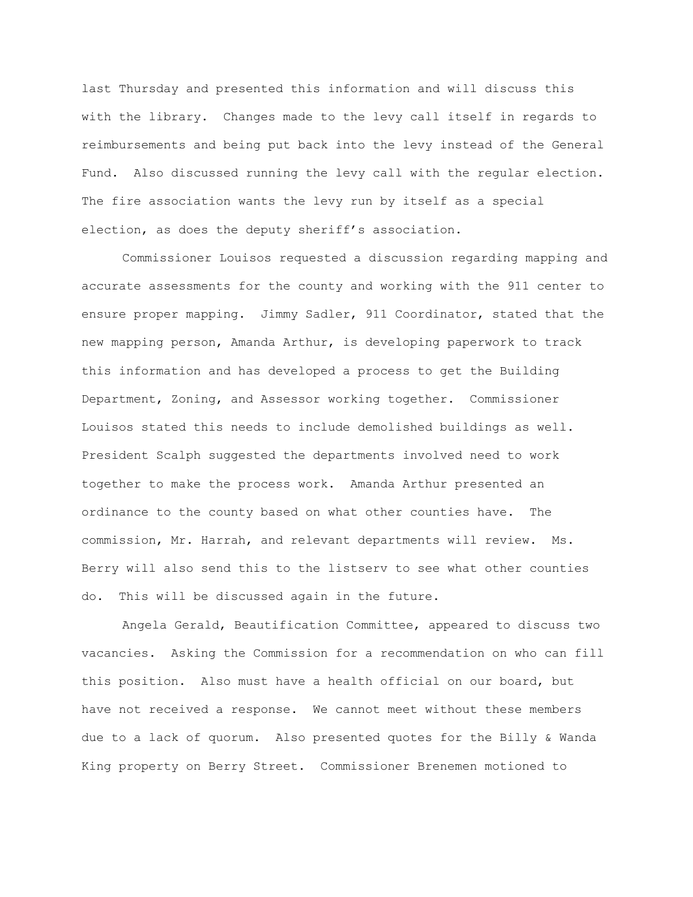last Thursday and presented this information and will discuss this with the library. Changes made to the levy call itself in regards to reimbursements and being put back into the levy instead of the General Fund. Also discussed running the levy call with the regular election. The fire association wants the levy run by itself as a special election, as does the deputy sheriff's association.

Commissioner Louisos requested a discussion regarding mapping and accurate assessments for the county and working with the 911 center to ensure proper mapping. Jimmy Sadler, 911 Coordinator, stated that the new mapping person, Amanda Arthur, is developing paperwork to track this information and has developed a process to get the Building Department, Zoning, and Assessor working together. Commissioner Louisos stated this needs to include demolished buildings as well. President Scalph suggested the departments involved need to work together to make the process work. Amanda Arthur presented an ordinance to the county based on what other counties have. The commission, Mr. Harrah, and relevant departments will review. Ms. Berry will also send this to the listserv to see what other counties do. This will be discussed again in the future.

Angela Gerald, Beautification Committee, appeared to discuss two vacancies. Asking the Commission for a recommendation on who can fill this position. Also must have a health official on our board, but have not received a response. We cannot meet without these members due to a lack of quorum. Also presented quotes for the Billy & Wanda King property on Berry Street. Commissioner Brenemen motioned to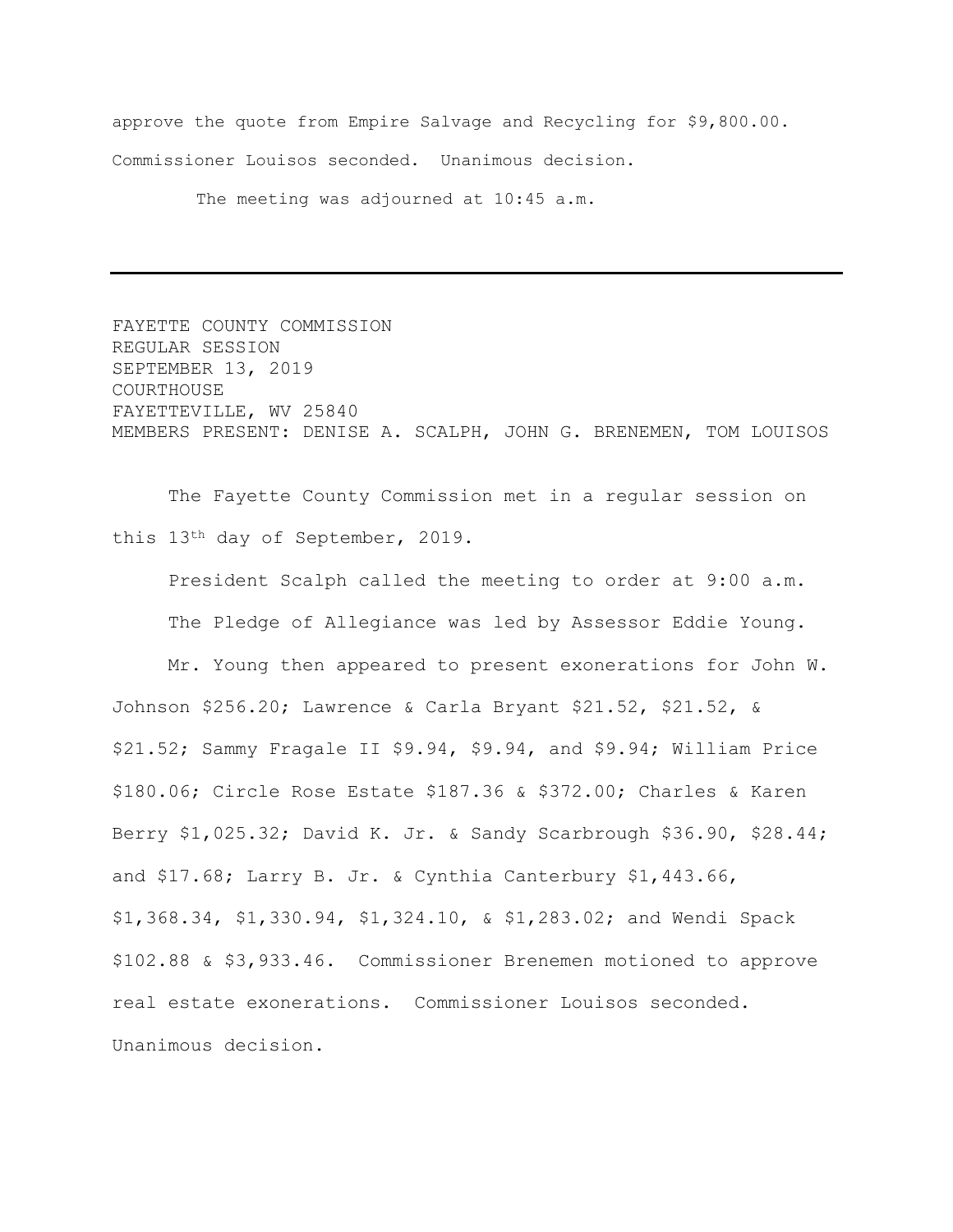approve the quote from Empire Salvage and Recycling for $9,800.00. Commissioner Louisos seconded. Unanimous decision.

The meeting was adjourned at 10:45 a.m.

---

FAYETTE COUNTY COMMISSION
REGULAR SESSION
SEPTEMBER 13, 2019
COURTHOUSE
FAYETTEVILLE, WV 25840
MEMBERS PRESENT: DENISE A. SCALPH, JOHN G. BRENEMEN, TOM LOUISOS

The Fayette County Commission met in a regular session on this 13th day of September, 2019.

President Scalph called the meeting to order at 9:00 a.m.

The Pledge of Allegiance was led by Assessor Eddie Young.

Mr. Young then appeared to present exonerations for John W. Johnson $256.20; Lawrence & Carla Bryant $21.52, $21.52, & $21.52; Sammy Fragale II $9.94, $9.94, and $9.94; William Price $180.06; Circle Rose Estate $187.36 & $372.00; Charles & Karen Berry $1,025.32; David K. Jr. & Sandy Scarbrough $36.90, $28.44; and $17.68; Larry B. Jr. & Cynthia Canterbury $1,443.66, $1,368.34, $1,330.94, $1,324.10, & $1,283.02; and Wendi Spack $102.88 & $3,933.46. Commissioner Brenemen motioned to approve real estate exonerations. Commissioner Louisos seconded. Unanimous decision.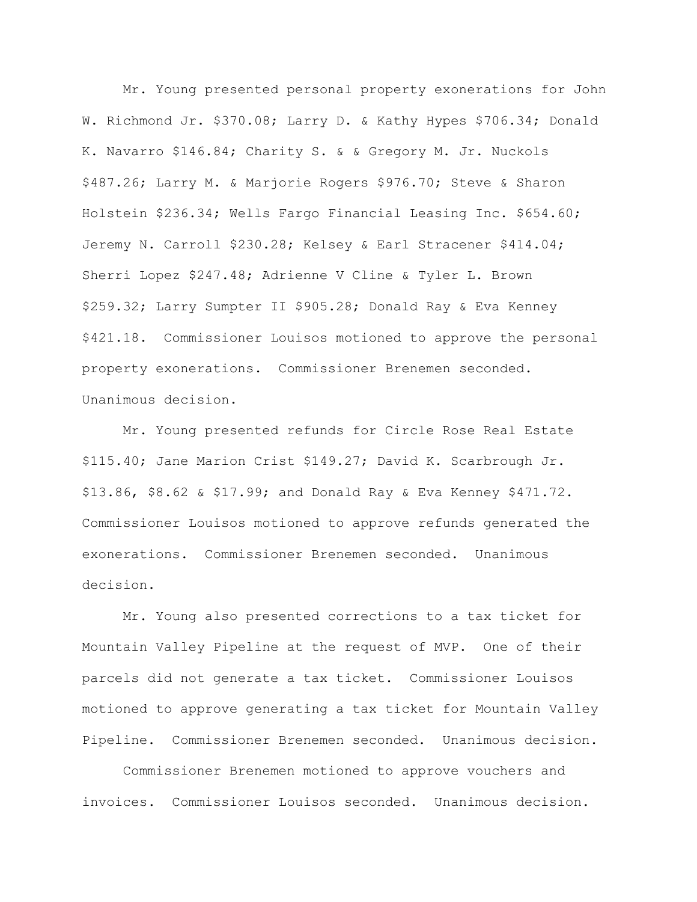Mr. Young presented personal property exonerations for John W. Richmond Jr. $370.08; Larry D. & Kathy Hypes $706.34; Donald K. Navarro $146.84; Charity S. & & Gregory M. Jr. Nuckols $487.26; Larry M. & Marjorie Rogers $976.70; Steve & Sharon Holstein $236.34; Wells Fargo Financial Leasing Inc. $654.60; Jeremy N. Carroll $230.28; Kelsey & Earl Stracener $414.04; Sherri Lopez $247.48; Adrienne V Cline & Tyler L. Brown $259.32; Larry Sumpter II $905.28; Donald Ray & Eva Kenney $421.18. Commissioner Louisos motioned to approve the personal property exonerations. Commissioner Brenemen seconded. Unanimous decision.

Mr. Young presented refunds for Circle Rose Real Estate $115.40; Jane Marion Crist $149.27; David K. Scarbrough Jr. $13.86, $8.62 & $17.99; and Donald Ray & Eva Kenney $471.72. Commissioner Louisos motioned to approve refunds generated the exonerations. Commissioner Brenemen seconded. Unanimous decision.

Mr. Young also presented corrections to a tax ticket for Mountain Valley Pipeline at the request of MVP. One of their parcels did not generate a tax ticket. Commissioner Louisos motioned to approve generating a tax ticket for Mountain Valley Pipeline. Commissioner Brenemen seconded. Unanimous decision.

Commissioner Brenemen motioned to approve vouchers and invoices. Commissioner Louisos seconded. Unanimous decision.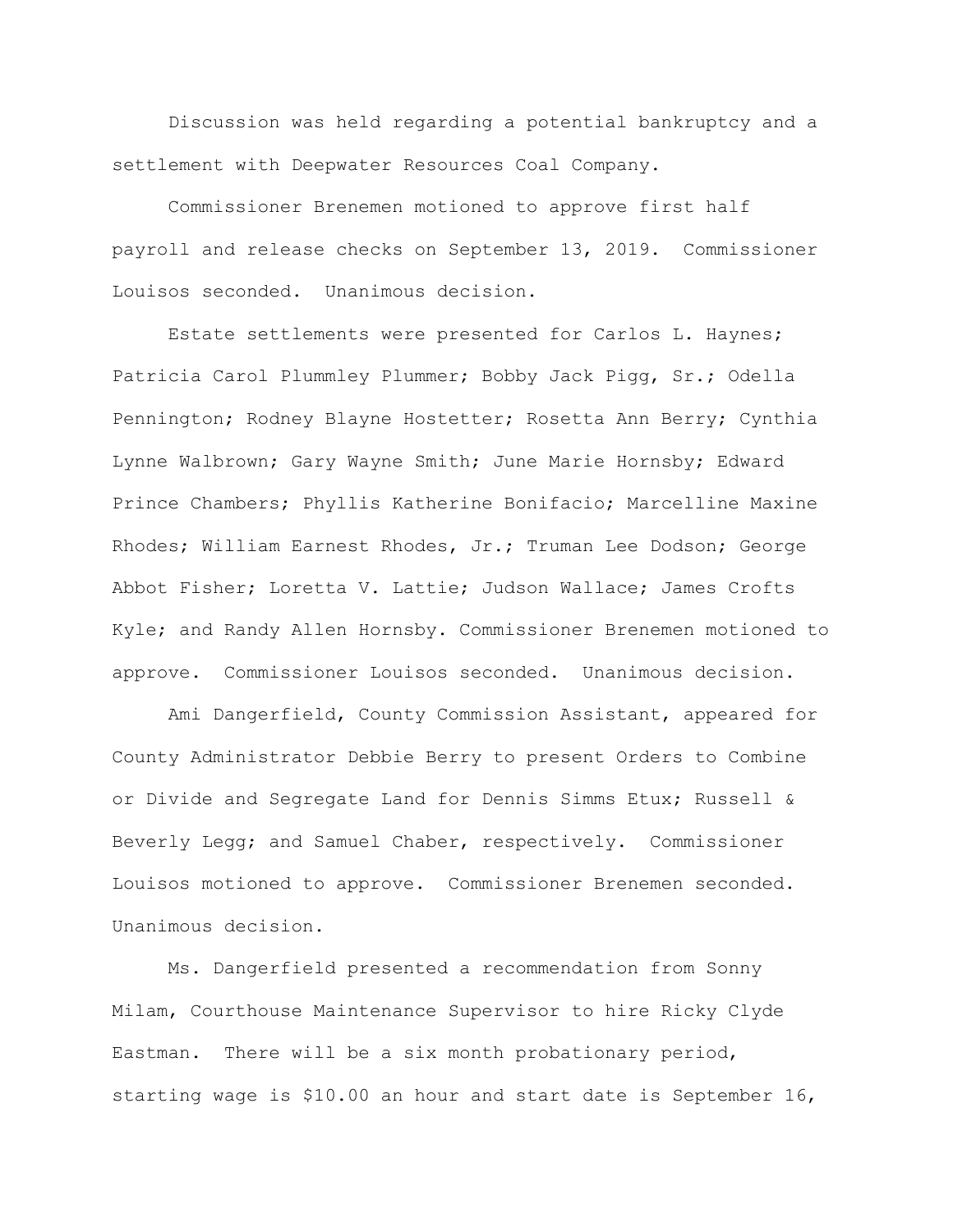Discussion was held regarding a potential bankruptcy and a settlement with Deepwater Resources Coal Company.

Commissioner Brenemen motioned to approve first half payroll and release checks on September 13, 2019. Commissioner Louisos seconded. Unanimous decision.

Estate settlements were presented for Carlos L. Haynes; Patricia Carol Plummley Plummer; Bobby Jack Pigg, Sr.; Odella Pennington; Rodney Blayne Hostetter; Rosetta Ann Berry; Cynthia Lynne Walbrown; Gary Wayne Smith; June Marie Hornsby; Edward Prince Chambers; Phyllis Katherine Bonifacio; Marcelline Maxine Rhodes; William Earnest Rhodes, Jr.; Truman Lee Dodson; George Abbot Fisher; Loretta V. Lattie; Judson Wallace; James Crofts Kyle; and Randy Allen Hornsby. Commissioner Brenemen motioned to approve. Commissioner Louisos seconded. Unanimous decision.

Ami Dangerfield, County Commission Assistant, appeared for County Administrator Debbie Berry to present Orders to Combine or Divide and Segregate Land for Dennis Simms Etux; Russell & Beverly Legg; and Samuel Chaber, respectively. Commissioner Louisos motioned to approve. Commissioner Brenemen seconded. Unanimous decision.

Ms. Dangerfield presented a recommendation from Sonny Milam, Courthouse Maintenance Supervisor to hire Ricky Clyde Eastman. There will be a six month probationary period, starting wage is $10.00 an hour and start date is September 16,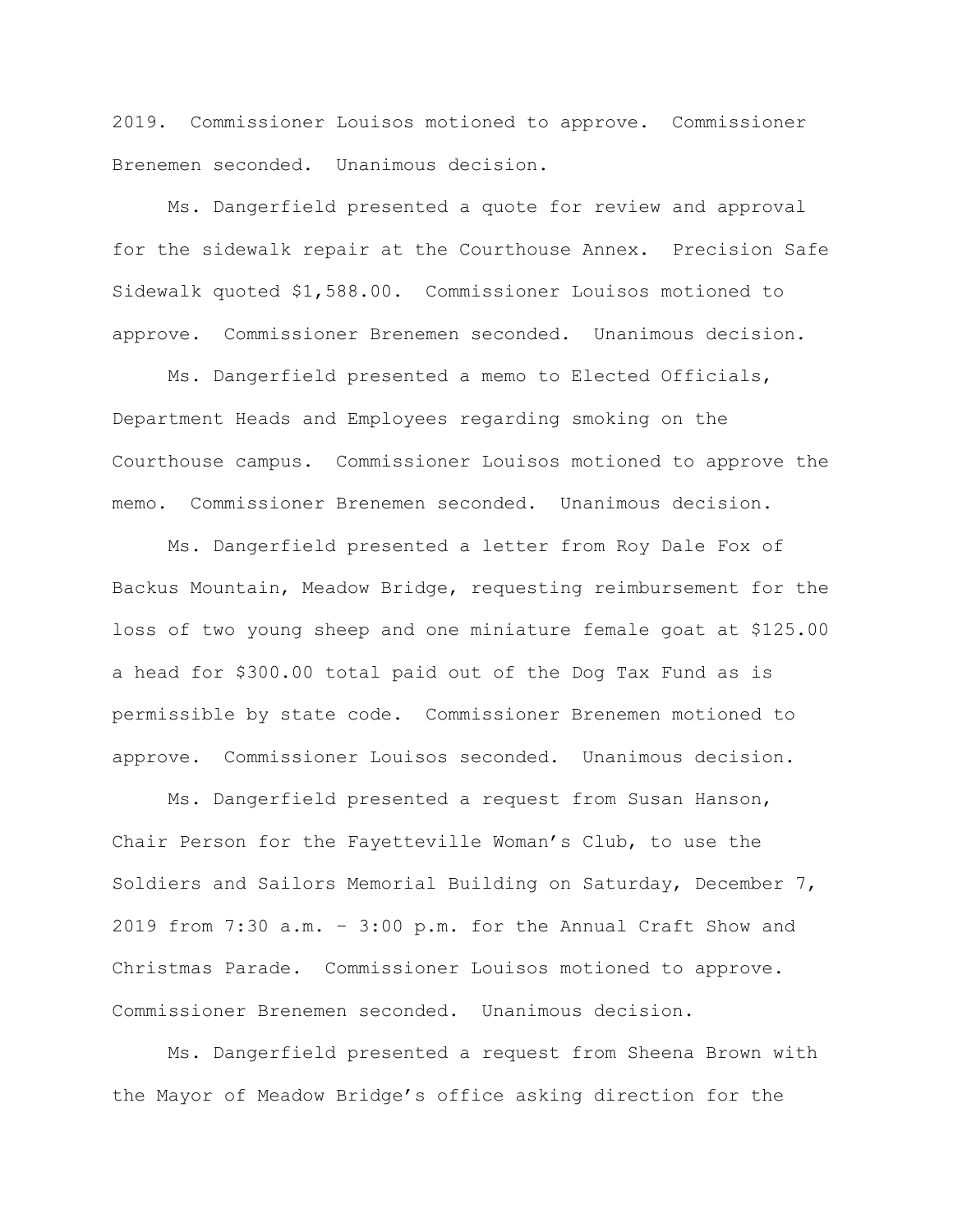2019. Commissioner Louisos motioned to approve. Commissioner Brenemen seconded. Unanimous decision.

Ms. Dangerfield presented a quote for review and approval for the sidewalk repair at the Courthouse Annex. Precision Safe Sidewalk quoted $1,588.00. Commissioner Louisos motioned to approve. Commissioner Brenemen seconded. Unanimous decision.

Ms. Dangerfield presented a memo to Elected Officials, Department Heads and Employees regarding smoking on the Courthouse campus. Commissioner Louisos motioned to approve the memo. Commissioner Brenemen seconded. Unanimous decision.

Ms. Dangerfield presented a letter from Roy Dale Fox of Backus Mountain, Meadow Bridge, requesting reimbursement for the loss of two young sheep and one miniature female goat at $125.00 a head for $300.00 total paid out of the Dog Tax Fund as is permissible by state code. Commissioner Brenemen motioned to approve. Commissioner Louisos seconded. Unanimous decision.

Ms. Dangerfield presented a request from Susan Hanson, Chair Person for the Fayetteville Woman's Club, to use the Soldiers and Sailors Memorial Building on Saturday, December 7, 2019 from 7:30 a.m. – 3:00 p.m. for the Annual Craft Show and Christmas Parade. Commissioner Louisos motioned to approve. Commissioner Brenemen seconded. Unanimous decision.

Ms. Dangerfield presented a request from Sheena Brown with the Mayor of Meadow Bridge's office asking direction for the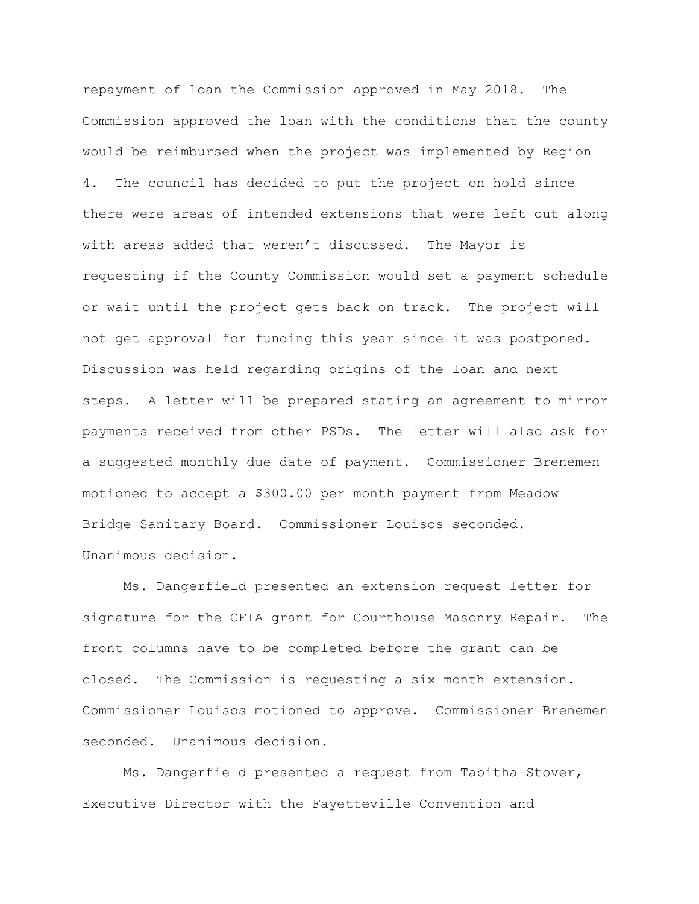repayment of loan the Commission approved in May 2018. The Commission approved the loan with the conditions that the county would be reimbursed when the project was implemented by Region 4. The council has decided to put the project on hold since there were areas of intended extensions that were left out along with areas added that weren't discussed. The Mayor is requesting if the County Commission would set a payment schedule or wait until the project gets back on track. The project will not get approval for funding this year since it was postponed. Discussion was held regarding origins of the loan and next steps. A letter will be prepared stating an agreement to mirror payments received from other PSDs. The letter will also ask for a suggested monthly due date of payment. Commissioner Brenemen motioned to accept a $300.00 per month payment from Meadow Bridge Sanitary Board. Commissioner Louisos seconded. Unanimous decision.

Ms. Dangerfield presented an extension request letter for signature for the CFIA grant for Courthouse Masonry Repair. The front columns have to be completed before the grant can be closed. The Commission is requesting a six month extension. Commissioner Louisos motioned to approve. Commissioner Brenemen seconded. Unanimous decision.

Ms. Dangerfield presented a request from Tabitha Stover, Executive Director with the Fayetteville Convention and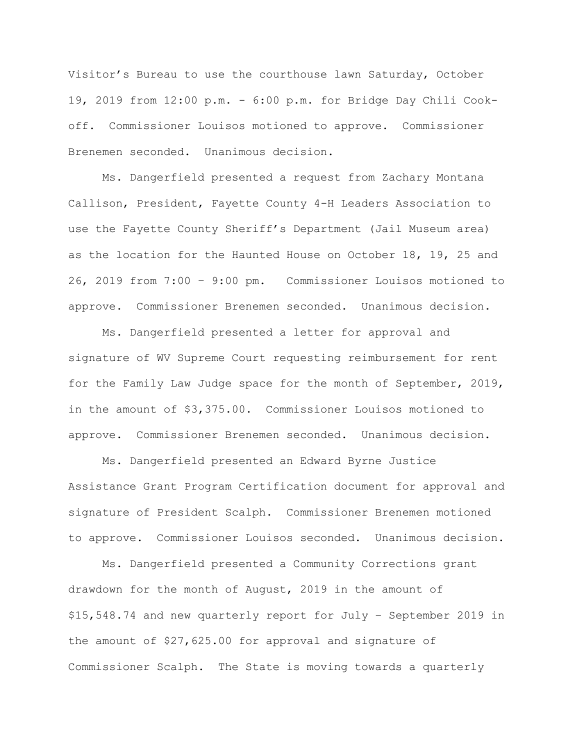Visitor's Bureau to use the courthouse lawn Saturday, October 19, 2019 from 12:00 p.m. - 6:00 p.m. for Bridge Day Chili Cook-off. Commissioner Louisos motioned to approve. Commissioner Brenemen seconded. Unanimous decision.

Ms. Dangerfield presented a request from Zachary Montana Callison, President, Fayette County 4-H Leaders Association to use the Fayette County Sheriff's Department (Jail Museum area) as the location for the Haunted House on October 18, 19, 25 and 26, 2019 from 7:00 – 9:00 pm. Commissioner Louisos motioned to approve. Commissioner Brenemen seconded. Unanimous decision.

Ms. Dangerfield presented a letter for approval and signature of WV Supreme Court requesting reimbursement for rent for the Family Law Judge space for the month of September, 2019, in the amount of $3,375.00. Commissioner Louisos motioned to approve. Commissioner Brenemen seconded. Unanimous decision.

Ms. Dangerfield presented an Edward Byrne Justice Assistance Grant Program Certification document for approval and signature of President Scalph. Commissioner Brenemen motioned to approve. Commissioner Louisos seconded. Unanimous decision.

Ms. Dangerfield presented a Community Corrections grant drawdown for the month of August, 2019 in the amount of $15,548.74 and new quarterly report for July – September 2019 in the amount of $27,625.00 for approval and signature of Commissioner Scalph. The State is moving towards a quarterly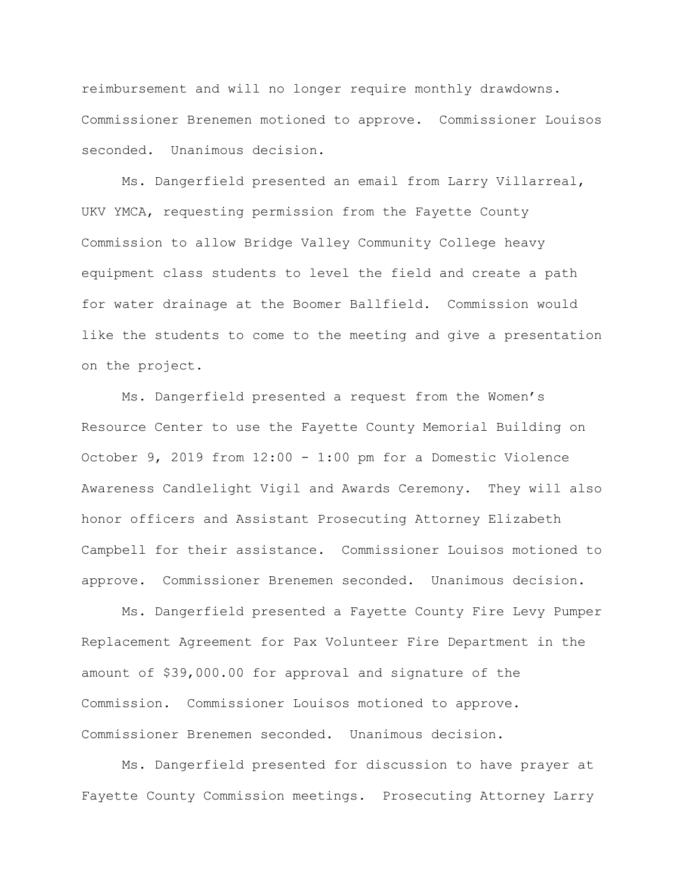reimbursement and will no longer require monthly drawdowns. Commissioner Brenemen motioned to approve. Commissioner Louisos seconded. Unanimous decision.

Ms. Dangerfield presented an email from Larry Villarreal, UKV YMCA, requesting permission from the Fayette County Commission to allow Bridge Valley Community College heavy equipment class students to level the field and create a path for water drainage at the Boomer Ballfield. Commission would like the students to come to the meeting and give a presentation on the project.

Ms. Dangerfield presented a request from the Women's Resource Center to use the Fayette County Memorial Building on October 9, 2019 from 12:00 - 1:00 pm for a Domestic Violence Awareness Candlelight Vigil and Awards Ceremony. They will also honor officers and Assistant Prosecuting Attorney Elizabeth Campbell for their assistance. Commissioner Louisos motioned to approve. Commissioner Brenemen seconded. Unanimous decision.

Ms. Dangerfield presented a Fayette County Fire Levy Pumper Replacement Agreement for Pax Volunteer Fire Department in the amount of $39,000.00 for approval and signature of the Commission. Commissioner Louisos motioned to approve. Commissioner Brenemen seconded. Unanimous decision.

Ms. Dangerfield presented for discussion to have prayer at Fayette County Commission meetings. Prosecuting Attorney Larry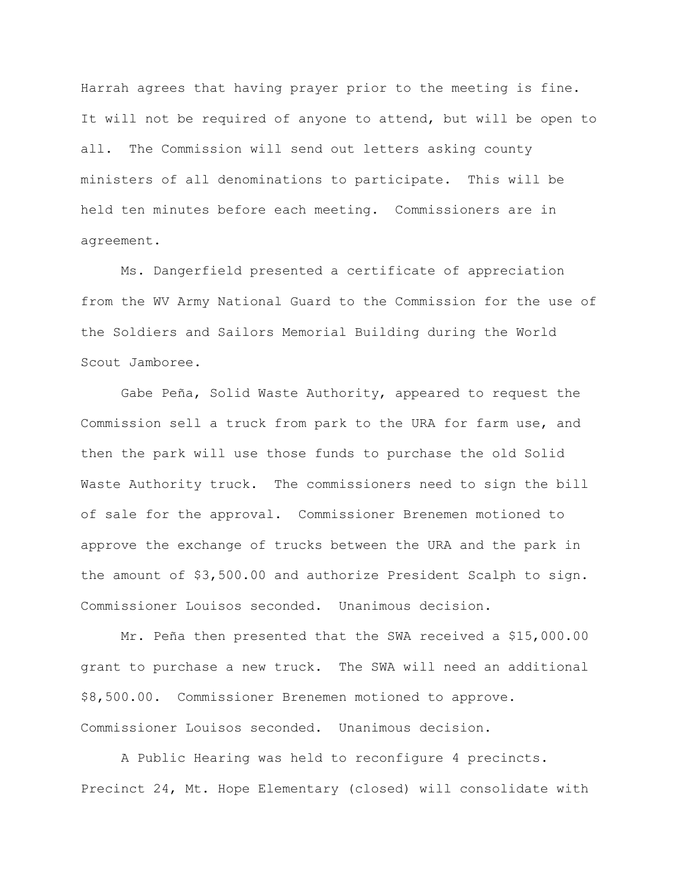Harrah agrees that having prayer prior to the meeting is fine. It will not be required of anyone to attend, but will be open to all. The Commission will send out letters asking county ministers of all denominations to participate. This will be held ten minutes before each meeting. Commissioners are in agreement.

Ms. Dangerfield presented a certificate of appreciation from the WV Army National Guard to the Commission for the use of the Soldiers and Sailors Memorial Building during the World Scout Jamboree.

Gabe Peña, Solid Waste Authority, appeared to request the Commission sell a truck from park to the URA for farm use, and then the park will use those funds to purchase the old Solid Waste Authority truck. The commissioners need to sign the bill of sale for the approval. Commissioner Brenemen motioned to approve the exchange of trucks between the URA and the park in the amount of $3,500.00 and authorize President Scalph to sign. Commissioner Louisos seconded. Unanimous decision.

Mr. Peña then presented that the SWA received a $15,000.00 grant to purchase a new truck. The SWA will need an additional $8,500.00. Commissioner Brenemen motioned to approve. Commissioner Louisos seconded. Unanimous decision.

A Public Hearing was held to reconfigure 4 precincts. Precinct 24, Mt. Hope Elementary (closed) will consolidate with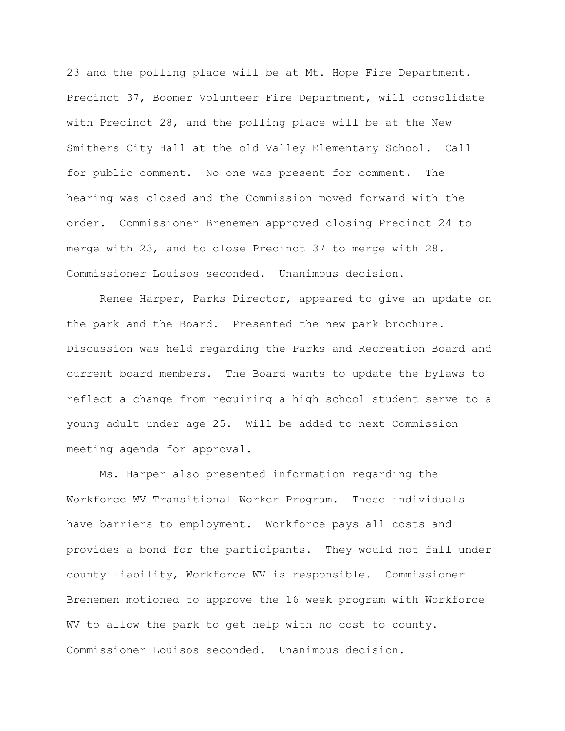23 and the polling place will be at Mt. Hope Fire Department. Precinct 37, Boomer Volunteer Fire Department, will consolidate with Precinct 28, and the polling place will be at the New Smithers City Hall at the old Valley Elementary School. Call for public comment. No one was present for comment. The hearing was closed and the Commission moved forward with the order. Commissioner Brenemen approved closing Precinct 24 to merge with 23, and to close Precinct 37 to merge with 28. Commissioner Louisos seconded. Unanimous decision.

Renee Harper, Parks Director, appeared to give an update on the park and the Board. Presented the new park brochure. Discussion was held regarding the Parks and Recreation Board and current board members. The Board wants to update the bylaws to reflect a change from requiring a high school student serve to a young adult under age 25. Will be added to next Commission meeting agenda for approval.

Ms. Harper also presented information regarding the Workforce WV Transitional Worker Program. These individuals have barriers to employment. Workforce pays all costs and provides a bond for the participants. They would not fall under county liability, Workforce WV is responsible. Commissioner Brenemen motioned to approve the 16 week program with Workforce WV to allow the park to get help with no cost to county. Commissioner Louisos seconded. Unanimous decision.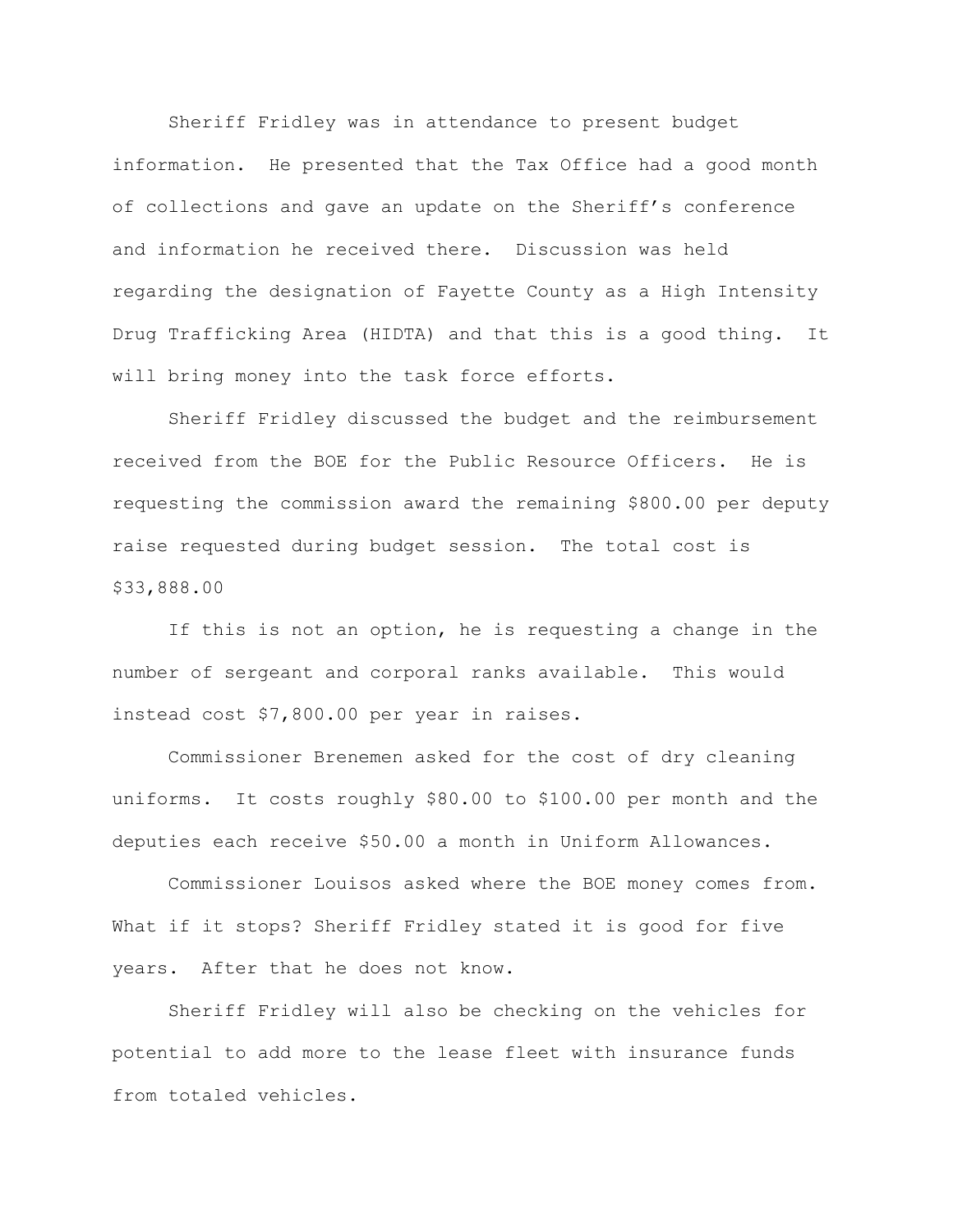Sheriff Fridley was in attendance to present budget information. He presented that the Tax Office had a good month of collections and gave an update on the Sheriff's conference and information he received there. Discussion was held regarding the designation of Fayette County as a High Intensity Drug Trafficking Area (HIDTA) and that this is a good thing. It will bring money into the task force efforts.

Sheriff Fridley discussed the budget and the reimbursement received from the BOE for the Public Resource Officers. He is requesting the commission award the remaining $800.00 per deputy raise requested during budget session. The total cost is $33,888.00

If this is not an option, he is requesting a change in the number of sergeant and corporal ranks available. This would instead cost $7,800.00 per year in raises.

Commissioner Brenemen asked for the cost of dry cleaning uniforms. It costs roughly $80.00 to $100.00 per month and the deputies each receive $50.00 a month in Uniform Allowances.

Commissioner Louisos asked where the BOE money comes from. What if it stops? Sheriff Fridley stated it is good for five years. After that he does not know.

Sheriff Fridley will also be checking on the vehicles for potential to add more to the lease fleet with insurance funds from totaled vehicles.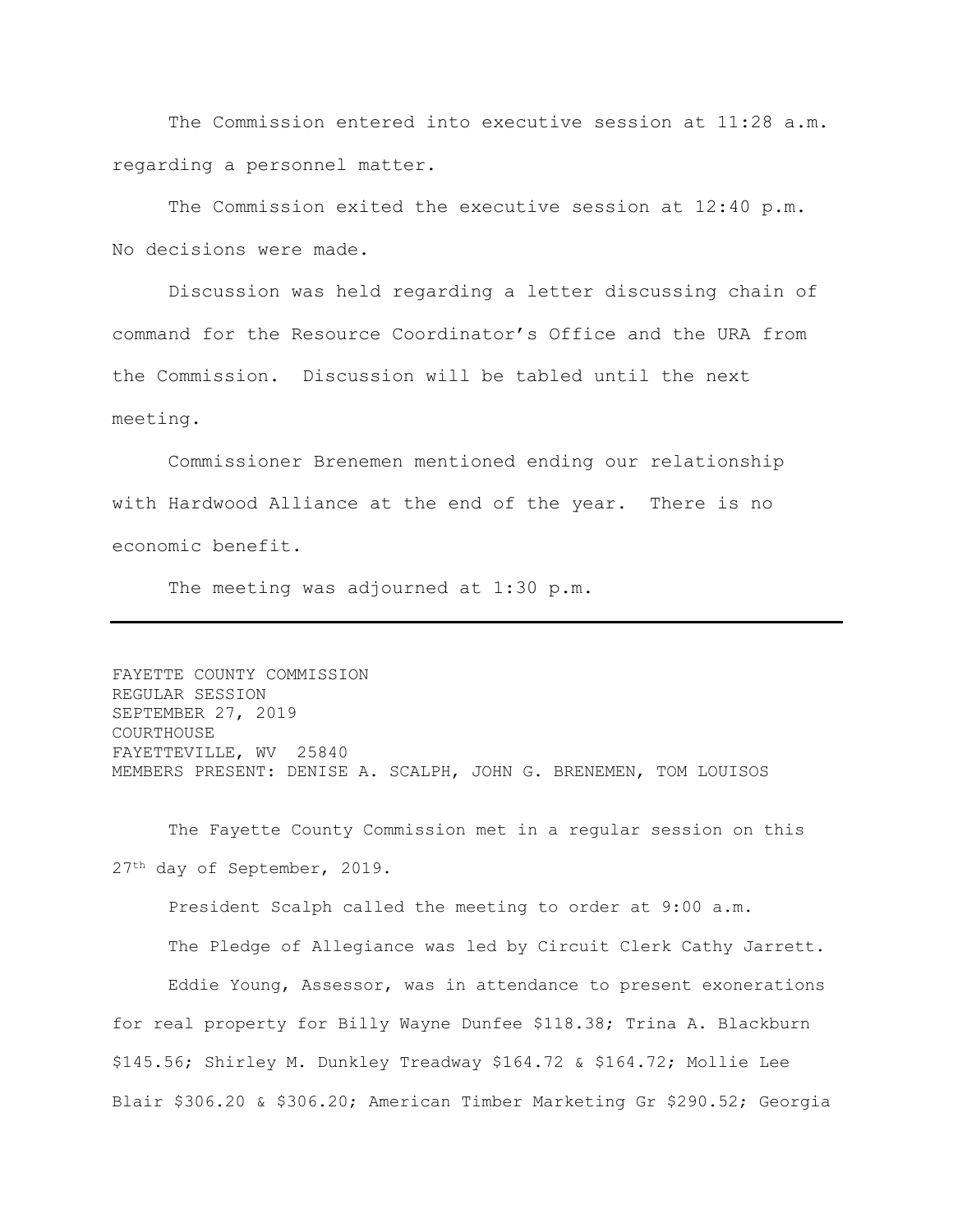The Commission entered into executive session at 11:28 a.m. regarding a personnel matter.

The Commission exited the executive session at 12:40 p.m. No decisions were made.

Discussion was held regarding a letter discussing chain of command for the Resource Coordinator's Office and the URA from the Commission. Discussion will be tabled until the next meeting.

Commissioner Brenemen mentioned ending our relationship with Hardwood Alliance at the end of the year. There is no economic benefit.

The meeting was adjourned at 1:30 p.m.

---

FAYETTE COUNTY COMMISSION
REGULAR SESSION
SEPTEMBER 27, 2019
COURTHOUSE
FAYETTEVILLE, WV 25840
MEMBERS PRESENT: DENISE A. SCALPH, JOHN G. BRENEMEN, TOM LOUISOS

The Fayette County Commission met in a regular session on this 27th day of September, 2019.

President Scalph called the meeting to order at 9:00 a.m.

The Pledge of Allegiance was led by Circuit Clerk Cathy Jarrett.

Eddie Young, Assessor, was in attendance to present exonerations for real property for Billy Wayne Dunfee $118.38; Trina A. Blackburn $145.56; Shirley M. Dunkley Treadway $164.72 & $164.72; Mollie Lee Blair $306.20 & $306.20; American Timber Marketing Gr $290.52; Georgia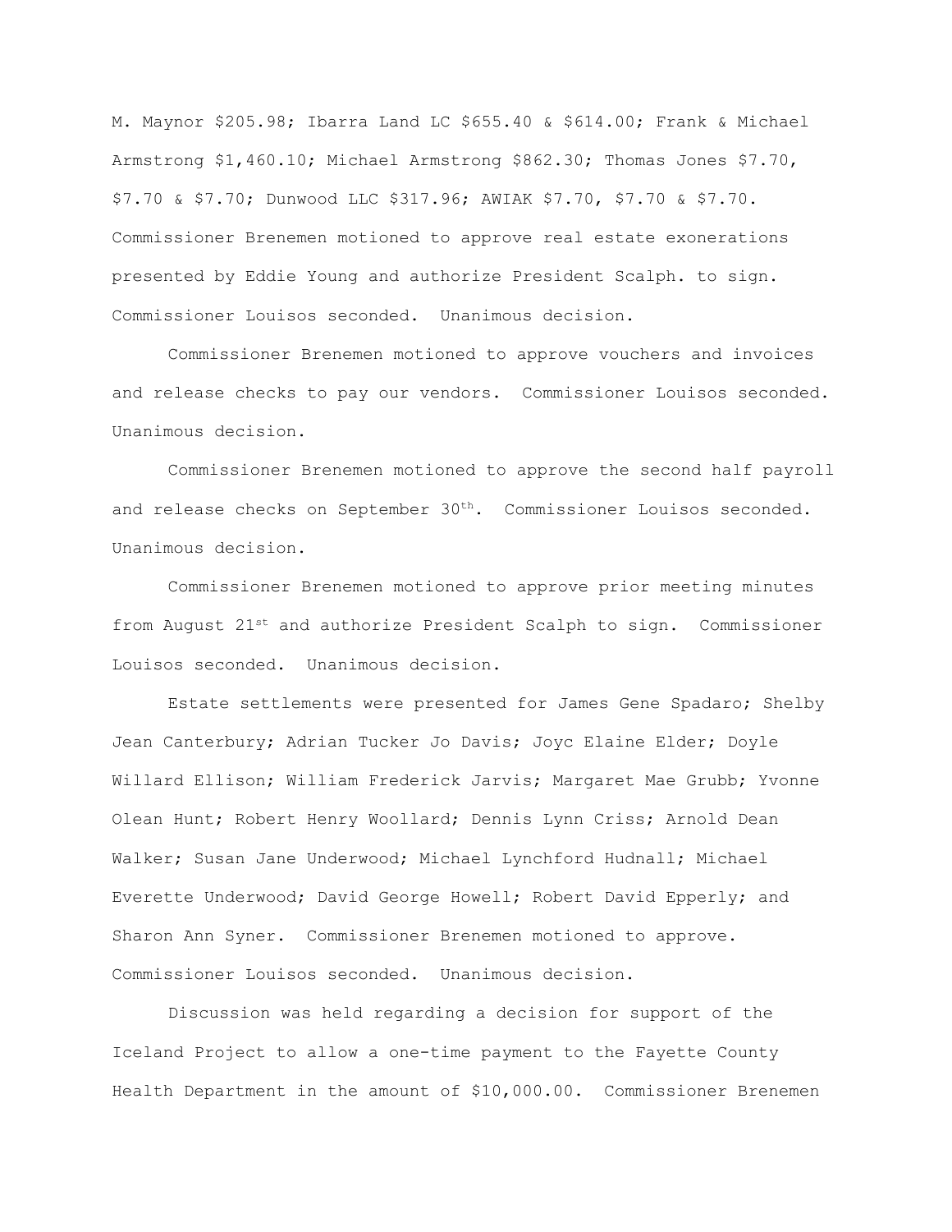M. Maynor $205.98; Ibarra Land LC $655.40 & $614.00; Frank & Michael Armstrong $1,460.10; Michael Armstrong $862.30; Thomas Jones $7.70, $7.70 & $7.70; Dunwood LLC $317.96; AWIAK $7.70, $7.70 & $7.70. Commissioner Brenemen motioned to approve real estate exonerations presented by Eddie Young and authorize President Scalph. to sign. Commissioner Louisos seconded. Unanimous decision.

Commissioner Brenemen motioned to approve vouchers and invoices and release checks to pay our vendors. Commissioner Louisos seconded. Unanimous decision.

Commissioner Brenemen motioned to approve the second half payroll and release checks on September 30th. Commissioner Louisos seconded. Unanimous decision.

Commissioner Brenemen motioned to approve prior meeting minutes from August 21st and authorize President Scalph to sign. Commissioner Louisos seconded. Unanimous decision.

Estate settlements were presented for James Gene Spadaro; Shelby Jean Canterbury; Adrian Tucker Jo Davis; Joyc Elaine Elder; Doyle Willard Ellison; William Frederick Jarvis; Margaret Mae Grubb; Yvonne Olean Hunt; Robert Henry Woollard; Dennis Lynn Criss; Arnold Dean Walker; Susan Jane Underwood; Michael Lynchford Hudnall; Michael Everette Underwood; David George Howell; Robert David Epperly; and Sharon Ann Syner. Commissioner Brenemen motioned to approve. Commissioner Louisos seconded. Unanimous decision.

Discussion was held regarding a decision for support of the Iceland Project to allow a one-time payment to the Fayette County Health Department in the amount of $10,000.00. Commissioner Brenemen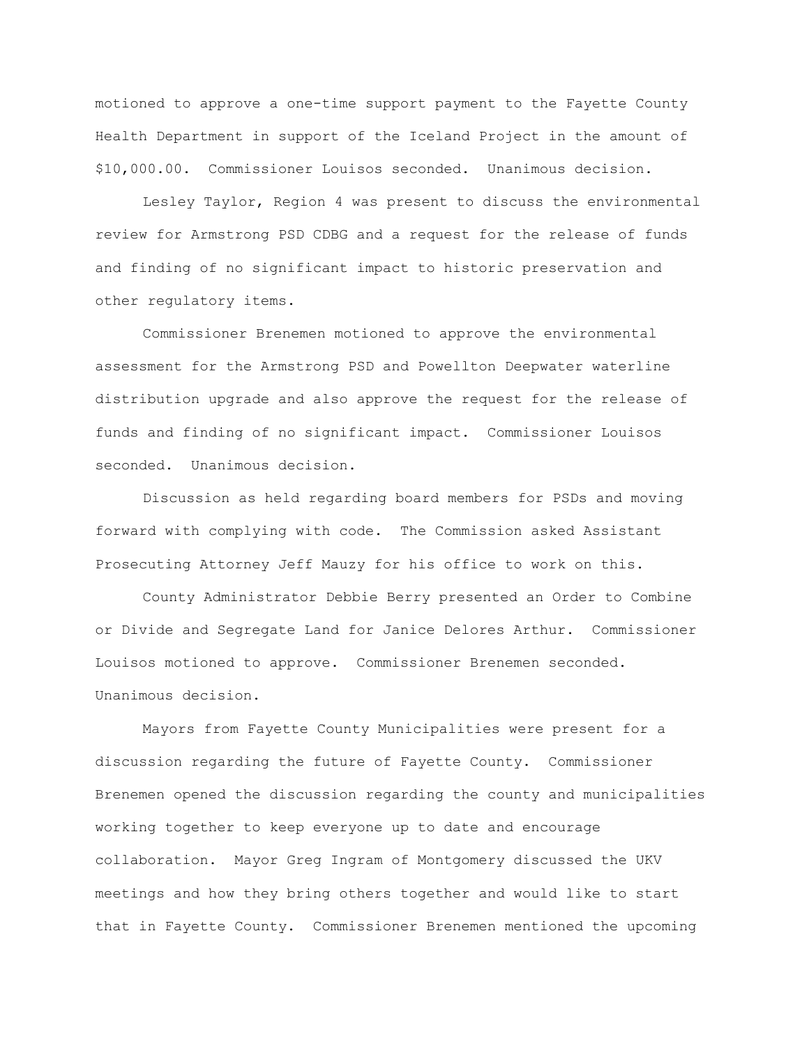motioned to approve a one-time support payment to the Fayette County Health Department in support of the Iceland Project in the amount of $10,000.00. Commissioner Louisos seconded. Unanimous decision.

Lesley Taylor, Region 4 was present to discuss the environmental review for Armstrong PSD CDBG and a request for the release of funds and finding of no significant impact to historic preservation and other regulatory items.

Commissioner Brenemen motioned to approve the environmental assessment for the Armstrong PSD and Powellton Deepwater waterline distribution upgrade and also approve the request for the release of funds and finding of no significant impact. Commissioner Louisos seconded. Unanimous decision.

Discussion as held regarding board members for PSDs and moving forward with complying with code. The Commission asked Assistant Prosecuting Attorney Jeff Mauzy for his office to work on this.

County Administrator Debbie Berry presented an Order to Combine or Divide and Segregate Land for Janice Delores Arthur. Commissioner Louisos motioned to approve. Commissioner Brenemen seconded. Unanimous decision.

Mayors from Fayette County Municipalities were present for a discussion regarding the future of Fayette County. Commissioner Brenemen opened the discussion regarding the county and municipalities working together to keep everyone up to date and encourage collaboration. Mayor Greg Ingram of Montgomery discussed the UKV meetings and how they bring others together and would like to start that in Fayette County. Commissioner Brenemen mentioned the upcoming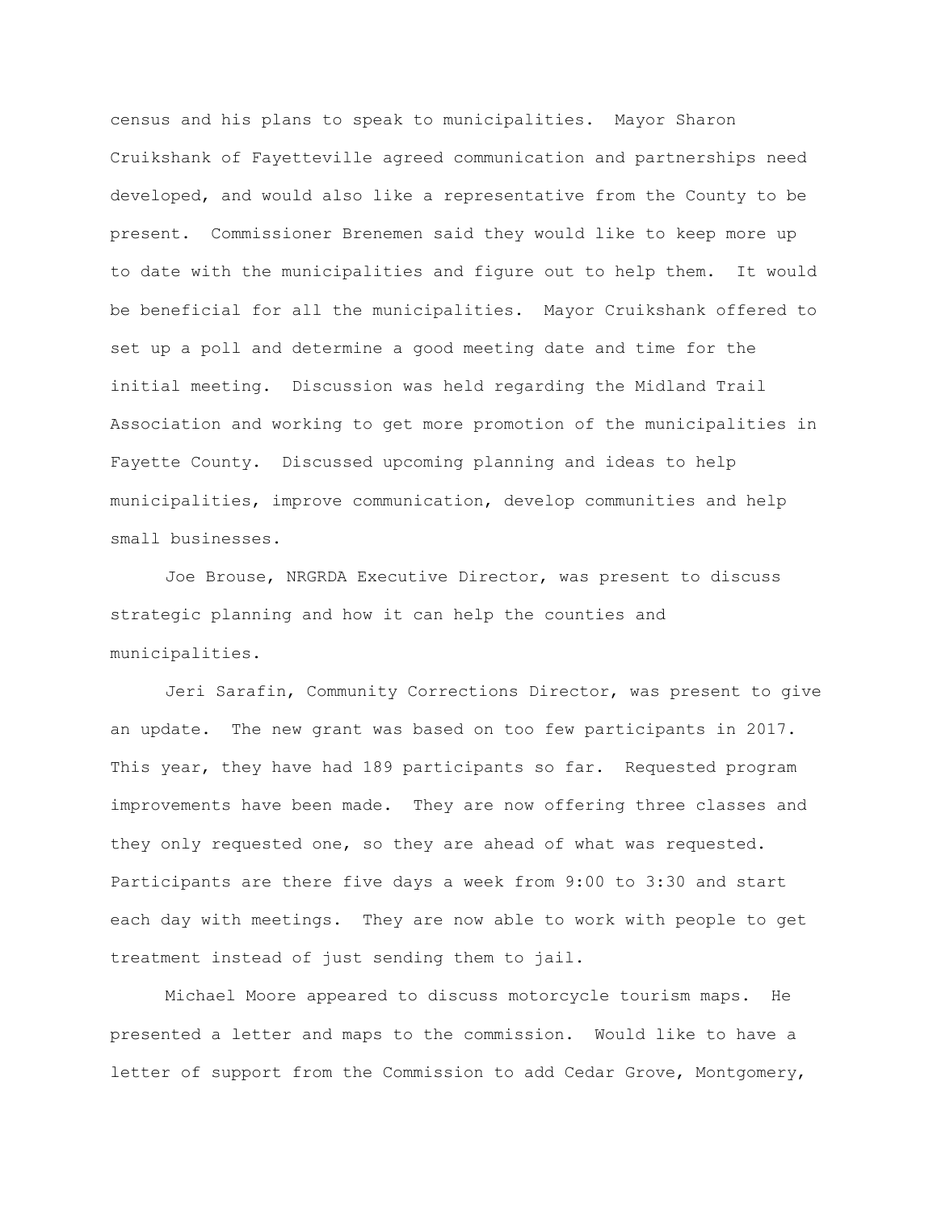census and his plans to speak to municipalities. Mayor Sharon Cruikshank of Fayetteville agreed communication and partnerships need developed, and would also like a representative from the County to be present. Commissioner Brenemen said they would like to keep more up to date with the municipalities and figure out to help them. It would be beneficial for all the municipalities. Mayor Cruikshank offered to set up a poll and determine a good meeting date and time for the initial meeting. Discussion was held regarding the Midland Trail Association and working to get more promotion of the municipalities in Fayette County. Discussed upcoming planning and ideas to help municipalities, improve communication, develop communities and help small businesses.

Joe Brouse, NRGRDA Executive Director, was present to discuss strategic planning and how it can help the counties and municipalities.

Jeri Sarafin, Community Corrections Director, was present to give an update. The new grant was based on too few participants in 2017. This year, they have had 189 participants so far. Requested program improvements have been made. They are now offering three classes and they only requested one, so they are ahead of what was requested. Participants are there five days a week from 9:00 to 3:30 and start each day with meetings. They are now able to work with people to get treatment instead of just sending them to jail.

Michael Moore appeared to discuss motorcycle tourism maps. He presented a letter and maps to the commission. Would like to have a letter of support from the Commission to add Cedar Grove, Montgomery,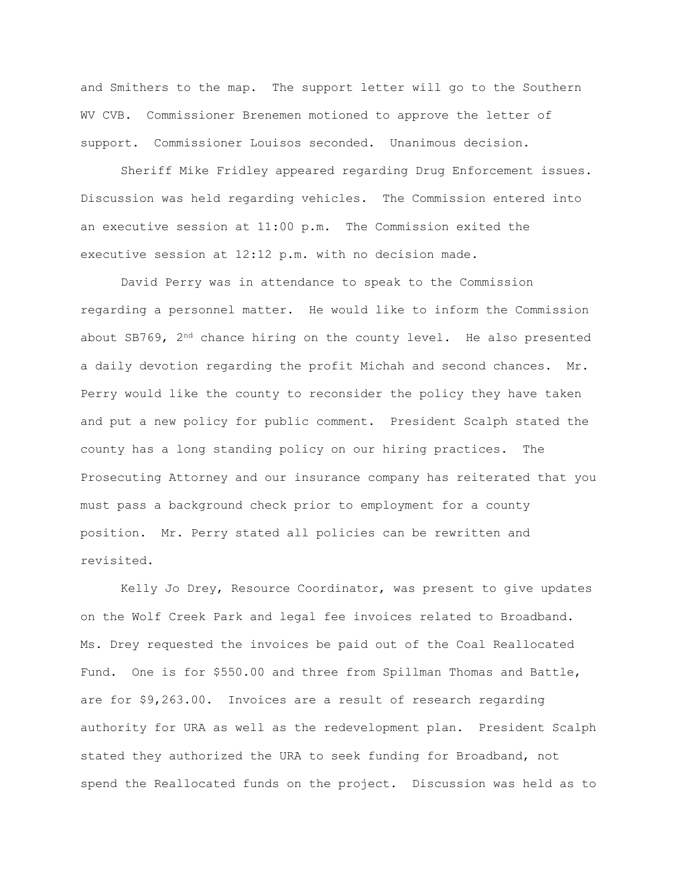and Smithers to the map. The support letter will go to the Southern WV CVB. Commissioner Brenemen motioned to approve the letter of support. Commissioner Louisos seconded. Unanimous decision.

Sheriff Mike Fridley appeared regarding Drug Enforcement issues. Discussion was held regarding vehicles. The Commission entered into an executive session at 11:00 p.m. The Commission exited the executive session at 12:12 p.m. with no decision made.

David Perry was in attendance to speak to the Commission regarding a personnel matter. He would like to inform the Commission about SB769, 2nd chance hiring on the county level. He also presented a daily devotion regarding the profit Michah and second chances. Mr. Perry would like the county to reconsider the policy they have taken and put a new policy for public comment. President Scalph stated the county has a long standing policy on our hiring practices. The Prosecuting Attorney and our insurance company has reiterated that you must pass a background check prior to employment for a county position. Mr. Perry stated all policies can be rewritten and revisited.

Kelly Jo Drey, Resource Coordinator, was present to give updates on the Wolf Creek Park and legal fee invoices related to Broadband. Ms. Drey requested the invoices be paid out of the Coal Reallocated Fund. One is for $550.00 and three from Spillman Thomas and Battle, are for $9,263.00. Invoices are a result of research regarding authority for URA as well as the redevelopment plan. President Scalph stated they authorized the URA to seek funding for Broadband, not spend the Reallocated funds on the project. Discussion was held as to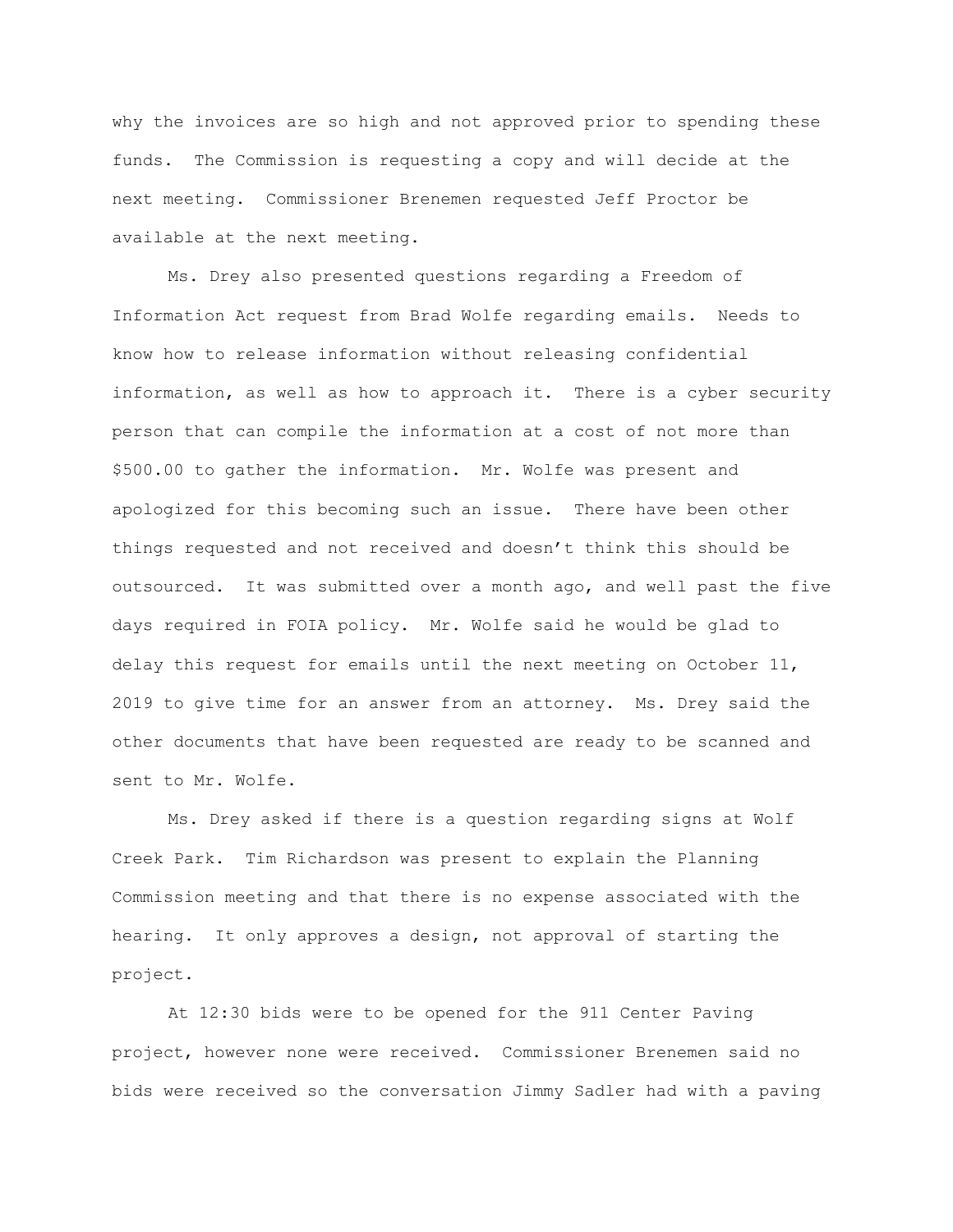why the invoices are so high and not approved prior to spending these funds. The Commission is requesting a copy and will decide at the next meeting. Commissioner Brenemen requested Jeff Proctor be available at the next meeting.

Ms. Drey also presented questions regarding a Freedom of Information Act request from Brad Wolfe regarding emails. Needs to know how to release information without releasing confidential information, as well as how to approach it. There is a cyber security person that can compile the information at a cost of not more than $500.00 to gather the information. Mr. Wolfe was present and apologized for this becoming such an issue. There have been other things requested and not received and doesn't think this should be outsourced. It was submitted over a month ago, and well past the five days required in FOIA policy. Mr. Wolfe said he would be glad to delay this request for emails until the next meeting on October 11, 2019 to give time for an answer from an attorney. Ms. Drey said the other documents that have been requested are ready to be scanned and sent to Mr. Wolfe.

Ms. Drey asked if there is a question regarding signs at Wolf Creek Park. Tim Richardson was present to explain the Planning Commission meeting and that there is no expense associated with the hearing. It only approves a design, not approval of starting the project.

At 12:30 bids were to be opened for the 911 Center Paving project, however none were received. Commissioner Brenemen said no bids were received so the conversation Jimmy Sadler had with a paving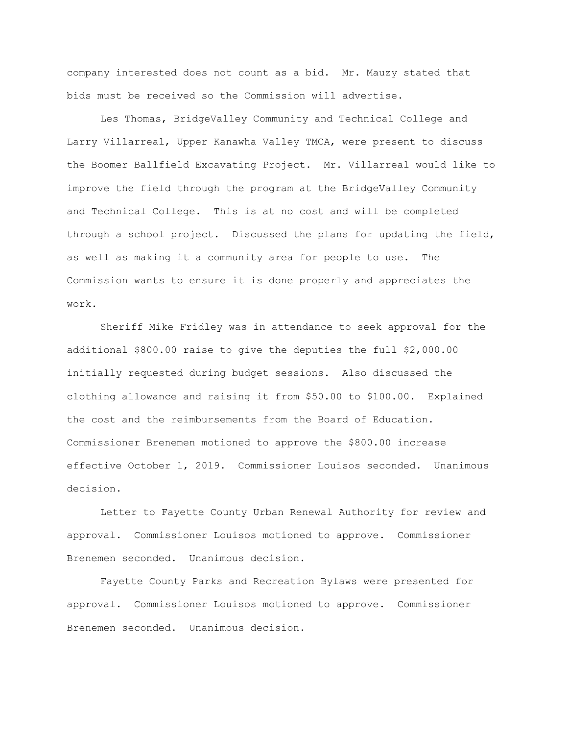company interested does not count as a bid. Mr. Mauzy stated that bids must be received so the Commission will advertise.

Les Thomas, BridgeValley Community and Technical College and Larry Villarreal, Upper Kanawha Valley TMCA, were present to discuss the Boomer Ballfield Excavating Project. Mr. Villarreal would like to improve the field through the program at the BridgeValley Community and Technical College. This is at no cost and will be completed through a school project. Discussed the plans for updating the field, as well as making it a community area for people to use. The Commission wants to ensure it is done properly and appreciates the work.

Sheriff Mike Fridley was in attendance to seek approval for the additional $800.00 raise to give the deputies the full $2,000.00 initially requested during budget sessions. Also discussed the clothing allowance and raising it from $50.00 to $100.00. Explained the cost and the reimbursements from the Board of Education. Commissioner Brenemen motioned to approve the $800.00 increase effective October 1, 2019. Commissioner Louisos seconded. Unanimous decision.

Letter to Fayette County Urban Renewal Authority for review and approval. Commissioner Louisos motioned to approve. Commissioner Brenemen seconded. Unanimous decision.

Fayette County Parks and Recreation Bylaws were presented for approval. Commissioner Louisos motioned to approve. Commissioner Brenemen seconded. Unanimous decision.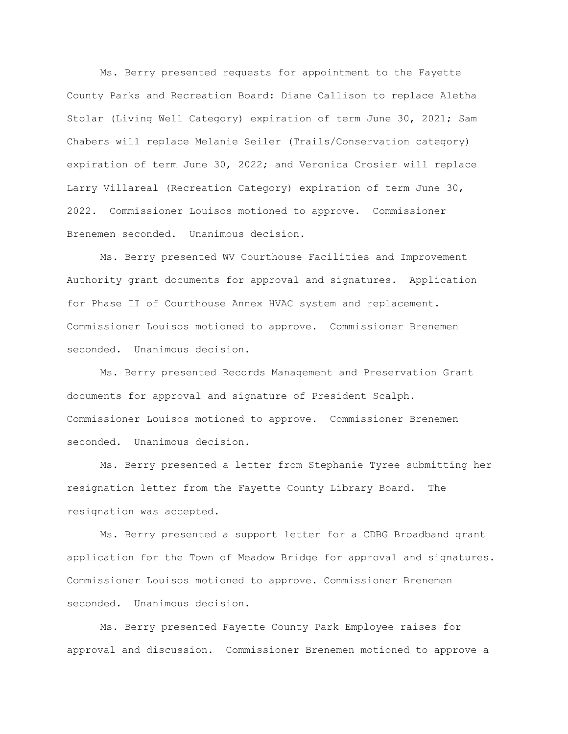Ms. Berry presented requests for appointment to the Fayette County Parks and Recreation Board: Diane Callison to replace Aletha Stolar (Living Well Category) expiration of term June 30, 2021; Sam Chabers will replace Melanie Seiler (Trails/Conservation category) expiration of term June 30, 2022; and Veronica Crosier will replace Larry Villareal (Recreation Category) expiration of term June 30, 2022. Commissioner Louisos motioned to approve. Commissioner Brenemen seconded. Unanimous decision.

Ms. Berry presented WV Courthouse Facilities and Improvement Authority grant documents for approval and signatures. Application for Phase II of Courthouse Annex HVAC system and replacement. Commissioner Louisos motioned to approve. Commissioner Brenemen seconded. Unanimous decision.

Ms. Berry presented Records Management and Preservation Grant documents for approval and signature of President Scalph. Commissioner Louisos motioned to approve. Commissioner Brenemen seconded. Unanimous decision.

Ms. Berry presented a letter from Stephanie Tyree submitting her resignation letter from the Fayette County Library Board. The resignation was accepted.

Ms. Berry presented a support letter for a CDBG Broadband grant application for the Town of Meadow Bridge for approval and signatures. Commissioner Louisos motioned to approve. Commissioner Brenemen seconded. Unanimous decision.

Ms. Berry presented Fayette County Park Employee raises for approval and discussion. Commissioner Brenemen motioned to approve a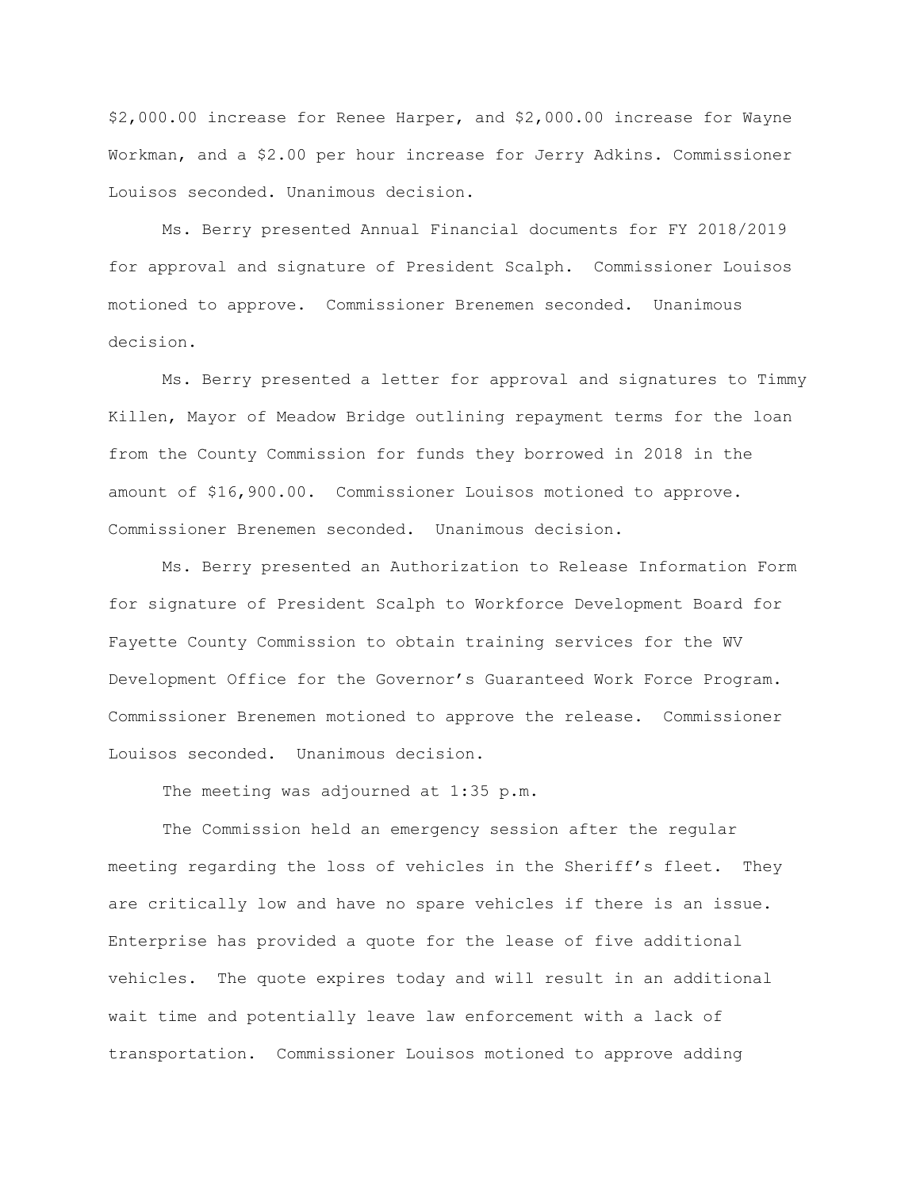$2,000.00 increase for Renee Harper, and $2,000.00 increase for Wayne Workman, and a $2.00 per hour increase for Jerry Adkins. Commissioner Louisos seconded. Unanimous decision.

Ms. Berry presented Annual Financial documents for FY 2018/2019 for approval and signature of President Scalph. Commissioner Louisos motioned to approve. Commissioner Brenemen seconded. Unanimous decision.

Ms. Berry presented a letter for approval and signatures to Timmy Killen, Mayor of Meadow Bridge outlining repayment terms for the loan from the County Commission for funds they borrowed in 2018 in the amount of $16,900.00. Commissioner Louisos motioned to approve. Commissioner Brenemen seconded. Unanimous decision.

Ms. Berry presented an Authorization to Release Information Form for signature of President Scalph to Workforce Development Board for Fayette County Commission to obtain training services for the WV Development Office for the Governor's Guaranteed Work Force Program. Commissioner Brenemen motioned to approve the release. Commissioner Louisos seconded. Unanimous decision.

The meeting was adjourned at 1:35 p.m.

The Commission held an emergency session after the regular meeting regarding the loss of vehicles in the Sheriff's fleet. They are critically low and have no spare vehicles if there is an issue. Enterprise has provided a quote for the lease of five additional vehicles. The quote expires today and will result in an additional wait time and potentially leave law enforcement with a lack of transportation. Commissioner Louisos motioned to approve adding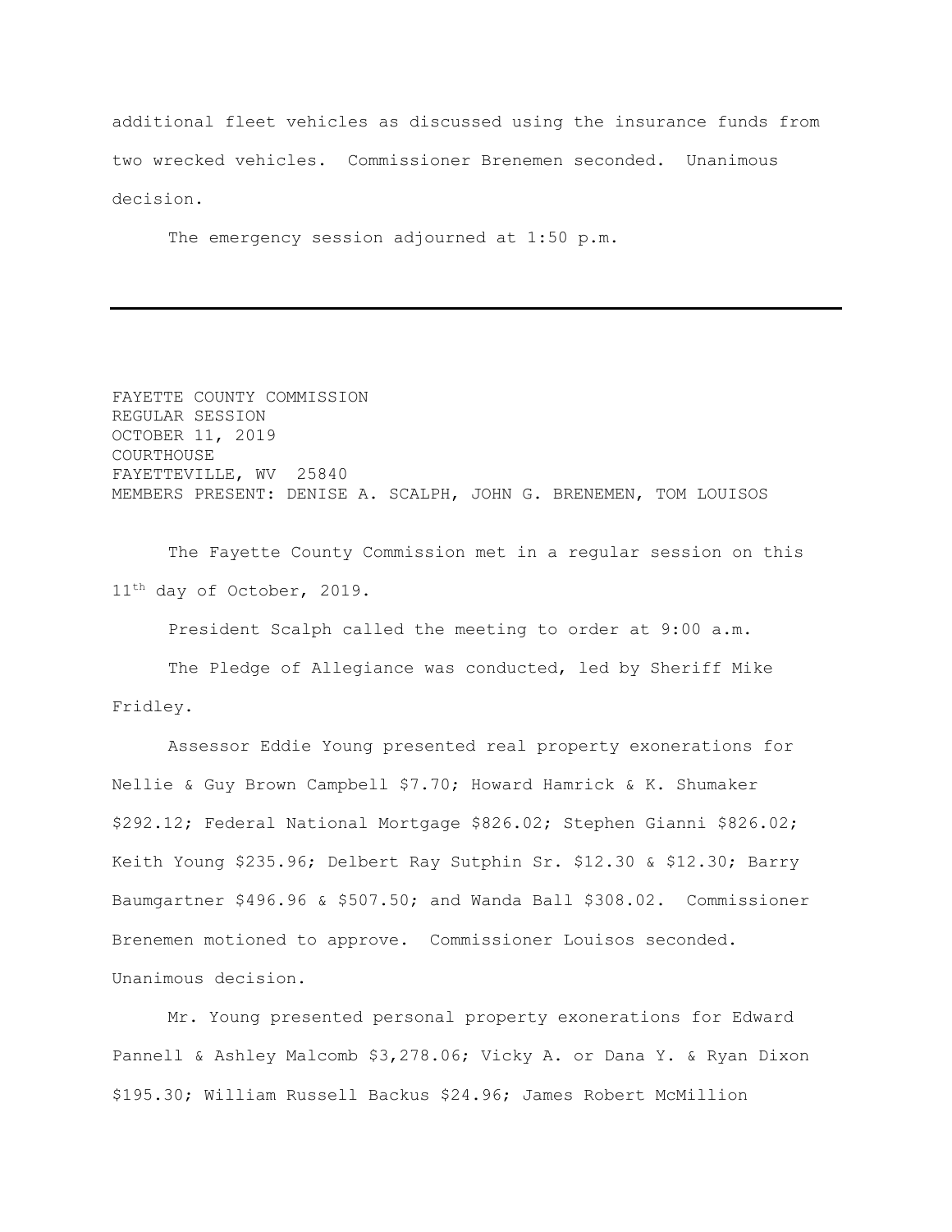additional fleet vehicles as discussed using the insurance funds from two wrecked vehicles. Commissioner Brenemen seconded. Unanimous decision.

The emergency session adjourned at 1:50 p.m.

---

FAYETTE COUNTY COMMISSION
REGULAR SESSION
OCTOBER 11, 2019
COURTHOUSE
FAYETTEVILLE, WV 25840
MEMBERS PRESENT: DENISE A. SCALPH, JOHN G. BRENEMEN, TOM LOUISOS

The Fayette County Commission met in a regular session on this 11th day of October, 2019.

President Scalph called the meeting to order at 9:00 a.m.

The Pledge of Allegiance was conducted, led by Sheriff Mike Fridley.

Assessor Eddie Young presented real property exonerations for Nellie & Guy Brown Campbell $7.70; Howard Hamrick & K. Shumaker $292.12; Federal National Mortgage $826.02; Stephen Gianni $826.02; Keith Young $235.96; Delbert Ray Sutphin Sr. $12.30 & $12.30; Barry Baumgartner $496.96 & $507.50; and Wanda Ball $308.02. Commissioner Brenemen motioned to approve. Commissioner Louisos seconded. Unanimous decision.

Mr. Young presented personal property exonerations for Edward Pannell & Ashley Malcomb $3,278.06; Vicky A. or Dana Y. & Ryan Dixon $195.30; William Russell Backus $24.96; James Robert McMillion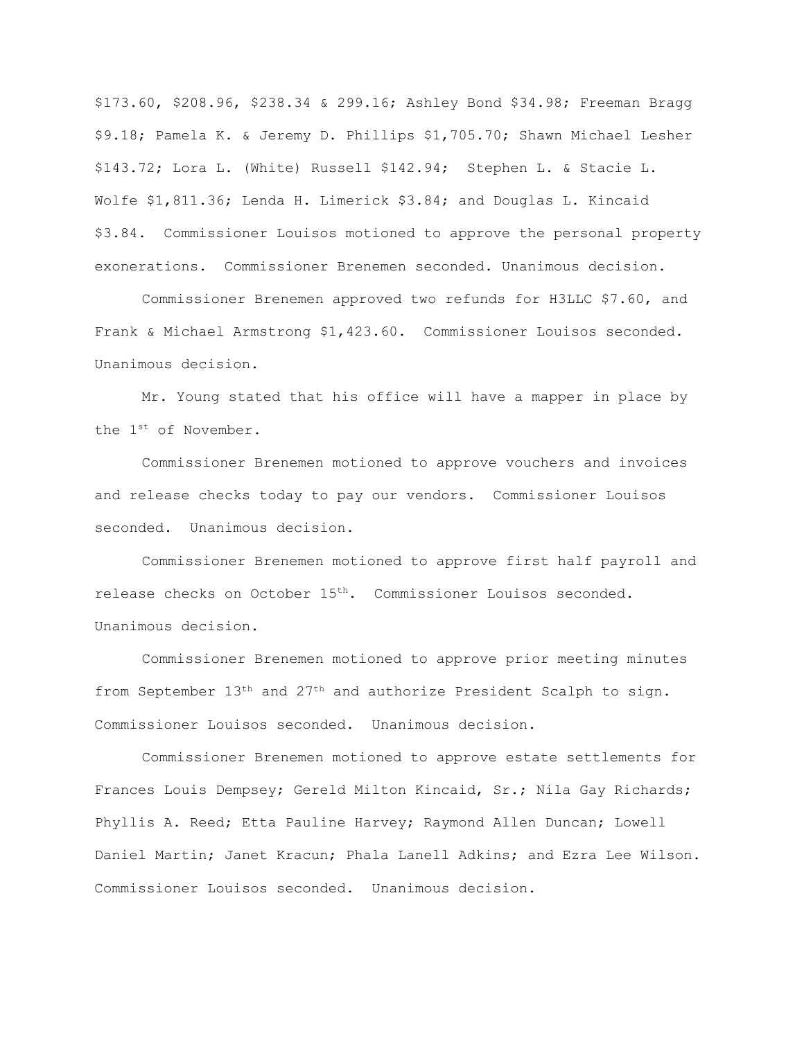$173.60, $208.96, $238.34 & 299.16; Ashley Bond $34.98; Freeman Bragg $9.18; Pamela K. & Jeremy D. Phillips $1,705.70; Shawn Michael Lesher $143.72; Lora L. (White) Russell $142.94; Stephen L. & Stacie L. Wolfe $1,811.36; Lenda H. Limerick $3.84; and Douglas L. Kincaid $3.84. Commissioner Louisos motioned to approve the personal property exonerations. Commissioner Brenemen seconded. Unanimous decision.

Commissioner Brenemen approved two refunds for H3LLC $7.60, and Frank & Michael Armstrong $1,423.60. Commissioner Louisos seconded. Unanimous decision.

Mr. Young stated that his office will have a mapper in place by the 1st of November.

Commissioner Brenemen motioned to approve vouchers and invoices and release checks today to pay our vendors. Commissioner Louisos seconded. Unanimous decision.

Commissioner Brenemen motioned to approve first half payroll and release checks on October 15th. Commissioner Louisos seconded. Unanimous decision.

Commissioner Brenemen motioned to approve prior meeting minutes from September 13th and 27th and authorize President Scalph to sign. Commissioner Louisos seconded. Unanimous decision.

Commissioner Brenemen motioned to approve estate settlements for Frances Louis Dempsey; Gereld Milton Kincaid, Sr.; Nila Gay Richards; Phyllis A. Reed; Etta Pauline Harvey; Raymond Allen Duncan; Lowell Daniel Martin; Janet Kracun; Phala Lanell Adkins; and Ezra Lee Wilson. Commissioner Louisos seconded. Unanimous decision.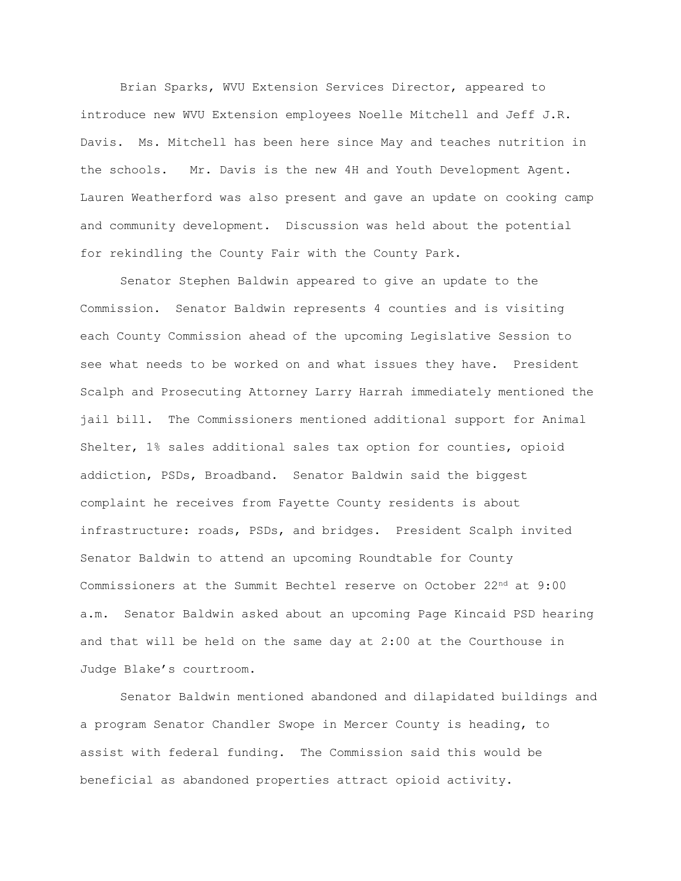Brian Sparks, WVU Extension Services Director, appeared to introduce new WVU Extension employees Noelle Mitchell and Jeff J.R. Davis. Ms. Mitchell has been here since May and teaches nutrition in the schools. Mr. Davis is the new 4H and Youth Development Agent. Lauren Weatherford was also present and gave an update on cooking camp and community development. Discussion was held about the potential for rekindling the County Fair with the County Park.

Senator Stephen Baldwin appeared to give an update to the Commission. Senator Baldwin represents 4 counties and is visiting each County Commission ahead of the upcoming Legislative Session to see what needs to be worked on and what issues they have. President Scalph and Prosecuting Attorney Larry Harrah immediately mentioned the jail bill. The Commissioners mentioned additional support for Animal Shelter, 1% sales additional sales tax option for counties, opioid addiction, PSDs, Broadband. Senator Baldwin said the biggest complaint he receives from Fayette County residents is about infrastructure: roads, PSDs, and bridges. President Scalph invited Senator Baldwin to attend an upcoming Roundtable for County Commissioners at the Summit Bechtel reserve on October 22nd at 9:00 a.m. Senator Baldwin asked about an upcoming Page Kincaid PSD hearing and that will be held on the same day at 2:00 at the Courthouse in Judge Blake's courtroom.

Senator Baldwin mentioned abandoned and dilapidated buildings and a program Senator Chandler Swope in Mercer County is heading, to assist with federal funding. The Commission said this would be beneficial as abandoned properties attract opioid activity.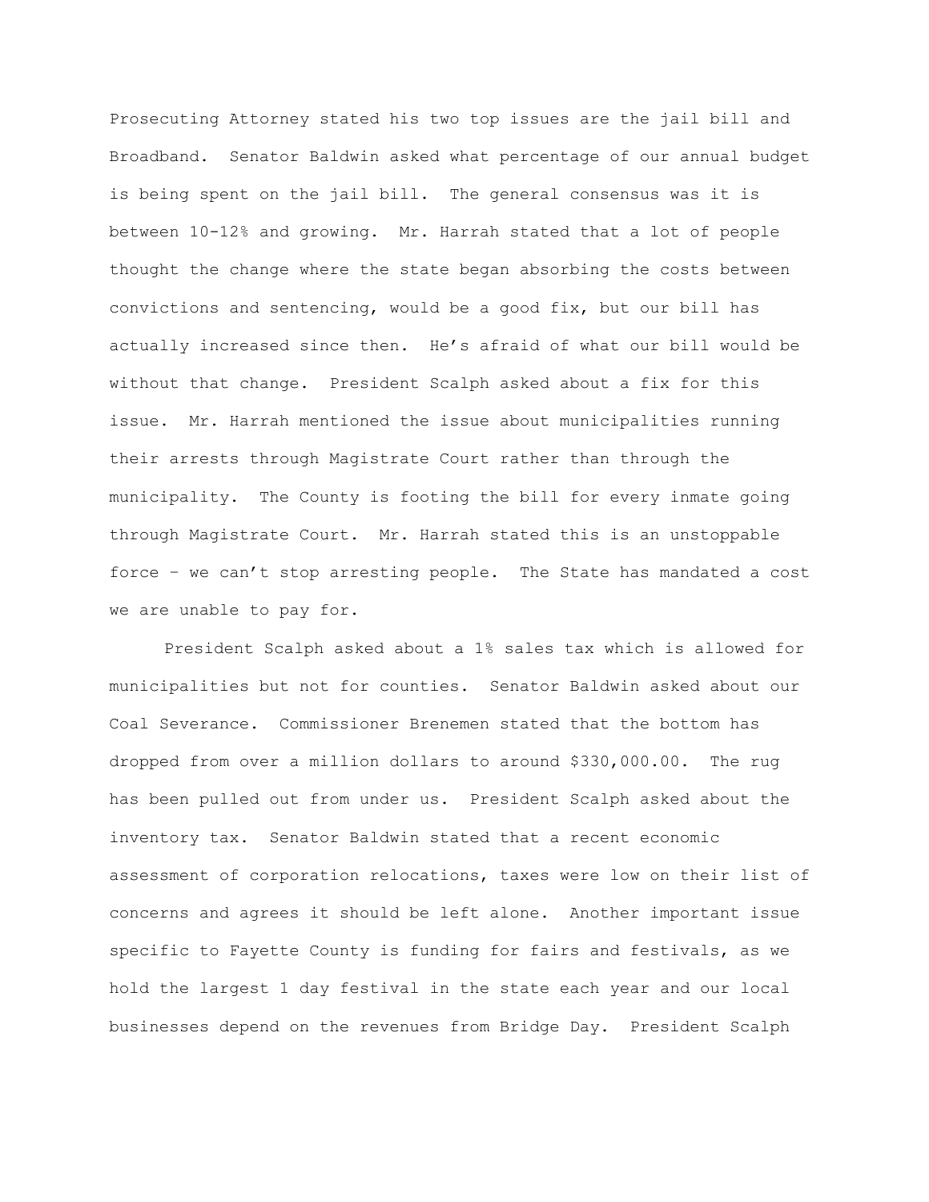Prosecuting Attorney stated his two top issues are the jail bill and Broadband. Senator Baldwin asked what percentage of our annual budget is being spent on the jail bill. The general consensus was it is between 10-12% and growing. Mr. Harrah stated that a lot of people thought the change where the state began absorbing the costs between convictions and sentencing, would be a good fix, but our bill has actually increased since then. He's afraid of what our bill would be without that change. President Scalph asked about a fix for this issue. Mr. Harrah mentioned the issue about municipalities running their arrests through Magistrate Court rather than through the municipality. The County is footing the bill for every inmate going through Magistrate Court. Mr. Harrah stated this is an unstoppable force – we can't stop arresting people. The State has mandated a cost we are unable to pay for.

President Scalph asked about a 1% sales tax which is allowed for municipalities but not for counties. Senator Baldwin asked about our Coal Severance. Commissioner Brenemen stated that the bottom has dropped from over a million dollars to around $330,000.00. The rug has been pulled out from under us. President Scalph asked about the inventory tax. Senator Baldwin stated that a recent economic assessment of corporation relocations, taxes were low on their list of concerns and agrees it should be left alone. Another important issue specific to Fayette County is funding for fairs and festivals, as we hold the largest 1 day festival in the state each year and our local businesses depend on the revenues from Bridge Day. President Scalph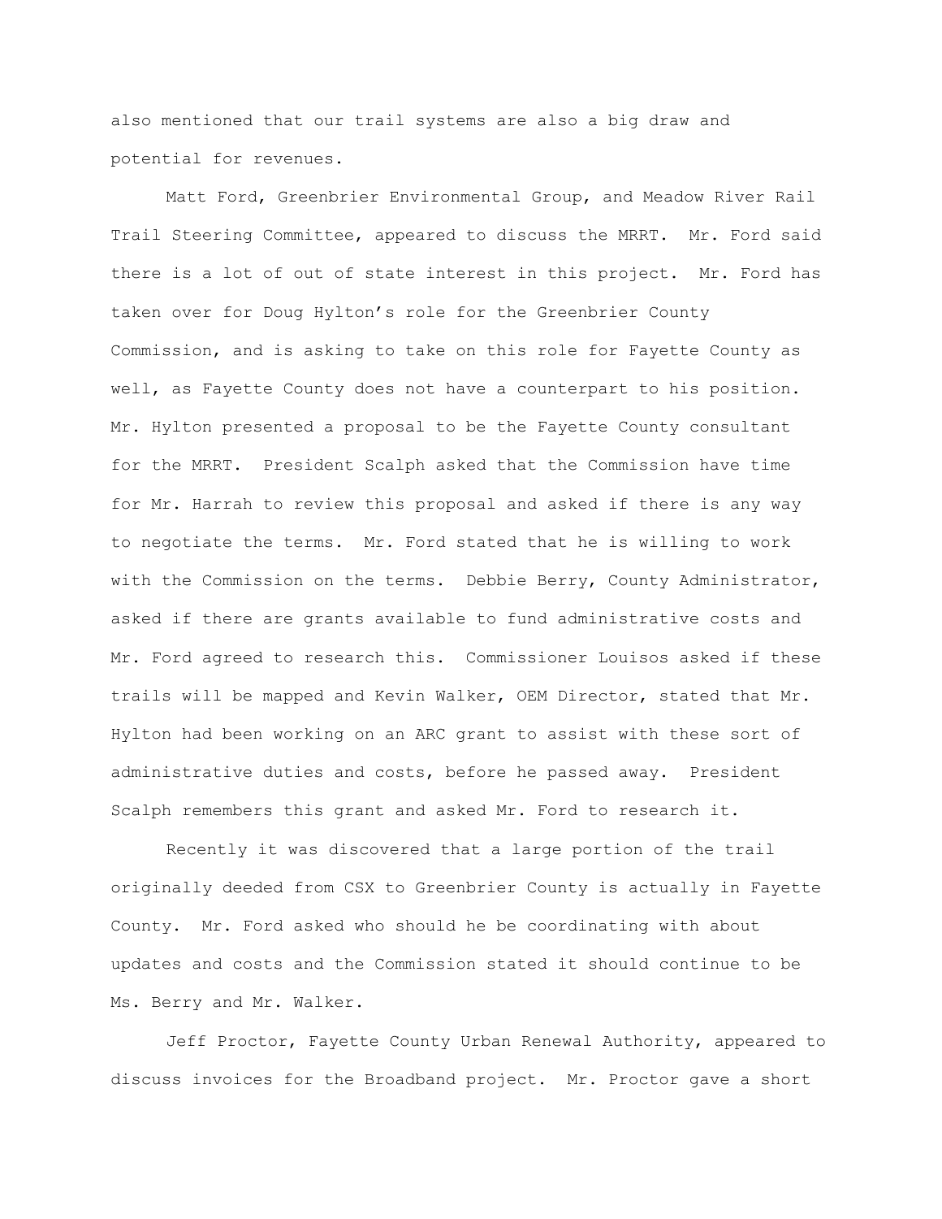also mentioned that our trail systems are also a big draw and potential for revenues.

Matt Ford, Greenbrier Environmental Group, and Meadow River Rail Trail Steering Committee, appeared to discuss the MRRT. Mr. Ford said there is a lot of out of state interest in this project. Mr. Ford has taken over for Doug Hylton's role for the Greenbrier County Commission, and is asking to take on this role for Fayette County as well, as Fayette County does not have a counterpart to his position. Mr. Hylton presented a proposal to be the Fayette County consultant for the MRRT. President Scalph asked that the Commission have time for Mr. Harrah to review this proposal and asked if there is any way to negotiate the terms. Mr. Ford stated that he is willing to work with the Commission on the terms. Debbie Berry, County Administrator, asked if there are grants available to fund administrative costs and Mr. Ford agreed to research this. Commissioner Louisos asked if these trails will be mapped and Kevin Walker, OEM Director, stated that Mr. Hylton had been working on an ARC grant to assist with these sort of administrative duties and costs, before he passed away. President Scalph remembers this grant and asked Mr. Ford to research it.

Recently it was discovered that a large portion of the trail originally deeded from CSX to Greenbrier County is actually in Fayette County. Mr. Ford asked who should he be coordinating with about updates and costs and the Commission stated it should continue to be Ms. Berry and Mr. Walker.

Jeff Proctor, Fayette County Urban Renewal Authority, appeared to discuss invoices for the Broadband project. Mr. Proctor gave a short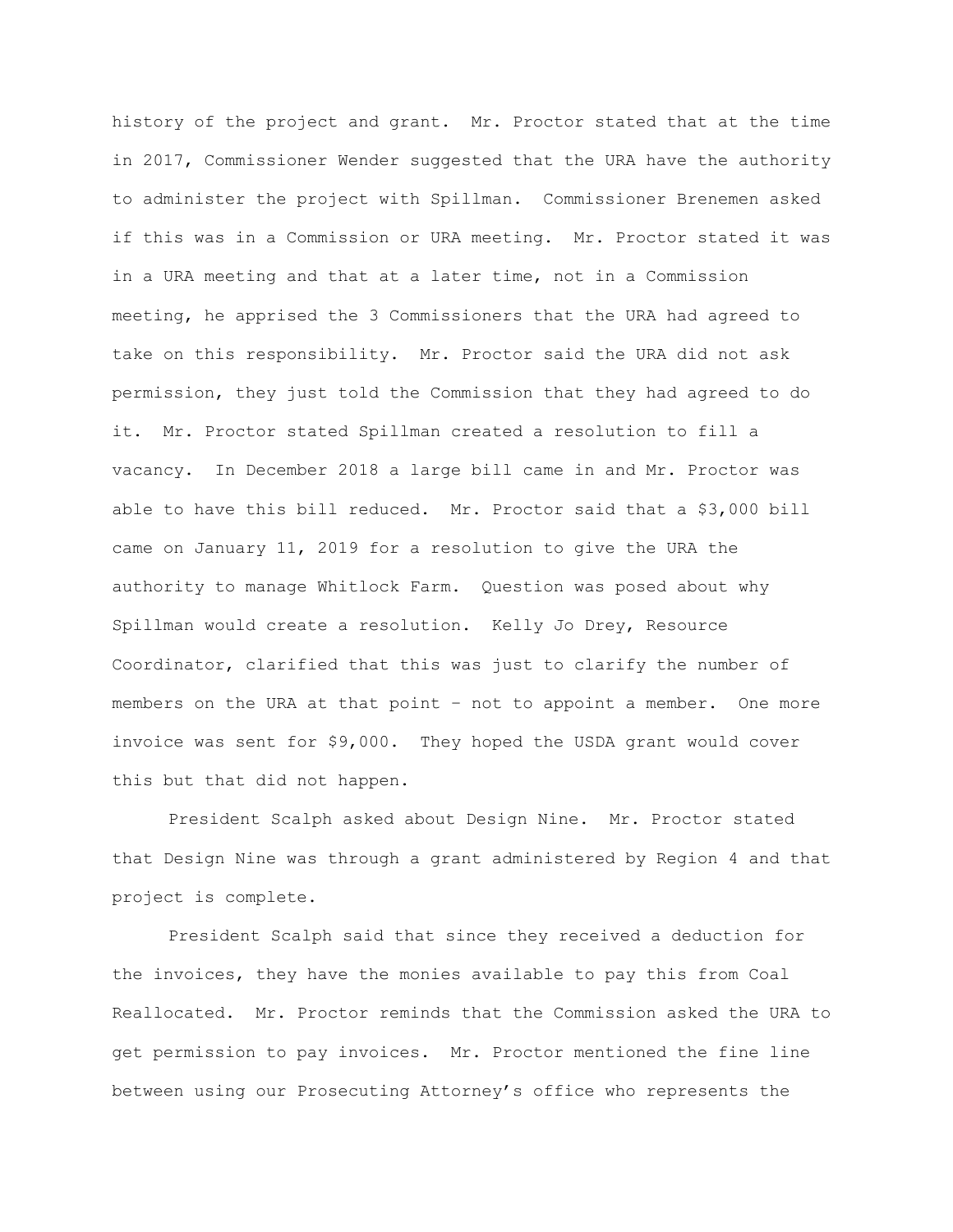history of the project and grant. Mr. Proctor stated that at the time in 2017, Commissioner Wender suggested that the URA have the authority to administer the project with Spillman. Commissioner Brenemen asked if this was in a Commission or URA meeting. Mr. Proctor stated it was in a URA meeting and that at a later time, not in a Commission meeting, he apprised the 3 Commissioners that the URA had agreed to take on this responsibility. Mr. Proctor said the URA did not ask permission, they just told the Commission that they had agreed to do it. Mr. Proctor stated Spillman created a resolution to fill a vacancy. In December 2018 a large bill came in and Mr. Proctor was able to have this bill reduced. Mr. Proctor said that a $3,000 bill came on January 11, 2019 for a resolution to give the URA the authority to manage Whitlock Farm. Question was posed about why Spillman would create a resolution. Kelly Jo Drey, Resource Coordinator, clarified that this was just to clarify the number of members on the URA at that point – not to appoint a member. One more invoice was sent for $9,000. They hoped the USDA grant would cover this but that did not happen.

President Scalph asked about Design Nine. Mr. Proctor stated that Design Nine was through a grant administered by Region 4 and that project is complete.

President Scalph said that since they received a deduction for the invoices, they have the monies available to pay this from Coal Reallocated. Mr. Proctor reminds that the Commission asked the URA to get permission to pay invoices. Mr. Proctor mentioned the fine line between using our Prosecuting Attorney's office who represents the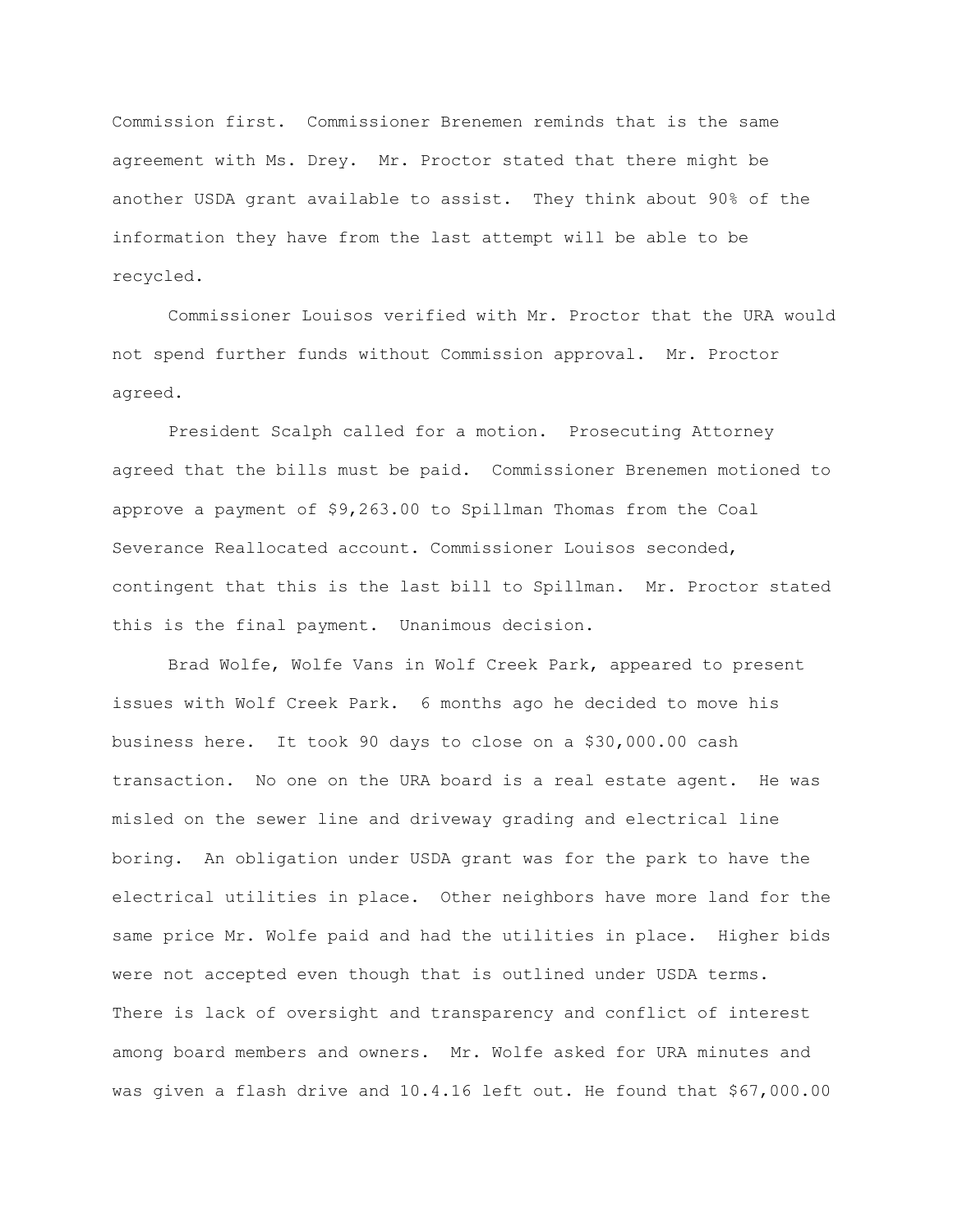Commission first. Commissioner Brenemen reminds that is the same agreement with Ms. Drey. Mr. Proctor stated that there might be another USDA grant available to assist. They think about 90% of the information they have from the last attempt will be able to be recycled.

Commissioner Louisos verified with Mr. Proctor that the URA would not spend further funds without Commission approval. Mr. Proctor agreed.

President Scalph called for a motion. Prosecuting Attorney agreed that the bills must be paid. Commissioner Brenemen motioned to approve a payment of $9,263.00 to Spillman Thomas from the Coal Severance Reallocated account. Commissioner Louisos seconded, contingent that this is the last bill to Spillman. Mr. Proctor stated this is the final payment. Unanimous decision.

Brad Wolfe, Wolfe Vans in Wolf Creek Park, appeared to present issues with Wolf Creek Park. 6 months ago he decided to move his business here. It took 90 days to close on a $30,000.00 cash transaction. No one on the URA board is a real estate agent. He was misled on the sewer line and driveway grading and electrical line boring. An obligation under USDA grant was for the park to have the electrical utilities in place. Other neighbors have more land for the same price Mr. Wolfe paid and had the utilities in place. Higher bids were not accepted even though that is outlined under USDA terms. There is lack of oversight and transparency and conflict of interest among board members and owners. Mr. Wolfe asked for URA minutes and was given a flash drive and 10.4.16 left out. He found that $67,000.00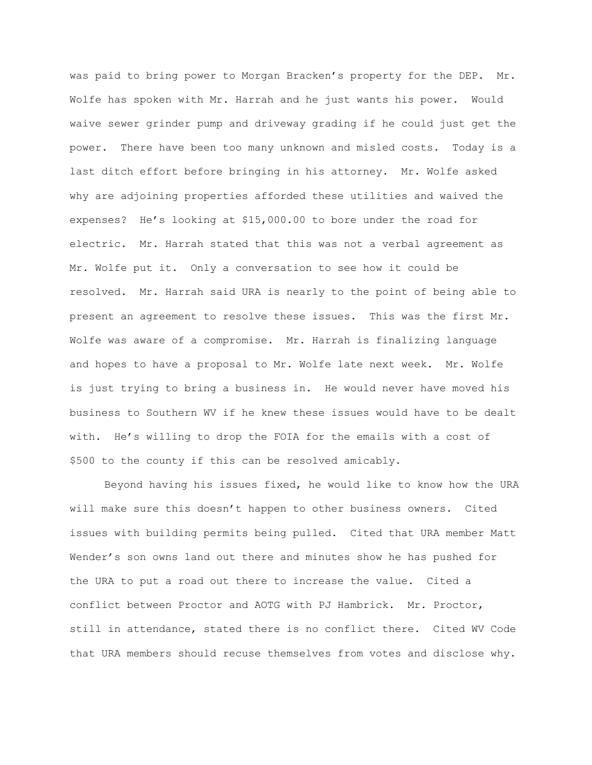was paid to bring power to Morgan Bracken's property for the DEP. Mr. Wolfe has spoken with Mr. Harrah and he just wants his power. Would waive sewer grinder pump and driveway grading if he could just get the power. There have been too many unknown and misled costs. Today is a last ditch effort before bringing in his attorney. Mr. Wolfe asked why are adjoining properties afforded these utilities and waived the expenses? He's looking at $15,000.00 to bore under the road for electric. Mr. Harrah stated that this was not a verbal agreement as Mr. Wolfe put it. Only a conversation to see how it could be resolved. Mr. Harrah said URA is nearly to the point of being able to present an agreement to resolve these issues. This was the first Mr. Wolfe was aware of a compromise. Mr. Harrah is finalizing language and hopes to have a proposal to Mr. Wolfe late next week. Mr. Wolfe is just trying to bring a business in. He would never have moved his business to Southern WV if he knew these issues would have to be dealt with. He's willing to drop the FOIA for the emails with a cost of $500 to the county if this can be resolved amicably.

Beyond having his issues fixed, he would like to know how the URA will make sure this doesn't happen to other business owners. Cited issues with building permits being pulled. Cited that URA member Matt Wender's son owns land out there and minutes show he has pushed for the URA to put a road out there to increase the value. Cited a conflict between Proctor and AOTG with PJ Hambrick. Mr. Proctor, still in attendance, stated there is no conflict there. Cited WV Code that URA members should recuse themselves from votes and disclose why.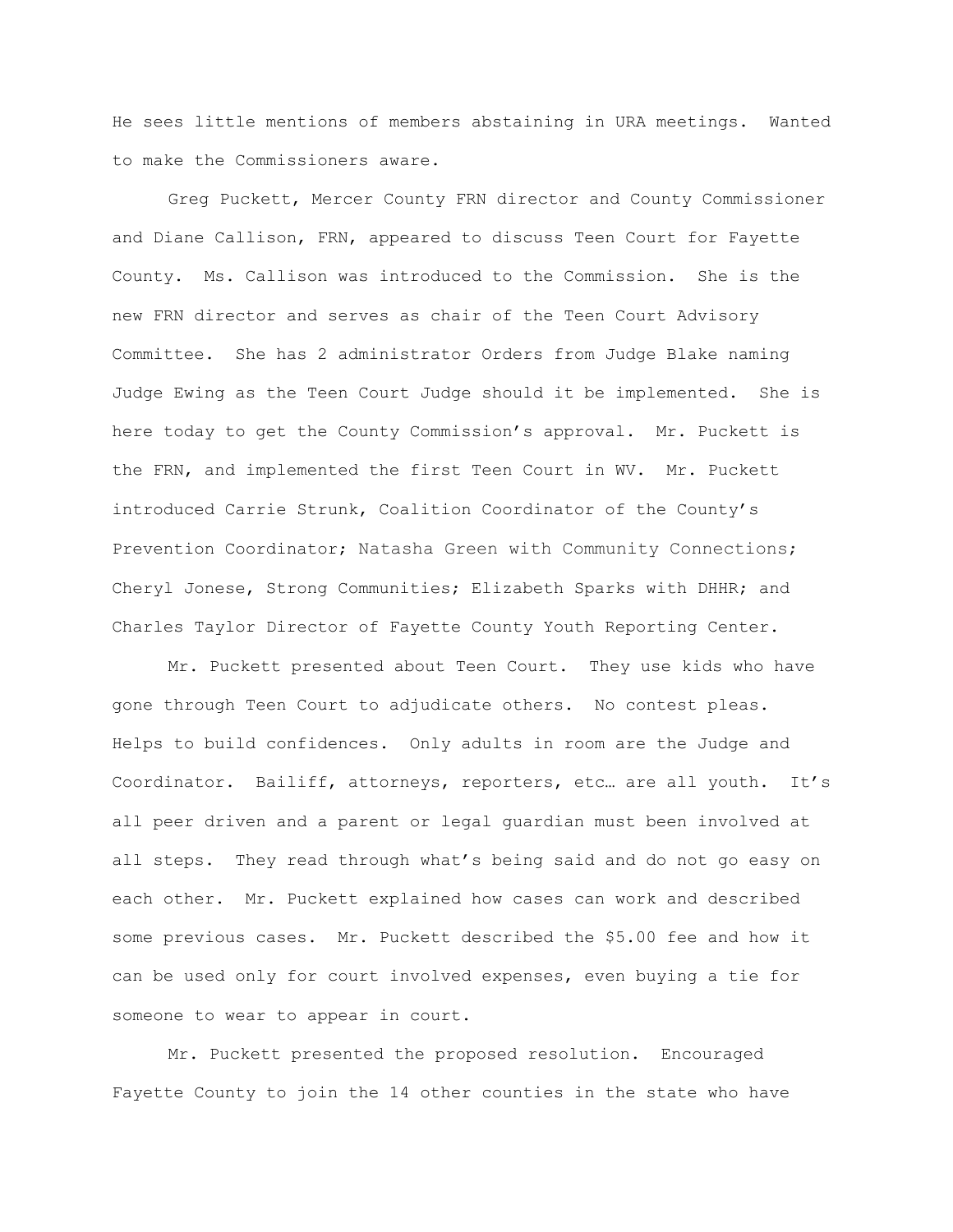He sees little mentions of members abstaining in URA meetings. Wanted to make the Commissioners aware.

Greg Puckett, Mercer County FRN director and County Commissioner and Diane Callison, FRN, appeared to discuss Teen Court for Fayette County. Ms. Callison was introduced to the Commission. She is the new FRN director and serves as chair of the Teen Court Advisory Committee. She has 2 administrator Orders from Judge Blake naming Judge Ewing as the Teen Court Judge should it be implemented. She is here today to get the County Commission's approval. Mr. Puckett is the FRN, and implemented the first Teen Court in WV. Mr. Puckett introduced Carrie Strunk, Coalition Coordinator of the County's Prevention Coordinator; Natasha Green with Community Connections; Cheryl Jonese, Strong Communities; Elizabeth Sparks with DHHR; and Charles Taylor Director of Fayette County Youth Reporting Center.

Mr. Puckett presented about Teen Court. They use kids who have gone through Teen Court to adjudicate others. No contest pleas. Helps to build confidences. Only adults in room are the Judge and Coordinator. Bailiff, attorneys, reporters, etc… are all youth. It's all peer driven and a parent or legal guardian must been involved at all steps. They read through what's being said and do not go easy on each other. Mr. Puckett explained how cases can work and described some previous cases. Mr. Puckett described the $5.00 fee and how it can be used only for court involved expenses, even buying a tie for someone to wear to appear in court.

Mr. Puckett presented the proposed resolution. Encouraged Fayette County to join the 14 other counties in the state who have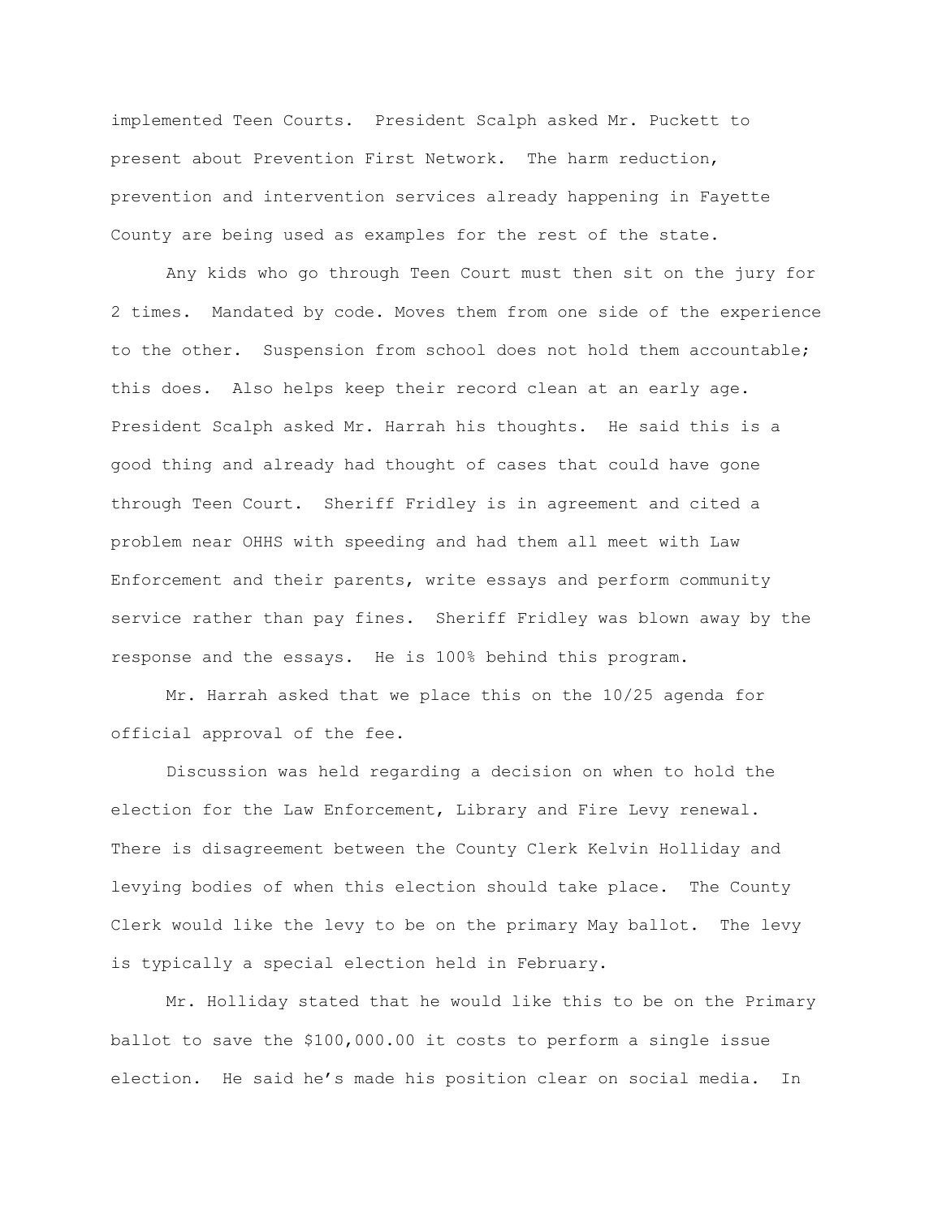implemented Teen Courts. President Scalph asked Mr. Puckett to present about Prevention First Network. The harm reduction, prevention and intervention services already happening in Fayette County are being used as examples for the rest of the state.

Any kids who go through Teen Court must then sit on the jury for 2 times. Mandated by code. Moves them from one side of the experience to the other. Suspension from school does not hold them accountable; this does. Also helps keep their record clean at an early age. President Scalph asked Mr. Harrah his thoughts. He said this is a good thing and already had thought of cases that could have gone through Teen Court. Sheriff Fridley is in agreement and cited a problem near OHHS with speeding and had them all meet with Law Enforcement and their parents, write essays and perform community service rather than pay fines. Sheriff Fridley was blown away by the response and the essays. He is 100% behind this program.

Mr. Harrah asked that we place this on the 10/25 agenda for official approval of the fee.

Discussion was held regarding a decision on when to hold the election for the Law Enforcement, Library and Fire Levy renewal. There is disagreement between the County Clerk Kelvin Holliday and levying bodies of when this election should take place. The County Clerk would like the levy to be on the primary May ballot. The levy is typically a special election held in February.

Mr. Holliday stated that he would like this to be on the Primary ballot to save the $100,000.00 it costs to perform a single issue election. He said he's made his position clear on social media. In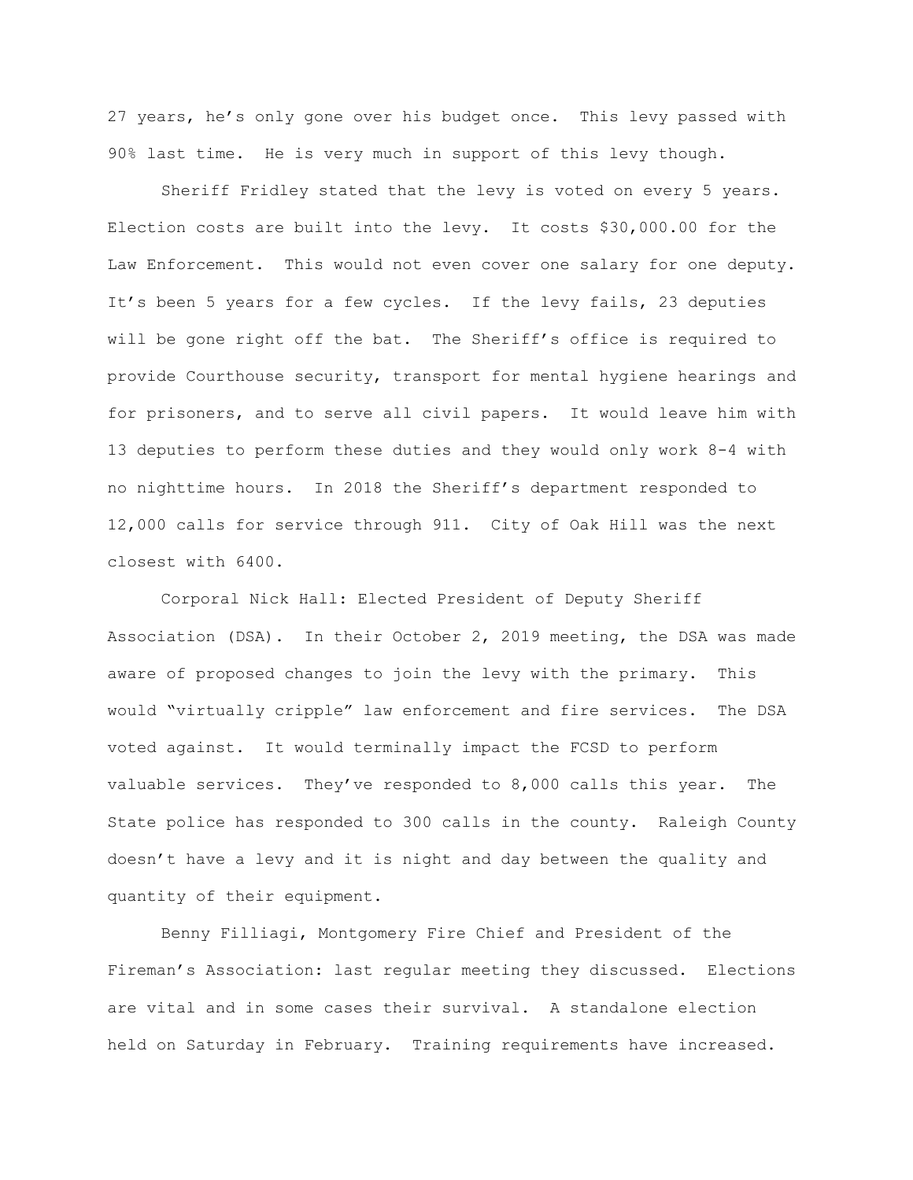27 years, he's only gone over his budget once. This levy passed with 90% last time. He is very much in support of this levy though.

Sheriff Fridley stated that the levy is voted on every 5 years. Election costs are built into the levy. It costs $30,000.00 for the Law Enforcement. This would not even cover one salary for one deputy. It's been 5 years for a few cycles. If the levy fails, 23 deputies will be gone right off the bat. The Sheriff's office is required to provide Courthouse security, transport for mental hygiene hearings and for prisoners, and to serve all civil papers. It would leave him with 13 deputies to perform these duties and they would only work 8-4 with no nighttime hours. In 2018 the Sheriff's department responded to 12,000 calls for service through 911. City of Oak Hill was the next closest with 6400.

Corporal Nick Hall: Elected President of Deputy Sheriff Association (DSA). In their October 2, 2019 meeting, the DSA was made aware of proposed changes to join the levy with the primary. This would "virtually cripple" law enforcement and fire services. The DSA voted against. It would terminally impact the FCSD to perform valuable services. They've responded to 8,000 calls this year. The State police has responded to 300 calls in the county. Raleigh County doesn't have a levy and it is night and day between the quality and quantity of their equipment.

Benny Filliagi, Montgomery Fire Chief and President of the Fireman's Association: last regular meeting they discussed. Elections are vital and in some cases their survival. A standalone election held on Saturday in February. Training requirements have increased.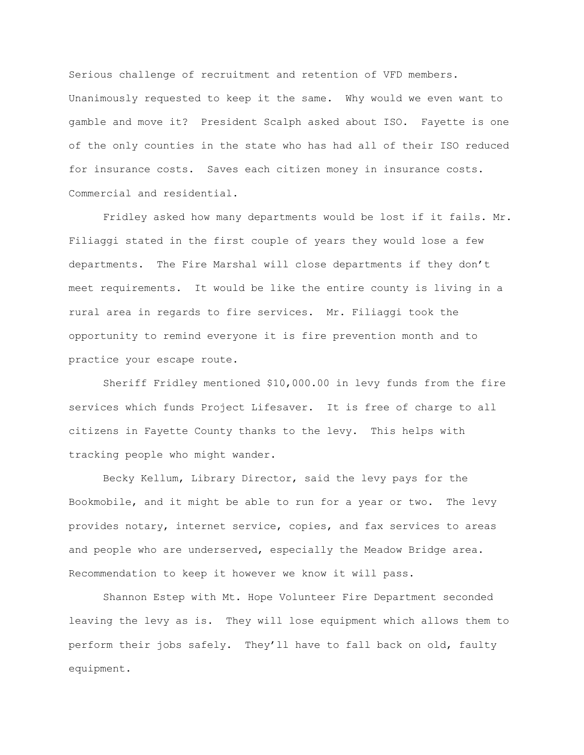Serious challenge of recruitment and retention of VFD members. Unanimously requested to keep it the same. Why would we even want to gamble and move it? President Scalph asked about ISO. Fayette is one of the only counties in the state who has had all of their ISO reduced for insurance costs. Saves each citizen money in insurance costs. Commercial and residential.

Fridley asked how many departments would be lost if it fails. Mr. Filiaggi stated in the first couple of years they would lose a few departments. The Fire Marshal will close departments if they don't meet requirements. It would be like the entire county is living in a rural area in regards to fire services. Mr. Filiaggi took the opportunity to remind everyone it is fire prevention month and to practice your escape route.

Sheriff Fridley mentioned $10,000.00 in levy funds from the fire services which funds Project Lifesaver. It is free of charge to all citizens in Fayette County thanks to the levy. This helps with tracking people who might wander.

Becky Kellum, Library Director, said the levy pays for the Bookmobile, and it might be able to run for a year or two. The levy provides notary, internet service, copies, and fax services to areas and people who are underserved, especially the Meadow Bridge area. Recommendation to keep it however we know it will pass.

Shannon Estep with Mt. Hope Volunteer Fire Department seconded leaving the levy as is. They will lose equipment which allows them to perform their jobs safely. They'll have to fall back on old, faulty equipment.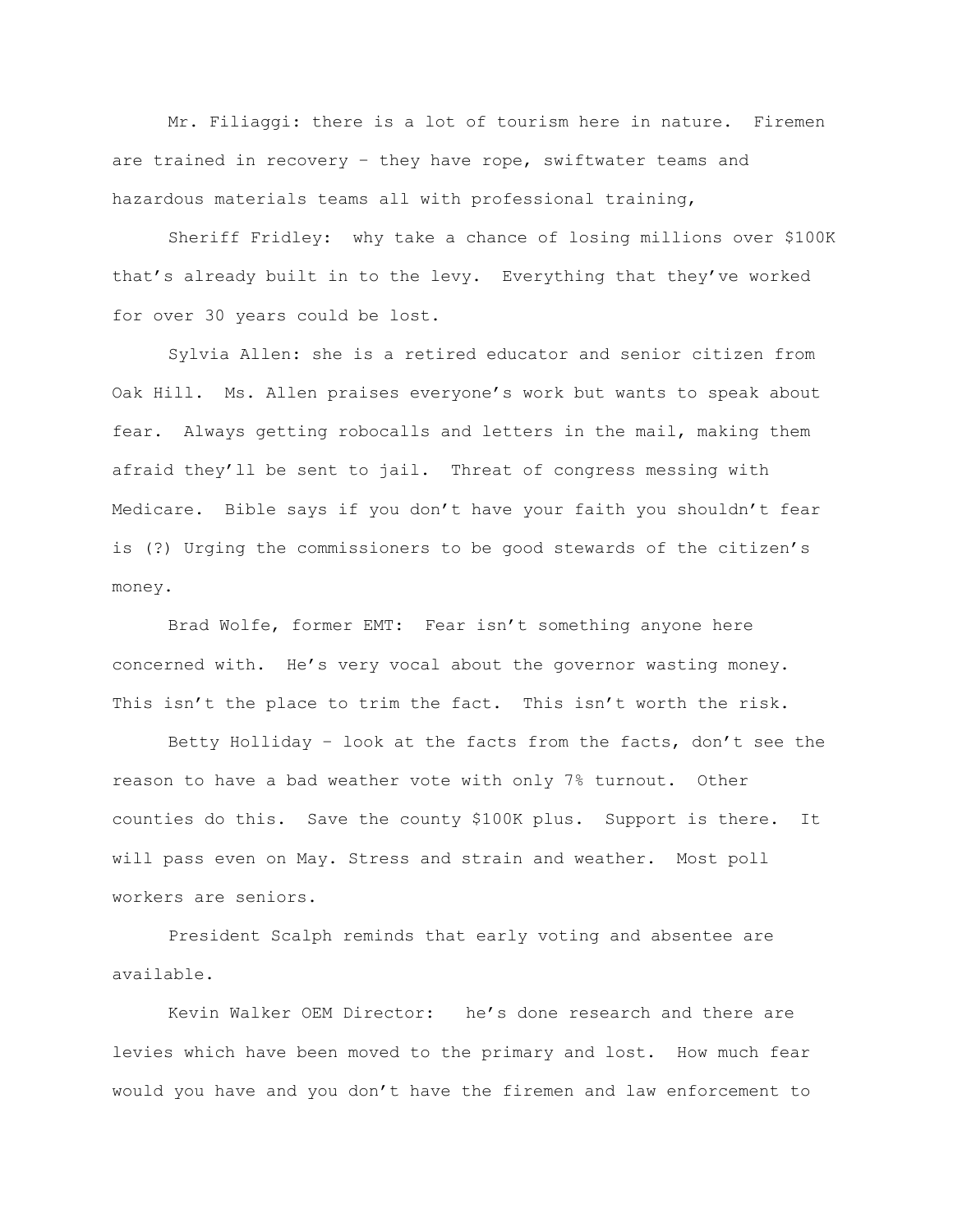Mr. Filiaggi: there is a lot of tourism here in nature. Firemen are trained in recovery – they have rope, swiftwater teams and hazardous materials teams all with professional training,

Sheriff Fridley: why take a chance of losing millions over $100K that's already built in to the levy. Everything that they've worked for over 30 years could be lost.

Sylvia Allen: she is a retired educator and senior citizen from Oak Hill. Ms. Allen praises everyone's work but wants to speak about fear. Always getting robocalls and letters in the mail, making them afraid they'll be sent to jail. Threat of congress messing with Medicare. Bible says if you don't have your faith you shouldn't fear is (?) Urging the commissioners to be good stewards of the citizen's money.

Brad Wolfe, former EMT: Fear isn't something anyone here concerned with. He's very vocal about the governor wasting money. This isn't the place to trim the fact. This isn't worth the risk.

Betty Holliday – look at the facts from the facts, don't see the reason to have a bad weather vote with only 7% turnout. Other counties do this. Save the county $100K plus. Support is there. It will pass even on May. Stress and strain and weather. Most poll workers are seniors.

President Scalph reminds that early voting and absentee are available.

Kevin Walker OEM Director: he's done research and there are levies which have been moved to the primary and lost. How much fear would you have and you don't have the firemen and law enforcement to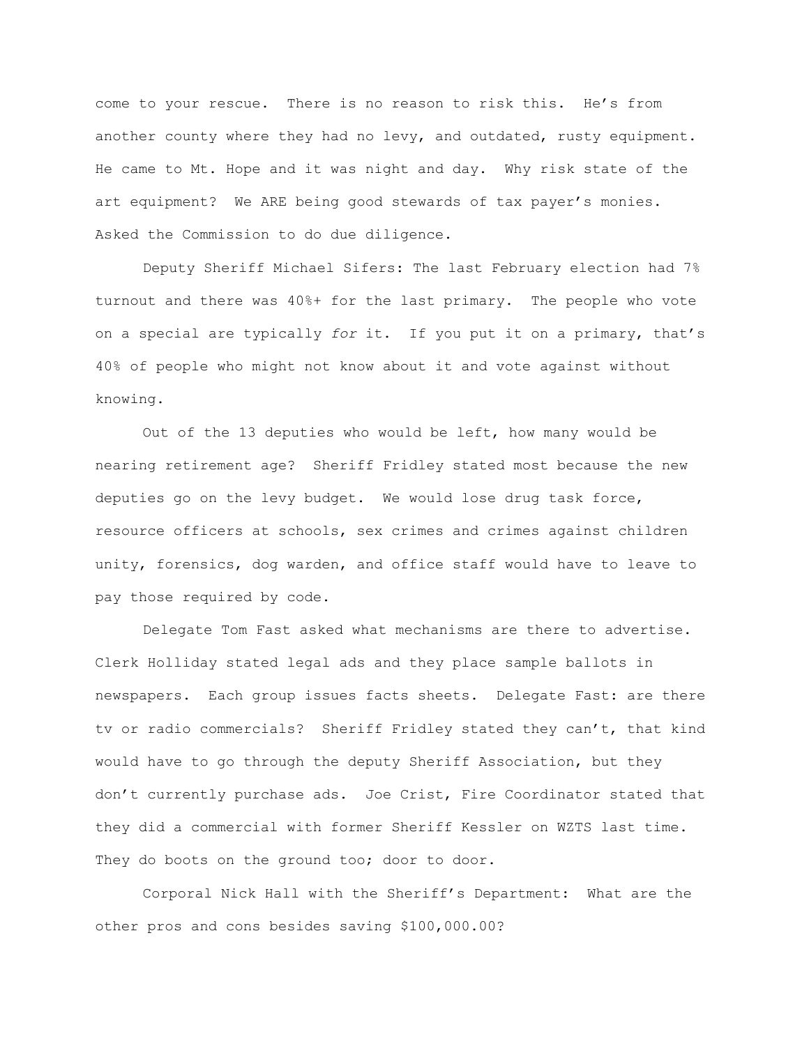come to your rescue. There is no reason to risk this. He's from another county where they had no levy, and outdated, rusty equipment. He came to Mt. Hope and it was night and day. Why risk state of the art equipment? We ARE being good stewards of tax payer's monies. Asked the Commission to do due diligence.

Deputy Sheriff Michael Sifers: The last February election had 7% turnout and there was 40%+ for the last primary. The people who vote on a special are typically *for* it. If you put it on a primary, that's 40% of people who might not know about it and vote against without knowing.

Out of the 13 deputies who would be left, how many would be nearing retirement age? Sheriff Fridley stated most because the new deputies go on the levy budget. We would lose drug task force, resource officers at schools, sex crimes and crimes against children unity, forensics, dog warden, and office staff would have to leave to pay those required by code.

Delegate Tom Fast asked what mechanisms are there to advertise. Clerk Holliday stated legal ads and they place sample ballots in newspapers. Each group issues facts sheets. Delegate Fast: are there tv or radio commercials? Sheriff Fridley stated they can't, that kind would have to go through the deputy Sheriff Association, but they don't currently purchase ads. Joe Crist, Fire Coordinator stated that they did a commercial with former Sheriff Kessler on WZTS last time. They do boots on the ground too; door to door.

Corporal Nick Hall with the Sheriff's Department: What are the other pros and cons besides saving $100,000.00?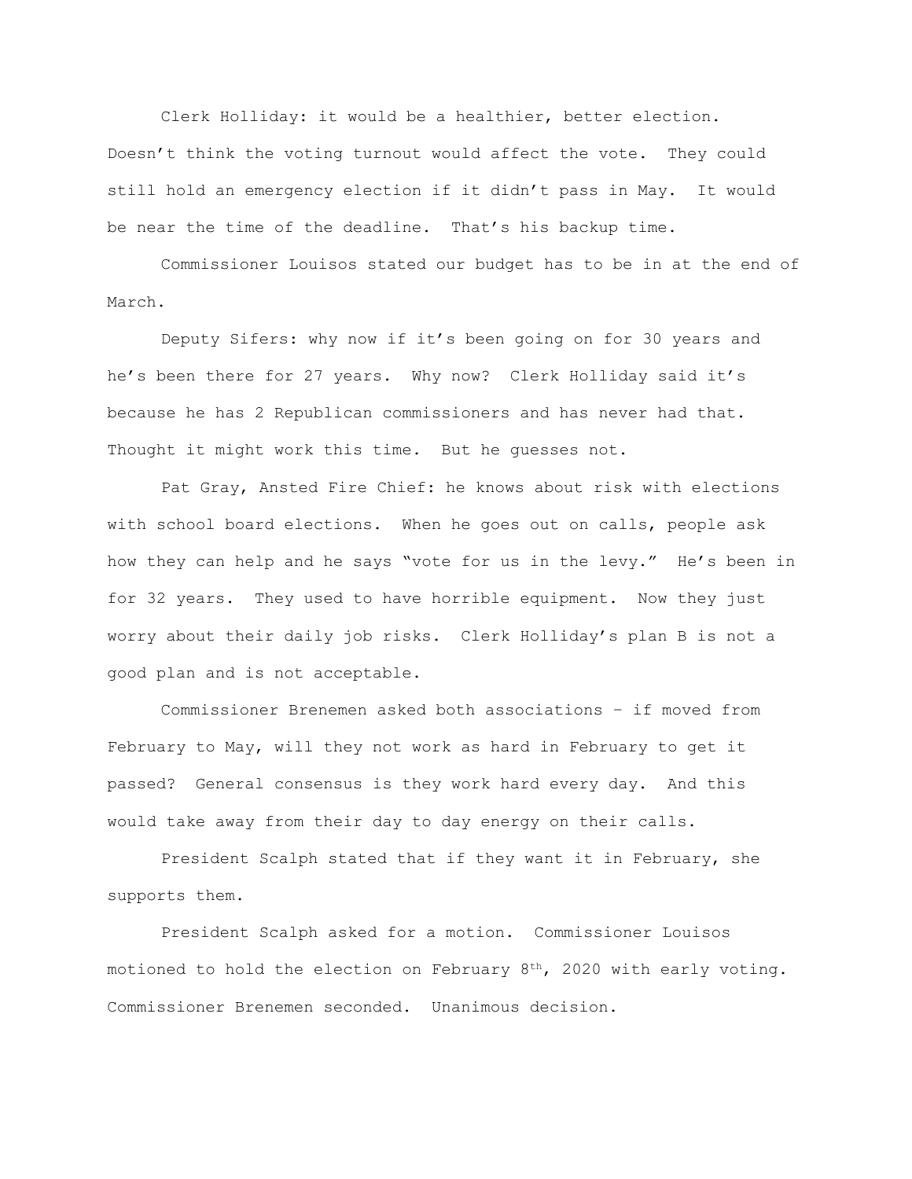Clerk Holliday: it would be a healthier, better election. Doesn't think the voting turnout would affect the vote. They could still hold an emergency election if it didn't pass in May. It would be near the time of the deadline. That's his backup time.

Commissioner Louisos stated our budget has to be in at the end of March.

Deputy Sifers: why now if it's been going on for 30 years and he's been there for 27 years. Why now? Clerk Holliday said it's because he has 2 Republican commissioners and has never had that. Thought it might work this time. But he guesses not.

Pat Gray, Ansted Fire Chief: he knows about risk with elections with school board elections. When he goes out on calls, people ask how they can help and he says "vote for us in the levy." He's been in for 32 years. They used to have horrible equipment. Now they just worry about their daily job risks. Clerk Holliday's plan B is not a good plan and is not acceptable.

Commissioner Brenemen asked both associations – if moved from February to May, will they not work as hard in February to get it passed? General consensus is they work hard every day. And this would take away from their day to day energy on their calls.

President Scalph stated that if they want it in February, she supports them.

President Scalph asked for a motion. Commissioner Louisos motioned to hold the election on February 8th, 2020 with early voting. Commissioner Brenemen seconded. Unanimous decision.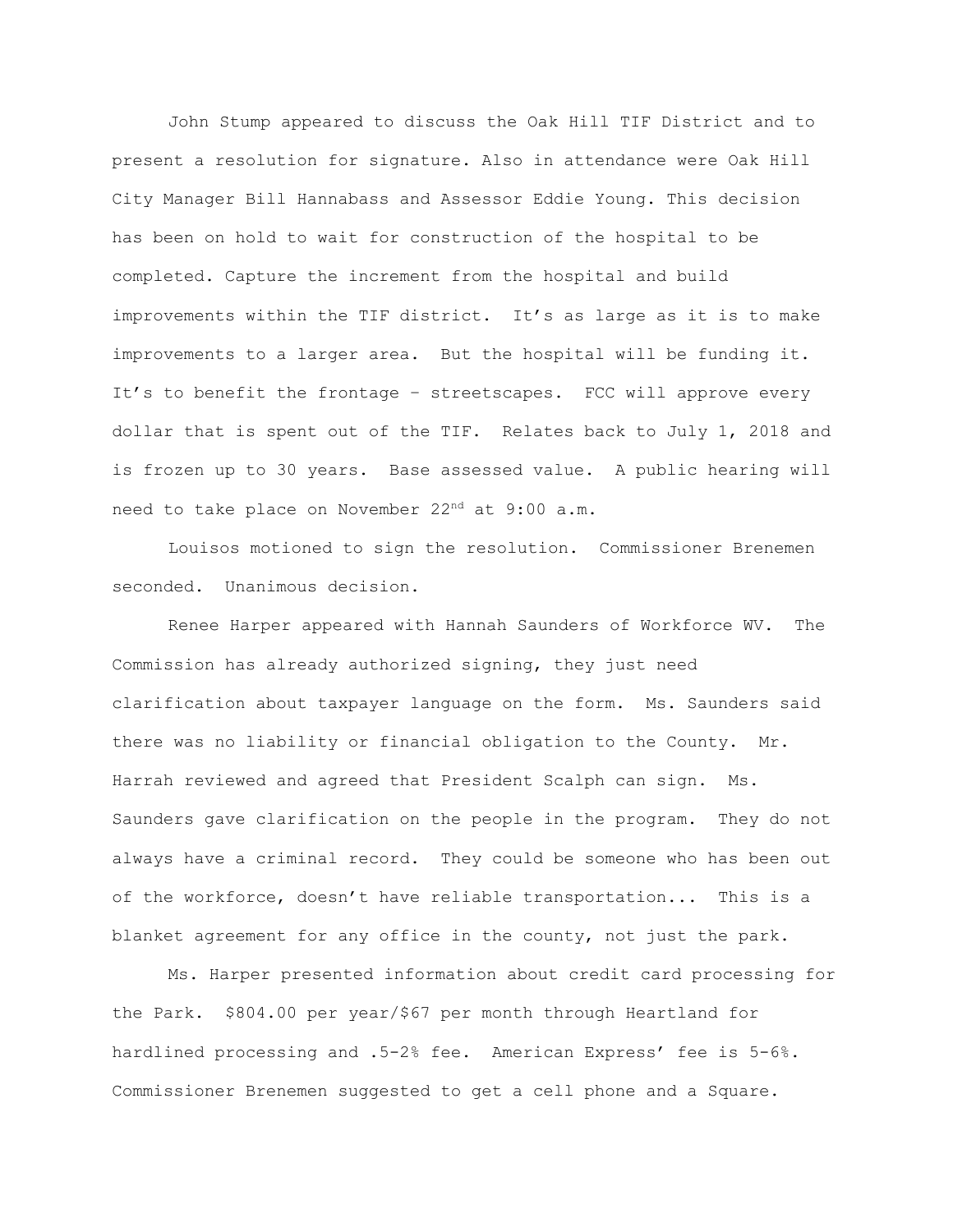John Stump appeared to discuss the Oak Hill TIF District and to present a resolution for signature. Also in attendance were Oak Hill City Manager Bill Hannabass and Assessor Eddie Young. This decision has been on hold to wait for construction of the hospital to be completed. Capture the increment from the hospital and build improvements within the TIF district. It's as large as it is to make improvements to a larger area. But the hospital will be funding it. It's to benefit the frontage – streetscapes. FCC will approve every dollar that is spent out of the TIF. Relates back to July 1, 2018 and is frozen up to 30 years. Base assessed value. A public hearing will need to take place on November 22nd at 9:00 a.m.

Louisos motioned to sign the resolution. Commissioner Brenemen seconded. Unanimous decision.

Renee Harper appeared with Hannah Saunders of Workforce WV. The Commission has already authorized signing, they just need clarification about taxpayer language on the form. Ms. Saunders said there was no liability or financial obligation to the County. Mr. Harrah reviewed and agreed that President Scalph can sign. Ms. Saunders gave clarification on the people in the program. They do not always have a criminal record. They could be someone who has been out of the workforce, doesn't have reliable transportation... This is a blanket agreement for any office in the county, not just the park.

Ms. Harper presented information about credit card processing for the Park. $804.00 per year/$67 per month through Heartland for hardlined processing and .5-2% fee. American Express' fee is 5-6%. Commissioner Brenemen suggested to get a cell phone and a Square.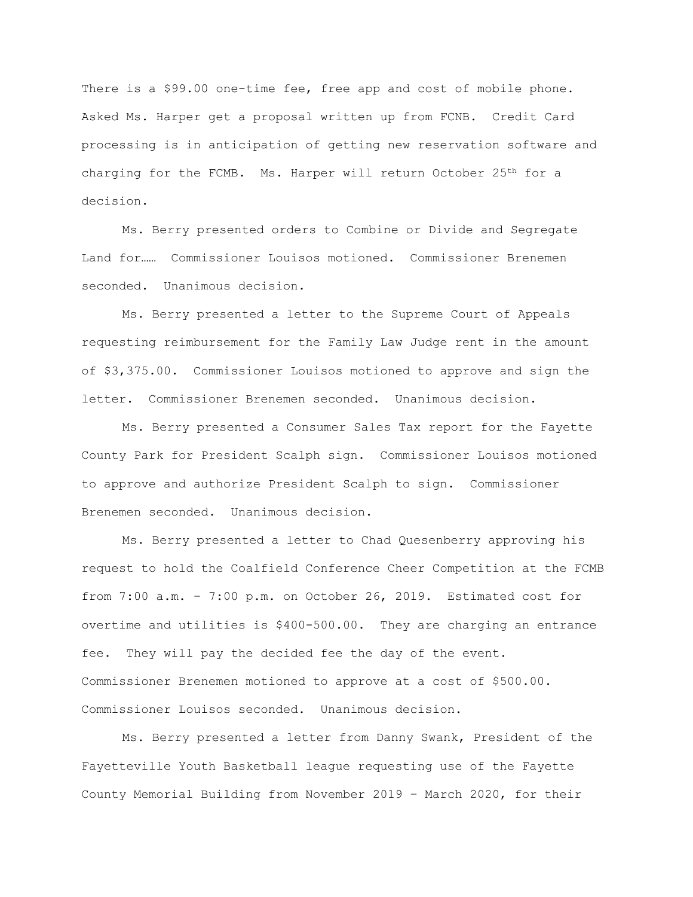There is a $99.00 one-time fee, free app and cost of mobile phone. Asked Ms. Harper get a proposal written up from FCNB. Credit Card processing is in anticipation of getting new reservation software and charging for the FCMB. Ms. Harper will return October 25th for a decision.

Ms. Berry presented orders to Combine or Divide and Segregate Land for…… Commissioner Louisos motioned. Commissioner Brenemen seconded. Unanimous decision.

Ms. Berry presented a letter to the Supreme Court of Appeals requesting reimbursement for the Family Law Judge rent in the amount of $3,375.00. Commissioner Louisos motioned to approve and sign the letter. Commissioner Brenemen seconded. Unanimous decision.

Ms. Berry presented a Consumer Sales Tax report for the Fayette County Park for President Scalph sign. Commissioner Louisos motioned to approve and authorize President Scalph to sign. Commissioner Brenemen seconded. Unanimous decision.

Ms. Berry presented a letter to Chad Quesenberry approving his request to hold the Coalfield Conference Cheer Competition at the FCMB from 7:00 a.m. – 7:00 p.m. on October 26, 2019. Estimated cost for overtime and utilities is $400-500.00. They are charging an entrance fee. They will pay the decided fee the day of the event. Commissioner Brenemen motioned to approve at a cost of $500.00. Commissioner Louisos seconded. Unanimous decision.

Ms. Berry presented a letter from Danny Swank, President of the Fayetteville Youth Basketball league requesting use of the Fayette County Memorial Building from November 2019 – March 2020, for their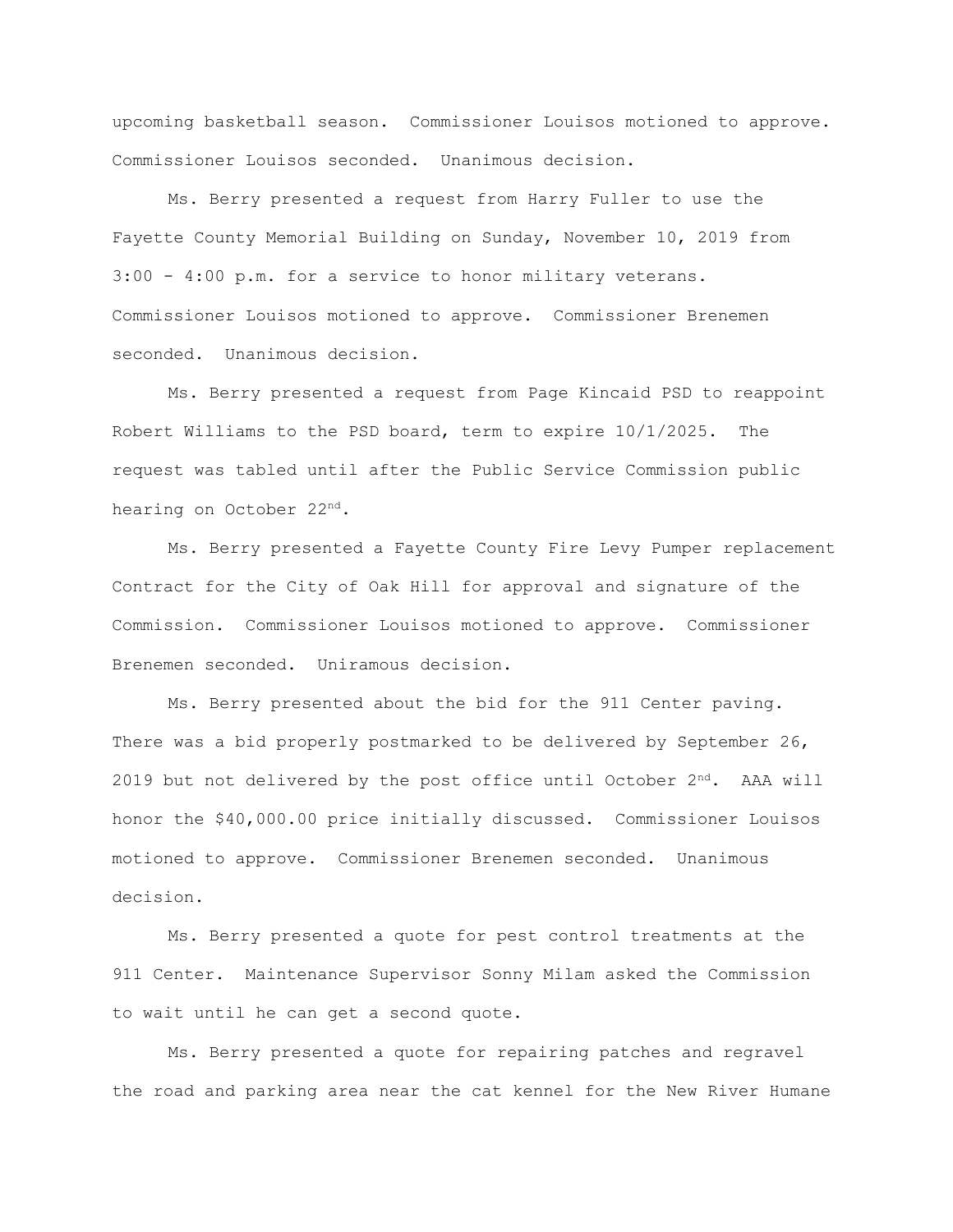upcoming basketball season. Commissioner Louisos motioned to approve. Commissioner Louisos seconded. Unanimous decision.

Ms. Berry presented a request from Harry Fuller to use the Fayette County Memorial Building on Sunday, November 10, 2019 from 3:00 - 4:00 p.m. for a service to honor military veterans. Commissioner Louisos motioned to approve. Commissioner Brenemen seconded. Unanimous decision.

Ms. Berry presented a request from Page Kincaid PSD to reappoint Robert Williams to the PSD board, term to expire 10/1/2025. The request was tabled until after the Public Service Commission public hearing on October 22nd.

Ms. Berry presented a Fayette County Fire Levy Pumper replacement Contract for the City of Oak Hill for approval and signature of the Commission. Commissioner Louisos motioned to approve. Commissioner Brenemen seconded. Uniramous decision.

Ms. Berry presented about the bid for the 911 Center paving. There was a bid properly postmarked to be delivered by September 26, 2019 but not delivered by the post office until October 2nd. AAA will honor the $40,000.00 price initially discussed. Commissioner Louisos motioned to approve. Commissioner Brenemen seconded. Unanimous decision.

Ms. Berry presented a quote for pest control treatments at the 911 Center. Maintenance Supervisor Sonny Milam asked the Commission to wait until he can get a second quote.

Ms. Berry presented a quote for repairing patches and regravel the road and parking area near the cat kennel for the New River Humane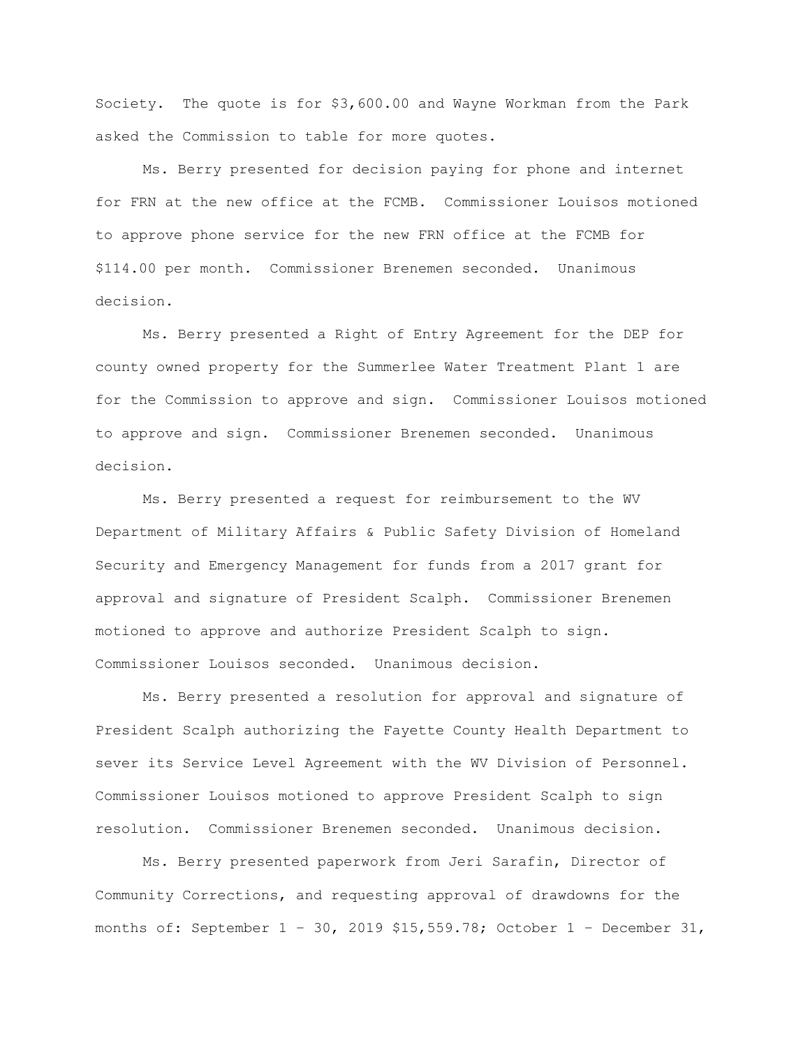Society. The quote is for $3,600.00 and Wayne Workman from the Park asked the Commission to table for more quotes.

Ms. Berry presented for decision paying for phone and internet for FRN at the new office at the FCMB. Commissioner Louisos motioned to approve phone service for the new FRN office at the FCMB for $114.00 per month. Commissioner Brenemen seconded. Unanimous decision.

Ms. Berry presented a Right of Entry Agreement for the DEP for county owned property for the Summerlee Water Treatment Plant 1 are for the Commission to approve and sign. Commissioner Louisos motioned to approve and sign. Commissioner Brenemen seconded. Unanimous decision.

Ms. Berry presented a request for reimbursement to the WV Department of Military Affairs & Public Safety Division of Homeland Security and Emergency Management for funds from a 2017 grant for approval and signature of President Scalph. Commissioner Brenemen motioned to approve and authorize President Scalph to sign. Commissioner Louisos seconded. Unanimous decision.

Ms. Berry presented a resolution for approval and signature of President Scalph authorizing the Fayette County Health Department to sever its Service Level Agreement with the WV Division of Personnel. Commissioner Louisos motioned to approve President Scalph to sign resolution. Commissioner Brenemen seconded. Unanimous decision.

Ms. Berry presented paperwork from Jeri Sarafin, Director of Community Corrections, and requesting approval of drawdowns for the months of: September 1 – 30, 2019 $15,559.78; October 1 – December 31,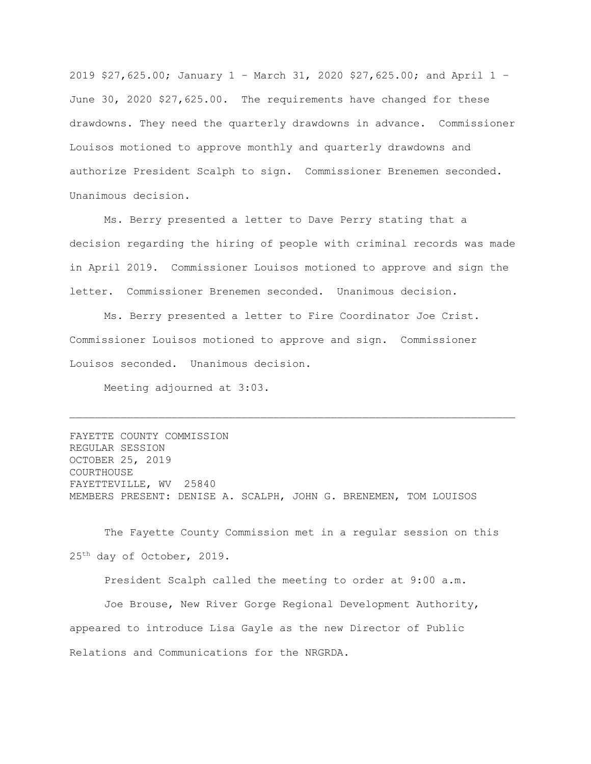2019 $27,625.00; January 1 – March 31, 2020 $27,625.00; and April 1 – June 30, 2020 $27,625.00. The requirements have changed for these drawdowns. They need the quarterly drawdowns in advance. Commissioner Louisos motioned to approve monthly and quarterly drawdowns and authorize President Scalph to sign. Commissioner Brenemen seconded. Unanimous decision.

Ms. Berry presented a letter to Dave Perry stating that a decision regarding the hiring of people with criminal records was made in April 2019. Commissioner Louisos motioned to approve and sign the letter. Commissioner Brenemen seconded. Unanimous decision.

Ms. Berry presented a letter to Fire Coordinator Joe Crist. Commissioner Louisos motioned to approve and sign. Commissioner Louisos seconded. Unanimous decision.

Meeting adjourned at 3:03.

---

FAYETTE COUNTY COMMISSION
REGULAR SESSION
OCTOBER 25, 2019
COURTHOUSE
FAYETTEVILLE, WV 25840
MEMBERS PRESENT: DENISE A. SCALPH, JOHN G. BRENEMEN, TOM LOUISOS

The Fayette County Commission met in a regular session on this 25th day of October, 2019.

President Scalph called the meeting to order at 9:00 a.m.

Joe Brouse, New River Gorge Regional Development Authority, appeared to introduce Lisa Gayle as the new Director of Public Relations and Communications for the NRGRDA.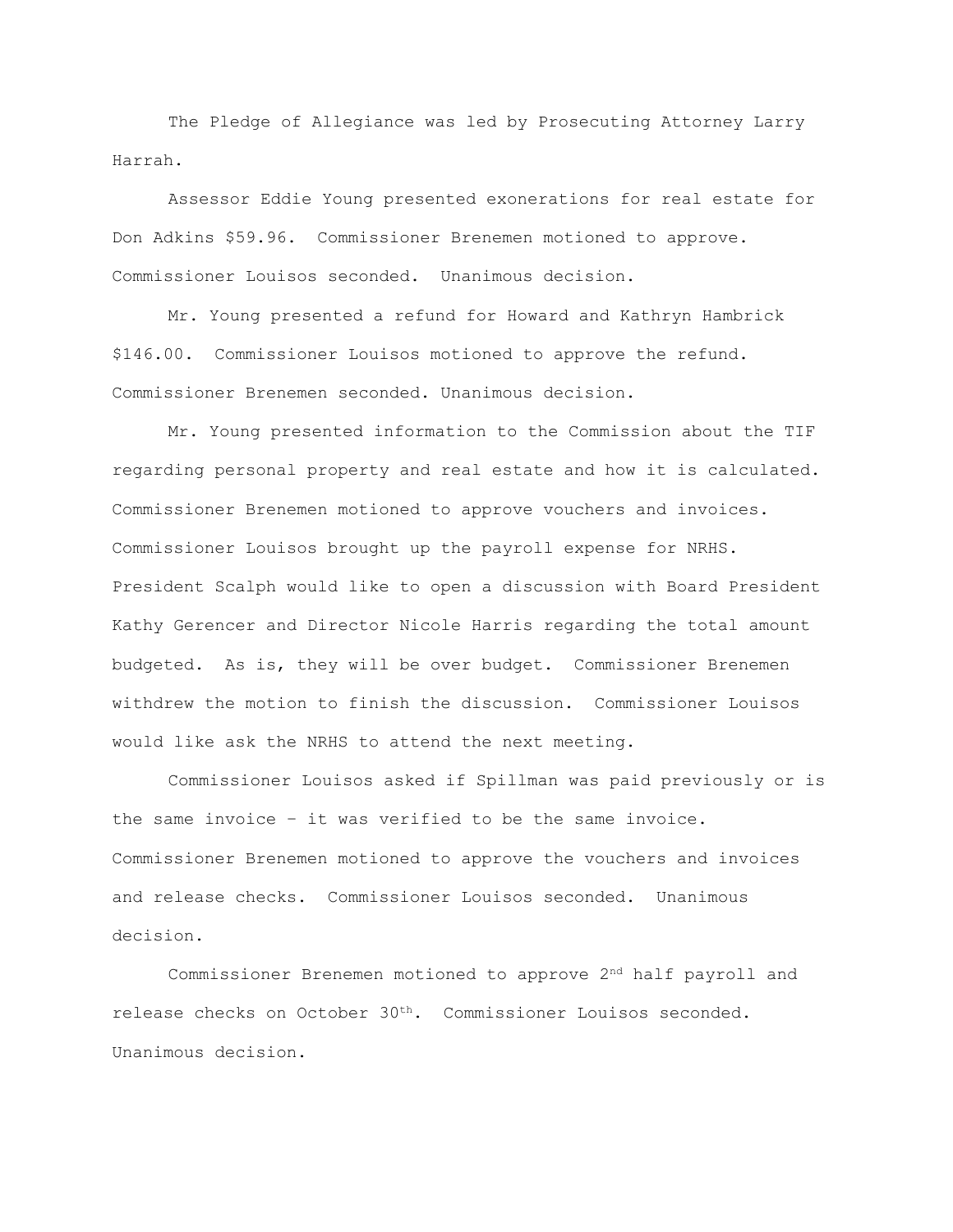The Pledge of Allegiance was led by Prosecuting Attorney Larry Harrah.

Assessor Eddie Young presented exonerations for real estate for Don Adkins $59.96. Commissioner Brenemen motioned to approve. Commissioner Louisos seconded. Unanimous decision.

Mr. Young presented a refund for Howard and Kathryn Hambrick $146.00. Commissioner Louisos motioned to approve the refund. Commissioner Brenemen seconded. Unanimous decision.

Mr. Young presented information to the Commission about the TIF regarding personal property and real estate and how it is calculated. Commissioner Brenemen motioned to approve vouchers and invoices. Commissioner Louisos brought up the payroll expense for NRHS. President Scalph would like to open a discussion with Board President Kathy Gerencer and Director Nicole Harris regarding the total amount budgeted. As is, they will be over budget. Commissioner Brenemen withdrew the motion to finish the discussion. Commissioner Louisos would like ask the NRHS to attend the next meeting.

Commissioner Louisos asked if Spillman was paid previously or is the same invoice – it was verified to be the same invoice. Commissioner Brenemen motioned to approve the vouchers and invoices and release checks. Commissioner Louisos seconded. Unanimous decision.

Commissioner Brenemen motioned to approve 2nd half payroll and release checks on October 30th. Commissioner Louisos seconded. Unanimous decision.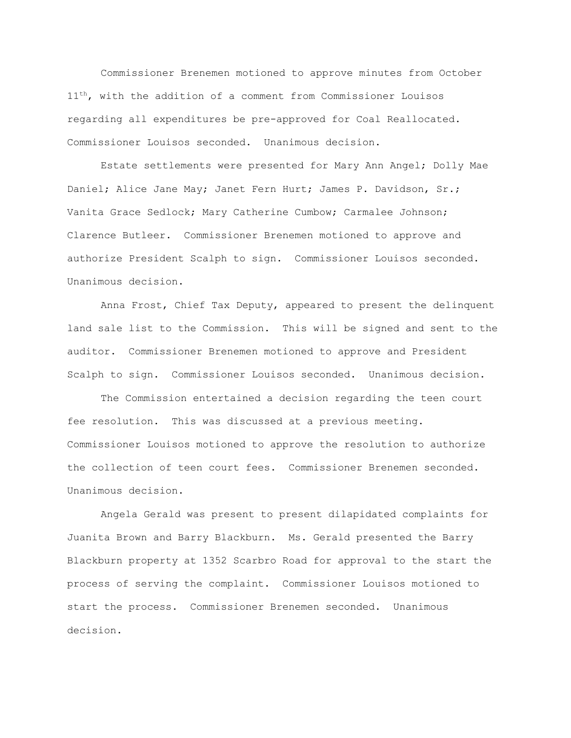Commissioner Brenemen motioned to approve minutes from October 11th, with the addition of a comment from Commissioner Louisos regarding all expenditures be pre-approved for Coal Reallocated. Commissioner Louisos seconded. Unanimous decision.

Estate settlements were presented for Mary Ann Angel; Dolly Mae Daniel; Alice Jane May; Janet Fern Hurt; James P. Davidson, Sr.; Vanita Grace Sedlock; Mary Catherine Cumbow; Carmalee Johnson; Clarence Butleer. Commissioner Brenemen motioned to approve and authorize President Scalph to sign. Commissioner Louisos seconded. Unanimous decision.

Anna Frost, Chief Tax Deputy, appeared to present the delinquent land sale list to the Commission. This will be signed and sent to the auditor. Commissioner Brenemen motioned to approve and President Scalph to sign. Commissioner Louisos seconded. Unanimous decision.

The Commission entertained a decision regarding the teen court fee resolution. This was discussed at a previous meeting. Commissioner Louisos motioned to approve the resolution to authorize the collection of teen court fees. Commissioner Brenemen seconded. Unanimous decision.

Angela Gerald was present to present dilapidated complaints for Juanita Brown and Barry Blackburn. Ms. Gerald presented the Barry Blackburn property at 1352 Scarbro Road for approval to the start the process of serving the complaint. Commissioner Louisos motioned to start the process. Commissioner Brenemen seconded. Unanimous decision.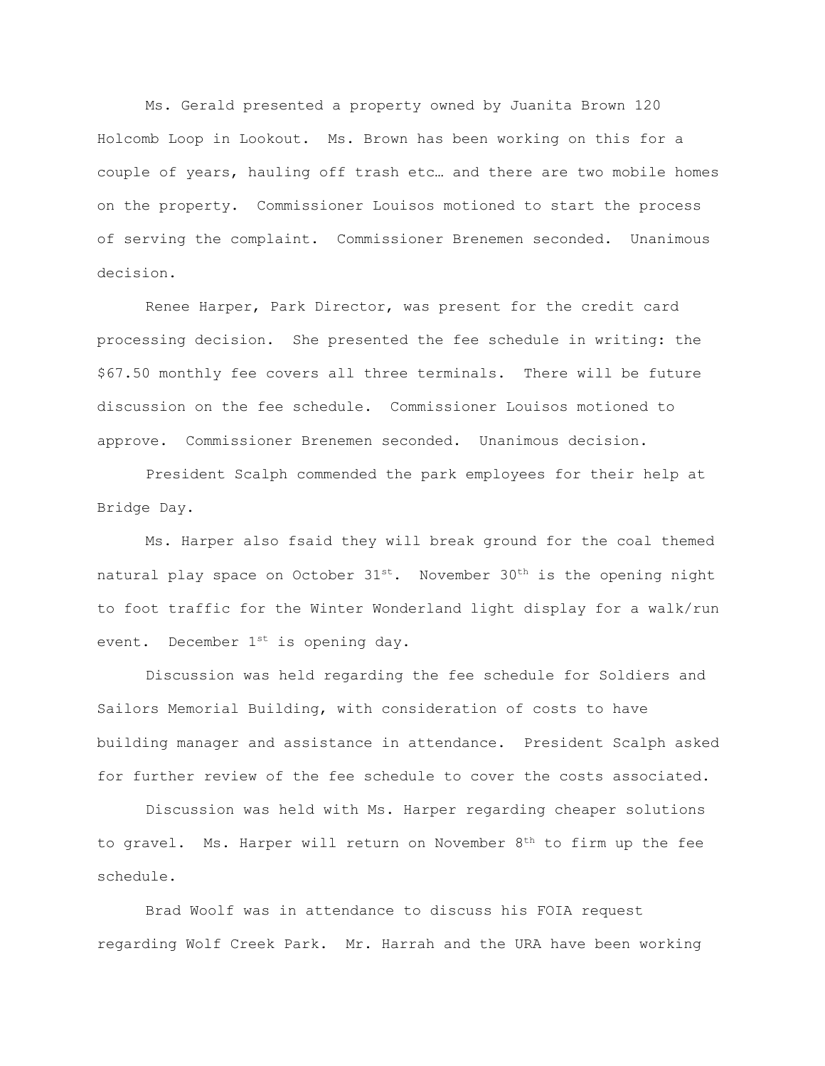Ms. Gerald presented a property owned by Juanita Brown 120 Holcomb Loop in Lookout. Ms. Brown has been working on this for a couple of years, hauling off trash etc… and there are two mobile homes on the property. Commissioner Louisos motioned to start the process of serving the complaint. Commissioner Brenemen seconded. Unanimous decision.

Renee Harper, Park Director, was present for the credit card processing decision. She presented the fee schedule in writing: the $67.50 monthly fee covers all three terminals. There will be future discussion on the fee schedule. Commissioner Louisos motioned to approve. Commissioner Brenemen seconded. Unanimous decision.

President Scalph commended the park employees for their help at Bridge Day.

Ms. Harper also fsaid they will break ground for the coal themed natural play space on October 31st. November 30th is the opening night to foot traffic for the Winter Wonderland light display for a walk/run event. December 1st is opening day.

Discussion was held regarding the fee schedule for Soldiers and Sailors Memorial Building, with consideration of costs to have building manager and assistance in attendance. President Scalph asked for further review of the fee schedule to cover the costs associated.

Discussion was held with Ms. Harper regarding cheaper solutions to gravel. Ms. Harper will return on November 8th to firm up the fee schedule.

Brad Woolf was in attendance to discuss his FOIA request regarding Wolf Creek Park. Mr. Harrah and the URA have been working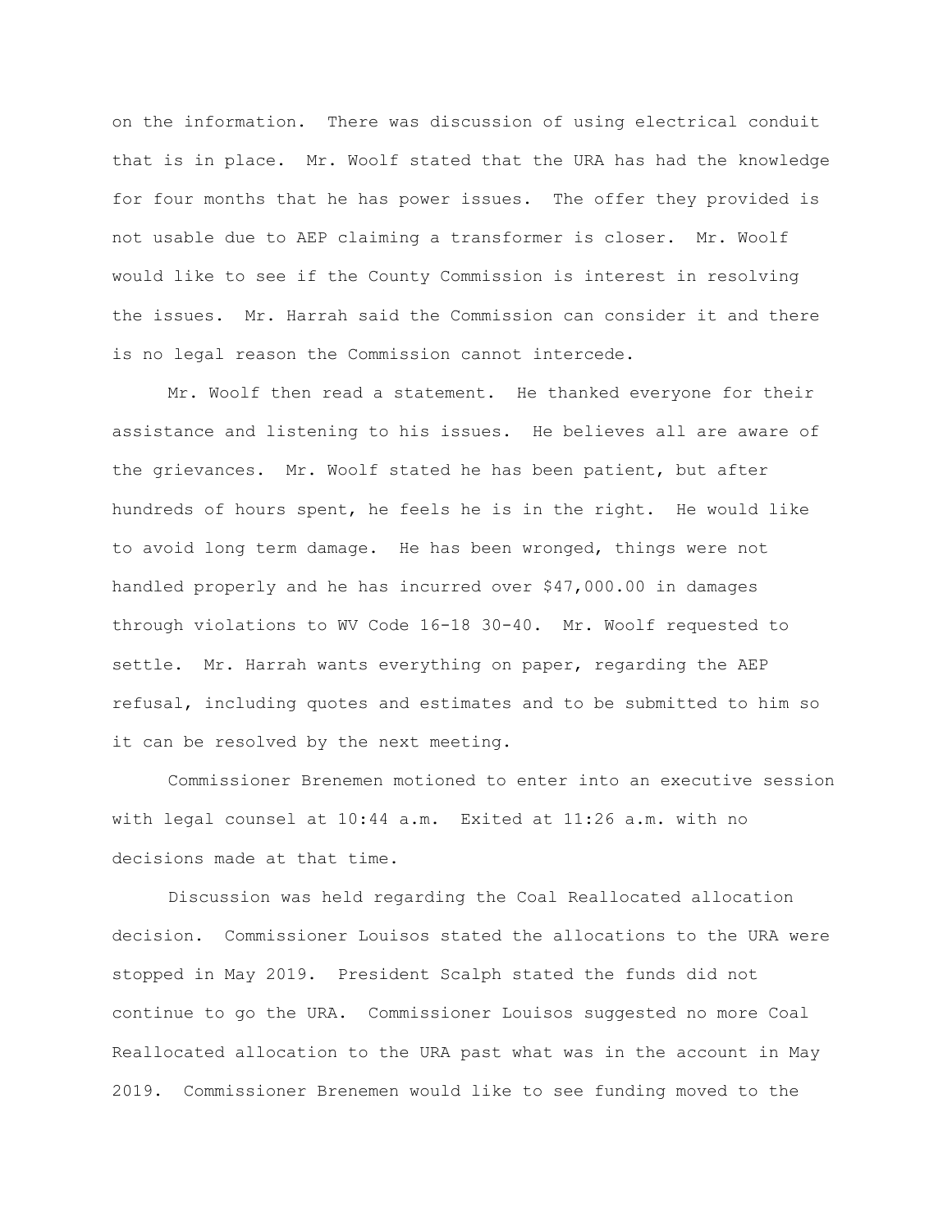on the information. There was discussion of using electrical conduit that is in place. Mr. Woolf stated that the URA has had the knowledge for four months that he has power issues. The offer they provided is not usable due to AEP claiming a transformer is closer. Mr. Woolf would like to see if the County Commission is interest in resolving the issues. Mr. Harrah said the Commission can consider it and there is no legal reason the Commission cannot intercede.

Mr. Woolf then read a statement. He thanked everyone for their assistance and listening to his issues. He believes all are aware of the grievances. Mr. Woolf stated he has been patient, but after hundreds of hours spent, he feels he is in the right. He would like to avoid long term damage. He has been wronged, things were not handled properly and he has incurred over $47,000.00 in damages through violations to WV Code 16-18 30-40. Mr. Woolf requested to settle. Mr. Harrah wants everything on paper, regarding the AEP refusal, including quotes and estimates and to be submitted to him so it can be resolved by the next meeting.

Commissioner Brenemen motioned to enter into an executive session with legal counsel at 10:44 a.m. Exited at 11:26 a.m. with no decisions made at that time.

Discussion was held regarding the Coal Reallocated allocation decision. Commissioner Louisos stated the allocations to the URA were stopped in May 2019. President Scalph stated the funds did not continue to go the URA. Commissioner Louisos suggested no more Coal Reallocated allocation to the URA past what was in the account in May 2019. Commissioner Brenemen would like to see funding moved to the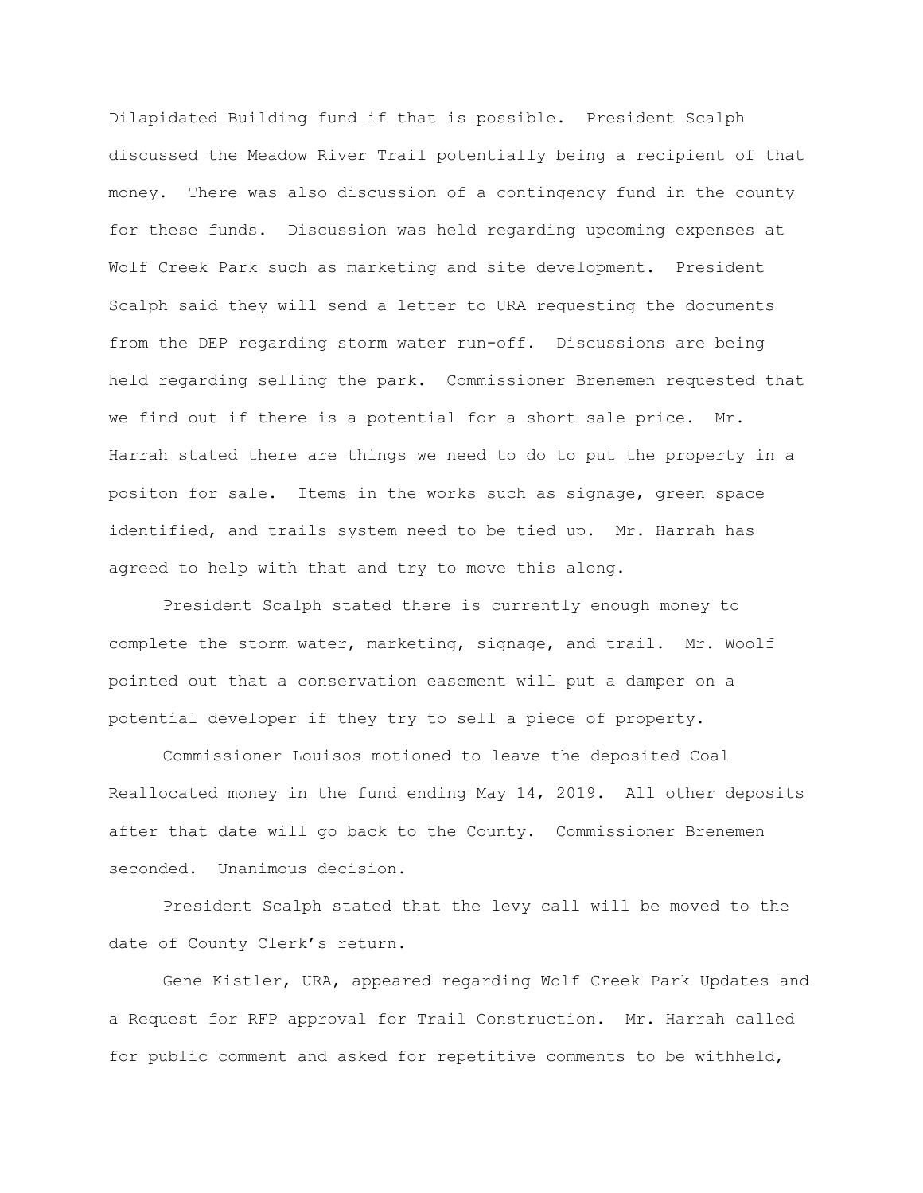Dilapidated Building fund if that is possible. President Scalph discussed the Meadow River Trail potentially being a recipient of that money. There was also discussion of a contingency fund in the county for these funds. Discussion was held regarding upcoming expenses at Wolf Creek Park such as marketing and site development. President Scalph said they will send a letter to URA requesting the documents from the DEP regarding storm water run-off. Discussions are being held regarding selling the park. Commissioner Brenemen requested that we find out if there is a potential for a short sale price. Mr. Harrah stated there are things we need to do to put the property in a positon for sale. Items in the works such as signage, green space identified, and trails system need to be tied up. Mr. Harrah has agreed to help with that and try to move this along.

President Scalph stated there is currently enough money to complete the storm water, marketing, signage, and trail. Mr. Woolf pointed out that a conservation easement will put a damper on a potential developer if they try to sell a piece of property.

Commissioner Louisos motioned to leave the deposited Coal Reallocated money in the fund ending May 14, 2019. All other deposits after that date will go back to the County. Commissioner Brenemen seconded. Unanimous decision.

President Scalph stated that the levy call will be moved to the date of County Clerk's return.

Gene Kistler, URA, appeared regarding Wolf Creek Park Updates and a Request for RFP approval for Trail Construction. Mr. Harrah called for public comment and asked for repetitive comments to be withheld,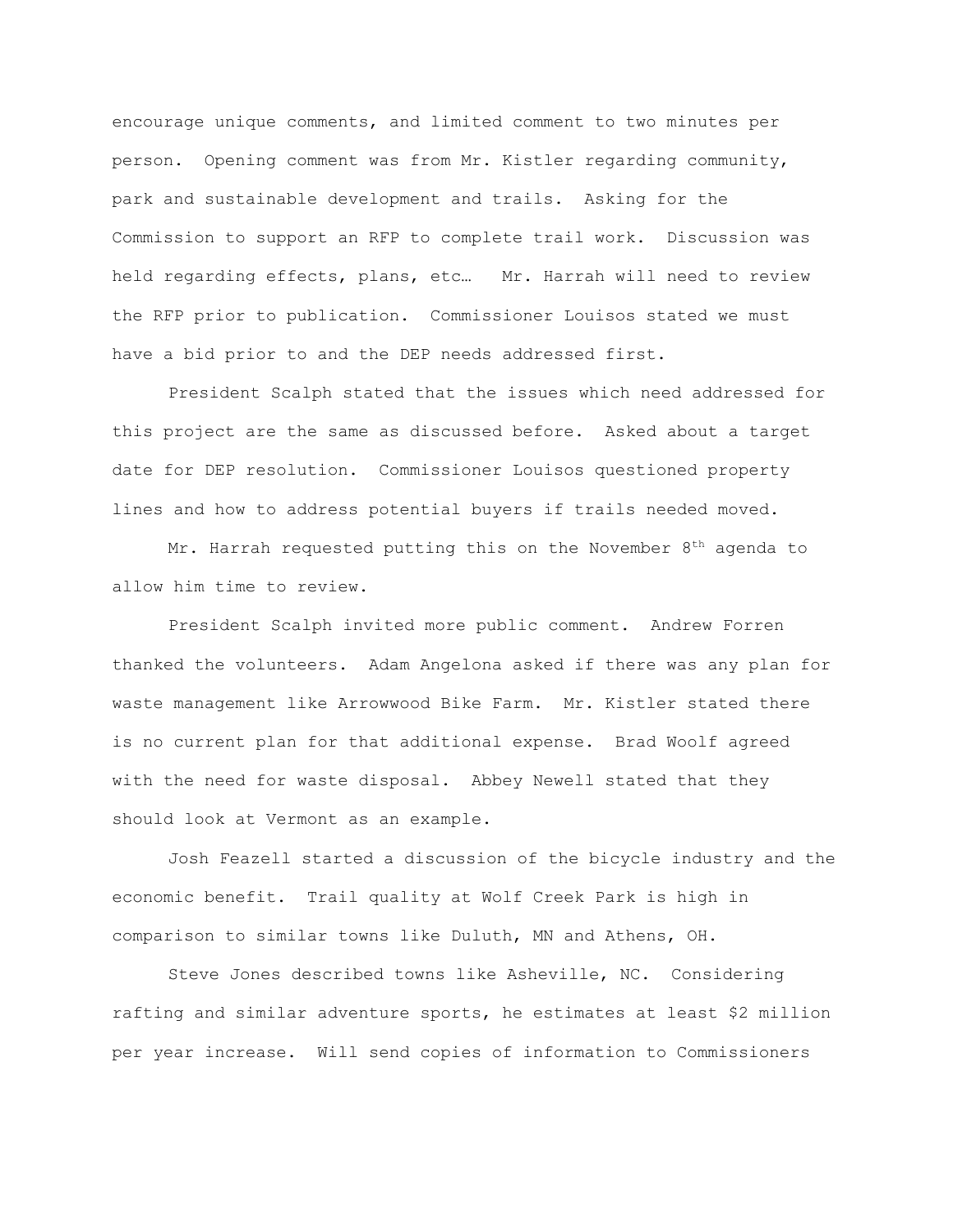encourage unique comments, and limited comment to two minutes per person. Opening comment was from Mr. Kistler regarding community, park and sustainable development and trails. Asking for the Commission to support an RFP to complete trail work. Discussion was held regarding effects, plans, etc… Mr. Harrah will need to review the RFP prior to publication. Commissioner Louisos stated we must have a bid prior to and the DEP needs addressed first.

President Scalph stated that the issues which need addressed for this project are the same as discussed before. Asked about a target date for DEP resolution. Commissioner Louisos questioned property lines and how to address potential buyers if trails needed moved.

Mr. Harrah requested putting this on the November 8th agenda to allow him time to review.

President Scalph invited more public comment. Andrew Forren thanked the volunteers. Adam Angelona asked if there was any plan for waste management like Arrowwood Bike Farm. Mr. Kistler stated there is no current plan for that additional expense. Brad Woolf agreed with the need for waste disposal. Abbey Newell stated that they should look at Vermont as an example.

Josh Feazell started a discussion of the bicycle industry and the economic benefit. Trail quality at Wolf Creek Park is high in comparison to similar towns like Duluth, MN and Athens, OH.

Steve Jones described towns like Asheville, NC. Considering rafting and similar adventure sports, he estimates at least $2 million per year increase. Will send copies of information to Commissioners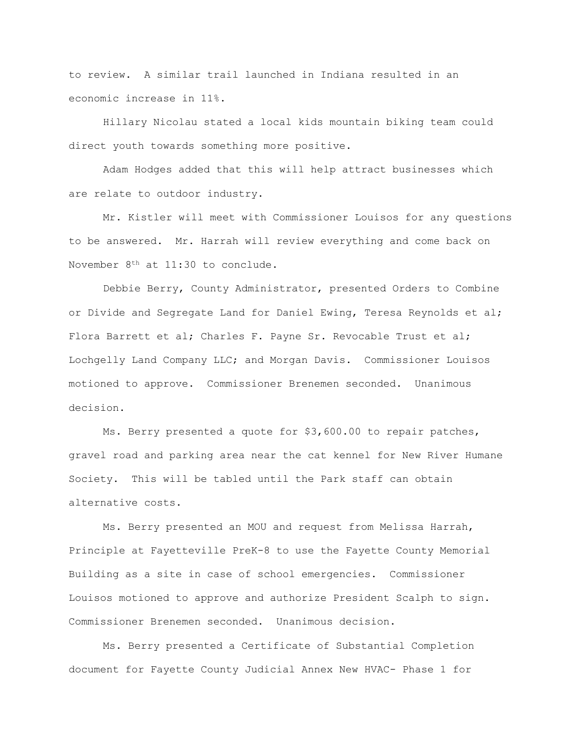to review. A similar trail launched in Indiana resulted in an economic increase in 11%.

Hillary Nicolau stated a local kids mountain biking team could direct youth towards something more positive.

Adam Hodges added that this will help attract businesses which are relate to outdoor industry.

Mr. Kistler will meet with Commissioner Louisos for any questions to be answered. Mr. Harrah will review everything and come back on November 8th at 11:30 to conclude.

Debbie Berry, County Administrator, presented Orders to Combine or Divide and Segregate Land for Daniel Ewing, Teresa Reynolds et al; Flora Barrett et al; Charles F. Payne Sr. Revocable Trust et al; Lochgelly Land Company LLC; and Morgan Davis. Commissioner Louisos motioned to approve. Commissioner Brenemen seconded. Unanimous decision.

Ms. Berry presented a quote for $3,600.00 to repair patches, gravel road and parking area near the cat kennel for New River Humane Society. This will be tabled until the Park staff can obtain alternative costs.

Ms. Berry presented an MOU and request from Melissa Harrah, Principle at Fayetteville PreK-8 to use the Fayette County Memorial Building as a site in case of school emergencies. Commissioner Louisos motioned to approve and authorize President Scalph to sign. Commissioner Brenemen seconded. Unanimous decision.

Ms. Berry presented a Certificate of Substantial Completion document for Fayette County Judicial Annex New HVAC- Phase 1 for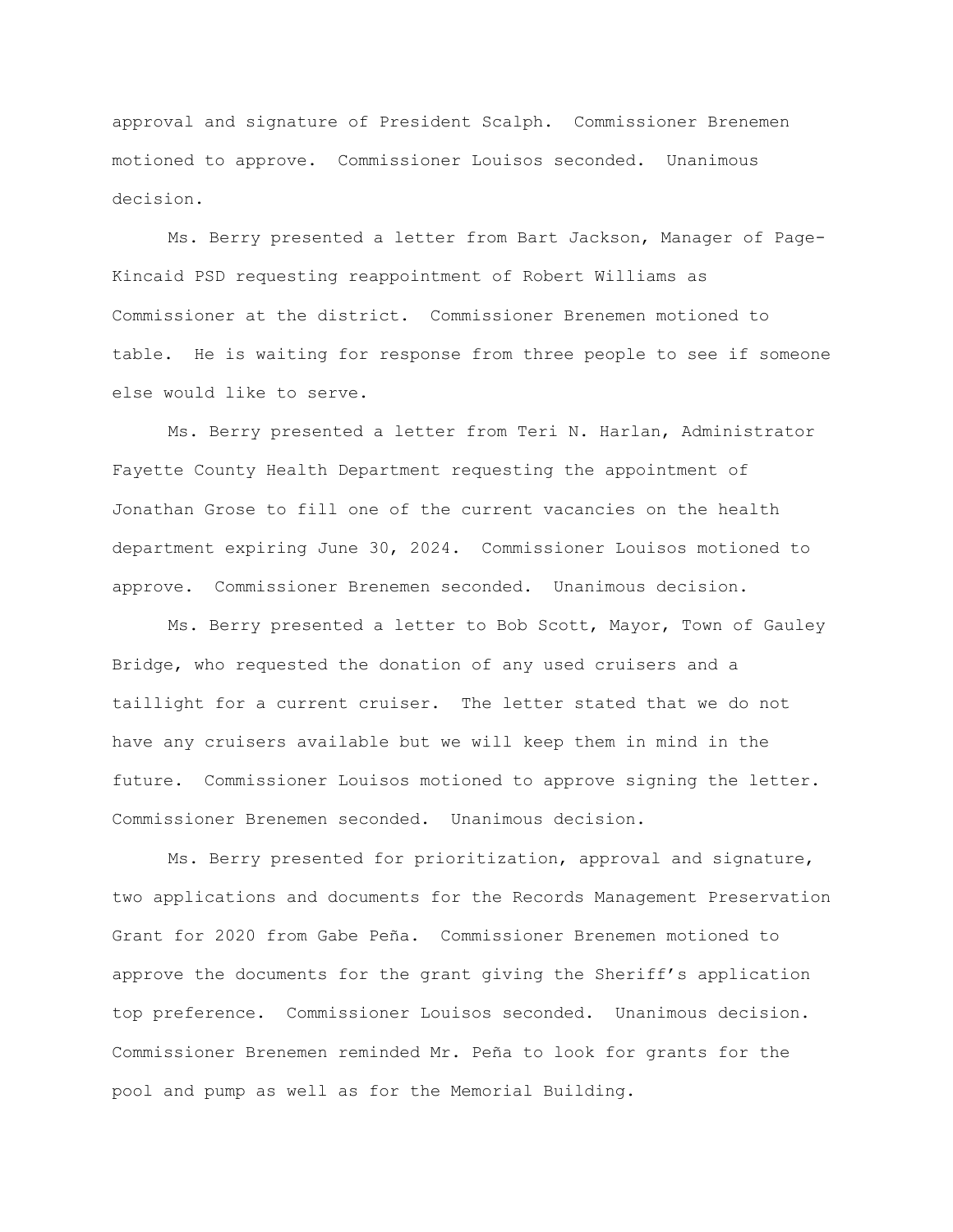approval and signature of President Scalph. Commissioner Brenemen motioned to approve. Commissioner Louisos seconded. Unanimous decision.

Ms. Berry presented a letter from Bart Jackson, Manager of Page-Kincaid PSD requesting reappointment of Robert Williams as Commissioner at the district. Commissioner Brenemen motioned to table. He is waiting for response from three people to see if someone else would like to serve.

Ms. Berry presented a letter from Teri N. Harlan, Administrator Fayette County Health Department requesting the appointment of Jonathan Grose to fill one of the current vacancies on the health department expiring June 30, 2024. Commissioner Louisos motioned to approve. Commissioner Brenemen seconded. Unanimous decision.

Ms. Berry presented a letter to Bob Scott, Mayor, Town of Gauley Bridge, who requested the donation of any used cruisers and a taillight for a current cruiser. The letter stated that we do not have any cruisers available but we will keep them in mind in the future. Commissioner Louisos motioned to approve signing the letter. Commissioner Brenemen seconded. Unanimous decision.

Ms. Berry presented for prioritization, approval and signature, two applications and documents for the Records Management Preservation Grant for 2020 from Gabe Peña. Commissioner Brenemen motioned to approve the documents for the grant giving the Sheriff's application top preference. Commissioner Louisos seconded. Unanimous decision. Commissioner Brenemen reminded Mr. Peña to look for grants for the pool and pump as well as for the Memorial Building.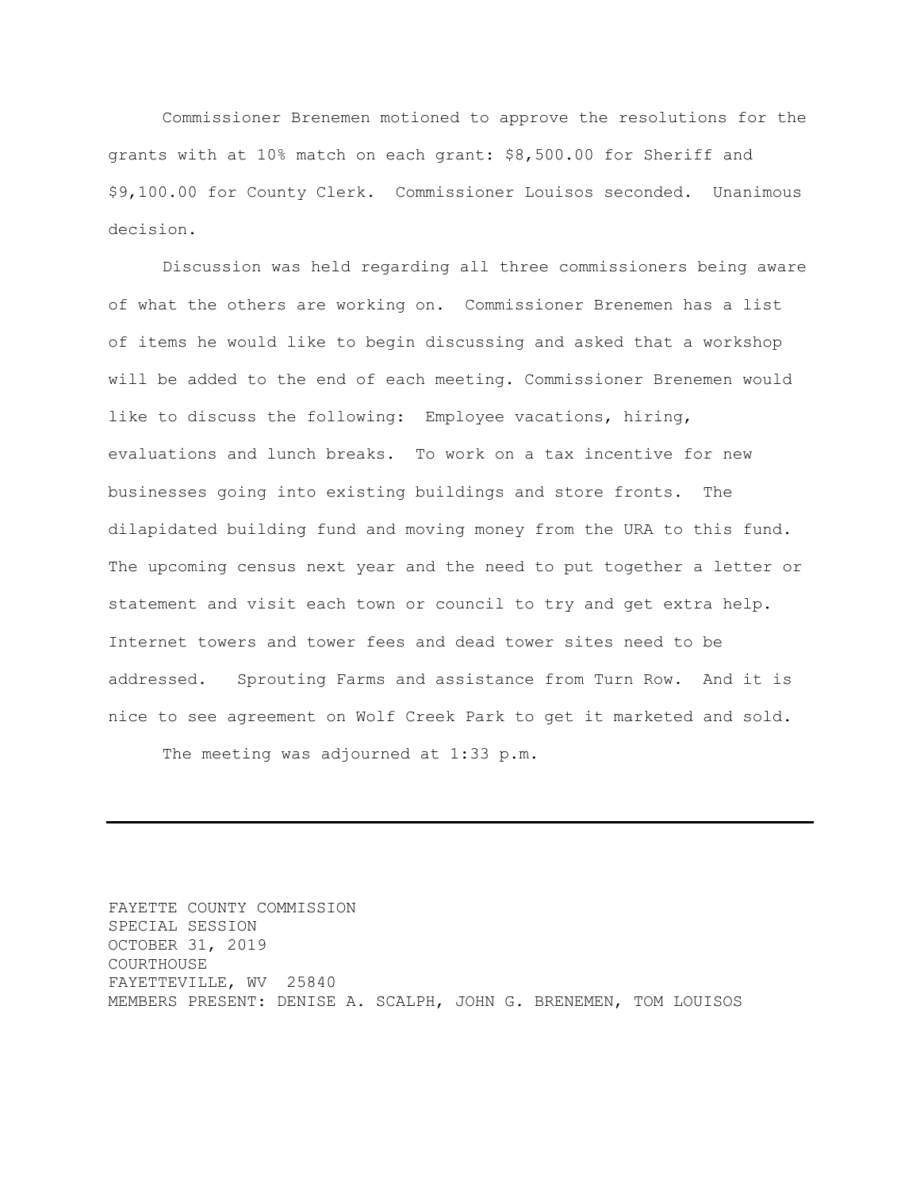Commissioner Brenemen motioned to approve the resolutions for the grants with at 10% match on each grant: $8,500.00 for Sheriff and $9,100.00 for County Clerk. Commissioner Louisos seconded. Unanimous decision.

Discussion was held regarding all three commissioners being aware of what the others are working on. Commissioner Brenemen has a list of items he would like to begin discussing and asked that a workshop will be added to the end of each meeting. Commissioner Brenemen would like to discuss the following: Employee vacations, hiring, evaluations and lunch breaks. To work on a tax incentive for new businesses going into existing buildings and store fronts. The dilapidated building fund and moving money from the URA to this fund. The upcoming census next year and the need to put together a letter or statement and visit each town or council to try and get extra help. Internet towers and tower fees and dead tower sites need to be addressed. Sprouting Farms and assistance from Turn Row. And it is nice to see agreement on Wolf Creek Park to get it marketed and sold.

The meeting was adjourned at 1:33 p.m.

---

FAYETTE COUNTY COMMISSION
SPECIAL SESSION
OCTOBER 31, 2019
COURTHOUSE
FAYETTEVILLE, WV 25840
MEMBERS PRESENT: DENISE A. SCALPH, JOHN G. BRENEMEN, TOM LOUISOS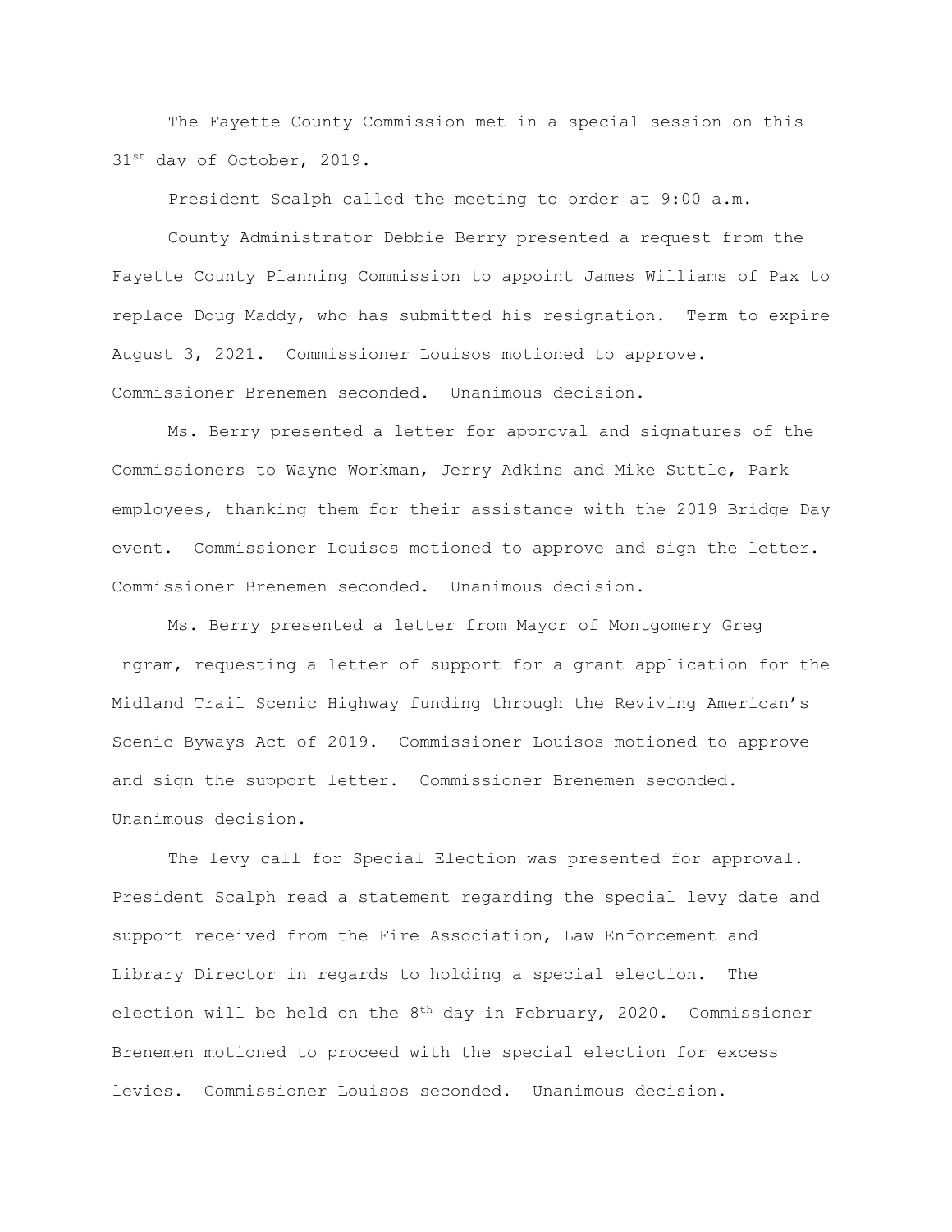The Fayette County Commission met in a special session on this 31st day of October, 2019.

President Scalph called the meeting to order at 9:00 a.m.

County Administrator Debbie Berry presented a request from the Fayette County Planning Commission to appoint James Williams of Pax to replace Doug Maddy, who has submitted his resignation. Term to expire August 3, 2021. Commissioner Louisos motioned to approve. Commissioner Brenemen seconded. Unanimous decision.

Ms. Berry presented a letter for approval and signatures of the Commissioners to Wayne Workman, Jerry Adkins and Mike Suttle, Park employees, thanking them for their assistance with the 2019 Bridge Day event. Commissioner Louisos motioned to approve and sign the letter. Commissioner Brenemen seconded. Unanimous decision.

Ms. Berry presented a letter from Mayor of Montgomery Greg Ingram, requesting a letter of support for a grant application for the Midland Trail Scenic Highway funding through the Reviving American's Scenic Byways Act of 2019. Commissioner Louisos motioned to approve and sign the support letter. Commissioner Brenemen seconded. Unanimous decision.

The levy call for Special Election was presented for approval. President Scalph read a statement regarding the special levy date and support received from the Fire Association, Law Enforcement and Library Director in regards to holding a special election. The election will be held on the 8th day in February, 2020. Commissioner Brenemen motioned to proceed with the special election for excess levies. Commissioner Louisos seconded. Unanimous decision.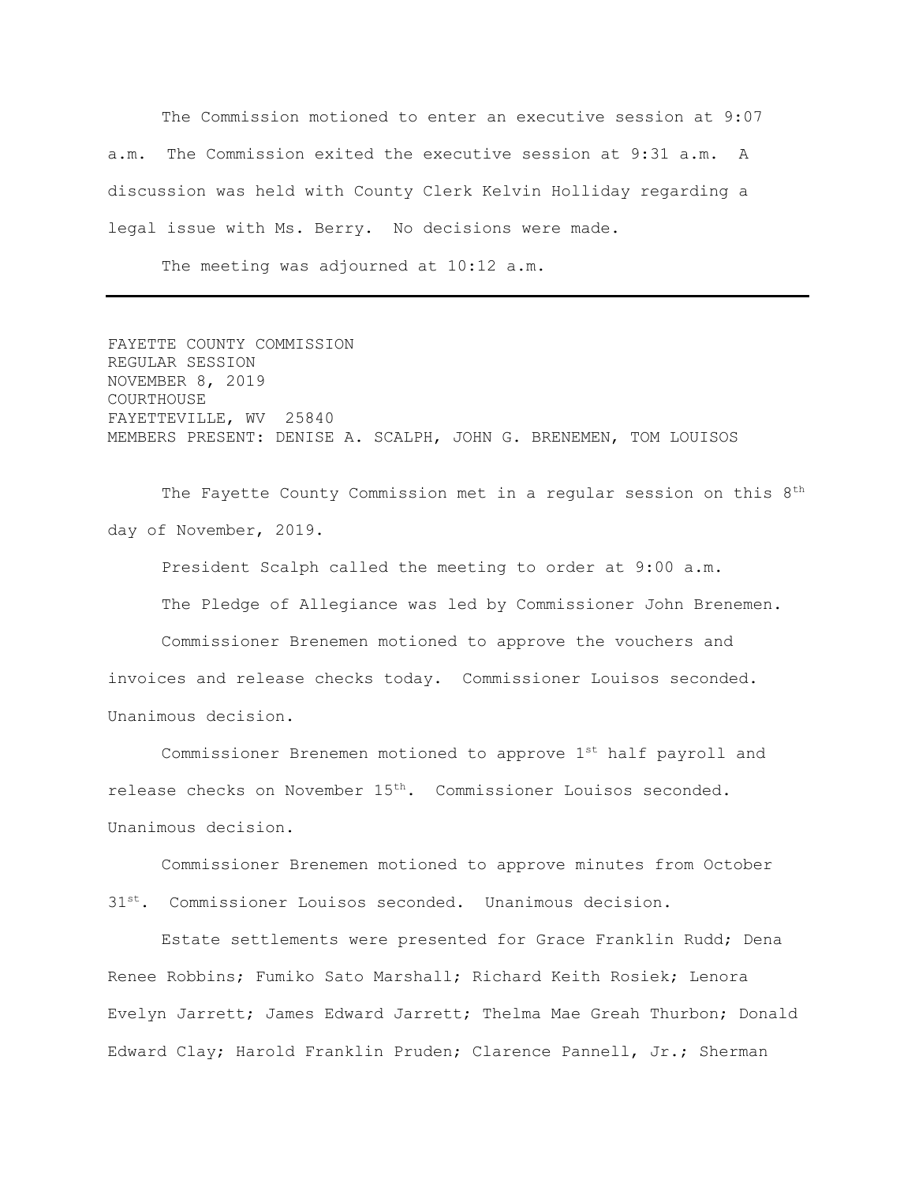The Commission motioned to enter an executive session at 9:07 a.m. The Commission exited the executive session at 9:31 a.m. A discussion was held with County Clerk Kelvin Holliday regarding a legal issue with Ms. Berry. No decisions were made.

The meeting was adjourned at 10:12 a.m.

---

FAYETTE COUNTY COMMISSION
REGULAR SESSION
NOVEMBER 8, 2019
COURTHOUSE
FAYETTEVILLE, WV 25840
MEMBERS PRESENT: DENISE A. SCALPH, JOHN G. BRENEMEN, TOM LOUISOS

The Fayette County Commission met in a regular session on this 8th day of November, 2019.

President Scalph called the meeting to order at 9:00 a.m.

The Pledge of Allegiance was led by Commissioner John Brenemen.

Commissioner Brenemen motioned to approve the vouchers and invoices and release checks today. Commissioner Louisos seconded. Unanimous decision.

Commissioner Brenemen motioned to approve 1st half payroll and release checks on November 15th. Commissioner Louisos seconded. Unanimous decision.

Commissioner Brenemen motioned to approve minutes from October 31st. Commissioner Louisos seconded. Unanimous decision.

Estate settlements were presented for Grace Franklin Rudd; Dena Renee Robbins; Fumiko Sato Marshall; Richard Keith Rosiek; Lenora Evelyn Jarrett; James Edward Jarrett; Thelma Mae Greah Thurbon; Donald Edward Clay; Harold Franklin Pruden; Clarence Pannell, Jr.; Sherman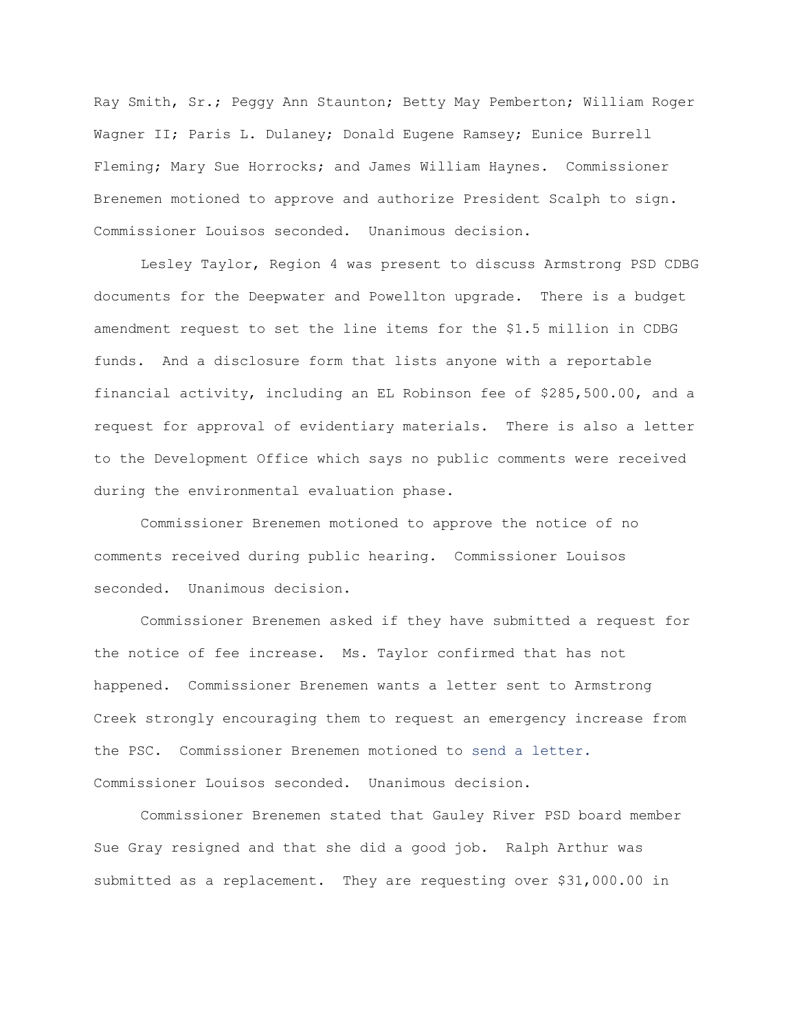Ray Smith, Sr.; Peggy Ann Staunton; Betty May Pemberton; William Roger Wagner II; Paris L. Dulaney; Donald Eugene Ramsey; Eunice Burrell Fleming; Mary Sue Horrocks; and James William Haynes. Commissioner Brenemen motioned to approve and authorize President Scalph to sign. Commissioner Louisos seconded. Unanimous decision.

Lesley Taylor, Region 4 was present to discuss Armstrong PSD CDBG documents for the Deepwater and Powellton upgrade. There is a budget amendment request to set the line items for the $1.5 million in CDBG funds. And a disclosure form that lists anyone with a reportable financial activity, including an EL Robinson fee of $285,500.00, and a request for approval of evidentiary materials. There is also a letter to the Development Office which says no public comments were received during the environmental evaluation phase.

Commissioner Brenemen motioned to approve the notice of no comments received during public hearing. Commissioner Louisos seconded. Unanimous decision.

Commissioner Brenemen asked if they have submitted a request for the notice of fee increase. Ms. Taylor confirmed that has not happened. Commissioner Brenemen wants a letter sent to Armstrong Creek strongly encouraging them to request an emergency increase from the PSC. Commissioner Brenemen motioned to send a letter. Commissioner Louisos seconded. Unanimous decision.

Commissioner Brenemen stated that Gauley River PSD board member Sue Gray resigned and that she did a good job. Ralph Arthur was submitted as a replacement. They are requesting over $31,000.00 in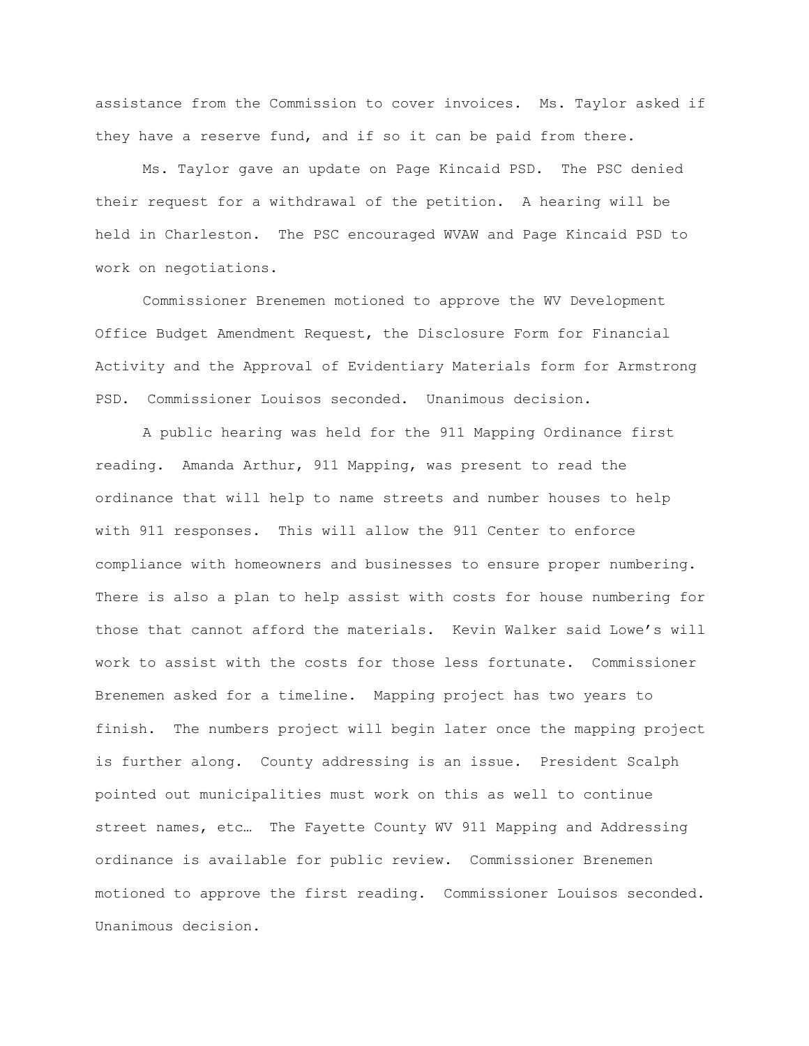assistance from the Commission to cover invoices. Ms. Taylor asked if they have a reserve fund, and if so it can be paid from there.

Ms. Taylor gave an update on Page Kincaid PSD. The PSC denied their request for a withdrawal of the petition. A hearing will be held in Charleston. The PSC encouraged WVAW and Page Kincaid PSD to work on negotiations.

Commissioner Brenemen motioned to approve the WV Development Office Budget Amendment Request, the Disclosure Form for Financial Activity and the Approval of Evidentiary Materials form for Armstrong PSD. Commissioner Louisos seconded. Unanimous decision.

A public hearing was held for the 911 Mapping Ordinance first reading. Amanda Arthur, 911 Mapping, was present to read the ordinance that will help to name streets and number houses to help with 911 responses. This will allow the 911 Center to enforce compliance with homeowners and businesses to ensure proper numbering. There is also a plan to help assist with costs for house numbering for those that cannot afford the materials. Kevin Walker said Lowe's will work to assist with the costs for those less fortunate. Commissioner Brenemen asked for a timeline. Mapping project has two years to finish. The numbers project will begin later once the mapping project is further along. County addressing is an issue. President Scalph pointed out municipalities must work on this as well to continue street names, etc… The Fayette County WV 911 Mapping and Addressing ordinance is available for public review. Commissioner Brenemen motioned to approve the first reading. Commissioner Louisos seconded. Unanimous decision.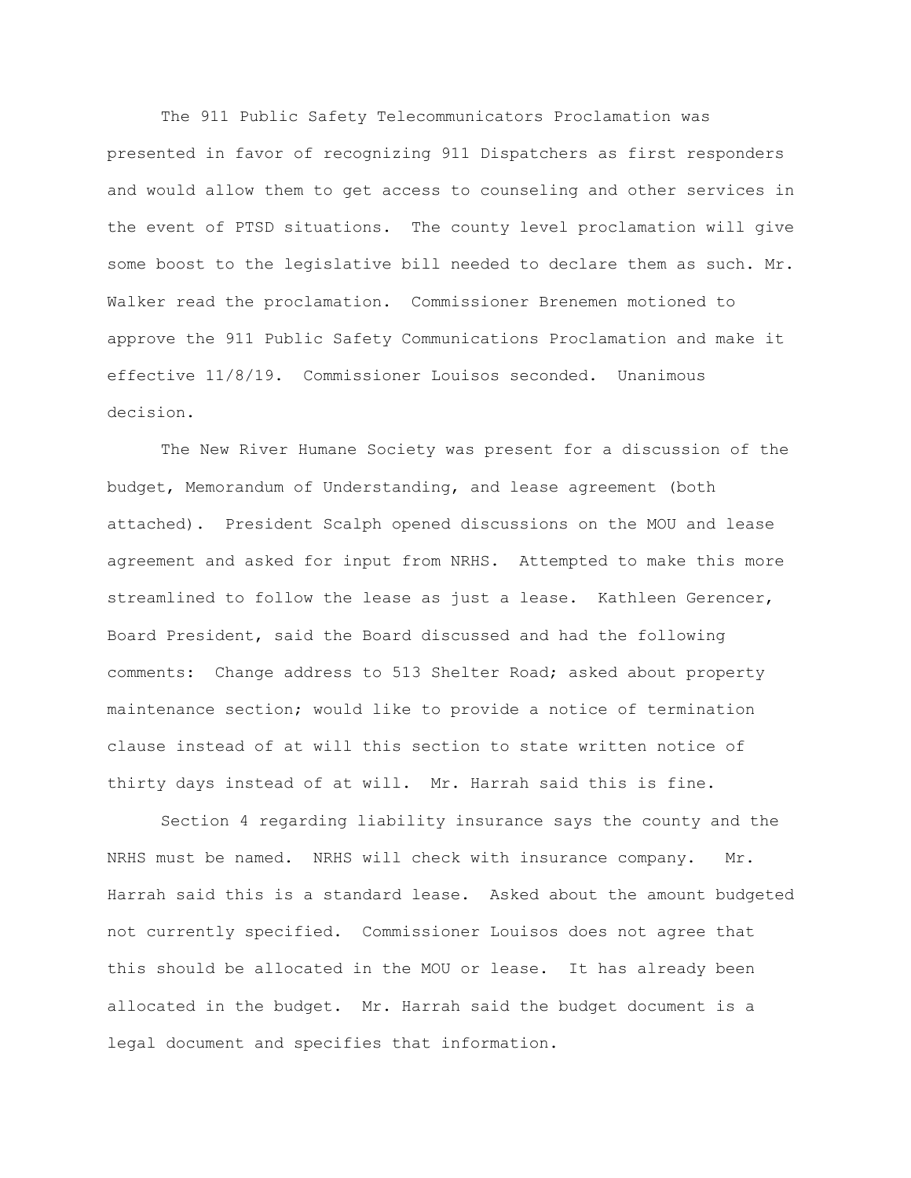The 911 Public Safety Telecommunicators Proclamation was presented in favor of recognizing 911 Dispatchers as first responders and would allow them to get access to counseling and other services in the event of PTSD situations. The county level proclamation will give some boost to the legislative bill needed to declare them as such. Mr. Walker read the proclamation. Commissioner Brenemen motioned to approve the 911 Public Safety Communications Proclamation and make it effective 11/8/19. Commissioner Louisos seconded. Unanimous decision.

The New River Humane Society was present for a discussion of the budget, Memorandum of Understanding, and lease agreement (both attached). President Scalph opened discussions on the MOU and lease agreement and asked for input from NRHS. Attempted to make this more streamlined to follow the lease as just a lease. Kathleen Gerencer, Board President, said the Board discussed and had the following comments: Change address to 513 Shelter Road; asked about property maintenance section; would like to provide a notice of termination clause instead of at will this section to state written notice of thirty days instead of at will. Mr. Harrah said this is fine.

Section 4 regarding liability insurance says the county and the NRHS must be named. NRHS will check with insurance company. Mr. Harrah said this is a standard lease. Asked about the amount budgeted not currently specified. Commissioner Louisos does not agree that this should be allocated in the MOU or lease. It has already been allocated in the budget. Mr. Harrah said the budget document is a legal document and specifies that information.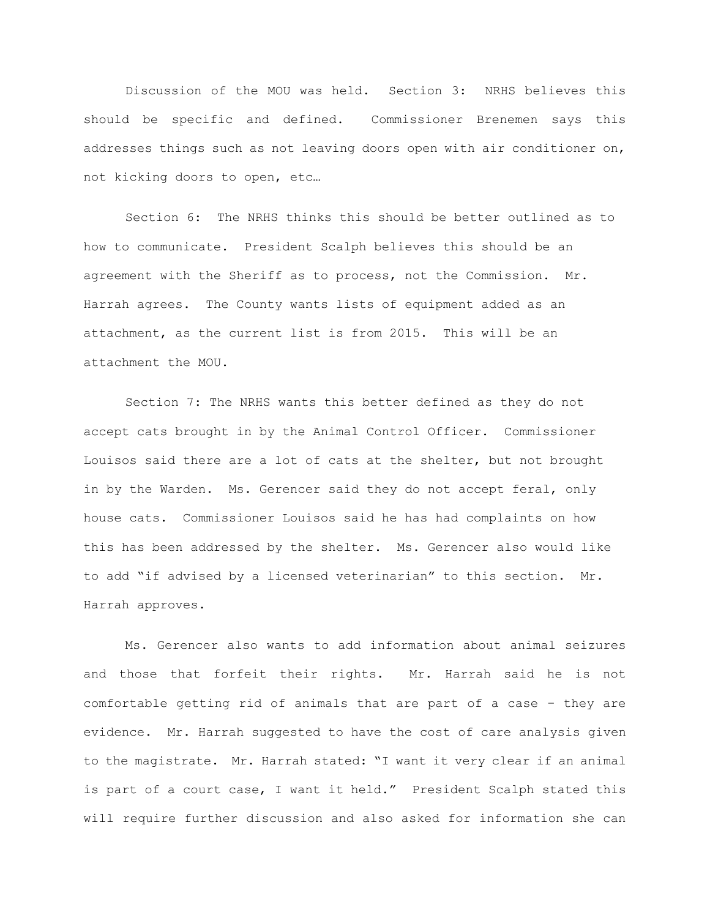Discussion of the MOU was held. Section 3: NRHS believes this should be specific and defined. Commissioner Brenemen says this addresses things such as not leaving doors open with air conditioner on, not kicking doors to open, etc…

Section 6: The NRHS thinks this should be better outlined as to how to communicate. President Scalph believes this should be an agreement with the Sheriff as to process, not the Commission. Mr. Harrah agrees. The County wants lists of equipment added as an attachment, as the current list is from 2015. This will be an attachment the MOU.

Section 7: The NRHS wants this better defined as they do not accept cats brought in by the Animal Control Officer. Commissioner Louisos said there are a lot of cats at the shelter, but not brought in by the Warden. Ms. Gerencer said they do not accept feral, only house cats. Commissioner Louisos said he has had complaints on how this has been addressed by the shelter. Ms. Gerencer also would like to add "if advised by a licensed veterinarian" to this section. Mr. Harrah approves.

Ms. Gerencer also wants to add information about animal seizures and those that forfeit their rights. Mr. Harrah said he is not comfortable getting rid of animals that are part of a case – they are evidence. Mr. Harrah suggested to have the cost of care analysis given to the magistrate. Mr. Harrah stated: "I want it very clear if an animal is part of a court case, I want it held." President Scalph stated this will require further discussion and also asked for information she can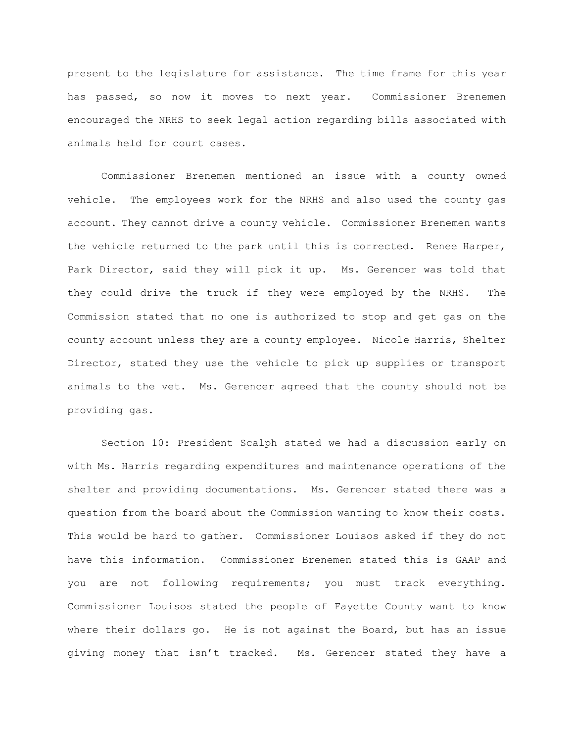present to the legislature for assistance. The time frame for this year has passed, so now it moves to next year. Commissioner Brenemen encouraged the NRHS to seek legal action regarding bills associated with animals held for court cases.

Commissioner Brenemen mentioned an issue with a county owned vehicle. The employees work for the NRHS and also used the county gas account. They cannot drive a county vehicle. Commissioner Brenemen wants the vehicle returned to the park until this is corrected. Renee Harper, Park Director, said they will pick it up. Ms. Gerencer was told that they could drive the truck if they were employed by the NRHS. The Commission stated that no one is authorized to stop and get gas on the county account unless they are a county employee. Nicole Harris, Shelter Director, stated they use the vehicle to pick up supplies or transport animals to the vet. Ms. Gerencer agreed that the county should not be providing gas.

Section 10: President Scalph stated we had a discussion early on with Ms. Harris regarding expenditures and maintenance operations of the shelter and providing documentations. Ms. Gerencer stated there was a question from the board about the Commission wanting to know their costs. This would be hard to gather. Commissioner Louisos asked if they do not have this information. Commissioner Brenemen stated this is GAAP and you are not following requirements; you must track everything. Commissioner Louisos stated the people of Fayette County want to know where their dollars go. He is not against the Board, but has an issue giving money that isn't tracked. Ms. Gerencer stated they have a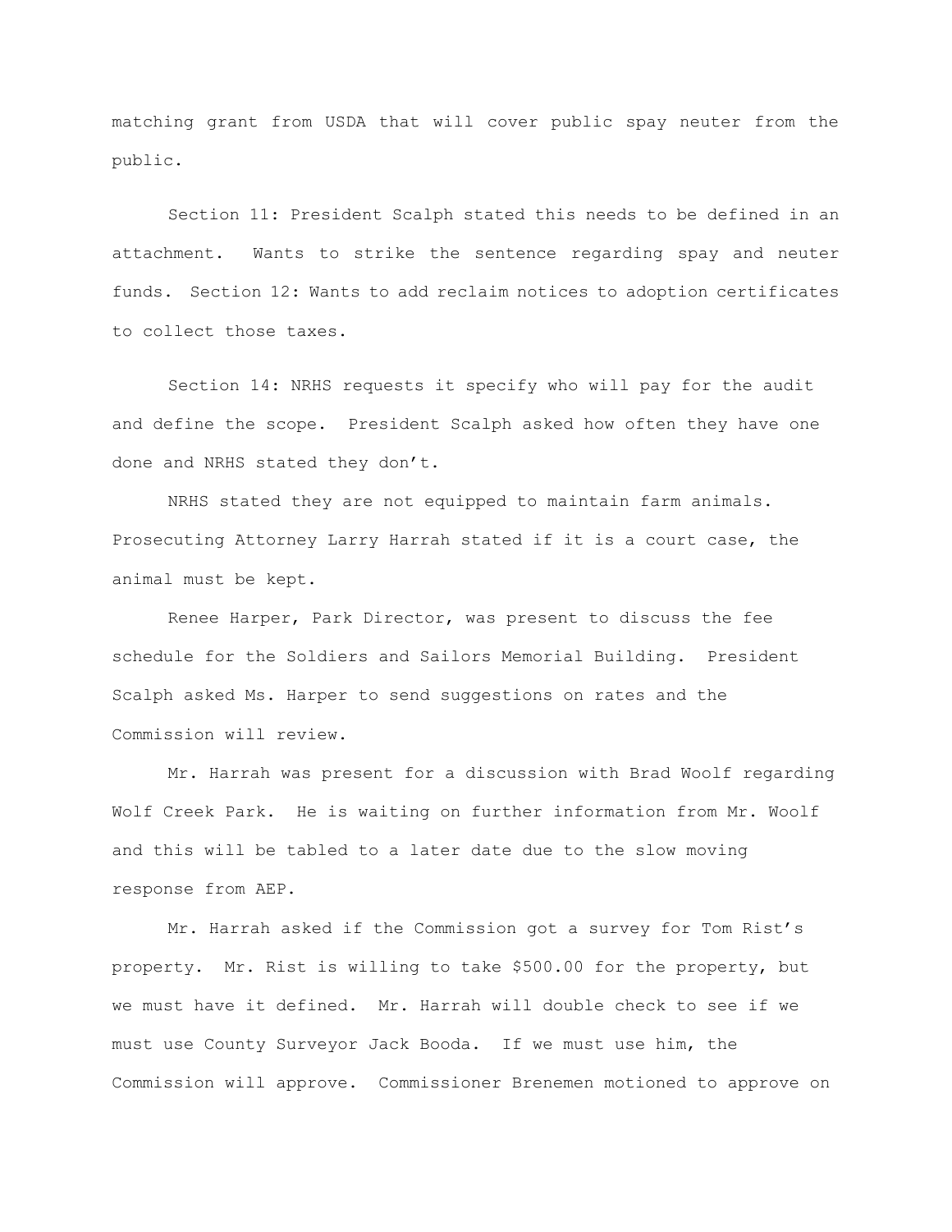matching grant from USDA that will cover public spay neuter from the public.

Section 11: President Scalph stated this needs to be defined in an attachment. Wants to strike the sentence regarding spay and neuter funds. Section 12: Wants to add reclaim notices to adoption certificates to collect those taxes.

Section 14: NRHS requests it specify who will pay for the audit and define the scope. President Scalph asked how often they have one done and NRHS stated they don't.

NRHS stated they are not equipped to maintain farm animals. Prosecuting Attorney Larry Harrah stated if it is a court case, the animal must be kept.

Renee Harper, Park Director, was present to discuss the fee schedule for the Soldiers and Sailors Memorial Building. President Scalph asked Ms. Harper to send suggestions on rates and the Commission will review.

Mr. Harrah was present for a discussion with Brad Woolf regarding Wolf Creek Park. He is waiting on further information from Mr. Woolf and this will be tabled to a later date due to the slow moving response from AEP.

Mr. Harrah asked if the Commission got a survey for Tom Rist's property. Mr. Rist is willing to take $500.00 for the property, but we must have it defined. Mr. Harrah will double check to see if we must use County Surveyor Jack Booda. If we must use him, the Commission will approve. Commissioner Brenemen motioned to approve on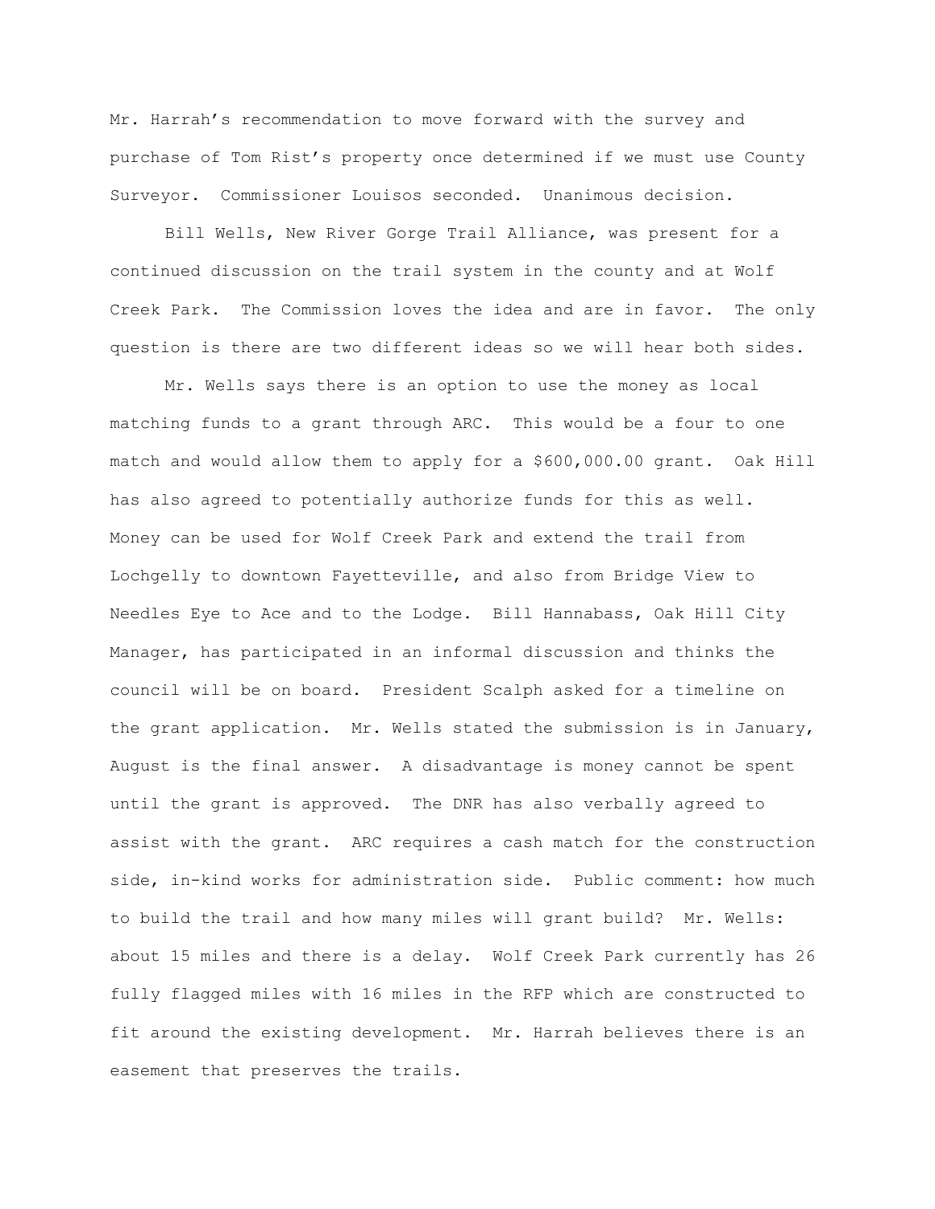Mr. Harrah's recommendation to move forward with the survey and purchase of Tom Rist's property once determined if we must use County Surveyor. Commissioner Louisos seconded. Unanimous decision.

Bill Wells, New River Gorge Trail Alliance, was present for a continued discussion on the trail system in the county and at Wolf Creek Park. The Commission loves the idea and are in favor. The only question is there are two different ideas so we will hear both sides.

Mr. Wells says there is an option to use the money as local matching funds to a grant through ARC. This would be a four to one match and would allow them to apply for a $600,000.00 grant. Oak Hill has also agreed to potentially authorize funds for this as well. Money can be used for Wolf Creek Park and extend the trail from Lochgelly to downtown Fayetteville, and also from Bridge View to Needles Eye to Ace and to the Lodge. Bill Hannabass, Oak Hill City Manager, has participated in an informal discussion and thinks the council will be on board. President Scalph asked for a timeline on the grant application. Mr. Wells stated the submission is in January, August is the final answer. A disadvantage is money cannot be spent until the grant is approved. The DNR has also verbally agreed to assist with the grant. ARC requires a cash match for the construction side, in-kind works for administration side. Public comment: how much to build the trail and how many miles will grant build? Mr. Wells: about 15 miles and there is a delay. Wolf Creek Park currently has 26 fully flagged miles with 16 miles in the RFP which are constructed to fit around the existing development. Mr. Harrah believes there is an easement that preserves the trails.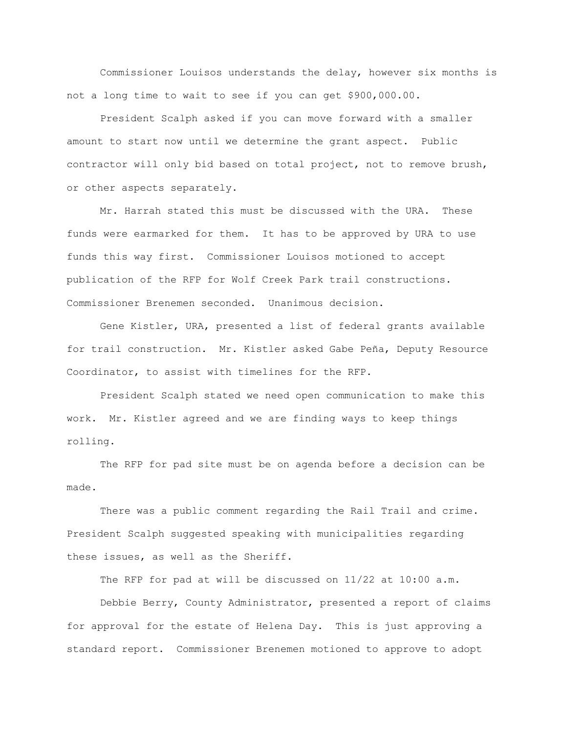Commissioner Louisos understands the delay, however six months is not a long time to wait to see if you can get $900,000.00.

President Scalph asked if you can move forward with a smaller amount to start now until we determine the grant aspect. Public contractor will only bid based on total project, not to remove brush, or other aspects separately.

Mr. Harrah stated this must be discussed with the URA. These funds were earmarked for them. It has to be approved by URA to use funds this way first. Commissioner Louisos motioned to accept publication of the RFP for Wolf Creek Park trail constructions. Commissioner Brenemen seconded. Unanimous decision.

Gene Kistler, URA, presented a list of federal grants available for trail construction. Mr. Kistler asked Gabe Peña, Deputy Resource Coordinator, to assist with timelines for the RFP.

President Scalph stated we need open communication to make this work. Mr. Kistler agreed and we are finding ways to keep things rolling.

The RFP for pad site must be on agenda before a decision can be made.

There was a public comment regarding the Rail Trail and crime. President Scalph suggested speaking with municipalities regarding these issues, as well as the Sheriff.

The RFP for pad at will be discussed on 11/22 at 10:00 a.m.

Debbie Berry, County Administrator, presented a report of claims for approval for the estate of Helena Day. This is just approving a standard report. Commissioner Brenemen motioned to approve to adopt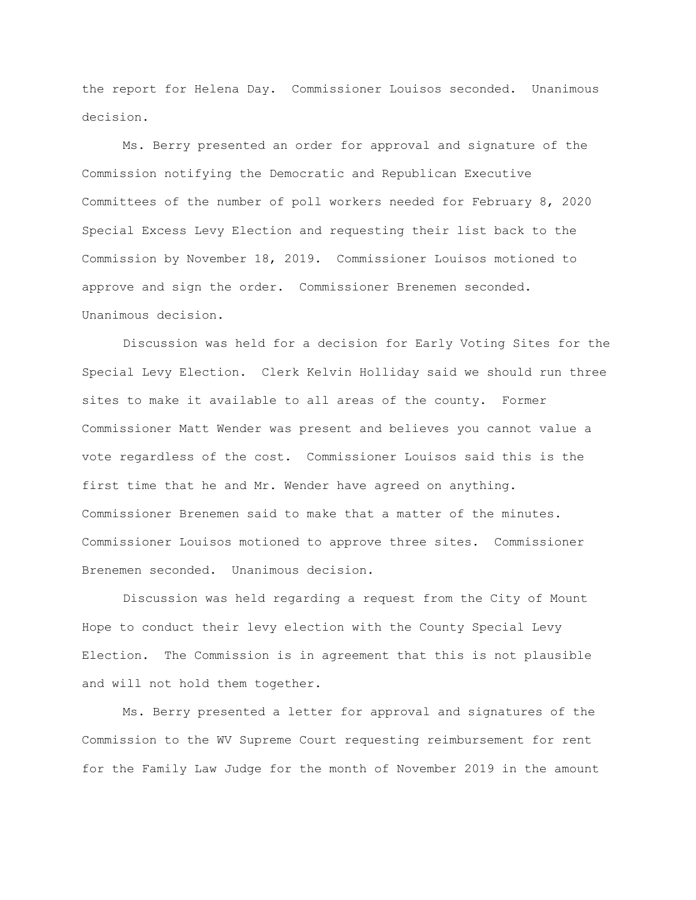the report for Helena Day. Commissioner Louisos seconded. Unanimous decision.

Ms. Berry presented an order for approval and signature of the Commission notifying the Democratic and Republican Executive Committees of the number of poll workers needed for February 8, 2020 Special Excess Levy Election and requesting their list back to the Commission by November 18, 2019. Commissioner Louisos motioned to approve and sign the order. Commissioner Brenemen seconded. Unanimous decision.

Discussion was held for a decision for Early Voting Sites for the Special Levy Election. Clerk Kelvin Holliday said we should run three sites to make it available to all areas of the county. Former Commissioner Matt Wender was present and believes you cannot value a vote regardless of the cost. Commissioner Louisos said this is the first time that he and Mr. Wender have agreed on anything. Commissioner Brenemen said to make that a matter of the minutes. Commissioner Louisos motioned to approve three sites. Commissioner Brenemen seconded. Unanimous decision.

Discussion was held regarding a request from the City of Mount Hope to conduct their levy election with the County Special Levy Election. The Commission is in agreement that this is not plausible and will not hold them together.

Ms. Berry presented a letter for approval and signatures of the Commission to the WV Supreme Court requesting reimbursement for rent for the Family Law Judge for the month of November 2019 in the amount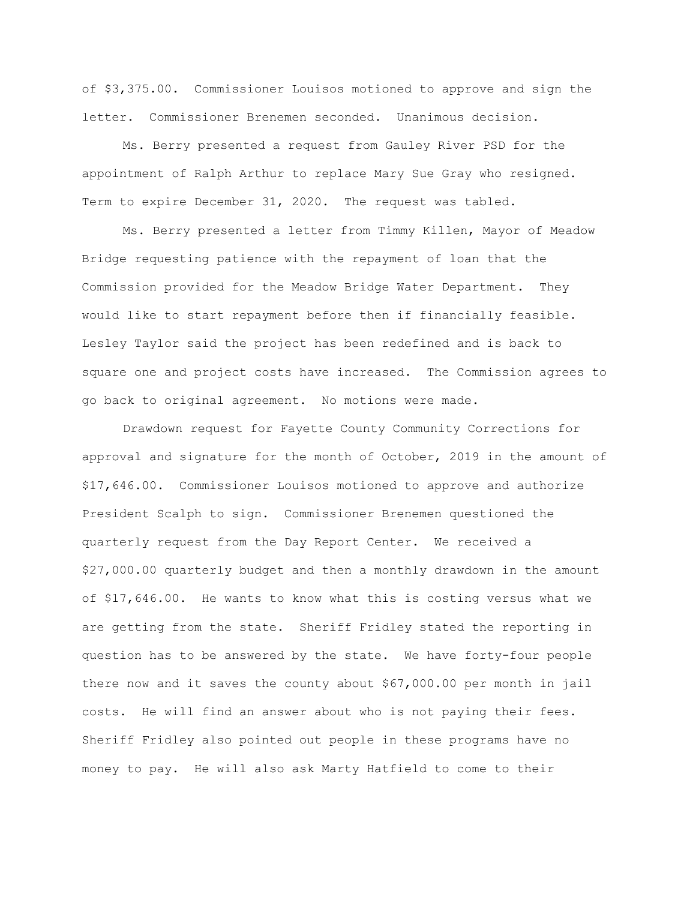of $3,375.00. Commissioner Louisos motioned to approve and sign the letter. Commissioner Brenemen seconded. Unanimous decision.

Ms. Berry presented a request from Gauley River PSD for the appointment of Ralph Arthur to replace Mary Sue Gray who resigned. Term to expire December 31, 2020. The request was tabled.

Ms. Berry presented a letter from Timmy Killen, Mayor of Meadow Bridge requesting patience with the repayment of loan that the Commission provided for the Meadow Bridge Water Department. They would like to start repayment before then if financially feasible. Lesley Taylor said the project has been redefined and is back to square one and project costs have increased. The Commission agrees to go back to original agreement. No motions were made.

Drawdown request for Fayette County Community Corrections for approval and signature for the month of October, 2019 in the amount of $17,646.00. Commissioner Louisos motioned to approve and authorize President Scalph to sign. Commissioner Brenemen questioned the quarterly request from the Day Report Center. We received a $27,000.00 quarterly budget and then a monthly drawdown in the amount of $17,646.00. He wants to know what this is costing versus what we are getting from the state. Sheriff Fridley stated the reporting in question has to be answered by the state. We have forty-four people there now and it saves the county about $67,000.00 per month in jail costs. He will find an answer about who is not paying their fees. Sheriff Fridley also pointed out people in these programs have no money to pay. He will also ask Marty Hatfield to come to their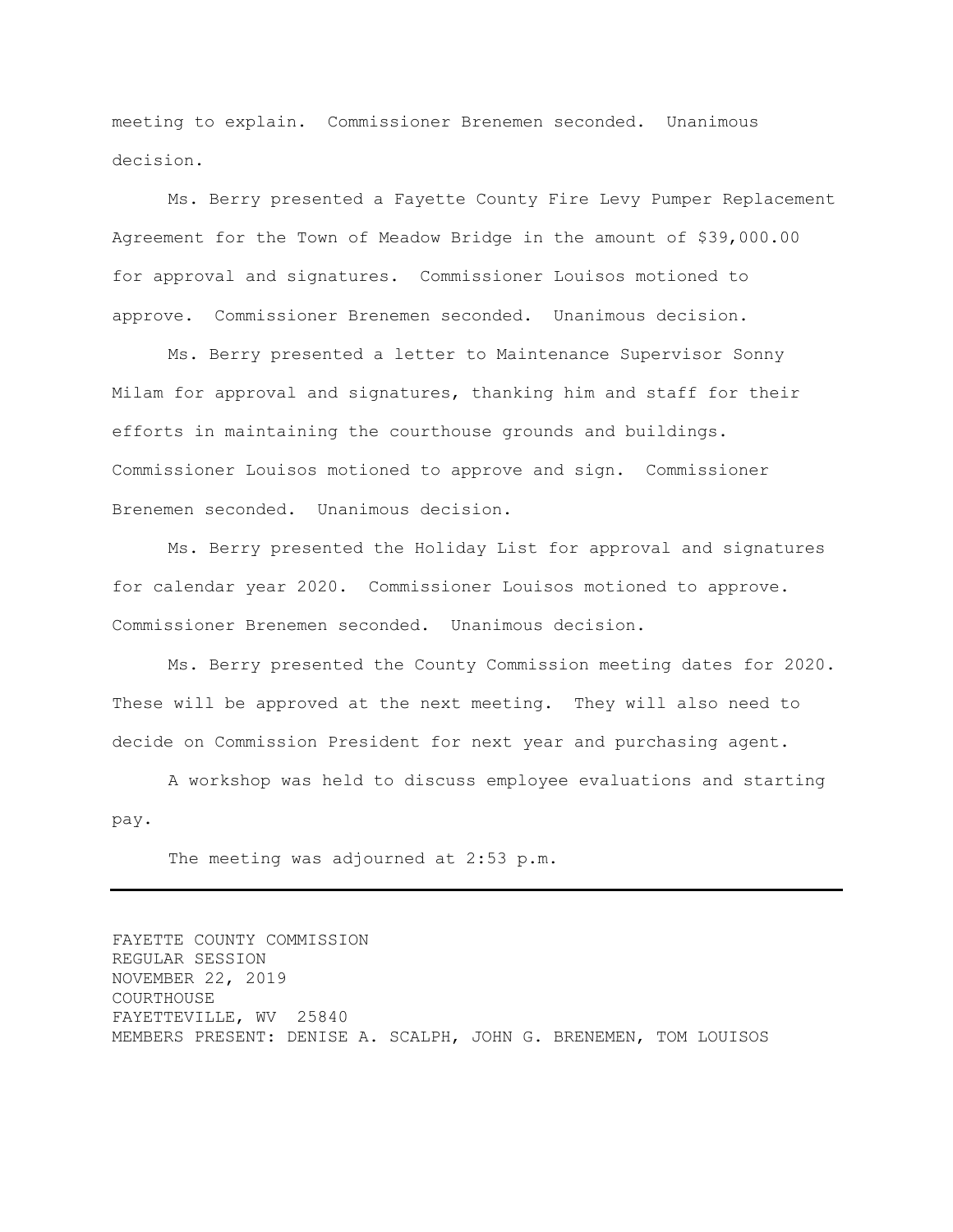meeting to explain. Commissioner Brenemen seconded. Unanimous decision.

Ms. Berry presented a Fayette County Fire Levy Pumper Replacement Agreement for the Town of Meadow Bridge in the amount of $39,000.00 for approval and signatures. Commissioner Louisos motioned to approve. Commissioner Brenemen seconded. Unanimous decision.

Ms. Berry presented a letter to Maintenance Supervisor Sonny Milam for approval and signatures, thanking him and staff for their efforts in maintaining the courthouse grounds and buildings. Commissioner Louisos motioned to approve and sign. Commissioner Brenemen seconded. Unanimous decision.

Ms. Berry presented the Holiday List for approval and signatures for calendar year 2020. Commissioner Louisos motioned to approve. Commissioner Brenemen seconded. Unanimous decision.

Ms. Berry presented the County Commission meeting dates for 2020. These will be approved at the next meeting. They will also need to decide on Commission President for next year and purchasing agent.

A workshop was held to discuss employee evaluations and starting pay.

The meeting was adjourned at 2:53 p.m.

---

FAYETTE COUNTY COMMISSION
REGULAR SESSION
NOVEMBER 22, 2019
COURTHOUSE
FAYETTEVILLE, WV 25840
MEMBERS PRESENT: DENISE A. SCALPH, JOHN G. BRENEMEN, TOM LOUISOS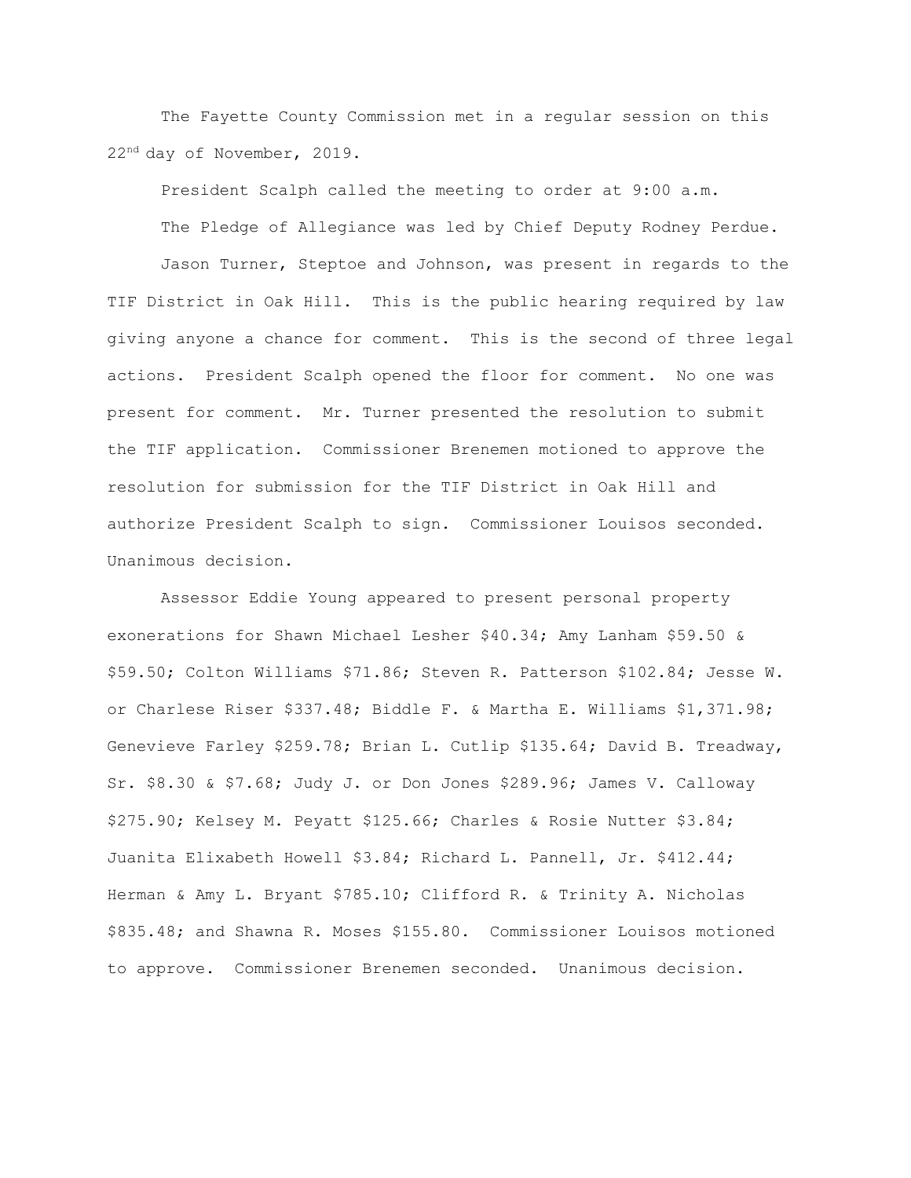The Fayette County Commission met in a regular session on this 22nd day of November, 2019.

President Scalph called the meeting to order at 9:00 a.m.

The Pledge of Allegiance was led by Chief Deputy Rodney Perdue.

Jason Turner, Steptoe and Johnson, was present in regards to the TIF District in Oak Hill. This is the public hearing required by law giving anyone a chance for comment. This is the second of three legal actions. President Scalph opened the floor for comment. No one was present for comment. Mr. Turner presented the resolution to submit the TIF application. Commissioner Brenemen motioned to approve the resolution for submission for the TIF District in Oak Hill and authorize President Scalph to sign. Commissioner Louisos seconded. Unanimous decision.

Assessor Eddie Young appeared to present personal property exonerations for Shawn Michael Lesher $40.34; Amy Lanham $59.50 & $59.50; Colton Williams $71.86; Steven R. Patterson $102.84; Jesse W. or Charlese Riser $337.48; Biddle F. & Martha E. Williams $1,371.98; Genevieve Farley $259.78; Brian L. Cutlip $135.64; David B. Treadway, Sr. $8.30 & $7.68; Judy J. or Don Jones $289.96; James V. Calloway $275.90; Kelsey M. Peyatt $125.66; Charles & Rosie Nutter $3.84; Juanita Elixabeth Howell $3.84; Richard L. Pannell, Jr. $412.44; Herman & Amy L. Bryant $785.10; Clifford R. & Trinity A. Nicholas $835.48; and Shawna R. Moses $155.80. Commissioner Louisos motioned to approve. Commissioner Brenemen seconded. Unanimous decision.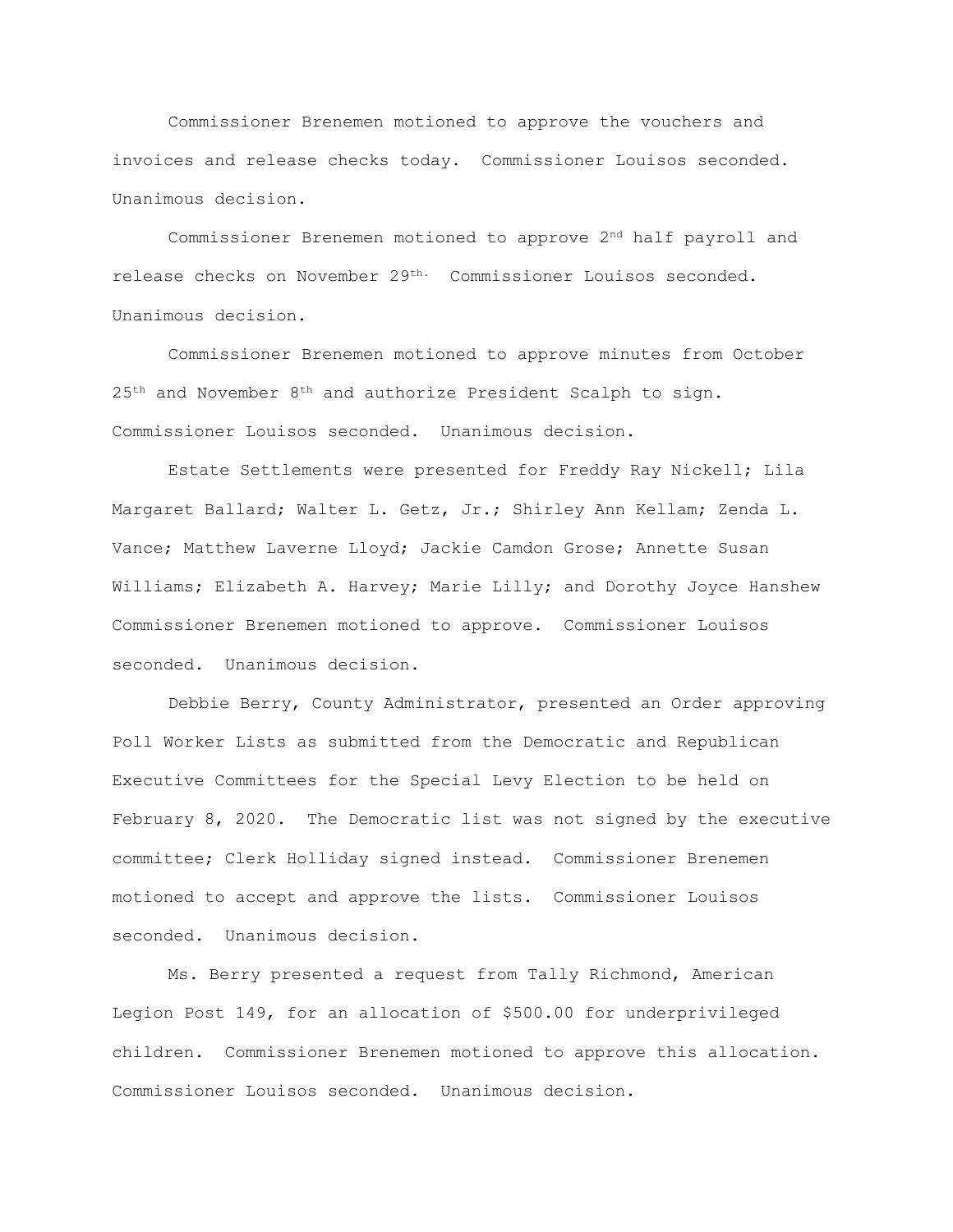Commissioner Brenemen motioned to approve the vouchers and invoices and release checks today. Commissioner Louisos seconded. Unanimous decision.

Commissioner Brenemen motioned to approve 2nd half payroll and release checks on November 29th. Commissioner Louisos seconded. Unanimous decision.

Commissioner Brenemen motioned to approve minutes from October 25th and November 8th and authorize President Scalph to sign. Commissioner Louisos seconded. Unanimous decision.

Estate Settlements were presented for Freddy Ray Nickell; Lila Margaret Ballard; Walter L. Getz, Jr.; Shirley Ann Kellam; Zenda L. Vance; Matthew Laverne Lloyd; Jackie Camdon Grose; Annette Susan Williams; Elizabeth A. Harvey; Marie Lilly; and Dorothy Joyce Hanshew Commissioner Brenemen motioned to approve. Commissioner Louisos seconded. Unanimous decision.

Debbie Berry, County Administrator, presented an Order approving Poll Worker Lists as submitted from the Democratic and Republican Executive Committees for the Special Levy Election to be held on February 8, 2020. The Democratic list was not signed by the executive committee; Clerk Holliday signed instead. Commissioner Brenemen motioned to accept and approve the lists. Commissioner Louisos seconded. Unanimous decision.

Ms. Berry presented a request from Tally Richmond, American Legion Post 149, for an allocation of $500.00 for underprivileged children. Commissioner Brenemen motioned to approve this allocation. Commissioner Louisos seconded. Unanimous decision.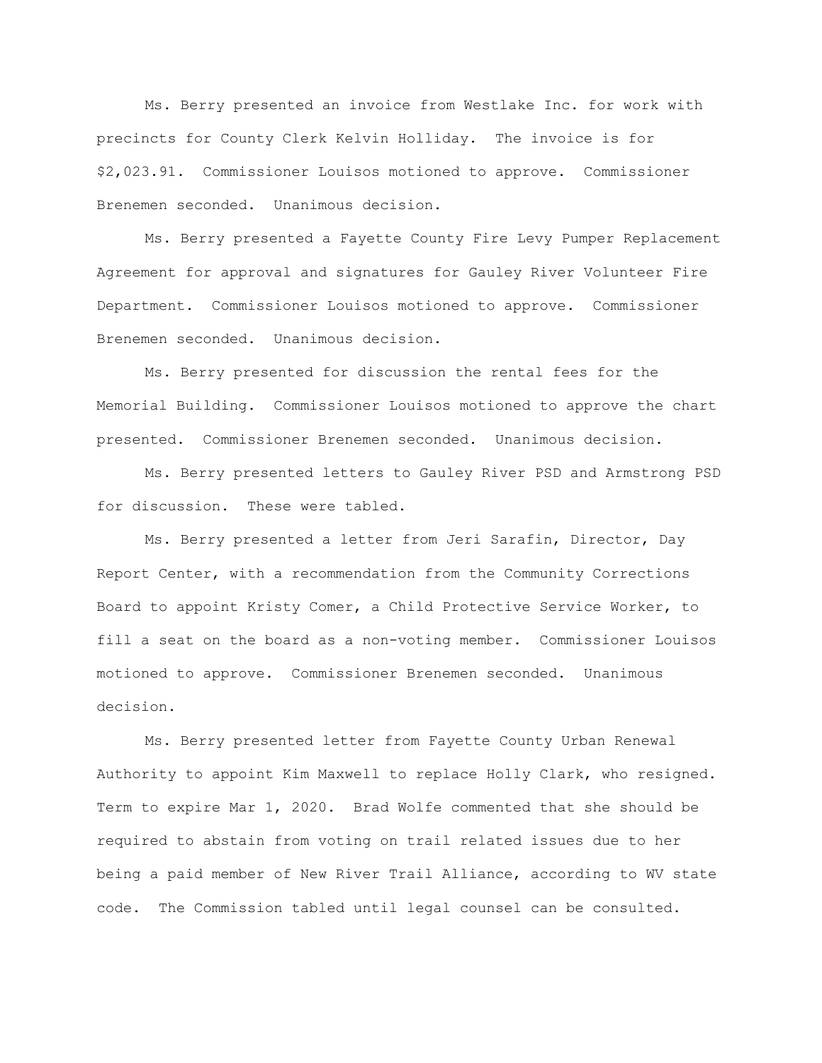Ms. Berry presented an invoice from Westlake Inc. for work with precincts for County Clerk Kelvin Holliday. The invoice is for $2,023.91. Commissioner Louisos motioned to approve. Commissioner Brenemen seconded. Unanimous decision.

Ms. Berry presented a Fayette County Fire Levy Pumper Replacement Agreement for approval and signatures for Gauley River Volunteer Fire Department. Commissioner Louisos motioned to approve. Commissioner Brenemen seconded. Unanimous decision.

Ms. Berry presented for discussion the rental fees for the Memorial Building. Commissioner Louisos motioned to approve the chart presented. Commissioner Brenemen seconded. Unanimous decision.

Ms. Berry presented letters to Gauley River PSD and Armstrong PSD for discussion. These were tabled.

Ms. Berry presented a letter from Jeri Sarafin, Director, Day Report Center, with a recommendation from the Community Corrections Board to appoint Kristy Comer, a Child Protective Service Worker, to fill a seat on the board as a non-voting member. Commissioner Louisos motioned to approve. Commissioner Brenemen seconded. Unanimous decision.

Ms. Berry presented letter from Fayette County Urban Renewal Authority to appoint Kim Maxwell to replace Holly Clark, who resigned. Term to expire Mar 1, 2020. Brad Wolfe commented that she should be required to abstain from voting on trail related issues due to her being a paid member of New River Trail Alliance, according to WV state code. The Commission tabled until legal counsel can be consulted.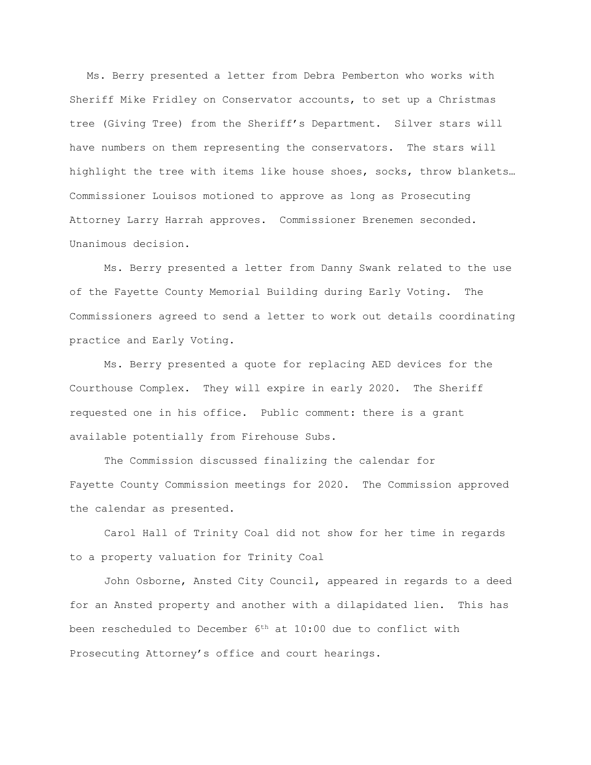Ms. Berry presented a letter from Debra Pemberton who works with Sheriff Mike Fridley on Conservator accounts, to set up a Christmas tree (Giving Tree) from the Sheriff's Department. Silver stars will have numbers on them representing the conservators. The stars will highlight the tree with items like house shoes, socks, throw blankets… Commissioner Louisos motioned to approve as long as Prosecuting Attorney Larry Harrah approves. Commissioner Brenemen seconded. Unanimous decision.

Ms. Berry presented a letter from Danny Swank related to the use of the Fayette County Memorial Building during Early Voting. The Commissioners agreed to send a letter to work out details coordinating practice and Early Voting.

Ms. Berry presented a quote for replacing AED devices for the Courthouse Complex. They will expire in early 2020. The Sheriff requested one in his office. Public comment: there is a grant available potentially from Firehouse Subs.

The Commission discussed finalizing the calendar for Fayette County Commission meetings for 2020. The Commission approved the calendar as presented.

Carol Hall of Trinity Coal did not show for her time in regards to a property valuation for Trinity Coal

John Osborne, Ansted City Council, appeared in regards to a deed for an Ansted property and another with a dilapidated lien. This has been rescheduled to December 6th at 10:00 due to conflict with Prosecuting Attorney's office and court hearings.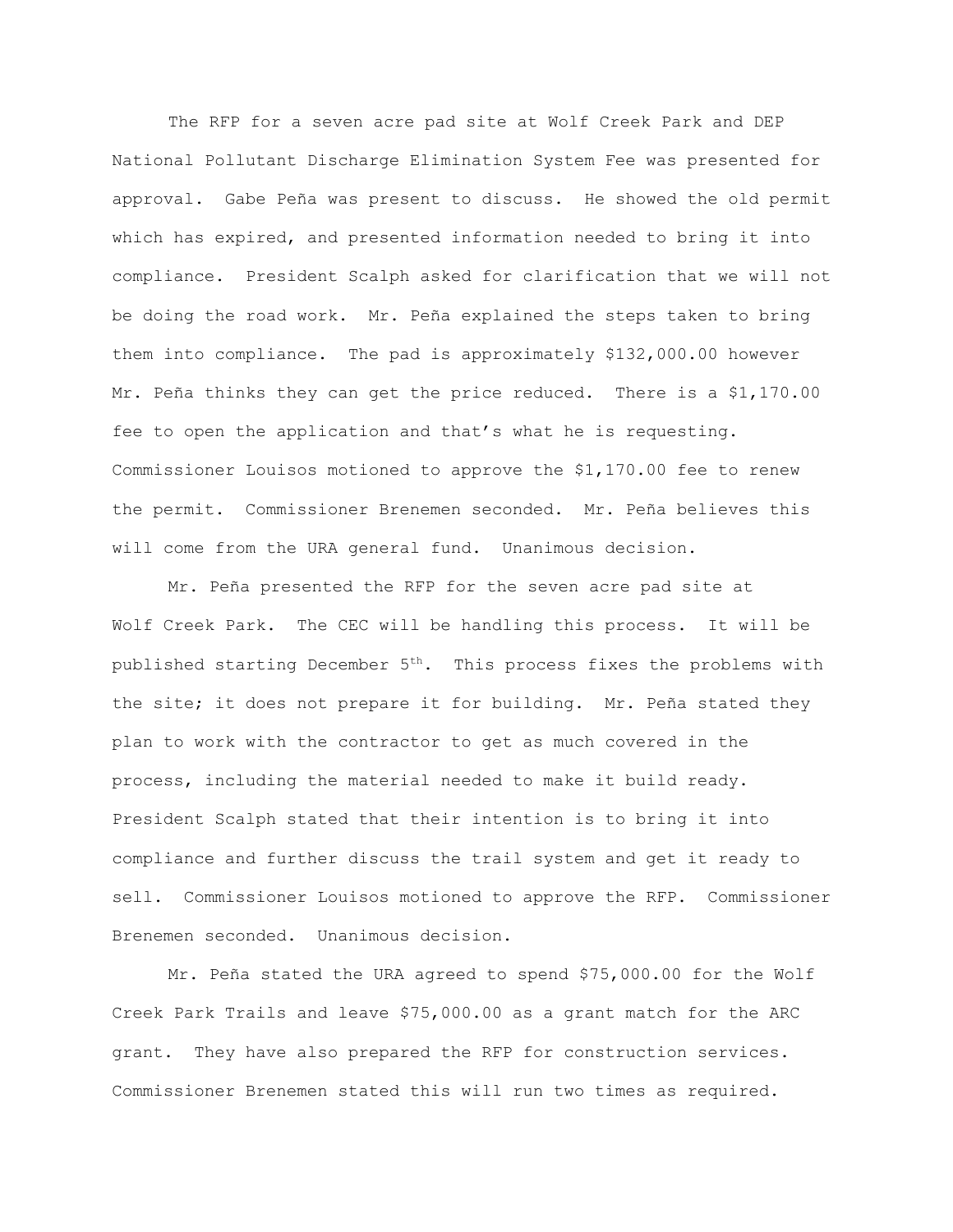The RFP for a seven acre pad site at Wolf Creek Park and DEP National Pollutant Discharge Elimination System Fee was presented for approval. Gabe Peña was present to discuss. He showed the old permit which has expired, and presented information needed to bring it into compliance. President Scalph asked for clarification that we will not be doing the road work. Mr. Peña explained the steps taken to bring them into compliance. The pad is approximately $132,000.00 however Mr. Peña thinks they can get the price reduced. There is a $1,170.00 fee to open the application and that's what he is requesting. Commissioner Louisos motioned to approve the $1,170.00 fee to renew the permit. Commissioner Brenemen seconded. Mr. Peña believes this will come from the URA general fund. Unanimous decision.

Mr. Peña presented the RFP for the seven acre pad site at Wolf Creek Park. The CEC will be handling this process. It will be published starting December 5th. This process fixes the problems with the site; it does not prepare it for building. Mr. Peña stated they plan to work with the contractor to get as much covered in the process, including the material needed to make it build ready. President Scalph stated that their intention is to bring it into compliance and further discuss the trail system and get it ready to sell. Commissioner Louisos motioned to approve the RFP. Commissioner Brenemen seconded. Unanimous decision.

Mr. Peña stated the URA agreed to spend $75,000.00 for the Wolf Creek Park Trails and leave $75,000.00 as a grant match for the ARC grant. They have also prepared the RFP for construction services. Commissioner Brenemen stated this will run two times as required.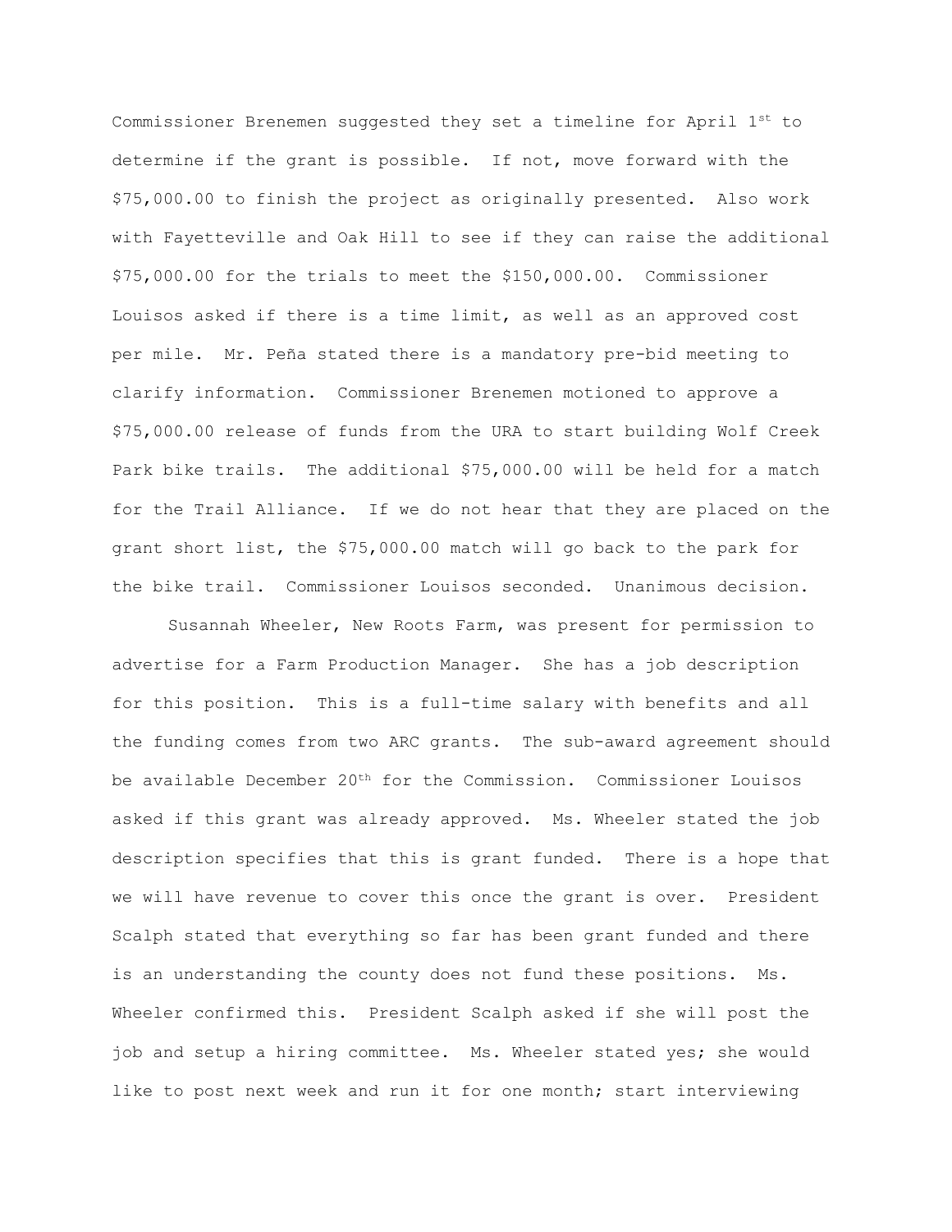Commissioner Brenemen suggested they set a timeline for April 1st to determine if the grant is possible. If not, move forward with the $75,000.00 to finish the project as originally presented. Also work with Fayetteville and Oak Hill to see if they can raise the additional $75,000.00 for the trials to meet the $150,000.00. Commissioner Louisos asked if there is a time limit, as well as an approved cost per mile. Mr. Peña stated there is a mandatory pre-bid meeting to clarify information. Commissioner Brenemen motioned to approve a $75,000.00 release of funds from the URA to start building Wolf Creek Park bike trails. The additional $75,000.00 will be held for a match for the Trail Alliance. If we do not hear that they are placed on the grant short list, the $75,000.00 match will go back to the park for the bike trail. Commissioner Louisos seconded. Unanimous decision.

Susannah Wheeler, New Roots Farm, was present for permission to advertise for a Farm Production Manager. She has a job description for this position. This is a full-time salary with benefits and all the funding comes from two ARC grants. The sub-award agreement should be available December 20th for the Commission. Commissioner Louisos asked if this grant was already approved. Ms. Wheeler stated the job description specifies that this is grant funded. There is a hope that we will have revenue to cover this once the grant is over. President Scalph stated that everything so far has been grant funded and there is an understanding the county does not fund these positions. Ms. Wheeler confirmed this. President Scalph asked if she will post the job and setup a hiring committee. Ms. Wheeler stated yes; she would like to post next week and run it for one month; start interviewing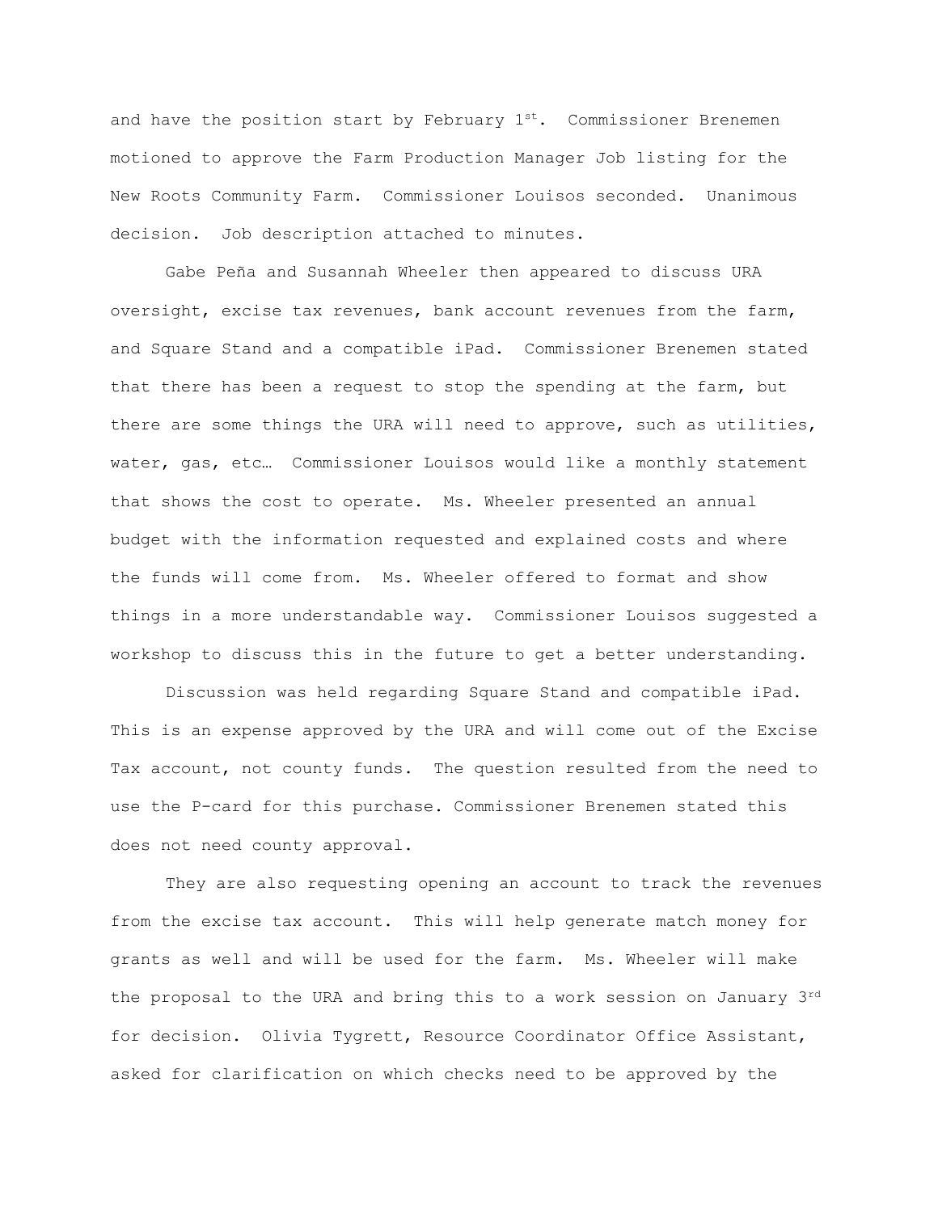and have the position start by February 1st. Commissioner Brenemen motioned to approve the Farm Production Manager Job listing for the New Roots Community Farm. Commissioner Louisos seconded. Unanimous decision. Job description attached to minutes.

Gabe Peña and Susannah Wheeler then appeared to discuss URA oversight, excise tax revenues, bank account revenues from the farm, and Square Stand and a compatible iPad. Commissioner Brenemen stated that there has been a request to stop the spending at the farm, but there are some things the URA will need to approve, such as utilities, water, gas, etc… Commissioner Louisos would like a monthly statement that shows the cost to operate. Ms. Wheeler presented an annual budget with the information requested and explained costs and where the funds will come from. Ms. Wheeler offered to format and show things in a more understandable way. Commissioner Louisos suggested a workshop to discuss this in the future to get a better understanding.

Discussion was held regarding Square Stand and compatible iPad. This is an expense approved by the URA and will come out of the Excise Tax account, not county funds. The question resulted from the need to use the P-card for this purchase. Commissioner Brenemen stated this does not need county approval.

They are also requesting opening an account to track the revenues from the excise tax account. This will help generate match money for grants as well and will be used for the farm. Ms. Wheeler will make the proposal to the URA and bring this to a work session on January 3rd for decision. Olivia Tygrett, Resource Coordinator Office Assistant, asked for clarification on which checks need to be approved by the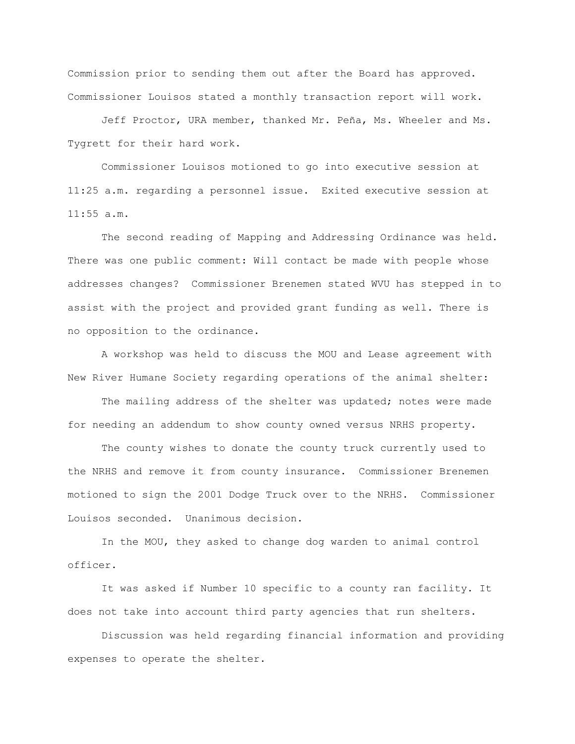Commission prior to sending them out after the Board has approved. Commissioner Louisos stated a monthly transaction report will work.

Jeff Proctor, URA member, thanked Mr. Peña, Ms. Wheeler and Ms. Tygrett for their hard work.

Commissioner Louisos motioned to go into executive session at 11:25 a.m. regarding a personnel issue. Exited executive session at 11:55 a.m.

The second reading of Mapping and Addressing Ordinance was held. There was one public comment: Will contact be made with people whose addresses changes? Commissioner Brenemen stated WVU has stepped in to assist with the project and provided grant funding as well. There is no opposition to the ordinance.

A workshop was held to discuss the MOU and Lease agreement with New River Humane Society regarding operations of the animal shelter:

The mailing address of the shelter was updated; notes were made for needing an addendum to show county owned versus NRHS property.

The county wishes to donate the county truck currently used to the NRHS and remove it from county insurance. Commissioner Brenemen motioned to sign the 2001 Dodge Truck over to the NRHS. Commissioner Louisos seconded. Unanimous decision.

In the MOU, they asked to change dog warden to animal control officer.

It was asked if Number 10 specific to a county ran facility. It does not take into account third party agencies that run shelters.

Discussion was held regarding financial information and providing expenses to operate the shelter.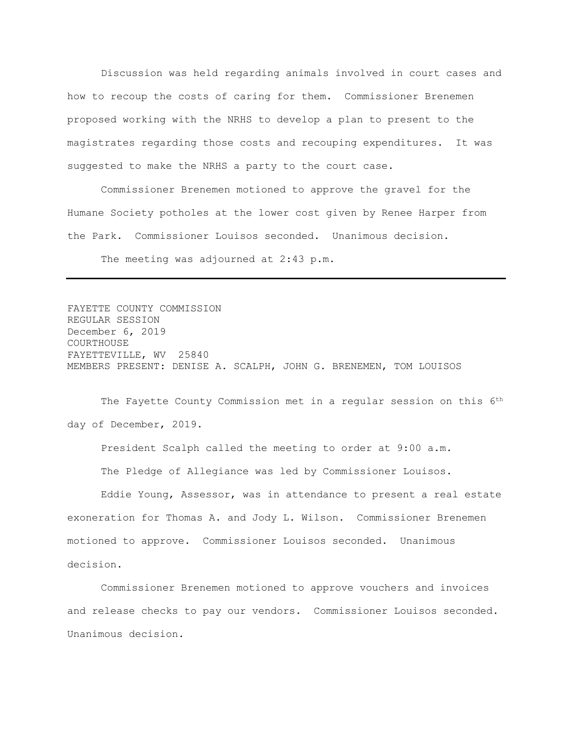Discussion was held regarding animals involved in court cases and how to recoup the costs of caring for them. Commissioner Brenemen proposed working with the NRHS to develop a plan to present to the magistrates regarding those costs and recouping expenditures. It was suggested to make the NRHS a party to the court case.

Commissioner Brenemen motioned to approve the gravel for the Humane Society potholes at the lower cost given by Renee Harper from the Park. Commissioner Louisos seconded. Unanimous decision.

The meeting was adjourned at 2:43 p.m.

---

FAYETTE COUNTY COMMISSION
REGULAR SESSION
December 6, 2019
COURTHOUSE
FAYETTEVILLE, WV 25840
MEMBERS PRESENT: DENISE A. SCALPH, JOHN G. BRENEMEN, TOM LOUISOS

The Fayette County Commission met in a regular session on this 6th day of December, 2019.

President Scalph called the meeting to order at 9:00 a.m.

The Pledge of Allegiance was led by Commissioner Louisos.

Eddie Young, Assessor, was in attendance to present a real estate exoneration for Thomas A. and Jody L. Wilson. Commissioner Brenemen motioned to approve. Commissioner Louisos seconded. Unanimous decision.

Commissioner Brenemen motioned to approve vouchers and invoices and release checks to pay our vendors. Commissioner Louisos seconded. Unanimous decision.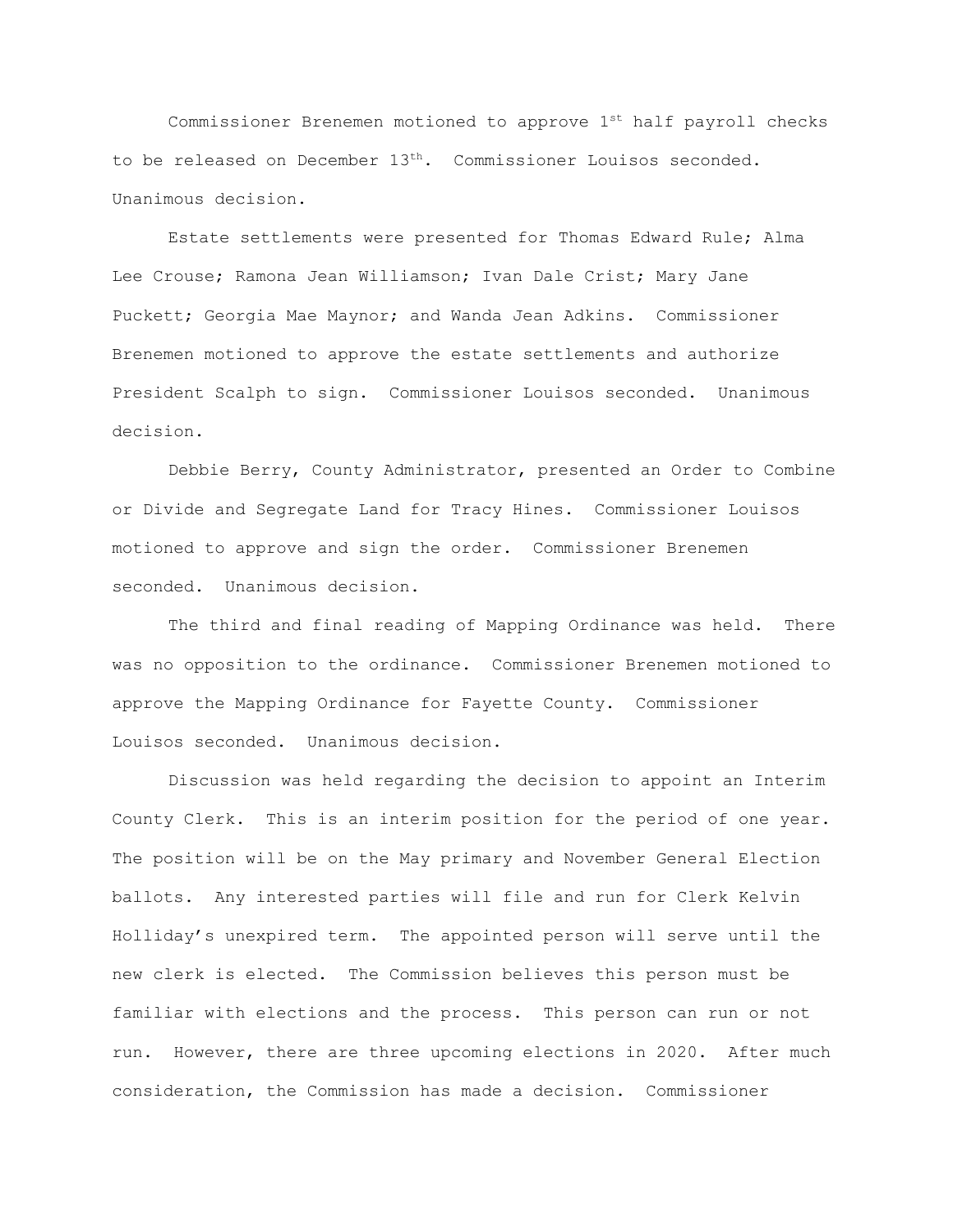Commissioner Brenemen motioned to approve 1st half payroll checks to be released on December 13th. Commissioner Louisos seconded. Unanimous decision.

Estate settlements were presented for Thomas Edward Rule; Alma Lee Crouse; Ramona Jean Williamson; Ivan Dale Crist; Mary Jane Puckett; Georgia Mae Maynor; and Wanda Jean Adkins. Commissioner Brenemen motioned to approve the estate settlements and authorize President Scalph to sign. Commissioner Louisos seconded. Unanimous decision.

Debbie Berry, County Administrator, presented an Order to Combine or Divide and Segregate Land for Tracy Hines. Commissioner Louisos motioned to approve and sign the order. Commissioner Brenemen seconded. Unanimous decision.

The third and final reading of Mapping Ordinance was held. There was no opposition to the ordinance. Commissioner Brenemen motioned to approve the Mapping Ordinance for Fayette County. Commissioner Louisos seconded. Unanimous decision.

Discussion was held regarding the decision to appoint an Interim County Clerk. This is an interim position for the period of one year. The position will be on the May primary and November General Election ballots. Any interested parties will file and run for Clerk Kelvin Holliday's unexpired term. The appointed person will serve until the new clerk is elected. The Commission believes this person must be familiar with elections and the process. This person can run or not run. However, there are three upcoming elections in 2020. After much consideration, the Commission has made a decision. Commissioner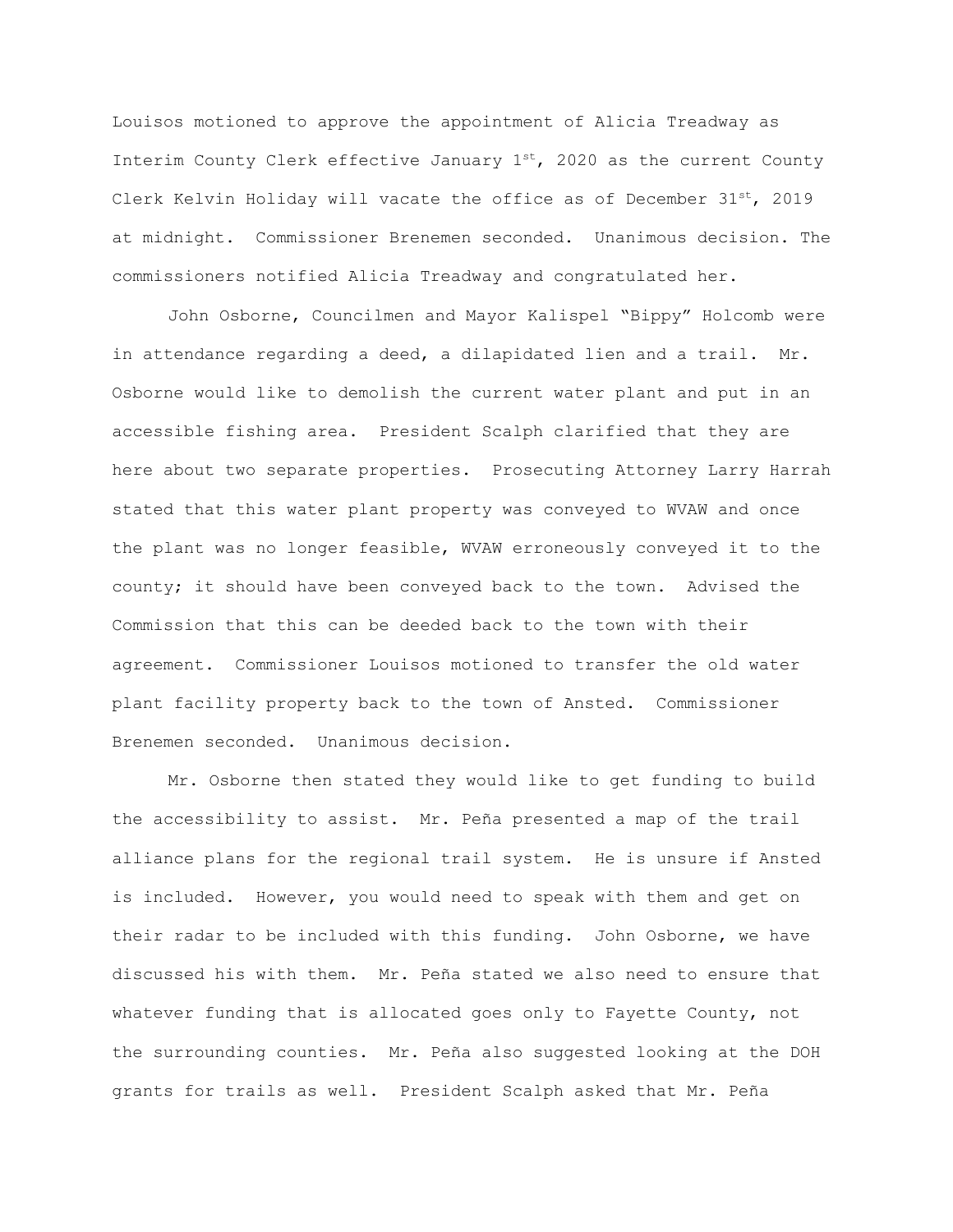Louisos motioned to approve the appointment of Alicia Treadway as Interim County Clerk effective January 1st, 2020 as the current County Clerk Kelvin Holiday will vacate the office as of December 31st, 2019 at midnight. Commissioner Brenemen seconded. Unanimous decision. The commissioners notified Alicia Treadway and congratulated her.

John Osborne, Councilmen and Mayor Kalispel "Bippy" Holcomb were in attendance regarding a deed, a dilapidated lien and a trail. Mr. Osborne would like to demolish the current water plant and put in an accessible fishing area. President Scalph clarified that they are here about two separate properties. Prosecuting Attorney Larry Harrah stated that this water plant property was conveyed to WVAW and once the plant was no longer feasible, WVAW erroneously conveyed it to the county; it should have been conveyed back to the town. Advised the Commission that this can be deeded back to the town with their agreement. Commissioner Louisos motioned to transfer the old water plant facility property back to the town of Ansted. Commissioner Brenemen seconded. Unanimous decision.

Mr. Osborne then stated they would like to get funding to build the accessibility to assist. Mr. Peña presented a map of the trail alliance plans for the regional trail system. He is unsure if Ansted is included. However, you would need to speak with them and get on their radar to be included with this funding. John Osborne, we have discussed his with them. Mr. Peña stated we also need to ensure that whatever funding that is allocated goes only to Fayette County, not the surrounding counties. Mr. Peña also suggested looking at the DOH grants for trails as well. President Scalph asked that Mr. Peña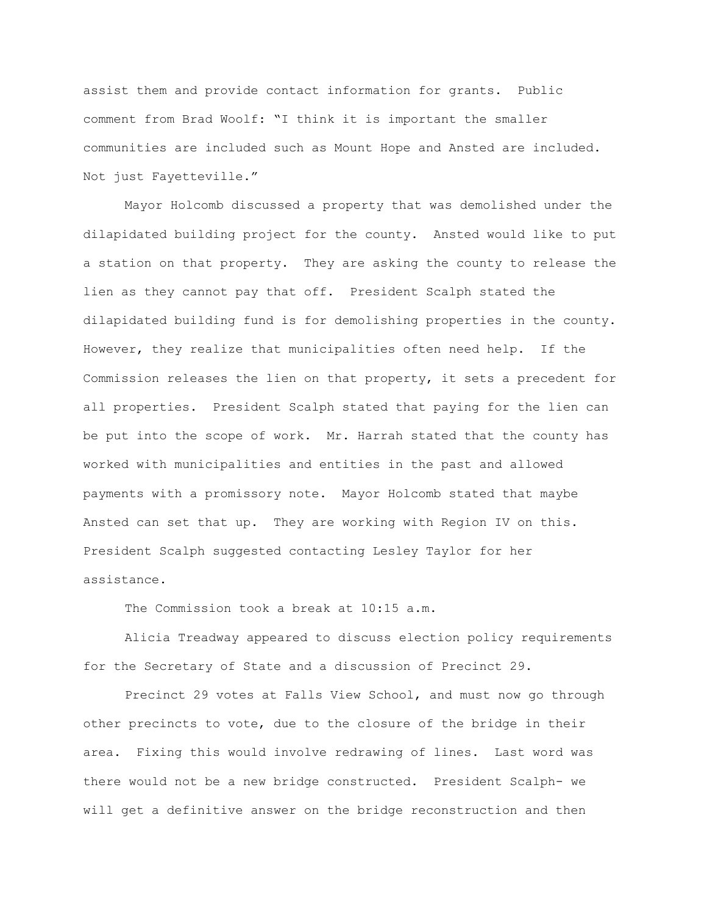assist them and provide contact information for grants. Public comment from Brad Woolf: "I think it is important the smaller communities are included such as Mount Hope and Ansted are included. Not just Fayetteville."

Mayor Holcomb discussed a property that was demolished under the dilapidated building project for the county. Ansted would like to put a station on that property. They are asking the county to release the lien as they cannot pay that off. President Scalph stated the dilapidated building fund is for demolishing properties in the county. However, they realize that municipalities often need help. If the Commission releases the lien on that property, it sets a precedent for all properties. President Scalph stated that paying for the lien can be put into the scope of work. Mr. Harrah stated that the county has worked with municipalities and entities in the past and allowed payments with a promissory note. Mayor Holcomb stated that maybe Ansted can set that up. They are working with Region IV on this. President Scalph suggested contacting Lesley Taylor for her assistance.

The Commission took a break at 10:15 a.m.

Alicia Treadway appeared to discuss election policy requirements for the Secretary of State and a discussion of Precinct 29.

Precinct 29 votes at Falls View School, and must now go through other precincts to vote, due to the closure of the bridge in their area. Fixing this would involve redrawing of lines. Last word was there would not be a new bridge constructed. President Scalph- we will get a definitive answer on the bridge reconstruction and then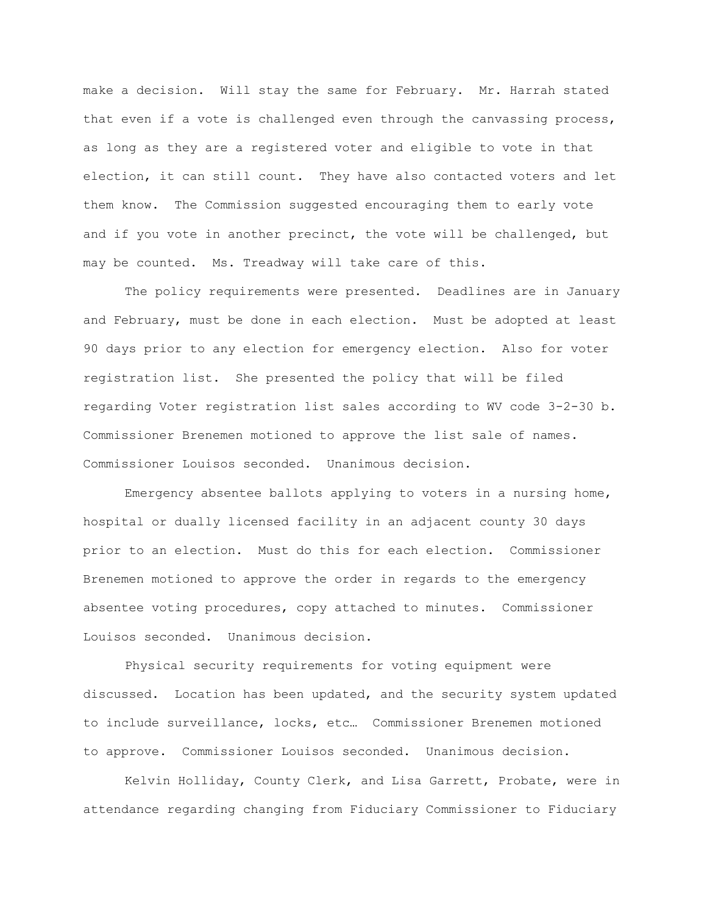make a decision. Will stay the same for February. Mr. Harrah stated that even if a vote is challenged even through the canvassing process, as long as they are a registered voter and eligible to vote in that election, it can still count. They have also contacted voters and let them know. The Commission suggested encouraging them to early vote and if you vote in another precinct, the vote will be challenged, but may be counted. Ms. Treadway will take care of this.

The policy requirements were presented. Deadlines are in January and February, must be done in each election. Must be adopted at least 90 days prior to any election for emergency election. Also for voter registration list. She presented the policy that will be filed regarding Voter registration list sales according to WV code 3-2-30 b. Commissioner Brenemen motioned to approve the list sale of names. Commissioner Louisos seconded. Unanimous decision.

Emergency absentee ballots applying to voters in a nursing home, hospital or dually licensed facility in an adjacent county 30 days prior to an election. Must do this for each election. Commissioner Brenemen motioned to approve the order in regards to the emergency absentee voting procedures, copy attached to minutes. Commissioner Louisos seconded. Unanimous decision.

Physical security requirements for voting equipment were discussed. Location has been updated, and the security system updated to include surveillance, locks, etc… Commissioner Brenemen motioned to approve. Commissioner Louisos seconded. Unanimous decision.

Kelvin Holliday, County Clerk, and Lisa Garrett, Probate, were in attendance regarding changing from Fiduciary Commissioner to Fiduciary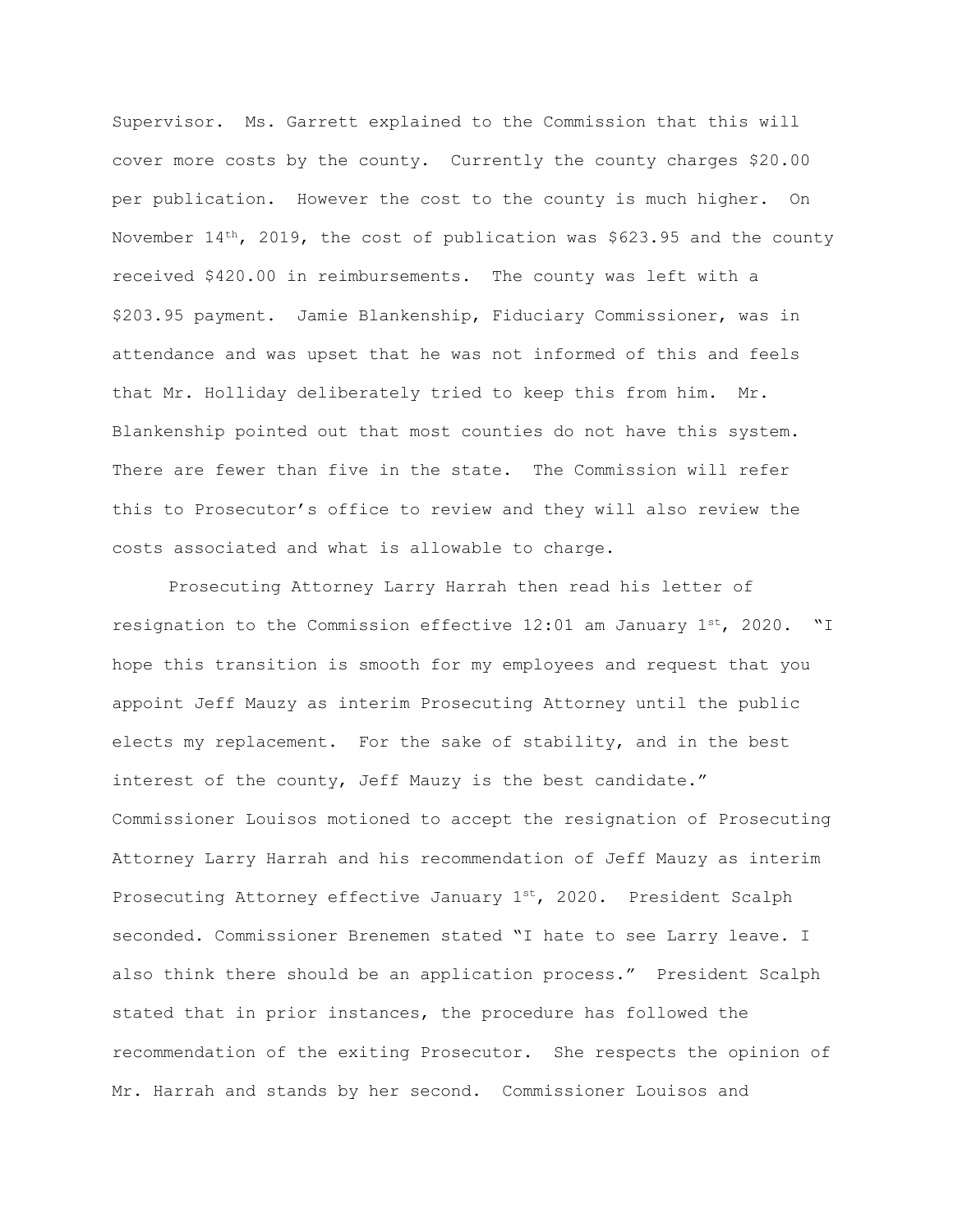Supervisor. Ms. Garrett explained to the Commission that this will cover more costs by the county. Currently the county charges $20.00 per publication. However the cost to the county is much higher. On November 14th, 2019, the cost of publication was $623.95 and the county received $420.00 in reimbursements. The county was left with a $203.95 payment. Jamie Blankenship, Fiduciary Commissioner, was in attendance and was upset that he was not informed of this and feels that Mr. Holliday deliberately tried to keep this from him. Mr. Blankenship pointed out that most counties do not have this system. There are fewer than five in the state. The Commission will refer this to Prosecutor's office to review and they will also review the costs associated and what is allowable to charge.

Prosecuting Attorney Larry Harrah then read his letter of resignation to the Commission effective 12:01 am January 1st, 2020. "I hope this transition is smooth for my employees and request that you appoint Jeff Mauzy as interim Prosecuting Attorney until the public elects my replacement. For the sake of stability, and in the best interest of the county, Jeff Mauzy is the best candidate." Commissioner Louisos motioned to accept the resignation of Prosecuting Attorney Larry Harrah and his recommendation of Jeff Mauzy as interim Prosecuting Attorney effective January 1st, 2020. President Scalph seconded. Commissioner Brenemen stated "I hate to see Larry leave. I also think there should be an application process." President Scalph stated that in prior instances, the procedure has followed the recommendation of the exiting Prosecutor. She respects the opinion of Mr. Harrah and stands by her second. Commissioner Louisos and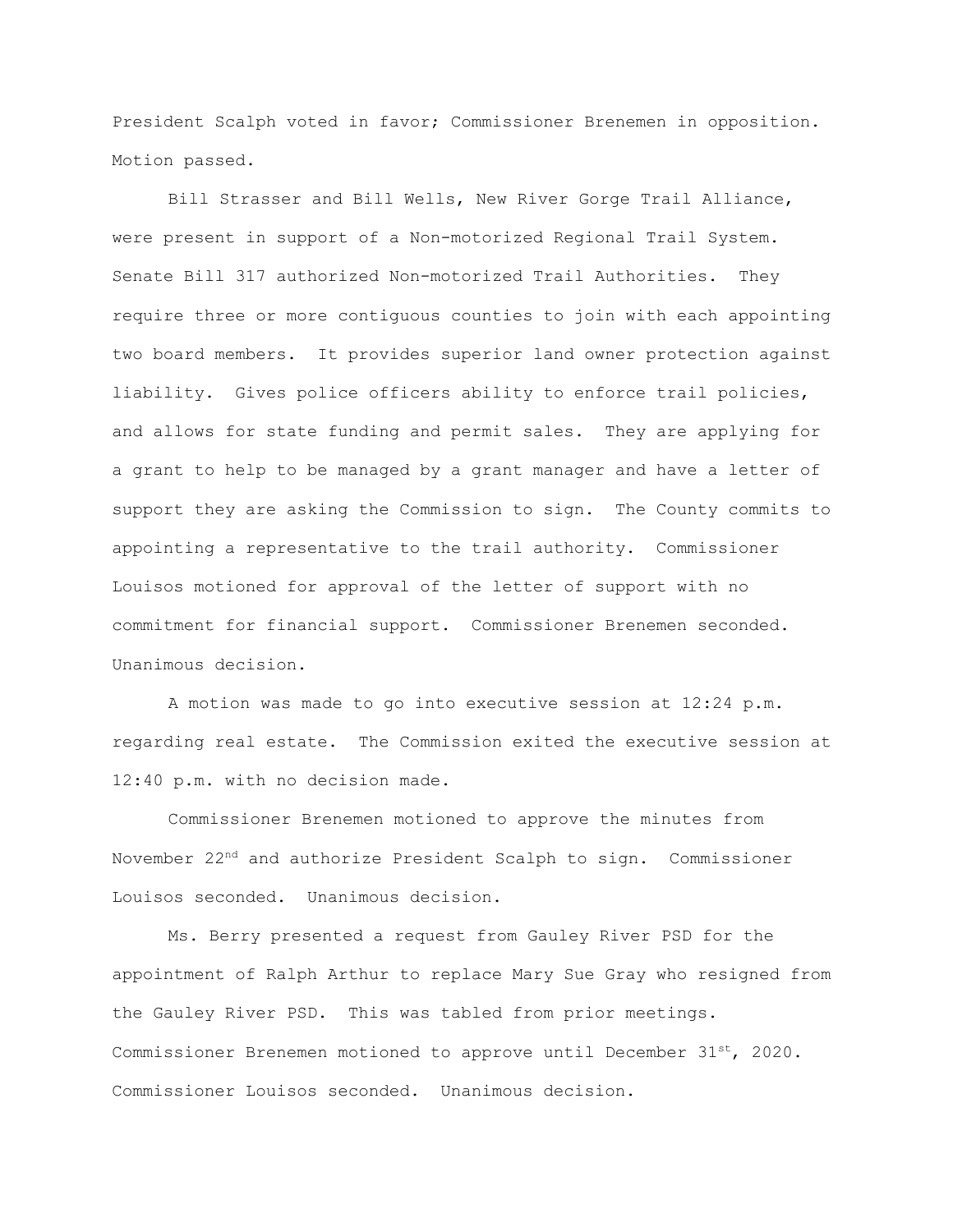President Scalph voted in favor; Commissioner Brenemen in opposition. Motion passed.

Bill Strasser and Bill Wells, New River Gorge Trail Alliance, were present in support of a Non-motorized Regional Trail System. Senate Bill 317 authorized Non-motorized Trail Authorities. They require three or more contiguous counties to join with each appointing two board members. It provides superior land owner protection against liability. Gives police officers ability to enforce trail policies, and allows for state funding and permit sales. They are applying for a grant to help to be managed by a grant manager and have a letter of support they are asking the Commission to sign. The County commits to appointing a representative to the trail authority. Commissioner Louisos motioned for approval of the letter of support with no commitment for financial support. Commissioner Brenemen seconded. Unanimous decision.

A motion was made to go into executive session at 12:24 p.m. regarding real estate. The Commission exited the executive session at 12:40 p.m. with no decision made.

Commissioner Brenemen motioned to approve the minutes from November 22nd and authorize President Scalph to sign. Commissioner Louisos seconded. Unanimous decision.

Ms. Berry presented a request from Gauley River PSD for the appointment of Ralph Arthur to replace Mary Sue Gray who resigned from the Gauley River PSD. This was tabled from prior meetings. Commissioner Brenemen motioned to approve until December 31st, 2020. Commissioner Louisos seconded. Unanimous decision.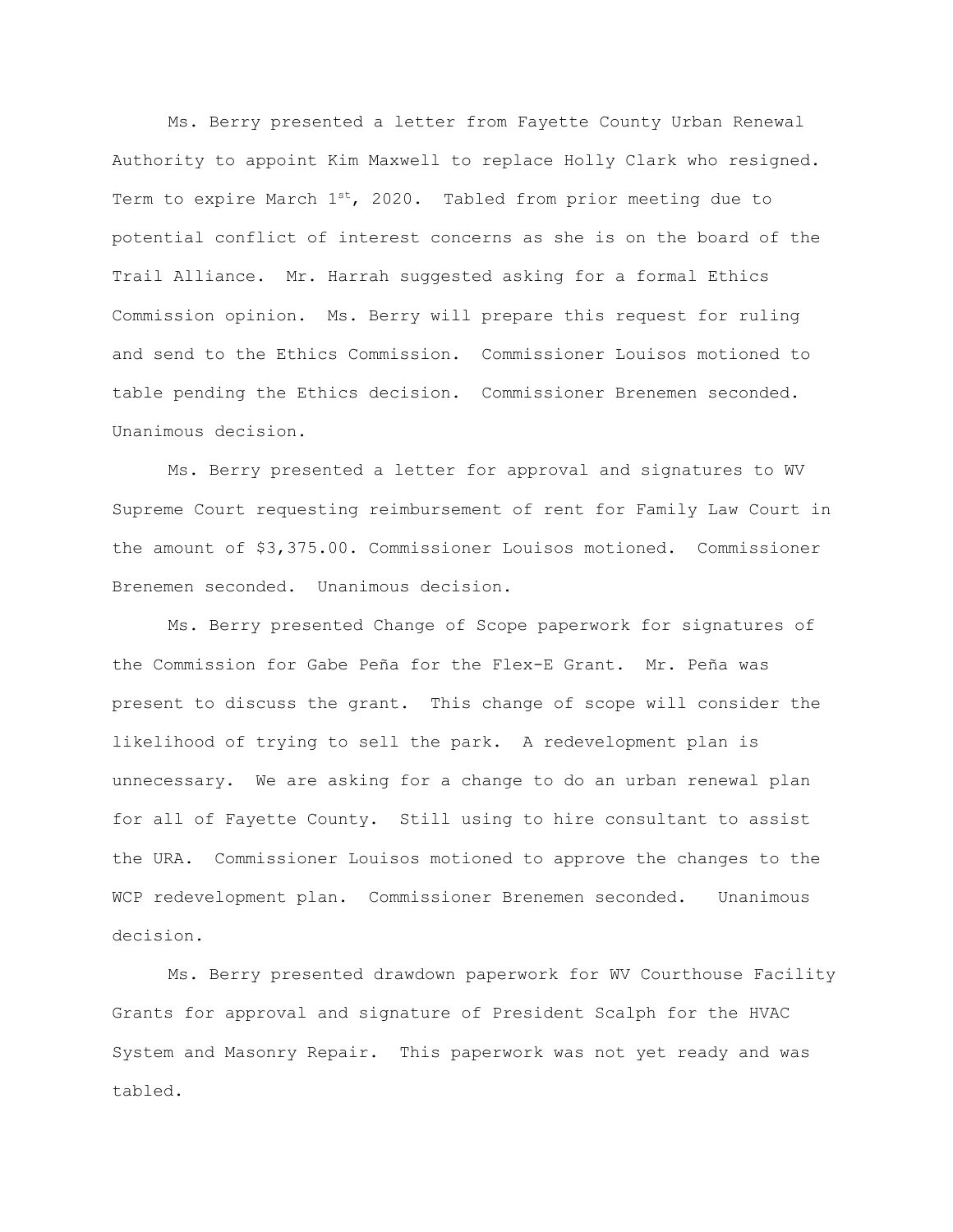Ms. Berry presented a letter from Fayette County Urban Renewal Authority to appoint Kim Maxwell to replace Holly Clark who resigned. Term to expire March 1st, 2020. Tabled from prior meeting due to potential conflict of interest concerns as she is on the board of the Trail Alliance. Mr. Harrah suggested asking for a formal Ethics Commission opinion. Ms. Berry will prepare this request for ruling and send to the Ethics Commission. Commissioner Louisos motioned to table pending the Ethics decision. Commissioner Brenemen seconded. Unanimous decision.

Ms. Berry presented a letter for approval and signatures to WV Supreme Court requesting reimbursement of rent for Family Law Court in the amount of $3,375.00. Commissioner Louisos motioned. Commissioner Brenemen seconded. Unanimous decision.

Ms. Berry presented Change of Scope paperwork for signatures of the Commission for Gabe Peña for the Flex-E Grant. Mr. Peña was present to discuss the grant. This change of scope will consider the likelihood of trying to sell the park. A redevelopment plan is unnecessary. We are asking for a change to do an urban renewal plan for all of Fayette County. Still using to hire consultant to assist the URA. Commissioner Louisos motioned to approve the changes to the WCP redevelopment plan. Commissioner Brenemen seconded. Unanimous decision.

Ms. Berry presented drawdown paperwork for WV Courthouse Facility Grants for approval and signature of President Scalph for the HVAC System and Masonry Repair. This paperwork was not yet ready and was tabled.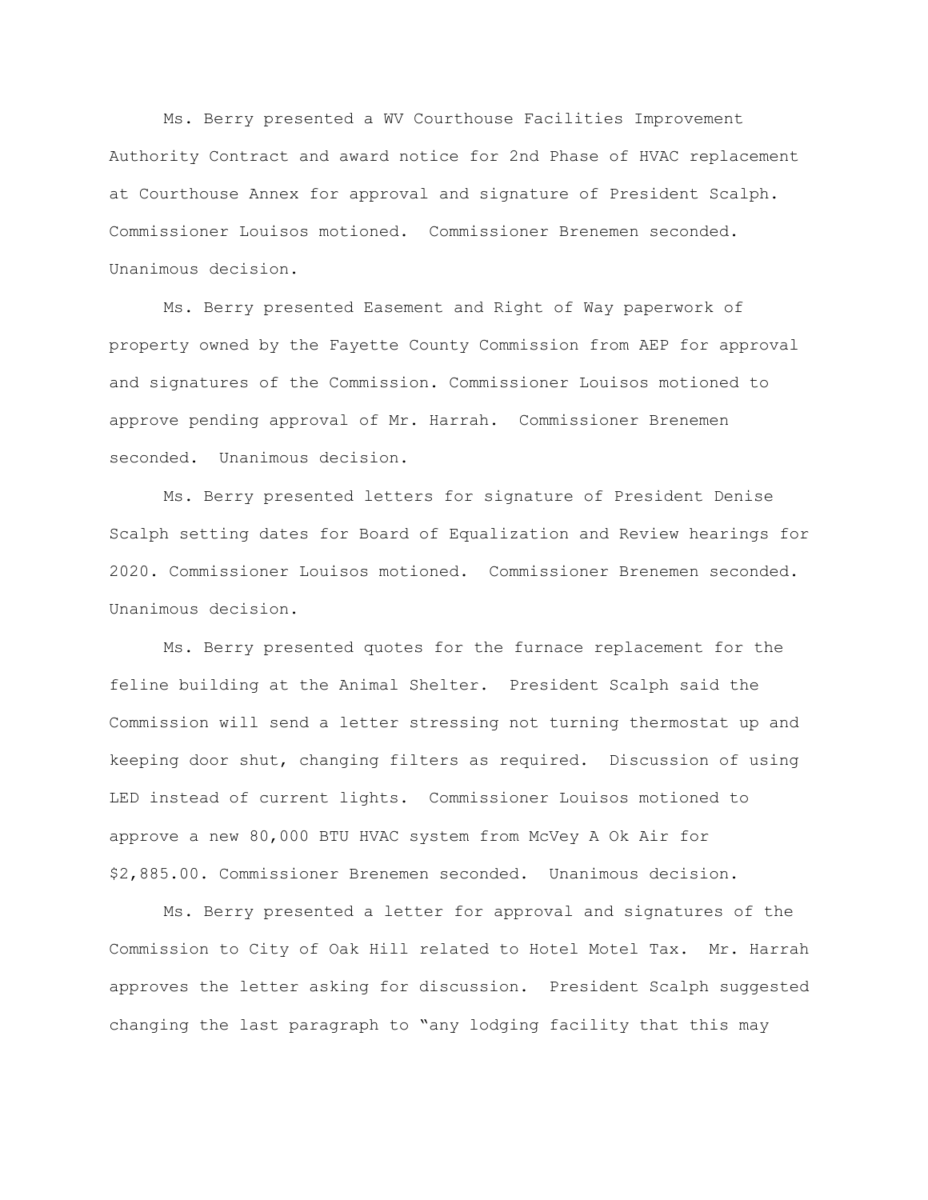Ms. Berry presented a WV Courthouse Facilities Improvement Authority Contract and award notice for 2nd Phase of HVAC replacement at Courthouse Annex for approval and signature of President Scalph. Commissioner Louisos motioned. Commissioner Brenemen seconded. Unanimous decision.

Ms. Berry presented Easement and Right of Way paperwork of property owned by the Fayette County Commission from AEP for approval and signatures of the Commission. Commissioner Louisos motioned to approve pending approval of Mr. Harrah. Commissioner Brenemen seconded. Unanimous decision.

Ms. Berry presented letters for signature of President Denise Scalph setting dates for Board of Equalization and Review hearings for 2020. Commissioner Louisos motioned. Commissioner Brenemen seconded. Unanimous decision.

Ms. Berry presented quotes for the furnace replacement for the feline building at the Animal Shelter. President Scalph said the Commission will send a letter stressing not turning thermostat up and keeping door shut, changing filters as required. Discussion of using LED instead of current lights. Commissioner Louisos motioned to approve a new 80,000 BTU HVAC system from McVey A Ok Air for $2,885.00. Commissioner Brenemen seconded. Unanimous decision.

Ms. Berry presented a letter for approval and signatures of the Commission to City of Oak Hill related to Hotel Motel Tax. Mr. Harrah approves the letter asking for discussion. President Scalph suggested changing the last paragraph to "any lodging facility that this may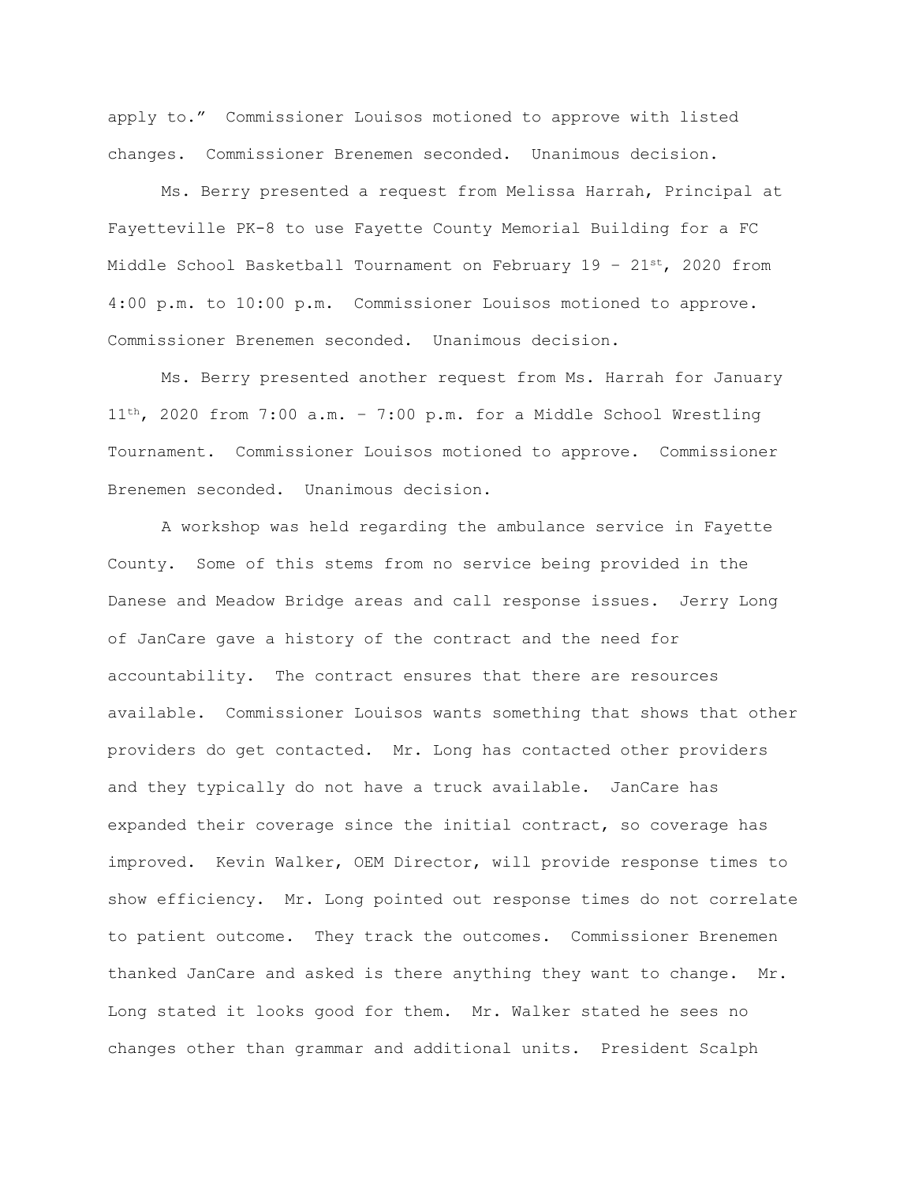apply to." Commissioner Louisos motioned to approve with listed changes. Commissioner Brenemen seconded. Unanimous decision.

Ms. Berry presented a request from Melissa Harrah, Principal at Fayetteville PK-8 to use Fayette County Memorial Building for a FC Middle School Basketball Tournament on February 19 – 21st, 2020 from 4:00 p.m. to 10:00 p.m. Commissioner Louisos motioned to approve. Commissioner Brenemen seconded. Unanimous decision.

Ms. Berry presented another request from Ms. Harrah for January 11th, 2020 from 7:00 a.m. – 7:00 p.m. for a Middle School Wrestling Tournament. Commissioner Louisos motioned to approve. Commissioner Brenemen seconded. Unanimous decision.

A workshop was held regarding the ambulance service in Fayette County. Some of this stems from no service being provided in the Danese and Meadow Bridge areas and call response issues. Jerry Long of JanCare gave a history of the contract and the need for accountability. The contract ensures that there are resources available. Commissioner Louisos wants something that shows that other providers do get contacted. Mr. Long has contacted other providers and they typically do not have a truck available. JanCare has expanded their coverage since the initial contract, so coverage has improved. Kevin Walker, OEM Director, will provide response times to show efficiency. Mr. Long pointed out response times do not correlate to patient outcome. They track the outcomes. Commissioner Brenemen thanked JanCare and asked is there anything they want to change. Mr. Long stated it looks good for them. Mr. Walker stated he sees no changes other than grammar and additional units. President Scalph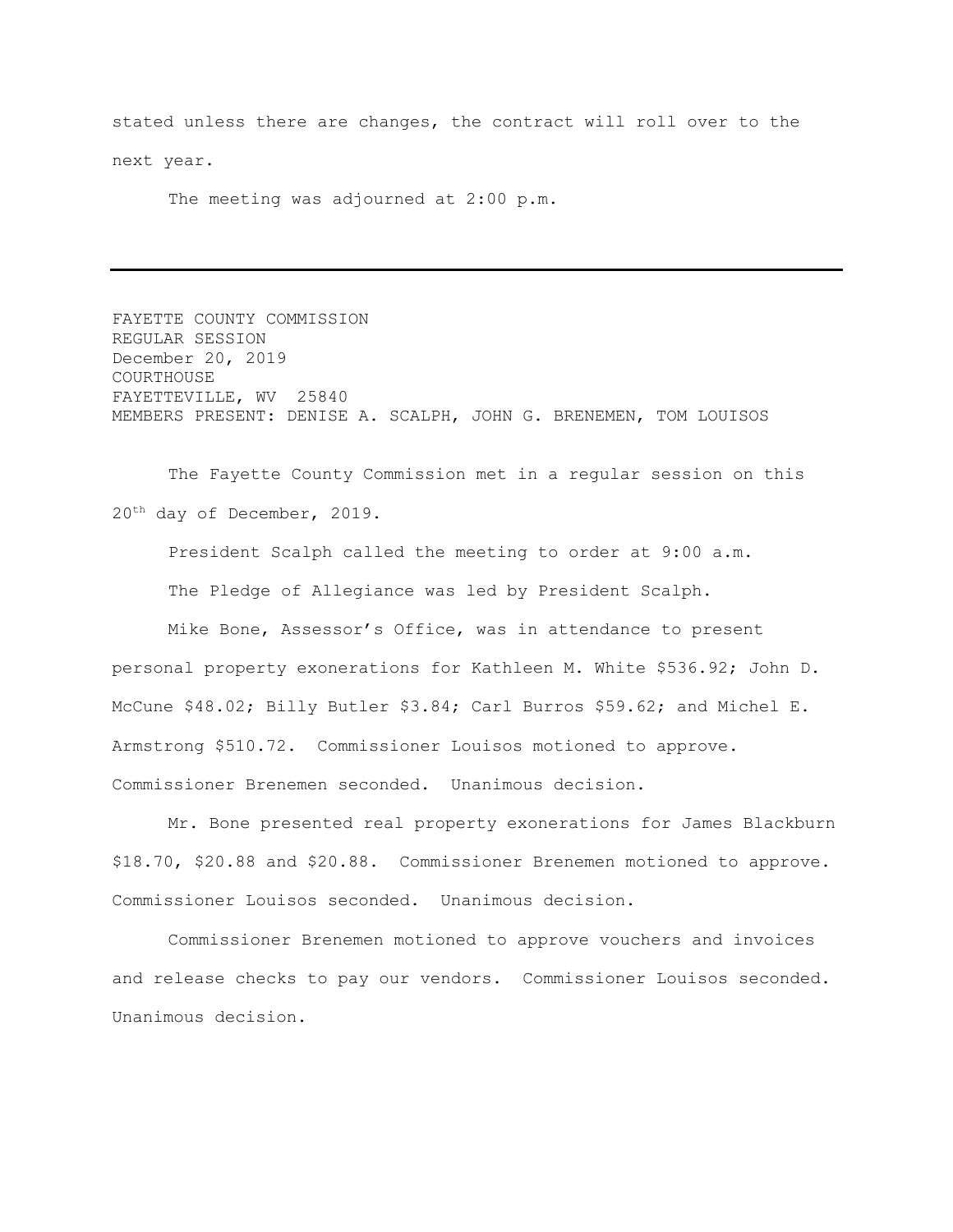stated unless there are changes, the contract will roll over to the next year.

The meeting was adjourned at 2:00 p.m.

---

FAYETTE COUNTY COMMISSION
REGULAR SESSION
December 20, 2019
COURTHOUSE
FAYETTEVILLE, WV 25840
MEMBERS PRESENT: DENISE A. SCALPH, JOHN G. BRENEMEN, TOM LOUISOS

The Fayette County Commission met in a regular session on this 20th day of December, 2019.

President Scalph called the meeting to order at 9:00 a.m.

The Pledge of Allegiance was led by President Scalph.

Mike Bone, Assessor's Office, was in attendance to present personal property exonerations for Kathleen M. White $536.92; John D. McCune $48.02; Billy Butler $3.84; Carl Burros $59.62; and Michel E. Armstrong $510.72. Commissioner Louisos motioned to approve. Commissioner Brenemen seconded. Unanimous decision.

Mr. Bone presented real property exonerations for James Blackburn $18.70, $20.88 and $20.88. Commissioner Brenemen motioned to approve. Commissioner Louisos seconded. Unanimous decision.

Commissioner Brenemen motioned to approve vouchers and invoices and release checks to pay our vendors. Commissioner Louisos seconded. Unanimous decision.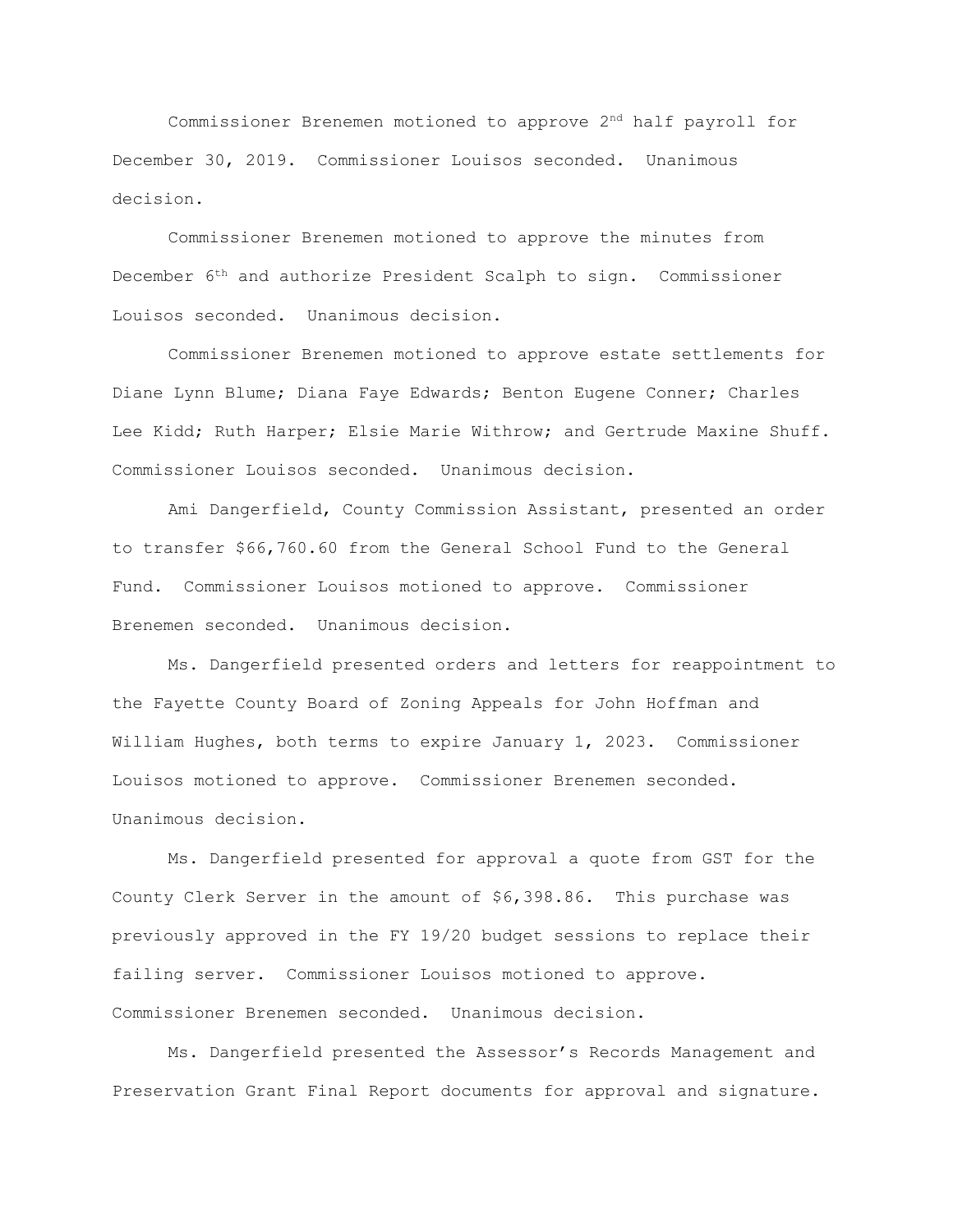Commissioner Brenemen motioned to approve 2nd half payroll for December 30, 2019. Commissioner Louisos seconded. Unanimous decision.

Commissioner Brenemen motioned to approve the minutes from December 6th and authorize President Scalph to sign. Commissioner Louisos seconded. Unanimous decision.

Commissioner Brenemen motioned to approve estate settlements for Diane Lynn Blume; Diana Faye Edwards; Benton Eugene Conner; Charles Lee Kidd; Ruth Harper; Elsie Marie Withrow; and Gertrude Maxine Shuff. Commissioner Louisos seconded. Unanimous decision.

Ami Dangerfield, County Commission Assistant, presented an order to transfer $66,760.60 from the General School Fund to the General Fund. Commissioner Louisos motioned to approve. Commissioner Brenemen seconded. Unanimous decision.

Ms. Dangerfield presented orders and letters for reappointment to the Fayette County Board of Zoning Appeals for John Hoffman and William Hughes, both terms to expire January 1, 2023. Commissioner Louisos motioned to approve. Commissioner Brenemen seconded. Unanimous decision.

Ms. Dangerfield presented for approval a quote from GST for the County Clerk Server in the amount of $6,398.86. This purchase was previously approved in the FY 19/20 budget sessions to replace their failing server. Commissioner Louisos motioned to approve. Commissioner Brenemen seconded. Unanimous decision.

Ms. Dangerfield presented the Assessor's Records Management and Preservation Grant Final Report documents for approval and signature.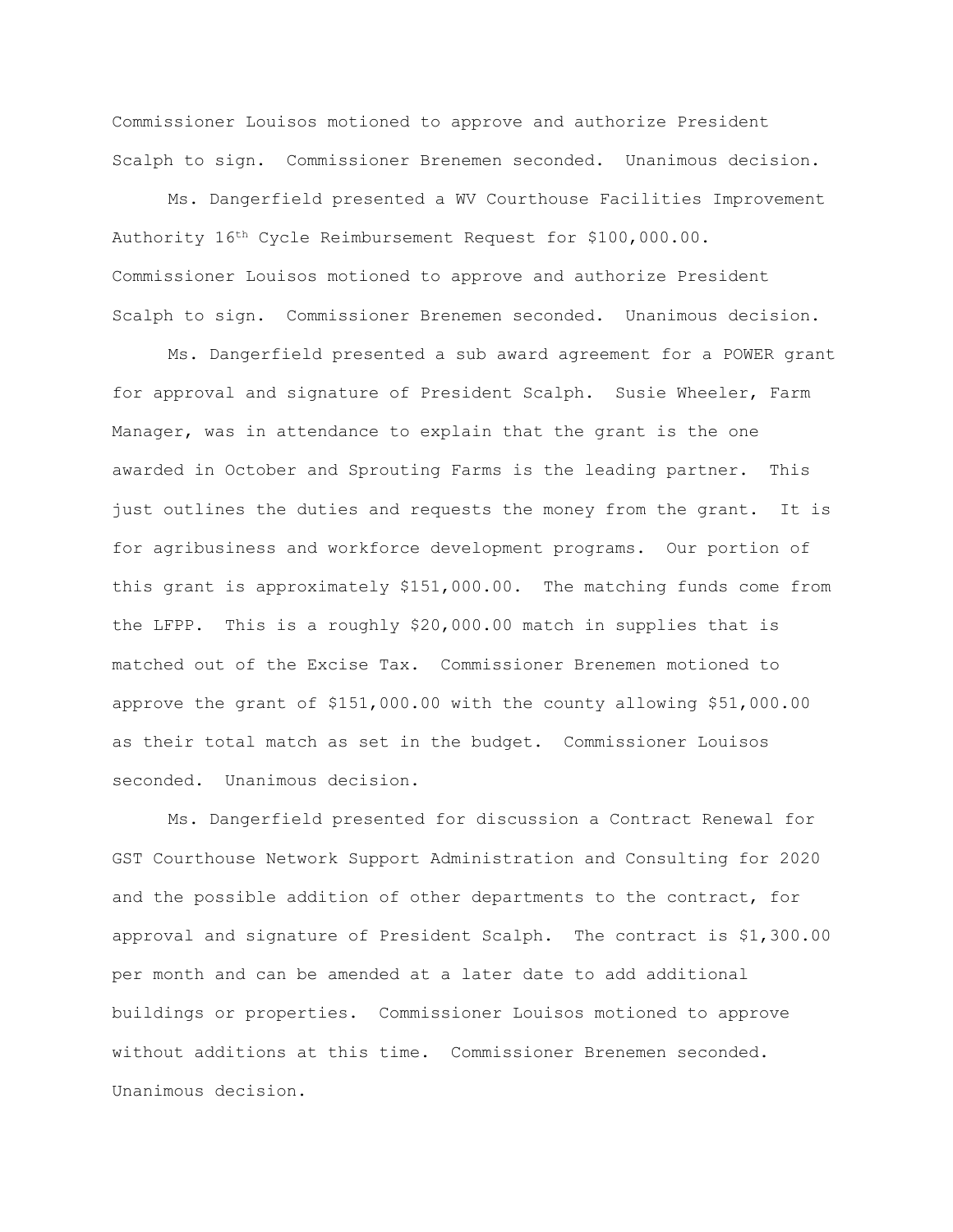Commissioner Louisos motioned to approve and authorize President Scalph to sign. Commissioner Brenemen seconded. Unanimous decision.

Ms. Dangerfield presented a WV Courthouse Facilities Improvement Authority 16th Cycle Reimbursement Request for $100,000.00. Commissioner Louisos motioned to approve and authorize President Scalph to sign. Commissioner Brenemen seconded. Unanimous decision.

Ms. Dangerfield presented a sub award agreement for a POWER grant for approval and signature of President Scalph. Susie Wheeler, Farm Manager, was in attendance to explain that the grant is the one awarded in October and Sprouting Farms is the leading partner. This just outlines the duties and requests the money from the grant. It is for agribusiness and workforce development programs. Our portion of this grant is approximately $151,000.00. The matching funds come from the LFPP. This is a roughly $20,000.00 match in supplies that is matched out of the Excise Tax. Commissioner Brenemen motioned to approve the grant of $151,000.00 with the county allowing $51,000.00 as their total match as set in the budget. Commissioner Louisos seconded. Unanimous decision.

Ms. Dangerfield presented for discussion a Contract Renewal for GST Courthouse Network Support Administration and Consulting for 2020 and the possible addition of other departments to the contract, for approval and signature of President Scalph. The contract is $1,300.00 per month and can be amended at a later date to add additional buildings or properties. Commissioner Louisos motioned to approve without additions at this time. Commissioner Brenemen seconded. Unanimous decision.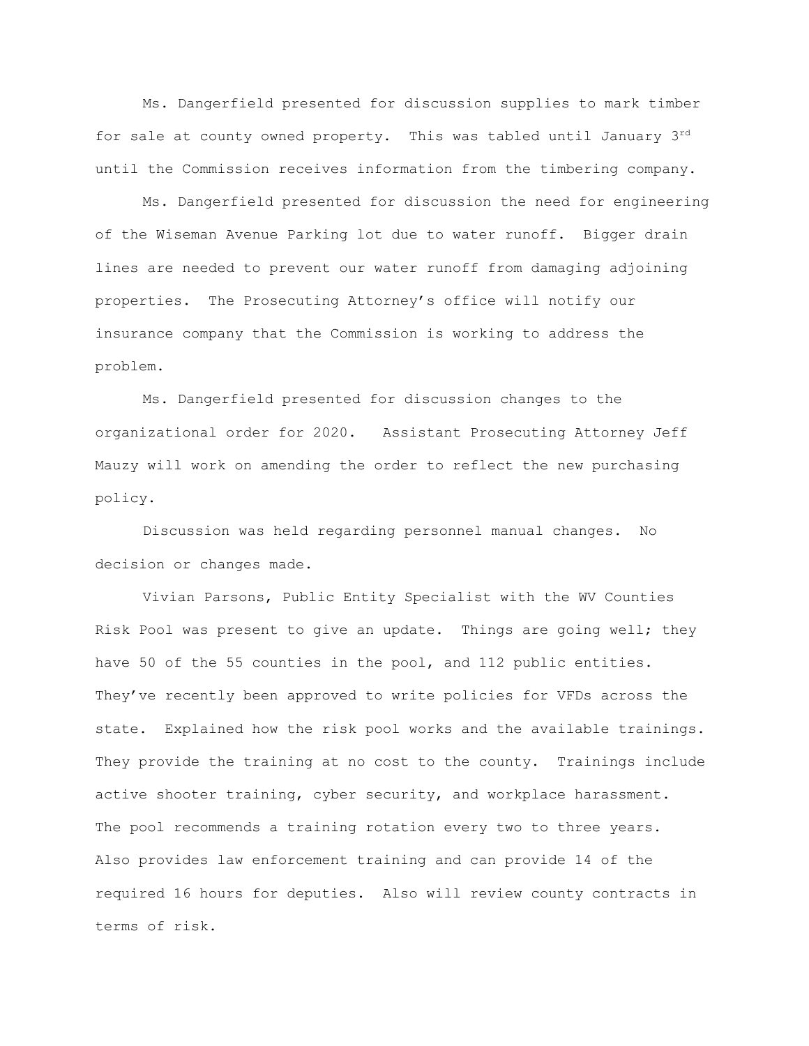Ms. Dangerfield presented for discussion supplies to mark timber for sale at county owned property. This was tabled until January 3rd until the Commission receives information from the timbering company.

Ms. Dangerfield presented for discussion the need for engineering of the Wiseman Avenue Parking lot due to water runoff. Bigger drain lines are needed to prevent our water runoff from damaging adjoining properties. The Prosecuting Attorney's office will notify our insurance company that the Commission is working to address the problem.

Ms. Dangerfield presented for discussion changes to the organizational order for 2020. Assistant Prosecuting Attorney Jeff Mauzy will work on amending the order to reflect the new purchasing policy.

Discussion was held regarding personnel manual changes. No decision or changes made.

Vivian Parsons, Public Entity Specialist with the WV Counties Risk Pool was present to give an update. Things are going well; they have 50 of the 55 counties in the pool, and 112 public entities. They've recently been approved to write policies for VFDs across the state. Explained how the risk pool works and the available trainings. They provide the training at no cost to the county. Trainings include active shooter training, cyber security, and workplace harassment. The pool recommends a training rotation every two to three years. Also provides law enforcement training and can provide 14 of the required 16 hours for deputies. Also will review county contracts in terms of risk.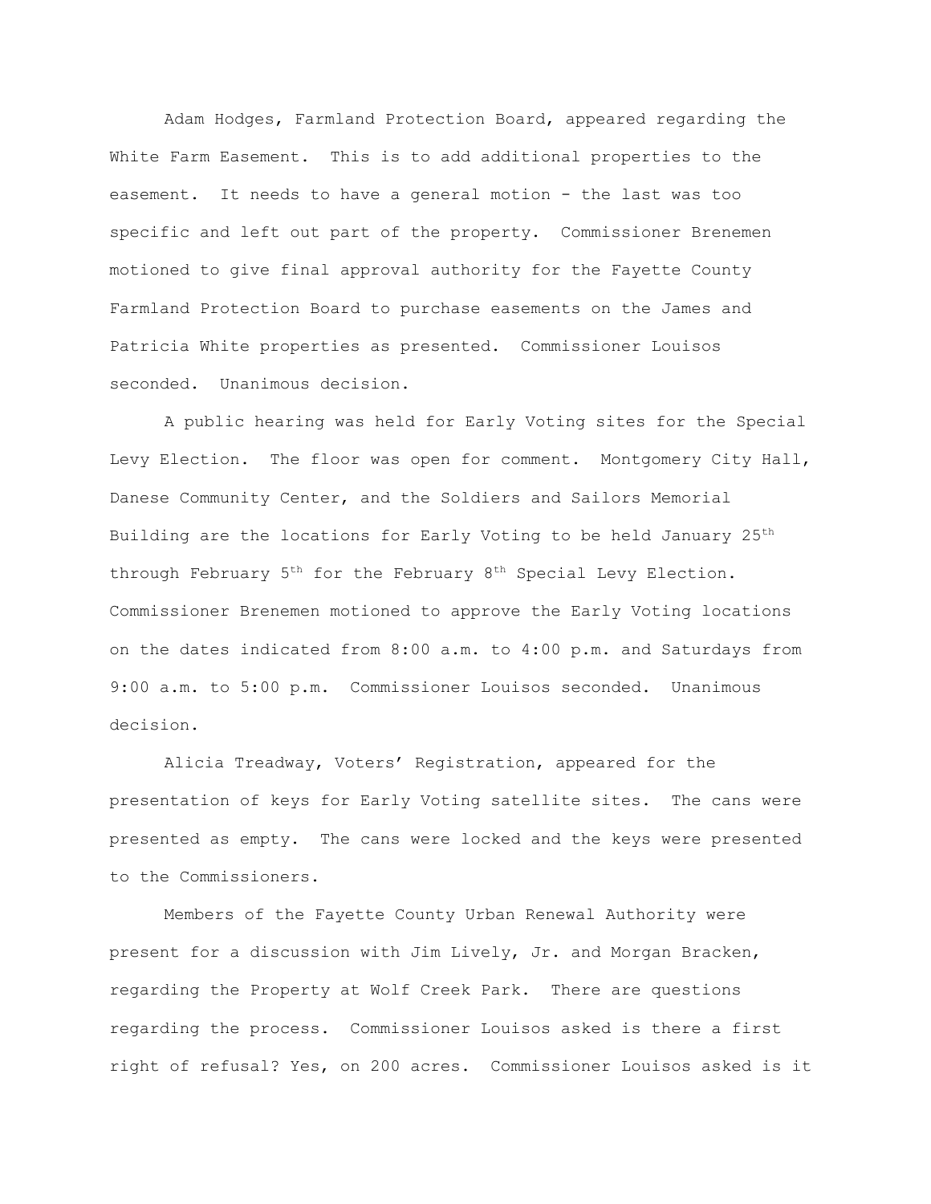Adam Hodges, Farmland Protection Board, appeared regarding the White Farm Easement. This is to add additional properties to the easement. It needs to have a general motion - the last was too specific and left out part of the property. Commissioner Brenemen motioned to give final approval authority for the Fayette County Farmland Protection Board to purchase easements on the James and Patricia White properties as presented. Commissioner Louisos seconded. Unanimous decision.

A public hearing was held for Early Voting sites for the Special Levy Election. The floor was open for comment. Montgomery City Hall, Danese Community Center, and the Soldiers and Sailors Memorial Building are the locations for Early Voting to be held January 25th through February 5th for the February 8th Special Levy Election. Commissioner Brenemen motioned to approve the Early Voting locations on the dates indicated from 8:00 a.m. to 4:00 p.m. and Saturdays from 9:00 a.m. to 5:00 p.m. Commissioner Louisos seconded. Unanimous decision.

Alicia Treadway, Voters' Registration, appeared for the presentation of keys for Early Voting satellite sites. The cans were presented as empty. The cans were locked and the keys were presented to the Commissioners.

Members of the Fayette County Urban Renewal Authority were present for a discussion with Jim Lively, Jr. and Morgan Bracken, regarding the Property at Wolf Creek Park. There are questions regarding the process. Commissioner Louisos asked is there a first right of refusal? Yes, on 200 acres. Commissioner Louisos asked is it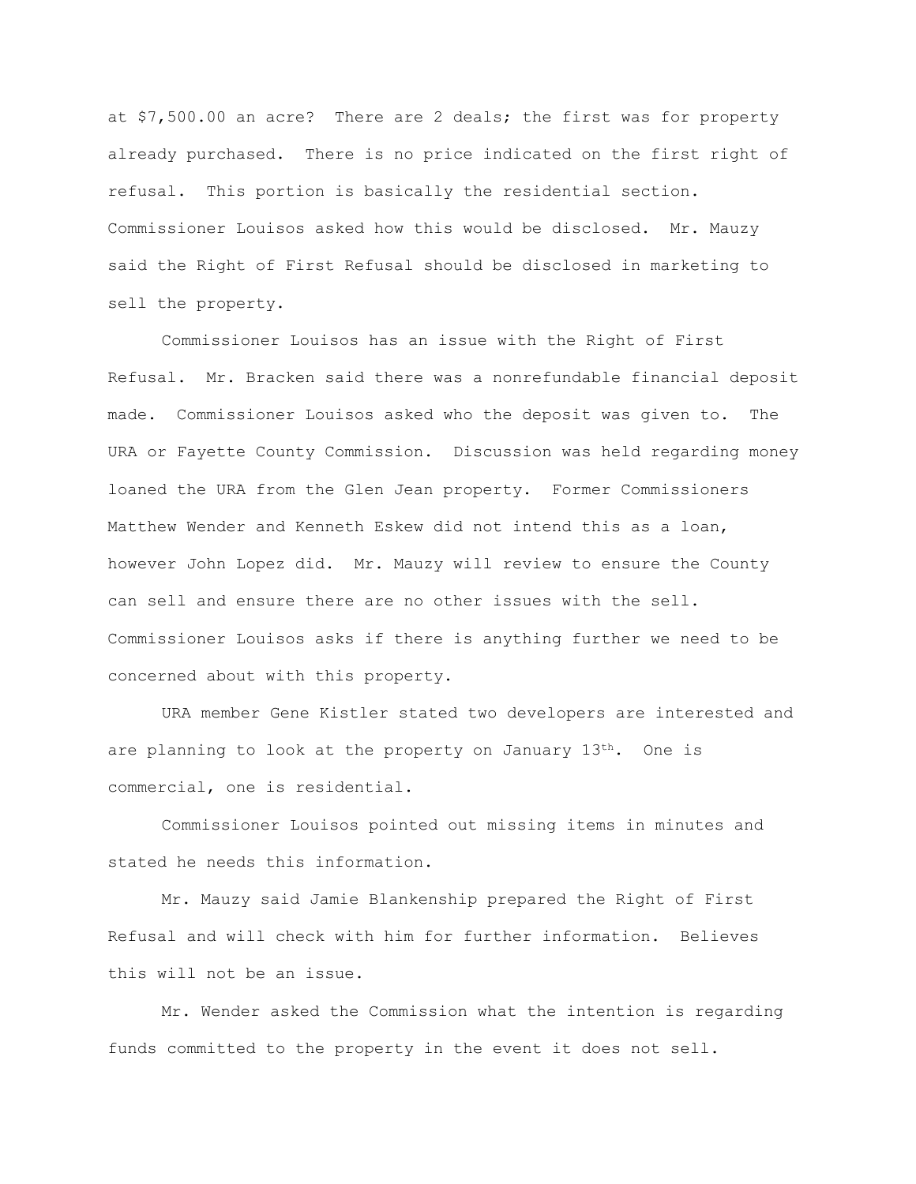at $7,500.00 an acre? There are 2 deals; the first was for property already purchased. There is no price indicated on the first right of refusal. This portion is basically the residential section. Commissioner Louisos asked how this would be disclosed. Mr. Mauzy said the Right of First Refusal should be disclosed in marketing to sell the property.

Commissioner Louisos has an issue with the Right of First Refusal. Mr. Bracken said there was a nonrefundable financial deposit made. Commissioner Louisos asked who the deposit was given to. The URA or Fayette County Commission. Discussion was held regarding money loaned the URA from the Glen Jean property. Former Commissioners Matthew Wender and Kenneth Eskew did not intend this as a loan, however John Lopez did. Mr. Mauzy will review to ensure the County can sell and ensure there are no other issues with the sell. Commissioner Louisos asks if there is anything further we need to be concerned about with this property.

URA member Gene Kistler stated two developers are interested and are planning to look at the property on January 13th. One is commercial, one is residential.

Commissioner Louisos pointed out missing items in minutes and stated he needs this information.

Mr. Mauzy said Jamie Blankenship prepared the Right of First Refusal and will check with him for further information. Believes this will not be an issue.

Mr. Wender asked the Commission what the intention is regarding funds committed to the property in the event it does not sell.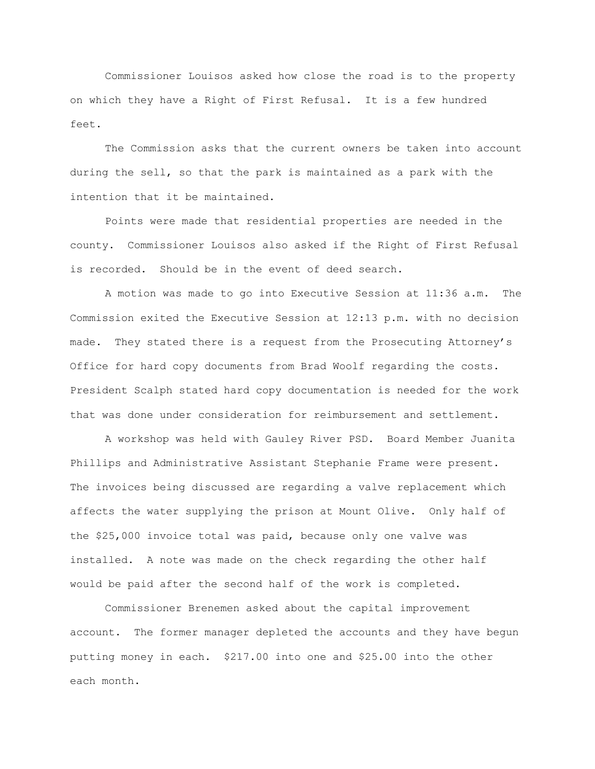Commissioner Louisos asked how close the road is to the property on which they have a Right of First Refusal. It is a few hundred feet.

The Commission asks that the current owners be taken into account during the sell, so that the park is maintained as a park with the intention that it be maintained.

Points were made that residential properties are needed in the county. Commissioner Louisos also asked if the Right of First Refusal is recorded. Should be in the event of deed search.

A motion was made to go into Executive Session at 11:36 a.m. The Commission exited the Executive Session at 12:13 p.m. with no decision made. They stated there is a request from the Prosecuting Attorney's Office for hard copy documents from Brad Woolf regarding the costs. President Scalph stated hard copy documentation is needed for the work that was done under consideration for reimbursement and settlement.

A workshop was held with Gauley River PSD. Board Member Juanita Phillips and Administrative Assistant Stephanie Frame were present. The invoices being discussed are regarding a valve replacement which affects the water supplying the prison at Mount Olive. Only half of the $25,000 invoice total was paid, because only one valve was installed. A note was made on the check regarding the other half would be paid after the second half of the work is completed.

Commissioner Brenemen asked about the capital improvement account. The former manager depleted the accounts and they have begun putting money in each. $217.00 into one and $25.00 into the other each month.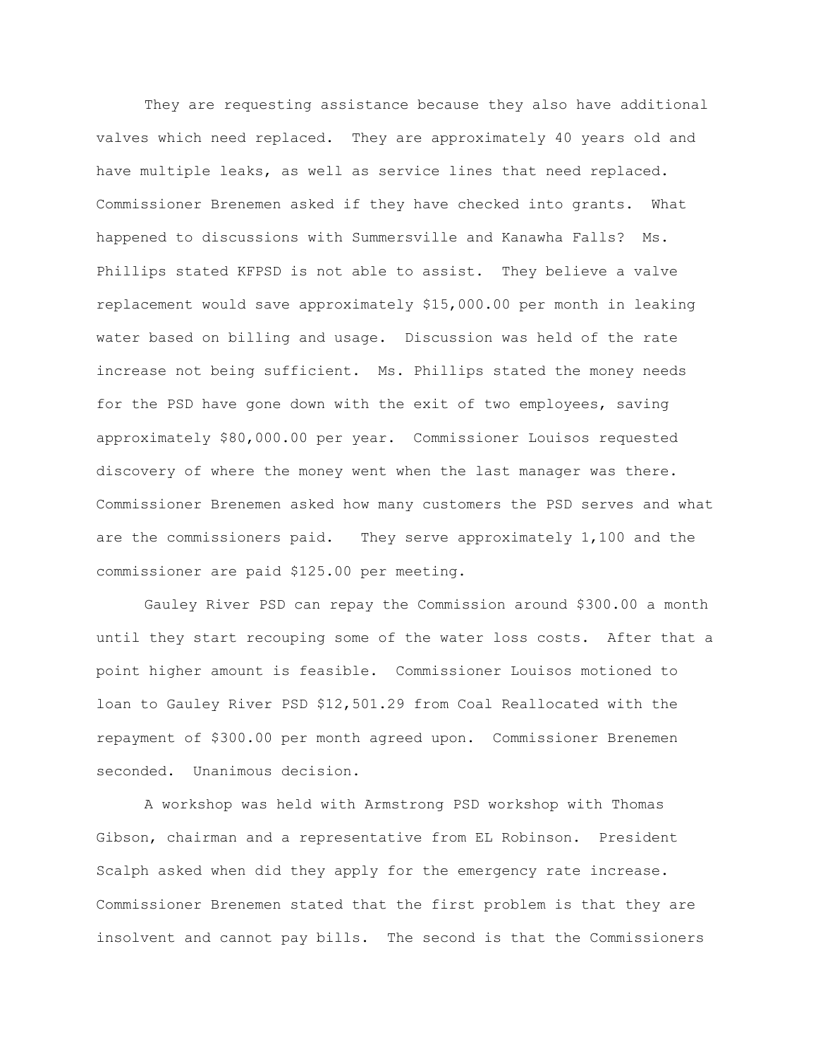They are requesting assistance because they also have additional valves which need replaced. They are approximately 40 years old and have multiple leaks, as well as service lines that need replaced. Commissioner Brenemen asked if they have checked into grants. What happened to discussions with Summersville and Kanawha Falls? Ms. Phillips stated KFPSD is not able to assist. They believe a valve replacement would save approximately $15,000.00 per month in leaking water based on billing and usage. Discussion was held of the rate increase not being sufficient. Ms. Phillips stated the money needs for the PSD have gone down with the exit of two employees, saving approximately $80,000.00 per year. Commissioner Louisos requested discovery of where the money went when the last manager was there. Commissioner Brenemen asked how many customers the PSD serves and what are the commissioners paid. They serve approximately 1,100 and the commissioner are paid $125.00 per meeting.

Gauley River PSD can repay the Commission around $300.00 a month until they start recouping some of the water loss costs. After that a point higher amount is feasible. Commissioner Louisos motioned to loan to Gauley River PSD $12,501.29 from Coal Reallocated with the repayment of $300.00 per month agreed upon. Commissioner Brenemen seconded. Unanimous decision.

A workshop was held with Armstrong PSD workshop with Thomas Gibson, chairman and a representative from EL Robinson. President Scalph asked when did they apply for the emergency rate increase. Commissioner Brenemen stated that the first problem is that they are insolvent and cannot pay bills. The second is that the Commissioners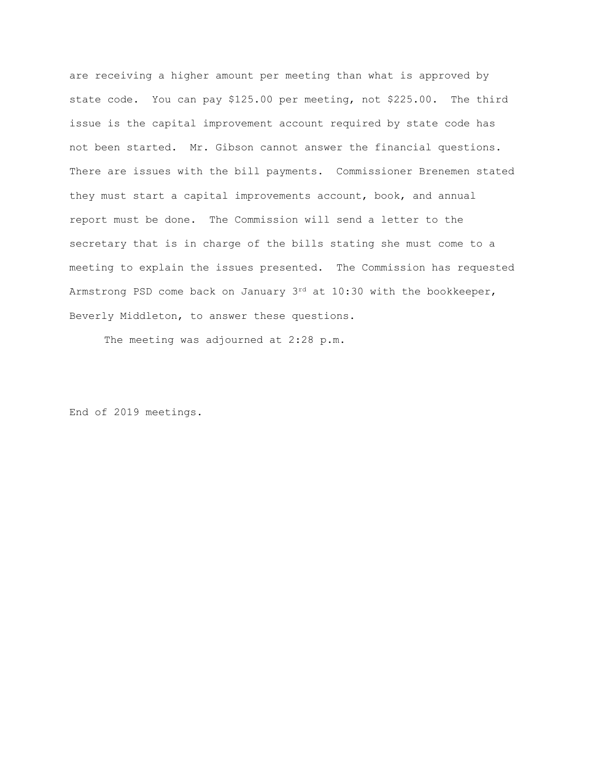are receiving a higher amount per meeting than what is approved by state code. You can pay $125.00 per meeting, not $225.00. The third issue is the capital improvement account required by state code has not been started. Mr. Gibson cannot answer the financial questions. There are issues with the bill payments. Commissioner Brenemen stated they must start a capital improvements account, book, and annual report must be done. The Commission will send a letter to the secretary that is in charge of the bills stating she must come to a meeting to explain the issues presented. The Commission has requested Armstrong PSD come back on January 3rd at 10:30 with the bookkeeper, Beverly Middleton, to answer these questions.

The meeting was adjourned at 2:28 p.m.

End of 2019 meetings.